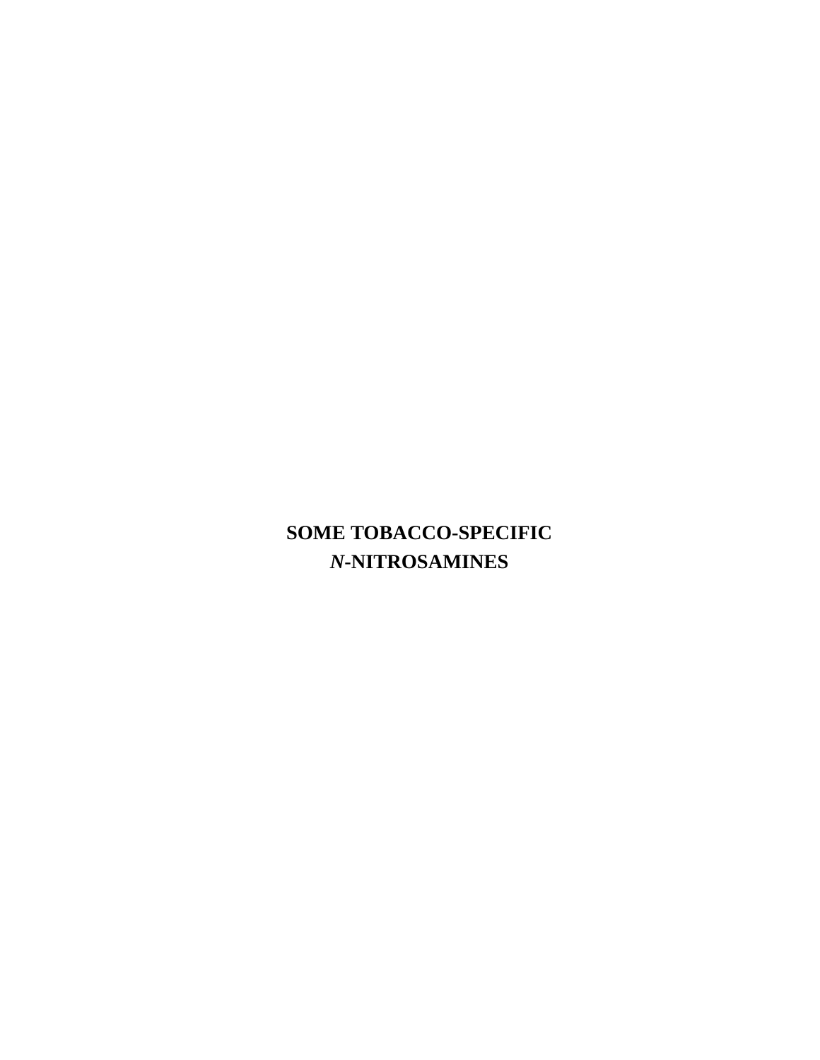# SOME TOBACCO-SPECIFIC *N*-NITROSAMINES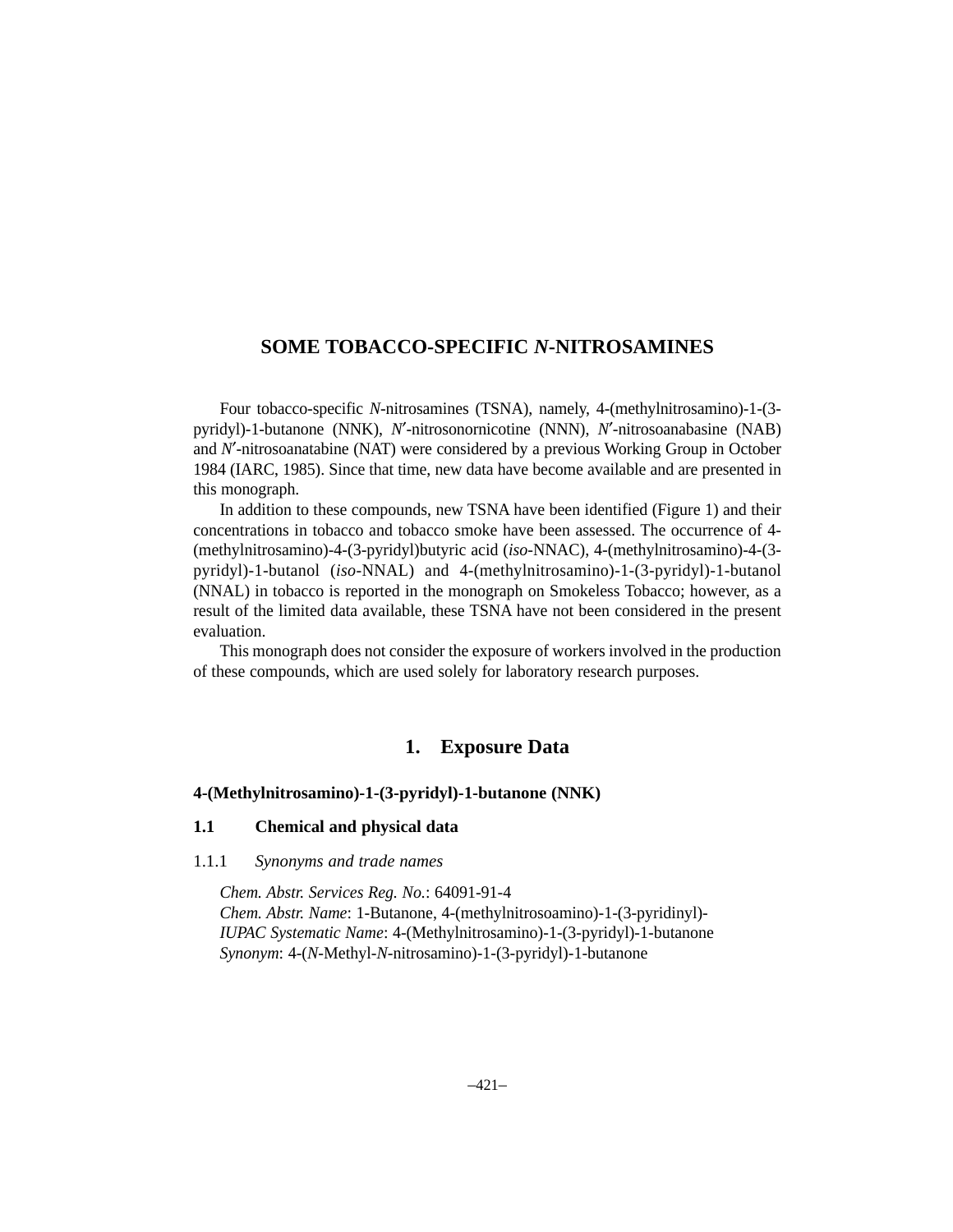# SOME TOBACCO-SPECIFIC *N*-NITROSAMINES

Four tobacco-specific *N*-nitrosamines (TSNA), namely, 4-(methylnitrosamino)-1-(3-pyridyl)-1-butanone (NNK), *N*′-nitrosonornicotine (NNN), *N*′-nitrosoanabasine (NAB) and *N*′-nitrosoanatabine (NAT) were considered by a previous Working Group in October 1984 (IARC, 1985). Since that time, new data have become available and are presented in this monograph.

In addition to these compounds, new TSNA have been identified (Figure 1) and their concentrations in tobacco and tobacco smoke have been assessed. The occurrence of 4-(methylnitrosamino)-4-(3-pyridyl)butyric acid (*iso*-NNAC), 4-(methylnitrosamino)-4-(3-pyridyl)-1-butanol (*iso*-NNAL) and 4-(methylnitrosamino)-1-(3-pyridyl)-1-butanol (NNAL) in tobacco is reported in the monograph on Smokeless Tobacco; however, as a result of the limited data available, these TSNA have not been considered in the present evaluation.

This monograph does not consider the exposure of workers involved in the production of these compounds, which are used solely for laboratory research purposes.

## 1. Exposure Data

### 4-(Methylnitrosamino)-1-(3-pyridyl)-1-butanone (NNK)

### 1.1 Chemical and physical data

#### 1.1.1 *Synonyms and trade names*

*Chem. Abstr. Services Reg. No.*: 64091-91-4
*Chem. Abstr. Name*: 1-Butanone, 4-(methylnitrosoamino)-1-(3-pyridinyl)-
*IUPAC Systematic Name*: 4-(Methylnitrosamino)-1-(3-pyridyl)-1-butanone
*Synonym*: 4-(*N*-Methyl-*N*-nitrosamino)-1-(3-pyridyl)-1-butanone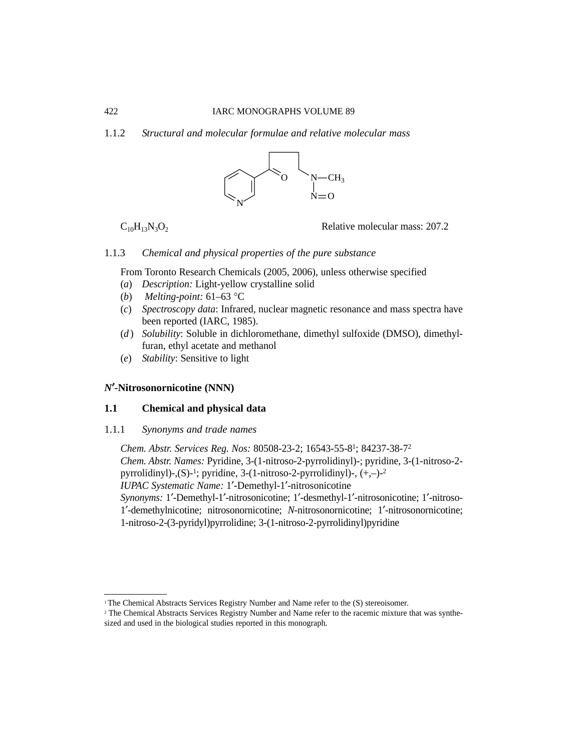1.1.2 *Structural and molecular formulae and relative molecular mass*

$C_{10}H_{13}N_3O_2$ Relative molecular mass: 207.2

1.1.3 *Chemical and physical properties of the pure substance*

From Toronto Research Chemicals (2005, 2006), unless otherwise specified

(*a*) *Description:* Light-yellow crystalline solid

(*b*) *Melting-point:* 61–63 °C

(*c*) *Spectroscopy data*: Infrared, nuclear magnetic resonance and mass spectra have been reported (IARC, 1985).

(*d*) *Solubility*: Soluble in dichloromethane, dimethyl sulfoxide (DMSO), dimethylfuran, ethyl acetate and methanol

(*e*) *Stability*: Sensitive to light

## *N′*-Nitrosonornicotine (NNN)

### 1.1 Chemical and physical data

1.1.1 *Synonyms and trade names*

*Chem. Abstr. Services Reg. Nos:* 80508-23-2; 16543-55-8[1]; 84237-38-7[2]
*Chem. Abstr. Names:* Pyridine, 3-(1-nitroso-2-pyrrolidinyl)-; pyridine, 3-(1-nitroso-2-pyrrolidinyl)-,(S)-[1]; pyridine, 3-(1-nitroso-2-pyrrolidinyl)-, (+,–)-[2]
*IUPAC Systematic Name:* 1′-Demethyl-1′-nitrosonicotine
*Synonyms:* 1′-Demethyl-1′-nitrosonicotine; 1′-desmethyl-1′-nitrosonicotine; 1′-nitroso-1′-demethylnicotine; nitrosonornicotine; *N*-nitrosonornicotine; 1′-nitrosonornicotine; 1-nitroso-2-(3-pyridyl)pyrrolidine; 3-(1-nitroso-2-pyrrolidinyl)pyridine

---

[1] The Chemical Abstracts Services Registry Number and Name refer to the (S) stereoisomer.

[2] The Chemical Abstracts Services Registry Number and Name refer to the racemic mixture that was synthesized and used in the biological studies reported in this monograph.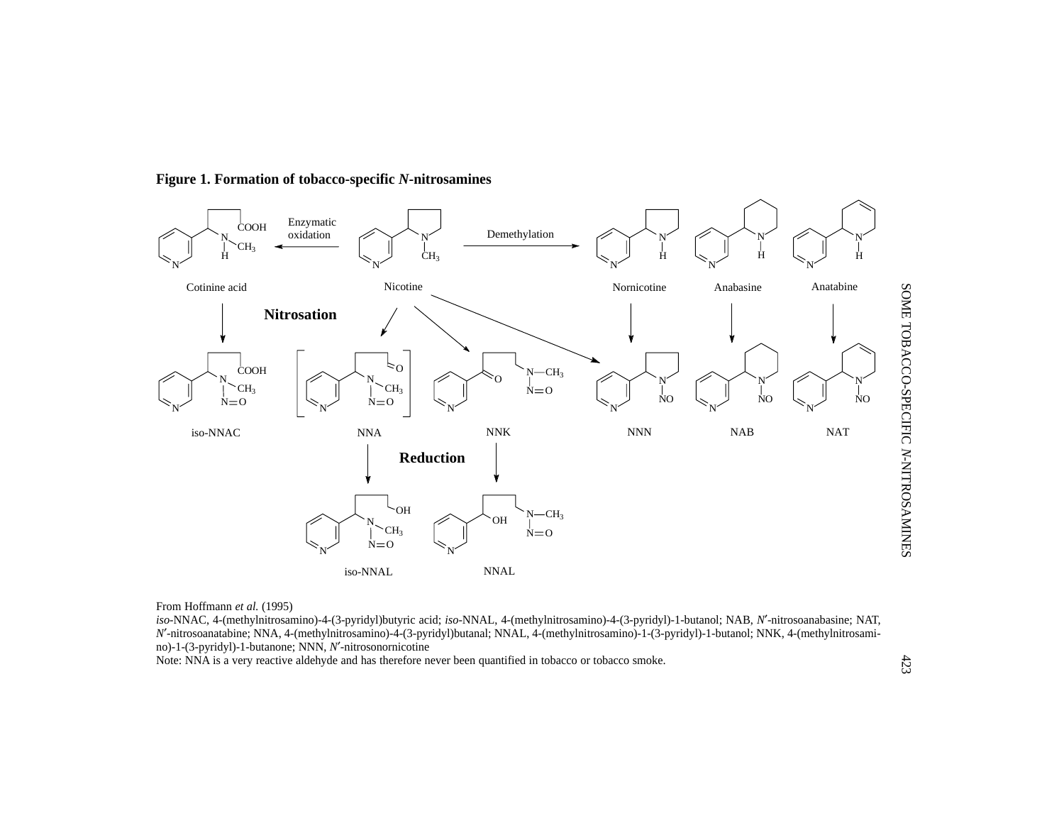**Figure 1. Formation of tobacco-specific *N*-nitrosamines**

From Hoffmann *et al.* (1995)

*iso*-NNAC, 4-(methylnitrosamino)-4-(3-pyridyl)butyric acid; *iso*-NNAL, 4-(methylnitrosamino)-4-(3-pyridyl)-1-butanol; NAB, *N*′-nitrosoanabasine; NAT, *N*′-nitrosoanatabine; NNA, 4-(methylnitrosamino)-4-(3-pyridyl)butanal; NNAL, 4-(methylnitrosamino)-1-(3-pyridyl)-1-butanol; NNK, 4-(methylnitrosamino)-1-(3-pyridyl)-1-butanone; NNN, *N*′-nitrosonornicotine

Note: NNA is a very reactive aldehyde and has therefore never been quantified in tobacco or tobacco smoke.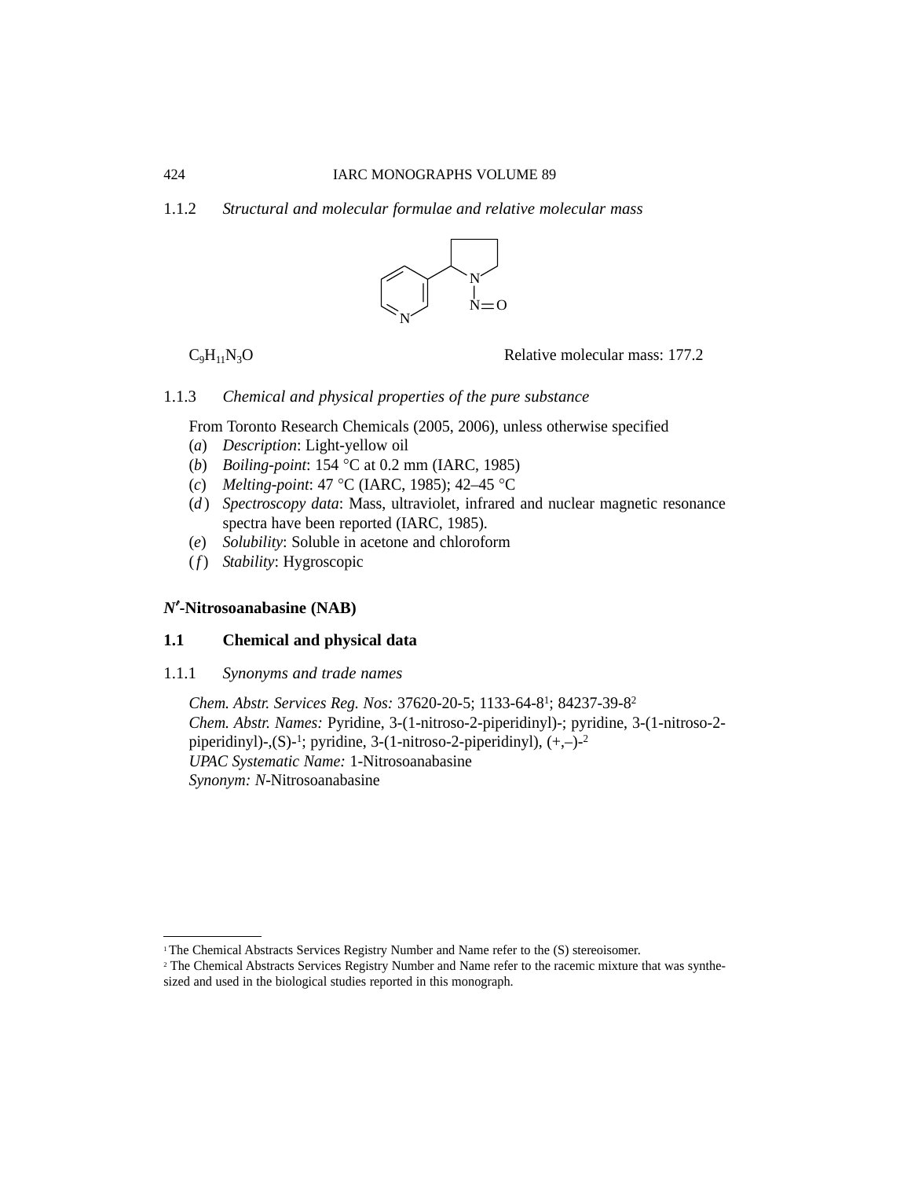1.1.2 *Structural and molecular formulae and relative molecular mass*

$C_9H_{11}N_3O$ Relative molecular mass: 177.2

1.1.3 *Chemical and physical properties of the pure substance*

From Toronto Research Chemicals (2005, 2006), unless otherwise specified

(*a*) *Description*: Light-yellow oil
(*b*) *Boiling-point*: 154 °C at 0.2 mm (IARC, 1985)
(*c*) *Melting-point*: 47 °C (IARC, 1985); 42–45 °C
(*d*) *Spectroscopy data*: Mass, ultraviolet, infrared and nuclear magnetic resonance spectra have been reported (IARC, 1985).
(*e*) *Solubility*: Soluble in acetone and chloroform
(*f*) *Stability*: Hygroscopic

## *N′*-Nitrosoanabasine (NAB)

### 1.1 Chemical and physical data

1.1.1 *Synonyms and trade names*

*Chem. Abstr. Services Reg. Nos:* 37620-20-5; 1133-64-8[1]; 84237-39-8[2]
*Chem. Abstr. Names:* Pyridine, 3-(1-nitroso-2-piperidinyl)-; pyridine, 3-(1-nitroso-2-piperidinyl)-,(S)-[1]; pyridine, 3-(1-nitroso-2-piperidinyl), (+,–)-[2]
*UPAC Systematic Name:* 1-Nitrosoanabasine
*Synonym: N*-Nitrosoanabasine

---

[1] The Chemical Abstracts Services Registry Number and Name refer to the (S) stereoisomer.
[2] The Chemical Abstracts Services Registry Number and Name refer to the racemic mixture that was synthesized and used in the biological studies reported in this monograph.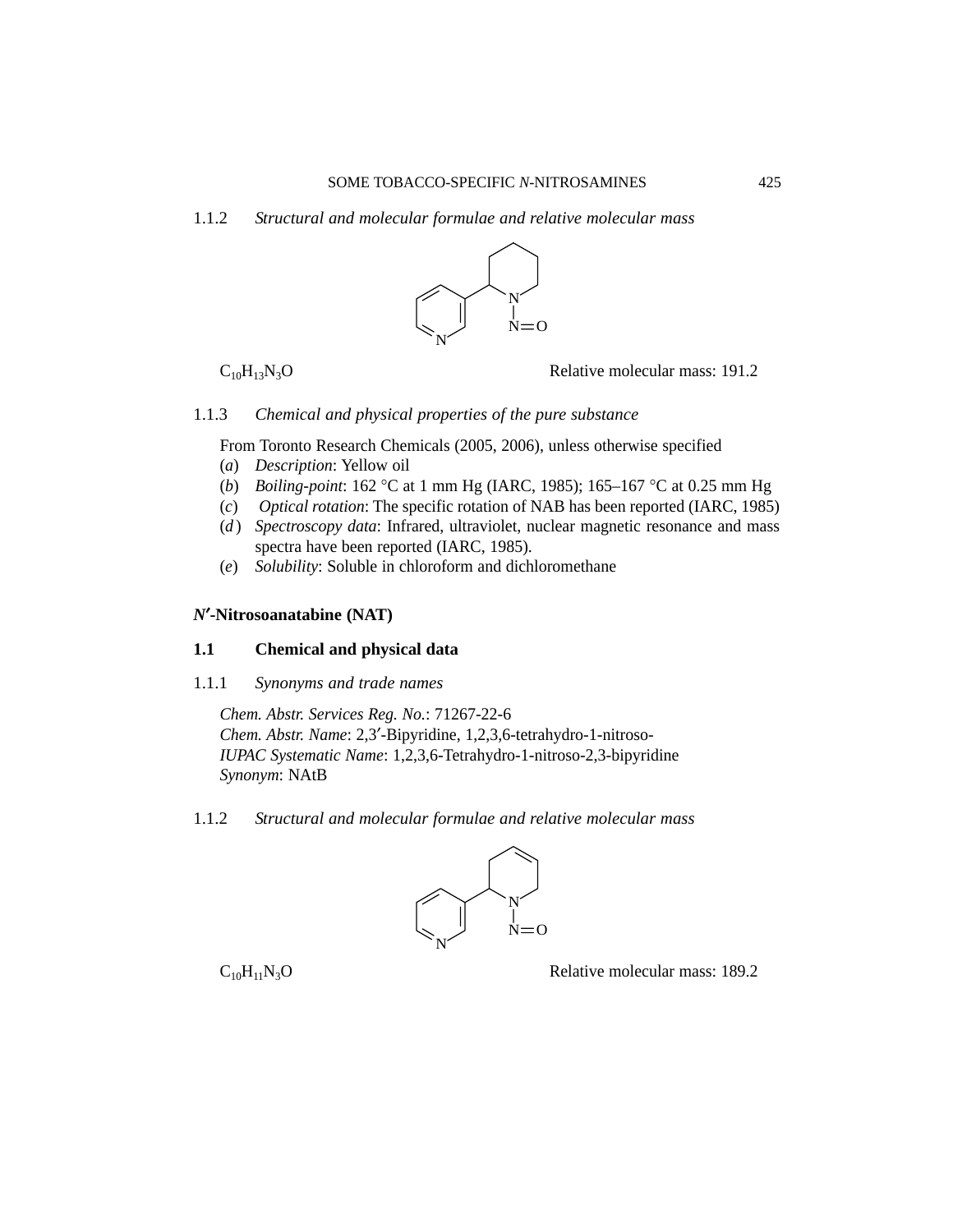1.1.2 *Structural and molecular formulae and relative molecular mass*

$C_{10}H_{13}N_3O$ Relative molecular mass: 191.2

1.1.3 *Chemical and physical properties of the pure substance*

From Toronto Research Chemicals (2005, 2006), unless otherwise specified

(*a*) *Description*: Yellow oil
(*b*) *Boiling-point*: 162 °C at 1 mm Hg (IARC, 1985); 165–167 °C at 0.25 mm Hg
(*c*) *Optical rotation*: The specific rotation of NAB has been reported (IARC, 1985)
(*d*) *Spectroscopy data*: Infrared, ultraviolet, nuclear magnetic resonance and mass spectra have been reported (IARC, 1985).
(*e*) *Solubility*: Soluble in chloroform and dichloromethane

## *N′*-Nitrosoanatabine (NAT)

### 1.1 Chemical and physical data

1.1.1 *Synonyms and trade names*

*Chem. Abstr. Services Reg. No.*: 71267-22-6
*Chem. Abstr. Name*: 2,3′-Bipyridine, 1,2,3,6-tetrahydro-1-nitroso-
*IUPAC Systematic Name*: 1,2,3,6-Tetrahydro-1-nitroso-2,3-bipyridine
*Synonym*: NAtB

1.1.2 *Structural and molecular formulae and relative molecular mass*

$C_{10}H_{11}N_3O$ Relative molecular mass: 189.2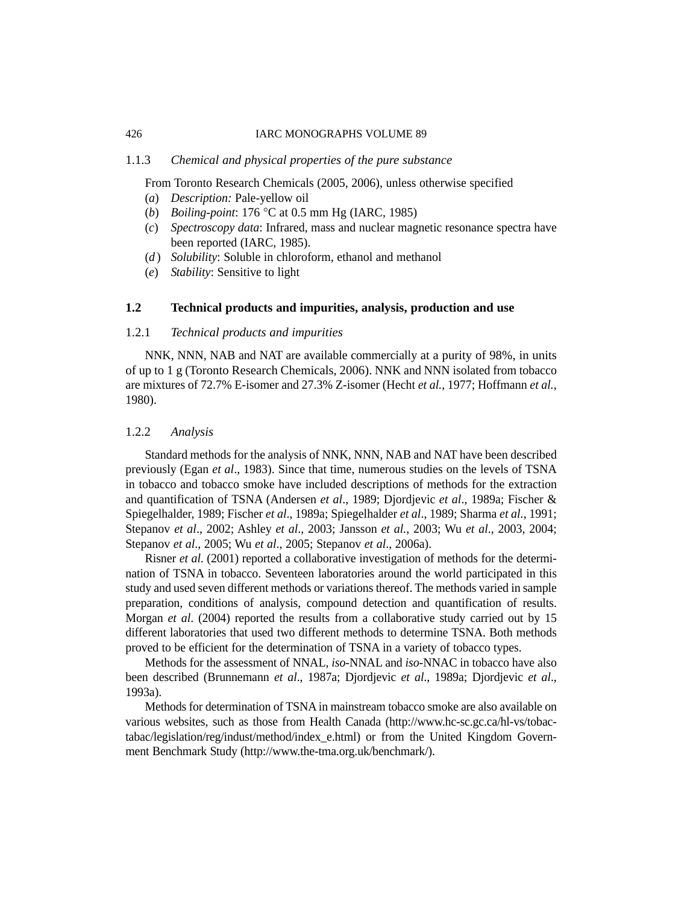#### 1.1.3 *Chemical and physical properties of the pure substance*

From Toronto Research Chemicals (2005, 2006), unless otherwise specified

(*a*) *Description:* Pale-yellow oil

(*b*) *Boiling-point*: 176 °C at 0.5 mm Hg (IARC, 1985)

(*c*) *Spectroscopy data*: Infrared, mass and nuclear magnetic resonance spectra have been reported (IARC, 1985).

(*d*) *Solubility*: Soluble in chloroform, ethanol and methanol

(*e*) *Stability*: Sensitive to light

## 1.2 Technical products and impurities, analysis, production and use

#### 1.2.1 *Technical products and impurities*

NNK, NNN, NAB and NAT are available commercially at a purity of 98%, in units of up to 1 g (Toronto Research Chemicals, 2006). NNK and NNN isolated from tobacco are mixtures of 72.7% E-isomer and 27.3% Z-isomer (Hecht *et al.*, 1977; Hoffmann *et al.*, 1980).

#### 1.2.2 *Analysis*

Standard methods for the analysis of NNK, NNN, NAB and NAT have been described previously (Egan *et al*., 1983). Since that time, numerous studies on the levels of TSNA in tobacco and tobacco smoke have included descriptions of methods for the extraction and quantification of TSNA (Andersen *et al*., 1989; Djordjevic *et al*., 1989a; Fischer & Spiegelhalder, 1989; Fischer *et al*., 1989a; Spiegelhalder *et al*., 1989; Sharma *et al.*, 1991; Stepanov *et al*., 2002; Ashley *et al*., 2003; Jansson *et al.*, 2003; Wu *et al*., 2003, 2004; Stepanov *et al*., 2005; Wu *et al*., 2005; Stepanov *et al*., 2006a).

Risner *et al.* (2001) reported a collaborative investigation of methods for the determination of TSNA in tobacco. Seventeen laboratories around the world participated in this study and used seven different methods or variations thereof. The methods varied in sample preparation, conditions of analysis, compound detection and quantification of results. Morgan *et al*. (2004) reported the results from a collaborative study carried out by 15 different laboratories that used two different methods to determine TSNA. Both methods proved to be efficient for the determination of TSNA in a variety of tobacco types.

Methods for the assessment of NNAL, *iso*-NNAL and *iso*-NNAC in tobacco have also been described (Brunnemann *et al*., 1987a; Djordjevic *et al*., 1989a; Djordjevic *et al*., 1993a).

Methods for determination of TSNA in mainstream tobacco smoke are also available on various websites, such as those from Health Canada (http://www.hc-sc.gc.ca/hl-vs/tobac-tabac/legislation/reg/indust/method/index_e.html) or from the United Kingdom Government Benchmark Study (http://www.the-tma.org.uk/benchmark/).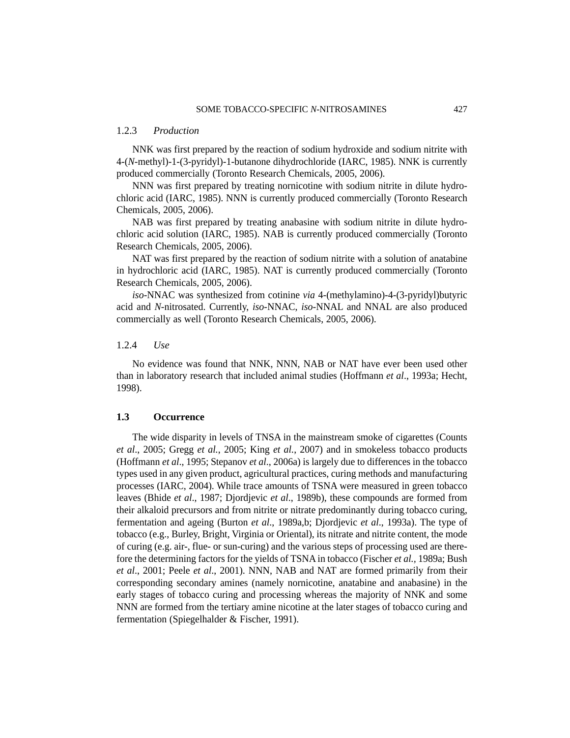### 1.2.3 *Production*

NNK was first prepared by the reaction of sodium hydroxide and sodium nitrite with 4-(*N*-methyl)-1-(3-pyridyl)-1-butanone dihydrochloride (IARC, 1985). NNK is currently produced commercially (Toronto Research Chemicals, 2005, 2006).

NNN was first prepared by treating nornicotine with sodium nitrite in dilute hydrochloric acid (IARC, 1985). NNN is currently produced commercially (Toronto Research Chemicals, 2005, 2006).

NAB was first prepared by treating anabasine with sodium nitrite in dilute hydrochloric acid solution (IARC, 1985). NAB is currently produced commercially (Toronto Research Chemicals, 2005, 2006).

NAT was first prepared by the reaction of sodium nitrite with a solution of anatabine in hydrochloric acid (IARC, 1985). NAT is currently produced commercially (Toronto Research Chemicals, 2005, 2006).

*iso*-NNAC was synthesized from cotinine *via* 4-(methylamino)-4-(3-pyridyl)butyric acid and *N*-nitrosated. Currently, *iso*-NNAC, *iso*-NNAL and NNAL are also produced commercially as well (Toronto Research Chemicals, 2005, 2006).

### 1.2.4 *Use*

No evidence was found that NNK, NNN, NAB or NAT have ever been used other than in laboratory research that included animal studies (Hoffmann *et al*., 1993a; Hecht, 1998).

## 1.3 Occurrence

The wide disparity in levels of TNSA in the mainstream smoke of cigarettes (Counts *et al*., 2005; Gregg *et al.*, 2005; King *et al.*, 2007) and in smokeless tobacco products (Hoffmann *et al*., 1995; Stepanov *et al*., 2006a) is largely due to differences in the tobacco types used in any given product, agricultural practices, curing methods and manufacturing processes (IARC, 2004). While trace amounts of TSNA were measured in green tobacco leaves (Bhide *et al*., 1987; Djordjevic *et al*., 1989b), these compounds are formed from their alkaloid precursors and from nitrite or nitrate predominantly during tobacco curing, fermentation and ageing (Burton *et al*., 1989a,b; Djordjevic *et al*., 1993a). The type of tobacco (e.g., Burley, Bright, Virginia or Oriental), its nitrate and nitrite content, the mode of curing (e.g. air-, flue- or sun-curing) and the various steps of processing used are therefore the determining factors for the yields of TSNA in tobacco (Fischer *et al.,* 1989a; Bush *et al*., 2001; Peele *et al*., 2001). NNN, NAB and NAT are formed primarily from their corresponding secondary amines (namely nornicotine, anatabine and anabasine) in the early stages of tobacco curing and processing whereas the majority of NNK and some NNN are formed from the tertiary amine nicotine at the later stages of tobacco curing and fermentation (Spiegelhalder & Fischer, 1991).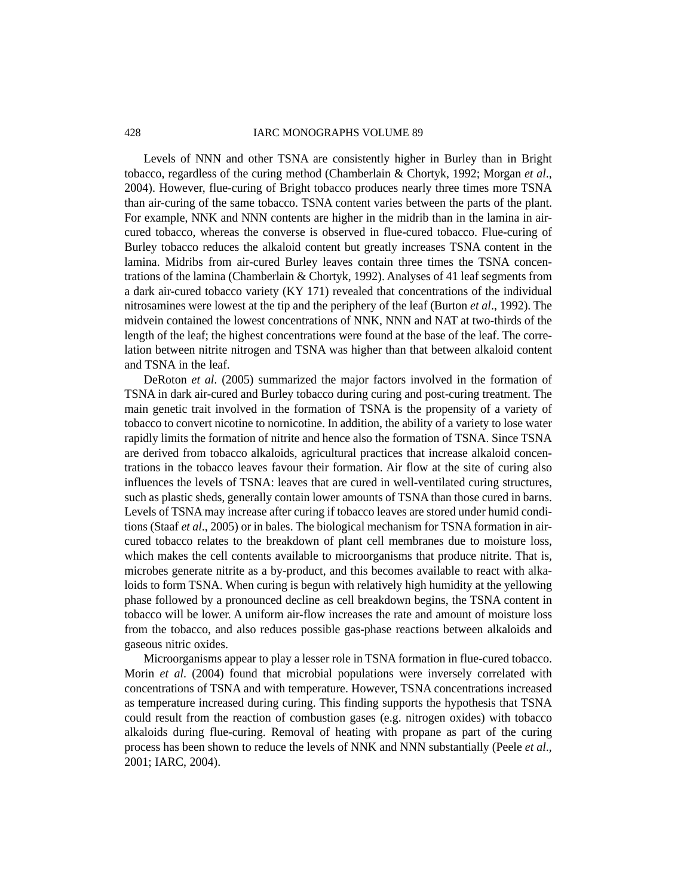Levels of NNN and other TSNA are consistently higher in Burley than in Bright tobacco, regardless of the curing method (Chamberlain & Chortyk, 1992; Morgan *et al*., 2004). However, flue-curing of Bright tobacco produces nearly three times more TSNA than air-curing of the same tobacco. TSNA content varies between the parts of the plant. For example, NNK and NNN contents are higher in the midrib than in the lamina in air-cured tobacco, whereas the converse is observed in flue-cured tobacco. Flue-curing of Burley tobacco reduces the alkaloid content but greatly increases TSNA content in the lamina. Midribs from air-cured Burley leaves contain three times the TSNA concentrations of the lamina (Chamberlain & Chortyk, 1992). Analyses of 41 leaf segments from a dark air-cured tobacco variety (KY 171) revealed that concentrations of the individual nitrosamines were lowest at the tip and the periphery of the leaf (Burton *et al*., 1992). The midvein contained the lowest concentrations of NNK, NNN and NAT at two-thirds of the length of the leaf; the highest concentrations were found at the base of the leaf. The correlation between nitrite nitrogen and TSNA was higher than that between alkaloid content and TSNA in the leaf.

DeRoton *et al*. (2005) summarized the major factors involved in the formation of TSNA in dark air-cured and Burley tobacco during curing and post-curing treatment. The main genetic trait involved in the formation of TSNA is the propensity of a variety of tobacco to convert nicotine to nornicotine. In addition, the ability of a variety to lose water rapidly limits the formation of nitrite and hence also the formation of TSNA. Since TSNA are derived from tobacco alkaloids, agricultural practices that increase alkaloid concentrations in the tobacco leaves favour their formation. Air flow at the site of curing also influences the levels of TSNA: leaves that are cured in well-ventilated curing structures, such as plastic sheds, generally contain lower amounts of TSNA than those cured in barns. Levels of TSNA may increase after curing if tobacco leaves are stored under humid conditions (Staaf *et al*., 2005) or in bales. The biological mechanism for TSNA formation in air-cured tobacco relates to the breakdown of plant cell membranes due to moisture loss, which makes the cell contents available to microorganisms that produce nitrite. That is, microbes generate nitrite as a by-product, and this becomes available to react with alkaloids to form TSNA. When curing is begun with relatively high humidity at the yellowing phase followed by a pronounced decline as cell breakdown begins, the TSNA content in tobacco will be lower. A uniform air-flow increases the rate and amount of moisture loss from the tobacco, and also reduces possible gas-phase reactions between alkaloids and gaseous nitric oxides.

Microorganisms appear to play a lesser role in TSNA formation in flue-cured tobacco. Morin *et al*. (2004) found that microbial populations were inversely correlated with concentrations of TSNA and with temperature. However, TSNA concentrations increased as temperature increased during curing. This finding supports the hypothesis that TSNA could result from the reaction of combustion gases (e.g. nitrogen oxides) with tobacco alkaloids during flue-curing. Removal of heating with propane as part of the curing process has been shown to reduce the levels of NNK and NNN substantially (Peele *et al*., 2001; IARC, 2004).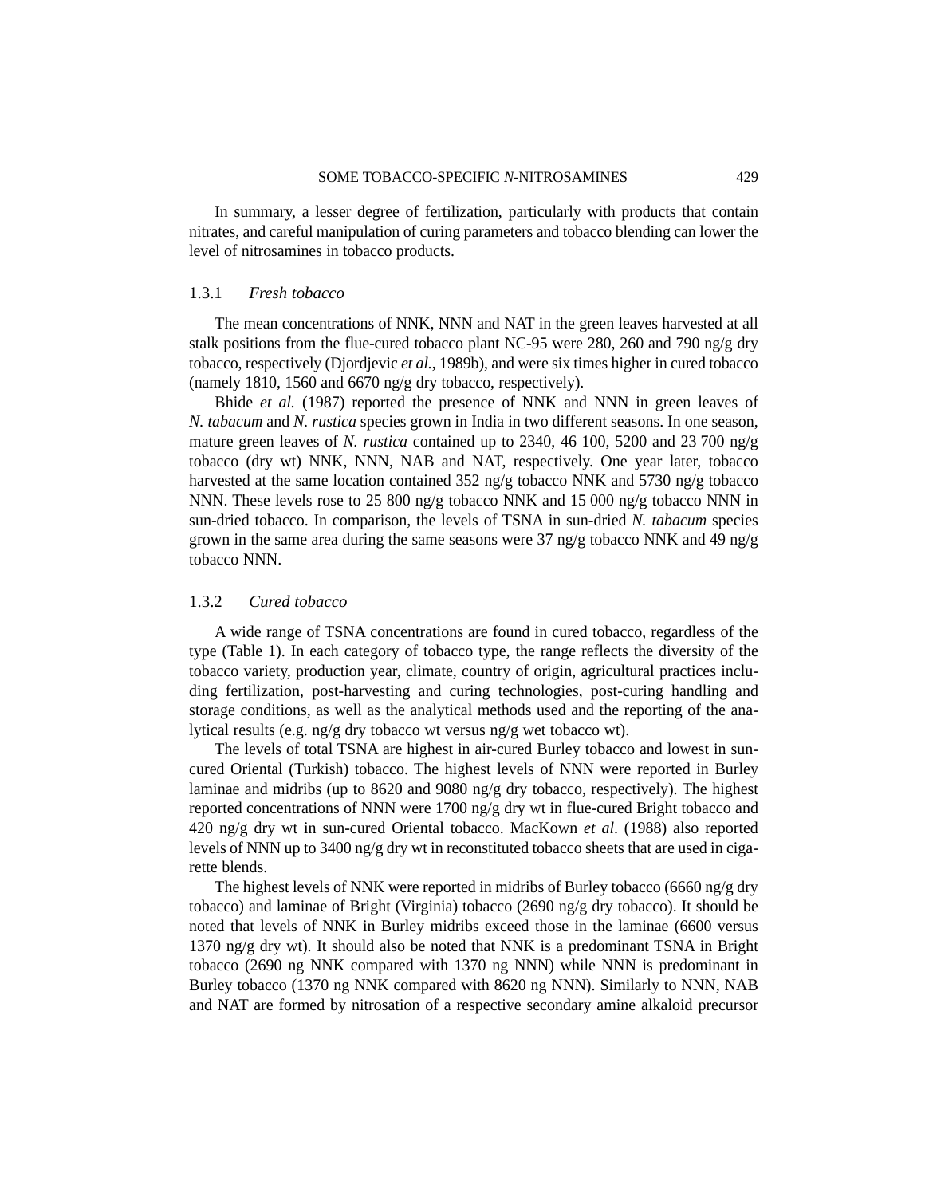In summary, a lesser degree of fertilization, particularly with products that contain nitrates, and careful manipulation of curing parameters and tobacco blending can lower the level of nitrosamines in tobacco products.

### 1.3.1 *Fresh tobacco*

The mean concentrations of NNK, NNN and NAT in the green leaves harvested at all stalk positions from the flue-cured tobacco plant NC-95 were 280, 260 and 790 ng/g dry tobacco, respectively (Djordjevic *et al.*, 1989b), and were six times higher in cured tobacco (namely 1810, 1560 and 6670 ng/g dry tobacco, respectively).

Bhide *et al.* (1987) reported the presence of NNK and NNN in green leaves of *N. tabacum* and *N. rustica* species grown in India in two different seasons. In one season, mature green leaves of *N. rustica* contained up to 2340, 46 100, 5200 and 23 700 ng/g tobacco (dry wt) NNK, NNN, NAB and NAT, respectively. One year later, tobacco harvested at the same location contained 352 ng/g tobacco NNK and 5730 ng/g tobacco NNN. These levels rose to 25 800 ng/g tobacco NNK and 15 000 ng/g tobacco NNN in sun-dried tobacco. In comparison, the levels of TSNA in sun-dried *N. tabacum* species grown in the same area during the same seasons were 37 ng/g tobacco NNK and 49 ng/g tobacco NNN.

### 1.3.2 *Cured tobacco*

A wide range of TSNA concentrations are found in cured tobacco, regardless of the type (Table 1). In each category of tobacco type, the range reflects the diversity of the tobacco variety, production year, climate, country of origin, agricultural practices including fertilization, post-harvesting and curing technologies, post-curing handling and storage conditions, as well as the analytical methods used and the reporting of the analytical results (e.g. ng/g dry tobacco wt versus ng/g wet tobacco wt).

The levels of total TSNA are highest in air-cured Burley tobacco and lowest in sun-cured Oriental (Turkish) tobacco. The highest levels of NNN were reported in Burley laminae and midribs (up to 8620 and 9080 ng/g dry tobacco, respectively). The highest reported concentrations of NNN were 1700 ng/g dry wt in flue-cured Bright tobacco and 420 ng/g dry wt in sun-cured Oriental tobacco. MacKown *et al*. (1988) also reported levels of NNN up to 3400 ng/g dry wt in reconstituted tobacco sheets that are used in cigarette blends.

The highest levels of NNK were reported in midribs of Burley tobacco (6660 ng/g dry tobacco) and laminae of Bright (Virginia) tobacco (2690 ng/g dry tobacco). It should be noted that levels of NNK in Burley midribs exceed those in the laminae (6600 versus 1370 ng/g dry wt). It should also be noted that NNK is a predominant TSNA in Bright tobacco (2690 ng NNK compared with 1370 ng NNN) while NNN is predominant in Burley tobacco (1370 ng NNK compared with 8620 ng NNN). Similarly to NNN, NAB and NAT are formed by nitrosation of a respective secondary amine alkaloid precursor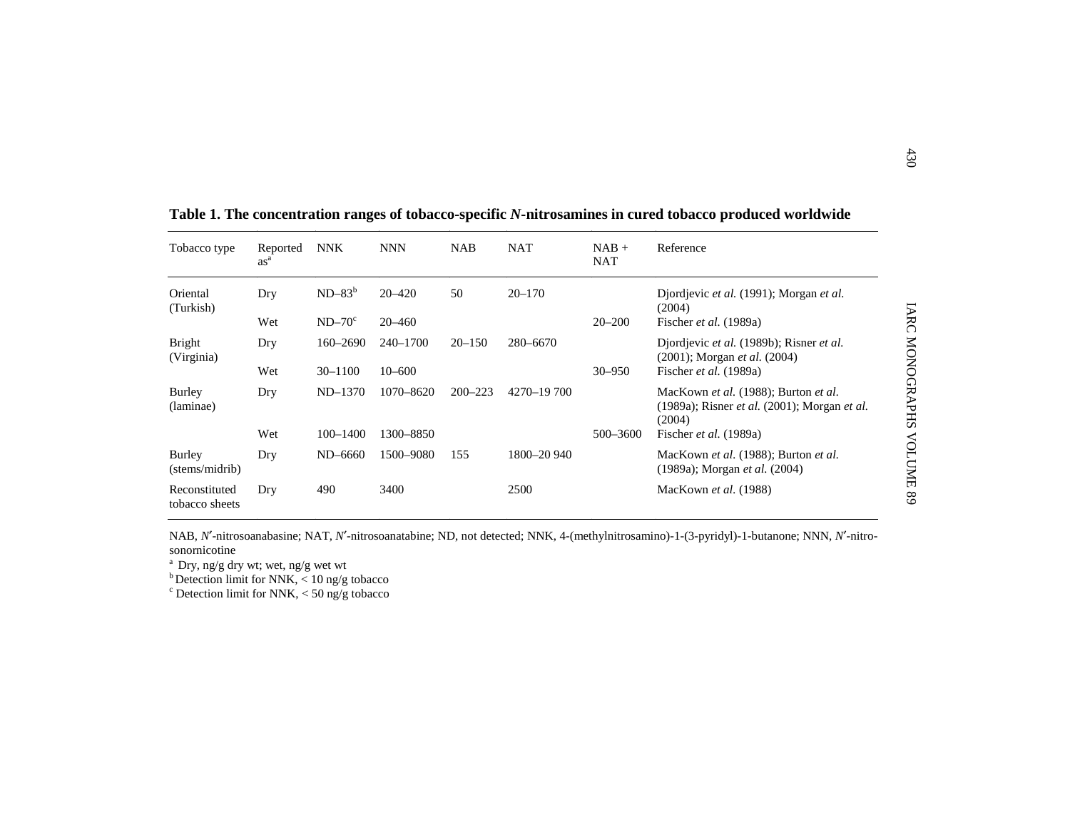**Table 1. The concentration ranges of tobacco-specific *N*-nitrosamines in cured tobacco produced worldwide**

| Tobacco type | Reported as[a] | NNK | NNN | NAB | NAT | NAB + NAT | Reference |
|---|---|---|---|---|---|---|---|
| Oriental (Turkish) | Dry | ND–83[b] | 20–420 | 50 | 20–170 | | Djordjevic *et al.* (1991); Morgan *et al.* (2004) |
| | Wet | ND–70[c] | 20–460 | | | 20–200 | Fischer *et al.* (1989a) |
| Bright (Virginia) | Dry | 160–2690 | 240–1700 | 20–150 | 280–6670 | | Djordjevic *et al.* (1989b); Risner *et al.* (2001); Morgan *et al.* (2004) |
| | Wet | 30–1100 | 10–600 | | | 30–950 | Fischer *et al.* (1989a) |
| Burley (laminae) | Dry | ND–1370 | 1070–8620 | 200–223 | 4270–19 700 | | MacKown *et al.* (1988); Burton *et al.* (1989a); Risner *et al.* (2001); Morgan *et al.* (2004) |
| | Wet | 100–1400 | 1300–8850 | | | 500–3600 | Fischer *et al.* (1989a) |
| Burley (stems/midrib) | Dry | ND–6660 | 1500–9080 | 155 | 1800–20 940 | | MacKown *et al.* (1988); Burton *et al.* (1989a); Morgan *et al.* (2004) |
| Reconstituted tobacco sheets | Dry | 490 | 3400 | | 2500 | | MacKown *et al.* (1988) |

NAB, *N*′-nitrosoanabasine; NAT, *N*′-nitrosoanatabine; ND, not detected; NNK, 4-(methylnitrosamino)-1-(3-pyridyl)-1-butanone; NNN, *N*′-nitrosonornicotine

[a] Dry, ng/g dry wt; wet, ng/g wet wt

[b] Detection limit for NNK, < 10 ng/g tobacco

[c] Detection limit for NNK, < 50 ng/g tobacco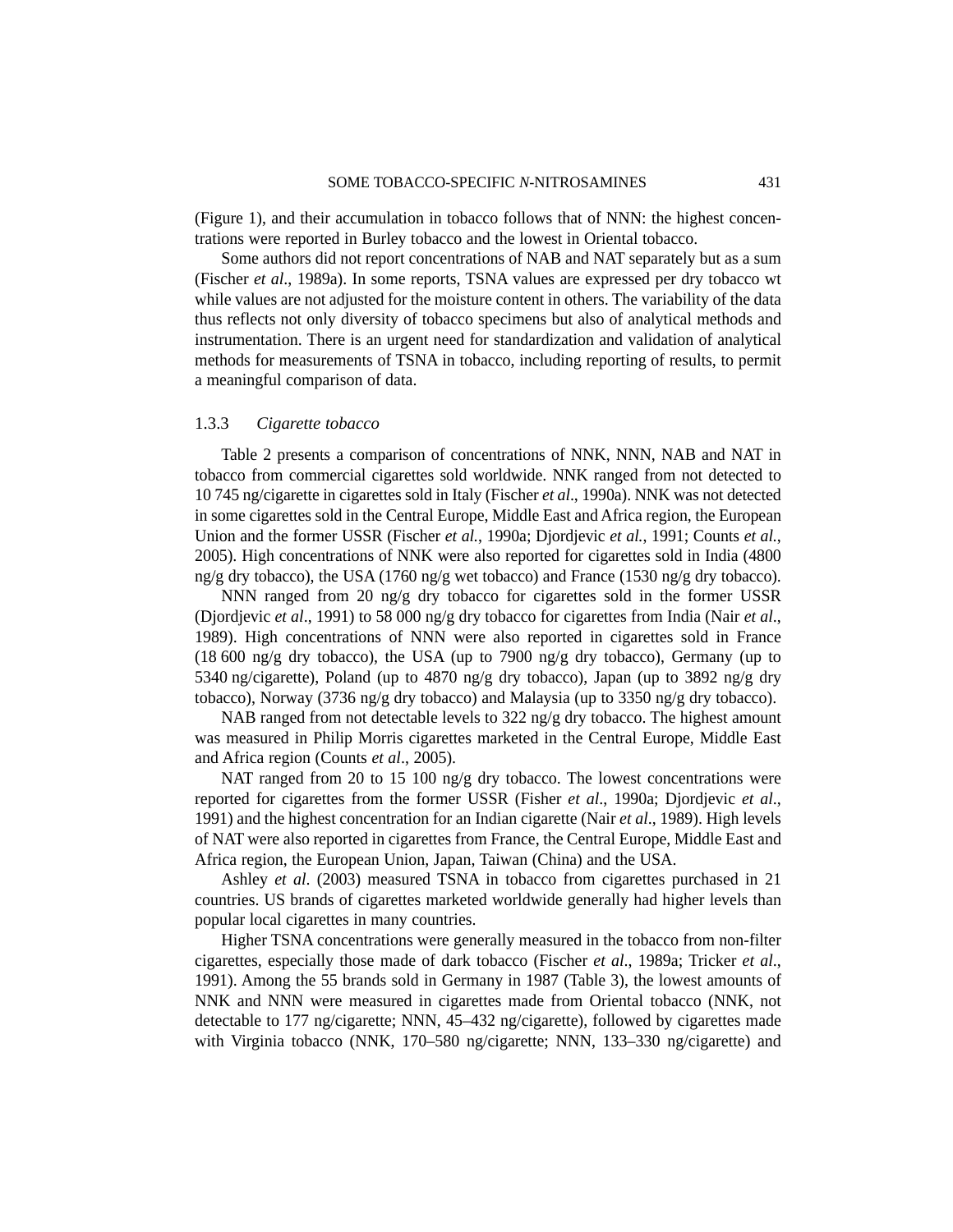(Figure 1), and their accumulation in tobacco follows that of NNN: the highest concentrations were reported in Burley tobacco and the lowest in Oriental tobacco.

Some authors did not report concentrations of NAB and NAT separately but as a sum (Fischer *et al*., 1989a). In some reports, TSNA values are expressed per dry tobacco wt while values are not adjusted for the moisture content in others. The variability of the data thus reflects not only diversity of tobacco specimens but also of analytical methods and instrumentation. There is an urgent need for standardization and validation of analytical methods for measurements of TSNA in tobacco, including reporting of results, to permit a meaningful comparison of data.

### 1.3.3 *Cigarette tobacco*

Table 2 presents a comparison of concentrations of NNK, NNN, NAB and NAT in tobacco from commercial cigarettes sold worldwide. NNK ranged from not detected to 10 745 ng/cigarette in cigarettes sold in Italy (Fischer *et al*., 1990a). NNK was not detected in some cigarettes sold in the Central Europe, Middle East and Africa region, the European Union and the former USSR (Fischer *et al.*, 1990a; Djordjevic *et al.*, 1991; Counts *et al.*, 2005). High concentrations of NNK were also reported for cigarettes sold in India (4800 ng/g dry tobacco), the USA (1760 ng/g wet tobacco) and France (1530 ng/g dry tobacco).

NNN ranged from 20 ng/g dry tobacco for cigarettes sold in the former USSR (Djordjevic *et al*., 1991) to 58 000 ng/g dry tobacco for cigarettes from India (Nair *et al*., 1989). High concentrations of NNN were also reported in cigarettes sold in France (18 600 ng/g dry tobacco), the USA (up to 7900 ng/g dry tobacco), Germany (up to 5340 ng/cigarette), Poland (up to 4870 ng/g dry tobacco), Japan (up to 3892 ng/g dry tobacco), Norway (3736 ng/g dry tobacco) and Malaysia (up to 3350 ng/g dry tobacco).

NAB ranged from not detectable levels to 322 ng/g dry tobacco. The highest amount was measured in Philip Morris cigarettes marketed in the Central Europe, Middle East and Africa region (Counts *et al*., 2005).

NAT ranged from 20 to 15 100 ng/g dry tobacco. The lowest concentrations were reported for cigarettes from the former USSR (Fisher *et al*., 1990a; Djordjevic *et al.*, 1991) and the highest concentration for an Indian cigarette (Nair *et al*., 1989). High levels of NAT were also reported in cigarettes from France, the Central Europe, Middle East and Africa region, the European Union, Japan, Taiwan (China) and the USA.

Ashley *et al*. (2003) measured TSNA in tobacco from cigarettes purchased in 21 countries. US brands of cigarettes marketed worldwide generally had higher levels than popular local cigarettes in many countries.

Higher TSNA concentrations were generally measured in the tobacco from non-filter cigarettes, especially those made of dark tobacco (Fischer *et al*., 1989a; Tricker *et al.*, 1991). Among the 55 brands sold in Germany in 1987 (Table 3), the lowest amounts of NNK and NNN were measured in cigarettes made from Oriental tobacco (NNK, not detectable to 177 ng/cigarette; NNN, 45–432 ng/cigarette), followed by cigarettes made with Virginia tobacco (NNK, 170–580 ng/cigarette; NNN, 133–330 ng/cigarette) and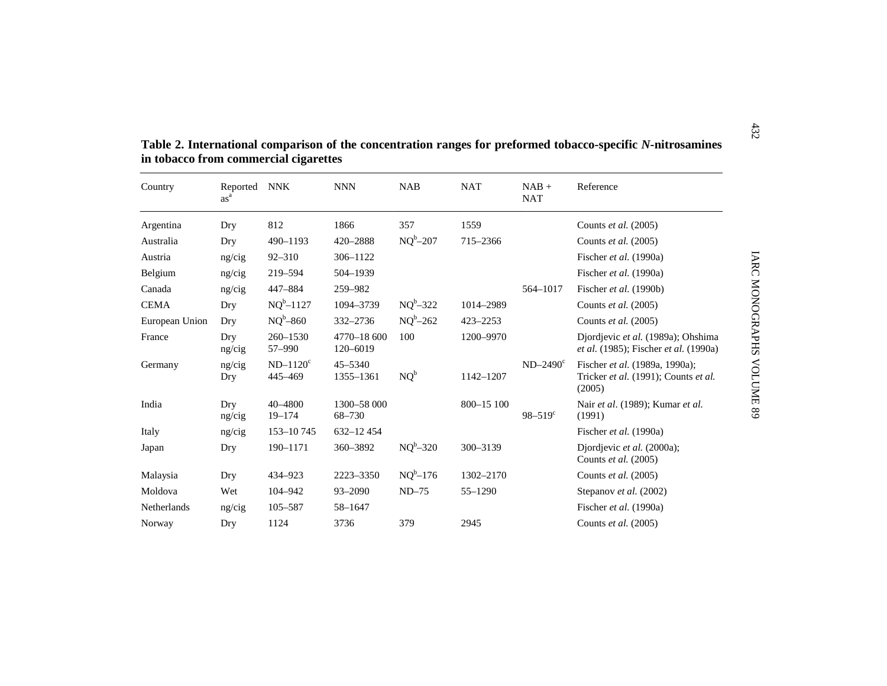**Table 2. International comparison of the concentration ranges for preformed tobacco-specific *N*-nitrosamines in tobacco from commercial cigarettes**

| Country | Reported as[a] | NNK | NNN | NAB | NAT | NAB + NAT | Reference |
|---|---|---|---|---|---|---|---|
| Argentina | Dry | 812 | 1866 | 357 | 1559 | | Counts *et al.* (2005) |
| Australia | Dry | 490–1193 | 420–2888 | NQ[b]–207 | 715–2366 | | Counts *et al.* (2005) |
| Austria | ng/cig | 92–310 | 306–1122 | | | | Fischer *et al.* (1990a) |
| Belgium | ng/cig | 219–594 | 504–1939 | | | | Fischer *et al.* (1990a) |
| Canada | ng/cig | 447–884 | 259–982 | | | 564–1017 | Fischer *et al.* (1990b) |
| CEMA | Dry | NQ[b]–1127 | 1094–3739 | NQ[b]–322 | 1014–2989 | | Counts *et al.* (2005) |
| European Union | Dry | NQ[b]–860 | 332–2736 | NQ[b]–262 | 423–2253 | | Counts *et al.* (2005) |
| France | Dry<br>ng/cig | 260–1530<br>57–990 | 4770–18 600<br>120–6019 | 100 | 1200–9970 | | Djordjevic *et al.* (1989a); Ohshima *et al.* (1985); Fischer *et al.* (1990a) |
| Germany | ng/cig<br>Dry | ND–1120[c]<br>445–469 | 45–5340<br>1355–1361 | NQ[b] | 1142–1207 | ND–2490[c] | Fischer *et al.* (1989a, 1990a); Tricker *et al.* (1991); Counts *et al.* (2005) |
| India | Dry<br>ng/cig | 40–4800<br>19–174 | 1300–58 000<br>68–730 | | 800–15 100 | 98–519[c] | Nair *et al*. (1989); Kumar *et al.* (1991) |
| Italy | ng/cig | 153–10 745 | 632–12 454 | | | | Fischer *et al.* (1990a) |
| Japan | Dry | 190–1171 | 360–3892 | NQ[b]–320 | 300–3139 | | Djordjevic *et al.* (2000a); Counts *et al.* (2005) |
| Malaysia | Dry | 434–923 | 2223–3350 | NQ[b]–176 | 1302–2170 | | Counts *et al.* (2005) |
| Moldova | Wet | 104–942 | 93–2090 | ND–75 | 55–1290 | | Stepanov *et al.* (2002) |
| Netherlands | ng/cig | 105–587 | 58–1647 | | | | Fischer *et al.* (1990a) |
| Norway | Dry | 1124 | 3736 | 379 | 2945 | | Counts *et al.* (2005) |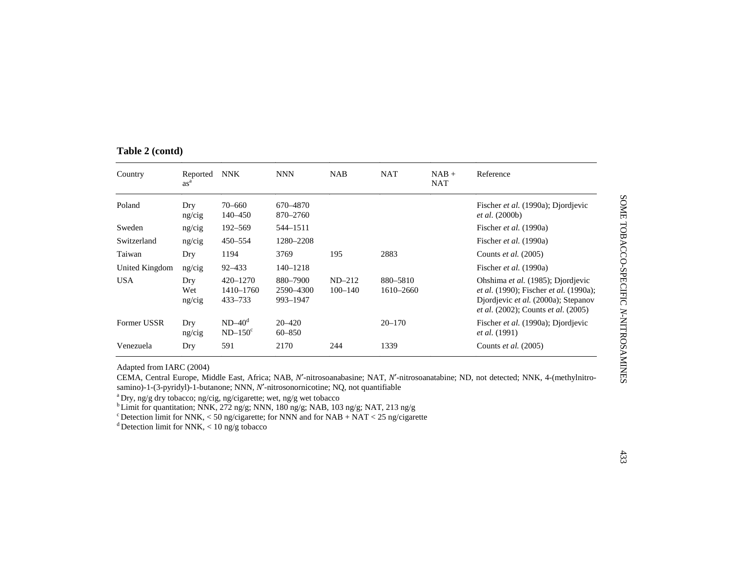**Table 2 (contd)**

| Country | Reported as[a] | NNK | NNN | NAB | NAT | NAB + NAT | Reference |
|---|---|---|---|---|---|---|---|
| Poland | Dry<br>ng/cig | 70–660<br>140–450 | 670–4870<br>870–2760 | | | | Fischer *et al.* (1990a); Djordjevic *et al.* (2000b) |
| Sweden | ng/cig | 192–569 | 544–1511 | | | | Fischer *et al.* (1990a) |
| Switzerland | ng/cig | 450–554 | 1280–2208 | | | | Fischer *et al.* (1990a) |
| Taiwan | Dry | 1194 | 3769 | 195 | 2883 | | Counts *et al.* (2005) |
| United Kingdom | ng/cig | 92–433 | 140–1218 | | | | Fischer *et al.* (1990a) |
| USA | Dry<br>Wet<br>ng/cig | 420–1270<br>1410–1760<br>433–733 | 880–7900<br>2590–4300<br>993–1947 | ND–212<br>100–140 | 880–5810<br>1610–2660 | | Ohshima *et al.* (1985); Djordjevic *et al.* (1990); Fischer *et al.* (1990a); Djordjevic *et al.* (2000a); Stepanov *et al.* (2002); Counts *et al.* (2005) |
| Former USSR | Dry<br>ng/cig | ND–40[d]<br>ND–150[c] | 20–420<br>60–850 | | 20–170 | | Fischer *et al.* (1990a); Djordjevic *et al.* (1991) |
| Venezuela | Dry | 591 | 2170 | 244 | 1339 | | Counts *et al.* (2005) |

Adapted from IARC (2004)

CEMA, Central Europe, Middle East, Africa; NAB, *N′*-nitrosoanabasine; NAT, *N′*-nitrosoanatabine; ND, not detected; NNK, 4-(methylnitrosamino)-1-(3-pyridyl)-1-butanone; NNN, *N′*-nitrosonornicotine; NQ, not quantifiable

[a] Dry, ng/g dry tobacco; ng/cig, ng/cigarette; wet, ng/g wet tobacco

[b] Limit for quantitation; NNK, 272 ng/g; NNN, 180 ng/g; NAB, 103 ng/g; NAT, 213 ng/g

[c] Detection limit for NNK, < 50 ng/cigarette; for NNN and for NAB + NAT < 25 ng/cigarette

[d] Detection limit for NNK, < 10 ng/g tobacco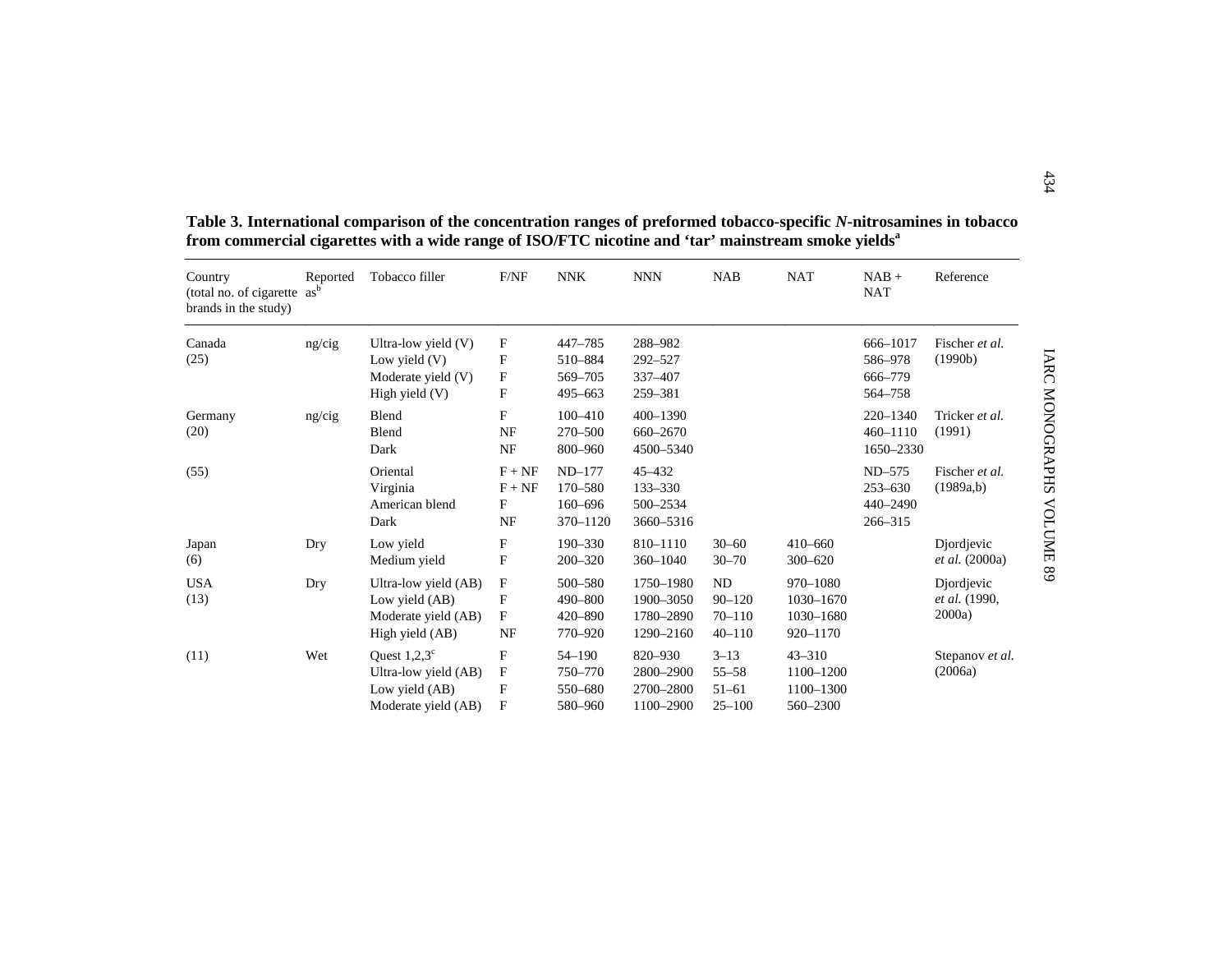**Table 3. International comparison of the concentration ranges of preformed tobacco-specific *N*-nitrosamines in tobacco from commercial cigarettes with a wide range of ISO/FTC nicotine and 'tar' mainstream smoke yields[a]**

| Country (total no. of cigarette brands in the study) | Reported as[b] | Tobacco filler | F/NF | NNK | NNN | NAB | NAT | NAB + NAT | Reference |
|---|---|---|---|---|---|---|---|---|---|
| Canada (25) | ng/cig | Ultra-low yield (V) | F | 447–785 | 288–982 | | | 666–1017 | Fischer *et al.* (1990b) |
| | | Low yield (V) | F | 510–884 | 292–527 | | | 586–978 | |
| | | Moderate yield (V) | F | 569–705 | 337–407 | | | 666–779 | |
| | | High yield (V) | F | 495–663 | 259–381 | | | 564–758 | |
| Germany (20) | ng/cig | Blend | F | 100–410 | 400–1390 | | | 220–1340 | Tricker *et al.* (1991) |
| | | Blend | NF | 270–500 | 660–2670 | | | 460–1110 | |
| | | Dark | NF | 800–960 | 4500–5340 | | | 1650–2330 | |
| (55) | | Oriental | F + NF | ND–177 | 45–432 | | | ND–575 | Fischer *et al.* (1989a,b) |
| | | Virginia | F + NF | 170–580 | 133–330 | | | 253–630 | |
| | | American blend | F | 160–696 | 500–2534 | | | 440–2490 | |
| | | Dark | NF | 370–1120 | 3660–5316 | | | 266–315 | |
| Japan (6) | Dry | Low yield | F | 190–330 | 810–1110 | 30–60 | 410–660 | | Djordjevic *et al.* (2000a) |
| | | Medium yield | F | 200–320 | 360–1040 | 30–70 | 300–620 | | |
| USA (13) | Dry | Ultra-low yield (AB) | F | 500–580 | 1750–1980 | ND | 970–1080 | | Djordjevic *et al.* (1990, 2000a) |
| | | Low yield (AB) | F | 490–800 | 1900–3050 | 90–120 | 1030–1670 | | |
| | | Moderate yield (AB) | F | 420–890 | 1780–2890 | 70–110 | 1030–1680 | | |
| | | High yield (AB) | NF | 770–920 | 1290–2160 | 40–110 | 920–1170 | | |
| (11) | Wet | Quest 1,2,3[c] | F | 54–190 | 820–930 | 3–13 | 43–310 | | Stepanov *et al.* (2006a) |
| | | Ultra-low yield (AB) | F | 750–770 | 2800–2900 | 55–58 | 1100–1200 | | |
| | | Low yield (AB) | F | 550–680 | 2700–2800 | 51–61 | 1100–1300 | | |
| | | Moderate yield (AB) | F | 580–960 | 1100–2900 | 25–100 | 560–2300 | | |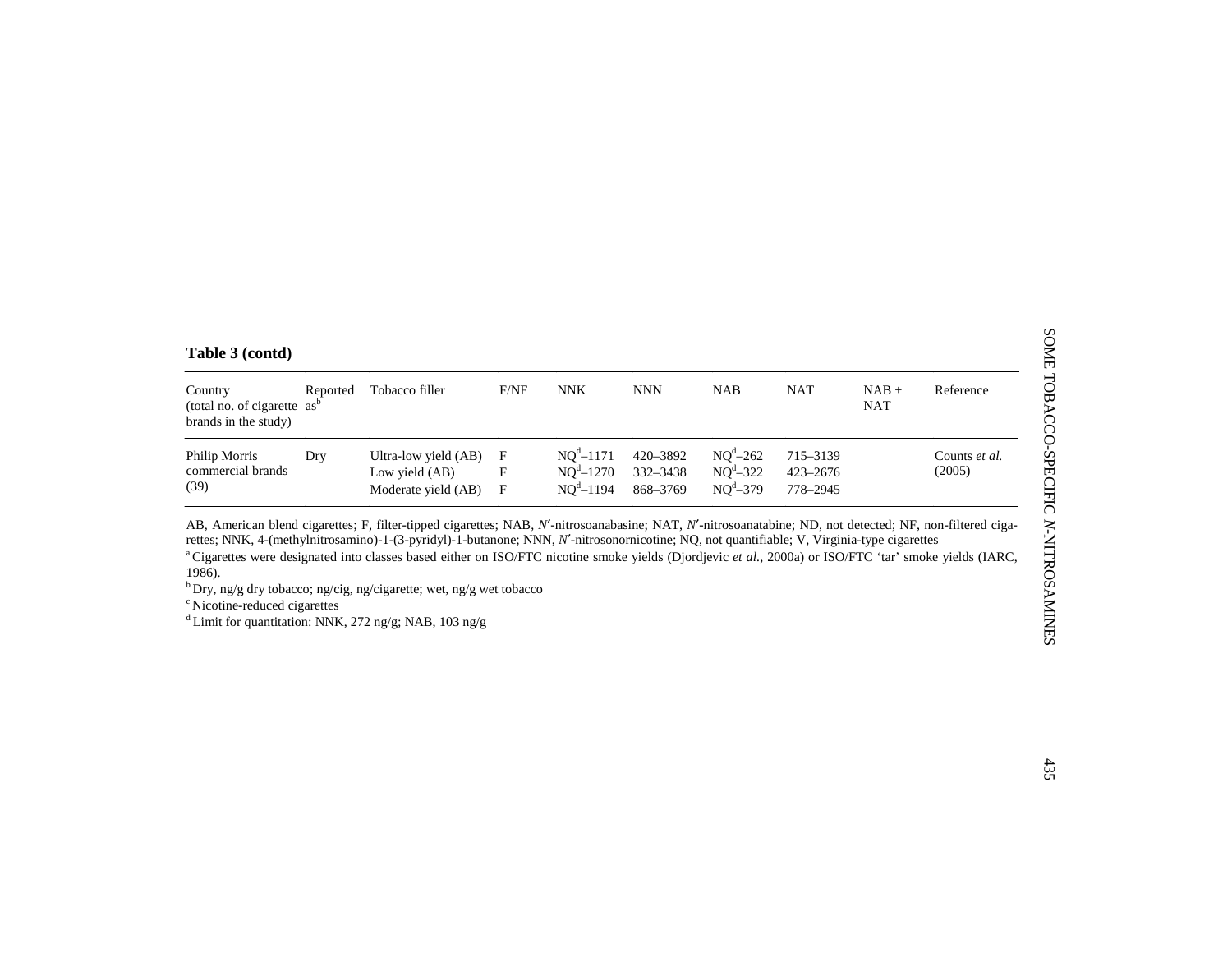**Table 3 (contd)**

| Country (total no. of cigarette brands in the study) | Reported as[b] | Tobacco filler | F/NF | NNK | NNN | NAB | NAT | NAB + NAT | Reference |
|---|---|---|---|---|---|---|---|---|---|
| Philip Morris commercial brands (39) | Dry | Ultra-low yield (AB) | F | NQ[d]–1171 | 420–3892 | NQ[d]–262 | 715–3139 | | Counts *et al.* (2005) |
| | | Low yield (AB) | F | NQ[d]–1270 | 332–3438 | NQ[d]–322 | 423–2676 | | |
| | | Moderate yield (AB) | F | NQ[d]–1194 | 868–3769 | NQ[d]–379 | 778–2945 | | |

AB, American blend cigarettes; F, filter-tipped cigarettes; NAB, *N*′-nitrosoanabasine; NAT, *N*′-nitrosoanatabine; ND, not detected; NF, non-filtered cigarettes; NNK, 4-(methylnitrosamino)-1-(3-pyridyl)-1-butanone; NNN, *N*′-nitrosonornicotine; NQ, not quantifiable; V, Virginia-type cigarettes

[a] Cigarettes were designated into classes based either on ISO/FTC nicotine smoke yields (Djordjevic *et al.*, 2000a) or ISO/FTC 'tar' smoke yields (IARC, 1986).

[b] Dry, ng/g dry tobacco; ng/cig, ng/cigarette; wet, ng/g wet tobacco

[c] Nicotine-reduced cigarettes

[d] Limit for quantitation: NNK, 272 ng/g; NAB, 103 ng/g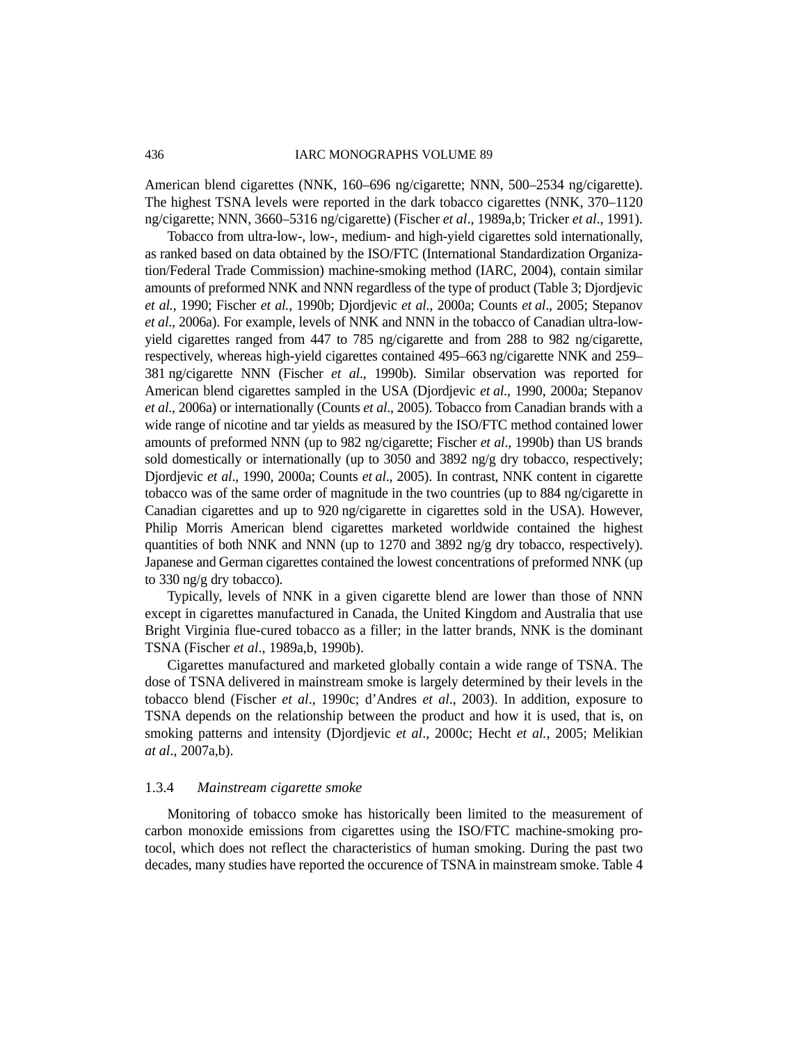American blend cigarettes (NNK, 160–696 ng/cigarette; NNN, 500–2534 ng/cigarette). The highest TSNA levels were reported in the dark tobacco cigarettes (NNK, 370–1120 ng/cigarette; NNN, 3660–5316 ng/cigarette) (Fischer *et al*., 1989a,b; Tricker *et al*., 1991).

Tobacco from ultra-low-, low-, medium- and high-yield cigarettes sold internationally, as ranked based on data obtained by the ISO/FTC (International Standardization Organization/Federal Trade Commission) machine-smoking method (IARC, 2004), contain similar amounts of preformed NNK and NNN regardless of the type of product (Table 3; Djordjevic *et al.*, 1990; Fischer *et al.*, 1990b; Djordjevic *et al.*, 2000a; Counts *et al*., 2005; Stepanov *et al*., 2006a). For example, levels of NNK and NNN in the tobacco of Canadian ultra-low-yield cigarettes ranged from 447 to 785 ng/cigarette and from 288 to 982 ng/cigarette, respectively, whereas high-yield cigarettes contained 495–663 ng/cigarette NNK and 259–381 ng/cigarette NNN (Fischer *et al*., 1990b). Similar observation was reported for American blend cigarettes sampled in the USA (Djordjevic *et al*., 1990, 2000a; Stepanov *et al*., 2006a) or internationally (Counts *et al*., 2005). Tobacco from Canadian brands with a wide range of nicotine and tar yields as measured by the ISO/FTC method contained lower amounts of preformed NNN (up to 982 ng/cigarette; Fischer *et al*., 1990b) than US brands sold domestically or internationally (up to 3050 and 3892 ng/g dry tobacco, respectively; Djordjevic *et al*., 1990, 2000a; Counts *et al*., 2005). In contrast, NNK content in cigarette tobacco was of the same order of magnitude in the two countries (up to 884 ng/cigarette in Canadian cigarettes and up to 920 ng/cigarette in cigarettes sold in the USA). However, Philip Morris American blend cigarettes marketed worldwide contained the highest quantities of both NNK and NNN (up to 1270 and 3892 ng/g dry tobacco, respectively). Japanese and German cigarettes contained the lowest concentrations of preformed NNK (up to 330 ng/g dry tobacco).

Typically, levels of NNK in a given cigarette blend are lower than those of NNN except in cigarettes manufactured in Canada, the United Kingdom and Australia that use Bright Virginia flue-cured tobacco as a filler; in the latter brands, NNK is the dominant TSNA (Fischer *et al*., 1989a,b, 1990b).

Cigarettes manufactured and marketed globally contain a wide range of TSNA. The dose of TSNA delivered in mainstream smoke is largely determined by their levels in the tobacco blend (Fischer *et al*., 1990c; d'Andres *et al*., 2003). In addition, exposure to TSNA depends on the relationship between the product and how it is used, that is, on smoking patterns and intensity (Djordjevic *et al*., 2000c; Hecht *et al.*, 2005; Melikian *at al*., 2007a,b).

### 1.3.4 *Mainstream cigarette smoke*

Monitoring of tobacco smoke has historically been limited to the measurement of carbon monoxide emissions from cigarettes using the ISO/FTC machine-smoking protocol, which does not reflect the characteristics of human smoking. During the past two decades, many studies have reported the occurence of TSNA in mainstream smoke. Table 4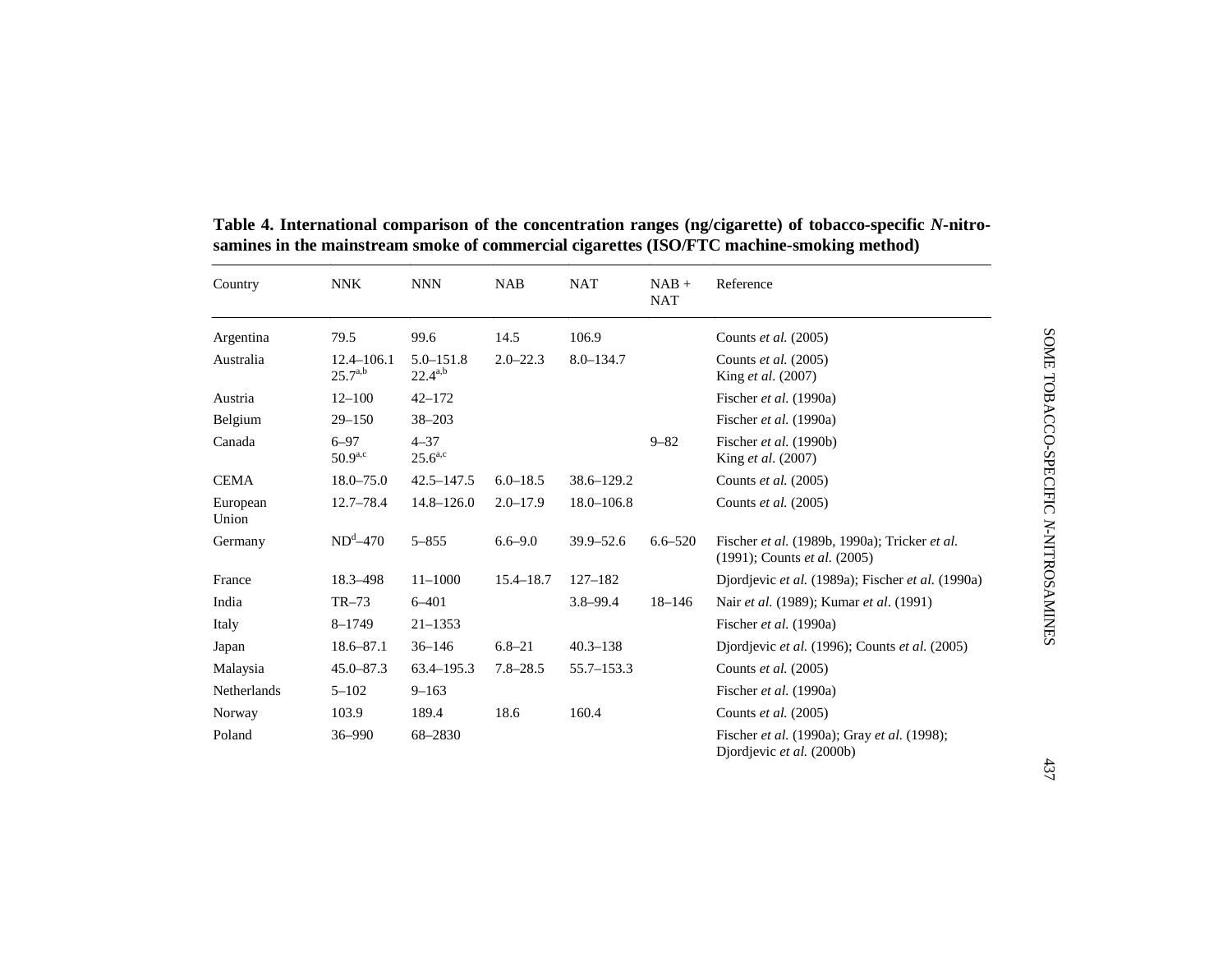**Table 4. International comparison of the concentration ranges (ng/cigarette) of tobacco-specific *N*-nitrosamines in the mainstream smoke of commercial cigarettes (ISO/FTC machine-smoking method)**

| Country | NNK | NNN | NAB | NAT | NAB + NAT | Reference |
|---|---|---|---|---|---|---|
| Argentina | 79.5 | 99.6 | 14.5 | 106.9 | | Counts *et al.* (2005) |
| Australia | 12.4–106.1<br>25.7[a,b] | 5.0–151.8<br>22.4[a,b] | 2.0–22.3 | 8.0–134.7 | | Counts *et al.* (2005)<br>King *et al.* (2007) |
| Austria | 12–100 | 42–172 | | | | Fischer *et al.* (1990a) |
| Belgium | 29–150 | 38–203 | | | | Fischer *et al.* (1990a) |
| Canada | 6–97<br>50.9[a,c] | 4–37<br>25.6[a,c] | | | 9–82 | Fischer *et al.* (1990b)<br>King *et al.* (2007) |
| CEMA | 18.0–75.0 | 42.5–147.5 | 6.0–18.5 | 38.6–129.2 | | Counts *et al.* (2005) |
| European Union | 12.7–78.4 | 14.8–126.0 | 2.0–17.9 | 18.0–106.8 | | Counts *et al.* (2005) |
| Germany | ND[d]–470 | 5–855 | 6.6–9.0 | 39.9–52.6 | 6.6–520 | Fischer *et al.* (1989b, 1990a); Tricker *et al.* (1991); Counts *et al.* (2005) |
| France | 18.3–498 | 11–1000 | 15.4–18.7 | 127–182 | | Djordjevic *et al.* (1989a); Fischer *et al.* (1990a) |
| India | TR–73 | 6–401 | | 3.8–99.4 | 18–146 | Nair *et al.* (1989); Kumar *et al.* (1991) |
| Italy | 8–1749 | 21–1353 | | | | Fischer *et al.* (1990a) |
| Japan | 18.6–87.1 | 36–146 | 6.8–21 | 40.3–138 | | Djordjevic *et al.* (1996); Counts *et al.* (2005) |
| Malaysia | 45.0–87.3 | 63.4–195.3 | 7.8–28.5 | 55.7–153.3 | | Counts *et al.* (2005) |
| Netherlands | 5–102 | 9–163 | | | | Fischer *et al.* (1990a) |
| Norway | 103.9 | 189.4 | 18.6 | 160.4 | | Counts *et al.* (2005) |
| Poland | 36–990 | 68–2830 | | | | Fischer *et al.* (1990a); Gray *et al.* (1998); Djordjevic *et al.* (2000b) |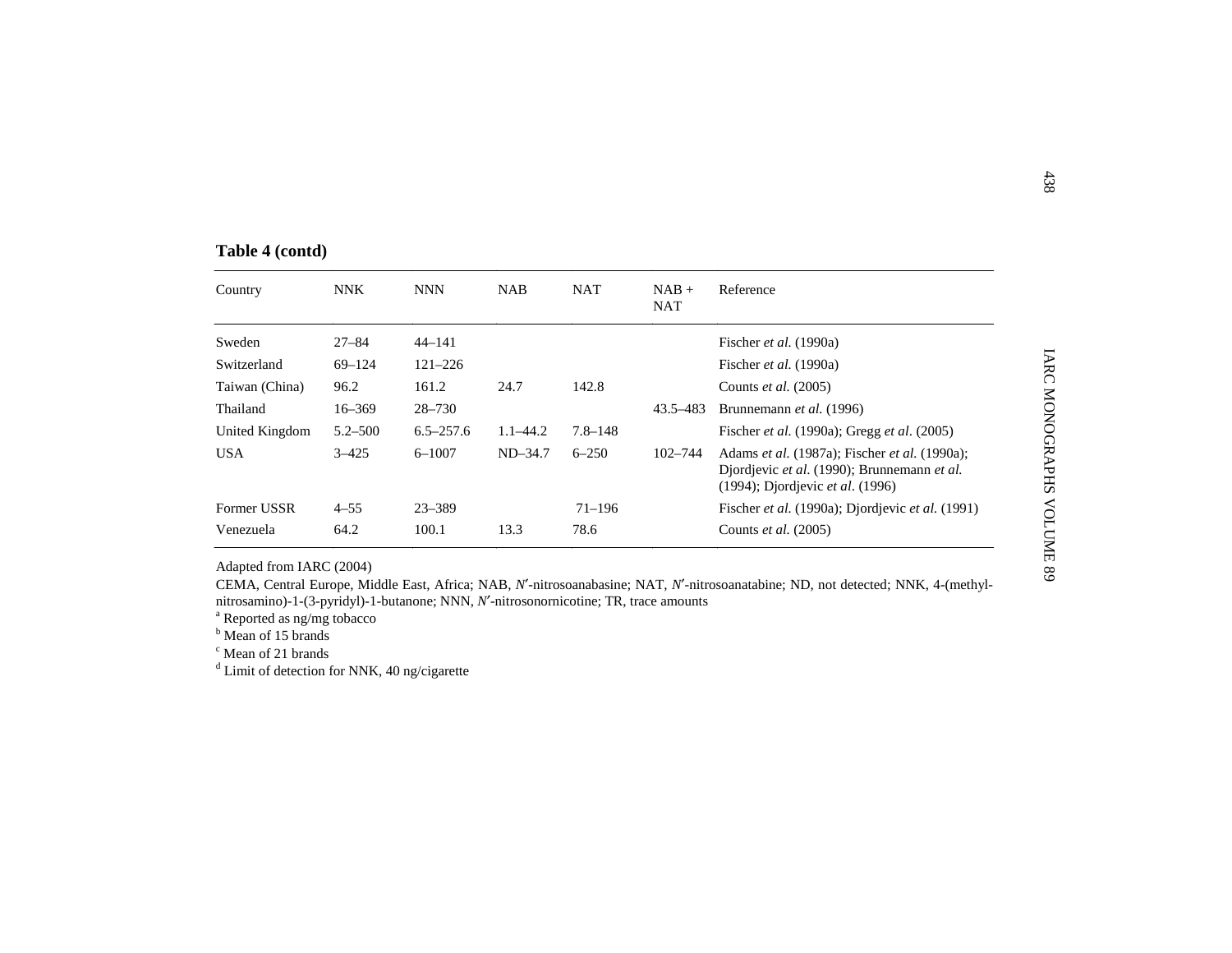**Table 4 (contd)**

| Country | NNK | NNN | NAB | NAT | NAB + NAT | Reference |
|---|---|---|---|---|---|---|
| Sweden | 27–84 | 44–141 | | | | Fischer *et al.* (1990a) |
| Switzerland | 69–124 | 121–226 | | | | Fischer *et al.* (1990a) |
| Taiwan (China) | 96.2 | 161.2 | 24.7 | 142.8 | | Counts *et al.* (2005) |
| Thailand | 16–369 | 28–730 | | | 43.5–483 | Brunnemann *et al.* (1996) |
| United Kingdom | 5.2–500 | 6.5–257.6 | 1.1–44.2 | 7.8–148 | | Fischer *et al.* (1990a); Gregg *et al*. (2005) |
| USA | 3–425 | 6–1007 | ND–34.7 | 6–250 | 102–744 | Adams *et al.* (1987a); Fischer *et al.* (1990a); Djordjevic *et al*. (1990); Brunnemann *et al.* (1994); Djordjevic *et al*. (1996) |
| Former USSR | 4–55 | 23–389 | | 71–196 | | Fischer *et al.* (1990a); Djordjevic *et al.* (1991) |
| Venezuela | 64.2 | 100.1 | 13.3 | 78.6 | | Counts *et al.* (2005) |

Adapted from IARC (2004)

CEMA, Central Europe, Middle East, Africa; NAB, *N*′-nitrosoanabasine; NAT, *N*′-nitrosoanatabine; ND, not detected; NNK, 4-(methylnitrosamino)-1-(3-pyridyl)-1-butanone; NNN, *N*′-nitrosonornicotine; TR, trace amounts

[a] Reported as ng/mg tobacco

[b] Mean of 15 brands

[c] Mean of 21 brands

[d] Limit of detection for NNK, 40 ng/cigarette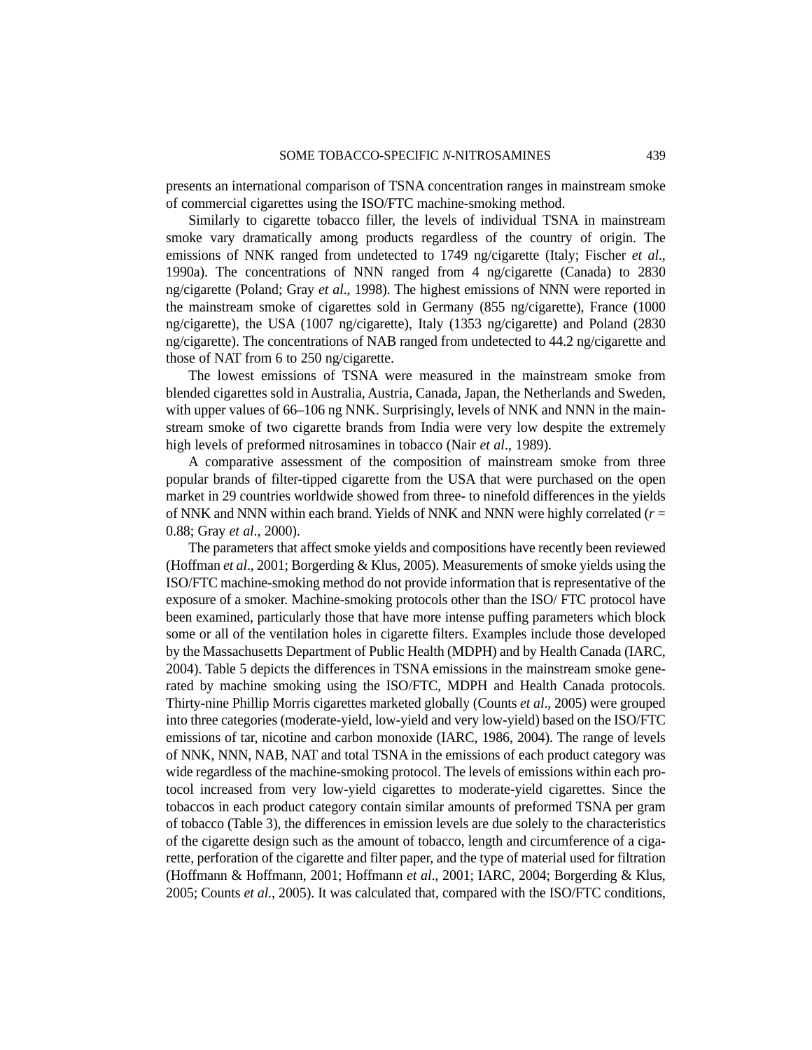presents an international comparison of TSNA concentration ranges in mainstream smoke of commercial cigarettes using the ISO/FTC machine-smoking method.

Similarly to cigarette tobacco filler, the levels of individual TSNA in mainstream smoke vary dramatically among products regardless of the country of origin. The emissions of NNK ranged from undetected to 1749 ng/cigarette (Italy; Fischer *et al*., 1990a). The concentrations of NNN ranged from 4 ng/cigarette (Canada) to 2830 ng/cigarette (Poland; Gray *et al*., 1998). The highest emissions of NNN were reported in the mainstream smoke of cigarettes sold in Germany (855 ng/cigarette), France (1000 ng/cigarette), the USA (1007 ng/cigarette), Italy (1353 ng/cigarette) and Poland (2830 ng/cigarette). The concentrations of NAB ranged from undetected to 44.2 ng/cigarette and those of NAT from 6 to 250 ng/cigarette.

The lowest emissions of TSNA were measured in the mainstream smoke from blended cigarettes sold in Australia, Austria, Canada, Japan, the Netherlands and Sweden, with upper values of 66–106 ng NNK. Surprisingly, levels of NNK and NNN in the mainstream smoke of two cigarette brands from India were very low despite the extremely high levels of preformed nitrosamines in tobacco (Nair *et al*., 1989).

A comparative assessment of the composition of mainstream smoke from three popular brands of filter-tipped cigarette from the USA that were purchased on the open market in 29 countries worldwide showed from three- to ninefold differences in the yields of NNK and NNN within each brand. Yields of NNK and NNN were highly correlated ($r$ = 0.88; Gray *et al*., 2000).

The parameters that affect smoke yields and compositions have recently been reviewed (Hoffman *et al*., 2001; Borgerding & Klus, 2005). Measurements of smoke yields using the ISO/FTC machine-smoking method do not provide information that is representative of the exposure of a smoker. Machine-smoking protocols other than the ISO/ FTC protocol have been examined, particularly those that have more intense puffing parameters which block some or all of the ventilation holes in cigarette filters. Examples include those developed by the Massachusetts Department of Public Health (MDPH) and by Health Canada (IARC, 2004). Table 5 depicts the differences in TSNA emissions in the mainstream smoke generated by machine smoking using the ISO/FTC, MDPH and Health Canada protocols. Thirty-nine Phillip Morris cigarettes marketed globally (Counts *et al*., 2005) were grouped into three categories (moderate-yield, low-yield and very low-yield) based on the ISO/FTC emissions of tar, nicotine and carbon monoxide (IARC, 1986, 2004). The range of levels of NNK, NNN, NAB, NAT and total TSNA in the emissions of each product category was wide regardless of the machine-smoking protocol. The levels of emissions within each protocol increased from very low-yield cigarettes to moderate-yield cigarettes. Since the tobaccos in each product category contain similar amounts of preformed TSNA per gram of tobacco (Table 3), the differences in emission levels are due solely to the characteristics of the cigarette design such as the amount of tobacco, length and circumference of a cigarette, perforation of the cigarette and filter paper, and the type of material used for filtration (Hoffmann & Hoffmann, 2001; Hoffmann *et al*., 2001; IARC, 2004; Borgerding & Klus, 2005; Counts *et al.*, 2005). It was calculated that, compared with the ISO/FTC conditions,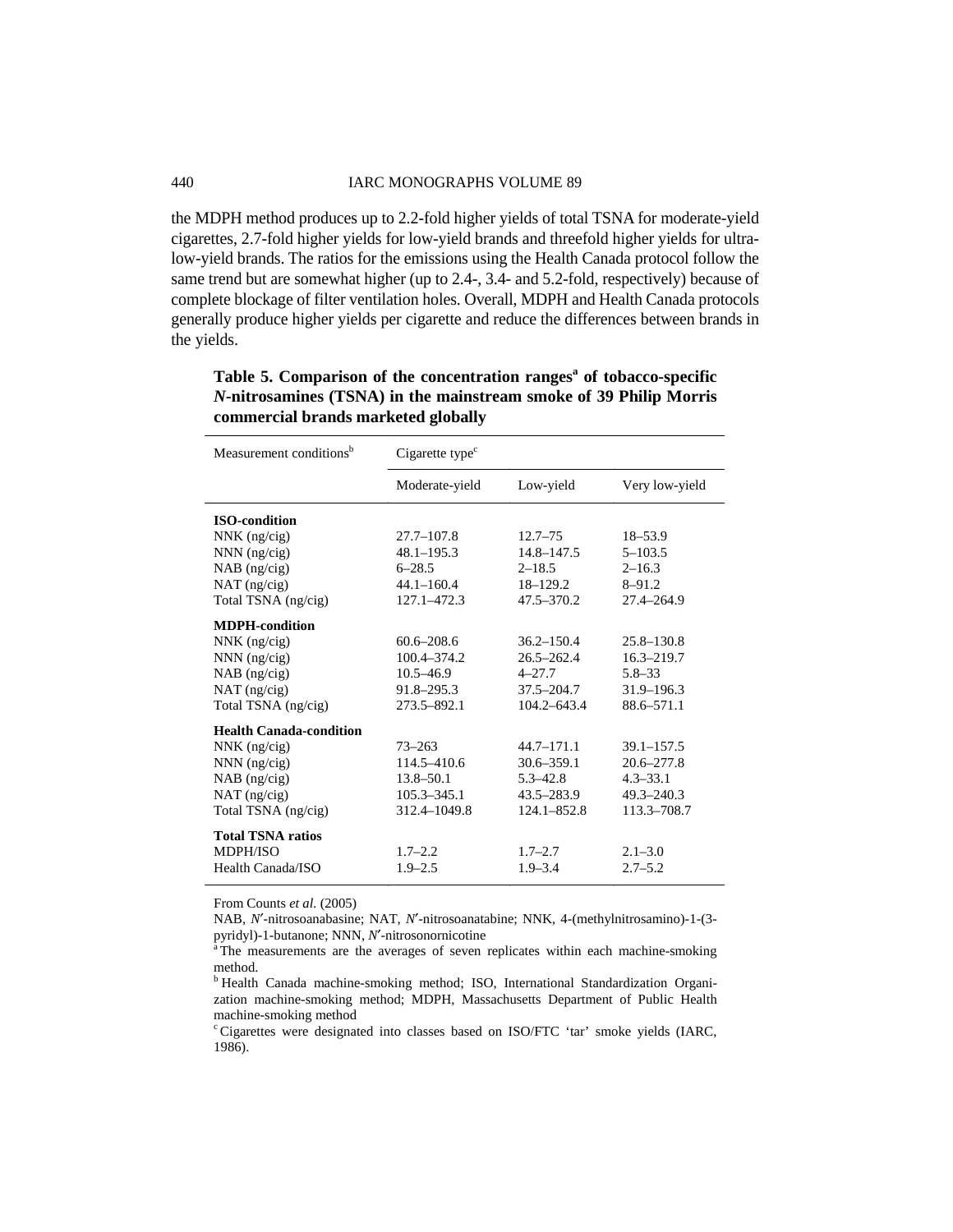the MDPH method produces up to 2.2-fold higher yields of total TSNA for moderate-yield cigarettes, 2.7-fold higher yields for low-yield brands and threefold higher yields for ultra-low-yield brands. The ratios for the emissions using the Health Canada protocol follow the same trend but are somewhat higher (up to 2.4-, 3.4- and 5.2-fold, respectively) because of complete blockage of filter ventilation holes. Overall, MDPH and Health Canada protocols generally produce higher yields per cigarette and reduce the differences between brands in the yields.

**Table 5. Comparison of the concentration ranges[a] of tobacco-specific *N*-nitrosamines (TSNA) in the mainstream smoke of 39 Philip Morris commercial brands marketed globally**

| Measurement conditions[b] | Cigarette type[c] | | |
|---|---|---|---|
| | Moderate-yield | Low-yield | Very low-yield |
| **ISO-condition** | | | |
| NNK (ng/cig) | 27.7–107.8 | 12.7–75 | 18–53.9 |
| NNN (ng/cig) | 48.1–195.3 | 14.8–147.5 | 5–103.5 |
| NAB (ng/cig) | 6–28.5 | 2–18.5 | 2–16.3 |
| NAT (ng/cig) | 44.1–160.4 | 18–129.2 | 8–91.2 |
| Total TSNA (ng/cig) | 127.1–472.3 | 47.5–370.2 | 27.4–264.9 |
| **MDPH-condition** | | | |
| NNK (ng/cig) | 60.6–208.6 | 36.2–150.4 | 25.8–130.8 |
| NNN (ng/cig) | 100.4–374.2 | 26.5–262.4 | 16.3–219.7 |
| NAB (ng/cig) | 10.5–46.9 | 4–27.7 | 5.8–33 |
| NAT (ng/cig) | 91.8–295.3 | 37.5–204.7 | 31.9–196.3 |
| Total TSNA (ng/cig) | 273.5–892.1 | 104.2–643.4 | 88.6–571.1 |
| **Health Canada-condition** | | | |
| NNK (ng/cig) | 73–263 | 44.7–171.1 | 39.1–157.5 |
| NNN (ng/cig) | 114.5–410.6 | 30.6–359.1 | 20.6–277.8 |
| NAB (ng/cig) | 13.8–50.1 | 5.3–42.8 | 4.3–33.1 |
| NAT (ng/cig) | 105.3–345.1 | 43.5–283.9 | 49.3–240.3 |
| Total TSNA (ng/cig) | 312.4–1049.8 | 124.1–852.8 | 113.3–708.7 |
| **Total TSNA ratios** | | | |
| MDPH/ISO | 1.7–2.2 | 1.7–2.7 | 2.1–3.0 |
| Health Canada/ISO | 1.9–2.5 | 1.9–3.4 | 2.7–5.2 |

From Counts *et al.* (2005)

NAB, *N*′-nitrosoanabasine; NAT, *N*′-nitrosoanatabine; NNK, 4-(methylnitrosamino)-1-(3-pyridyl)-1-butanone; NNN, *N*′-nitrosonornicotine

[a] The measurements are the averages of seven replicates within each machine-smoking method.

[b] Health Canada machine-smoking method; ISO, International Standardization Organization machine-smoking method; MDPH, Massachusetts Department of Public Health machine-smoking method

[c] Cigarettes were designated into classes based on ISO/FTC 'tar' smoke yields (IARC, 1986).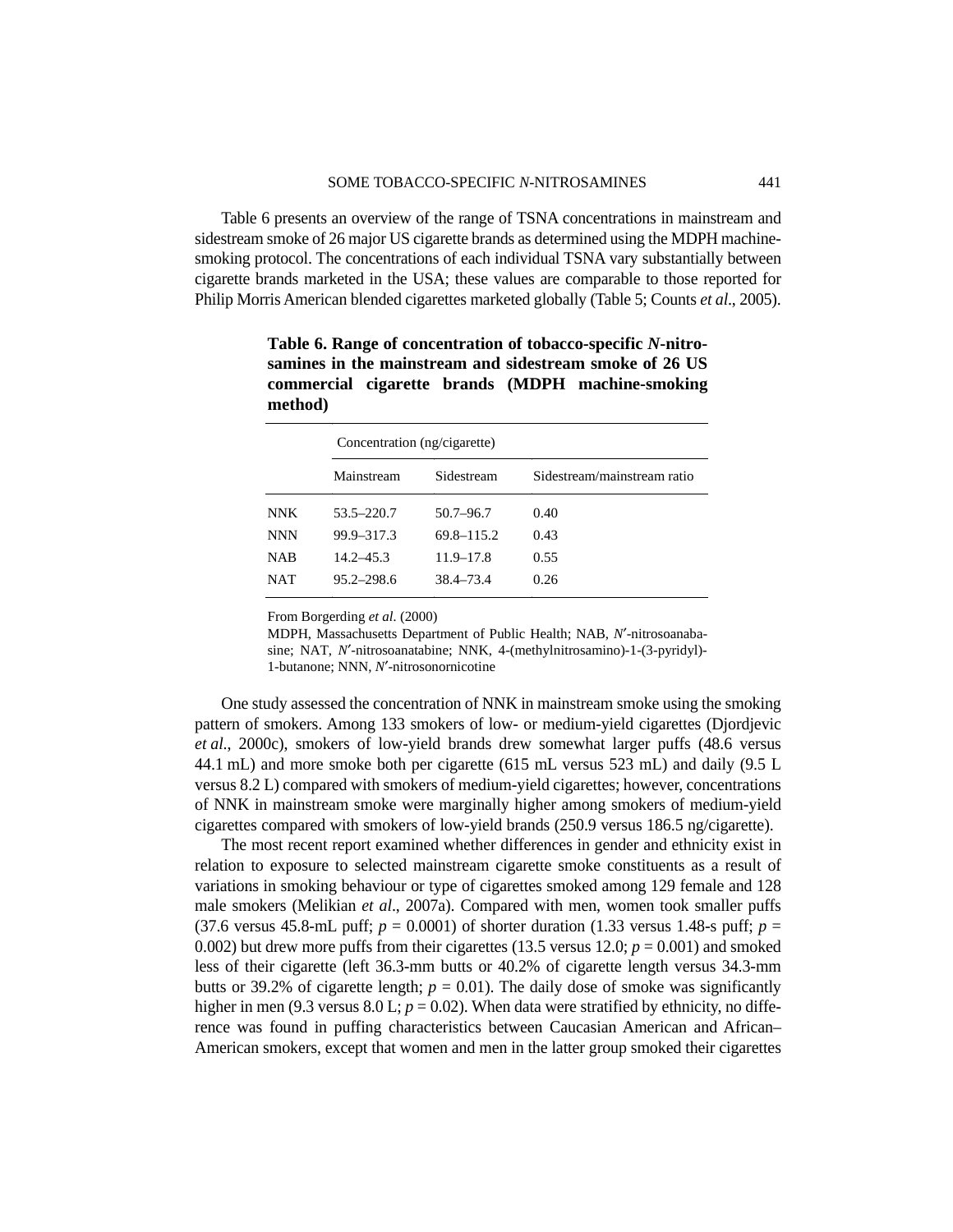Table 6 presents an overview of the range of TSNA concentrations in mainstream and sidestream smoke of 26 major US cigarette brands as determined using the MDPH machine-smoking protocol. The concentrations of each individual TSNA vary substantially between cigarette brands marketed in the USA; these values are comparable to those reported for Philip Morris American blended cigarettes marketed globally (Table 5; Counts *et al*., 2005).

**Table 6. Range of concentration of tobacco-specific *N*-nitrosamines in the mainstream and sidestream smoke of 26 US commercial cigarette brands (MDPH machine-smoking method)**

| | Concentration (ng/cigarette) | | |
|---|---|---|---|
| | Mainstream | Sidestream | Sidestream/mainstream ratio |
| NNK | 53.5–220.7 | 50.7–96.7 | 0.40 |
| NNN | 99.9–317.3 | 69.8–115.2 | 0.43 |
| NAB | 14.2–45.3 | 11.9–17.8 | 0.55 |
| NAT | 95.2–298.6 | 38.4–73.4 | 0.26 |

From Borgerding *et al.* (2000)

MDPH, Massachusetts Department of Public Health; NAB, *N*′-nitrosoanabasine; NAT, *N*′-nitrosoanatabine; NNK, 4-(methylnitrosamino)-1-(3-pyridyl)-1-butanone; NNN, *N*′-nitrosonornicotine

One study assessed the concentration of NNK in mainstream smoke using the smoking pattern of smokers. Among 133 smokers of low- or medium-yield cigarettes (Djordjevic *et al*., 2000c), smokers of low-yield brands drew somewhat larger puffs (48.6 versus 44.1 mL) and more smoke both per cigarette (615 mL versus 523 mL) and daily (9.5 L versus 8.2 L) compared with smokers of medium-yield cigarettes; however, concentrations of NNK in mainstream smoke were marginally higher among smokers of medium-yield cigarettes compared with smokers of low-yield brands (250.9 versus 186.5 ng/cigarette).

The most recent report examined whether differences in gender and ethnicity exist in relation to exposure to selected mainstream cigarette smoke constituents as a result of variations in smoking behaviour or type of cigarettes smoked among 129 female and 128 male smokers (Melikian *et al*., 2007a). Compared with men, women took smaller puffs (37.6 versus 45.8-mL puff; $p$ = 0.0001) of shorter duration (1.33 versus 1.48-s puff; $p$ = 0.002) but drew more puffs from their cigarettes (13.5 versus 12.0; $p$ = 0.001) and smoked less of their cigarette (left 36.3-mm butts or 40.2% of cigarette length versus 34.3-mm butts or 39.2% of cigarette length; $p$ = 0.01). The daily dose of smoke was significantly higher in men (9.3 versus 8.0 L; $p$ = 0.02). When data were stratified by ethnicity, no difference was found in puffing characteristics between Caucasian American and African–American smokers, except that women and men in the latter group smoked their cigarettes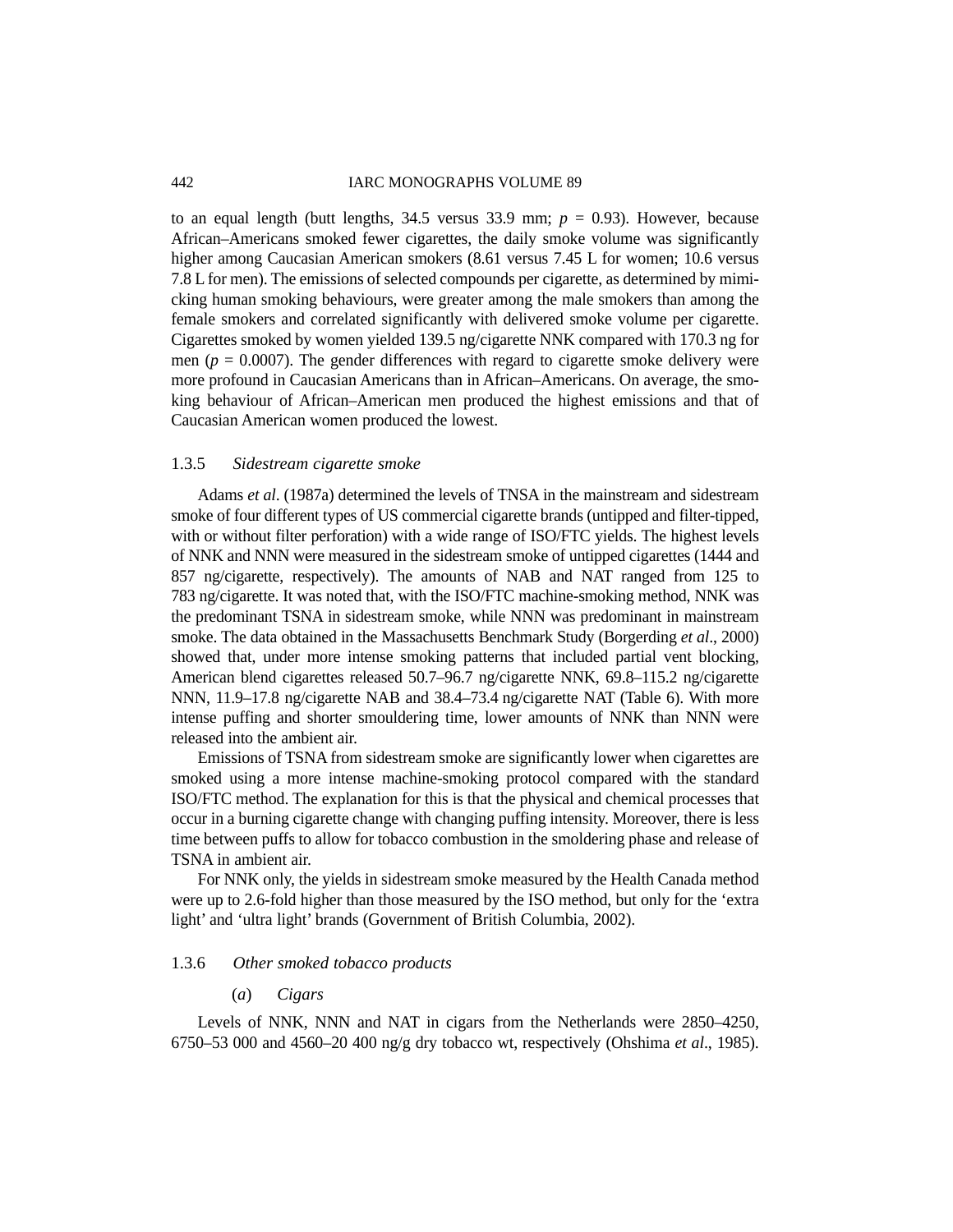to an equal length (butt lengths, 34.5 versus 33.9 mm; $p = 0.93$). However, because African–Americans smoked fewer cigarettes, the daily smoke volume was significantly higher among Caucasian American smokers (8.61 versus 7.45 L for women; 10.6 versus 7.8 L for men). The emissions of selected compounds per cigarette, as determined by mimicking human smoking behaviours, were greater among the male smokers than among the female smokers and correlated significantly with delivered smoke volume per cigarette. Cigarettes smoked by women yielded 139.5 ng/cigarette NNK compared with 170.3 ng for men ($p = 0.0007$). The gender differences with regard to cigarette smoke delivery were more profound in Caucasian Americans than in African–Americans. On average, the smoking behaviour of African–American men produced the highest emissions and that of Caucasian American women produced the lowest.

### 1.3.5 *Sidestream cigarette smoke*

Adams *et al*. (1987a) determined the levels of TNSA in the mainstream and sidestream smoke of four different types of US commercial cigarette brands (untipped and filter-tipped, with or without filter perforation) with a wide range of ISO/FTC yields. The highest levels of NNK and NNN were measured in the sidestream smoke of untipped cigarettes (1444 and 857 ng/cigarette, respectively). The amounts of NAB and NAT ranged from 125 to 783 ng/cigarette. It was noted that, with the ISO/FTC machine-smoking method, NNK was the predominant TSNA in sidestream smoke, while NNN was predominant in mainstream smoke. The data obtained in the Massachusetts Benchmark Study (Borgerding *et al*., 2000) showed that, under more intense smoking patterns that included partial vent blocking, American blend cigarettes released 50.7–96.7 ng/cigarette NNK, 69.8–115.2 ng/cigarette NNN, 11.9–17.8 ng/cigarette NAB and 38.4–73.4 ng/cigarette NAT (Table 6). With more intense puffing and shorter smouldering time, lower amounts of NNK than NNN were released into the ambient air.

Emissions of TSNA from sidestream smoke are significantly lower when cigarettes are smoked using a more intense machine-smoking protocol compared with the standard ISO/FTC method. The explanation for this is that the physical and chemical processes that occur in a burning cigarette change with changing puffing intensity. Moreover, there is less time between puffs to allow for tobacco combustion in the smoldering phase and release of TSNA in ambient air.

For NNK only, the yields in sidestream smoke measured by the Health Canada method were up to 2.6-fold higher than those measured by the ISO method, but only for the 'extra light' and 'ultra light' brands (Government of British Columbia, 2002).

### 1.3.6 *Other smoked tobacco products*

#### (*a*) *Cigars*

Levels of NNK, NNN and NAT in cigars from the Netherlands were 2850–4250, 6750–53 000 and 4560–20 400 ng/g dry tobacco wt, respectively (Ohshima *et al*., 1985).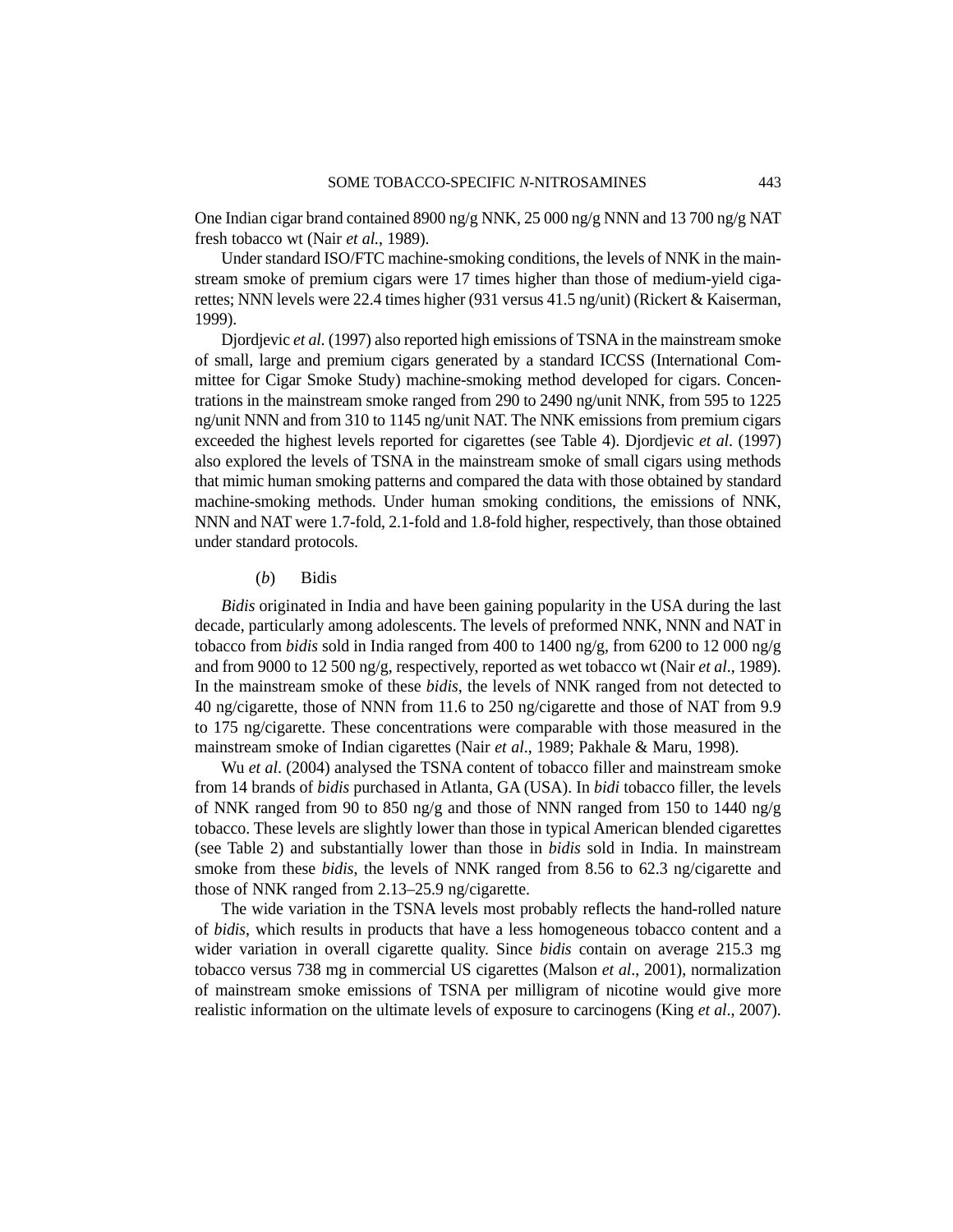One Indian cigar brand contained 8900 ng/g NNK, 25 000 ng/g NNN and 13 700 ng/g NAT fresh tobacco wt (Nair *et al.*, 1989).

Under standard ISO/FTC machine-smoking conditions, the levels of NNK in the mainstream smoke of premium cigars were 17 times higher than those of medium-yield cigarettes; NNN levels were 22.4 times higher (931 versus 41.5 ng/unit) (Rickert & Kaiserman, 1999).

Djordjevic *et al.* (1997) also reported high emissions of TSNA in the mainstream smoke of small, large and premium cigars generated by a standard ICCSS (International Committee for Cigar Smoke Study) machine-smoking method developed for cigars. Concentrations in the mainstream smoke ranged from 290 to 2490 ng/unit NNK, from 595 to 1225 ng/unit NNN and from 310 to 1145 ng/unit NAT. The NNK emissions from premium cigars exceeded the highest levels reported for cigarettes (see Table 4). Djordjevic *et al*. (1997) also explored the levels of TSNA in the mainstream smoke of small cigars using methods that mimic human smoking patterns and compared the data with those obtained by standard machine-smoking methods. Under human smoking conditions, the emissions of NNK, NNN and NAT were 1.7-fold, 2.1-fold and 1.8-fold higher, respectively, than those obtained under standard protocols.

(*b*) Bidis

*Bidis* originated in India and have been gaining popularity in the USA during the last decade, particularly among adolescents. The levels of preformed NNK, NNN and NAT in tobacco from *bidis* sold in India ranged from 400 to 1400 ng/g, from 6200 to 12 000 ng/g and from 9000 to 12 500 ng/g, respectively, reported as wet tobacco wt (Nair *et al*., 1989). In the mainstream smoke of these *bidis*, the levels of NNK ranged from not detected to 40 ng/cigarette, those of NNN from 11.6 to 250 ng/cigarette and those of NAT from 9.9 to 175 ng/cigarette. These concentrations were comparable with those measured in the mainstream smoke of Indian cigarettes (Nair *et al*., 1989; Pakhale & Maru, 1998).

Wu *et al*. (2004) analysed the TSNA content of tobacco filler and mainstream smoke from 14 brands of *bidis* purchased in Atlanta, GA (USA). In *bidi* tobacco filler, the levels of NNK ranged from 90 to 850 ng/g and those of NNN ranged from 150 to 1440 ng/g tobacco. These levels are slightly lower than those in typical American blended cigarettes (see Table 2) and substantially lower than those in *bidis* sold in India. In mainstream smoke from these *bidis*, the levels of NNK ranged from 8.56 to 62.3 ng/cigarette and those of NNK ranged from 2.13–25.9 ng/cigarette.

The wide variation in the TSNA levels most probably reflects the hand-rolled nature of *bidis*, which results in products that have a less homogeneous tobacco content and a wider variation in overall cigarette quality. Since *bidis* contain on average 215.3 mg tobacco versus 738 mg in commercial US cigarettes (Malson *et al*., 2001), normalization of mainstream smoke emissions of TSNA per milligram of nicotine would give more realistic information on the ultimate levels of exposure to carcinogens (King *et al*., 2007).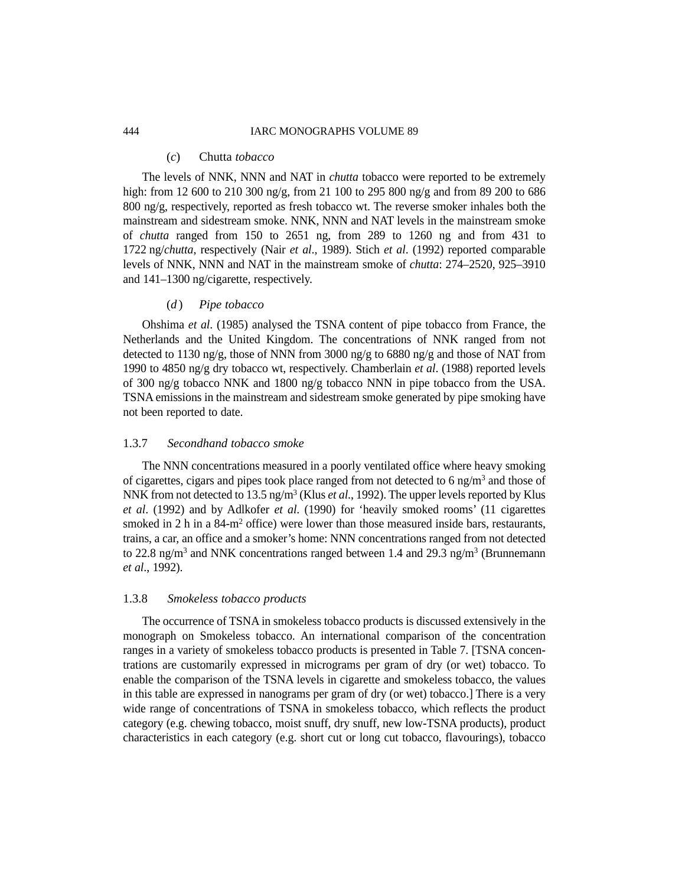#### (*c*) Chutta *tobacco*

The levels of NNK, NNN and NAT in *chutta* tobacco were reported to be extremely high: from 12 600 to 210 300 ng/g, from 21 100 to 295 800 ng/g and from 89 200 to 686 800 ng/g, respectively, reported as fresh tobacco wt. The reverse smoker inhales both the mainstream and sidestream smoke. NNK, NNN and NAT levels in the mainstream smoke of *chutta* ranged from 150 to 2651 ng, from 289 to 1260 ng and from 431 to 1722 ng/*chutta*, respectively (Nair *et al*., 1989). Stich *et al*. (1992) reported comparable levels of NNK, NNN and NAT in the mainstream smoke of *chutta*: 274–2520, 925–3910 and 141–1300 ng/cigarette, respectively.

#### (*d*) *Pipe tobacco*

Ohshima *et al*. (1985) analysed the TSNA content of pipe tobacco from France, the Netherlands and the United Kingdom. The concentrations of NNK ranged from not detected to 1130 ng/g, those of NNN from 3000 ng/g to 6880 ng/g and those of NAT from 1990 to 4850 ng/g dry tobacco wt, respectively. Chamberlain *et al*. (1988) reported levels of 300 ng/g tobacco NNK and 1800 ng/g tobacco NNN in pipe tobacco from the USA. TSNA emissions in the mainstream and sidestream smoke generated by pipe smoking have not been reported to date.

### 1.3.7 *Secondhand tobacco smoke*

The NNN concentrations measured in a poorly ventilated office where heavy smoking of cigarettes, cigars and pipes took place ranged from not detected to 6 ng/m$^3$ and those of NNK from not detected to 13.5 ng/m$^3$ (Klus *et al*., 1992). The upper levels reported by Klus *et al*. (1992) and by Adlkofer *et al.* (1990) for 'heavily smoked rooms' (11 cigarettes smoked in 2 h in a 84-m$^2$ office) were lower than those measured inside bars, restaurants, trains, a car, an office and a smoker's home: NNN concentrations ranged from not detected to 22.8 ng/m$^3$ and NNK concentrations ranged between 1.4 and 29.3 ng/m$^3$ (Brunnemann *et al*., 1992).

### 1.3.8 *Smokeless tobacco products*

The occurrence of TSNA in smokeless tobacco products is discussed extensively in the monograph on Smokeless tobacco. An international comparison of the concentration ranges in a variety of smokeless tobacco products is presented in Table 7. [TSNA concentrations are customarily expressed in micrograms per gram of dry (or wet) tobacco. To enable the comparison of the TSNA levels in cigarette and smokeless tobacco, the values in this table are expressed in nanograms per gram of dry (or wet) tobacco.] There is a very wide range of concentrations of TSNA in smokeless tobacco, which reflects the product category (e.g. chewing tobacco, moist snuff, dry snuff, new low-TSNA products), product characteristics in each category (e.g. short cut or long cut tobacco, flavourings), tobacco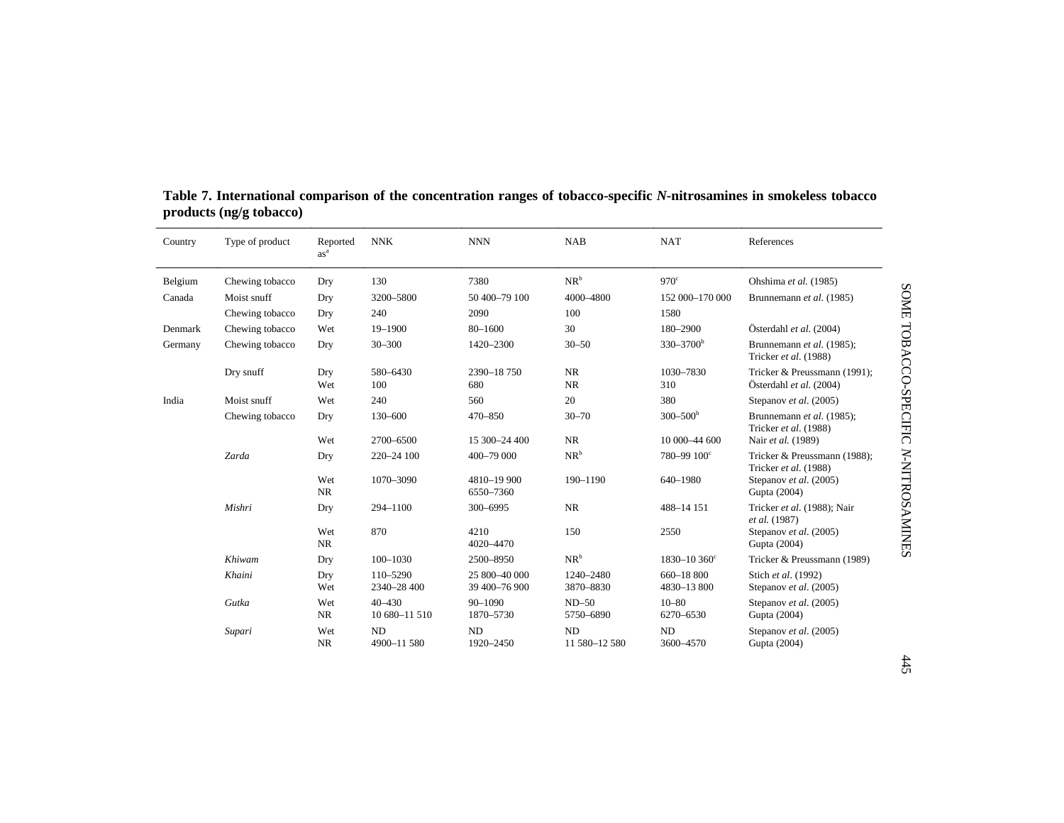**Table 7. International comparison of the concentration ranges of tobacco-specific *N*-nitrosamines in smokeless tobacco products (ng/g tobacco)**

| Country | Type of product | Reported as[a] | NNK | NNN | NAB | NAT | References |
|---|---|---|---|---|---|---|---|
| Belgium | Chewing tobacco | Dry | 130 | 7380 | NR[b] | 970[c] | Ohshima *et al.* (1985) |
| Canada | Moist snuff | Dry | 3200–5800 | 50 400–79 100 | 4000–4800 | 152 000–170 000 | Brunnemann *et al.* (1985) |
| | Chewing tobacco | Dry | 240 | 2090 | 100 | 1580 | |
| Denmark | Chewing tobacco | Wet | 19–1900 | 80–1600 | 30 | 180–2900 | Österdahl *et al.* (2004) |
| Germany | Chewing tobacco | Dry | 30–300 | 1420–2300 | 30–50 | 330–3700[b] | Brunnemann *et al.* (1985); Tricker *et al.* (1988) |
| | Dry snuff | Dry | 580–6430 | 2390–18 750 | NR | 1030–7830 | Tricker & Preussmann (1991); |
| | | Wet | 100 | 680 | NR | 310 | Österdahl *et al.* (2004) |
| India | Moist snuff | Wet | 240 | 560 | 20 | 380 | Stepanov *et al.* (2005) |
| | Chewing tobacco | Dry | 130–600 | 470–850 | 30–70 | 300–500[b] | Brunnemann *et al.* (1985); Tricker *et al.* (1988) |
| | | Wet | 2700–6500 | 15 300–24 400 | NR | 10 000–44 600 | Nair *et al.* (1989) |
| | *Zarda* | Dry | 220–24 100 | 400–79 000 | NR[b] | 780–99 100[c] | Tricker & Preussmann (1988); Tricker *et al.* (1988) |
| | | Wet | 1070–3090 | 4810–19 900 | 190–1190 | 640–1980 | Stepanov *et al.* (2005) |
| | | NR | | 6550–7360 | | | Gupta (2004) |
| | *Mishri* | Dry | 294–1100 | 300–6995 | NR | 488–14 151 | Tricker *et al.* (1988); Nair *et al.* (1987) |
| | | Wet | 870 | 4210 | 150 | 2550 | Stepanov *et al.* (2005) |
| | | NR | | 4020–4470 | | | Gupta (2004) |
| | *Khiwam* | Dry | 100–1030 | 2500–8950 | NR[b] | 1830–10 360[c] | Tricker & Preussmann (1989) |
| | *Khaini* | Dry | 110–5290 | 25 800–40 000 | 1240–2480 | 660–18 800 | Stich *et al.* (1992) |
| | | Wet | 2340–28 400 | 39 400–76 900 | 3870–8830 | 4830–13 800 | Stepanov *et al.* (2005) |
| | *Gutka* | Wet | 40–430 | 90–1090 | ND–50 | 10–80 | Stepanov *et al.* (2005) |
| | | NR | 10 680–11 510 | 1870–5730 | 5750–6890 | 6270–6530 | Gupta (2004) |
| | *Supari* | Wet | ND | ND | ND | ND | Stepanov *et al.* (2005) |
| | | NR | 4900–11 580 | 1920–2450 | 11 580–12 580 | 3600–4570 | Gupta (2004) |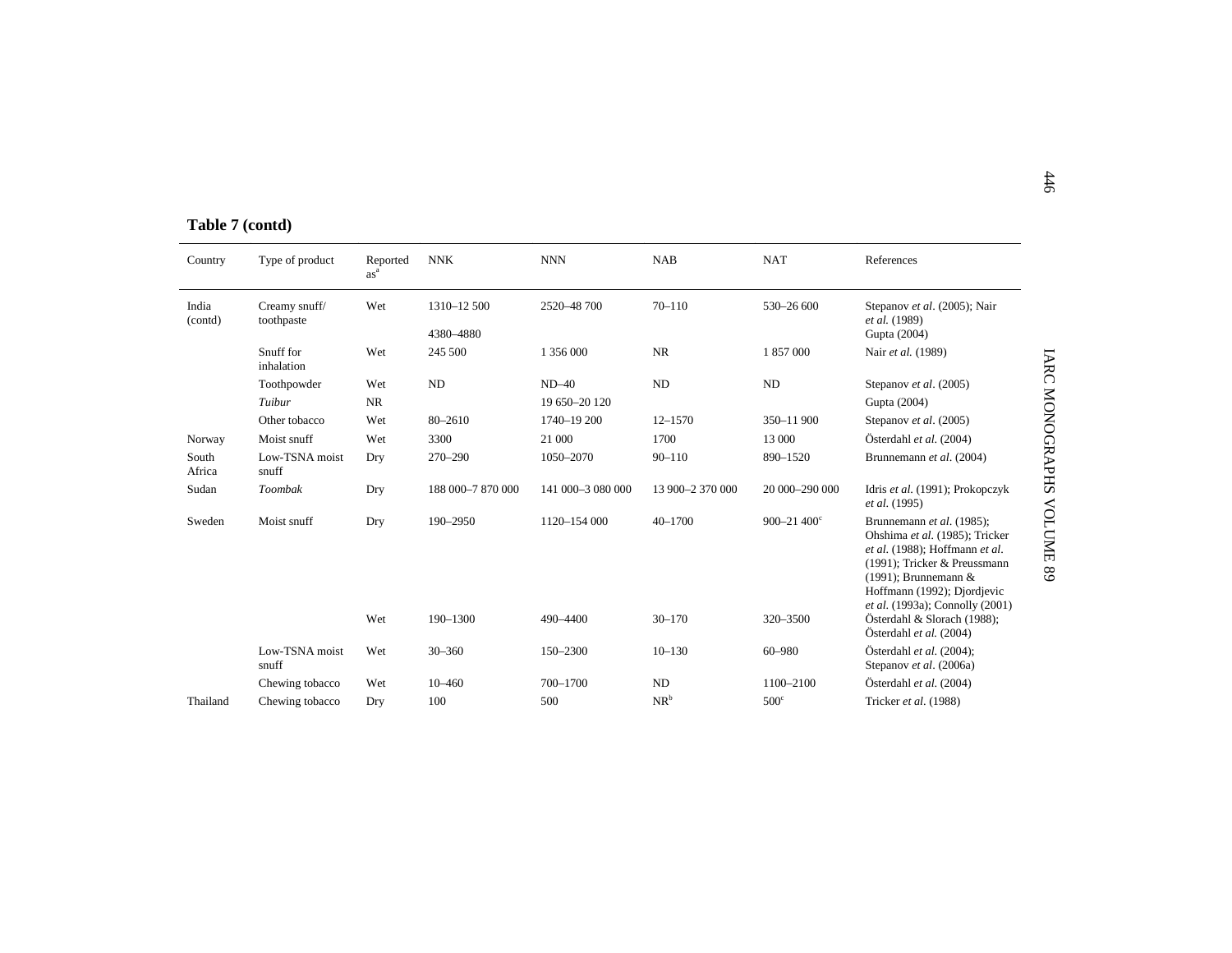**Table 7 (contd)**

| Country | Type of product | Reported as[a] | NNK | NNN | NAB | NAT | References |
|---|---|---|---|---|---|---|---|
| India (contd) | Creamy snuff/ toothpaste | Wet | 1310–12 500 | 2520–48 700 | 70–110 | 530–26 600 | Stepanov *et al*. (2005); Nair *et al.* (1989) |
| | | | 4380–4880 | | | | Gupta (2004) |
| | Snuff for inhalation | Wet | 245 500 | 1 356 000 | NR | 1 857 000 | Nair *et al.* (1989) |
| | Toothpowder | Wet | ND | ND–40 | ND | ND | Stepanov *et al*. (2005) |
| | *Tuibur* | NR | | 19 650–20 120 | | | Gupta (2004) |
| | Other tobacco | Wet | 80–2610 | 1740–19 200 | 12–1570 | 350–11 900 | Stepanov *et al*. (2005) |
| Norway | Moist snuff | Wet | 3300 | 21 000 | 1700 | 13 000 | Österdahl *et al.* (2004) |
| South Africa | Low-TSNA moist snuff | Dry | 270–290 | 1050–2070 | 90–110 | 890–1520 | Brunnemann *et al*. (2004) |
| Sudan | *Toombak* | Dry | 188 000–7 870 000 | 141 000–3 080 000 | 13 900–2 370 000 | 20 000–290 000 | Idris *et al*. (1991); Prokopczyk *et al.* (1995) |
| Sweden | Moist snuff | Dry | 190–2950 | 1120–154 000 | 40–1700 | 900–21 400[c] | Brunnemann *et al*. (1985); Ohshima *et al*. (1985); Tricker *et al*. (1988); Hoffmann *et al*. (1991); Tricker & Preussmann (1991); Brunnemann & Hoffmann (1992); Djordjevic *et al*. (1993a); Connolly (2001) |
| | | Wet | 190–1300 | 490–4400 | 30–170 | 320–3500 | Österdahl & Slorach (1988); Österdahl *et al.* (2004) |
| | Low-TSNA moist snuff | Wet | 30–360 | 150–2300 | 10–130 | 60–980 | Österdahl *et al*. (2004); Stepanov *et al*. (2006a) |
| | Chewing tobacco | Wet | 10–460 | 700–1700 | ND | 1100–2100 | Österdahl *et al.* (2004) |
| Thailand | Chewing tobacco | Dry | 100 | 500 | NR[b] | 500[c] | Tricker *et al*. (1988) |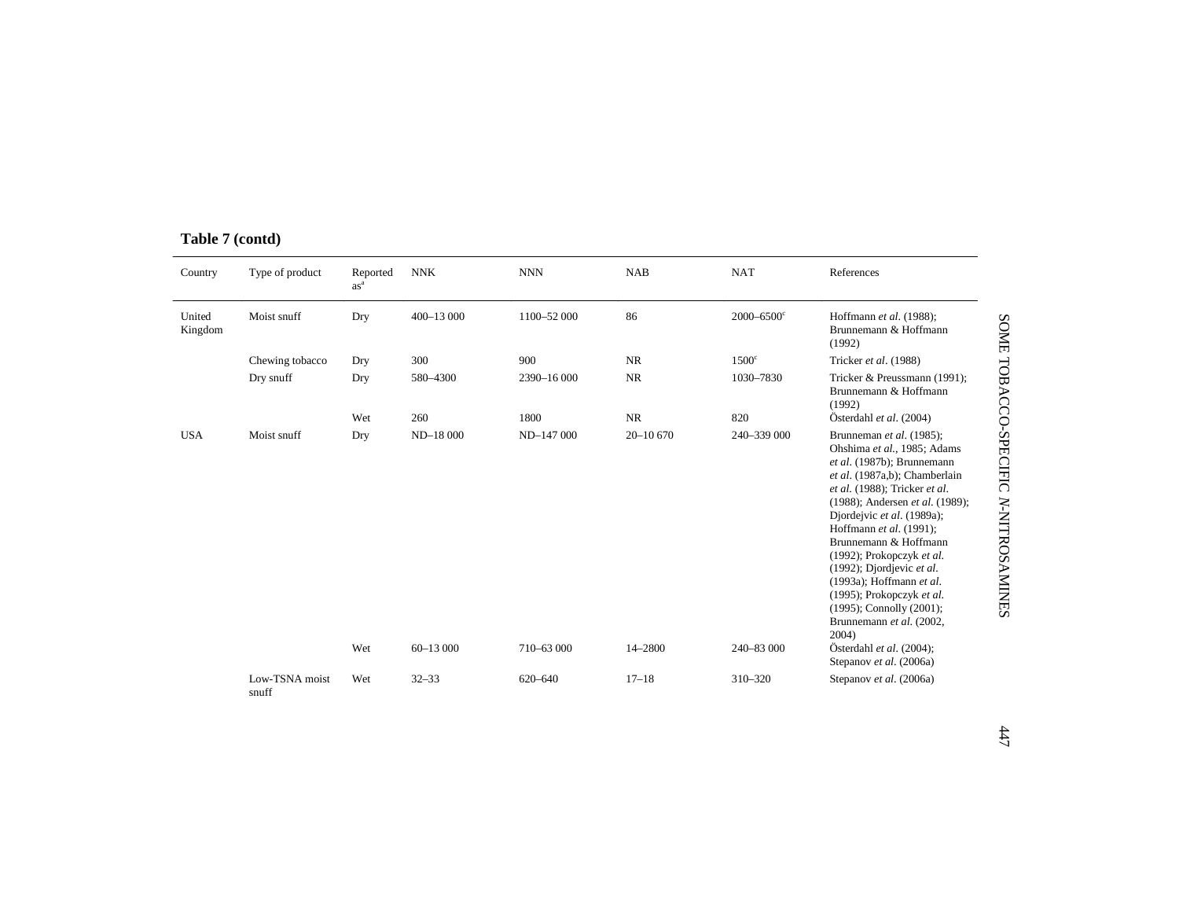**Table 7 (contd)**

| Country | Type of product | Reported as[a] | NNK | NNN | NAB | NAT | References |
|---|---|---|---|---|---|---|---|
| United Kingdom | Moist snuff | Dry | 400–13 000 | 1100–52 000 | 86 | 2000–6500[c] | Hoffmann *et al*. (1988); Brunnemann & Hoffmann (1992) |
| | Chewing tobacco | Dry | 300 | 900 | NR | 1500[c] | Tricker *et al*. (1988) |
| | Dry snuff | Dry | 580–4300 | 2390–16 000 | NR | 1030–7830 | Tricker & Preussmann (1991); Brunnemann & Hoffmann (1992) |
| | | Wet | 260 | 1800 | NR | 820 | Österdahl *et al*. (2004) |
| USA | Moist snuff | Dry | ND–18 000 | ND–147 000 | 20–10 670 | 240–339 000 | Brunneman *et al*. (1985); Ohshima *et al*., 1985; Adams *et al*. (1987b); Brunnemann *et al*. (1987a,b); Chamberlain *et al*. (1988); Tricker *et al*. (1988); Andersen *et al*. (1989); Djordejvic *et al*. (1989a); Hoffmann *et al*. (1991); Brunnemann & Hoffmann (1992); Prokopczyk *et al*. (1992); Djordjevic *et al*. (1993a); Hoffmann *et al*. (1995); Prokopczyk *et al*. (1995); Connolly (2001); Brunnemann *et al*. (2002, 2004) |
| | | Wet | 60–13 000 | 710–63 000 | 14–2800 | 240–83 000 | Österdahl *et al*. (2004); Stepanov *et al*. (2006a) |
| | Low-TSNA moist snuff | Wet | 32–33 | 620–640 | 17–18 | 310–320 | Stepanov *et al*. (2006a) |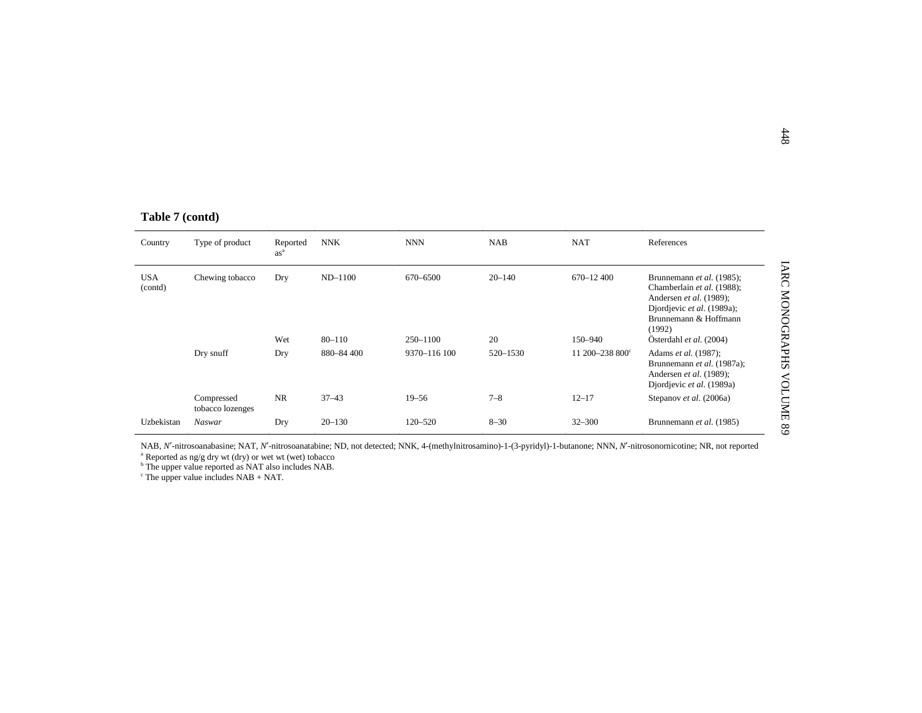**Table 7 (contd)**

| Country | Type of product | Reported as[a] | NNK | NNN | NAB | NAT | References |
|---|---|---|---|---|---|---|---|
| USA (contd) | Chewing tobacco | Dry | ND–1100 | 670–6500 | 20–140 | 670–12 400 | Brunnemann *et al.* (1985); Chamberlain *et al.* (1988); Andersen *et al.* (1989); Djordjevic *et al.* (1989a); Brunnemann & Hoffmann (1992) |
| | | Wet | 80–110 | 250–1100 | 20 | 150–940 | Österdahl *et al.* (2004) |
| | Dry snuff | Dry | 880–84 400 | 9370–116 100 | 520–1530 | 11 200–238 800[c] | Adams *et al.* (1987); Brunnemann *et al.* (1987a); Andersen *et al.* (1989); Djordjevic *et al.* (1989a) |
| | Compressed tobacco lozenges | NR | 37–43 | 19–56 | 7–8 | 12–17 | Stepanov *et al.* (2006a) |
| Uzbekistan | *Naswar* | Dry | 20–130 | 120–520 | 8–30 | 32–300 | Brunnemann *et al.* (1985) |

NAB, *N*′-nitrosoanabasine; NAT, *N*′-nitrosoanatabine; ND, not detected; NNK, 4-(methylnitrosamino)-1-(3-pyridyl)-1-butanone; NNN, *N*′-nitrosonornicotine; NR, not reported

[a] Reported as ng/g dry wt (dry) or wet wt (wet) tobacco

[b] The upper value reported as NAT also includes NAB.

[c] The upper value includes NAB + NAT.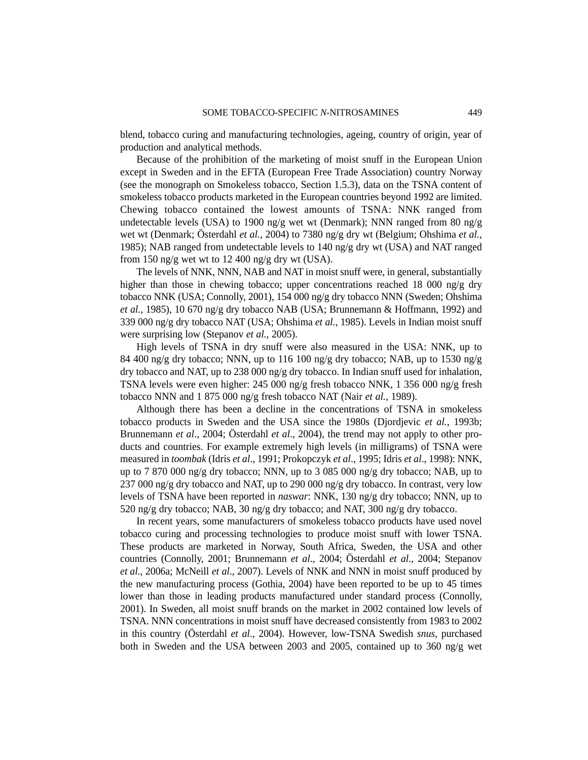blend, tobacco curing and manufacturing technologies, ageing, country of origin, year of production and analytical methods.

Because of the prohibition of the marketing of moist snuff in the European Union except in Sweden and in the EFTA (European Free Trade Association) country Norway (see the monograph on Smokeless tobacco, Section 1.5.3), data on the TSNA content of smokeless tobacco products marketed in the European countries beyond 1992 are limited. Chewing tobacco contained the lowest amounts of TSNA: NNK ranged from undetectable levels (USA) to 1900 ng/g wet wt (Denmark); NNN ranged from 80 ng/g wet wt (Denmark; Österdahl *et al.*, 2004) to 7380 ng/g dry wt (Belgium; Ohshima *et al.*, 1985); NAB ranged from undetectable levels to 140 ng/g dry wt (USA) and NAT ranged from 150 ng/g wet wt to 12 400 ng/g dry wt (USA).

The levels of NNK, NNN, NAB and NAT in moist snuff were, in general, substantially higher than those in chewing tobacco; upper concentrations reached 18 000 ng/g dry tobacco NNK (USA; Connolly, 2001), 154 000 ng/g dry tobacco NNN (Sweden; Ohshima *et al.*, 1985), 10 670 ng/g dry tobacco NAB (USA; Brunnemann & Hoffmann, 1992) and 339 000 ng/g dry tobacco NAT (USA; Ohshima *et al.*, 1985). Levels in Indian moist snuff were surprising low (Stepanov *et al.*, 2005).

High levels of TSNA in dry snuff were also measured in the USA: NNK, up to 84 400 ng/g dry tobacco; NNN, up to 116 100 ng/g dry tobacco; NAB, up to 1530 ng/g dry tobacco and NAT, up to 238 000 ng/g dry tobacco. In Indian snuff used for inhalation, TSNA levels were even higher: 245 000 ng/g fresh tobacco NNK, 1 356 000 ng/g fresh tobacco NNN and 1 875 000 ng/g fresh tobacco NAT (Nair *et al.*, 1989).

Although there has been a decline in the concentrations of TSNA in smokeless tobacco products in Sweden and the USA since the 1980s (Djordjevic *et al.*, 1993b; Brunnemann *et al*., 2004; Österdahl *et al*., 2004), the trend may not apply to other products and countries. For example extremely high levels (in milligrams) of TSNA were measured in *toombak* (Idris *et al*., 1991; Prokopczyk *et al*., 1995; Idris *et al*., 1998): NNK, up to 7 870 000 ng/g dry tobacco; NNN, up to 3 085 000 ng/g dry tobacco; NAB, up to 237 000 ng/g dry tobacco and NAT, up to 290 000 ng/g dry tobacco. In contrast, very low levels of TSNA have been reported in *naswar*: NNK, 130 ng/g dry tobacco; NNN, up to 520 ng/g dry tobacco; NAB, 30 ng/g dry tobacco; and NAT, 300 ng/g dry tobacco.

In recent years, some manufacturers of smokeless tobacco products have used novel tobacco curing and processing technologies to produce moist snuff with lower TSNA. These products are marketed in Norway, South Africa, Sweden, the USA and other countries (Connolly, 2001; Brunnemann *et al*., 2004; Österdahl *et al*., 2004; Stepanov *et al*., 2006a; McNeill *et al*., 2007). Levels of NNK and NNN in moist snuff produced by the new manufacturing process (Gothia, 2004) have been reported to be up to 45 times lower than those in leading products manufactured under standard process (Connolly, 2001). In Sweden, all moist snuff brands on the market in 2002 contained low levels of TSNA. NNN concentrations in moist snuff have decreased consistently from 1983 to 2002 in this country (Österdahl *et al*., 2004). However, low-TSNA Swedish *snus*, purchased both in Sweden and the USA between 2003 and 2005, contained up to 360 ng/g wet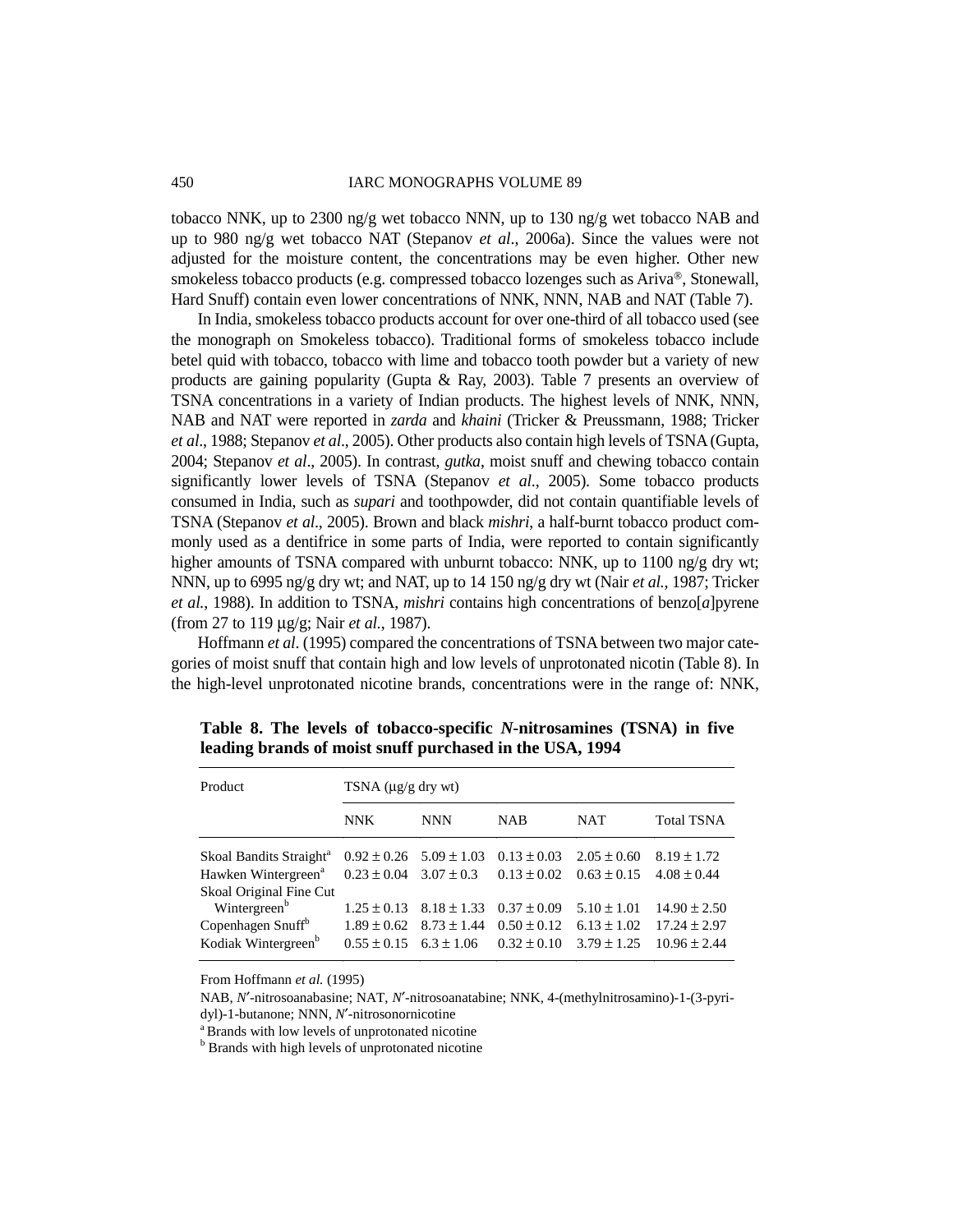tobacco NNK, up to 2300 ng/g wet tobacco NNN, up to 130 ng/g wet tobacco NAB and up to 980 ng/g wet tobacco NAT (Stepanov *et al*., 2006a). Since the values were not adjusted for the moisture content, the concentrations may be even higher. Other new smokeless tobacco products (e.g. compressed tobacco lozenges such as Ariva®, Stonewall, Hard Snuff) contain even lower concentrations of NNK, NNN, NAB and NAT (Table 7).

In India, smokeless tobacco products account for over one-third of all tobacco used (see the monograph on Smokeless tobacco). Traditional forms of smokeless tobacco include betel quid with tobacco, tobacco with lime and tobacco tooth powder but a variety of new products are gaining popularity (Gupta & Ray, 2003). Table 7 presents an overview of TSNA concentrations in a variety of Indian products. The highest levels of NNK, NNN, NAB and NAT were reported in *zarda* and *khaini* (Tricker & Preussmann, 1988; Tricker *et al*., 1988; Stepanov *et al*., 2005). Other products also contain high levels of TSNA (Gupta, 2004; Stepanov *et al*., 2005). In contrast, *gutka*, moist snuff and chewing tobacco contain significantly lower levels of TSNA (Stepanov *et al*., 2005). Some tobacco products consumed in India, such as *supari* and toothpowder, did not contain quantifiable levels of TSNA (Stepanov *et al*., 2005). Brown and black *mishri*, a half-burnt tobacco product commonly used as a dentifrice in some parts of India, were reported to contain significantly higher amounts of TSNA compared with unburnt tobacco: NNK, up to 1100 ng/g dry wt; NNN, up to 6995 ng/g dry wt; and NAT, up to 14 150 ng/g dry wt (Nair *et al.*, 1987; Tricker *et al.*, 1988). In addition to TSNA, *mishri* contains high concentrations of benzo[*a*]pyrene (from 27 to 119 μg/g; Nair *et al.*, 1987).

Hoffmann *et al*. (1995) compared the concentrations of TSNA between two major categories of moist snuff that contain high and low levels of unprotonated nicotin (Table 8). In the high-level unprotonated nicotine brands, concentrations were in the range of: NNK,

**Table 8. The levels of tobacco-specific *N*-nitrosamines (TSNA) in five leading brands of moist snuff purchased in the USA, 1994**

| Product | TSNA (μg/g dry wt) | | | | |
|---|---|---|---|---|---|
| | NNK | NNN | NAB | NAT | Total TSNA |
| Skoal Bandits Straight[a] | 0.92 ± 0.26 | 5.09 ± 1.03 | 0.13 ± 0.03 | 2.05 ± 0.60 | 8.19 ± 1.72 |
| Hawken Wintergreen[a] | 0.23 ± 0.04 | 3.07 ± 0.3 | 0.13 ± 0.02 | 0.63 ± 0.15 | 4.08 ± 0.44 |
| Skoal Original Fine Cut Wintergreen[b] | 1.25 ± 0.13 | 8.18 ± 1.33 | 0.37 ± 0.09 | 5.10 ± 1.01 | 14.90 ± 2.50 |
| Copenhagen Snuff[b] | 1.89 ± 0.62 | 8.73 ± 1.44 | 0.50 ± 0.12 | 6.13 ± 1.02 | 17.24 ± 2.97 |
| Kodiak Wintergreen[b] | 0.55 ± 0.15 | 6.3 ± 1.06 | 0.32 ± 0.10 | 3.79 ± 1.25 | 10.96 ± 2.44 |

From Hoffmann *et al.* (1995)

NAB, *N*′-nitrosoanabasine; NAT, *N*′-nitrosoanatabine; NNK, 4-(methylnitrosamino)-1-(3-pyridyl)-1-butanone; NNN, *N*′-nitrosonornicotine

[a] Brands with low levels of unprotonated nicotine

[b] Brands with high levels of unprotonated nicotine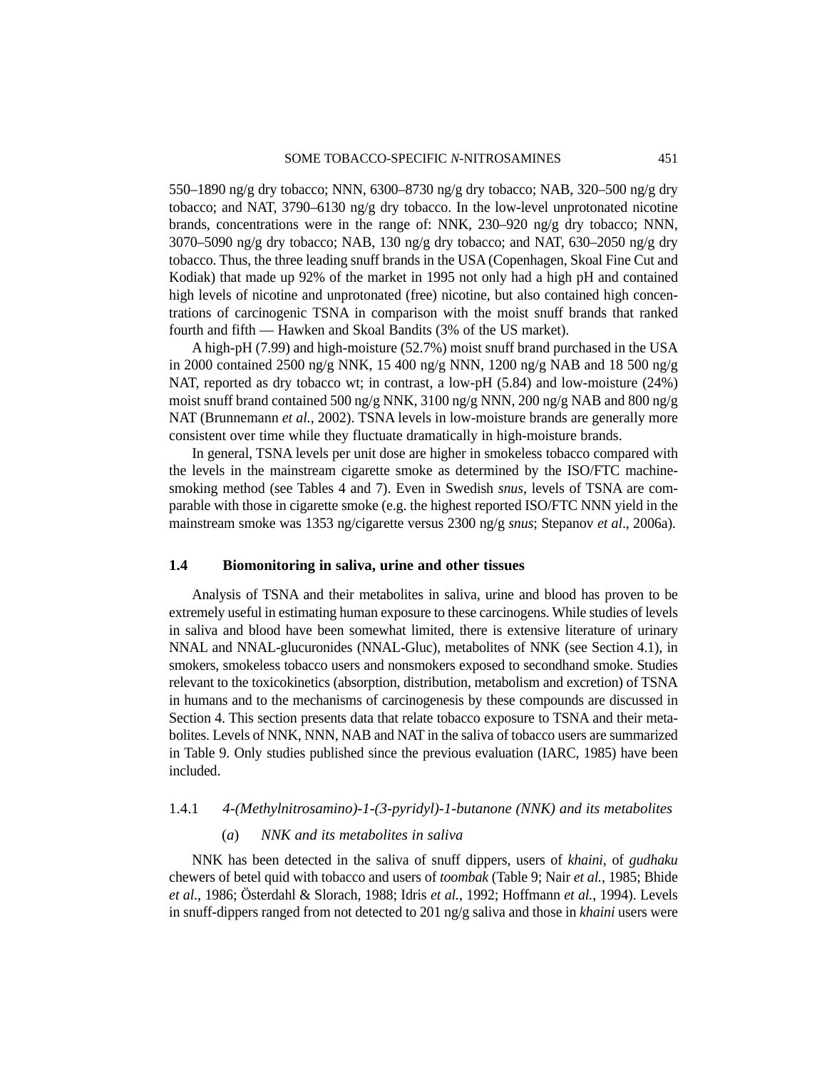550–1890 ng/g dry tobacco; NNN, 6300–8730 ng/g dry tobacco; NAB, 320–500 ng/g dry tobacco; and NAT, 3790–6130 ng/g dry tobacco. In the low-level unprotonated nicotine brands, concentrations were in the range of: NNK, 230–920 ng/g dry tobacco; NNN, 3070–5090 ng/g dry tobacco; NAB, 130 ng/g dry tobacco; and NAT, 630–2050 ng/g dry tobacco. Thus, the three leading snuff brands in the USA (Copenhagen, Skoal Fine Cut and Kodiak) that made up 92% of the market in 1995 not only had a high pH and contained high levels of nicotine and unprotonated (free) nicotine, but also contained high concentrations of carcinogenic TSNA in comparison with the moist snuff brands that ranked fourth and fifth — Hawken and Skoal Bandits (3% of the US market).

A high-pH (7.99) and high-moisture (52.7%) moist snuff brand purchased in the USA in 2000 contained 2500 ng/g NNK, 15 400 ng/g NNN, 1200 ng/g NAB and 18 500 ng/g NAT, reported as dry tobacco wt; in contrast, a low-pH (5.84) and low-moisture (24%) moist snuff brand contained 500 ng/g NNK, 3100 ng/g NNN, 200 ng/g NAB and 800 ng/g NAT (Brunnemann *et al.*, 2002). TSNA levels in low-moisture brands are generally more consistent over time while they fluctuate dramatically in high-moisture brands.

In general, TSNA levels per unit dose are higher in smokeless tobacco compared with the levels in the mainstream cigarette smoke as determined by the ISO/FTC machine-smoking method (see Tables 4 and 7). Even in Swedish *snus*, levels of TSNA are comparable with those in cigarette smoke (e.g. the highest reported ISO/FTC NNN yield in the mainstream smoke was 1353 ng/cigarette versus 2300 ng/g *snus*; Stepanov *et al*., 2006a).

### 1.4 Biomonitoring in saliva, urine and other tissues

Analysis of TSNA and their metabolites in saliva, urine and blood has proven to be extremely useful in estimating human exposure to these carcinogens. While studies of levels in saliva and blood have been somewhat limited, there is extensive literature of urinary NNAL and NNAL-glucuronides (NNAL-Gluc), metabolites of NNK (see Section 4.1), in smokers, smokeless tobacco users and nonsmokers exposed to secondhand smoke. Studies relevant to the toxicokinetics (absorption, distribution, metabolism and excretion) of TSNA in humans and to the mechanisms of carcinogenesis by these compounds are discussed in Section 4. This section presents data that relate tobacco exposure to TSNA and their metabolites. Levels of NNK, NNN, NAB and NAT in the saliva of tobacco users are summarized in Table 9. Only studies published since the previous evaluation (IARC, 1985) have been included.

#### 1.4.1 *4-(Methylnitrosamino)-1-(3-pyridyl)-1-butanone (NNK) and its metabolites*

##### (*a*) *NNK and its metabolites in saliva*

NNK has been detected in the saliva of snuff dippers, users of *khaini*, of *gudhaku* chewers of betel quid with tobacco and users of *toombak* (Table 9; Nair *et al.*, 1985; Bhide *et al.*, 1986; Österdahl & Slorach, 1988; Idris *et al.*, 1992; Hoffmann *et al.*, 1994). Levels in snuff-dippers ranged from not detected to 201 ng/g saliva and those in *khaini* users were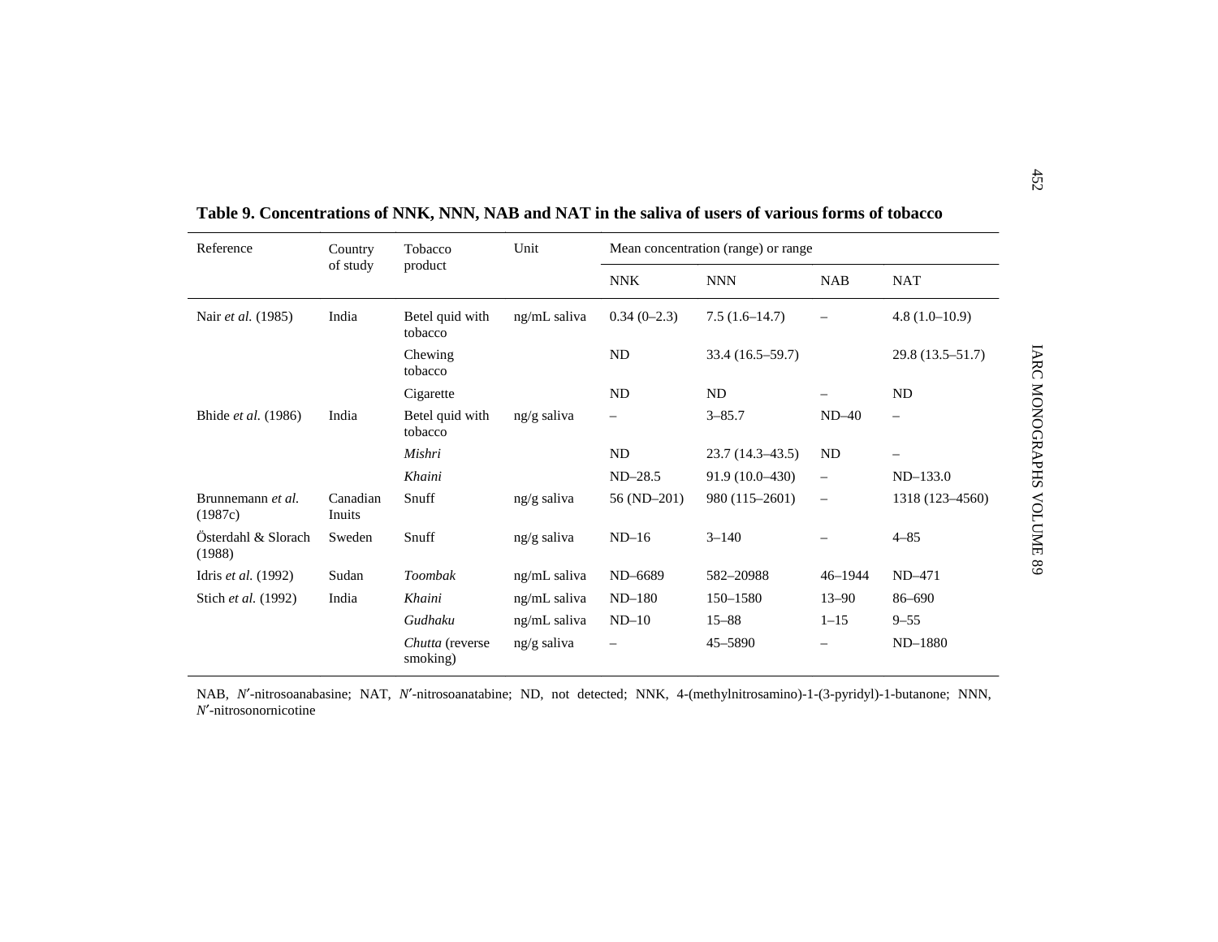**Table 9. Concentrations of NNK, NNN, NAB and NAT in the saliva of users of various forms of tobacco**

| Reference | Country of study | Tobacco product | Unit | Mean concentration (range) or range | | | |
|---|---|---|---|---|---|---|---|
| | | | | NNK | NNN | NAB | NAT |
| Nair *et al.* (1985) | India | Betel quid with tobacco | ng/mL saliva | 0.34 (0–2.3) | 7.5 (1.6–14.7) | – | 4.8 (1.0–10.9) |
| | | Chewing tobacco | | ND | 33.4 (16.5–59.7) | | 29.8 (13.5–51.7) |
| | | Cigarette | | ND | ND | – | ND |
| Bhide *et al.* (1986) | India | Betel quid with tobacco | ng/g saliva | – | 3–85.7 | ND–40 | – |
| | | *Mishri* | | ND | 23.7 (14.3–43.5) | ND | – |
| | | *Khaini* | | ND–28.5 | 91.9 (10.0–430) | – | ND–133.0 |
| Brunnemann *et al.* (1987c) | Canadian Inuits | Snuff | ng/g saliva | 56 (ND–201) | 980 (115–2601) | – | 1318 (123–4560) |
| Österdahl & Slorach (1988) | Sweden | Snuff | ng/g saliva | ND–16 | 3–140 | – | 4–85 |
| Idris *et al.* (1992) | Sudan | *Toombak* | ng/mL saliva | ND–6689 | 582–20988 | 46–1944 | ND–471 |
| Stich *et al.* (1992) | India | *Khaini* | ng/mL saliva | ND–180 | 150–1580 | 13–90 | 86–690 |
| | | *Gudhaku* | ng/mL saliva | ND–10 | 15–88 | 1–15 | 9–55 |
| | | *Chutta* (reverse smoking) | ng/g saliva | – | 45–5890 | – | ND–1880 |

NAB, *N′*-nitrosoanabasine; NAT, *N′*-nitrosoanatabine; ND, not detected; NNK, 4-(methylnitrosamino)-1-(3-pyridyl)-1-butanone; NNN, *N′*-nitrosonornicotine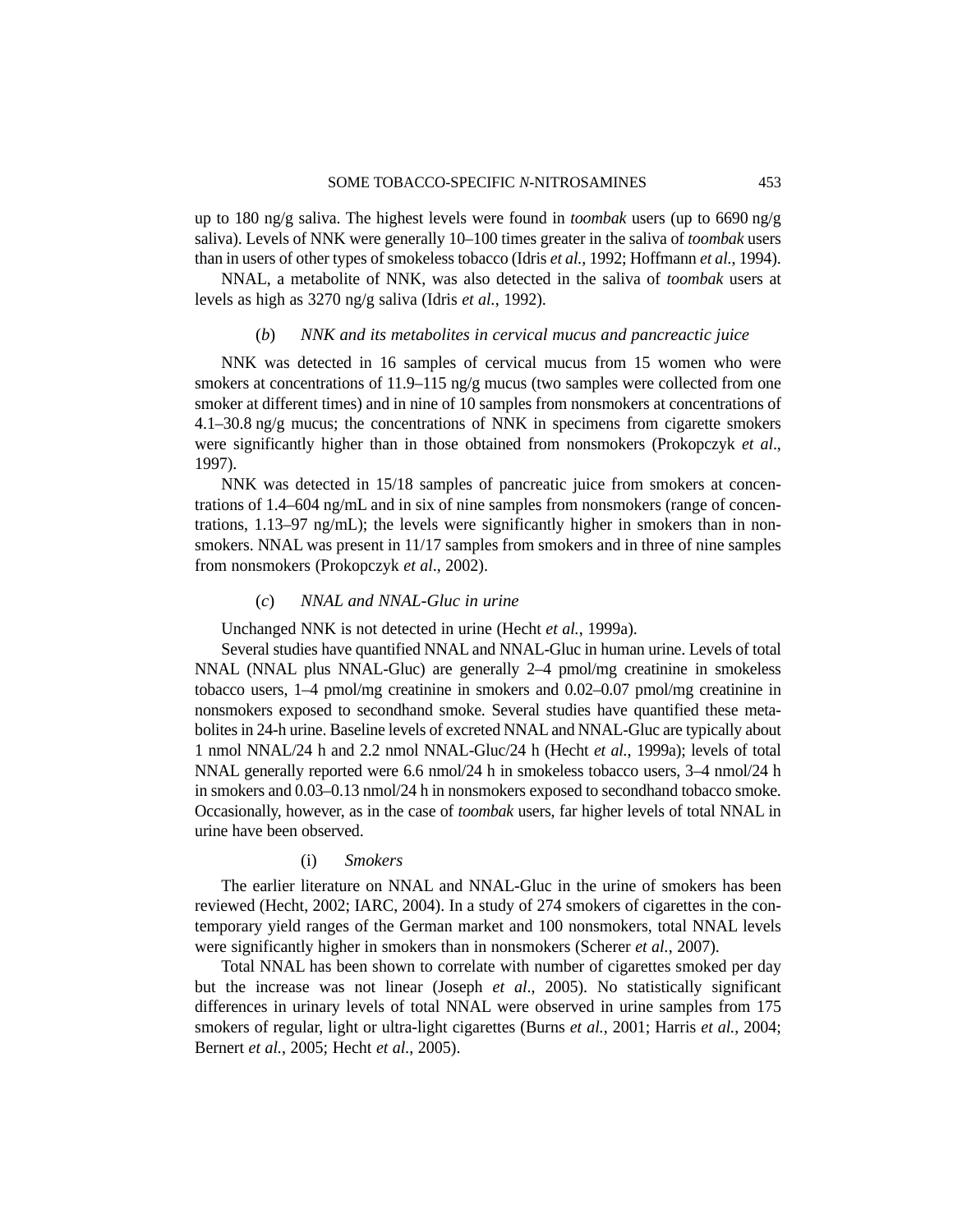up to 180 ng/g saliva. The highest levels were found in *toombak* users (up to 6690 ng/g saliva). Levels of NNK were generally 10–100 times greater in the saliva of *toombak* users than in users of other types of smokeless tobacco (Idris *et al.*, 1992; Hoffmann *et al.*, 1994).

NNAL, a metabolite of NNK, was also detected in the saliva of *toombak* users at levels as high as 3270 ng/g saliva (Idris *et al.*, 1992).

#### (*b*) *NNK and its metabolites in cervical mucus and pancreactic juice*

NNK was detected in 16 samples of cervical mucus from 15 women who were smokers at concentrations of 11.9–115 ng/g mucus (two samples were collected from one smoker at different times) and in nine of 10 samples from nonsmokers at concentrations of 4.1–30.8 ng/g mucus; the concentrations of NNK in specimens from cigarette smokers were significantly higher than in those obtained from nonsmokers (Prokopczyk *et al*., 1997).

NNK was detected in 15/18 samples of pancreatic juice from smokers at concentrations of 1.4–604 ng/mL and in six of nine samples from nonsmokers (range of concentrations, 1.13–97 ng/mL); the levels were significantly higher in smokers than in nonsmokers. NNAL was present in 11/17 samples from smokers and in three of nine samples from nonsmokers (Prokopczyk *et al*., 2002).

#### (*c*) *NNAL and NNAL-Gluc in urine*

Unchanged NNK is not detected in urine (Hecht *et al.*, 1999a).

Several studies have quantified NNAL and NNAL-Gluc in human urine. Levels of total NNAL (NNAL plus NNAL-Gluc) are generally 2–4 pmol/mg creatinine in smokeless tobacco users, 1–4 pmol/mg creatinine in smokers and 0.02–0.07 pmol/mg creatinine in nonsmokers exposed to secondhand smoke. Several studies have quantified these metabolites in 24-h urine. Baseline levels of excreted NNAL and NNAL-Gluc are typically about 1 nmol NNAL/24 h and 2.2 nmol NNAL-Gluc/24 h (Hecht *et al.*, 1999a); levels of total NNAL generally reported were 6.6 nmol/24 h in smokeless tobacco users, 3–4 nmol/24 h in smokers and 0.03–0.13 nmol/24 h in nonsmokers exposed to secondhand tobacco smoke. Occasionally, however, as in the case of *toombak* users, far higher levels of total NNAL in urine have been observed.

##### (i) *Smokers*

The earlier literature on NNAL and NNAL-Gluc in the urine of smokers has been reviewed (Hecht, 2002; IARC, 2004). In a study of 274 smokers of cigarettes in the contemporary yield ranges of the German market and 100 nonsmokers, total NNAL levels were significantly higher in smokers than in nonsmokers (Scherer *et al.*, 2007).

Total NNAL has been shown to correlate with number of cigarettes smoked per day but the increase was not linear (Joseph *et al*., 2005). No statistically significant differences in urinary levels of total NNAL were observed in urine samples from 175 smokers of regular, light or ultra-light cigarettes (Burns *et al.*, 2001; Harris *et al.*, 2004; Bernert *et al.*, 2005; Hecht *et al*., 2005).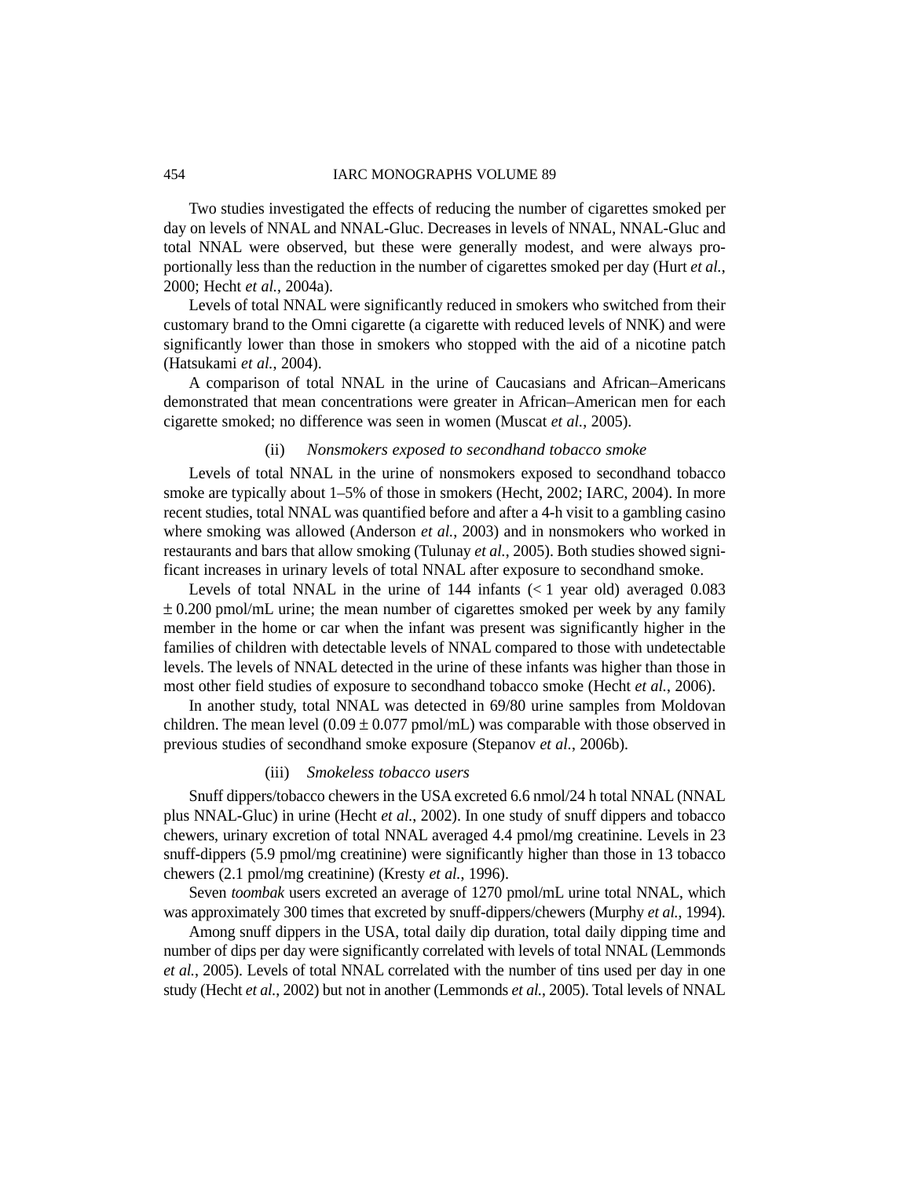Two studies investigated the effects of reducing the number of cigarettes smoked per day on levels of NNAL and NNAL-Gluc. Decreases in levels of NNAL, NNAL-Gluc and total NNAL were observed, but these were generally modest, and were always proportionally less than the reduction in the number of cigarettes smoked per day (Hurt *et al.*, 2000; Hecht *et al.*, 2004a).

Levels of total NNAL were significantly reduced in smokers who switched from their customary brand to the Omni cigarette (a cigarette with reduced levels of NNK) and were significantly lower than those in smokers who stopped with the aid of a nicotine patch (Hatsukami *et al.*, 2004).

A comparison of total NNAL in the urine of Caucasians and African–Americans demonstrated that mean concentrations were greater in African–American men for each cigarette smoked; no difference was seen in women (Muscat *et al.*, 2005).

#### (ii) *Nonsmokers exposed to secondhand tobacco smoke*

Levels of total NNAL in the urine of nonsmokers exposed to secondhand tobacco smoke are typically about 1–5% of those in smokers (Hecht, 2002; IARC, 2004). In more recent studies, total NNAL was quantified before and after a 4-h visit to a gambling casino where smoking was allowed (Anderson *et al.*, 2003) and in nonsmokers who worked in restaurants and bars that allow smoking (Tulunay *et al.*, 2005). Both studies showed significant increases in urinary levels of total NNAL after exposure to secondhand smoke.

Levels of total NNAL in the urine of 144 infants (< 1 year old) averaged 0.083 ± 0.200 pmol/mL urine; the mean number of cigarettes smoked per week by any family member in the home or car when the infant was present was significantly higher in the families of children with detectable levels of NNAL compared to those with undetectable levels. The levels of NNAL detected in the urine of these infants was higher than those in most other field studies of exposure to secondhand tobacco smoke (Hecht *et al.*, 2006).

In another study, total NNAL was detected in 69/80 urine samples from Moldovan children. The mean level (0.09 ± 0.077 pmol/mL) was comparable with those observed in previous studies of secondhand smoke exposure (Stepanov *et al.*, 2006b).

#### (iii) *Smokeless tobacco users*

Snuff dippers/tobacco chewers in the USA excreted 6.6 nmol/24 h total NNAL (NNAL plus NNAL-Gluc) in urine (Hecht *et al.*, 2002). In one study of snuff dippers and tobacco chewers, urinary excretion of total NNAL averaged 4.4 pmol/mg creatinine. Levels in 23 snuff-dippers (5.9 pmol/mg creatinine) were significantly higher than those in 13 tobacco chewers (2.1 pmol/mg creatinine) (Kresty *et al.*, 1996).

Seven *toombak* users excreted an average of 1270 pmol/mL urine total NNAL, which was approximately 300 times that excreted by snuff-dippers/chewers (Murphy *et al.*, 1994).

Among snuff dippers in the USA, total daily dip duration, total daily dipping time and number of dips per day were significantly correlated with levels of total NNAL (Lemmonds *et al.*, 2005). Levels of total NNAL correlated with the number of tins used per day in one study (Hecht *et al.*, 2002) but not in another (Lemmonds *et al.*, 2005). Total levels of NNAL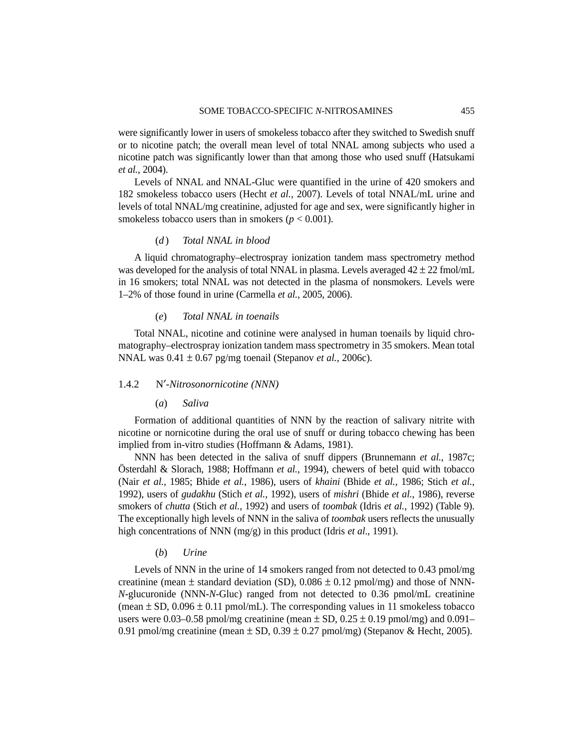were significantly lower in users of smokeless tobacco after they switched to Swedish snuff or to nicotine patch; the overall mean level of total NNAL among subjects who used a nicotine patch was significantly lower than that among those who used snuff (Hatsukami *et al.*, 2004).

Levels of NNAL and NNAL-Gluc were quantified in the urine of 420 smokers and 182 smokeless tobacco users (Hecht *et al.*, 2007). Levels of total NNAL/mL urine and levels of total NNAL/mg creatinine, adjusted for age and sex, were significantly higher in smokeless tobacco users than in smokers ($p < 0.001$).

#### (*d*) *Total NNAL in blood*

A liquid chromatography–electrospray ionization tandem mass spectrometry method was developed for the analysis of total NNAL in plasma. Levels averaged 42 ± 22 fmol/mL in 16 smokers; total NNAL was not detected in the plasma of nonsmokers. Levels were 1–2% of those found in urine (Carmella *et al.*, 2005, 2006).

#### (*e*) *Total NNAL in toenails*

Total NNAL, nicotine and cotinine were analysed in human toenails by liquid chromatography–electrospray ionization tandem mass spectrometry in 35 smokers. Mean total NNAL was 0.41 ± 0.67 pg/mg toenail (Stepanov *et al.*, 2006c).

### 1.4.2 N′*-Nitrosonornicotine (NNN)*

#### (*a*) *Saliva*

Formation of additional quantities of NNN by the reaction of salivary nitrite with nicotine or nornicotine during the oral use of snuff or during tobacco chewing has been implied from in-vitro studies (Hoffmann & Adams, 1981).

NNN has been detected in the saliva of snuff dippers (Brunnemann *et al.*, 1987c; Österdahl & Slorach, 1988; Hoffmann *et al.*, 1994), chewers of betel quid with tobacco (Nair *et al.*, 1985; Bhide *et al.*, 1986), users of *khaini* (Bhide *et al.*, 1986; Stich *et al.*, 1992), users of *gudakhu* (Stich *et al.*, 1992), users of *mishri* (Bhide *et al.*, 1986), reverse smokers of *chutta* (Stich *et al.*, 1992) and users of *toombak* (Idris *et al.*, 1992) (Table 9). The exceptionally high levels of NNN in the saliva of *toombak* users reflects the unusually high concentrations of NNN (mg/g) in this product (Idris *et al*., 1991).

#### (*b*) *Urine*

Levels of NNN in the urine of 14 smokers ranged from not detected to 0.43 pmol/mg creatinine (mean ± standard deviation (SD), 0.086 ± 0.12 pmol/mg) and those of NNN-*N*-glucuronide (NNN-*N*-Gluc) ranged from not detected to 0.36 pmol/mL creatinine (mean ± SD, 0.096 ± 0.11 pmol/mL). The corresponding values in 11 smokeless tobacco users were 0.03–0.58 pmol/mg creatinine (mean ± SD, 0.25 ± 0.19 pmol/mg) and 0.091–0.91 pmol/mg creatinine (mean ± SD, 0.39 ± 0.27 pmol/mg) (Stepanov & Hecht, 2005).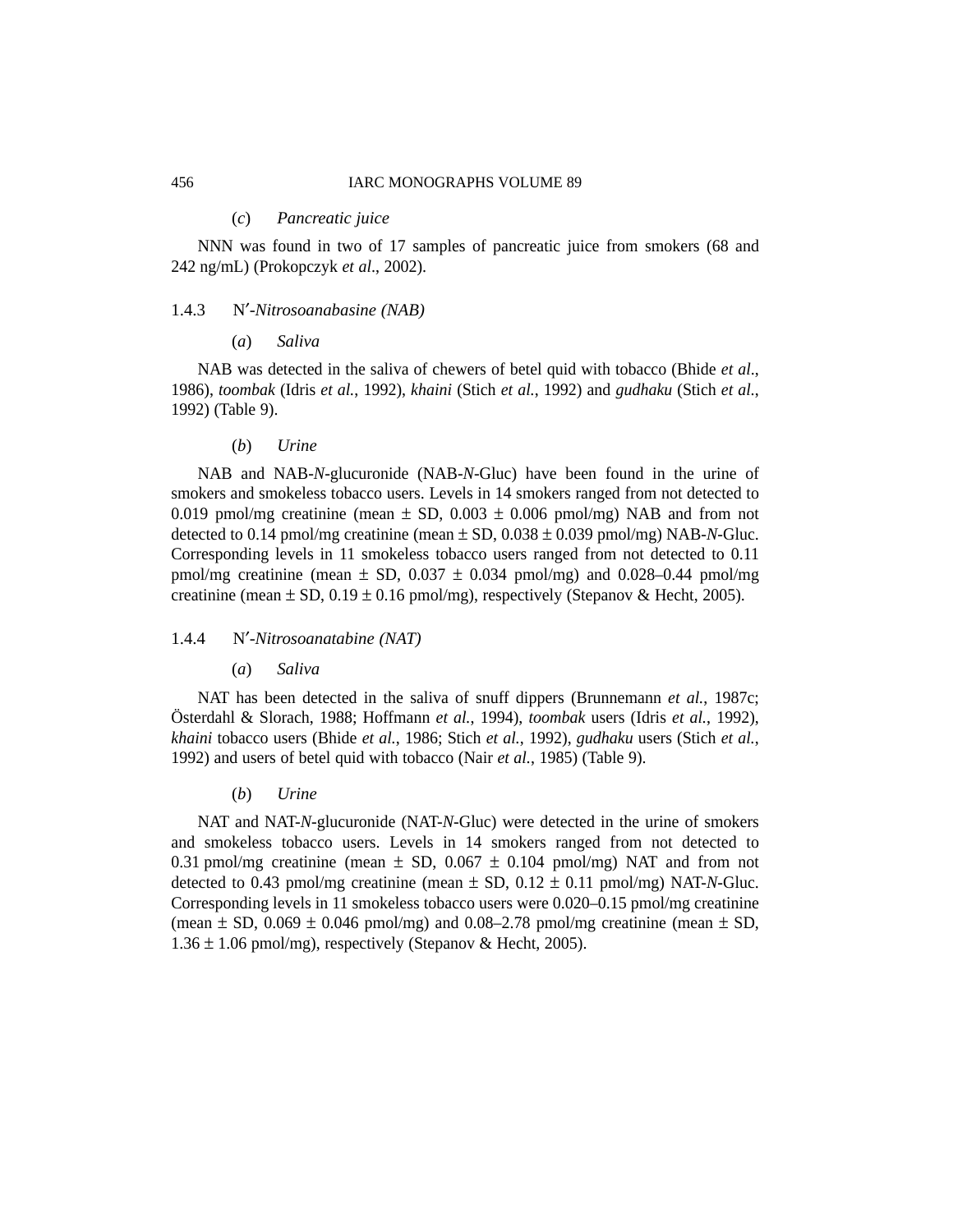#### (*c*) *Pancreatic juice*

NNN was found in two of 17 samples of pancreatic juice from smokers (68 and 242 ng/mL) (Prokopczyk *et al*., 2002).

### 1.4.3 N′*-Nitrosoanabasine (NAB)*

#### (*a*) *Saliva*

NAB was detected in the saliva of chewers of betel quid with tobacco (Bhide *et al*., 1986), *toombak* (Idris *et al.*, 1992), *khaini* (Stich *et al.*, 1992) and *gudhaku* (Stich *et al.*, 1992) (Table 9).

#### (*b*) *Urine*

NAB and NAB-*N*-glucuronide (NAB-*N*-Gluc) have been found in the urine of smokers and smokeless tobacco users. Levels in 14 smokers ranged from not detected to 0.019 pmol/mg creatinine (mean ± SD, 0.003 ± 0.006 pmol/mg) NAB and from not detected to 0.14 pmol/mg creatinine (mean ± SD, 0.038 ± 0.039 pmol/mg) NAB-*N*-Gluc. Corresponding levels in 11 smokeless tobacco users ranged from not detected to 0.11 pmol/mg creatinine (mean ± SD, 0.037 ± 0.034 pmol/mg) and 0.028–0.44 pmol/mg creatinine (mean ± SD, 0.19 ± 0.16 pmol/mg), respectively (Stepanov & Hecht, 2005).

### 1.4.4 N′*-Nitrosoanatabine (NAT)*

#### (*a*) *Saliva*

NAT has been detected in the saliva of snuff dippers (Brunnemann *et al.*, 1987c; Österdahl & Slorach, 1988; Hoffmann *et al.*, 1994), *toombak* users (Idris *et al.*, 1992), *khaini* tobacco users (Bhide *et al.*, 1986; Stich *et al.*, 1992), *gudhaku* users (Stich *et al.*, 1992) and users of betel quid with tobacco (Nair *et al.*, 1985) (Table 9).

#### (*b*) *Urine*

NAT and NAT-*N*-glucuronide (NAT-*N*-Gluc) were detected in the urine of smokers and smokeless tobacco users. Levels in 14 smokers ranged from not detected to 0.31 pmol/mg creatinine (mean ± SD, 0.067 ± 0.104 pmol/mg) NAT and from not detected to 0.43 pmol/mg creatinine (mean ± SD, 0.12 ± 0.11 pmol/mg) NAT-*N*-Gluc. Corresponding levels in 11 smokeless tobacco users were 0.020–0.15 pmol/mg creatinine (mean ± SD, 0.069 ± 0.046 pmol/mg) and 0.08–2.78 pmol/mg creatinine (mean ± SD, 1.36 ± 1.06 pmol/mg), respectively (Stepanov & Hecht, 2005).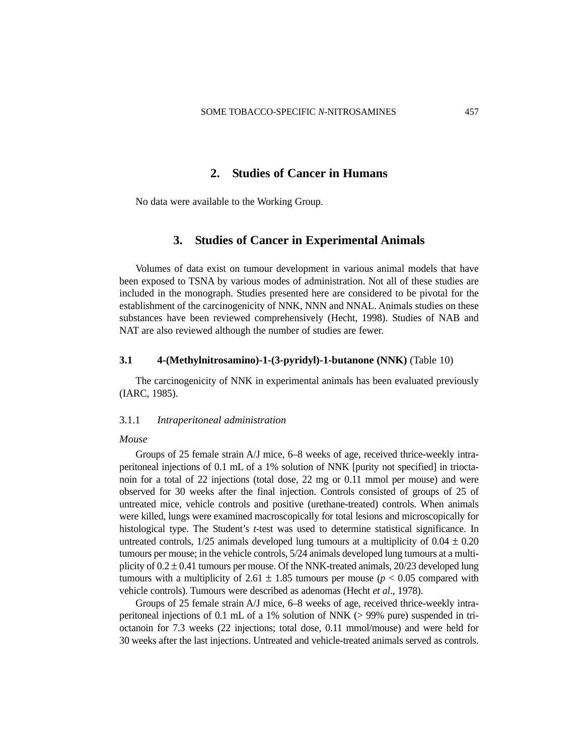## 2. Studies of Cancer in Humans

No data were available to the Working Group.

## 3. Studies of Cancer in Experimental Animals

Volumes of data exist on tumour development in various animal models that have been exposed to TSNA by various modes of administration. Not all of these studies are included in the monograph. Studies presented here are considered to be pivotal for the establishment of the carcinogenicity of NNK, NNN and NNAL. Animals studies on these substances have been reviewed comprehensively (Hecht, 1998). Studies of NAB and NAT are also reviewed although the number of studies are fewer.

### 3.1 4-(Methylnitrosamino)-1-(3-pyridyl)-1-butanone (NNK) (Table 10)

The carcinogenicity of NNK in experimental animals has been evaluated previously (IARC, 1985).

#### 3.1.1 *Intraperitoneal administration*

*Mouse*

Groups of 25 female strain A/J mice, 6–8 weeks of age, received thrice-weekly intraperitoneal injections of 0.1 mL of a 1% solution of NNK [purity not specified] in trioctanoin for a total of 22 injections (total dose, 22 mg or 0.11 mmol per mouse) and were observed for 30 weeks after the final injection. Controls consisted of groups of 25 of untreated mice, vehicle controls and positive (urethane-treated) controls. When animals were killed, lungs were examined macroscopically for total lesions and microscopically for histological type. The Student's *t*-test was used to determine statistical significance. In untreated controls, 1/25 animals developed lung tumours at a multiplicity of $0.04 \pm 0.20$ tumours per mouse; in the vehicle controls, 5/24 animals developed lung tumours at a multiplicity of $0.2 \pm 0.41$ tumours per mouse. Of the NNK-treated animals, 20/23 developed lung tumours with a multiplicity of $2.61 \pm 1.85$ tumours per mouse ($p < 0.05$ compared with vehicle controls). Tumours were described as adenomas (Hecht *et al*., 1978).

Groups of 25 female strain A/J mice, 6–8 weeks of age, received thrice-weekly intraperitoneal injections of 0.1 mL of a 1% solution of NNK (> 99% pure) suspended in trioctanoin for 7.3 weeks (22 injections; total dose, 0.11 mmol/mouse) and were held for 30 weeks after the last injections. Untreated and vehicle-treated animals served as controls.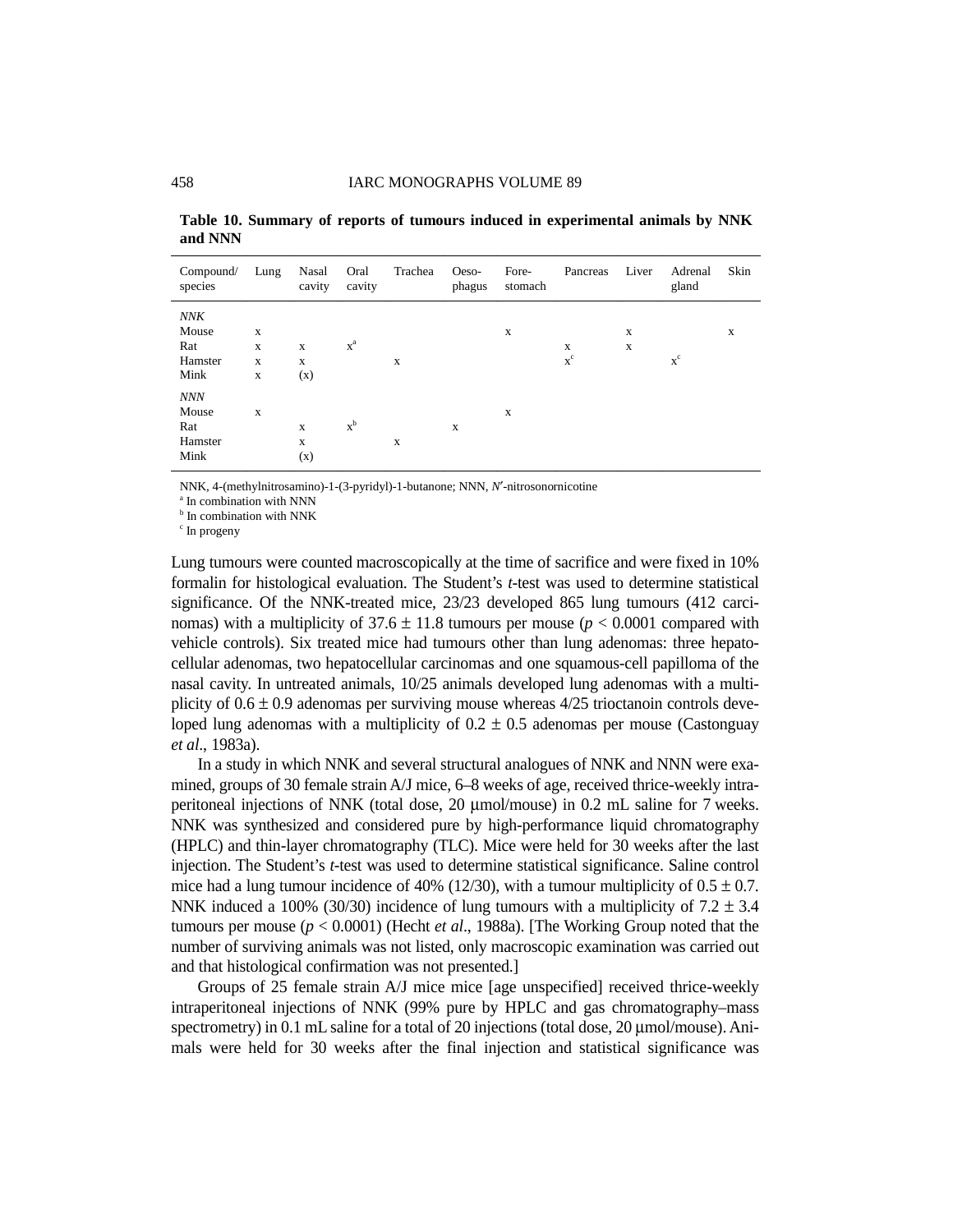**Table 10. Summary of reports of tumours induced in experimental animals by NNK and NNN**

| Compound/ species | Lung | Nasal cavity | Oral cavity | Trachea | Oeso-phagus | Fore-stomach | Pancreas | Liver | Adrenal gland | Skin |
|---|---|---|---|---|---|---|---|---|---|---|
| *NNK* | | | | | | | | | | |
| Mouse | x | | | | | x | | x | | x |
| Rat | x | x | x[a] | | | | x | x | | |
| Hamster | x | x | | x | | | x[c] | | x[c] | |
| Mink | x | (x) | | | | | | | | |
| *NNN* | | | | | | | | | | |
| Mouse | x | | | | | x | | | | |
| Rat | | x | x[b] | | x | | | | | |
| Hamster | | x | | x | | | | | | |
| Mink | | (x) | | | | | | | | |

NNK, 4-(methylnitrosamino)-1-(3-pyridyl)-1-butanone; NNN, *N′*-nitrosonornicotine
[a] In combination with NNN
[b] In combination with NNK
[c] In progeny

Lung tumours were counted macroscopically at the time of sacrifice and were fixed in 10% formalin for histological evaluation. The Student's *t*-test was used to determine statistical significance. Of the NNK-treated mice, 23/23 developed 865 lung tumours (412 carcinomas) with a multiplicity of $37.6 \pm 11.8$ tumours per mouse ($p < 0.0001$ compared with vehicle controls). Six treated mice had tumours other than lung adenomas: three hepatocellular adenomas, two hepatocellular carcinomas and one squamous-cell papilloma of the nasal cavity. In untreated animals, 10/25 animals developed lung adenomas with a multiplicity of $0.6 \pm 0.9$ adenomas per surviving mouse whereas 4/25 trioctanoin controls developed lung adenomas with a multiplicity of $0.2 \pm 0.5$ adenomas per mouse (Castonguay *et al*., 1983a).

In a study in which NNK and several structural analogues of NNK and NNN were examined, groups of 30 female strain A/J mice, 6–8 weeks of age, received thrice-weekly intraperitoneal injections of NNK (total dose, 20 μmol/mouse) in 0.2 mL saline for 7 weeks. NNK was synthesized and considered pure by high-performance liquid chromatography (HPLC) and thin-layer chromatography (TLC). Mice were held for 30 weeks after the last injection. The Student's *t*-test was used to determine statistical significance. Saline control mice had a lung tumour incidence of 40% (12/30), with a tumour multiplicity of $0.5 \pm 0.7$. NNK induced a 100% (30/30) incidence of lung tumours with a multiplicity of $7.2 \pm 3.4$ tumours per mouse ($p < 0.0001$) (Hecht *et al*., 1988a). [The Working Group noted that the number of surviving animals was not listed, only macroscopic examination was carried out and that histological confirmation was not presented.]

Groups of 25 female strain A/J mice mice [age unspecified] received thrice-weekly intraperitoneal injections of NNK (99% pure by HPLC and gas chromatography–mass spectrometry) in 0.1 mL saline for a total of 20 injections (total dose, 20 μmol/mouse). Animals were held for 30 weeks after the final injection and statistical significance was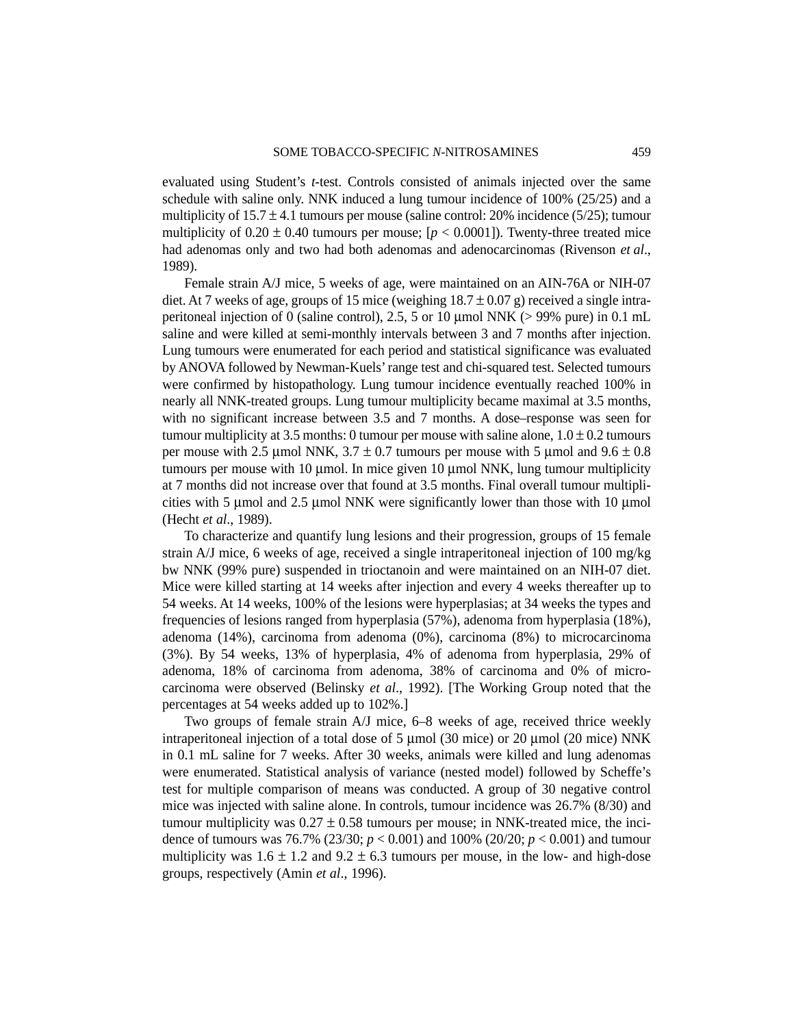evaluated using Student's *t*-test. Controls consisted of animals injected over the same schedule with saline only. NNK induced a lung tumour incidence of 100% (25/25) and a multiplicity of $15.7 \pm 4.1$ tumours per mouse (saline control: 20% incidence (5/25); tumour multiplicity of $0.20 \pm 0.40$ tumours per mouse; [$p < 0.0001$]). Twenty-three treated mice had adenomas only and two had both adenomas and adenocarcinomas (Rivenson *et al*., 1989).

Female strain A/J mice, 5 weeks of age, were maintained on an AIN-76A or NIH-07 diet. At 7 weeks of age, groups of 15 mice (weighing $18.7 \pm 0.07$ g) received a single intraperitoneal injection of 0 (saline control), 2.5, 5 or 10 μmol NNK (> 99% pure) in 0.1 mL saline and were killed at semi-monthly intervals between 3 and 7 months after injection. Lung tumours were enumerated for each period and statistical significance was evaluated by ANOVA followed by Newman-Kuels' range test and chi-squared test. Selected tumours were confirmed by histopathology. Lung tumour incidence eventually reached 100% in nearly all NNK-treated groups. Lung tumour multiplicity became maximal at 3.5 months, with no significant increase between 3.5 and 7 months. A dose–response was seen for tumour multiplicity at 3.5 months: 0 tumour per mouse with saline alone, $1.0 \pm 0.2$ tumours per mouse with 2.5 μmol NNK, $3.7 \pm 0.7$ tumours per mouse with 5 μmol and $9.6 \pm 0.8$ tumours per mouse with 10 μmol. In mice given 10 μmol NNK, lung tumour multiplicity at 7 months did not increase over that found at 3.5 months. Final overall tumour multiplicities with 5 μmol and 2.5 μmol NNK were significantly lower than those with 10 μmol (Hecht *et al*., 1989).

To characterize and quantify lung lesions and their progression, groups of 15 female strain A/J mice, 6 weeks of age, received a single intraperitoneal injection of 100 mg/kg bw NNK (99% pure) suspended in trioctanoin and were maintained on an NIH-07 diet. Mice were killed starting at 14 weeks after injection and every 4 weeks thereafter up to 54 weeks. At 14 weeks, 100% of the lesions were hyperplasias; at 34 weeks the types and frequencies of lesions ranged from hyperplasia (57%), adenoma from hyperplasia (18%), adenoma (14%), carcinoma from adenoma (0%), carcinoma (8%) to microcarcinoma (3%). By 54 weeks, 13% of hyperplasia, 4% of adenoma from hyperplasia, 29% of adenoma, 18% of carcinoma from adenoma, 38% of carcinoma and 0% of microcarcinoma were observed (Belinsky *et al*., 1992). [The Working Group noted that the percentages at 54 weeks added up to 102%.]

Two groups of female strain A/J mice, 6–8 weeks of age, received thrice weekly intraperitoneal injection of a total dose of 5 μmol (30 mice) or 20 μmol (20 mice) NNK in 0.1 mL saline for 7 weeks. After 30 weeks, animals were killed and lung adenomas were enumerated. Statistical analysis of variance (nested model) followed by Scheffe's test for multiple comparison of means was conducted. A group of 30 negative control mice was injected with saline alone. In controls, tumour incidence was 26.7% (8/30) and tumour multiplicity was $0.27 \pm 0.58$ tumours per mouse; in NNK-treated mice, the incidence of tumours was 76.7% (23/30; $p < 0.001$) and 100% (20/20; $p < 0.001$) and tumour multiplicity was $1.6 \pm 1.2$ and $9.2 \pm 6.3$ tumours per mouse, in the low- and high-dose groups, respectively (Amin *et al*., 1996).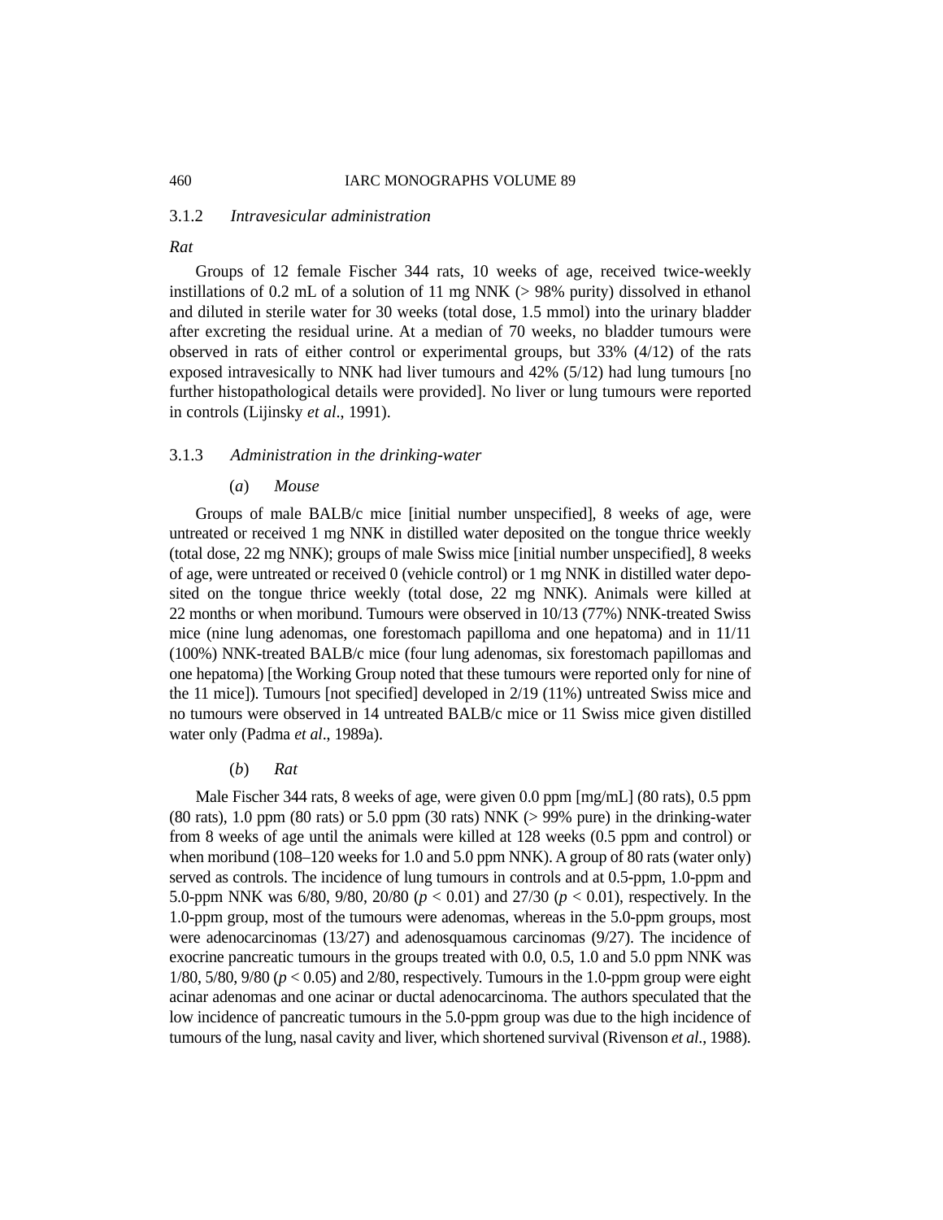### 3.1.2 *Intravesicular administration*

*Rat*

Groups of 12 female Fischer 344 rats, 10 weeks of age, received twice-weekly instillations of 0.2 mL of a solution of 11 mg NNK (> 98% purity) dissolved in ethanol and diluted in sterile water for 30 weeks (total dose, 1.5 mmol) into the urinary bladder after excreting the residual urine. At a median of 70 weeks, no bladder tumours were observed in rats of either control or experimental groups, but 33% (4/12) of the rats exposed intravesically to NNK had liver tumours and 42% (5/12) had lung tumours [no further histopathological details were provided]. No liver or lung tumours were reported in controls (Lijinsky *et al*., 1991).

### 3.1.3 *Administration in the drinking-water*

#### (*a*) *Mouse*

Groups of male BALB/c mice [initial number unspecified], 8 weeks of age, were untreated or received 1 mg NNK in distilled water deposited on the tongue thrice weekly (total dose, 22 mg NNK); groups of male Swiss mice [initial number unspecified], 8 weeks of age, were untreated or received 0 (vehicle control) or 1 mg NNK in distilled water deposited on the tongue thrice weekly (total dose, 22 mg NNK). Animals were killed at 22 months or when moribund. Tumours were observed in 10/13 (77%) NNK-treated Swiss mice (nine lung adenomas, one forestomach papilloma and one hepatoma) and in 11/11 (100%) NNK-treated BALB/c mice (four lung adenomas, six forestomach papillomas and one hepatoma) [the Working Group noted that these tumours were reported only for nine of the 11 mice]). Tumours [not specified] developed in 2/19 (11%) untreated Swiss mice and no tumours were observed in 14 untreated BALB/c mice or 11 Swiss mice given distilled water only (Padma *et al*., 1989a).

#### (*b*) *Rat*

Male Fischer 344 rats, 8 weeks of age, were given 0.0 ppm [mg/mL] (80 rats), 0.5 ppm (80 rats), 1.0 ppm (80 rats) or 5.0 ppm (30 rats) NNK (> 99% pure) in the drinking-water from 8 weeks of age until the animals were killed at 128 weeks (0.5 ppm and control) or when moribund (108–120 weeks for 1.0 and 5.0 ppm NNK). A group of 80 rats (water only) served as controls. The incidence of lung tumours in controls and at 0.5-ppm, 1.0-ppm and 5.0-ppm NNK was 6/80, 9/80, 20/80 ($p < 0.01$) and 27/30 ($p < 0.01$), respectively. In the 1.0-ppm group, most of the tumours were adenomas, whereas in the 5.0-ppm groups, most were adenocarcinomas (13/27) and adenosquamous carcinomas (9/27). The incidence of exocrine pancreatic tumours in the groups treated with 0.0, 0.5, 1.0 and 5.0 ppm NNK was 1/80, 5/80, 9/80 ($p < 0.05$) and 2/80, respectively. Tumours in the 1.0-ppm group were eight acinar adenomas and one acinar or ductal adenocarcinoma. The authors speculated that the low incidence of pancreatic tumours in the 5.0-ppm group was due to the high incidence of tumours of the lung, nasal cavity and liver, which shortened survival (Rivenson *et al*., 1988).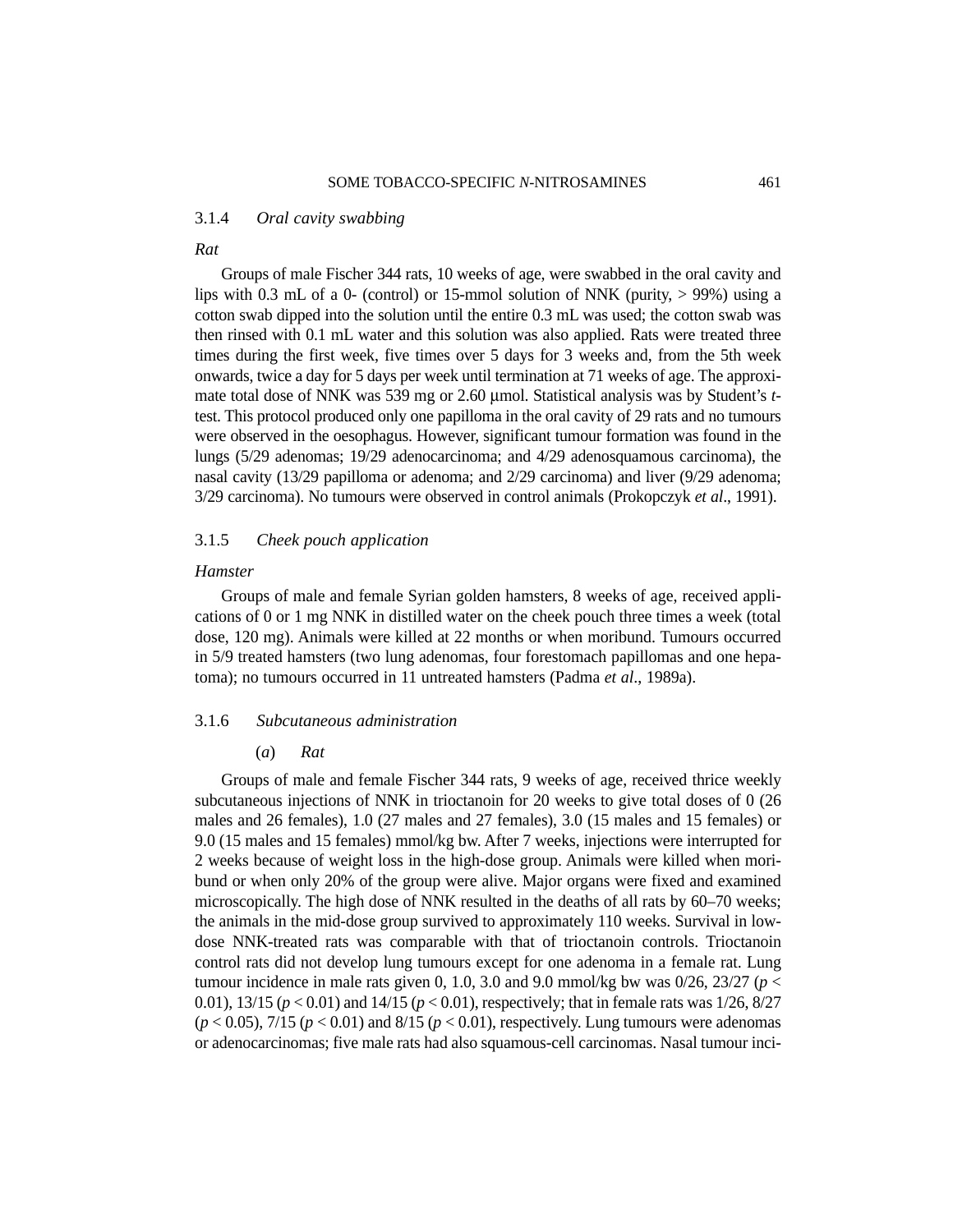### 3.1.4 *Oral cavity swabbing*

*Rat*

Groups of male Fischer 344 rats, 10 weeks of age, were swabbed in the oral cavity and lips with 0.3 mL of a 0- (control) or 15-mmol solution of NNK (purity, > 99%) using a cotton swab dipped into the solution until the entire 0.3 mL was used; the cotton swab was then rinsed with 0.1 mL water and this solution was also applied. Rats were treated three times during the first week, five times over 5 days for 3 weeks and, from the 5th week onwards, twice a day for 5 days per week until termination at 71 weeks of age. The approximate total dose of NNK was 539 mg or 2.60 μmol. Statistical analysis was by Student's *t*-test. This protocol produced only one papilloma in the oral cavity of 29 rats and no tumours were observed in the oesophagus. However, significant tumour formation was found in the lungs (5/29 adenomas; 19/29 adenocarcinoma; and 4/29 adenosquamous carcinoma), the nasal cavity (13/29 papilloma or adenoma; and 2/29 carcinoma) and liver (9/29 adenoma; 3/29 carcinoma). No tumours were observed in control animals (Prokopczyk *et al*., 1991).

### 3.1.5 *Cheek pouch application*

*Hamster*

Groups of male and female Syrian golden hamsters, 8 weeks of age, received applications of 0 or 1 mg NNK in distilled water on the cheek pouch three times a week (total dose, 120 mg). Animals were killed at 22 months or when moribund. Tumours occurred in 5/9 treated hamsters (two lung adenomas, four forestomach papillomas and one hepatoma); no tumours occurred in 11 untreated hamsters (Padma *et al*., 1989a).

### 3.1.6 *Subcutaneous administration*

#### (*a*) *Rat*

Groups of male and female Fischer 344 rats, 9 weeks of age, received thrice weekly subcutaneous injections of NNK in trioctanoin for 20 weeks to give total doses of 0 (26 males and 26 females), 1.0 (27 males and 27 females), 3.0 (15 males and 15 females) or 9.0 (15 males and 15 females) mmol/kg bw. After 7 weeks, injections were interrupted for 2 weeks because of weight loss in the high-dose group. Animals were killed when moribund or when only 20% of the group were alive. Major organs were fixed and examined microscopically. The high dose of NNK resulted in the deaths of all rats by 60–70 weeks; the animals in the mid-dose group survived to approximately 110 weeks. Survival in low-dose NNK-treated rats was comparable with that of trioctanoin controls. Trioctanoin control rats did not develop lung tumours except for one adenoma in a female rat. Lung tumour incidence in male rats given 0, 1.0, 3.0 and 9.0 mmol/kg bw was 0/26, 23/27 ($p < 0.01$), 13/15 ($p < 0.01$) and 14/15 ($p < 0.01$), respectively; that in female rats was 1/26, 8/27 ($p < 0.05$), 7/15 ($p < 0.01$) and 8/15 ($p < 0.01$), respectively. Lung tumours were adenomas or adenocarcinomas; five male rats had also squamous-cell carcinomas. Nasal tumour inci-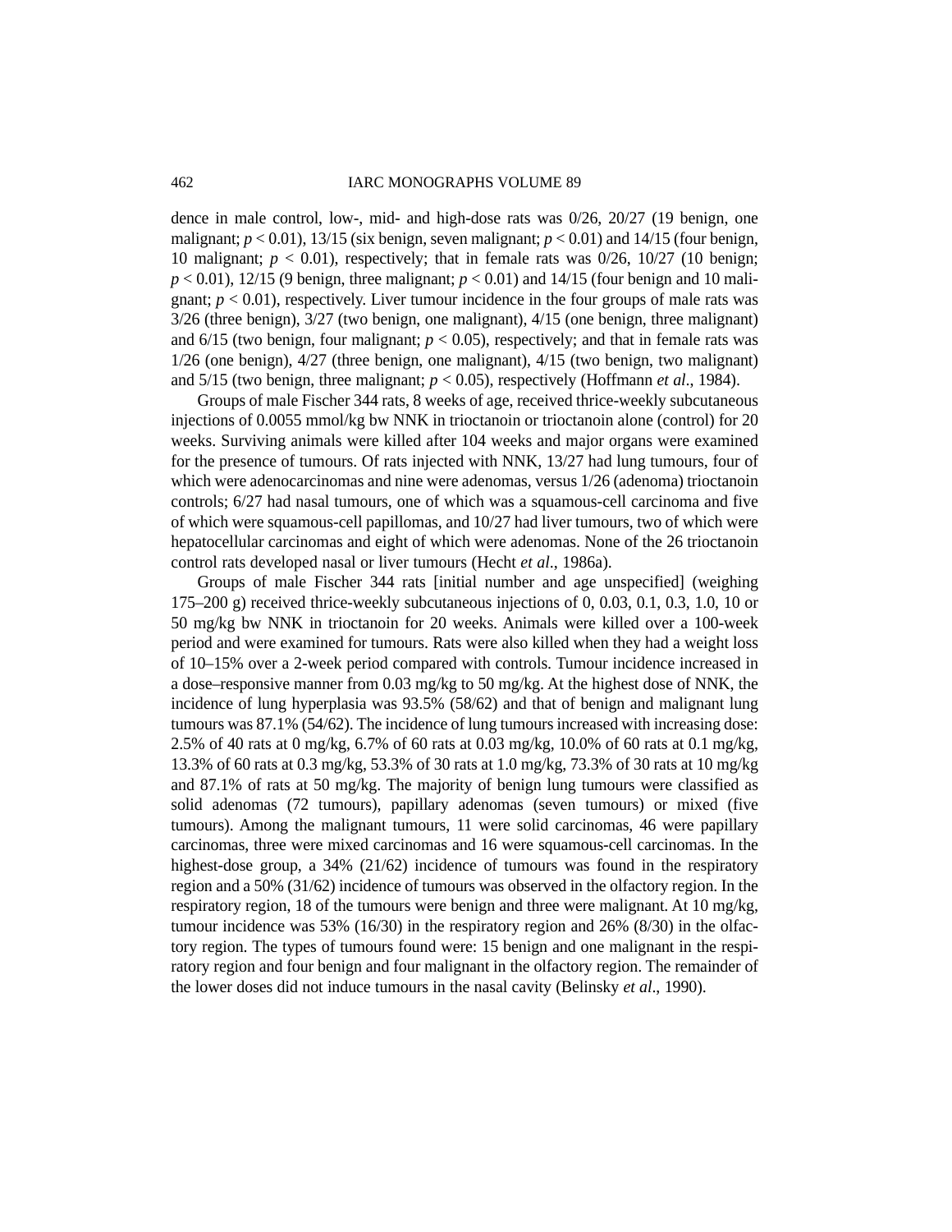dence in male control, low-, mid- and high-dose rats was 0/26, 20/27 (19 benign, one malignant; $p < 0.01$), 13/15 (six benign, seven malignant; $p < 0.01$) and 14/15 (four benign, 10 malignant; $p < 0.01$), respectively; that in female rats was 0/26, 10/27 (10 benign; $p < 0.01$), 12/15 (9 benign, three malignant; $p < 0.01$) and 14/15 (four benign and 10 malignant; $p < 0.01$), respectively. Liver tumour incidence in the four groups of male rats was 3/26 (three benign), 3/27 (two benign, one malignant), 4/15 (one benign, three malignant) and 6/15 (two benign, four malignant; $p < 0.05$), respectively; and that in female rats was 1/26 (one benign), 4/27 (three benign, one malignant), 4/15 (two benign, two malignant) and 5/15 (two benign, three malignant; $p < 0.05$), respectively (Hoffmann *et al*., 1984).

Groups of male Fischer 344 rats, 8 weeks of age, received thrice-weekly subcutaneous injections of 0.0055 mmol/kg bw NNK in trioctanoin or trioctanoin alone (control) for 20 weeks. Surviving animals were killed after 104 weeks and major organs were examined for the presence of tumours. Of rats injected with NNK, 13/27 had lung tumours, four of which were adenocarcinomas and nine were adenomas, versus 1/26 (adenoma) trioctanoin controls; 6/27 had nasal tumours, one of which was a squamous-cell carcinoma and five of which were squamous-cell papillomas, and 10/27 had liver tumours, two of which were hepatocellular carcinomas and eight of which were adenomas. None of the 26 trioctanoin control rats developed nasal or liver tumours (Hecht *et al*., 1986a).

Groups of male Fischer 344 rats [initial number and age unspecified] (weighing 175–200 g) received thrice-weekly subcutaneous injections of 0, 0.03, 0.1, 0.3, 1.0, 10 or 50 mg/kg bw NNK in trioctanoin for 20 weeks. Animals were killed over a 100-week period and were examined for tumours. Rats were also killed when they had a weight loss of 10–15% over a 2-week period compared with controls. Tumour incidence increased in a dose–responsive manner from 0.03 mg/kg to 50 mg/kg. At the highest dose of NNK, the incidence of lung hyperplasia was 93.5% (58/62) and that of benign and malignant lung tumours was 87.1% (54/62). The incidence of lung tumours increased with increasing dose: 2.5% of 40 rats at 0 mg/kg, 6.7% of 60 rats at 0.03 mg/kg, 10.0% of 60 rats at 0.1 mg/kg, 13.3% of 60 rats at 0.3 mg/kg, 53.3% of 30 rats at 1.0 mg/kg, 73.3% of 30 rats at 10 mg/kg and 87.1% of rats at 50 mg/kg. The majority of benign lung tumours were classified as solid adenomas (72 tumours), papillary adenomas (seven tumours) or mixed (five tumours). Among the malignant tumours, 11 were solid carcinomas, 46 were papillary carcinomas, three were mixed carcinomas and 16 were squamous-cell carcinomas. In the highest-dose group, a 34% (21/62) incidence of tumours was found in the respiratory region and a 50% (31/62) incidence of tumours was observed in the olfactory region. In the respiratory region, 18 of the tumours were benign and three were malignant. At 10 mg/kg, tumour incidence was 53% (16/30) in the respiratory region and 26% (8/30) in the olfactory region. The types of tumours found were: 15 benign and one malignant in the respiratory region and four benign and four malignant in the olfactory region. The remainder of the lower doses did not induce tumours in the nasal cavity (Belinsky *et al*., 1990).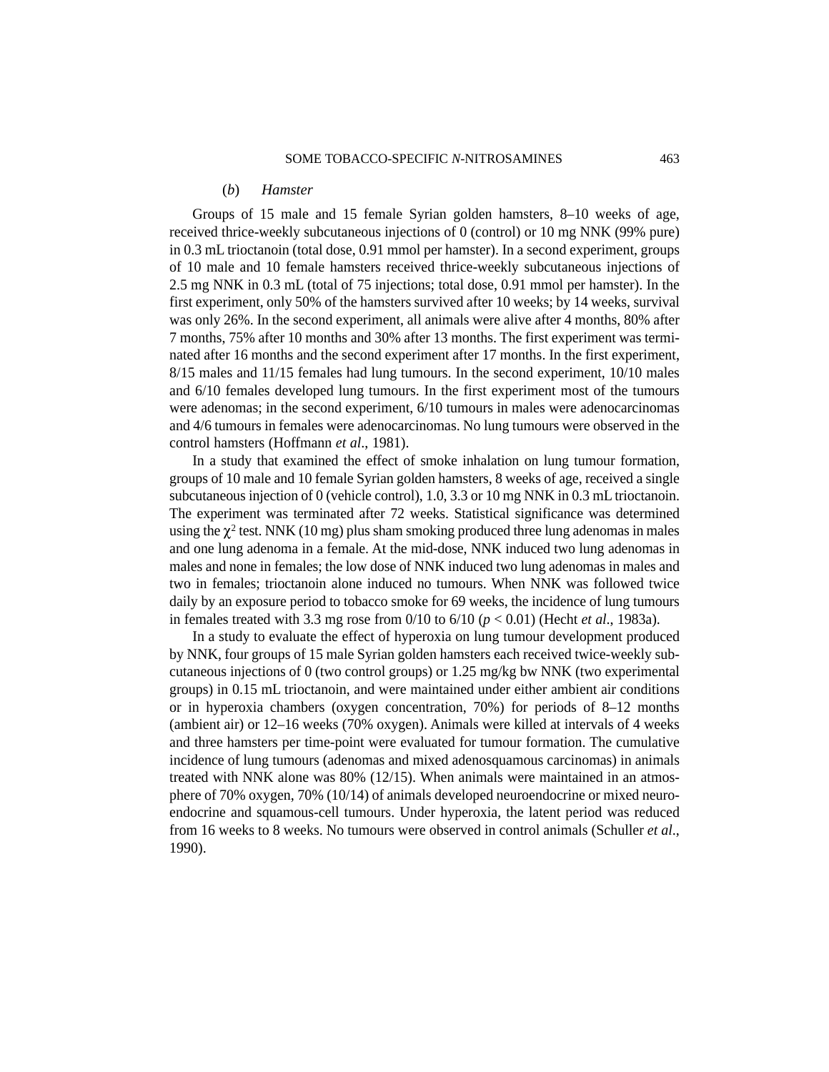### (*b*) *Hamster*

Groups of 15 male and 15 female Syrian golden hamsters, 8–10 weeks of age, received thrice-weekly subcutaneous injections of 0 (control) or 10 mg NNK (99% pure) in 0.3 mL trioctanoin (total dose, 0.91 mmol per hamster). In a second experiment, groups of 10 male and 10 female hamsters received thrice-weekly subcutaneous injections of 2.5 mg NNK in 0.3 mL (total of 75 injections; total dose, 0.91 mmol per hamster). In the first experiment, only 50% of the hamsters survived after 10 weeks; by 14 weeks, survival was only 26%. In the second experiment, all animals were alive after 4 months, 80% after 7 months, 75% after 10 months and 30% after 13 months. The first experiment was terminated after 16 months and the second experiment after 17 months. In the first experiment, 8/15 males and 11/15 females had lung tumours. In the second experiment, 10/10 males and 6/10 females developed lung tumours. In the first experiment most of the tumours were adenomas; in the second experiment, 6/10 tumours in males were adenocarcinomas and 4/6 tumours in females were adenocarcinomas. No lung tumours were observed in the control hamsters (Hoffmann *et al*., 1981).

In a study that examined the effect of smoke inhalation on lung tumour formation, groups of 10 male and 10 female Syrian golden hamsters, 8 weeks of age, received a single subcutaneous injection of 0 (vehicle control), 1.0, 3.3 or 10 mg NNK in 0.3 mL trioctanoin. The experiment was terminated after 72 weeks. Statistical significance was determined using the $\chi^2$ test. NNK (10 mg) plus sham smoking produced three lung adenomas in males and one lung adenoma in a female. At the mid-dose, NNK induced two lung adenomas in males and none in females; the low dose of NNK induced two lung adenomas in males and two in females; trioctanoin alone induced no tumours. When NNK was followed twice daily by an exposure period to tobacco smoke for 69 weeks, the incidence of lung tumours in females treated with 3.3 mg rose from 0/10 to 6/10 ($p < 0.01$) (Hecht *et al*., 1983a).

In a study to evaluate the effect of hyperoxia on lung tumour development produced by NNK, four groups of 15 male Syrian golden hamsters each received twice-weekly subcutaneous injections of 0 (two control groups) or 1.25 mg/kg bw NNK (two experimental groups) in 0.15 mL trioctanoin, and were maintained under either ambient air conditions or in hyperoxia chambers (oxygen concentration, 70%) for periods of 8–12 months (ambient air) or 12–16 weeks (70% oxygen). Animals were killed at intervals of 4 weeks and three hamsters per time-point were evaluated for tumour formation. The cumulative incidence of lung tumours (adenomas and mixed adenosquamous carcinomas) in animals treated with NNK alone was 80% (12/15). When animals were maintained in an atmosphere of 70% oxygen, 70% (10/14) of animals developed neuroendocrine or mixed neuroendocrine and squamous-cell tumours. Under hyperoxia, the latent period was reduced from 16 weeks to 8 weeks. No tumours were observed in control animals (Schuller *et al*., 1990).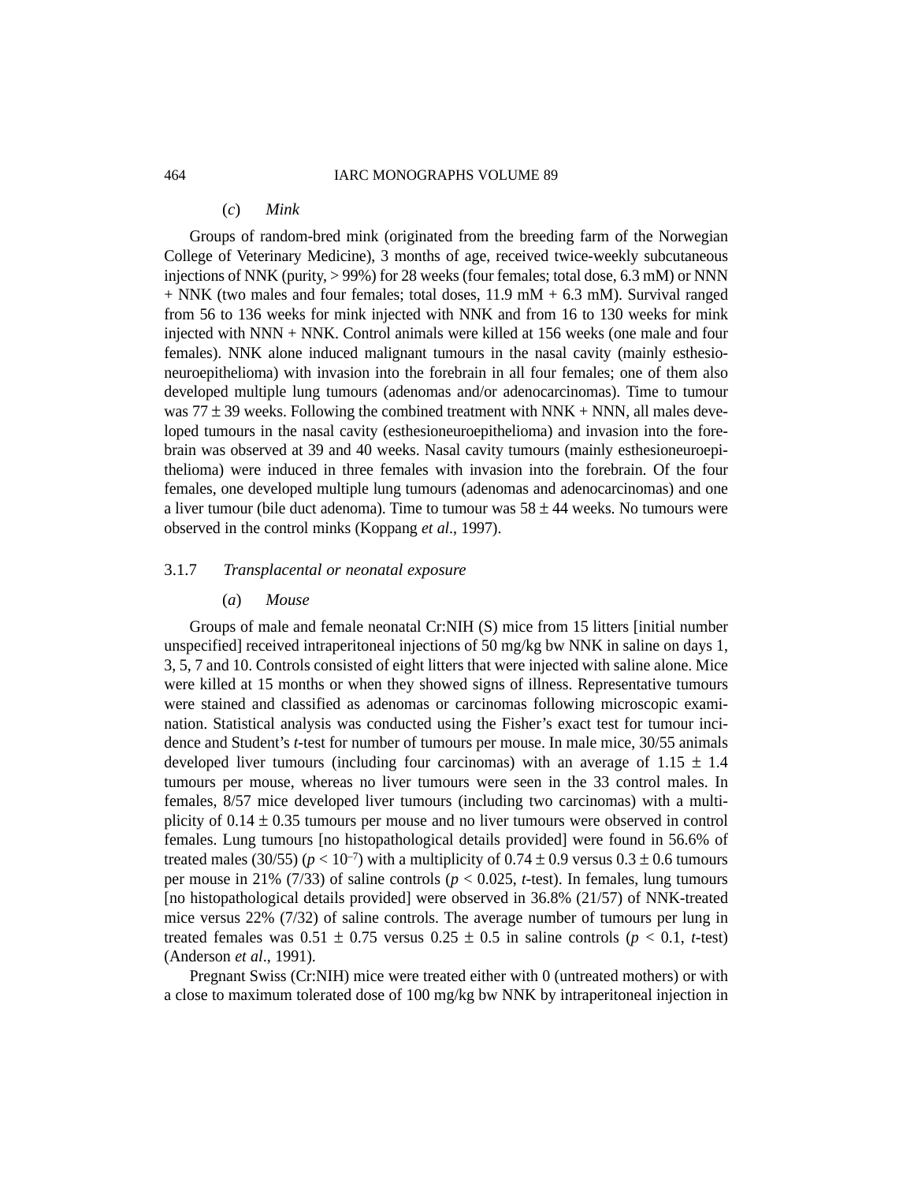#### (*c*) *Mink*

Groups of random-bred mink (originated from the breeding farm of the Norwegian College of Veterinary Medicine), 3 months of age, received twice-weekly subcutaneous injections of NNK (purity, > 99%) for 28 weeks (four females; total dose, 6.3 mM) or NNN + NNK (two males and four females; total doses, 11.9 mM + 6.3 mM). Survival ranged from 56 to 136 weeks for mink injected with NNK and from 16 to 130 weeks for mink injected with NNN + NNK. Control animals were killed at 156 weeks (one male and four females). NNK alone induced malignant tumours in the nasal cavity (mainly esthesioneuroepithelioma) with invasion into the forebrain in all four females; one of them also developed multiple lung tumours (adenomas and/or adenocarcinomas). Time to tumour was 77 ± 39 weeks. Following the combined treatment with NNK + NNN, all males developed tumours in the nasal cavity (esthesioneuroepithelioma) and invasion into the forebrain was observed at 39 and 40 weeks. Nasal cavity tumours (mainly esthesioneuroepithelioma) were induced in three females with invasion into the forebrain. Of the four females, one developed multiple lung tumours (adenomas and adenocarcinomas) and one a liver tumour (bile duct adenoma). Time to tumour was 58 ± 44 weeks. No tumours were observed in the control minks (Koppang *et al*., 1997).

### 3.1.7 *Transplacental or neonatal exposure*

#### (*a*) *Mouse*

Groups of male and female neonatal Cr:NIH (S) mice from 15 litters [initial number unspecified] received intraperitoneal injections of 50 mg/kg bw NNK in saline on days 1, 3, 5, 7 and 10. Controls consisted of eight litters that were injected with saline alone. Mice were killed at 15 months or when they showed signs of illness. Representative tumours were stained and classified as adenomas or carcinomas following microscopic examination. Statistical analysis was conducted using the Fisher's exact test for tumour incidence and Student's *t*-test for number of tumours per mouse. In male mice, 30/55 animals developed liver tumours (including four carcinomas) with an average of 1.15 ± 1.4 tumours per mouse, whereas no liver tumours were seen in the 33 control males. In females, 8/57 mice developed liver tumours (including two carcinomas) with a multiplicity of 0.14 ± 0.35 tumours per mouse and no liver tumours were observed in control females. Lung tumours [no histopathological details provided] were found in 56.6% of treated males (30/55) ($p < 10^{-7}$) with a multiplicity of 0.74 ± 0.9 versus 0.3 ± 0.6 tumours per mouse in 21% (7/33) of saline controls ($p < 0.025$, *t*-test). In females, lung tumours [no histopathological details provided] were observed in 36.8% (21/57) of NNK-treated mice versus 22% (7/32) of saline controls. The average number of tumours per lung in treated females was 0.51 ± 0.75 versus 0.25 ± 0.5 in saline controls ($p < 0.1$, *t*-test) (Anderson *et al*., 1991).

Pregnant Swiss (Cr:NIH) mice were treated either with 0 (untreated mothers) or with a close to maximum tolerated dose of 100 mg/kg bw NNK by intraperitoneal injection in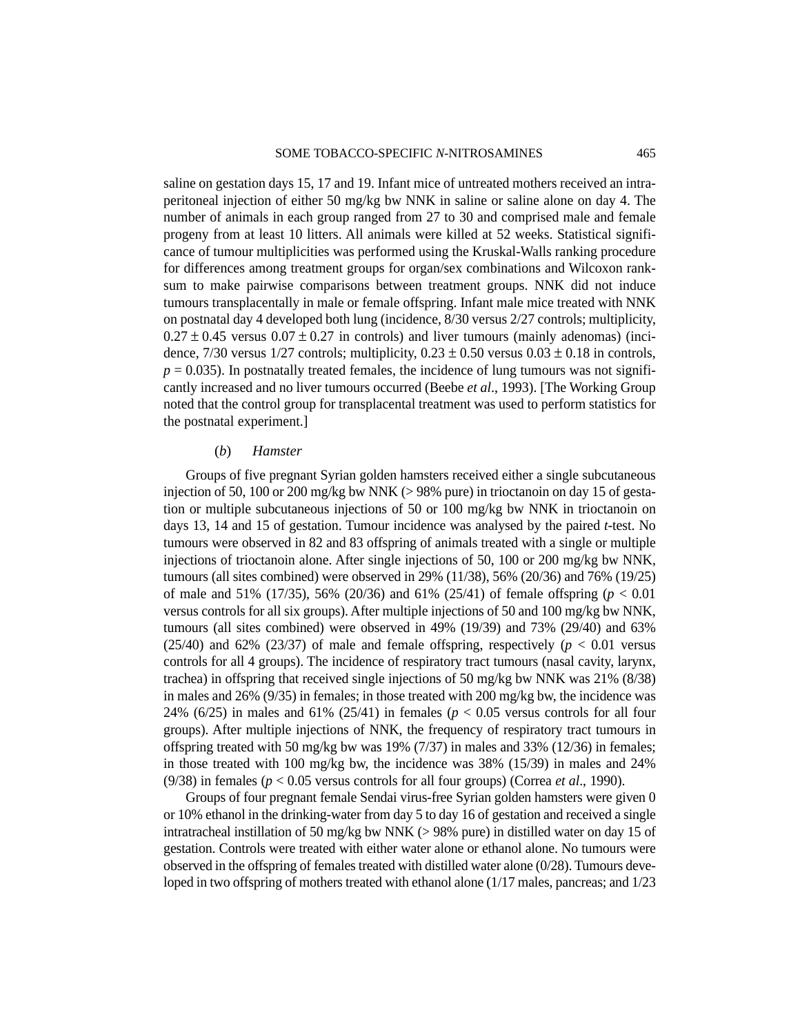saline on gestation days 15, 17 and 19. Infant mice of untreated mothers received an intraperitoneal injection of either 50 mg/kg bw NNK in saline or saline alone on day 4. The number of animals in each group ranged from 27 to 30 and comprised male and female progeny from at least 10 litters. All animals were killed at 52 weeks. Statistical significance of tumour multiplicities was performed using the Kruskal-Walls ranking procedure for differences among treatment groups for organ/sex combinations and Wilcoxon rank-sum to make pairwise comparisons between treatment groups. NNK did not induce tumours transplacentally in male or female offspring. Infant male mice treated with NNK on postnatal day 4 developed both lung (incidence, 8/30 versus 2/27 controls; multiplicity, $0.27 \pm 0.45$ versus $0.07 \pm 0.27$ in controls) and liver tumours (mainly adenomas) (incidence, 7/30 versus 1/27 controls; multiplicity, $0.23 \pm 0.50$ versus $0.03 \pm 0.18$ in controls, $p = 0.035$). In postnatally treated females, the incidence of lung tumours was not significantly increased and no liver tumours occurred (Beebe *et al*., 1993). [The Working Group noted that the control group for transplacental treatment was used to perform statistics for the postnatal experiment.]

(*b*) *Hamster*

Groups of five pregnant Syrian golden hamsters received either a single subcutaneous injection of 50, 100 or 200 mg/kg bw NNK (> 98% pure) in trioctanoin on day 15 of gestation or multiple subcutaneous injections of 50 or 100 mg/kg bw NNK in trioctanoin on days 13, 14 and 15 of gestation. Tumour incidence was analysed by the paired *t*-test. No tumours were observed in 82 and 83 offspring of animals treated with a single or multiple injections of trioctanoin alone. After single injections of 50, 100 or 200 mg/kg bw NNK, tumours (all sites combined) were observed in 29% (11/38), 56% (20/36) and 76% (19/25) of male and 51% (17/35), 56% (20/36) and 61% (25/41) of female offspring ($p < 0.01$ versus controls for all six groups). After multiple injections of 50 and 100 mg/kg bw NNK, tumours (all sites combined) were observed in 49% (19/39) and 73% (29/40) and 63% (25/40) and 62% (23/37) of male and female offspring, respectively ($p < 0.01$ versus controls for all 4 groups). The incidence of respiratory tract tumours (nasal cavity, larynx, trachea) in offspring that received single injections of 50 mg/kg bw NNK was 21% (8/38) in males and 26% (9/35) in females; in those treated with 200 mg/kg bw, the incidence was 24% (6/25) in males and 61% (25/41) in females ($p < 0.05$ versus controls for all four groups). After multiple injections of NNK, the frequency of respiratory tract tumours in offspring treated with 50 mg/kg bw was 19% (7/37) in males and 33% (12/36) in females; in those treated with 100 mg/kg bw, the incidence was 38% (15/39) in males and 24% (9/38) in females ($p < 0.05$ versus controls for all four groups) (Correa *et al*., 1990).

Groups of four pregnant female Sendai virus-free Syrian golden hamsters were given 0 or 10% ethanol in the drinking-water from day 5 to day 16 of gestation and received a single intratracheal instillation of 50 mg/kg bw NNK (> 98% pure) in distilled water on day 15 of gestation. Controls were treated with either water alone or ethanol alone. No tumours were observed in the offspring of females treated with distilled water alone (0/28). Tumours developed in two offspring of mothers treated with ethanol alone (1/17 males, pancreas; and 1/23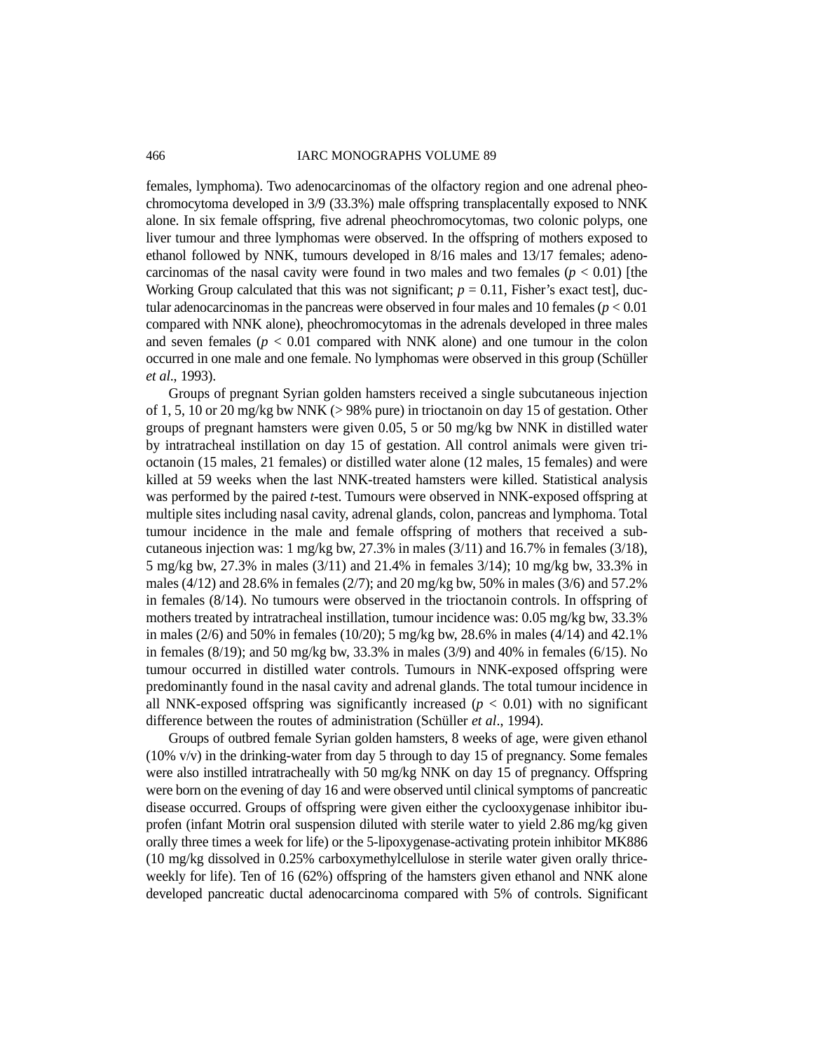females, lymphoma). Two adenocarcinomas of the olfactory region and one adrenal pheochromocytoma developed in 3/9 (33.3%) male offspring transplacentally exposed to NNK alone. In six female offspring, five adrenal pheochromocytomas, two colonic polyps, one liver tumour and three lymphomas were observed. In the offspring of mothers exposed to ethanol followed by NNK, tumours developed in 8/16 males and 13/17 females; adenocarcinomas of the nasal cavity were found in two males and two females ($p < 0.01$) [the Working Group calculated that this was not significant; $p = 0.11$, Fisher's exact test], ductular adenocarcinomas in the pancreas were observed in four males and 10 females ($p < 0.01$ compared with NNK alone), pheochromocytomas in the adrenals developed in three males and seven females ($p < 0.01$ compared with NNK alone) and one tumour in the colon occurred in one male and one female. No lymphomas were observed in this group (Schüller *et al*., 1993).

Groups of pregnant Syrian golden hamsters received a single subcutaneous injection of 1, 5, 10 or 20 mg/kg bw NNK (> 98% pure) in trioctanoin on day 15 of gestation. Other groups of pregnant hamsters were given 0.05, 5 or 50 mg/kg bw NNK in distilled water by intratracheal instillation on day 15 of gestation. All control animals were given trioctanoin (15 males, 21 females) or distilled water alone (12 males, 15 females) and were killed at 59 weeks when the last NNK-treated hamsters were killed. Statistical analysis was performed by the paired *t*-test. Tumours were observed in NNK-exposed offspring at multiple sites including nasal cavity, adrenal glands, colon, pancreas and lymphoma. Total tumour incidence in the male and female offspring of mothers that received a subcutaneous injection was: 1 mg/kg bw, 27.3% in males (3/11) and 16.7% in females (3/18), 5 mg/kg bw, 27.3% in males (3/11) and 21.4% in females 3/14); 10 mg/kg bw, 33.3% in males (4/12) and 28.6% in females (2/7); and 20 mg/kg bw, 50% in males (3/6) and 57.2% in females (8/14). No tumours were observed in the trioctanoin controls. In offspring of mothers treated by intratracheal instillation, tumour incidence was: 0.05 mg/kg bw, 33.3% in males (2/6) and 50% in females (10/20); 5 mg/kg bw, 28.6% in males (4/14) and 42.1% in females (8/19); and 50 mg/kg bw, 33.3% in males (3/9) and 40% in females (6/15). No tumour occurred in distilled water controls. Tumours in NNK-exposed offspring were predominantly found in the nasal cavity and adrenal glands. The total tumour incidence in all NNK-exposed offspring was significantly increased ($p < 0.01$) with no significant difference between the routes of administration (Schüller *et al*., 1994).

Groups of outbred female Syrian golden hamsters, 8 weeks of age, were given ethanol (10% v/v) in the drinking-water from day 5 through to day 15 of pregnancy. Some females were also instilled intratracheally with 50 mg/kg NNK on day 15 of pregnancy. Offspring were born on the evening of day 16 and were observed until clinical symptoms of pancreatic disease occurred. Groups of offspring were given either the cyclooxygenase inhibitor ibuprofen (infant Motrin oral suspension diluted with sterile water to yield 2.86 mg/kg given orally three times a week for life) or the 5-lipoxygenase-activating protein inhibitor MK886 (10 mg/kg dissolved in 0.25% carboxymethylcellulose in sterile water given orally thrice-weekly for life). Ten of 16 (62%) offspring of the hamsters given ethanol and NNK alone developed pancreatic ductal adenocarcinoma compared with 5% of controls. Significant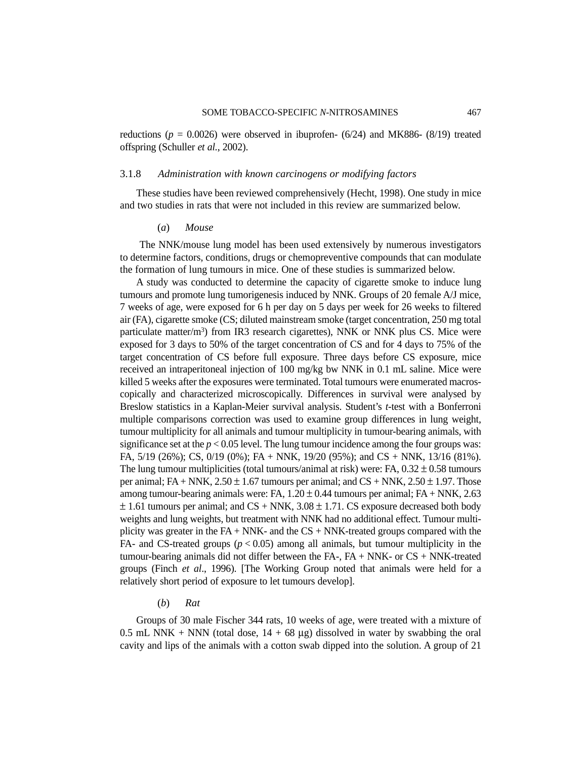reductions ($p$ = 0.0026) were observed in ibuprofen- (6/24) and MK886- (8/19) treated offspring (Schuller *et al.*, 2002).

### 3.1.8 *Administration with known carcinogens or modifying factors*

These studies have been reviewed comprehensively (Hecht, 1998). One study in mice and two studies in rats that were not included in this review are summarized below.

#### (*a*) *Mouse*

The NNK/mouse lung model has been used extensively by numerous investigators to determine factors, conditions, drugs or chemopreventive compounds that can modulate the formation of lung tumours in mice. One of these studies is summarized below.

A study was conducted to determine the capacity of cigarette smoke to induce lung tumours and promote lung tumorigenesis induced by NNK. Groups of 20 female A/J mice, 7 weeks of age, were exposed for 6 h per day on 5 days per week for 26 weeks to filtered air (FA), cigarette smoke (CS; diluted mainstream smoke (target concentration, 250 mg total particulate matter/$m^3$) from IR3 research cigarettes), NNK or NNK plus CS. Mice were exposed for 3 days to 50% of the target concentration of CS and for 4 days to 75% of the target concentration of CS before full exposure. Three days before CS exposure, mice received an intraperitoneal injection of 100 mg/kg bw NNK in 0.1 mL saline. Mice were killed 5 weeks after the exposures were terminated. Total tumours were enumerated macroscopically and characterized microscopically. Differences in survival were analysed by Breslow statistics in a Kaplan-Meier survival analysis. Student's *t*-test with a Bonferroni multiple comparisons correction was used to examine group differences in lung weight, tumour multiplicity for all animals and tumour multiplicity in tumour-bearing animals, with significance set at the $p < 0.05$ level. The lung tumour incidence among the four groups was: FA, 5/19 (26%); CS, 0/19 (0%); FA + NNK, 19/20 (95%); and CS + NNK, 13/16 (81%). The lung tumour multiplicities (total tumours/animal at risk) were: FA, $0.32 \pm 0.58$ tumours per animal; FA + NNK, $2.50 \pm 1.67$ tumours per animal; and CS + NNK, $2.50 \pm 1.97$. Those among tumour-bearing animals were: FA, $1.20 \pm 0.44$ tumours per animal; FA + NNK, $2.63 \pm 1.61$ tumours per animal; and CS + NNK, $3.08 \pm 1.71$. CS exposure decreased both body weights and lung weights, but treatment with NNK had no additional effect. Tumour multiplicity was greater in the FA + NNK- and the CS + NNK-treated groups compared with the FA- and CS-treated groups ($p < 0.05$) among all animals, but tumour multiplicity in the tumour-bearing animals did not differ between the FA-, FA + NNK- or CS + NNK-treated groups (Finch *et al*., 1996). [The Working Group noted that animals were held for a relatively short period of exposure to let tumours develop].

#### (*b*) *Rat*

Groups of 30 male Fischer 344 rats, 10 weeks of age, were treated with a mixture of 0.5 mL NNK + NNN (total dose, 14 + 68 μg) dissolved in water by swabbing the oral cavity and lips of the animals with a cotton swab dipped into the solution. A group of 21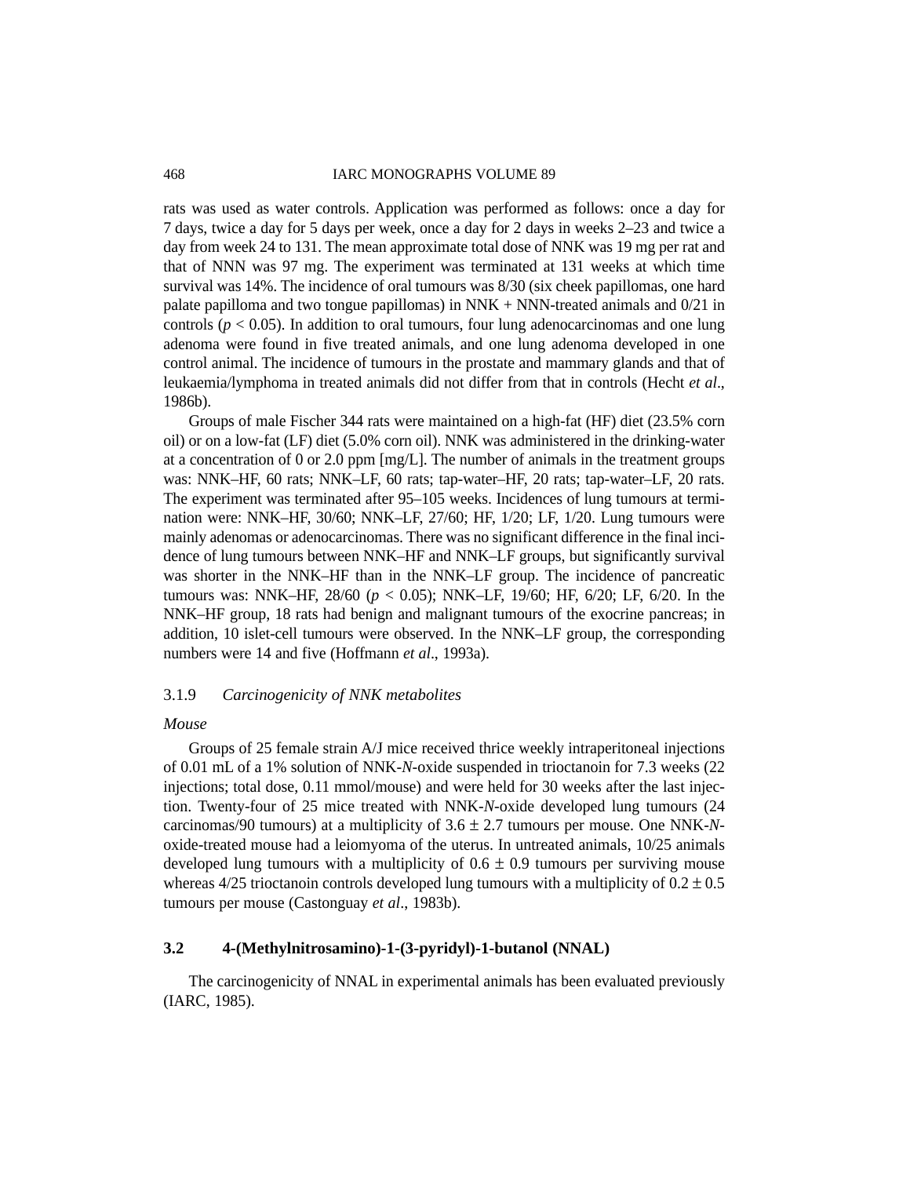rats was used as water controls. Application was performed as follows: once a day for 7 days, twice a day for 5 days per week, once a day for 2 days in weeks 2–23 and twice a day from week 24 to 131. The mean approximate total dose of NNK was 19 mg per rat and that of NNN was 97 mg. The experiment was terminated at 131 weeks at which time survival was 14%. The incidence of oral tumours was 8/30 (six cheek papillomas, one hard palate papilloma and two tongue papillomas) in NNK + NNN-treated animals and 0/21 in controls ($p < 0.05$). In addition to oral tumours, four lung adenocarcinomas and one lung adenoma were found in five treated animals, and one lung adenoma developed in one control animal. The incidence of tumours in the prostate and mammary glands and that of leukaemia/lymphoma in treated animals did not differ from that in controls (Hecht *et al*., 1986b).

Groups of male Fischer 344 rats were maintained on a high-fat (HF) diet (23.5% corn oil) or on a low-fat (LF) diet (5.0% corn oil). NNK was administered in the drinking-water at a concentration of 0 or 2.0 ppm [mg/L]. The number of animals in the treatment groups was: NNK–HF, 60 rats; NNK–LF, 60 rats; tap-water–HF, 20 rats; tap-water–LF, 20 rats. The experiment was terminated after 95–105 weeks. Incidences of lung tumours at termination were: NNK–HF, 30/60; NNK–LF, 27/60; HF, 1/20; LF, 1/20. Lung tumours were mainly adenomas or adenocarcinomas. There was no significant difference in the final incidence of lung tumours between NNK–HF and NNK–LF groups, but significantly survival was shorter in the NNK–HF than in the NNK–LF group. The incidence of pancreatic tumours was: NNK–HF, 28/60 ($p < 0.05$); NNK–LF, 19/60; HF, 6/20; LF, 6/20. In the NNK–HF group, 18 rats had benign and malignant tumours of the exocrine pancreas; in addition, 10 islet-cell tumours were observed. In the NNK–LF group, the corresponding numbers were 14 and five (Hoffmann *et al*., 1993a).

### 3.1.9 *Carcinogenicity of NNK metabolites*

*Mouse*

Groups of 25 female strain A/J mice received thrice weekly intraperitoneal injections of 0.01 mL of a 1% solution of NNK-*N*-oxide suspended in trioctanoin for 7.3 weeks (22 injections; total dose, 0.11 mmol/mouse) and were held for 30 weeks after the last injection. Twenty-four of 25 mice treated with NNK-*N*-oxide developed lung tumours (24 carcinomas/90 tumours) at a multiplicity of $3.6 \pm 2.7$ tumours per mouse. One NNK-*N*-oxide-treated mouse had a leiomyoma of the uterus. In untreated animals, 10/25 animals developed lung tumours with a multiplicity of $0.6 \pm 0.9$ tumours per surviving mouse whereas 4/25 trioctanoin controls developed lung tumours with a multiplicity of $0.2 \pm 0.5$ tumours per mouse (Castonguay *et al*., 1983b).

## 3.2 4-(Methylnitrosamino)-1-(3-pyridyl)-1-butanol (NNAL)

The carcinogenicity of NNAL in experimental animals has been evaluated previously (IARC, 1985).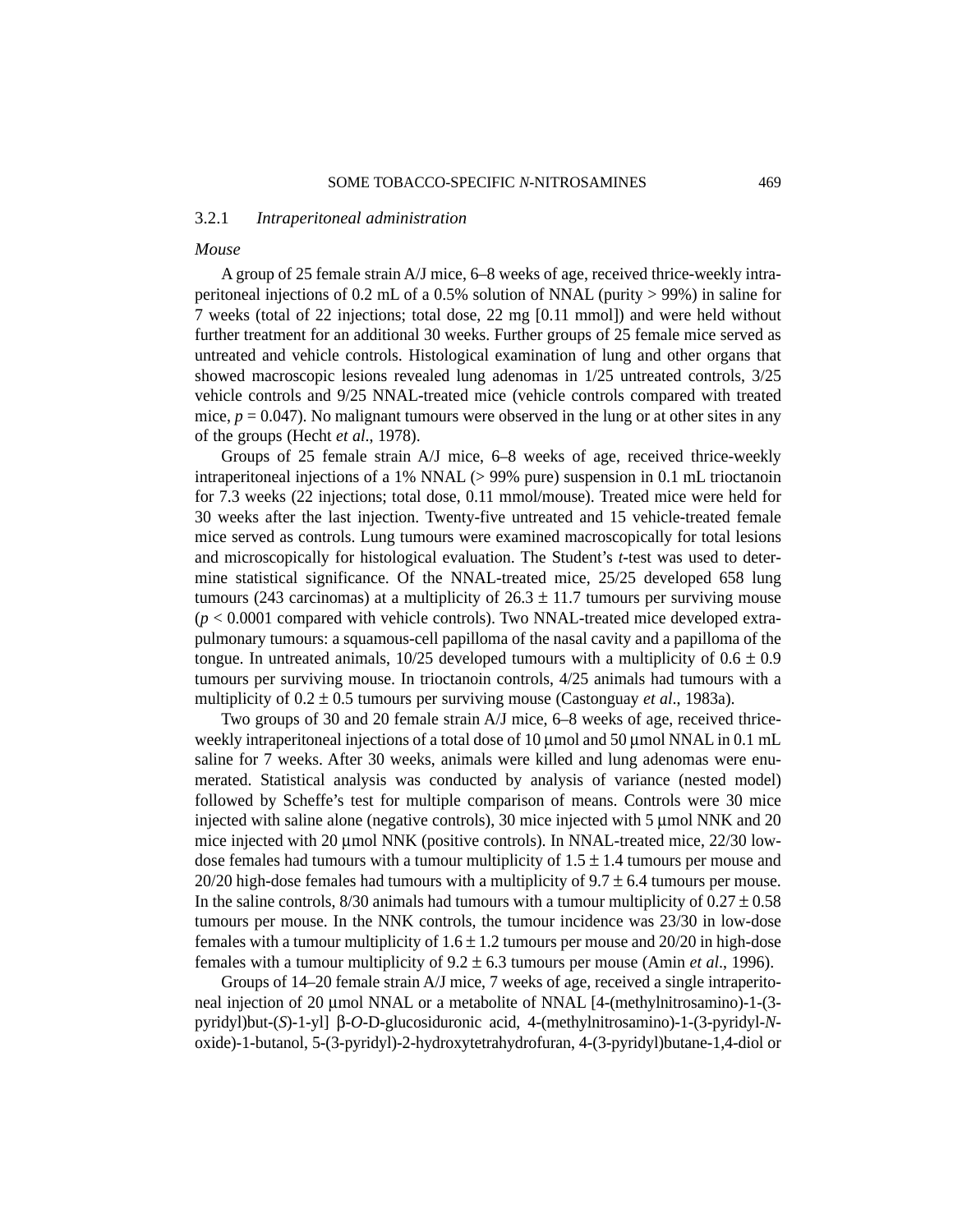### 3.2.1 *Intraperitoneal administration*

*Mouse*

A group of 25 female strain A/J mice, 6–8 weeks of age, received thrice-weekly intraperitoneal injections of 0.2 mL of a 0.5% solution of NNAL (purity > 99%) in saline for 7 weeks (total of 22 injections; total dose, 22 mg [0.11 mmol]) and were held without further treatment for an additional 30 weeks. Further groups of 25 female mice served as untreated and vehicle controls. Histological examination of lung and other organs that showed macroscopic lesions revealed lung adenomas in 1/25 untreated controls, 3/25 vehicle controls and 9/25 NNAL-treated mice (vehicle controls compared with treated mice, $p = 0.047$). No malignant tumours were observed in the lung or at other sites in any of the groups (Hecht *et al*., 1978).

Groups of 25 female strain A/J mice, 6–8 weeks of age, received thrice-weekly intraperitoneal injections of a 1% NNAL (> 99% pure) suspension in 0.1 mL trioctanoin for 7.3 weeks (22 injections; total dose, 0.11 mmol/mouse). Treated mice were held for 30 weeks after the last injection. Twenty-five untreated and 15 vehicle-treated female mice served as controls. Lung tumours were examined macroscopically for total lesions and microscopically for histological evaluation. The Student's *t*-test was used to determine statistical significance. Of the NNAL-treated mice, 25/25 developed 658 lung tumours (243 carcinomas) at a multiplicity of $26.3 \pm 11.7$ tumours per surviving mouse ($p < 0.0001$ compared with vehicle controls). Two NNAL-treated mice developed extra-pulmonary tumours: a squamous-cell papilloma of the nasal cavity and a papilloma of the tongue. In untreated animals, 10/25 developed tumours with a multiplicity of $0.6 \pm 0.9$ tumours per surviving mouse. In trioctanoin controls, 4/25 animals had tumours with a multiplicity of $0.2 \pm 0.5$ tumours per surviving mouse (Castonguay *et al*., 1983a).

Two groups of 30 and 20 female strain A/J mice, 6–8 weeks of age, received thrice-weekly intraperitoneal injections of a total dose of 10 μmol and 50 μmol NNAL in 0.1 mL saline for 7 weeks. After 30 weeks, animals were killed and lung adenomas were enumerated. Statistical analysis was conducted by analysis of variance (nested model) followed by Scheffe's test for multiple comparison of means. Controls were 30 mice injected with saline alone (negative controls), 30 mice injected with 5 μmol NNK and 20 mice injected with 20 μmol NNK (positive controls). In NNAL-treated mice, 22/30 low-dose females had tumours with a tumour multiplicity of $1.5 \pm 1.4$ tumours per mouse and 20/20 high-dose females had tumours with a multiplicity of $9.7 \pm 6.4$ tumours per mouse. In the saline controls, 8/30 animals had tumours with a tumour multiplicity of $0.27 \pm 0.58$ tumours per mouse. In the NNK controls, the tumour incidence was 23/30 in low-dose females with a tumour multiplicity of $1.6 \pm 1.2$ tumours per mouse and 20/20 in high-dose females with a tumour multiplicity of $9.2 \pm 6.3$ tumours per mouse (Amin *et al*., 1996).

Groups of 14–20 female strain A/J mice, 7 weeks of age, received a single intraperitoneal injection of 20 μmol NNAL or a metabolite of NNAL [4-(methylnitrosamino)-1-(3-pyridyl)but-(*S*)-1-yl] β-*O*-D-glucosiduronic acid, 4-(methylnitrosamino)-1-(3-pyridyl-*N*-oxide)-1-butanol, 5-(3-pyridyl)-2-hydroxytetrahydrofuran, 4-(3-pyridyl)butane-1,4-diol or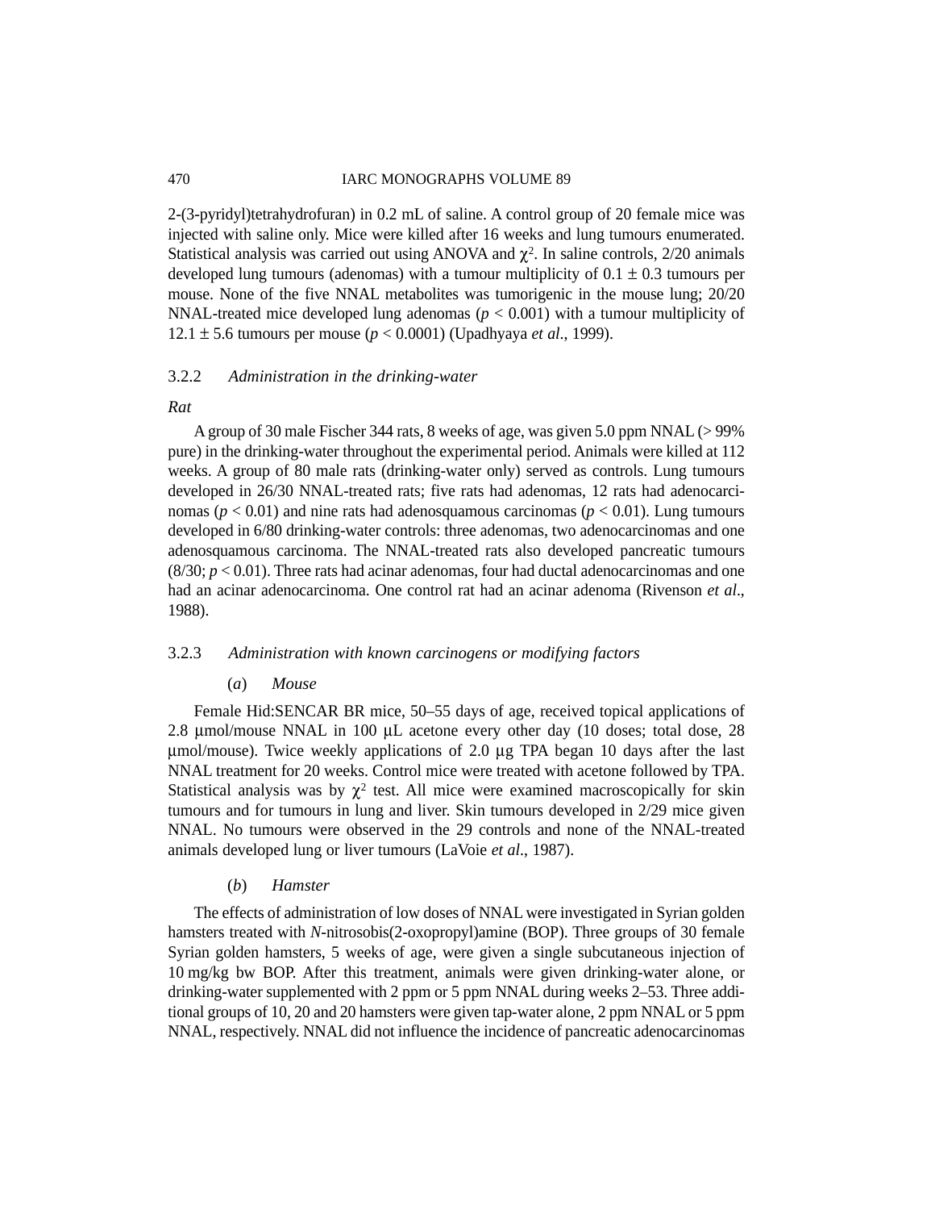2-(3-pyridyl)tetrahydrofuran) in 0.2 mL of saline. A control group of 20 female mice was injected with saline only. Mice were killed after 16 weeks and lung tumours enumerated. Statistical analysis was carried out using ANOVA and $\chi^2$. In saline controls, 2/20 animals developed lung tumours (adenomas) with a tumour multiplicity of 0.1 ± 0.3 tumours per mouse. None of the five NNAL metabolites was tumorigenic in the mouse lung; 20/20 NNAL-treated mice developed lung adenomas ($p < 0.001$) with a tumour multiplicity of 12.1 ± 5.6 tumours per mouse ($p < 0.0001$) (Upadhyaya *et al*., 1999).

### 3.2.2 *Administration in the drinking-water*

*Rat*

A group of 30 male Fischer 344 rats, 8 weeks of age, was given 5.0 ppm NNAL (> 99% pure) in the drinking-water throughout the experimental period. Animals were killed at 112 weeks. A group of 80 male rats (drinking-water only) served as controls. Lung tumours developed in 26/30 NNAL-treated rats; five rats had adenomas, 12 rats had adenocarcinomas ($p < 0.01$) and nine rats had adenosquamous carcinomas ($p < 0.01$). Lung tumours developed in 6/80 drinking-water controls: three adenomas, two adenocarcinomas and one adenosquamous carcinoma. The NNAL-treated rats also developed pancreatic tumours (8/30; $p < 0.01$). Three rats had acinar adenomas, four had ductal adenocarcinomas and one had an acinar adenocarcinoma. One control rat had an acinar adenoma (Rivenson *et al*., 1988).

### 3.2.3 *Administration with known carcinogens or modifying factors*

(*a*) *Mouse*

Female Hid:SENCAR BR mice, 50–55 days of age, received topical applications of 2.8 μmol/mouse NNAL in 100 μL acetone every other day (10 doses; total dose, 28 μmol/mouse). Twice weekly applications of 2.0 μg TPA began 10 days after the last NNAL treatment for 20 weeks. Control mice were treated with acetone followed by TPA. Statistical analysis was by $\chi^2$ test. All mice were examined macroscopically for skin tumours and for tumours in lung and liver. Skin tumours developed in 2/29 mice given NNAL. No tumours were observed in the 29 controls and none of the NNAL-treated animals developed lung or liver tumours (LaVoie *et al*., 1987).

(*b*) *Hamster*

The effects of administration of low doses of NNAL were investigated in Syrian golden hamsters treated with *N*-nitrosobis(2-oxopropyl)amine (BOP). Three groups of 30 female Syrian golden hamsters, 5 weeks of age, were given a single subcutaneous injection of 10 mg/kg bw BOP. After this treatment, animals were given drinking-water alone, or drinking-water supplemented with 2 ppm or 5 ppm NNAL during weeks 2–53. Three additional groups of 10, 20 and 20 hamsters were given tap-water alone, 2 ppm NNAL or 5 ppm NNAL, respectively. NNAL did not influence the incidence of pancreatic adenocarcinomas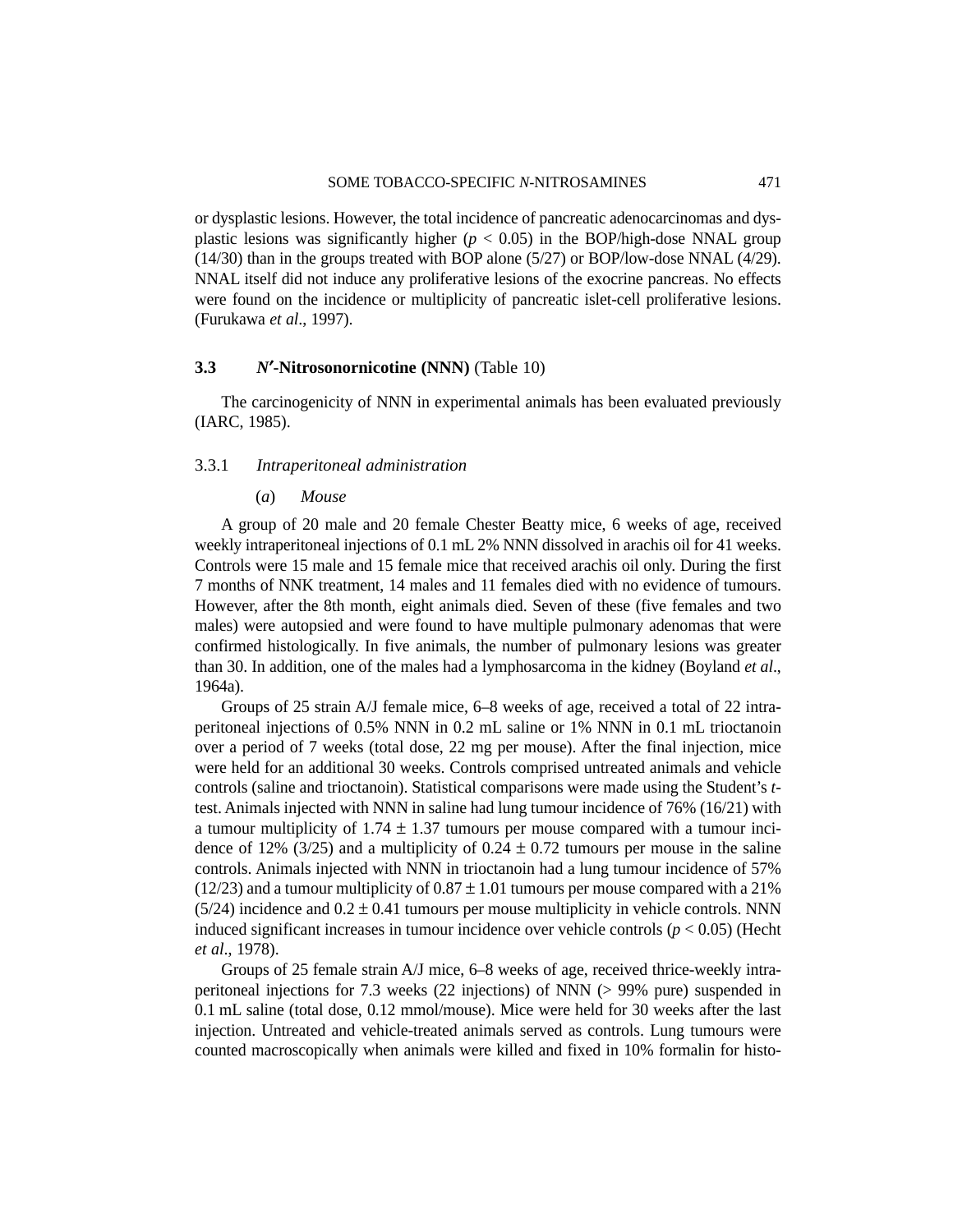or dysplastic lesions. However, the total incidence of pancreatic adenocarcinomas and dysplastic lesions was significantly higher ($p < 0.05$) in the BOP/high-dose NNAL group (14/30) than in the groups treated with BOP alone (5/27) or BOP/low-dose NNAL (4/29). NNAL itself did not induce any proliferative lesions of the exocrine pancreas. No effects were found on the incidence or multiplicity of pancreatic islet-cell proliferative lesions. (Furukawa *et al*., 1997).

## 3.3 *N′*-Nitrosonornicotine (NNN) (Table 10)

The carcinogenicity of NNN in experimental animals has been evaluated previously (IARC, 1985).

### 3.3.1 *Intraperitoneal administration*

#### (*a*) *Mouse*

A group of 20 male and 20 female Chester Beatty mice, 6 weeks of age, received weekly intraperitoneal injections of 0.1 mL 2% NNN dissolved in arachis oil for 41 weeks. Controls were 15 male and 15 female mice that received arachis oil only. During the first 7 months of NNK treatment, 14 males and 11 females died with no evidence of tumours. However, after the 8th month, eight animals died. Seven of these (five females and two males) were autopsied and were found to have multiple pulmonary adenomas that were confirmed histologically. In five animals, the number of pulmonary lesions was greater than 30. In addition, one of the males had a lymphosarcoma in the kidney (Boyland *et al*., 1964a).

Groups of 25 strain A/J female mice, 6–8 weeks of age, received a total of 22 intraperitoneal injections of 0.5% NNN in 0.2 mL saline or 1% NNN in 0.1 mL trioctanoin over a period of 7 weeks (total dose, 22 mg per mouse). After the final injection, mice were held for an additional 30 weeks. Controls comprised untreated animals and vehicle controls (saline and trioctanoin). Statistical comparisons were made using the Student's *t*-test. Animals injected with NNN in saline had lung tumour incidence of 76% (16/21) with a tumour multiplicity of $1.74 \pm 1.37$ tumours per mouse compared with a tumour incidence of 12% (3/25) and a multiplicity of $0.24 \pm 0.72$ tumours per mouse in the saline controls. Animals injected with NNN in trioctanoin had a lung tumour incidence of 57% (12/23) and a tumour multiplicity of $0.87 \pm 1.01$ tumours per mouse compared with a 21% (5/24) incidence and $0.2 \pm 0.41$ tumours per mouse multiplicity in vehicle controls. NNN induced significant increases in tumour incidence over vehicle controls ($p < 0.05$) (Hecht *et al*., 1978).

Groups of 25 female strain A/J mice, 6–8 weeks of age, received thrice-weekly intraperitoneal injections for 7.3 weeks (22 injections) of NNN (> 99% pure) suspended in 0.1 mL saline (total dose, 0.12 mmol/mouse). Mice were held for 30 weeks after the last injection. Untreated and vehicle-treated animals served as controls. Lung tumours were counted macroscopically when animals were killed and fixed in 10% formalin for histo-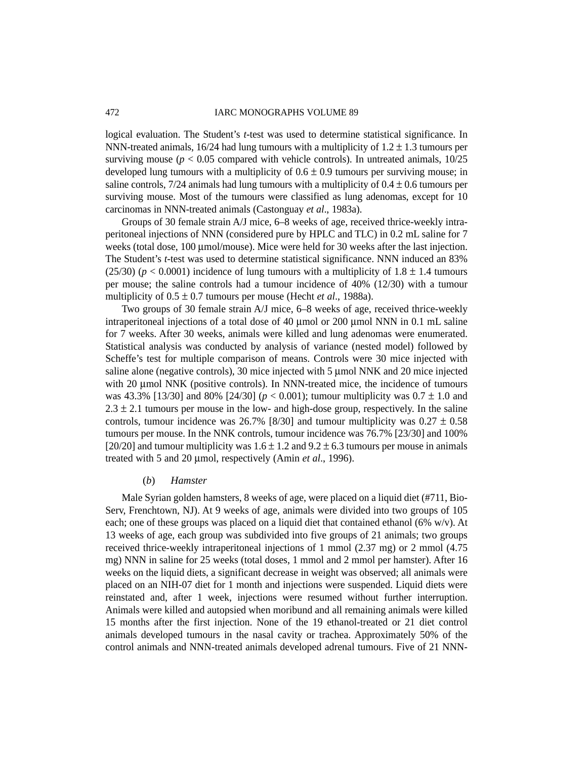logical evaluation. The Student's *t*-test was used to determine statistical significance. In NNN-treated animals, 16/24 had lung tumours with a multiplicity of $1.2 \pm 1.3$ tumours per surviving mouse ($p < 0.05$ compared with vehicle controls). In untreated animals, 10/25 developed lung tumours with a multiplicity of $0.6 \pm 0.9$ tumours per surviving mouse; in saline controls, 7/24 animals had lung tumours with a multiplicity of $0.4 \pm 0.6$ tumours per surviving mouse. Most of the tumours were classified as lung adenomas, except for 10 carcinomas in NNN-treated animals (Castonguay *et al*., 1983a).

Groups of 30 female strain A/J mice, 6–8 weeks of age, received thrice-weekly intraperitoneal injections of NNN (considered pure by HPLC and TLC) in 0.2 mL saline for 7 weeks (total dose, 100 µmol/mouse). Mice were held for 30 weeks after the last injection. The Student's *t*-test was used to determine statistical significance. NNN induced an 83% (25/30) ($p < 0.0001$) incidence of lung tumours with a multiplicity of $1.8 \pm 1.4$ tumours per mouse; the saline controls had a tumour incidence of 40% (12/30) with a tumour multiplicity of $0.5 \pm 0.7$ tumours per mouse (Hecht *et al*., 1988a).

Two groups of 30 female strain A/J mice, 6–8 weeks of age, received thrice-weekly intraperitoneal injections of a total dose of 40 µmol or 200 µmol NNN in 0.1 mL saline for 7 weeks. After 30 weeks, animals were killed and lung adenomas were enumerated. Statistical analysis was conducted by analysis of variance (nested model) followed by Scheffe's test for multiple comparison of means. Controls were 30 mice injected with saline alone (negative controls), 30 mice injected with 5 µmol NNK and 20 mice injected with 20 µmol NNK (positive controls). In NNN-treated mice, the incidence of tumours was 43.3% [13/30] and 80% [24/30] ($p < 0.001$); tumour multiplicity was $0.7 \pm 1.0$ and $2.3 \pm 2.1$ tumours per mouse in the low- and high-dose group, respectively. In the saline controls, tumour incidence was 26.7% [8/30] and tumour multiplicity was $0.27 \pm 0.58$ tumours per mouse. In the NNK controls, tumour incidence was 76.7% [23/30] and 100% [20/20] and tumour multiplicity was $1.6 \pm 1.2$ and $9.2 \pm 6.3$ tumours per mouse in animals treated with 5 and 20 µmol, respectively (Amin *et al*., 1996).

#### (*b*) *Hamster*

Male Syrian golden hamsters, 8 weeks of age, were placed on a liquid diet (#711, Bio-Serv, Frenchtown, NJ). At 9 weeks of age, animals were divided into two groups of 105 each; one of these groups was placed on a liquid diet that contained ethanol (6% w/v). At 13 weeks of age, each group was subdivided into five groups of 21 animals; two groups received thrice-weekly intraperitoneal injections of 1 mmol (2.37 mg) or 2 mmol (4.75 mg) NNN in saline for 25 weeks (total doses, 1 mmol and 2 mmol per hamster). After 16 weeks on the liquid diets, a significant decrease in weight was observed; all animals were placed on an NIH-07 diet for 1 month and injections were suspended. Liquid diets were reinstated and, after 1 week, injections were resumed without further interruption. Animals were killed and autopsied when moribund and all remaining animals were killed 15 months after the first injection. None of the 19 ethanol-treated or 21 diet control animals developed tumours in the nasal cavity or trachea. Approximately 50% of the control animals and NNN-treated animals developed adrenal tumours. Five of 21 NNN-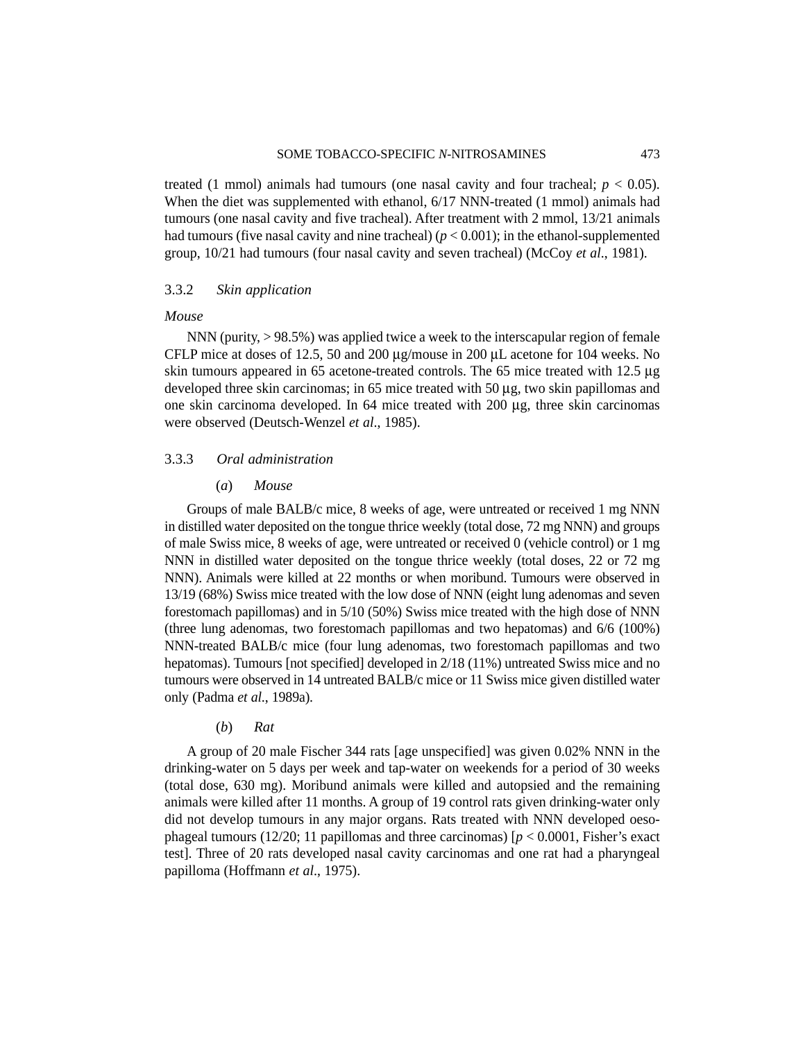treated (1 mmol) animals had tumours (one nasal cavity and four tracheal; $p < 0.05$). When the diet was supplemented with ethanol, 6/17 NNN-treated (1 mmol) animals had tumours (one nasal cavity and five tracheal). After treatment with 2 mmol, 13/21 animals had tumours (five nasal cavity and nine tracheal) ($p < 0.001$); in the ethanol-supplemented group, 10/21 had tumours (four nasal cavity and seven tracheal) (McCoy *et al*., 1981).

### 3.3.2 *Skin application*

*Mouse*

NNN (purity, > 98.5%) was applied twice a week to the interscapular region of female CFLP mice at doses of 12.5, 50 and 200 μg/mouse in 200 μL acetone for 104 weeks. No skin tumours appeared in 65 acetone-treated controls. The 65 mice treated with 12.5 μg developed three skin carcinomas; in 65 mice treated with 50 μg, two skin papillomas and one skin carcinoma developed. In 64 mice treated with 200 μg, three skin carcinomas were observed (Deutsch-Wenzel *et al*., 1985).

### 3.3.3 *Oral administration*

#### (*a*) *Mouse*

Groups of male BALB/c mice, 8 weeks of age, were untreated or received 1 mg NNN in distilled water deposited on the tongue thrice weekly (total dose, 72 mg NNN) and groups of male Swiss mice, 8 weeks of age, were untreated or received 0 (vehicle control) or 1 mg NNN in distilled water deposited on the tongue thrice weekly (total doses, 22 or 72 mg NNN). Animals were killed at 22 months or when moribund. Tumours were observed in 13/19 (68%) Swiss mice treated with the low dose of NNN (eight lung adenomas and seven forestomach papillomas) and in 5/10 (50%) Swiss mice treated with the high dose of NNN (three lung adenomas, two forestomach papillomas and two hepatomas) and 6/6 (100%) NNN-treated BALB/c mice (four lung adenomas, two forestomach papillomas and two hepatomas). Tumours [not specified] developed in 2/18 (11%) untreated Swiss mice and no tumours were observed in 14 untreated BALB/c mice or 11 Swiss mice given distilled water only (Padma *et al*., 1989a).

#### (*b*) *Rat*

A group of 20 male Fischer 344 rats [age unspecified] was given 0.02% NNN in the drinking-water on 5 days per week and tap-water on weekends for a period of 30 weeks (total dose, 630 mg). Moribund animals were killed and autopsied and the remaining animals were killed after 11 months. A group of 19 control rats given drinking-water only did not develop tumours in any major organs. Rats treated with NNN developed oesophageal tumours (12/20; 11 papillomas and three carcinomas) [$p < 0.0001$, Fisher's exact test]. Three of 20 rats developed nasal cavity carcinomas and one rat had a pharyngeal papilloma (Hoffmann *et al*., 1975).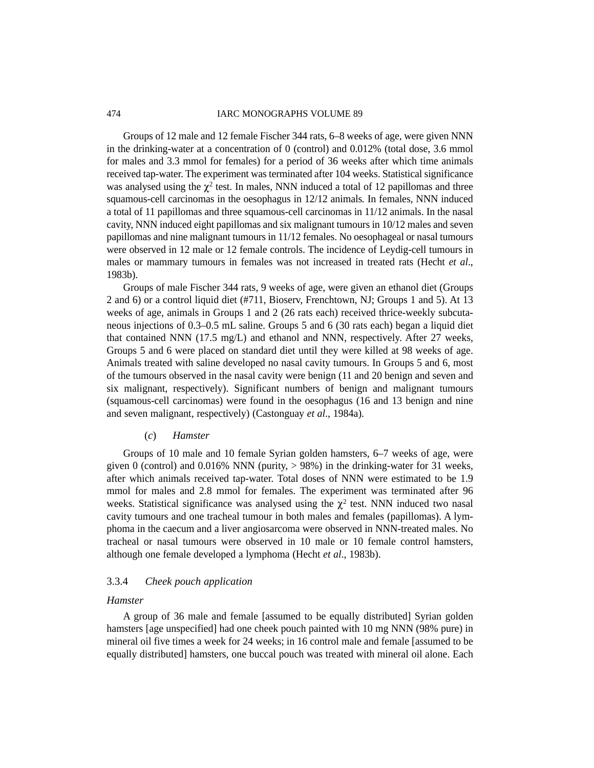Groups of 12 male and 12 female Fischer 344 rats, 6–8 weeks of age, were given NNN in the drinking-water at a concentration of 0 (control) and 0.012% (total dose, 3.6 mmol for males and 3.3 mmol for females) for a period of 36 weeks after which time animals received tap-water. The experiment was terminated after 104 weeks. Statistical significance was analysed using the $\chi^2$ test. In males, NNN induced a total of 12 papillomas and three squamous-cell carcinomas in the oesophagus in 12/12 animals. In females, NNN induced a total of 11 papillomas and three squamous-cell carcinomas in 11/12 animals. In the nasal cavity, NNN induced eight papillomas and six malignant tumours in 10/12 males and seven papillomas and nine malignant tumours in 11/12 females. No oesophageal or nasal tumours were observed in 12 male or 12 female controls. The incidence of Leydig-cell tumours in males or mammary tumours in females was not increased in treated rats (Hecht *et al*., 1983b).

Groups of male Fischer 344 rats, 9 weeks of age, were given an ethanol diet (Groups 2 and 6) or a control liquid diet (#711, Bioserv, Frenchtown, NJ; Groups 1 and 5). At 13 weeks of age, animals in Groups 1 and 2 (26 rats each) received thrice-weekly subcutaneous injections of 0.3–0.5 mL saline. Groups 5 and 6 (30 rats each) began a liquid diet that contained NNN (17.5 mg/L) and ethanol and NNN, respectively. After 27 weeks, Groups 5 and 6 were placed on standard diet until they were killed at 98 weeks of age. Animals treated with saline developed no nasal cavity tumours. In Groups 5 and 6, most of the tumours observed in the nasal cavity were benign (11 and 20 benign and seven and six malignant, respectively). Significant numbers of benign and malignant tumours (squamous-cell carcinomas) were found in the oesophagus (16 and 13 benign and nine and seven malignant, respectively) (Castonguay *et al*., 1984a).

#### (*c*) *Hamster*

Groups of 10 male and 10 female Syrian golden hamsters, 6–7 weeks of age, were given 0 (control) and 0.016% NNN (purity, > 98%) in the drinking-water for 31 weeks, after which animals received tap-water. Total doses of NNN were estimated to be 1.9 mmol for males and 2.8 mmol for females. The experiment was terminated after 96 weeks. Statistical significance was analysed using the $\chi^2$ test. NNN induced two nasal cavity tumours and one tracheal tumour in both males and females (papillomas). A lymphoma in the caecum and a liver angiosarcoma were observed in NNN-treated males. No tracheal or nasal tumours were observed in 10 male or 10 female control hamsters, although one female developed a lymphoma (Hecht *et al*., 1983b).

### 3.3.4 *Cheek pouch application*

*Hamster*

A group of 36 male and female [assumed to be equally distributed] Syrian golden hamsters [age unspecified] had one cheek pouch painted with 10 mg NNN (98% pure) in mineral oil five times a week for 24 weeks; in 16 control male and female [assumed to be equally distributed] hamsters, one buccal pouch was treated with mineral oil alone. Each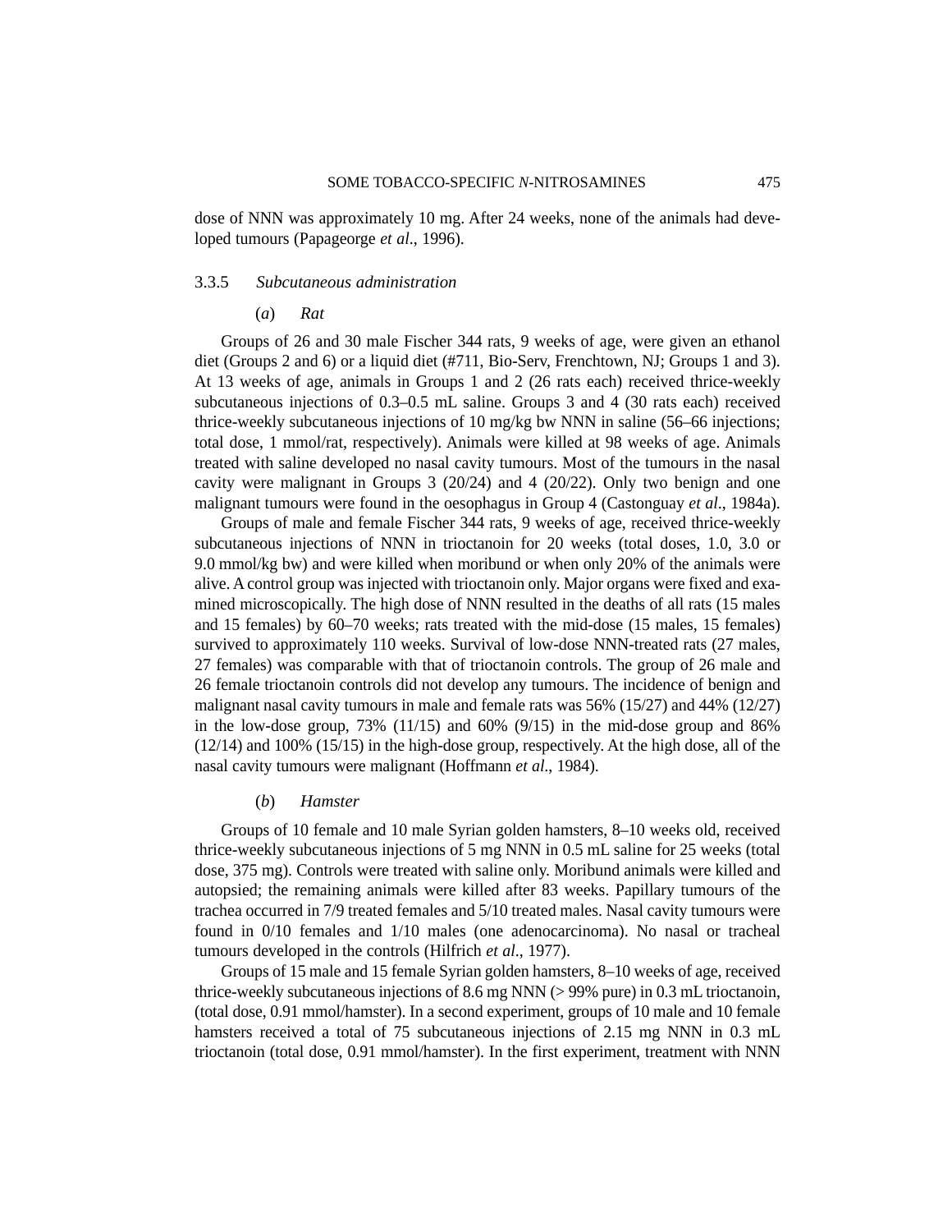dose of NNN was approximately 10 mg. After 24 weeks, none of the animals had developed tumours (Papageorge *et al*., 1996).

### 3.3.5 *Subcutaneous administration*

#### (*a*) *Rat*

Groups of 26 and 30 male Fischer 344 rats, 9 weeks of age, were given an ethanol diet (Groups 2 and 6) or a liquid diet (#711, Bio-Serv, Frenchtown, NJ; Groups 1 and 3). At 13 weeks of age, animals in Groups 1 and 2 (26 rats each) received thrice-weekly subcutaneous injections of 0.3–0.5 mL saline. Groups 3 and 4 (30 rats each) received thrice-weekly subcutaneous injections of 10 mg/kg bw NNN in saline (56–66 injections; total dose, 1 mmol/rat, respectively). Animals were killed at 98 weeks of age. Animals treated with saline developed no nasal cavity tumours. Most of the tumours in the nasal cavity were malignant in Groups 3 (20/24) and 4 (20/22). Only two benign and one malignant tumours were found in the oesophagus in Group 4 (Castonguay *et al*., 1984a).

Groups of male and female Fischer 344 rats, 9 weeks of age, received thrice-weekly subcutaneous injections of NNN in trioctanoin for 20 weeks (total doses, 1.0, 3.0 or 9.0 mmol/kg bw) and were killed when moribund or when only 20% of the animals were alive. A control group was injected with trioctanoin only. Major organs were fixed and examined microscopically. The high dose of NNN resulted in the deaths of all rats (15 males and 15 females) by 60–70 weeks; rats treated with the mid-dose (15 males, 15 females) survived to approximately 110 weeks. Survival of low-dose NNN-treated rats (27 males, 27 females) was comparable with that of trioctanoin controls. The group of 26 male and 26 female trioctanoin controls did not develop any tumours. The incidence of benign and malignant nasal cavity tumours in male and female rats was 56% (15/27) and 44% (12/27) in the low-dose group, 73% (11/15) and 60% (9/15) in the mid-dose group and 86% (12/14) and 100% (15/15) in the high-dose group, respectively. At the high dose, all of the nasal cavity tumours were malignant (Hoffmann *et al*., 1984).

#### (*b*) *Hamster*

Groups of 10 female and 10 male Syrian golden hamsters, 8–10 weeks old, received thrice-weekly subcutaneous injections of 5 mg NNN in 0.5 mL saline for 25 weeks (total dose, 375 mg). Controls were treated with saline only. Moribund animals were killed and autopsied; the remaining animals were killed after 83 weeks. Papillary tumours of the trachea occurred in 7/9 treated females and 5/10 treated males. Nasal cavity tumours were found in 0/10 females and 1/10 males (one adenocarcinoma). No nasal or tracheal tumours developed in the controls (Hilfrich *et al*., 1977).

Groups of 15 male and 15 female Syrian golden hamsters, 8–10 weeks of age, received thrice-weekly subcutaneous injections of 8.6 mg NNN (> 99% pure) in 0.3 mL trioctanoin, (total dose, 0.91 mmol/hamster). In a second experiment, groups of 10 male and 10 female hamsters received a total of 75 subcutaneous injections of 2.15 mg NNN in 0.3 mL trioctanoin (total dose, 0.91 mmol/hamster). In the first experiment, treatment with NNN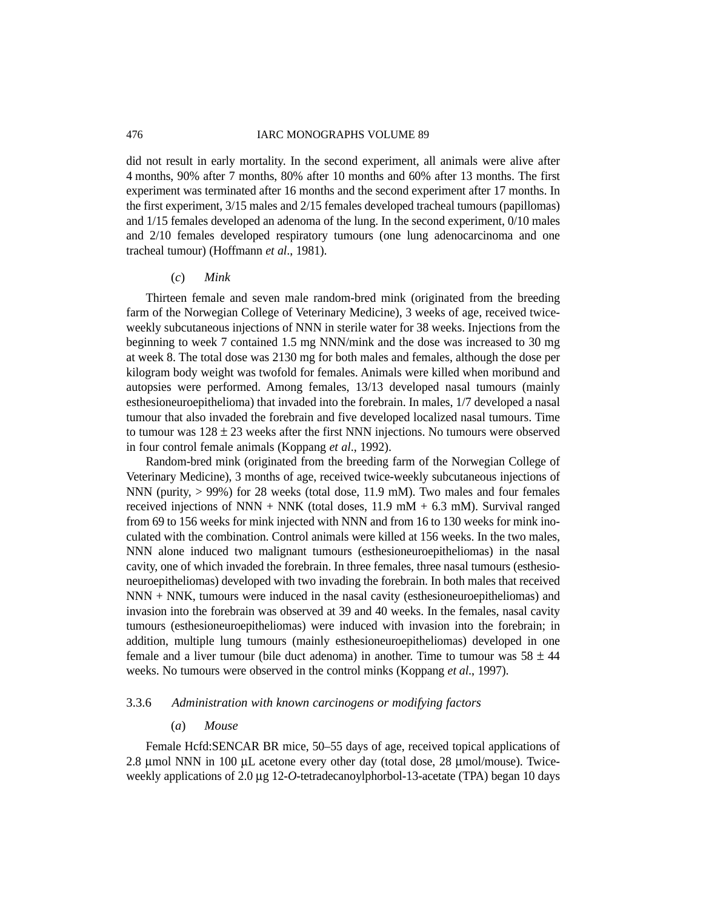did not result in early mortality. In the second experiment, all animals were alive after 4 months, 90% after 7 months, 80% after 10 months and 60% after 13 months. The first experiment was terminated after 16 months and the second experiment after 17 months. In the first experiment, 3/15 males and 2/15 females developed tracheal tumours (papillomas) and 1/15 females developed an adenoma of the lung. In the second experiment, 0/10 males and 2/10 females developed respiratory tumours (one lung adenocarcinoma and one tracheal tumour) (Hoffmann *et al*., 1981).

#### (*c*) *Mink*

Thirteen female and seven male random-bred mink (originated from the breeding farm of the Norwegian College of Veterinary Medicine), 3 weeks of age, received twice-weekly subcutaneous injections of NNN in sterile water for 38 weeks. Injections from the beginning to week 7 contained 1.5 mg NNN/mink and the dose was increased to 30 mg at week 8. The total dose was 2130 mg for both males and females, although the dose per kilogram body weight was twofold for females. Animals were killed when moribund and autopsies were performed. Among females, 13/13 developed nasal tumours (mainly esthesioneuroepithelioma) that invaded into the forebrain. In males, 1/7 developed a nasal tumour that also invaded the forebrain and five developed localized nasal tumours. Time to tumour was 128 ± 23 weeks after the first NNN injections. No tumours were observed in four control female animals (Koppang *et al*., 1992).

Random-bred mink (originated from the breeding farm of the Norwegian College of Veterinary Medicine), 3 months of age, received twice-weekly subcutaneous injections of NNN (purity, > 99%) for 28 weeks (total dose, 11.9 mM). Two males and four females received injections of NNN + NNK (total doses, 11.9 mM + 6.3 mM). Survival ranged from 69 to 156 weeks for mink injected with NNN and from 16 to 130 weeks for mink inoculated with the combination. Control animals were killed at 156 weeks. In the two males, NNN alone induced two malignant tumours (esthesioneuroepitheliomas) in the nasal cavity, one of which invaded the forebrain. In three females, three nasal tumours (esthesioneuroepitheliomas) developed with two invading the forebrain. In both males that received NNN + NNK, tumours were induced in the nasal cavity (esthesioneuroepitheliomas) and invasion into the forebrain was observed at 39 and 40 weeks. In the females, nasal cavity tumours (esthesioneuroepitheliomas) were induced with invasion into the forebrain; in addition, multiple lung tumours (mainly esthesioneuroepitheliomas) developed in one female and a liver tumour (bile duct adenoma) in another. Time to tumour was 58 ± 44 weeks. No tumours were observed in the control minks (Koppang *et al*., 1997).

### 3.3.6 *Administration with known carcinogens or modifying factors*

#### (*a*) *Mouse*

Female Hcfd:SENCAR BR mice, 50–55 days of age, received topical applications of 2.8 μmol NNN in 100 μL acetone every other day (total dose, 28 μmol/mouse). Twice-weekly applications of 2.0 μg 12-*O*-tetradecanoylphorbol-13-acetate (TPA) began 10 days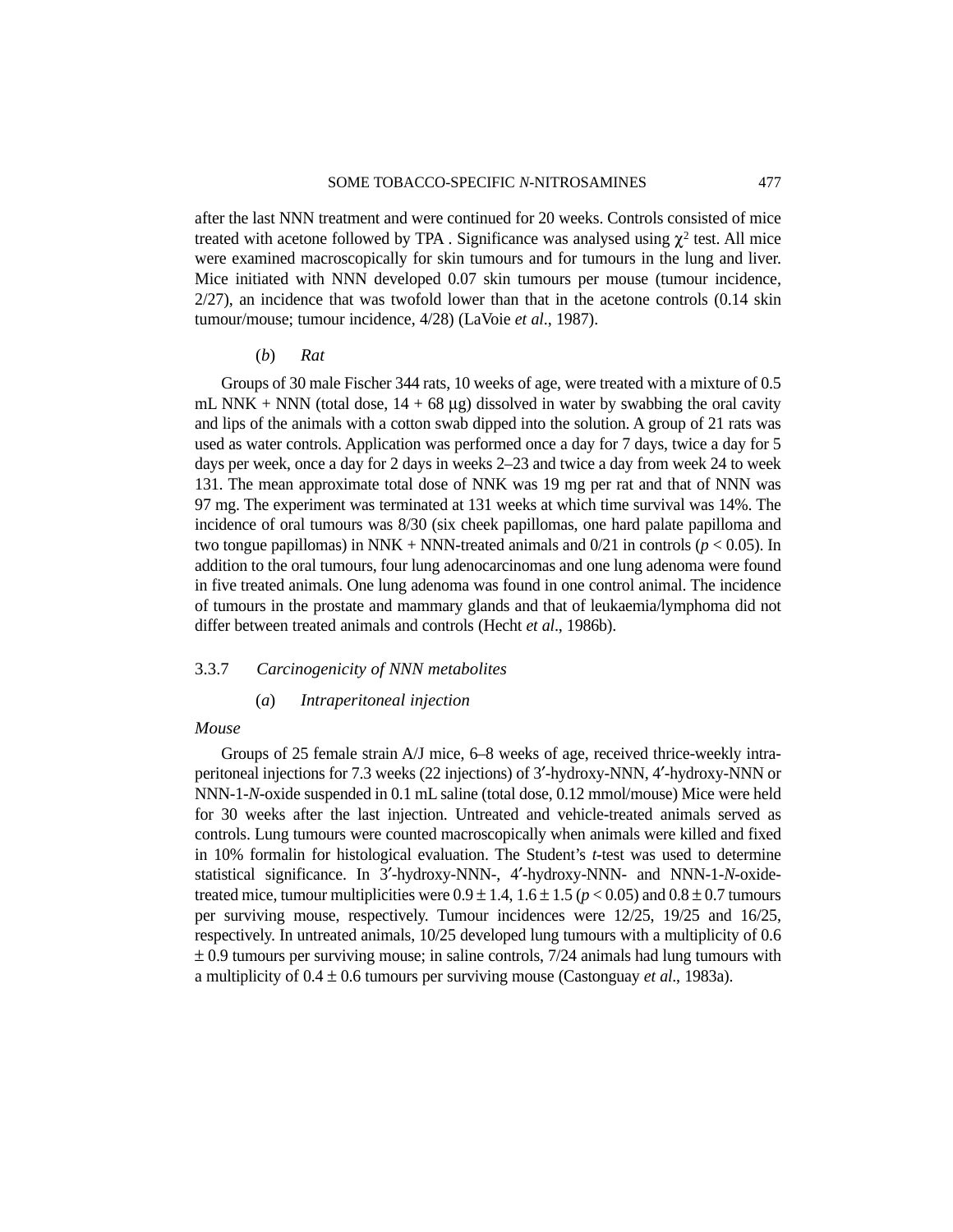after the last NNN treatment and were continued for 20 weeks. Controls consisted of mice treated with acetone followed by TPA . Significance was analysed using $\chi^2$ test. All mice were examined macroscopically for skin tumours and for tumours in the lung and liver. Mice initiated with NNN developed 0.07 skin tumours per mouse (tumour incidence, 2/27), an incidence that was twofold lower than that in the acetone controls (0.14 skin tumour/mouse; tumour incidence, 4/28) (LaVoie *et al*., 1987).

#### (*b*) *Rat*

Groups of 30 male Fischer 344 rats, 10 weeks of age, were treated with a mixture of 0.5 mL NNK + NNN (total dose, 14 + 68 μg) dissolved in water by swabbing the oral cavity and lips of the animals with a cotton swab dipped into the solution. A group of 21 rats was used as water controls. Application was performed once a day for 7 days, twice a day for 5 days per week, once a day for 2 days in weeks 2–23 and twice a day from week 24 to week 131. The mean approximate total dose of NNK was 19 mg per rat and that of NNN was 97 mg. The experiment was terminated at 131 weeks at which time survival was 14%. The incidence of oral tumours was 8/30 (six cheek papillomas, one hard palate papilloma and two tongue papillomas) in NNK + NNN-treated animals and 0/21 in controls ($p < 0.05$). In addition to the oral tumours, four lung adenocarcinomas and one lung adenoma were found in five treated animals. One lung adenoma was found in one control animal. The incidence of tumours in the prostate and mammary glands and that of leukaemia/lymphoma did not differ between treated animals and controls (Hecht *et al*., 1986b).

### 3.3.7 *Carcinogenicity of NNN metabolites*

#### (*a*) *Intraperitoneal injection*

*Mouse*

Groups of 25 female strain A/J mice, 6–8 weeks of age, received thrice-weekly intraperitoneal injections for 7.3 weeks (22 injections) of 3′-hydroxy-NNN, 4′-hydroxy-NNN or NNN-1-*N*-oxide suspended in 0.1 mL saline (total dose, 0.12 mmol/mouse) Mice were held for 30 weeks after the last injection. Untreated and vehicle-treated animals served as controls. Lung tumours were counted macroscopically when animals were killed and fixed in 10% formalin for histological evaluation. The Student's *t*-test was used to determine statistical significance. In 3′-hydroxy-NNN-, 4′-hydroxy-NNN- and NNN-1-*N*-oxide-treated mice, tumour multiplicities were 0.9 ± 1.4, 1.6 ± 1.5 ($p < 0.05$) and 0.8 ± 0.7 tumours per surviving mouse, respectively. Tumour incidences were 12/25, 19/25 and 16/25, respectively. In untreated animals, 10/25 developed lung tumours with a multiplicity of 0.6 ± 0.9 tumours per surviving mouse; in saline controls, 7/24 animals had lung tumours with a multiplicity of 0.4 ± 0.6 tumours per surviving mouse (Castonguay *et al*., 1983a).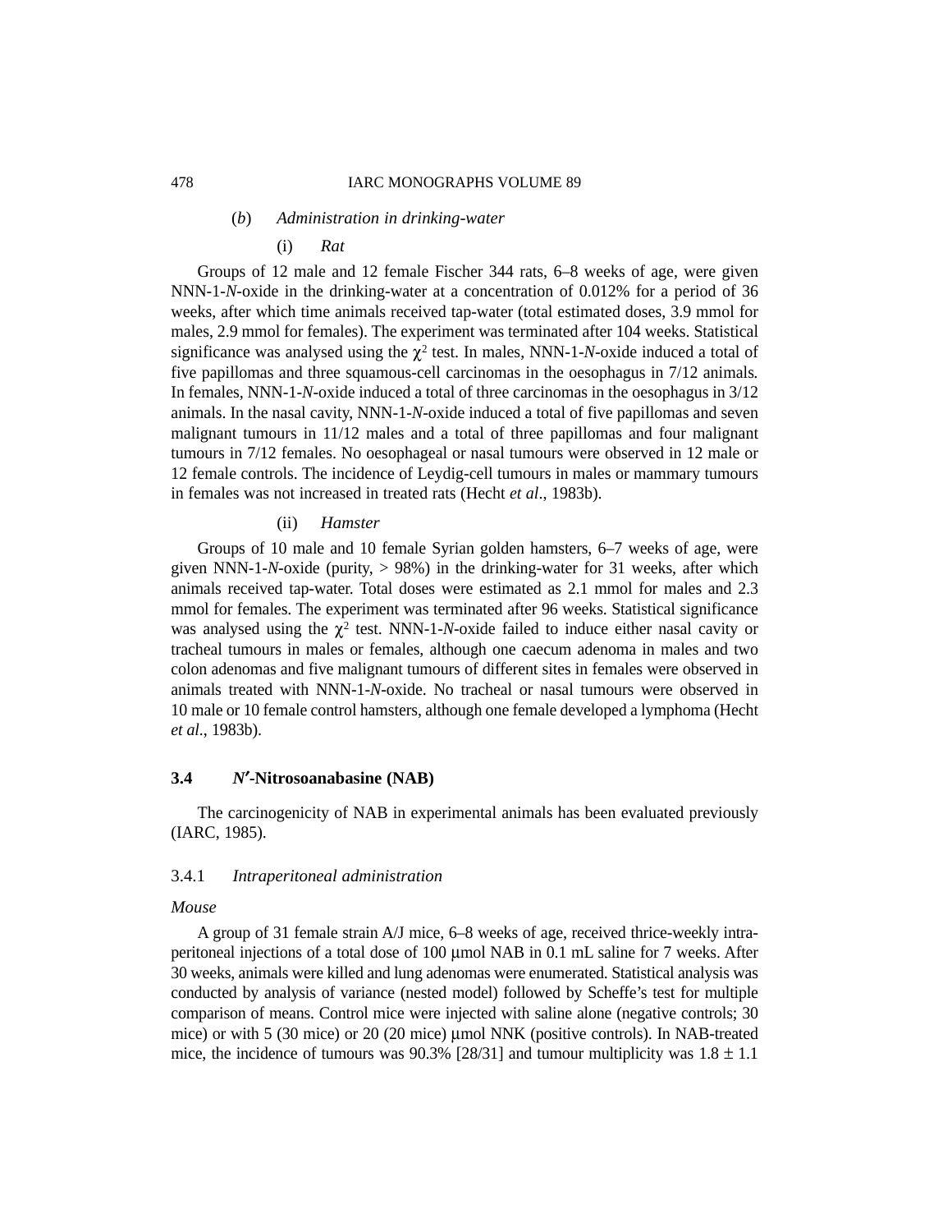#### (b) *Administration in drinking-water*

##### (i) *Rat*

Groups of 12 male and 12 female Fischer 344 rats, 6–8 weeks of age, were given NNN-1-*N*-oxide in the drinking-water at a concentration of 0.012% for a period of 36 weeks, after which time animals received tap-water (total estimated doses, 3.9 mmol for males, 2.9 mmol for females). The experiment was terminated after 104 weeks. Statistical significance was analysed using the $\chi^2$ test. In males, NNN-1-*N*-oxide induced a total of five papillomas and three squamous-cell carcinomas in the oesophagus in 7/12 animals. In females, NNN-1-*N*-oxide induced a total of three carcinomas in the oesophagus in 3/12 animals. In the nasal cavity, NNN-1-*N*-oxide induced a total of five papillomas and seven malignant tumours in 11/12 males and a total of three papillomas and four malignant tumours in 7/12 females. No oesophageal or nasal tumours were observed in 12 male or 12 female controls. The incidence of Leydig-cell tumours in males or mammary tumours in females was not increased in treated rats (Hecht *et al*., 1983b).

##### (ii) *Hamster*

Groups of 10 male and 10 female Syrian golden hamsters, 6–7 weeks of age, were given NNN-1-*N*-oxide (purity, > 98%) in the drinking-water for 31 weeks, after which animals received tap-water. Total doses were estimated as 2.1 mmol for males and 2.3 mmol for females. The experiment was terminated after 96 weeks. Statistical significance was analysed using the $\chi^2$ test. NNN-1-*N*-oxide failed to induce either nasal cavity or tracheal tumours in males or females, although one caecum adenoma in males and two colon adenomas and five malignant tumours of different sites in females were observed in animals treated with NNN-1-*N*-oxide. No tracheal or nasal tumours were observed in 10 male or 10 female control hamsters, although one female developed a lymphoma (Hecht *et al*., 1983b).

## 3.4 *N′*-Nitrosoanabasine (NAB)

The carcinogenicity of NAB in experimental animals has been evaluated previously (IARC, 1985).

### 3.4.1 *Intraperitoneal administration*

*Mouse*

A group of 31 female strain A/J mice, 6–8 weeks of age, received thrice-weekly intraperitoneal injections of a total dose of 100 μmol NAB in 0.1 mL saline for 7 weeks. After 30 weeks, animals were killed and lung adenomas were enumerated. Statistical analysis was conducted by analysis of variance (nested model) followed by Scheffe's test for multiple comparison of means. Control mice were injected with saline alone (negative controls; 30 mice) or with 5 (30 mice) or 20 (20 mice) μmol NNK (positive controls). In NAB-treated mice, the incidence of tumours was 90.3% [28/31] and tumour multiplicity was 1.8 ± 1.1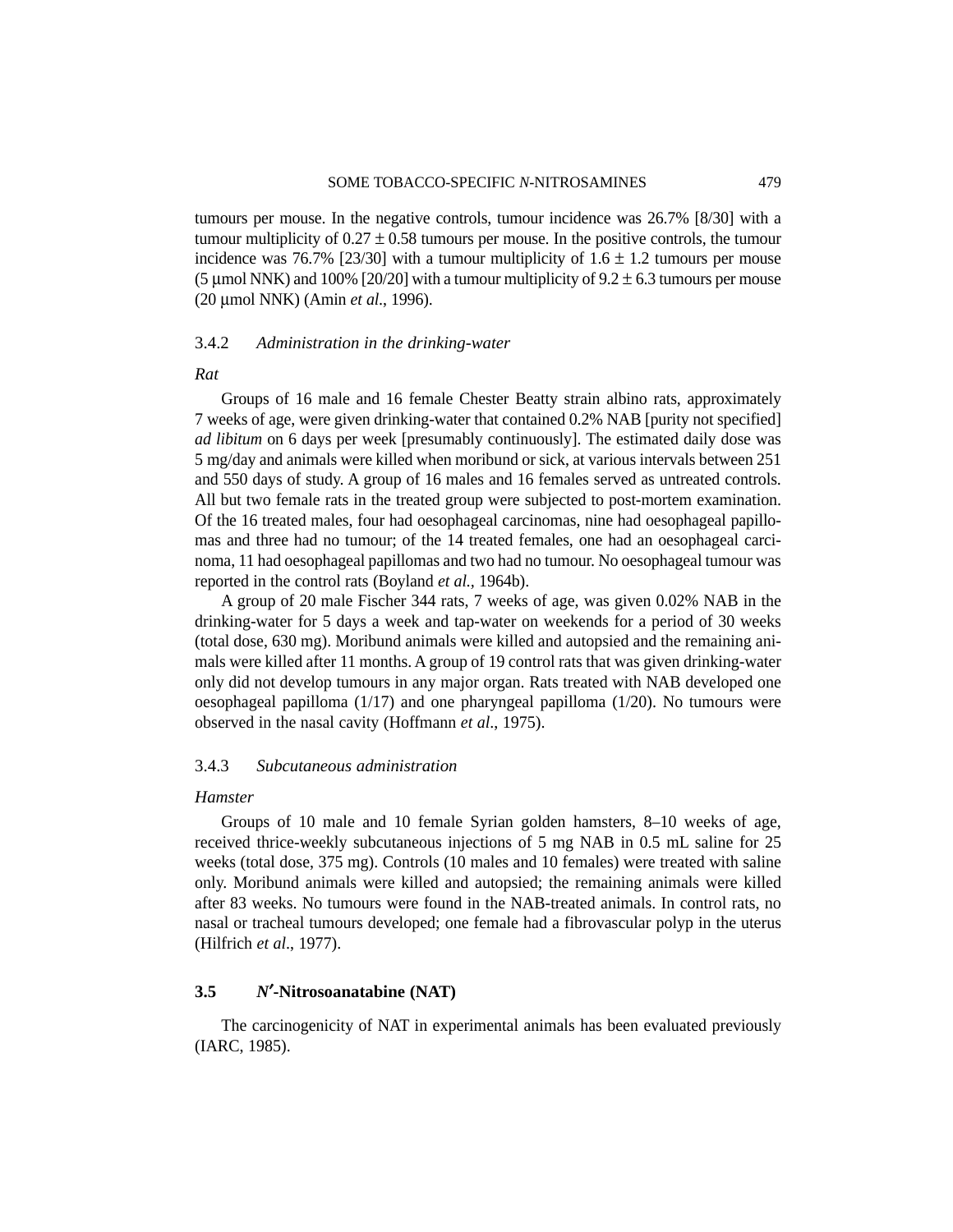tumours per mouse. In the negative controls, tumour incidence was 26.7% [8/30] with a tumour multiplicity of $0.27 \pm 0.58$ tumours per mouse. In the positive controls, the tumour incidence was 76.7% [23/30] with a tumour multiplicity of $1.6 \pm 1.2$ tumours per mouse (5 μmol NNK) and 100% [20/20] with a tumour multiplicity of $9.2 \pm 6.3$ tumours per mouse (20 μmol NNK) (Amin *et al.*, 1996).

### 3.4.2 *Administration in the drinking-water*

*Rat*

Groups of 16 male and 16 female Chester Beatty strain albino rats, approximately 7 weeks of age, were given drinking-water that contained 0.2% NAB [purity not specified] *ad libitum* on 6 days per week [presumably continuously]. The estimated daily dose was 5 mg/day and animals were killed when moribund or sick, at various intervals between 251 and 550 days of study. A group of 16 males and 16 females served as untreated controls. All but two female rats in the treated group were subjected to post-mortem examination. Of the 16 treated males, four had oesophageal carcinomas, nine had oesophageal papillomas and three had no tumour; of the 14 treated females, one had an oesophageal carcinoma, 11 had oesophageal papillomas and two had no tumour. No oesophageal tumour was reported in the control rats (Boyland *et al.*, 1964b).

A group of 20 male Fischer 344 rats, 7 weeks of age, was given 0.02% NAB in the drinking-water for 5 days a week and tap-water on weekends for a period of 30 weeks (total dose, 630 mg). Moribund animals were killed and autopsied and the remaining animals were killed after 11 months. A group of 19 control rats that was given drinking-water only did not develop tumours in any major organ. Rats treated with NAB developed one oesophageal papilloma (1/17) and one pharyngeal papilloma (1/20). No tumours were observed in the nasal cavity (Hoffmann *et al.*, 1975).

### 3.4.3 *Subcutaneous administration*

*Hamster*

Groups of 10 male and 10 female Syrian golden hamsters, 8–10 weeks of age, received thrice-weekly subcutaneous injections of 5 mg NAB in 0.5 mL saline for 25 weeks (total dose, 375 mg). Controls (10 males and 10 females) were treated with saline only. Moribund animals were killed and autopsied; the remaining animals were killed after 83 weeks. No tumours were found in the NAB-treated animals. In control rats, no nasal or tracheal tumours developed; one female had a fibrovascular polyp in the uterus (Hilfrich *et al.*, 1977).

## 3.5 *N′*-Nitrosoanatabine (NAT)

The carcinogenicity of NAT in experimental animals has been evaluated previously (IARC, 1985).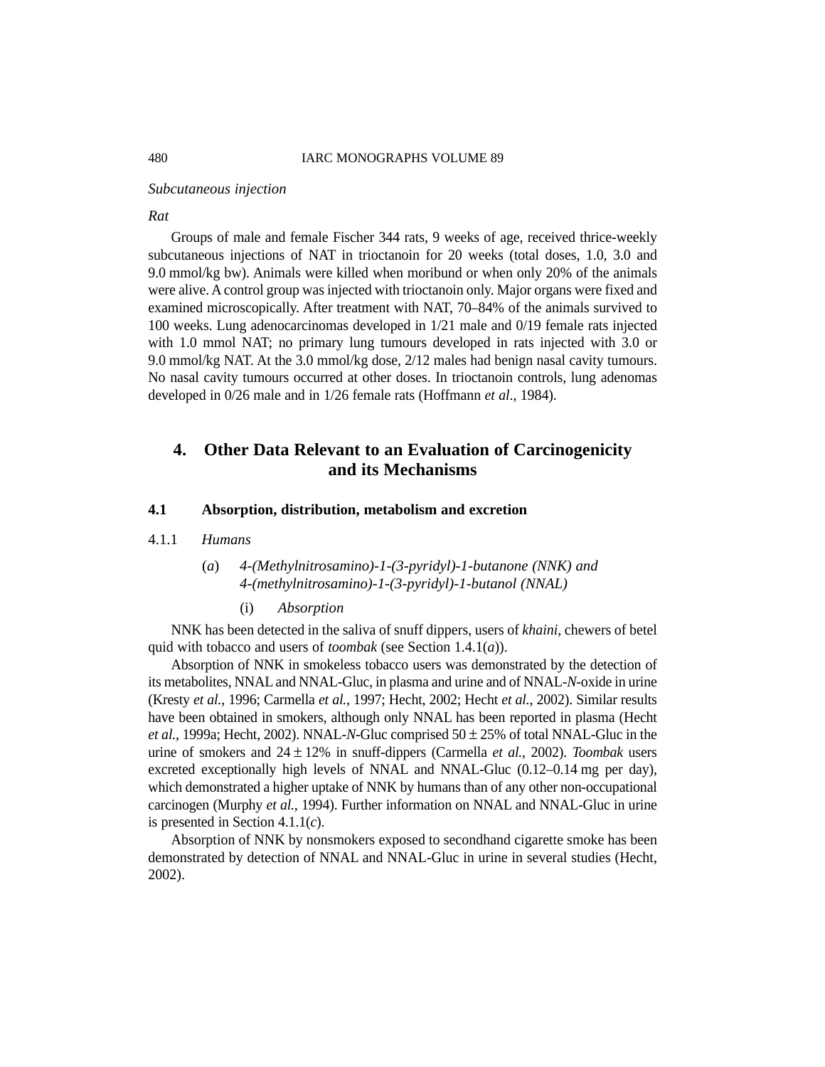*Subcutaneous injection*

*Rat*

Groups of male and female Fischer 344 rats, 9 weeks of age, received thrice-weekly subcutaneous injections of NAT in trioctanoin for 20 weeks (total doses, 1.0, 3.0 and 9.0 mmol/kg bw). Animals were killed when moribund or when only 20% of the animals were alive. A control group was injected with trioctanoin only. Major organs were fixed and examined microscopically. After treatment with NAT, 70–84% of the animals survived to 100 weeks. Lung adenocarcinomas developed in 1/21 male and 0/19 female rats injected with 1.0 mmol NAT; no primary lung tumours developed in rats injected with 3.0 or 9.0 mmol/kg NAT. At the 3.0 mmol/kg dose, 2/12 males had benign nasal cavity tumours. No nasal cavity tumours occurred at other doses. In trioctanoin controls, lung adenomas developed in 0/26 male and in 1/26 female rats (Hoffmann *et al*., 1984).

## 4. Other Data Relevant to an Evaluation of Carcinogenicity and its Mechanisms

### 4.1 Absorption, distribution, metabolism and excretion

#### 4.1.1 *Humans*

(*a*) *4-(Methylnitrosamino)-1-(3-pyridyl)-1-butanone (NNK) and 4-(methylnitrosamino)-1-(3-pyridyl)-1-butanol (NNAL)*

(i) *Absorption*

NNK has been detected in the saliva of snuff dippers, users of *khaini*, chewers of betel quid with tobacco and users of *toombak* (see Section 1.4.1(*a*)).

Absorption of NNK in smokeless tobacco users was demonstrated by the detection of its metabolites, NNAL and NNAL-Gluc, in plasma and urine and of NNAL-*N*-oxide in urine (Kresty *et al.*, 1996; Carmella *et al.*, 1997; Hecht, 2002; Hecht *et al.*, 2002). Similar results have been obtained in smokers, although only NNAL has been reported in plasma (Hecht *et al.*, 1999a; Hecht, 2002). NNAL-*N*-Gluc comprised 50 ± 25% of total NNAL-Gluc in the urine of smokers and 24 ± 12% in snuff-dippers (Carmella *et al.*, 2002). *Toombak* users excreted exceptionally high levels of NNAL and NNAL-Gluc (0.12–0.14 mg per day), which demonstrated a higher uptake of NNK by humans than of any other non-occupational carcinogen (Murphy *et al.*, 1994). Further information on NNAL and NNAL-Gluc in urine is presented in Section 4.1.1(*c*).

Absorption of NNK by nonsmokers exposed to secondhand cigarette smoke has been demonstrated by detection of NNAL and NNAL-Gluc in urine in several studies (Hecht, 2002).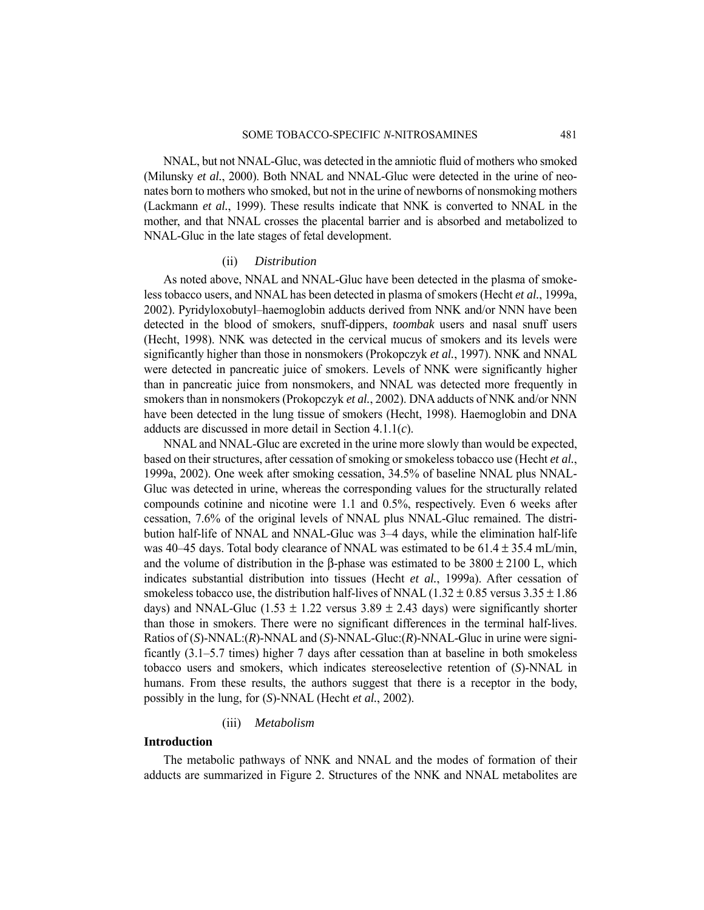NNAL, but not NNAL-Gluc, was detected in the amniotic fluid of mothers who smoked (Milunsky *et al.*, 2000). Both NNAL and NNAL-Gluc were detected in the urine of neonates born to mothers who smoked, but not in the urine of newborns of nonsmoking mothers (Lackmann *et al.*, 1999). These results indicate that NNK is converted to NNAL in the mother, and that NNAL crosses the placental barrier and is absorbed and metabolized to NNAL-Gluc in the late stages of fetal development.

#### (ii) *Distribution*

As noted above, NNAL and NNAL-Gluc have been detected in the plasma of smokeless tobacco users, and NNAL has been detected in plasma of smokers (Hecht *et al.*, 1999a, 2002). Pyridyloxobutyl–haemoglobin adducts derived from NNK and/or NNN have been detected in the blood of smokers, snuff-dippers, *toombak* users and nasal snuff users (Hecht, 1998). NNK was detected in the cervical mucus of smokers and its levels were significantly higher than those in nonsmokers (Prokopczyk *et al.*, 1997). NNK and NNAL were detected in pancreatic juice of smokers. Levels of NNK were significantly higher than in pancreatic juice from nonsmokers, and NNAL was detected more frequently in smokers than in nonsmokers (Prokopczyk *et al.*, 2002). DNA adducts of NNK and/or NNN have been detected in the lung tissue of smokers (Hecht, 1998). Haemoglobin and DNA adducts are discussed in more detail in Section 4.1.1(*c*).

NNAL and NNAL-Gluc are excreted in the urine more slowly than would be expected, based on their structures, after cessation of smoking or smokeless tobacco use (Hecht *et al.*, 1999a, 2002). One week after smoking cessation, 34.5% of baseline NNAL plus NNAL-Gluc was detected in urine, whereas the corresponding values for the structurally related compounds cotinine and nicotine were 1.1 and 0.5%, respectively. Even 6 weeks after cessation, 7.6% of the original levels of NNAL plus NNAL-Gluc remained. The distribution half-life of NNAL and NNAL-Gluc was 3–4 days, while the elimination half-life was 40–45 days. Total body clearance of NNAL was estimated to be $61.4 \pm 35.4$ mL/min, and the volume of distribution in the β-phase was estimated to be $3800 \pm 2100$ L, which indicates substantial distribution into tissues (Hecht *et al.*, 1999a). After cessation of smokeless tobacco use, the distribution half-lives of NNAL ($1.32 \pm 0.85$ versus $3.35 \pm 1.86$ days) and NNAL-Gluc ($1.53 \pm 1.22$ versus $3.89 \pm 2.43$ days) were significantly shorter than those in smokers. There were no significant differences in the terminal half-lives. Ratios of (*S*)-NNAL:(*R*)-NNAL and (*S*)-NNAL-Gluc:(*R*)-NNAL-Gluc in urine were significantly (3.1–5.7 times) higher 7 days after cessation than at baseline in both smokeless tobacco users and smokers, which indicates stereoselective retention of (*S*)-NNAL in humans. From these results, the authors suggest that there is a receptor in the body, possibly in the lung, for (*S*)-NNAL (Hecht *et al.*, 2002).

#### (iii) *Metabolism*

**Introduction**

The metabolic pathways of NNK and NNAL and the modes of formation of their adducts are summarized in Figure 2. Structures of the NNK and NNAL metabolites are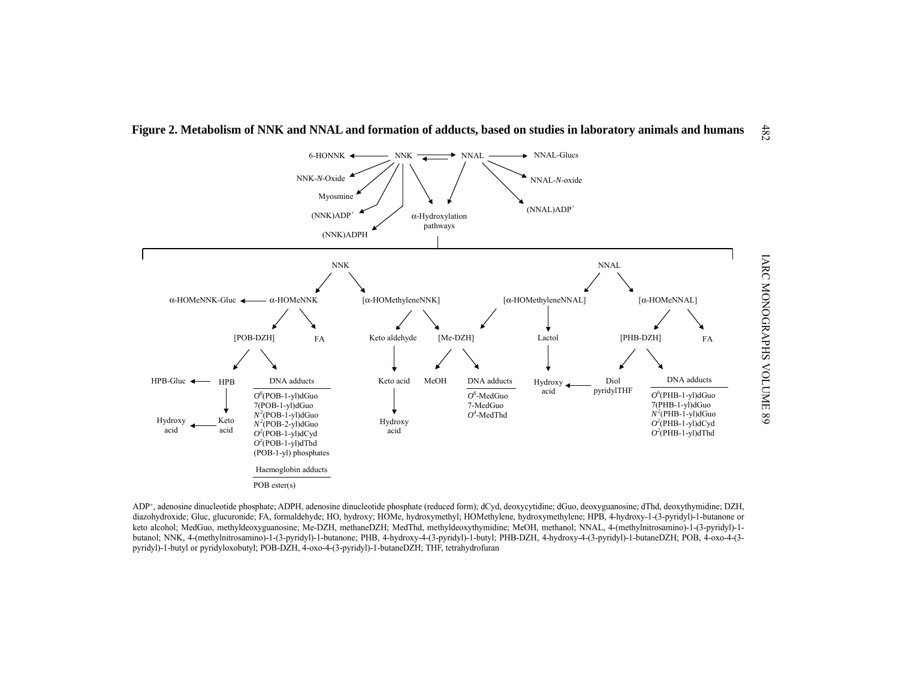**Figure 2. Metabolism of NNK and NNAL and formation of adducts, based on studies in laboratory animals and humans**

6-HONNK ← NNK ⇄ NNAL → NNAL-Glucs

NNK → NNK-*N*-Oxide; Myosmine; (NNK)ADP$^+$; (NNK)ADPH; α-Hydroxylation pathways

NNAL → NNAL-*N*-oxide; (NNAL)ADP$^+$; α-Hydroxylation pathways

α-Hydroxylation pathways:

NNK → α-HOMeNNK; [α-HOMethyleneNNK]

α-HOMeNNK → α-HOMeNNK-Gluc; [POB-DZH]; FA

[POB-DZH] → HPB; DNA adducts

HPB → HPB-Gluc; Keto acid → Hydroxy acid

DNA adducts: $O^6$(POB-1-yl)dGuo, 7(POB-1-yl)dGuo, $N^2$(POB-1-yl)dGuo, $N^2$(POB-2-yl)dGuo, $O^2$(POB-1-yl)dCyd, $O^2$(POB-1-yl)dThd, (POB-1-yl) phosphates

Haemoglobin adducts: POB ester(s)

[α-HOMethyleneNNK] → Keto aldehyde → Keto acid → Hydroxy acid; [Me-DZH]

[Me-DZH] → MeOH; DNA adducts: $O^6$-MedGuo, 7-MedGuo, $O^4$-MedThd

NNAL → [α-HOMethyleneNNAL]; [α-HOMeNNAL]

[α-HOMethyleneNNAL] → [Me-DZH]; Lactol → Hydroxy acid

[α-HOMeNNAL] → [PHB-DZH]; FA

[PHB-DZH] → Diol pyridylTHF → Hydroxy acid; DNA adducts: $O^6$(PHB-1-yl)dGuo, 7(PHB-1-yl)dGuo, $N^2$(PHB-1-yl)dGuo, $O^2$(PHB-1-yl)dCyd, $O^2$(PHB-1-yl)dThd

ADP$^+$, adenosine dinucleotide phosphate; ADPH, adenosine dinucleotide phosphate (reduced form); dCyd, deoxycytidine; dGuo, deoxyguanosine; dThd, deoxythymidine; DZH, diazohydroxide; Gluc, glucuronide; FA, formaldehyde; HO, hydroxy; HOMe, hydroxymethyl; HOMethylene, hydroxymethylene; HPB, 4-hydroxy-1-(3-pyridyl)-1-butanone or keto alcohol; MedGuo, methyldeoxyguanosine; Me-DZH, methaneDZH; MedThd, methyldeoxythymidine; MeOH, methanol; NNAL, 4-(methylnitrosamino)-1-(3-pyridyl)-1-butanol; NNK, 4-(methylnitrosamino)-1-(3-pyridyl)-1-butanone; PHB, 4-hydroxy-4-(3-pyridyl)-1-butyl; PHB-DZH, 4-hydroxy-4-(3-pyridyl)-1-butaneDZH; POB, 4-oxo-4-(3-pyridyl)-1-butyl or pyridyloxobutyl; POB-DZH, 4-oxo-4-(3-pyridyl)-1-butaneDZH; THF, tetrahydrofuran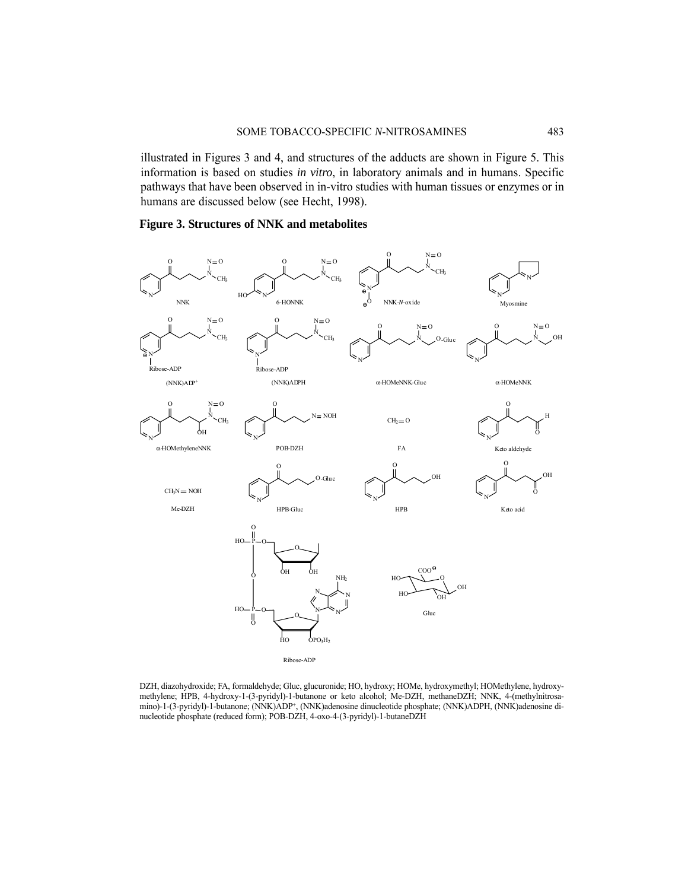illustrated in Figures 3 and 4, and structures of the adducts are shown in Figure 5. This information is based on studies *in vitro*, in laboratory animals and in humans. Specific pathways that have been observed in in-vitro studies with human tissues or enzymes or in humans are discussed below (see Hecht, 1998).

**Figure 3. Structures of NNK and metabolites**

NNK 6-HONNK NNK-*N*-oxide Myosmine

(NNK)ADP$^{+}$ (NNK)ADPH α-HOMeNNK-Gluc α-HOMeNNK

α-HOMethyleneNNK POB-DZH FA Keto aldehyde

Me-DZH HPB-Gluc HPB Keto acid

Ribose-ADP Gluc

DZH, diazohydroxide; FA, formaldehyde; Gluc, glucuronide; HO, hydroxy; HOMe, hydroxymethyl; HOMethylene, hydroxymethylene; HPB, 4-hydroxy-1-(3-pyridyl)-1-butanone or keto alcohol; Me-DZH, methaneDZH; NNK, 4-(methylnitrosamino)-1-(3-pyridyl)-1-butanone; (NNK)ADP$^{+}$, (NNK)adenosine dinucleotide phosphate; (NNK)ADPH, (NNK)adenosine dinucleotide phosphate (reduced form); POB-DZH, 4-oxo-4-(3-pyridyl)-1-butaneDZH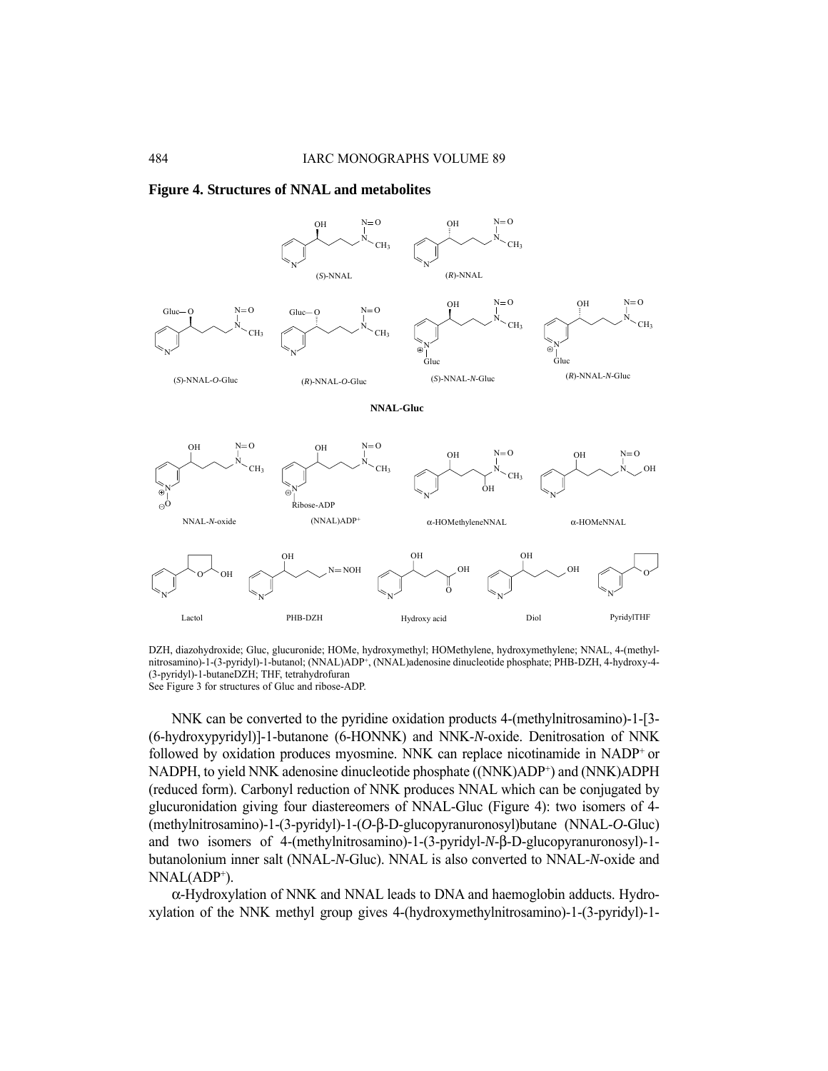**Figure 4. Structures of NNAL and metabolites**

DZH, diazohydroxide; Gluc, glucuronide; HOMe, hydroxymethyl; HOMethylene, hydroxymethylene; NNAL, 4-(methylnitrosamino)-1-(3-pyridyl)-1-butanol; (NNAL)ADP$^+$, (NNAL)adenosine dinucleotide phosphate; PHB-DZH, 4-hydroxy-4-(3-pyridyl)-1-butaneDZH; THF, tetrahydrofuran
See Figure 3 for structures of Gluc and ribose-ADP.

NNK can be converted to the pyridine oxidation products 4-(methylnitrosamino)-1-[3-(6-hydroxypyridyl)]-1-butanone (6-HONNK) and NNK-*N*-oxide. Denitrosation of NNK followed by oxidation produces myosmine. NNK can replace nicotinamide in NADP$^+$ or NADPH, to yield NNK adenosine dinucleotide phosphate ((NNK)ADP$^+$) and (NNK)ADPH (reduced form). Carbonyl reduction of NNK produces NNAL which can be conjugated by glucuronidation giving four diastereomers of NNAL-Gluc (Figure 4): two isomers of 4-(methylnitrosamino)-1-(3-pyridyl)-1-(*O*-β-D-glucopyranuronosyl)butane (NNAL-*O*-Gluc) and two isomers of 4-(methylnitrosamino)-1-(3-pyridyl-*N*-β-D-glucopyranuronosyl)-1-butanolonium inner salt (NNAL-*N*-Gluc). NNAL is also converted to NNAL-*N*-oxide and NNAL(ADP$^+$).

α-Hydroxylation of NNK and NNAL leads to DNA and haemoglobin adducts. Hydroxylation of the NNK methyl group gives 4-(hydroxymethylnitrosamino)-1-(3-pyridyl)-1-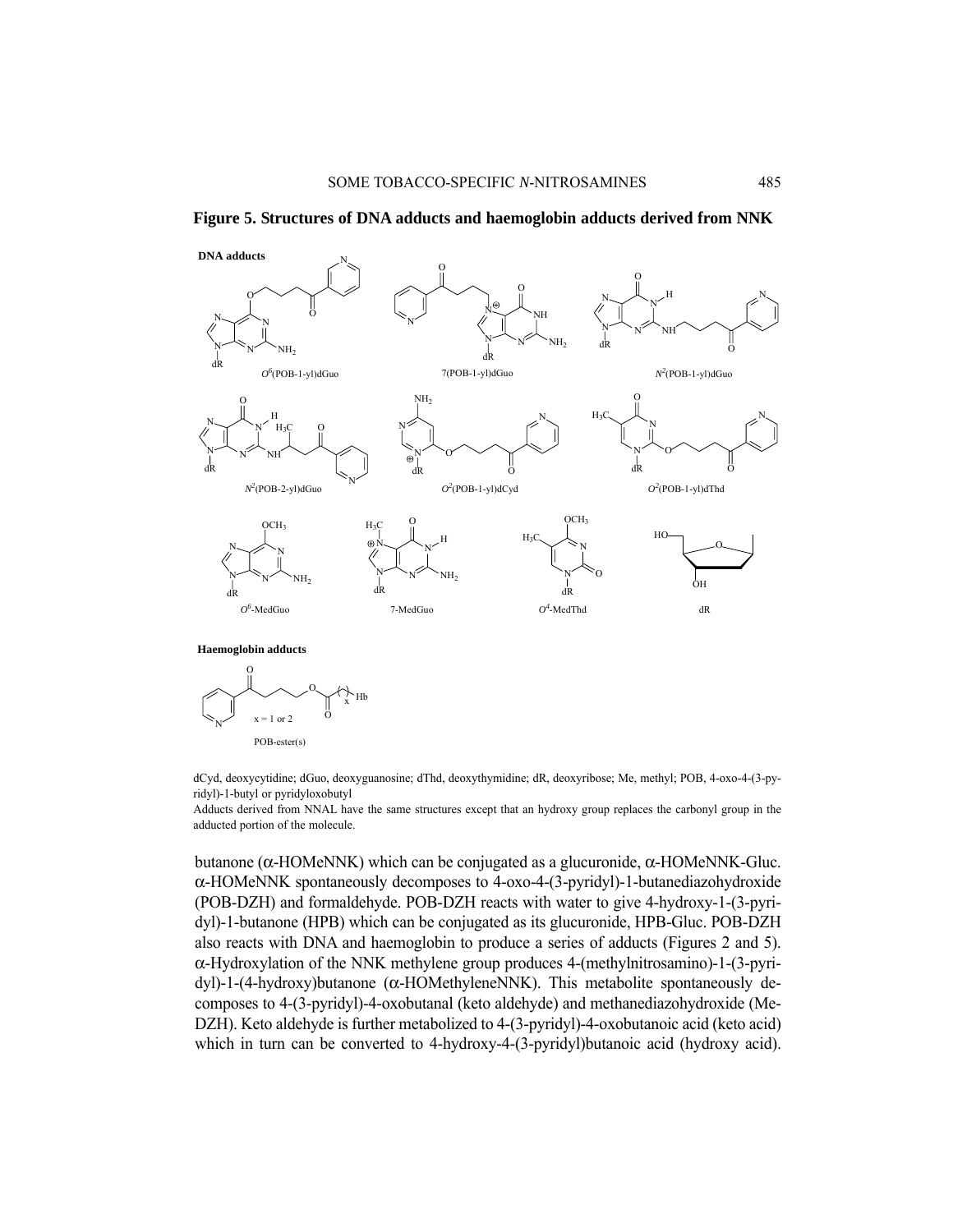**Figure 5. Structures of DNA adducts and haemoglobin adducts derived from NNK**

**DNA adducts**

$O^6$(POB-1-yl)dGuo 7(POB-1-yl)dGuo $N^2$(POB-1-yl)dGuo

$N^2$(POB-2-yl)dGuo $O^2$(POB-1-yl)dCyd $O^2$(POB-1-yl)dThd

$O^6$-MedGuo 7-MedGuo $O^4$-MedThd dR

**Haemoglobin adducts**

x = 1 or 2

POB-ester(s)

dCyd, deoxycytidine; dGuo, deoxyguanosine; dThd, deoxythymidine; dR, deoxyribose; Me, methyl; POB, 4-oxo-4-(3-pyridyl)-1-butyl or pyridyloxobutyl

Adducts derived from NNAL have the same structures except that an hydroxy group replaces the carbonyl group in the adducted portion of the molecule.

butanone (α-HOMeNNK) which can be conjugated as a glucuronide, α-HOMeNNK-Gluc. α-HOMeNNK spontaneously decomposes to 4-oxo-4-(3-pyridyl)-1-butanediazohydroxide (POB-DZH) and formaldehyde. POB-DZH reacts with water to give 4-hydroxy-1-(3-pyridyl)-1-butanone (HPB) which can be conjugated as its glucuronide, HPB-Gluc. POB-DZH also reacts with DNA and haemoglobin to produce a series of adducts (Figures 2 and 5). α-Hydroxylation of the NNK methylene group produces 4-(methylnitrosamino)-1-(3-pyridyl)-1-(4-hydroxy)butanone (α-HOMethyleneNNK). This metabolite spontaneously decomposes to 4-(3-pyridyl)-4-oxobutanal (keto aldehyde) and methanediazohydroxide (Me-DZH). Keto aldehyde is further metabolized to 4-(3-pyridyl)-4-oxobutanoic acid (keto acid) which in turn can be converted to 4-hydroxy-4-(3-pyridyl)butanoic acid (hydroxy acid).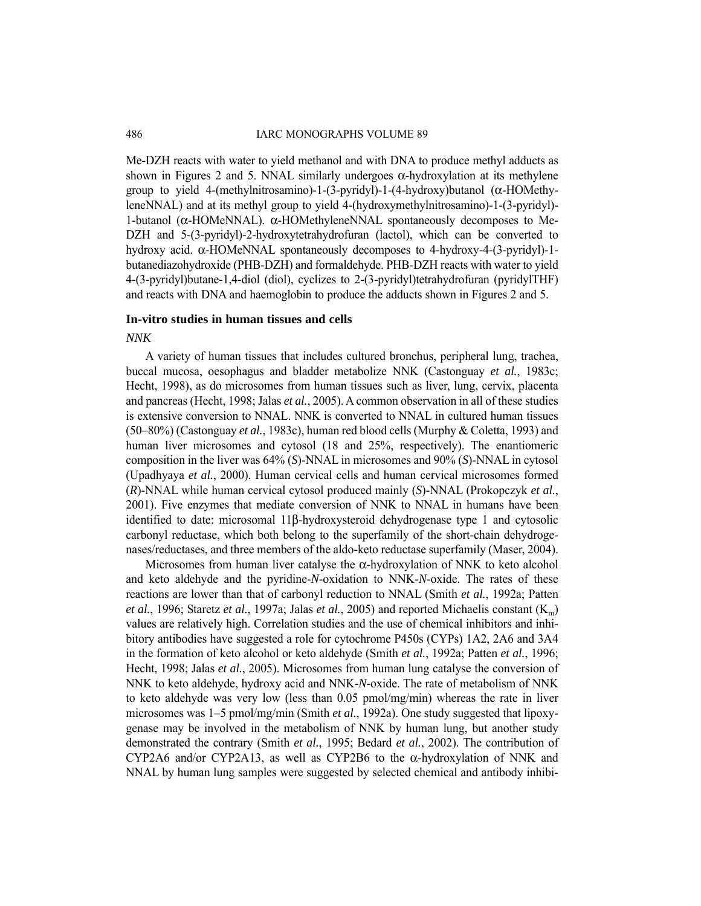Me-DZH reacts with water to yield methanol and with DNA to produce methyl adducts as shown in Figures 2 and 5. NNAL similarly undergoes α-hydroxylation at its methylene group to yield 4-(methylnitrosamino)-1-(3-pyridyl)-1-(4-hydroxy)butanol (α-HOMethyleneNNAL) and at its methyl group to yield 4-(hydroxymethylnitrosamino)-1-(3-pyridyl)-1-butanol (α-HOMeNNAL). α-HOMethyleneNNAL spontaneously decomposes to Me-DZH and 5-(3-pyridyl)-2-hydroxytetrahydrofuran (lactol), which can be converted to hydroxy acid. α-HOMeNNAL spontaneously decomposes to 4-hydroxy-4-(3-pyridyl)-1-butanediazohydroxide (PHB-DZH) and formaldehyde. PHB-DZH reacts with water to yield 4-(3-pyridyl)butane-1,4-diol (diol), cyclizes to 2-(3-pyridyl)tetrahydrofuran (pyridylTHF) and reacts with DNA and haemoglobin to produce the adducts shown in Figures 2 and 5.

### In-vitro studies in human tissues and cells

*NNK*

A variety of human tissues that includes cultured bronchus, peripheral lung, trachea, buccal mucosa, oesophagus and bladder metabolize NNK (Castonguay *et al.*, 1983c; Hecht, 1998), as do microsomes from human tissues such as liver, lung, cervix, placenta and pancreas (Hecht, 1998; Jalas *et al.*, 2005). A common observation in all of these studies is extensive conversion to NNAL. NNK is converted to NNAL in cultured human tissues (50–80%) (Castonguay *et al.*, 1983c), human red blood cells (Murphy & Coletta, 1993) and human liver microsomes and cytosol (18 and 25%, respectively). The enantiomeric composition in the liver was 64% (*S*)-NNAL in microsomes and 90% (*S*)-NNAL in cytosol (Upadhyaya *et al.*, 2000). Human cervical cells and human cervical microsomes formed (*R*)-NNAL while human cervical cytosol produced mainly (*S*)-NNAL (Prokopczyk *et al.*, 2001). Five enzymes that mediate conversion of NNK to NNAL in humans have been identified to date: microsomal 11β-hydroxysteroid dehydrogenase type 1 and cytosolic carbonyl reductase, which both belong to the superfamily of the short-chain dehydrogenases/reductases, and three members of the aldo-keto reductase superfamily (Maser, 2004).

Microsomes from human liver catalyse the α-hydroxylation of NNK to keto alcohol and keto aldehyde and the pyridine-*N*-oxidation to NNK-*N*-oxide. The rates of these reactions are lower than that of carbonyl reduction to NNAL (Smith *et al.*, 1992a; Patten *et al.*, 1996; Staretz *et al.*, 1997a; Jalas *et al.*, 2005) and reported Michaelis constant ($K_m$) values are relatively high. Correlation studies and the use of chemical inhibitors and inhibitory antibodies have suggested a role for cytochrome P450s (CYPs) 1A2, 2A6 and 3A4 in the formation of keto alcohol or keto aldehyde (Smith *et al.*, 1992a; Patten *et al.*, 1996; Hecht, 1998; Jalas *et al.*, 2005). Microsomes from human lung catalyse the conversion of NNK to keto aldehyde, hydroxy acid and NNK-*N*-oxide. The rate of metabolism of NNK to keto aldehyde was very low (less than 0.05 pmol/mg/min) whereas the rate in liver microsomes was 1–5 pmol/mg/min (Smith *et al.*, 1992a). One study suggested that lipoxygenase may be involved in the metabolism of NNK by human lung, but another study demonstrated the contrary (Smith *et al.*, 1995; Bedard *et al.*, 2002). The contribution of CYP2A6 and/or CYP2A13, as well as CYP2B6 to the α-hydroxylation of NNK and NNAL by human lung samples were suggested by selected chemical and antibody inhibi-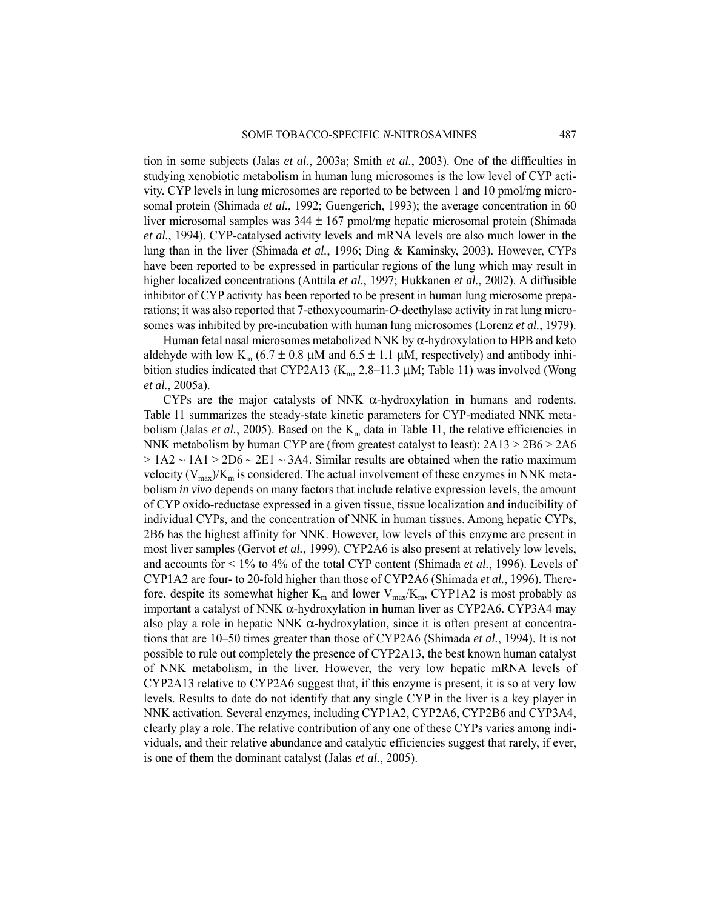tion in some subjects (Jalas *et al.*, 2003a; Smith *et al.*, 2003). One of the difficulties in studying xenobiotic metabolism in human lung microsomes is the low level of CYP activity. CYP levels in lung microsomes are reported to be between 1 and 10 pmol/mg microsomal protein (Shimada *et al.*, 1992; Guengerich, 1993); the average concentration in 60 liver microsomal samples was 344 ± 167 pmol/mg hepatic microsomal protein (Shimada *et al.*, 1994). CYP-catalysed activity levels and mRNA levels are also much lower in the lung than in the liver (Shimada *et al.*, 1996; Ding & Kaminsky, 2003). However, CYPs have been reported to be expressed in particular regions of the lung which may result in higher localized concentrations (Anttila *et al.*, 1997; Hukkanen *et al.*, 2002). A diffusible inhibitor of CYP activity has been reported to be present in human lung microsome preparations; it was also reported that 7-ethoxycoumarin-*O*-deethylase activity in rat lung microsomes was inhibited by pre-incubation with human lung microsomes (Lorenz *et al.*, 1979).

Human fetal nasal microsomes metabolized NNK by α-hydroxylation to HPB and keto aldehyde with low $K_m$ (6.7 ± 0.8 μM and 6.5 ± 1.1 μM, respectively) and antibody inhibition studies indicated that CYP2A13 ($K_m$, 2.8–11.3 μM; Table 11) was involved (Wong *et al.*, 2005a).

CYPs are the major catalysts of NNK α-hydroxylation in humans and rodents. Table 11 summarizes the steady-state kinetic parameters for CYP-mediated NNK metabolism (Jalas *et al.*, 2005). Based on the $K_m$ data in Table 11, the relative efficiencies in NNK metabolism by human CYP are (from greatest catalyst to least): 2A13 > 2B6 > 2A6 > 1A2 ~ 1A1 > 2D6 ~ 2E1 ~ 3A4. Similar results are obtained when the ratio maximum velocity ($V_{max}$)/$K_m$ is considered. The actual involvement of these enzymes in NNK metabolism *in vivo* depends on many factors that include relative expression levels, the amount of CYP oxido-reductase expressed in a given tissue, tissue localization and inducibility of individual CYPs, and the concentration of NNK in human tissues. Among hepatic CYPs, 2B6 has the highest affinity for NNK. However, low levels of this enzyme are present in most liver samples (Gervot *et al.*, 1999). CYP2A6 is also present at relatively low levels, and accounts for < 1% to 4% of the total CYP content (Shimada *et al.*, 1996). Levels of CYP1A2 are four- to 20-fold higher than those of CYP2A6 (Shimada *et al.*, 1996). Therefore, despite its somewhat higher $K_m$ and lower $V_{max}/K_m$, CYP1A2 is most probably as important a catalyst of NNK α-hydroxylation in human liver as CYP2A6. CYP3A4 may also play a role in hepatic NNK α-hydroxylation, since it is often present at concentrations that are 10–50 times greater than those of CYP2A6 (Shimada *et al.*, 1994). It is not possible to rule out completely the presence of CYP2A13, the best known human catalyst of NNK metabolism, in the liver. However, the very low hepatic mRNA levels of CYP2A13 relative to CYP2A6 suggest that, if this enzyme is present, it is so at very low levels. Results to date do not identify that any single CYP in the liver is a key player in NNK activation. Several enzymes, including CYP1A2, CYP2A6, CYP2B6 and CYP3A4, clearly play a role. The relative contribution of any one of these CYPs varies among individuals, and their relative abundance and catalytic efficiencies suggest that rarely, if ever, is one of them the dominant catalyst (Jalas *et al.*, 2005).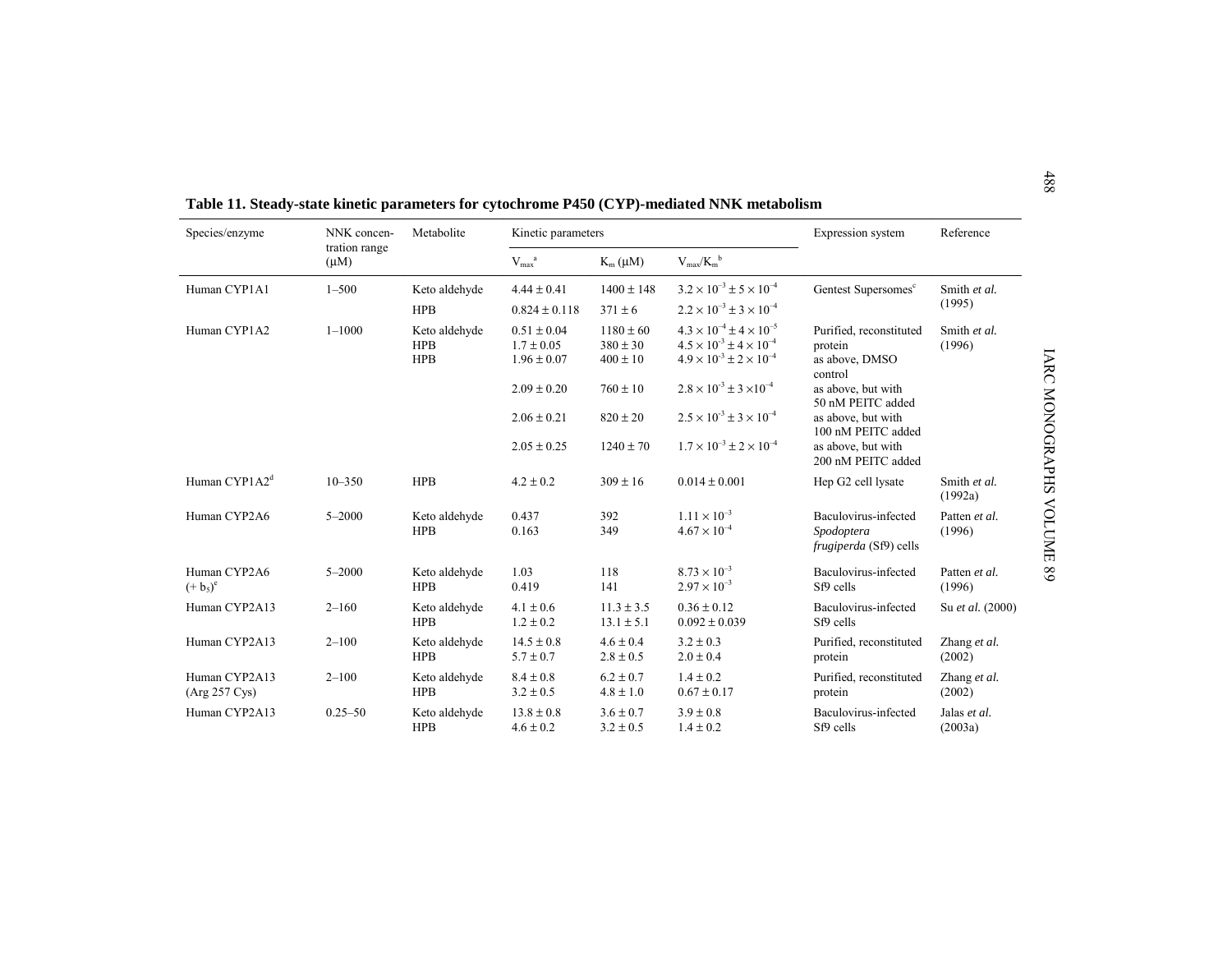**Table 11. Steady-state kinetic parameters for cytochrome P450 (CYP)-mediated NNK metabolism**

| Species/enzyme | NNK concentration range (μM) | Metabolite | Kinetic parameters | | | Expression system | Reference |
|---|---|---|---|---|---|---|---|
| | | | $V_{max}$[a] | $K_m$ (μM) | $V_{max}/K_m$[b] | | |
| Human CYP1A1 | 1–500 | Keto aldehyde | 4.44 ± 0.41 | 1400 ± 148 | $3.2 \times 10^{-3} \pm 5 \times 10^{-4}$ | Gentest Supersomes[c] | Smith *et al.* (1995) |
| | | HPB | 0.824 ± 0.118 | 371 ± 6 | $2.2 \times 10^{-3} \pm 3 \times 10^{-4}$ | | |
| Human CYP1A2 | 1–1000 | Keto aldehyde | 0.51 ± 0.04 | 1180 ± 60 | $4.3 \times 10^{-4} \pm 4 \times 10^{-5}$ | Purified, reconstituted protein | Smith *et al.* (1996) |
| | | HPB | 1.7 ± 0.05 | 380 ± 30 | $4.5 \times 10^{-3} \pm 4 \times 10^{-4}$ | | |
| | | HPB | 1.96 ± 0.07 | 400 ± 10 | $4.9 \times 10^{-3} \pm 2 \times 10^{-4}$ | as above, DMSO control | |
| | | | 2.09 ± 0.20 | 760 ± 10 | $2.8 \times 10^{-3} \pm 3 \times 10^{-4}$ | as above, but with 50 nM PEITC added | |
| | | | 2.06 ± 0.21 | 820 ± 20 | $2.5 \times 10^{-3} \pm 3 \times 10^{-4}$ | as above, but with 100 nM PEITC added | |
| | | | 2.05 ± 0.25 | 1240 ± 70 | $1.7 \times 10^{-3} \pm 2 \times 10^{-4}$ | as above, but with 200 nM PEITC added | |
| Human CYP1A2[d] | 10–350 | HPB | 4.2 ± 0.2 | 309 ± 16 | 0.014 ± 0.001 | Hep G2 cell lysate | Smith *et al.* (1992a) |
| Human CYP2A6 | 5–2000 | Keto aldehyde | 0.437 | 392 | $1.11 \times 10^{-3}$ | Baculovirus-infected *Spodoptera frugiperda* (Sf9) cells | Patten *et al.* (1996) |
| | | HPB | 0.163 | 349 | $4.67 \times 10^{-4}$ | | |
| Human CYP2A6 (+ $b_5$)[e] | 5–2000 | Keto aldehyde | 1.03 | 118 | $8.73 \times 10^{-3}$ | Baculovirus-infected Sf9 cells | Patten *et al.* (1996) |
| | | HPB | 0.419 | 141 | $2.97 \times 10^{-3}$ | | |
| Human CYP2A13 | 2–160 | Keto aldehyde | 4.1 ± 0.6 | 11.3 ± 3.5 | 0.36 ± 0.12 | Baculovirus-infected Sf9 cells | Su *et al.* (2000) |
| | | HPB | 1.2 ± 0.2 | 13.1 ± 5.1 | 0.092 ± 0.039 | | |
| Human CYP2A13 | 2–100 | Keto aldehyde | 14.5 ± 0.8 | 4.6 ± 0.4 | 3.2 ± 0.3 | Purified, reconstituted protein | Zhang *et al.* (2002) |
| | | HPB | 5.7 ± 0.7 | 2.8 ± 0.5 | 2.0 ± 0.4 | | |
| Human CYP2A13 (Arg 257 Cys) | 2–100 | Keto aldehyde | 8.4 ± 0.8 | 6.2 ± 0.7 | 1.4 ± 0.2 | Purified, reconstituted protein | Zhang *et al.* (2002) |
| | | HPB | 3.2 ± 0.5 | 4.8 ± 1.0 | 0.67 ± 0.17 | | |
| Human CYP2A13 | 0.25–50 | Keto aldehyde | 13.8 ± 0.8 | 3.6 ± 0.7 | 3.9 ± 0.8 | Baculovirus-infected Sf9 cells | Jalas *et al.* (2003a) |
| | | HPB | 4.6 ± 0.2 | 3.2 ± 0.5 | 1.4 ± 0.2 | | |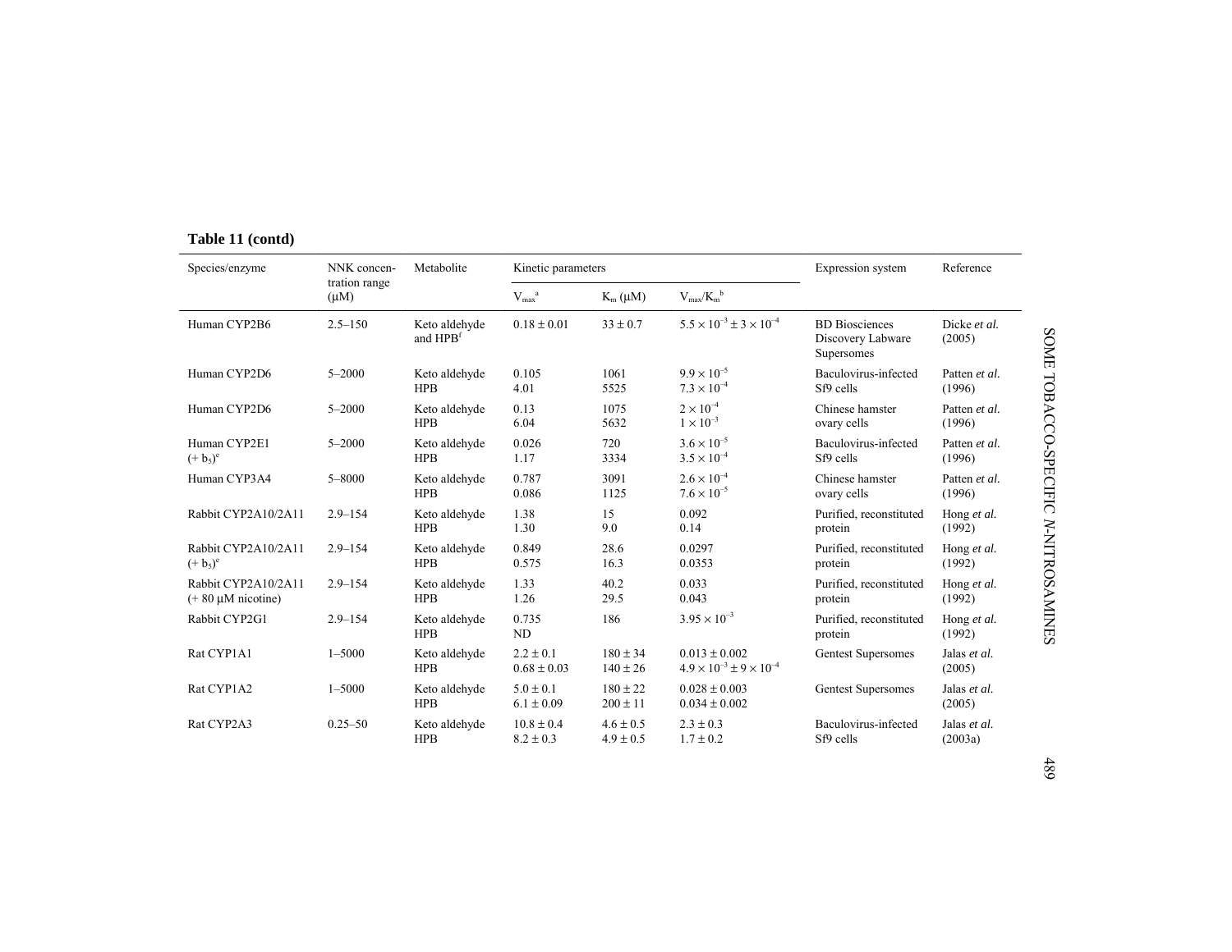**Table 11 (contd)**

| Species/enzyme | NNK concentration range (μM) | Metabolite | Kinetic parameters | | | Expression system | Reference |
|---|---|---|---|---|---|---|---|
| | | | $V_{max}$[a] | $K_m$ (μM) | $V_{max}/K_m$[b] | | |
| Human CYP2B6 | 2.5–150 | Keto aldehyde and HPB[f] | 0.18 ± 0.01 | 33 ± 0.7 | $5.5 \times 10^{-3} \pm 3 \times 10^{-4}$ | BD Biosciences Discovery Labware Supersomes | Dicke *et al.* (2005) |
| Human CYP2D6 | 5–2000 | Keto aldehyde<br>HPB | 0.105<br>4.01 | 1061<br>5525 | $9.9 \times 10^{-5}$<br>$7.3 \times 10^{-4}$ | Baculovirus-infected Sf9 cells | Patten *et al.* (1996) |
| Human CYP2D6 | 5–2000 | Keto aldehyde<br>HPB | 0.13<br>6.04 | 1075<br>5632 | $2 \times 10^{-4}$<br>$1 \times 10^{-3}$ | Chinese hamster ovary cells | Patten *et al.* (1996) |
| Human CYP2E1 (+ $b_5$)[e] | 5–2000 | Keto aldehyde<br>HPB | 0.026<br>1.17 | 720<br>3334 | $3.6 \times 10^{-5}$<br>$3.5 \times 10^{-4}$ | Baculovirus-infected Sf9 cells | Patten *et al.* (1996) |
| Human CYP3A4 | 5–8000 | Keto aldehyde<br>HPB | 0.787<br>0.086 | 3091<br>1125 | $2.6 \times 10^{-4}$<br>$7.6 \times 10^{-5}$ | Chinese hamster ovary cells | Patten *et al.* (1996) |
| Rabbit CYP2A10/2A11 | 2.9–154 | Keto aldehyde<br>HPB | 1.38<br>1.30 | 15<br>9.0 | 0.092<br>0.14 | Purified, reconstituted protein | Hong *et al.* (1992) |
| Rabbit CYP2A10/2A11 (+ $b_5$)[e] | 2.9–154 | Keto aldehyde<br>HPB | 0.849<br>0.575 | 28.6<br>16.3 | 0.0297<br>0.0353 | Purified, reconstituted protein | Hong *et al.* (1992) |
| Rabbit CYP2A10/2A11 (+ 80 μM nicotine) | 2.9–154 | Keto aldehyde<br>HPB | 1.33<br>1.26 | 40.2<br>29.5 | 0.033<br>0.043 | Purified, reconstituted protein | Hong *et al.* (1992) |
| Rabbit CYP2G1 | 2.9–154 | Keto aldehyde<br>HPB | 0.735<br>ND | 186 | $3.95 \times 10^{-3}$ | Purified, reconstituted protein | Hong *et al.* (1992) |
| Rat CYP1A1 | 1–5000 | Keto aldehyde<br>HPB | 2.2 ± 0.1<br>0.68 ± 0.03 | 180 ± 34<br>140 ± 26 | 0.013 ± 0.002<br>$4.9 \times 10^{-3} \pm 9 \times 10^{-4}$ | Gentest Supersomes | Jalas *et al.* (2005) |
| Rat CYP1A2 | 1–5000 | Keto aldehyde<br>HPB | 5.0 ± 0.1<br>6.1 ± 0.09 | 180 ± 22<br>200 ± 11 | 0.028 ± 0.003<br>0.034 ± 0.002 | Gentest Supersomes | Jalas *et al.* (2005) |
| Rat CYP2A3 | 0.25–50 | Keto aldehyde<br>HPB | 10.8 ± 0.4<br>8.2 ± 0.3 | 4.6 ± 0.5<br>4.9 ± 0.5 | 2.3 ± 0.3<br>1.7 ± 0.2 | Baculovirus-infected Sf9 cells | Jalas *et al.* (2003a) |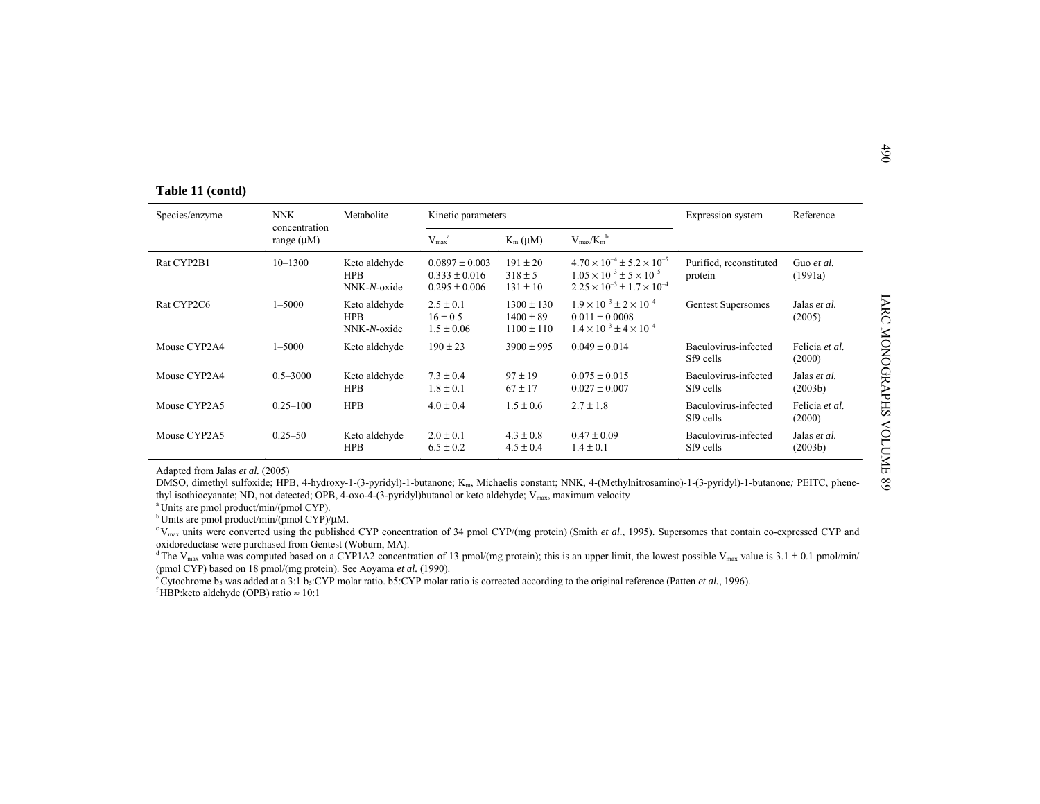**Table 11 (contd)**

| Species/enzyme | NNK concentration range (μM) | Metabolite | Kinetic parameters | | | Expression system | Reference |
|---|---|---|---|---|---|---|---|
| | | | $V_{max}$[a] | $K_m$ (μM) | $V_{max}/K_m$[b] | | |
| Rat CYP2B1 | 10–1300 | Keto aldehyde<br>HPB<br>NNK-*N*-oxide | 0.0897 ± 0.003<br>0.333 ± 0.016<br>0.295 ± 0.006 | 191 ± 20<br>318 ± 5<br>131 ± 10 | $4.70 \times 10^{-4} \pm 5.2 \times 10^{-5}$<br>$1.05 \times 10^{-3} \pm 5 \times 10^{-5}$<br>$2.25 \times 10^{-3} \pm 1.7 \times 10^{-4}$ | Purified, reconstituted protein | Guo *et al.* (1991a) |
| Rat CYP2C6 | 1–5000 | Keto aldehyde<br>HPB<br>NNK-*N*-oxide | 2.5 ± 0.1<br>16 ± 0.5<br>1.5 ± 0.06 | 1300 ± 130<br>1400 ± 89<br>1100 ± 110 | $1.9 \times 10^{-3} \pm 2 \times 10^{-4}$<br>0.011 ± 0.0008<br>$1.4 \times 10^{-3} \pm 4 \times 10^{-4}$ | Gentest Supersomes | Jalas *et al.* (2005) |
| Mouse CYP2A4 | 1–5000 | Keto aldehyde | 190 ± 23 | 3900 ± 995 | 0.049 ± 0.014 | Baculovirus-infected Sf9 cells | Felicia *et al.* (2000) |
| Mouse CYP2A4 | 0.5–3000 | Keto aldehyde<br>HPB | 7.3 ± 0.4<br>1.8 ± 0.1 | 97 ± 19<br>67 ± 17 | 0.075 ± 0.015<br>0.027 ± 0.007 | Baculovirus-infected Sf9 cells | Jalas *et al.* (2003b) |
| Mouse CYP2A5 | 0.25–100 | HPB | 4.0 ± 0.4 | 1.5 ± 0.6 | 2.7 ± 1.8 | Baculovirus-infected Sf9 cells | Felicia *et al.* (2000) |
| Mouse CYP2A5 | 0.25–50 | Keto aldehyde<br>HPB | 2.0 ± 0.1<br>6.5 ± 0.2 | 4.3 ± 0.8<br>4.5 ± 0.4 | 0.47 ± 0.09<br>1.4 ± 0.1 | Baculovirus-infected Sf9 cells | Jalas *et al.* (2003b) |

Adapted from Jalas *et al.* (2005)

DMSO, dimethyl sulfoxide; HPB, 4-hydroxy-1-(3-pyridyl)-1-butanone; $K_m$, Michaelis constant; NNK, 4-(Methylnitrosamino)-1-(3-pyridyl)-1-butanone*;* PEITC, phenethyl isothiocyanate; ND, not detected; OPB, 4-oxo-4-(3-pyridyl)butanol or keto aldehyde; $V_{max}$, maximum velocity

[a] Units are pmol product/min/(pmol CYP).

[b] Units are pmol product/min/(pmol CYP)/μM.

[c] $V_{max}$ units were converted using the published CYP concentration of 34 pmol CYP/(mg protein) (Smith *et al.*, 1995). Supersomes that contain co-expressed CYP and oxidoreductase were purchased from Gentest (Woburn, MA).

[d] The $V_{max}$ value was computed based on a CYP1A2 concentration of 13 pmol/(mg protein); this is an upper limit, the lowest possible $V_{max}$ value is 3.1 ± 0.1 pmol/min/(pmol CYP) based on 18 pmol/(mg protein). See Aoyama *et al.* (1990).

[e] Cytochrome $b_5$ was added at a 3:1 $b_5$:CYP molar ratio. b5:CYP molar ratio is corrected according to the original reference (Patten *et al.*, 1996).

[f] HBP:keto aldehyde (OPB) ratio ≈ 10:1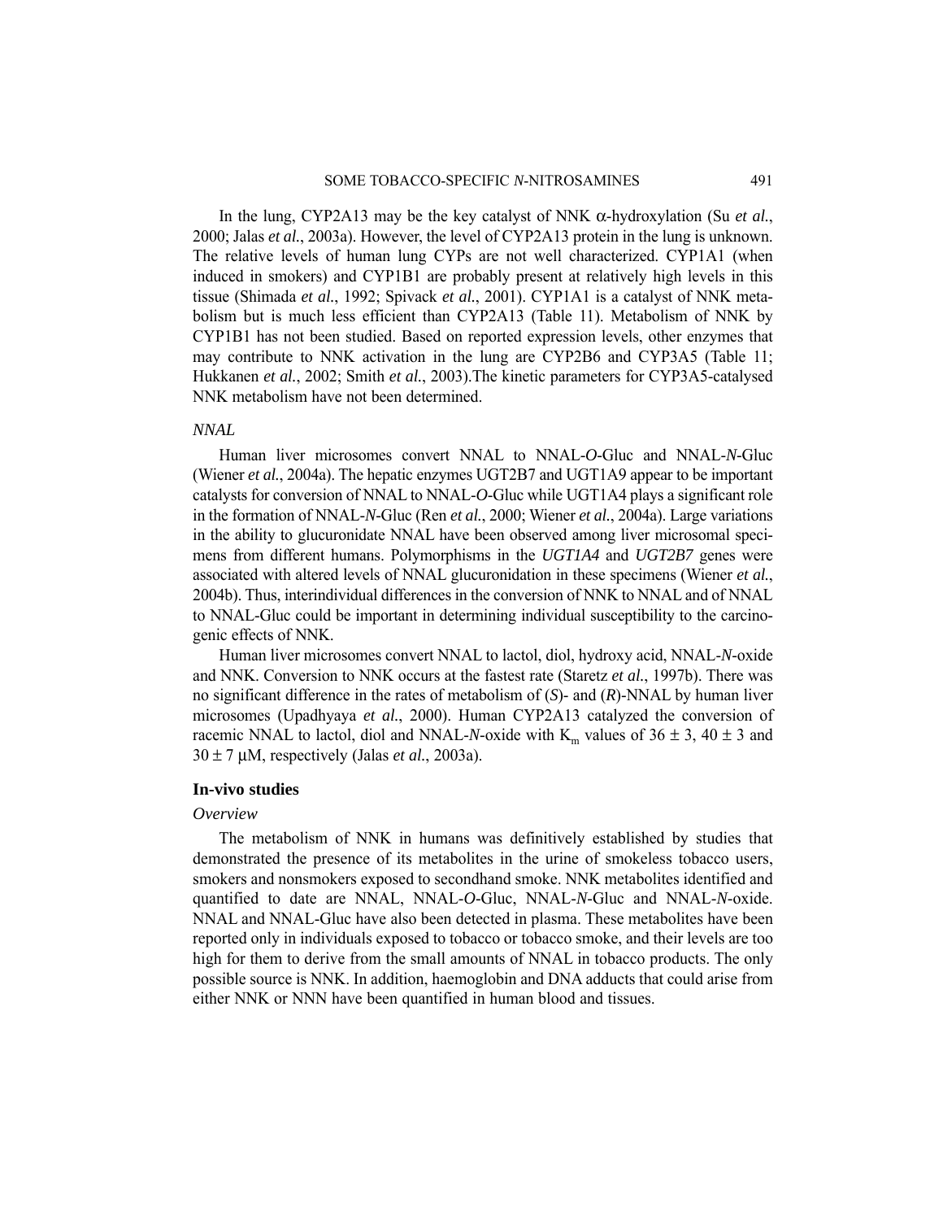In the lung, CYP2A13 may be the key catalyst of NNK α-hydroxylation (Su *et al.*, 2000; Jalas *et al.*, 2003a). However, the level of CYP2A13 protein in the lung is unknown. The relative levels of human lung CYPs are not well characterized. CYP1A1 (when induced in smokers) and CYP1B1 are probably present at relatively high levels in this tissue (Shimada *et al.*, 1992; Spivack *et al.*, 2001). CYP1A1 is a catalyst of NNK metabolism but is much less efficient than CYP2A13 (Table 11). Metabolism of NNK by CYP1B1 has not been studied. Based on reported expression levels, other enzymes that may contribute to NNK activation in the lung are CYP2B6 and CYP3A5 (Table 11; Hukkanen *et al.*, 2002; Smith *et al.*, 2003).The kinetic parameters for CYP3A5-catalysed NNK metabolism have not been determined.

*NNAL*

Human liver microsomes convert NNAL to NNAL-*O*-Gluc and NNAL-*N*-Gluc (Wiener *et al.*, 2004a). The hepatic enzymes UGT2B7 and UGT1A9 appear to be important catalysts for conversion of NNAL to NNAL-*O*-Gluc while UGT1A4 plays a significant role in the formation of NNAL-*N*-Gluc (Ren *et al.*, 2000; Wiener *et al.*, 2004a). Large variations in the ability to glucuronidate NNAL have been observed among liver microsomal specimens from different humans. Polymorphisms in the *UGT1A4* and *UGT2B7* genes were associated with altered levels of NNAL glucuronidation in these specimens (Wiener *et al.*, 2004b). Thus, interindividual differences in the conversion of NNK to NNAL and of NNAL to NNAL-Gluc could be important in determining individual susceptibility to the carcinogenic effects of NNK.

Human liver microsomes convert NNAL to lactol, diol, hydroxy acid, NNAL-*N*-oxide and NNK. Conversion to NNK occurs at the fastest rate (Staretz *et al.*, 1997b). There was no significant difference in the rates of metabolism of (*S*)- and (*R*)-NNAL by human liver microsomes (Upadhyaya *et al.*, 2000). Human CYP2A13 catalyzed the conversion of racemic NNAL to lactol, diol and NNAL-*N*-oxide with $K_m$ values of $36 \pm 3$, $40 \pm 3$ and $30 \pm 7$ μM, respectively (Jalas *et al.*, 2003a).

### In-vivo studies

*Overview*

The metabolism of NNK in humans was definitively established by studies that demonstrated the presence of its metabolites in the urine of smokeless tobacco users, smokers and nonsmokers exposed to secondhand smoke. NNK metabolites identified and quantified to date are NNAL, NNAL-*O*-Gluc, NNAL-*N*-Gluc and NNAL-*N*-oxide. NNAL and NNAL-Gluc have also been detected in plasma. These metabolites have been reported only in individuals exposed to tobacco or tobacco smoke, and their levels are too high for them to derive from the small amounts of NNAL in tobacco products. The only possible source is NNK. In addition, haemoglobin and DNA adducts that could arise from either NNK or NNN have been quantified in human blood and tissues.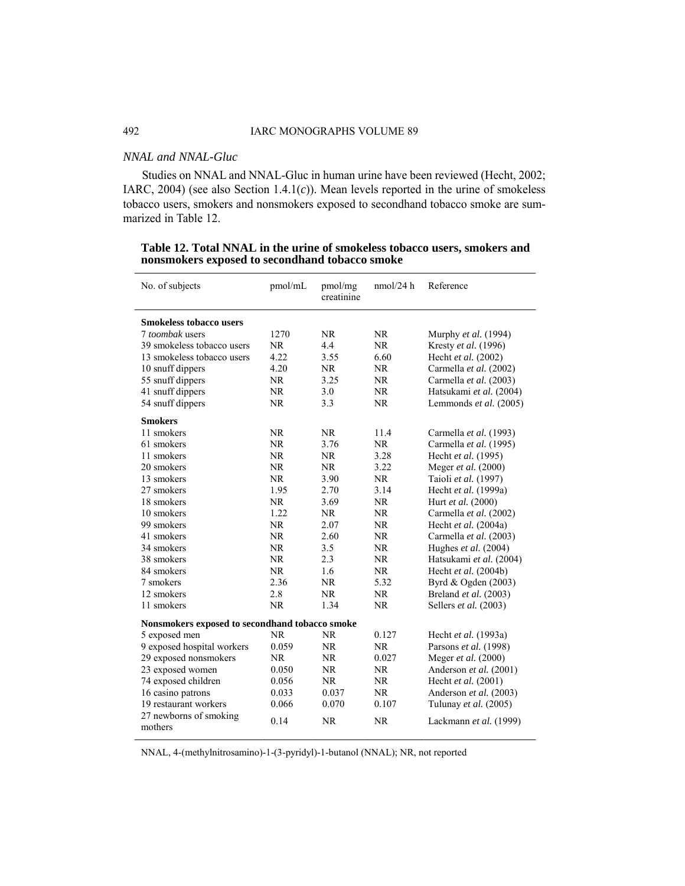*NNAL and NNAL-Gluc*

Studies on NNAL and NNAL-Gluc in human urine have been reviewed (Hecht, 2002; IARC, 2004) (see also Section 1.4.1(*c*)). Mean levels reported in the urine of smokeless tobacco users, smokers and nonsmokers exposed to secondhand tobacco smoke are summarized in Table 12.

**Table 12. Total NNAL in the urine of smokeless tobacco users, smokers and nonsmokers exposed to secondhand tobacco smoke**

| No. of subjects | pmol/mL | pmol/mg creatinine | nmol/24 h | Reference |
|---|---|---|---|---|
| **Smokeless tobacco users** | | | | |
| 7 *toombak* users | 1270 | NR | NR | Murphy *et al.* (1994) |
| 39 smokeless tobacco users | NR | 4.4 | NR | Kresty *et al.* (1996) |
| 13 smokeless tobacco users | 4.22 | 3.55 | 6.60 | Hecht *et al.* (2002) |
| 10 snuff dippers | 4.20 | NR | NR | Carmella *et al.* (2002) |
| 55 snuff dippers | NR | 3.25 | NR | Carmella *et al.* (2003) |
| 41 snuff dippers | NR | 3.0 | NR | Hatsukami *et al.* (2004) |
| 54 snuff dippers | NR | 3.3 | NR | Lemmonds *et al.* (2005) |
| **Smokers** | | | | |
| 11 smokers | NR | NR | 11.4 | Carmella *et al.* (1993) |
| 61 smokers | NR | 3.76 | NR | Carmella *et al.* (1995) |
| 11 smokers | NR | NR | 3.28 | Hecht *et al.* (1995) |
| 20 smokers | NR | NR | 3.22 | Meger *et al.* (2000) |
| 13 smokers | NR | 3.90 | NR | Taioli *et al.* (1997) |
| 27 smokers | 1.95 | 2.70 | 3.14 | Hecht *et al.* (1999a) |
| 18 smokers | NR | 3.69 | NR | Hurt *et al.* (2000) |
| 10 smokers | 1.22 | NR | NR | Carmella *et al.* (2002) |
| 99 smokers | NR | 2.07 | NR | Hecht *et al.* (2004a) |
| 41 smokers | NR | 2.60 | NR | Carmella *et al.* (2003) |
| 34 smokers | NR | 3.5 | NR | Hughes *et al.* (2004) |
| 38 smokers | NR | 2.3 | NR | Hatsukami *et al.* (2004) |
| 84 smokers | NR | 1.6 | NR | Hecht *et al.* (2004b) |
| 7 smokers | 2.36 | NR | 5.32 | Byrd & Ogden (2003) |
| 12 smokers | 2.8 | NR | NR | Breland *et al.* (2003) |
| 11 smokers | NR | 1.34 | NR | Sellers *et al.* (2003) |
| **Nonsmokers exposed to secondhand tobacco smoke** | | | | |
| 5 exposed men | NR | NR | 0.127 | Hecht *et al.* (1993a) |
| 9 exposed hospital workers | 0.059 | NR | NR | Parsons *et al.* (1998) |
| 29 exposed nonsmokers | NR | NR | 0.027 | Meger *et al.* (2000) |
| 23 exposed women | 0.050 | NR | NR | Anderson *et al.* (2001) |
| 74 exposed children | 0.056 | NR | NR | Hecht *et al.* (2001) |
| 16 casino patrons | 0.033 | 0.037 | NR | Anderson *et al.* (2003) |
| 19 restaurant workers | 0.066 | 0.070 | 0.107 | Tulunay *et al.* (2005) |
| 27 newborns of smoking mothers | 0.14 | NR | NR | Lackmann *et al.* (1999) |

NNAL, 4-(methylnitrosamino)-1-(3-pyridyl)-1-butanol (NNAL); NR, not reported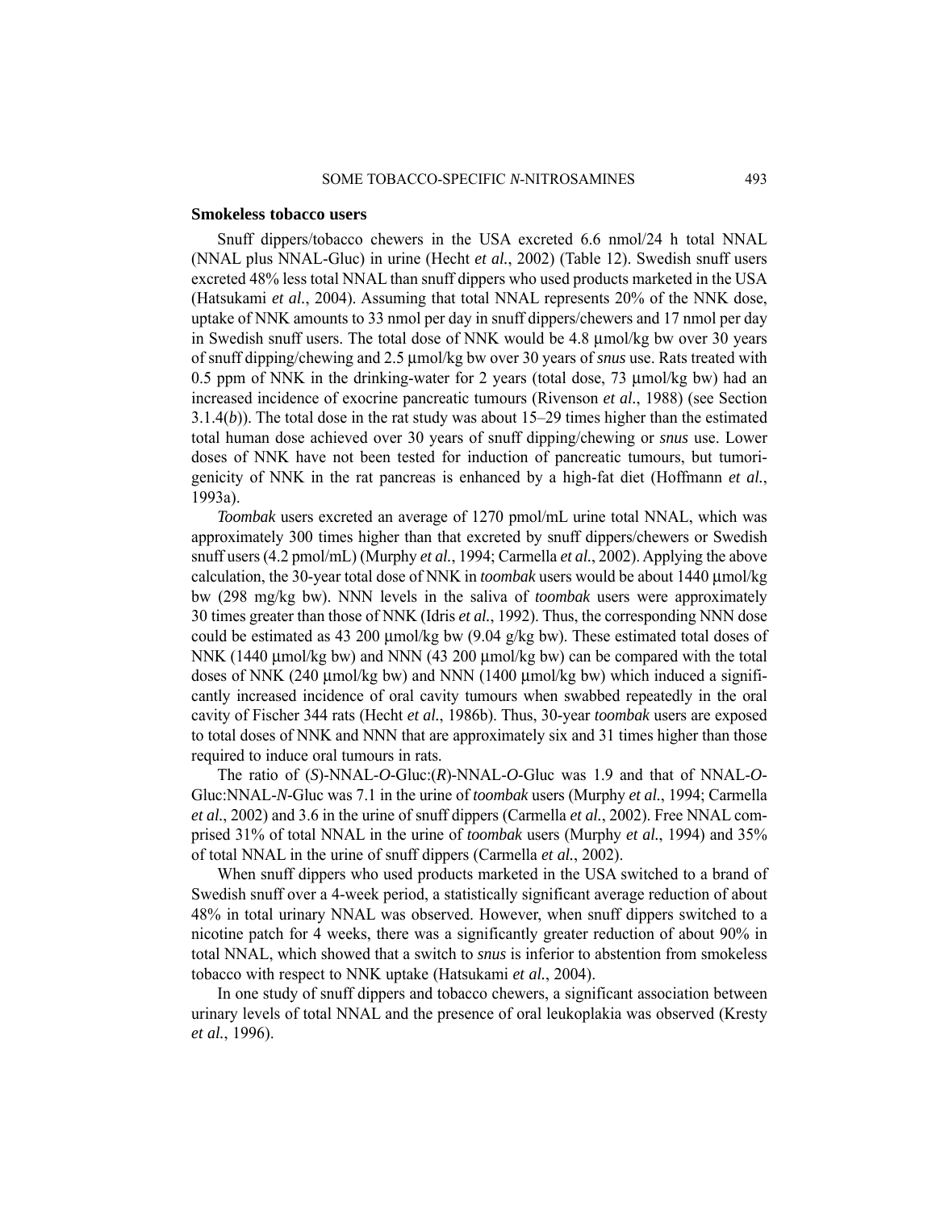### Smokeless tobacco users

Snuff dippers/tobacco chewers in the USA excreted 6.6 nmol/24 h total NNAL (NNAL plus NNAL-Gluc) in urine (Hecht *et al.*, 2002) (Table 12). Swedish snuff users excreted 48% less total NNAL than snuff dippers who used products marketed in the USA (Hatsukami *et al.*, 2004). Assuming that total NNAL represents 20% of the NNK dose, uptake of NNK amounts to 33 nmol per day in snuff dippers/chewers and 17 nmol per day in Swedish snuff users. The total dose of NNK would be 4.8 μmol/kg bw over 30 years of snuff dipping/chewing and 2.5 μmol/kg bw over 30 years of *snus* use. Rats treated with 0.5 ppm of NNK in the drinking-water for 2 years (total dose, 73 μmol/kg bw) had an increased incidence of exocrine pancreatic tumours (Rivenson *et al.*, 1988) (see Section 3.1.4(*b*)). The total dose in the rat study was about 15–29 times higher than the estimated total human dose achieved over 30 years of snuff dipping/chewing or *snus* use. Lower doses of NNK have not been tested for induction of pancreatic tumours, but tumorigenicity of NNK in the rat pancreas is enhanced by a high-fat diet (Hoffmann *et al.*, 1993a).

*Toombak* users excreted an average of 1270 pmol/mL urine total NNAL, which was approximately 300 times higher than that excreted by snuff dippers/chewers or Swedish snuff users (4.2 pmol/mL) (Murphy *et al.*, 1994; Carmella *et al.*, 2002). Applying the above calculation, the 30-year total dose of NNK in *toombak* users would be about 1440 μmol/kg bw (298 mg/kg bw). NNN levels in the saliva of *toombak* users were approximately 30 times greater than those of NNK (Idris *et al.*, 1992). Thus, the corresponding NNN dose could be estimated as 43 200 μmol/kg bw (9.04 g/kg bw). These estimated total doses of NNK (1440 μmol/kg bw) and NNN (43 200 μmol/kg bw) can be compared with the total doses of NNK (240 μmol/kg bw) and NNN (1400 μmol/kg bw) which induced a significantly increased incidence of oral cavity tumours when swabbed repeatedly in the oral cavity of Fischer 344 rats (Hecht *et al.*, 1986b). Thus, 30-year *toombak* users are exposed to total doses of NNK and NNN that are approximately six and 31 times higher than those required to induce oral tumours in rats.

The ratio of (*S*)-NNAL-*O*-Gluc:(*R*)-NNAL-*O*-Gluc was 1.9 and that of NNAL-*O*-Gluc:NNAL-*N*-Gluc was 7.1 in the urine of *toombak* users (Murphy *et al.*, 1994; Carmella *et al.*, 2002) and 3.6 in the urine of snuff dippers (Carmella *et al.*, 2002). Free NNAL comprised 31% of total NNAL in the urine of *toombak* users (Murphy *et al.*, 1994) and 35% of total NNAL in the urine of snuff dippers (Carmella *et al.*, 2002).

When snuff dippers who used products marketed in the USA switched to a brand of Swedish snuff over a 4-week period, a statistically significant average reduction of about 48% in total urinary NNAL was observed. However, when snuff dippers switched to a nicotine patch for 4 weeks, there was a significantly greater reduction of about 90% in total NNAL, which showed that a switch to *snus* is inferior to abstention from smokeless tobacco with respect to NNK uptake (Hatsukami *et al.*, 2004).

In one study of snuff dippers and tobacco chewers, a significant association between urinary levels of total NNAL and the presence of oral leukoplakia was observed (Kresty *et al.*, 1996).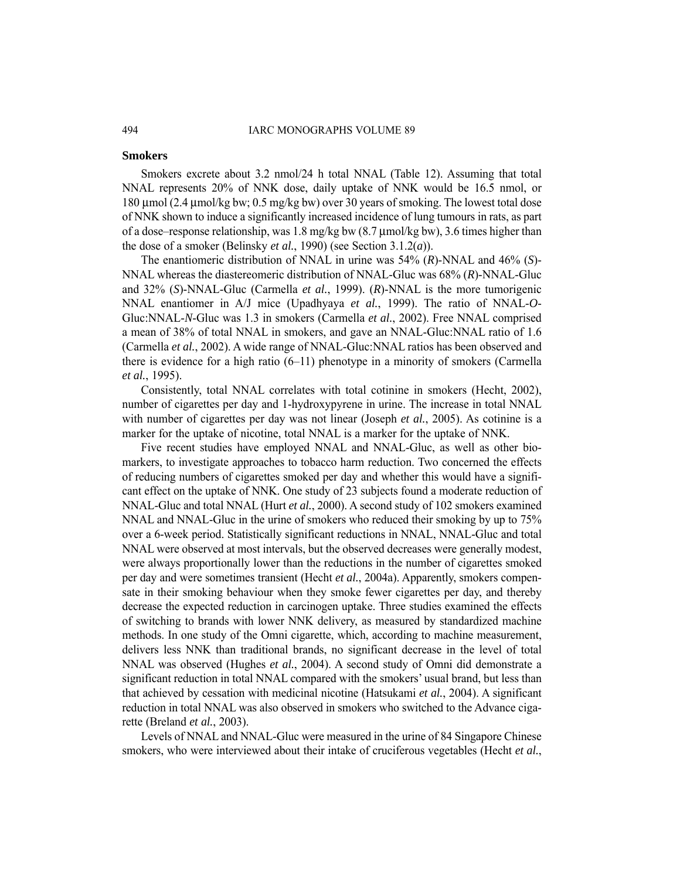## Smokers

Smokers excrete about 3.2 nmol/24 h total NNAL (Table 12). Assuming that total NNAL represents 20% of NNK dose, daily uptake of NNK would be 16.5 nmol, or 180 µmol (2.4 µmol/kg bw; 0.5 mg/kg bw) over 30 years of smoking. The lowest total dose of NNK shown to induce a significantly increased incidence of lung tumours in rats, as part of a dose–response relationship, was 1.8 mg/kg bw (8.7 µmol/kg bw), 3.6 times higher than the dose of a smoker (Belinsky *et al.*, 1990) (see Section 3.1.2(*a*)).

The enantiomeric distribution of NNAL in urine was 54% (*R*)-NNAL and 46% (*S*)-NNAL whereas the diastereomeric distribution of NNAL-Gluc was 68% (*R*)-NNAL-Gluc and 32% (*S*)-NNAL-Gluc (Carmella *et al.*, 1999). (*R*)-NNAL is the more tumorigenic NNAL enantiomer in A/J mice (Upadhyaya *et al.*, 1999). The ratio of NNAL-*O*-Gluc:NNAL-*N*-Gluc was 1.3 in smokers (Carmella *et al.*, 2002). Free NNAL comprised a mean of 38% of total NNAL in smokers, and gave an NNAL-Gluc:NNAL ratio of 1.6 (Carmella *et al.*, 2002). A wide range of NNAL-Gluc:NNAL ratios has been observed and there is evidence for a high ratio (6–11) phenotype in a minority of smokers (Carmella *et al.*, 1995).

Consistently, total NNAL correlates with total cotinine in smokers (Hecht, 2002), number of cigarettes per day and 1-hydroxypyrene in urine. The increase in total NNAL with number of cigarettes per day was not linear (Joseph *et al.*, 2005). As cotinine is a marker for the uptake of nicotine, total NNAL is a marker for the uptake of NNK.

Five recent studies have employed NNAL and NNAL-Gluc, as well as other biomarkers, to investigate approaches to tobacco harm reduction. Two concerned the effects of reducing numbers of cigarettes smoked per day and whether this would have a significant effect on the uptake of NNK. One study of 23 subjects found a moderate reduction of NNAL-Gluc and total NNAL (Hurt *et al.*, 2000). A second study of 102 smokers examined NNAL and NNAL-Gluc in the urine of smokers who reduced their smoking by up to 75% over a 6-week period. Statistically significant reductions in NNAL, NNAL-Gluc and total NNAL were observed at most intervals, but the observed decreases were generally modest, were always proportionally lower than the reductions in the number of cigarettes smoked per day and were sometimes transient (Hecht *et al.*, 2004a). Apparently, smokers compensate in their smoking behaviour when they smoke fewer cigarettes per day, and thereby decrease the expected reduction in carcinogen uptake. Three studies examined the effects of switching to brands with lower NNK delivery, as measured by standardized machine methods. In one study of the Omni cigarette, which, according to machine measurement, delivers less NNK than traditional brands, no significant decrease in the level of total NNAL was observed (Hughes *et al.*, 2004). A second study of Omni did demonstrate a significant reduction in total NNAL compared with the smokers' usual brand, but less than that achieved by cessation with medicinal nicotine (Hatsukami *et al.*, 2004). A significant reduction in total NNAL was also observed in smokers who switched to the Advance cigarette (Breland *et al.*, 2003).

Levels of NNAL and NNAL-Gluc were measured in the urine of 84 Singapore Chinese smokers, who were interviewed about their intake of cruciferous vegetables (Hecht *et al.*,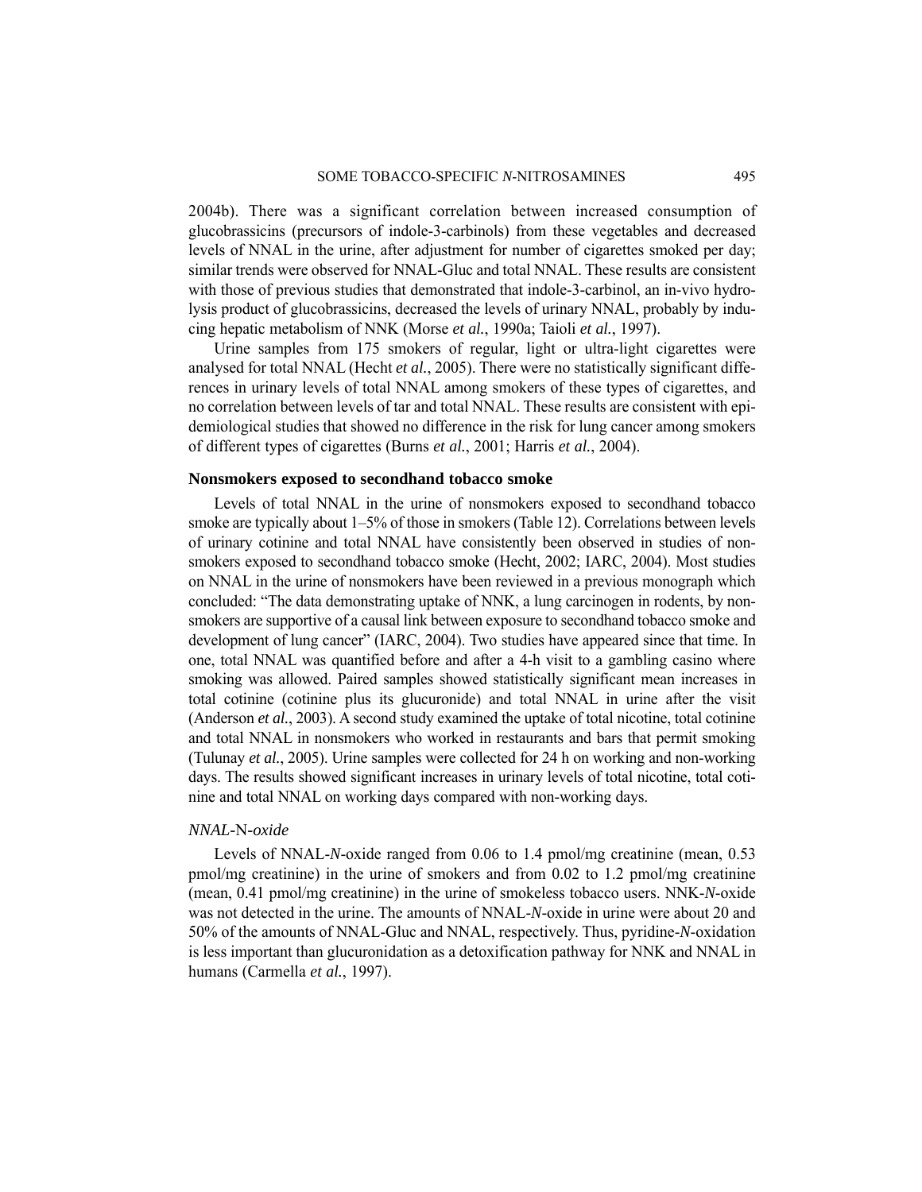2004b). There was a significant correlation between increased consumption of glucobrassicins (precursors of indole-3-carbinols) from these vegetables and decreased levels of NNAL in the urine, after adjustment for number of cigarettes smoked per day; similar trends were observed for NNAL-Gluc and total NNAL. These results are consistent with those of previous studies that demonstrated that indole-3-carbinol, an in-vivo hydrolysis product of glucobrassicins, decreased the levels of urinary NNAL, probably by inducing hepatic metabolism of NNK (Morse *et al.*, 1990a; Taioli *et al.*, 1997).

Urine samples from 175 smokers of regular, light or ultra-light cigarettes were analysed for total NNAL (Hecht *et al.*, 2005). There were no statistically significant differences in urinary levels of total NNAL among smokers of these types of cigarettes, and no correlation between levels of tar and total NNAL. These results are consistent with epidemiological studies that showed no difference in the risk for lung cancer among smokers of different types of cigarettes (Burns *et al.*, 2001; Harris *et al.*, 2004).

### Nonsmokers exposed to secondhand tobacco smoke

Levels of total NNAL in the urine of nonsmokers exposed to secondhand tobacco smoke are typically about 1–5% of those in smokers (Table 12). Correlations between levels of urinary cotinine and total NNAL have consistently been observed in studies of nonsmokers exposed to secondhand tobacco smoke (Hecht, 2002; IARC, 2004). Most studies on NNAL in the urine of nonsmokers have been reviewed in a previous monograph which concluded: "The data demonstrating uptake of NNK, a lung carcinogen in rodents, by nonsmokers are supportive of a causal link between exposure to secondhand tobacco smoke and development of lung cancer" (IARC, 2004). Two studies have appeared since that time. In one, total NNAL was quantified before and after a 4-h visit to a gambling casino where smoking was allowed. Paired samples showed statistically significant mean increases in total cotinine (cotinine plus its glucuronide) and total NNAL in urine after the visit (Anderson *et al.*, 2003). A second study examined the uptake of total nicotine, total cotinine and total NNAL in nonsmokers who worked in restaurants and bars that permit smoking (Tulunay *et al.*, 2005). Urine samples were collected for 24 h on working and non-working days. The results showed significant increases in urinary levels of total nicotine, total cotinine and total NNAL on working days compared with non-working days.

#### *NNAL-N-oxide*

Levels of NNAL-*N*-oxide ranged from 0.06 to 1.4 pmol/mg creatinine (mean, 0.53 pmol/mg creatinine) in the urine of smokers and from 0.02 to 1.2 pmol/mg creatinine (mean, 0.41 pmol/mg creatinine) in the urine of smokeless tobacco users. NNK-*N*-oxide was not detected in the urine. The amounts of NNAL-*N*-oxide in urine were about 20 and 50% of the amounts of NNAL-Gluc and NNAL, respectively. Thus, pyridine-*N*-oxidation is less important than glucuronidation as a detoxification pathway for NNK and NNAL in humans (Carmella *et al.*, 1997).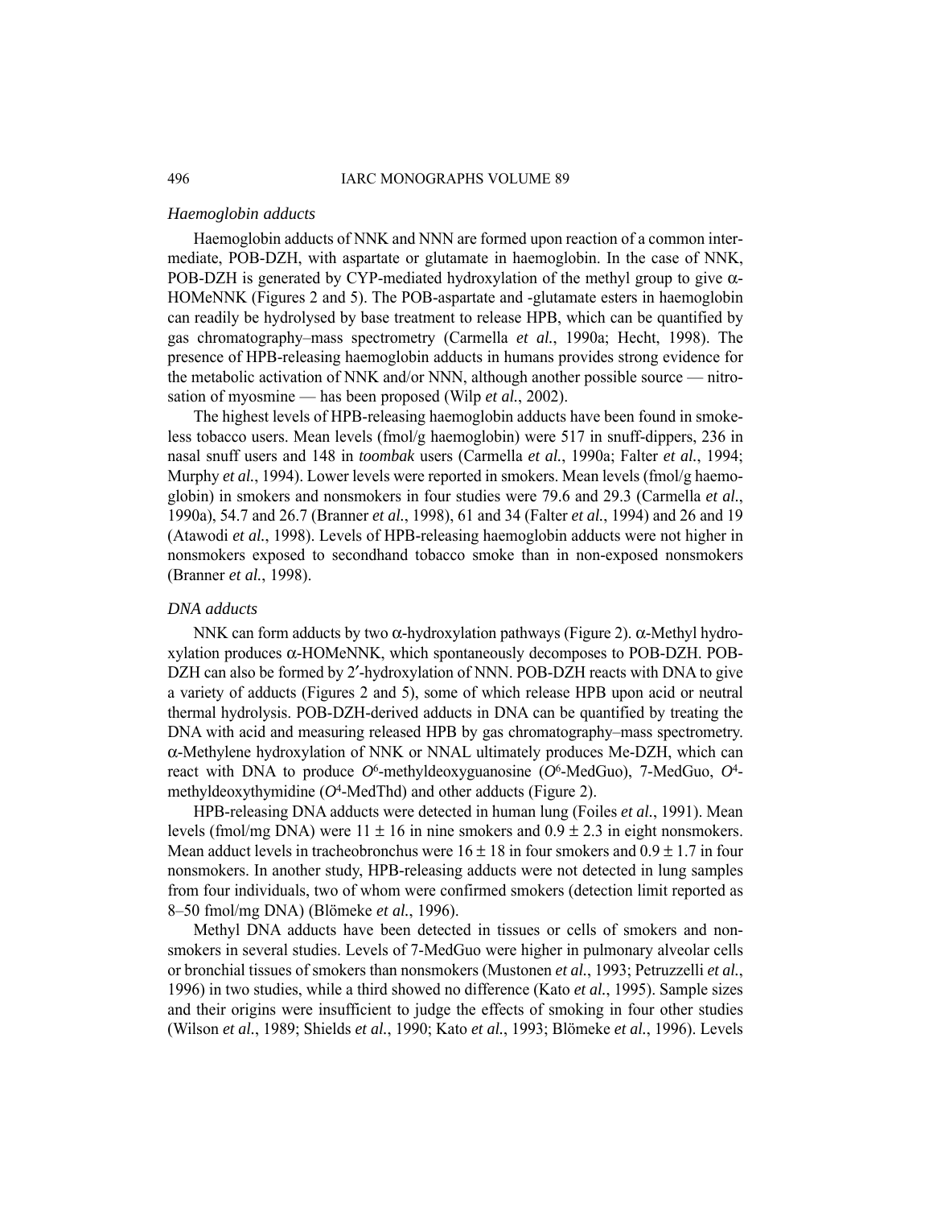### *Haemoglobin adducts*

Haemoglobin adducts of NNK and NNN are formed upon reaction of a common intermediate, POB-DZH, with aspartate or glutamate in haemoglobin. In the case of NNK, POB-DZH is generated by CYP-mediated hydroxylation of the methyl group to give α-HOMeNNK (Figures 2 and 5). The POB-aspartate and -glutamate esters in haemoglobin can readily be hydrolysed by base treatment to release HPB, which can be quantified by gas chromatography–mass spectrometry (Carmella *et al.*, 1990a; Hecht, 1998). The presence of HPB-releasing haemoglobin adducts in humans provides strong evidence for the metabolic activation of NNK and/or NNN, although another possible source — nitrosation of myosmine — has been proposed (Wilp *et al.*, 2002).

The highest levels of HPB-releasing haemoglobin adducts have been found in smokeless tobacco users. Mean levels (fmol/g haemoglobin) were 517 in snuff-dippers, 236 in nasal snuff users and 148 in *toombak* users (Carmella *et al.*, 1990a; Falter *et al.*, 1994; Murphy *et al.*, 1994). Lower levels were reported in smokers. Mean levels (fmol/g haemoglobin) in smokers and nonsmokers in four studies were 79.6 and 29.3 (Carmella *et al.*, 1990a), 54.7 and 26.7 (Branner *et al.*, 1998), 61 and 34 (Falter *et al.*, 1994) and 26 and 19 (Atawodi *et al.*, 1998). Levels of HPB-releasing haemoglobin adducts were not higher in nonsmokers exposed to secondhand tobacco smoke than in non-exposed nonsmokers (Branner *et al.*, 1998).

### *DNA adducts*

NNK can form adducts by two α-hydroxylation pathways (Figure 2). α-Methyl hydroxylation produces α-HOMeNNK, which spontaneously decomposes to POB-DZH. POB-DZH can also be formed by 2′-hydroxylation of NNN. POB-DZH reacts with DNA to give a variety of adducts (Figures 2 and 5), some of which release HPB upon acid or neutral thermal hydrolysis. POB-DZH-derived adducts in DNA can be quantified by treating the DNA with acid and measuring released HPB by gas chromatography–mass spectrometry. α-Methylene hydroxylation of NNK or NNAL ultimately produces Me-DZH, which can react with DNA to produce $O^6$-methyldeoxyguanosine ($O^6$-MedGuo), 7-MedGuo, $O^4$-methyldeoxythymidine ($O^4$-MedThd) and other adducts (Figure 2).

HPB-releasing DNA adducts were detected in human lung (Foiles *et al.*, 1991). Mean levels (fmol/mg DNA) were 11 ± 16 in nine smokers and 0.9 ± 2.3 in eight nonsmokers. Mean adduct levels in tracheobronchus were 16 ± 18 in four smokers and 0.9 ± 1.7 in four nonsmokers. In another study, HPB-releasing adducts were not detected in lung samples from four individuals, two of whom were confirmed smokers (detection limit reported as 8–50 fmol/mg DNA) (Blömeke *et al.*, 1996).

Methyl DNA adducts have been detected in tissues or cells of smokers and nonsmokers in several studies. Levels of 7-MedGuo were higher in pulmonary alveolar cells or bronchial tissues of smokers than nonsmokers (Mustonen *et al.*, 1993; Petruzzelli *et al.*, 1996) in two studies, while a third showed no difference (Kato *et al.*, 1995). Sample sizes and their origins were insufficient to judge the effects of smoking in four other studies (Wilson *et al.*, 1989; Shields *et al.*, 1990; Kato *et al.*, 1993; Blömeke *et al.*, 1996). Levels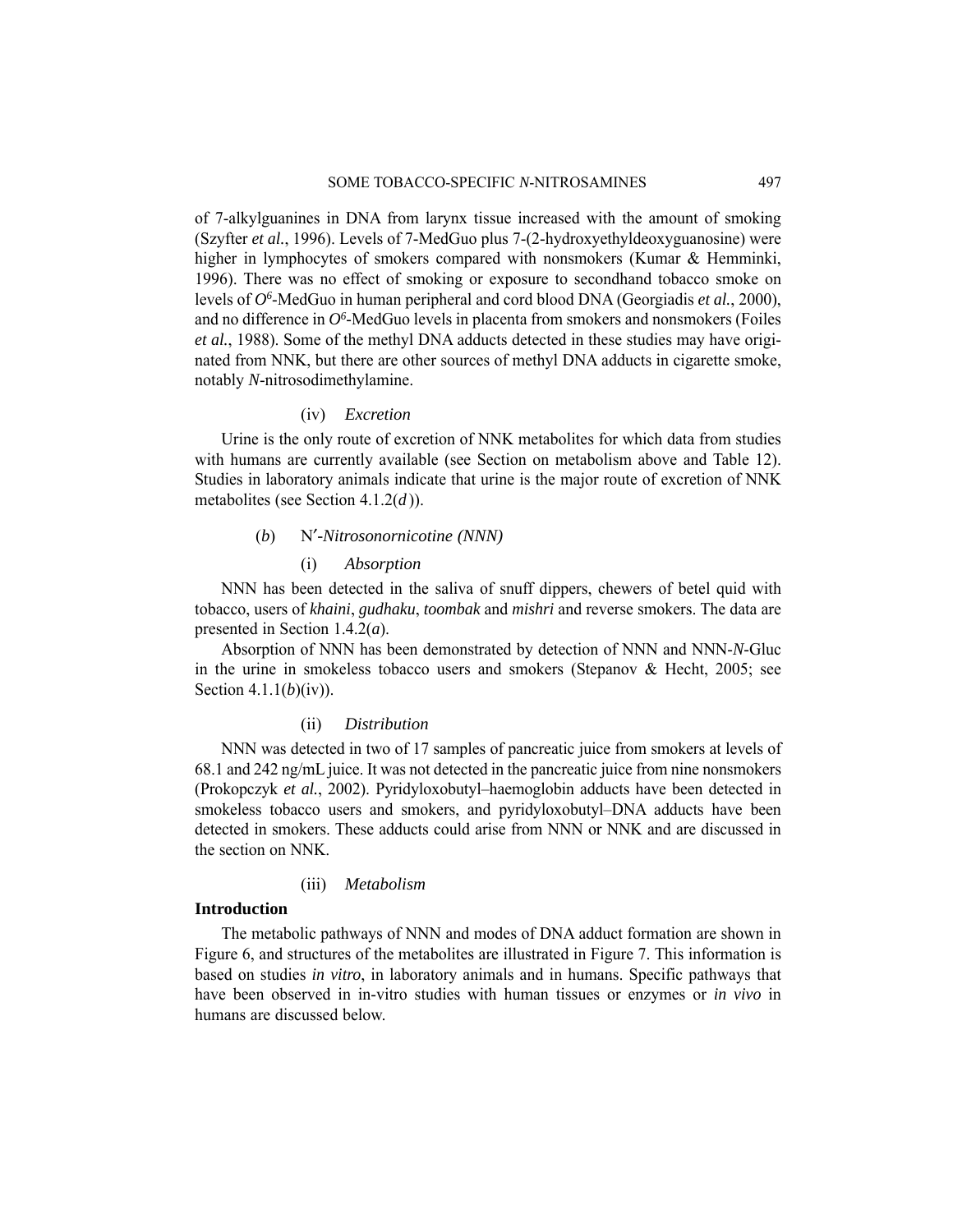of 7-alkylguanines in DNA from larynx tissue increased with the amount of smoking (Szyfter *et al.*, 1996). Levels of 7-MedGuo plus 7-(2-hydroxyethyldeoxyguanosine) were higher in lymphocytes of smokers compared with nonsmokers (Kumar & Hemminki, 1996). There was no effect of smoking or exposure to secondhand tobacco smoke on levels of $O^6$-MedGuo in human peripheral and cord blood DNA (Georgiadis *et al.*, 2000), and no difference in $O^6$-MedGuo levels in placenta from smokers and nonsmokers (Foiles *et al.*, 1988). Some of the methyl DNA adducts detected in these studies may have originated from NNK, but there are other sources of methyl DNA adducts in cigarette smoke, notably *N*-nitrosodimethylamine.

#### (iv) *Excretion*

Urine is the only route of excretion of NNK metabolites for which data from studies with humans are currently available (see Section on metabolism above and Table 12). Studies in laboratory animals indicate that urine is the major route of excretion of NNK metabolites (see Section 4.1.2(*d*)).

### (*b*) N′-*Nitrosonornicotine (NNN)*

#### (i) *Absorption*

NNN has been detected in the saliva of snuff dippers, chewers of betel quid with tobacco, users of *khaini*, *gudhaku*, *toombak* and *mishri* and reverse smokers. The data are presented in Section 1.4.2(*a*).

Absorption of NNN has been demonstrated by detection of NNN and NNN-*N*-Gluc in the urine in smokeless tobacco users and smokers (Stepanov & Hecht, 2005; see Section 4.1.1(*b*)(iv)).

#### (ii) *Distribution*

NNN was detected in two of 17 samples of pancreatic juice from smokers at levels of 68.1 and 242 ng/mL juice. It was not detected in the pancreatic juice from nine nonsmokers (Prokopczyk *et al.*, 2002). Pyridyloxobutyl–haemoglobin adducts have been detected in smokeless tobacco users and smokers, and pyridyloxobutyl–DNA adducts have been detected in smokers. These adducts could arise from NNN or NNK and are discussed in the section on NNK.

#### (iii) *Metabolism*

**Introduction**

The metabolic pathways of NNN and modes of DNA adduct formation are shown in Figure 6, and structures of the metabolites are illustrated in Figure 7. This information is based on studies *in vitro*, in laboratory animals and in humans. Specific pathways that have been observed in in-vitro studies with human tissues or enzymes or *in vivo* in humans are discussed below.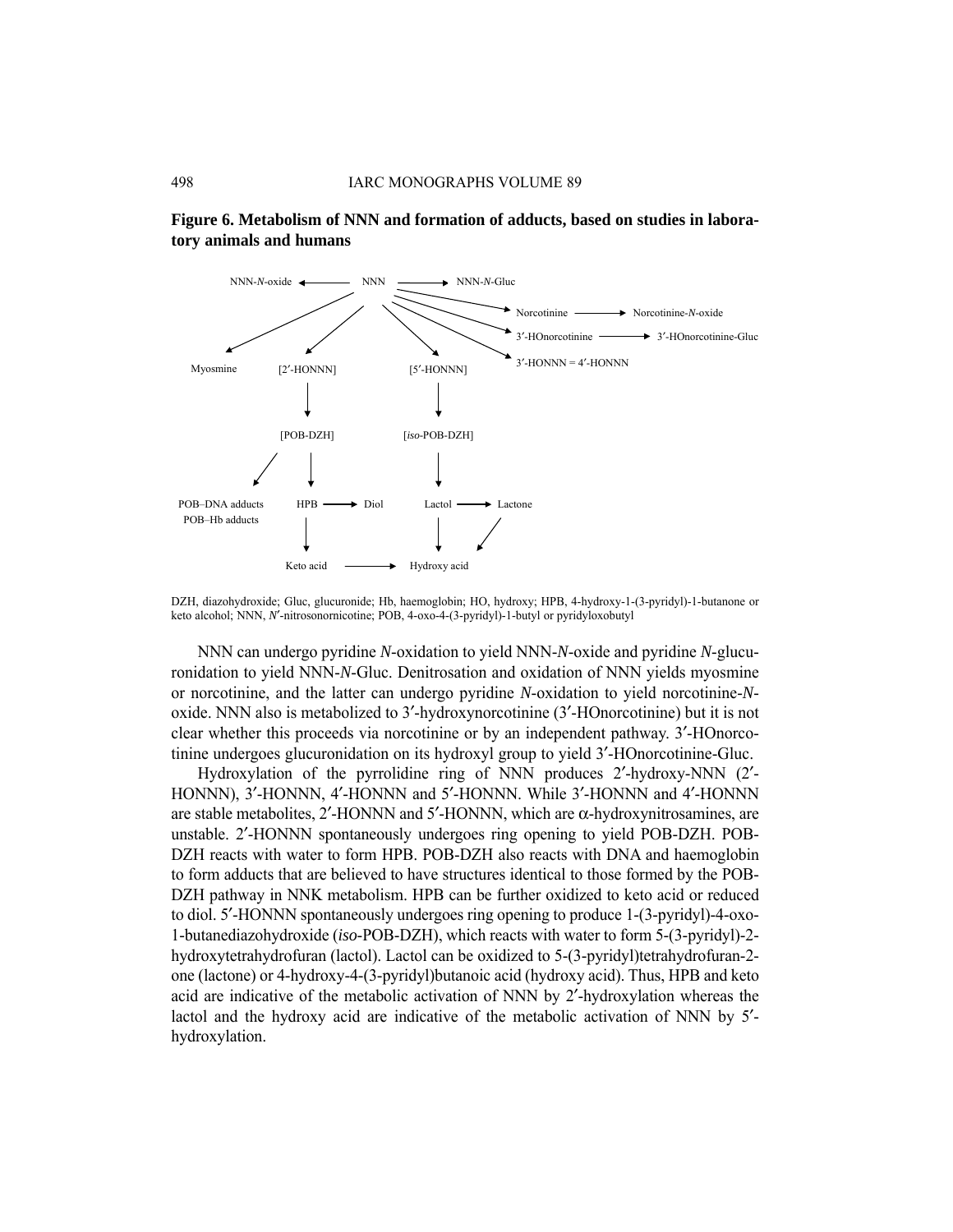**Figure 6. Metabolism of NNN and formation of adducts, based on studies in laboratory animals and humans**

```
NNN-N-oxide ← NNN → NNN-N-Gluc
NNN → Norcotinine → Norcotinine-N-oxide
NNN → 3′-HOnorcotinine → 3′-HOnorcotinine-Gluc
NNN → 3′-HONNN = 4′-HONNN
NNN → Myosmine
NNN → [2′-HONNN] → [POB-DZH] → POB–DNA adducts, POB–Hb adducts
                            [POB-DZH] → HPB → Diol
                                        HPB → Keto acid → Hydroxy acid
NNN → [5′-HONNN] → [iso-POB-DZH] → Lactol → Lactone → Hydroxy acid
                                    Lactol → Hydroxy acid
```

DZH, diazohydroxide; Gluc, glucuronide; Hb, haemoglobin; HO, hydroxy; HPB, 4-hydroxy-1-(3-pyridyl)-1-butanone or keto alcohol; NNN, *N*′-nitrosonornicotine; POB, 4-oxo-4-(3-pyridyl)-1-butyl or pyridyloxobutyl

NNN can undergo pyridine *N*-oxidation to yield NNN-*N*-oxide and pyridine *N*-glucuronidation to yield NNN-*N*-Gluc. Denitrosation and oxidation of NNN yields myosmine or norcotinine, and the latter can undergo pyridine *N*-oxidation to yield norcotinine-*N*-oxide. NNN also is metabolized to 3′-hydroxynorcotinine (3′-HOnorcotinine) but it is not clear whether this proceeds via norcotinine or by an independent pathway. 3′-HOnorcotinine undergoes glucuronidation on its hydroxyl group to yield 3′-HOnorcotinine-Gluc.

Hydroxylation of the pyrrolidine ring of NNN produces 2′-hydroxy-NNN (2′-HONNN), 3′-HONNN, 4′-HONNN and 5′-HONNN. While 3′-HONNN and 4′-HONNN are stable metabolites, 2′-HONNN and 5′-HONNN, which are α-hydroxynitrosamines, are unstable. 2′-HONNN spontaneously undergoes ring opening to yield POB-DZH. POB-DZH reacts with water to form HPB. POB-DZH also reacts with DNA and haemoglobin to form adducts that are believed to have structures identical to those formed by the POB-DZH pathway in NNK metabolism. HPB can be further oxidized to keto acid or reduced to diol. 5′-HONNN spontaneously undergoes ring opening to produce 1-(3-pyridyl)-4-oxo-1-butanediazohydroxide (*iso*-POB-DZH), which reacts with water to form 5-(3-pyridyl)-2-hydroxytetrahydrofuran (lactol). Lactol can be oxidized to 5-(3-pyridyl)tetrahydrofuran-2-one (lactone) or 4-hydroxy-4-(3-pyridyl)butanoic acid (hydroxy acid). Thus, HPB and keto acid are indicative of the metabolic activation of NNN by 2′-hydroxylation whereas the lactol and the hydroxy acid are indicative of the metabolic activation of NNN by 5′-hydroxylation.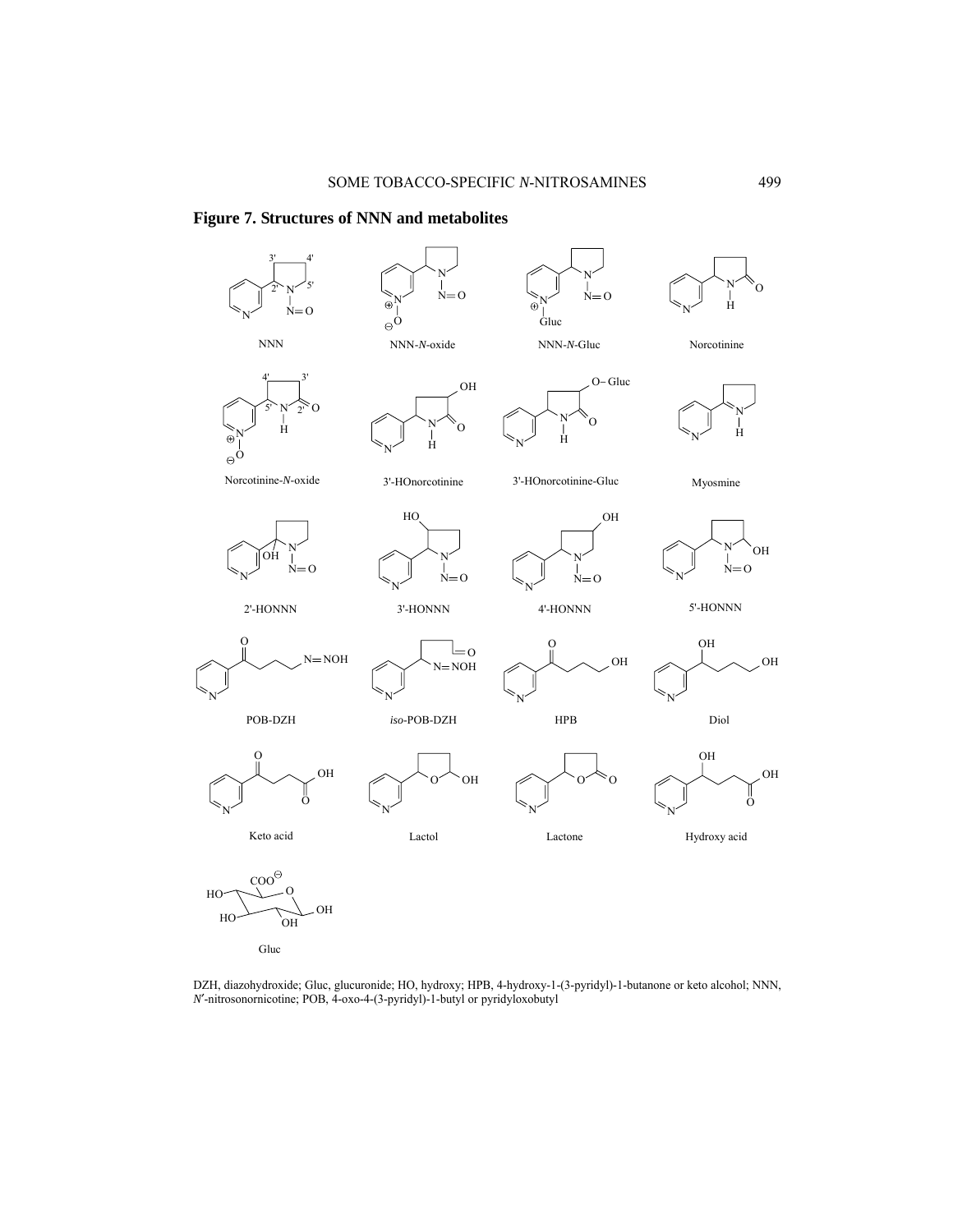**Figure 7. Structures of NNN and metabolites**

NNN

NNN-*N*-oxide

NNN-*N*-Gluc

Norcotinine

Norcotinine-*N*-oxide

3'-HOnorcotinine

3'-HOnorcotinine-Gluc

Myosmine

2'-HONNN

3'-HONNN

4'-HONNN

5'-HONNN

POB-DZH

*iso*-POB-DZH

HPB

Diol

Keto acid

Lactol

Lactone

Hydroxy acid

Gluc

DZH, diazohydroxide; Gluc, glucuronide; HO, hydroxy; HPB, 4-hydroxy-1-(3-pyridyl)-1-butanone or keto alcohol; NNN, *N'*-nitrosonornicotine; POB, 4-oxo-4-(3-pyridyl)-1-butyl or pyridyloxobutyl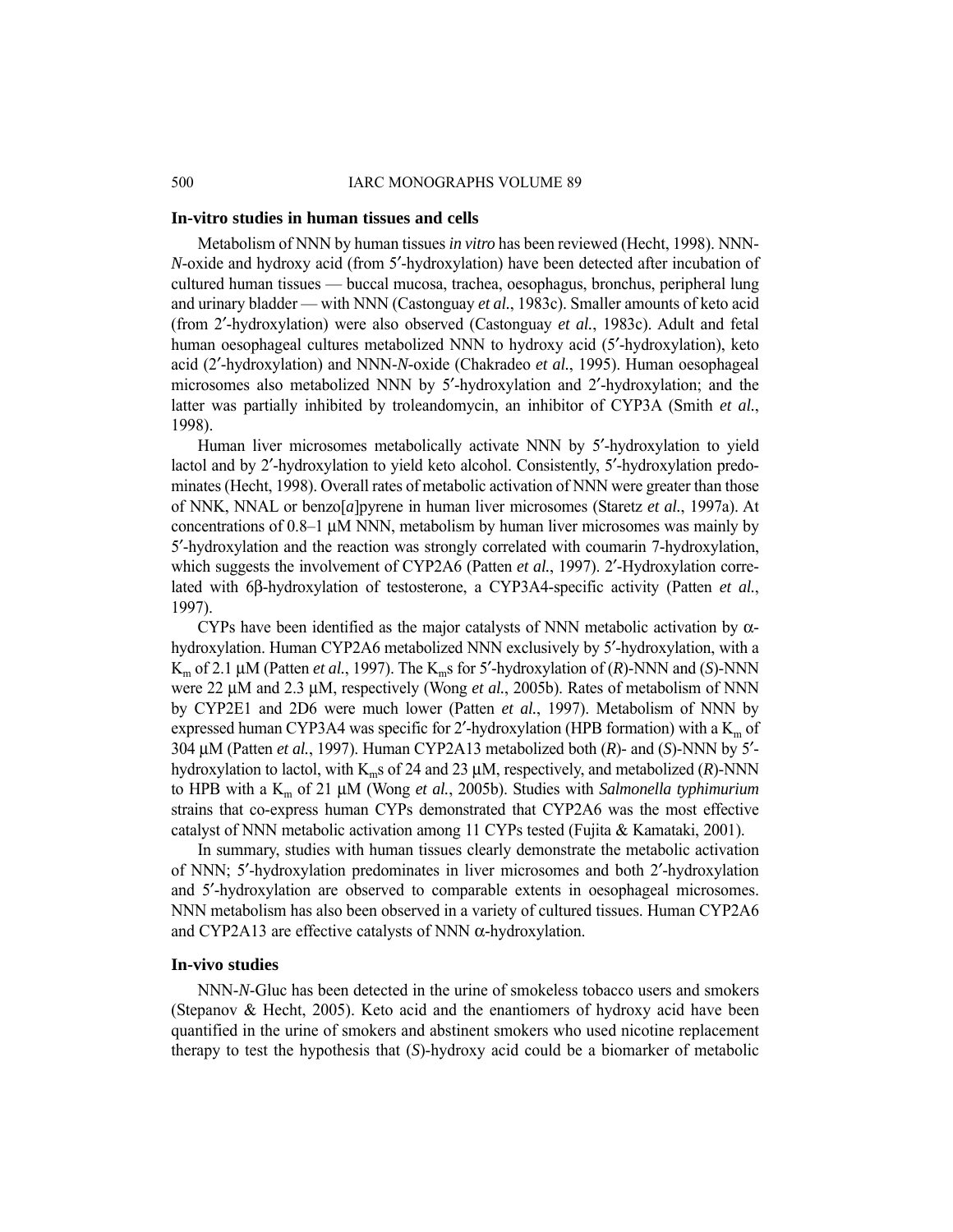### In-vitro studies in human tissues and cells

Metabolism of NNN by human tissues *in vitro* has been reviewed (Hecht, 1998). NNN-*N*-oxide and hydroxy acid (from 5′-hydroxylation) have been detected after incubation of cultured human tissues — buccal mucosa, trachea, oesophagus, bronchus, peripheral lung and urinary bladder — with NNN (Castonguay *et al.*, 1983c). Smaller amounts of keto acid (from 2′-hydroxylation) were also observed (Castonguay *et al.*, 1983c). Adult and fetal human oesophageal cultures metabolized NNN to hydroxy acid (5′-hydroxylation), keto acid (2′-hydroxylation) and NNN-*N*-oxide (Chakradeo *et al.*, 1995). Human oesophageal microsomes also metabolized NNN by 5′-hydroxylation and 2′-hydroxylation; and the latter was partially inhibited by troleandomycin, an inhibitor of CYP3A (Smith *et al.*, 1998).

Human liver microsomes metabolically activate NNN by 5′-hydroxylation to yield lactol and by 2′-hydroxylation to yield keto alcohol. Consistently, 5′-hydroxylation predominates (Hecht, 1998). Overall rates of metabolic activation of NNN were greater than those of NNK, NNAL or benzo[*a*]pyrene in human liver microsomes (Staretz *et al.*, 1997a). At concentrations of 0.8–1 μM NNN, metabolism by human liver microsomes was mainly by 5′-hydroxylation and the reaction was strongly correlated with coumarin 7-hydroxylation, which suggests the involvement of CYP2A6 (Patten *et al.*, 1997). 2′-Hydroxylation correlated with 6β-hydroxylation of testosterone, a CYP3A4-specific activity (Patten *et al.*, 1997).

CYPs have been identified as the major catalysts of NNN metabolic activation by α-hydroxylation. Human CYP2A6 metabolized NNN exclusively by 5′-hydroxylation, with a $K_m$ of 2.1 μM (Patten *et al.*, 1997). The $K_m$s for 5′-hydroxylation of (*R*)-NNN and (*S*)-NNN were 22 μM and 2.3 μM, respectively (Wong *et al.*, 2005b). Rates of metabolism of NNN by CYP2E1 and 2D6 were much lower (Patten *et al.*, 1997). Metabolism of NNN by expressed human CYP3A4 was specific for 2′-hydroxylation (HPB formation) with a $K_m$ of 304 μM (Patten *et al.*, 1997). Human CYP2A13 metabolized both (*R*)- and (*S*)-NNN by 5′-hydroxylation to lactol, with $K_m$s of 24 and 23 μM, respectively, and metabolized (*R*)-NNN to HPB with a $K_m$ of 21 μM (Wong *et al.*, 2005b). Studies with *Salmonella typhimurium* strains that co-express human CYPs demonstrated that CYP2A6 was the most effective catalyst of NNN metabolic activation among 11 CYPs tested (Fujita & Kamataki, 2001).

In summary, studies with human tissues clearly demonstrate the metabolic activation of NNN; 5′-hydroxylation predominates in liver microsomes and both 2′-hydroxylation and 5′-hydroxylation are observed to comparable extents in oesophageal microsomes. NNN metabolism has also been observed in a variety of cultured tissues. Human CYP2A6 and CYP2A13 are effective catalysts of NNN α-hydroxylation.

### In-vivo studies

NNN-*N*-Gluc has been detected in the urine of smokeless tobacco users and smokers (Stepanov & Hecht, 2005). Keto acid and the enantiomers of hydroxy acid have been quantified in the urine of smokers and abstinent smokers who used nicotine replacement therapy to test the hypothesis that (*S*)-hydroxy acid could be a biomarker of metabolic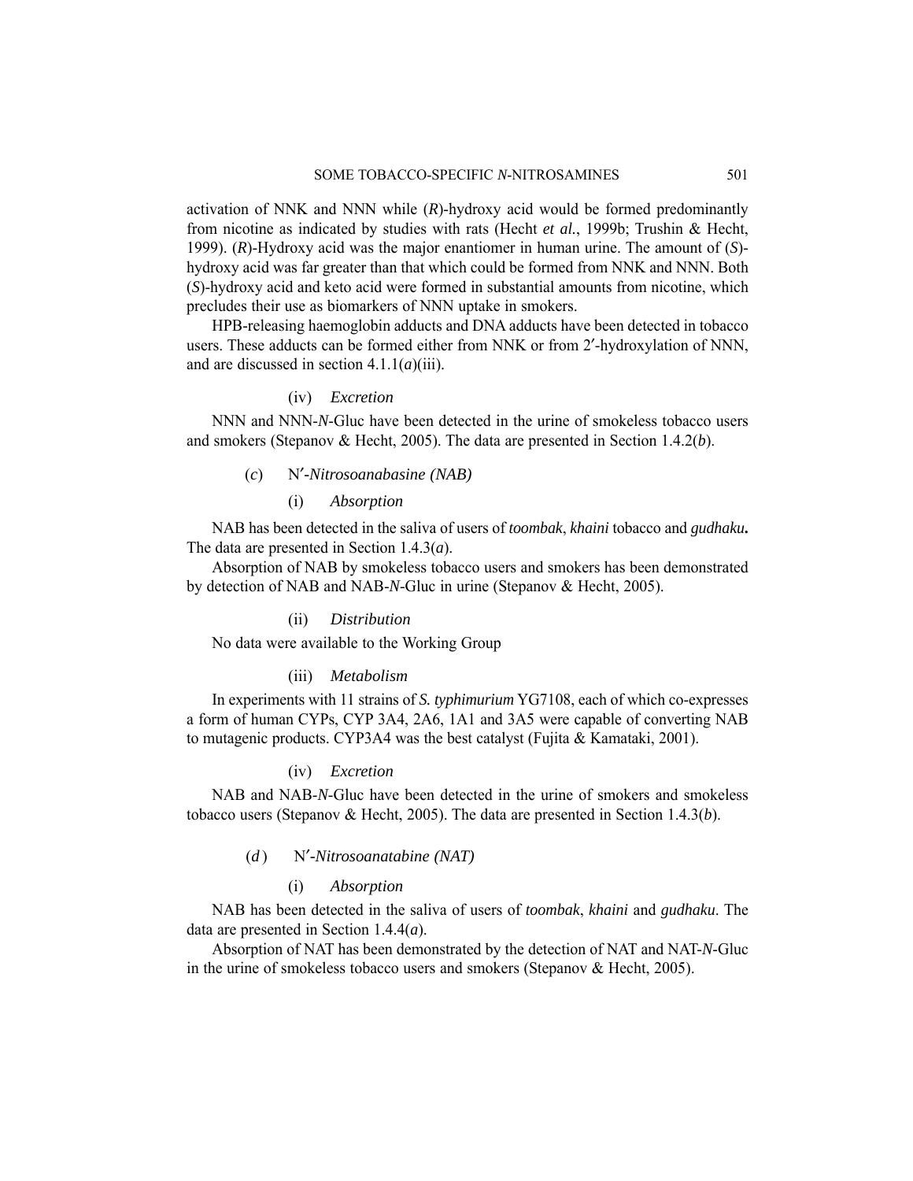activation of NNK and NNN while (*R*)-hydroxy acid would be formed predominantly from nicotine as indicated by studies with rats (Hecht *et al.*, 1999b; Trushin & Hecht, 1999). (*R*)-Hydroxy acid was the major enantiomer in human urine. The amount of (*S*)-hydroxy acid was far greater than that which could be formed from NNK and NNN. Both (*S*)-hydroxy acid and keto acid were formed in substantial amounts from nicotine, which precludes their use as biomarkers of NNN uptake in smokers.

HPB-releasing haemoglobin adducts and DNA adducts have been detected in tobacco users. These adducts can be formed either from NNK or from 2′-hydroxylation of NNN, and are discussed in section 4.1.1(*a*)(iii).

#### (iv) *Excretion*

NNN and NNN-*N*-Gluc have been detected in the urine of smokeless tobacco users and smokers (Stepanov & Hecht, 2005). The data are presented in Section 1.4.2(*b*).

### (*c*) N′*-Nitrosoanabasine (NAB)*

#### (i) *Absorption*

NAB has been detected in the saliva of users of *toombak*, *khaini* tobacco and ***gudhaku.*** The data are presented in Section 1.4.3(*a*).

Absorption of NAB by smokeless tobacco users and smokers has been demonstrated by detection of NAB and NAB-*N*-Gluc in urine (Stepanov & Hecht, 2005).

#### (ii) *Distribution*

No data were available to the Working Group

#### (iii) *Metabolism*

In experiments with 11 strains of *S. typhimurium* YG7108, each of which co-expresses a form of human CYPs, CYP 3A4, 2A6, 1A1 and 3A5 were capable of converting NAB to mutagenic products. CYP3A4 was the best catalyst (Fujita & Kamataki, 2001).

#### (iv) *Excretion*

NAB and NAB-*N*-Gluc have been detected in the urine of smokers and smokeless tobacco users (Stepanov & Hecht, 2005). The data are presented in Section 1.4.3(*b*).

### (*d*) N′*-Nitrosoanatabine (NAT)*

#### (i) *Absorption*

NAB has been detected in the saliva of users of *toombak*, *khaini* and *gudhaku*. The data are presented in Section 1.4.4(*a*).

Absorption of NAT has been demonstrated by the detection of NAT and NAT-*N*-Gluc in the urine of smokeless tobacco users and smokers (Stepanov & Hecht, 2005).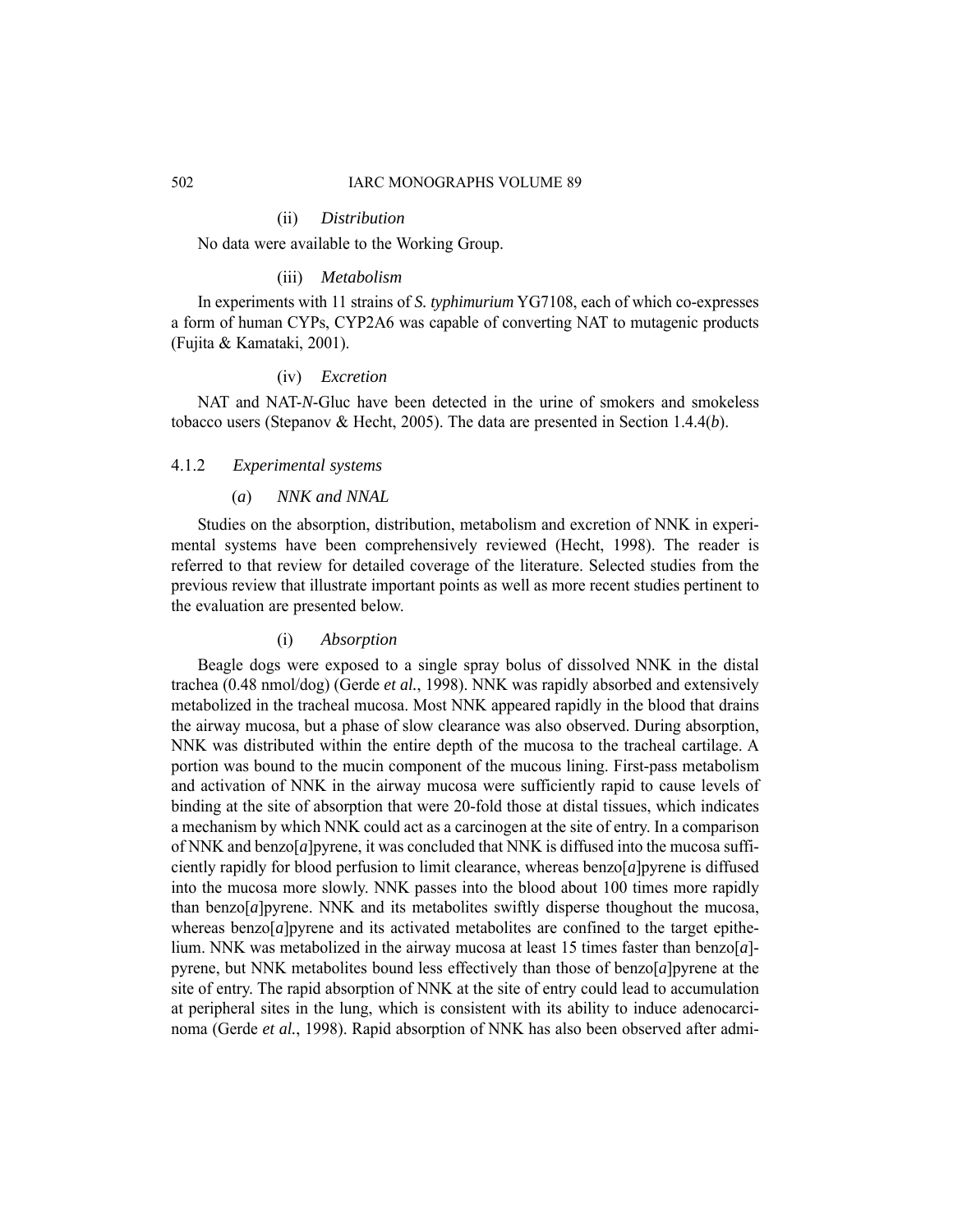(ii) *Distribution*

No data were available to the Working Group.

(iii) *Metabolism*

In experiments with 11 strains of *S. typhimurium* YG7108, each of which co-expresses a form of human CYPs, CYP2A6 was capable of converting NAT to mutagenic products (Fujita & Kamataki, 2001).

(iv) *Excretion*

NAT and NAT-*N*-Gluc have been detected in the urine of smokers and smokeless tobacco users (Stepanov & Hecht, 2005). The data are presented in Section 1.4.4(*b*).

#### 4.1.2 *Experimental systems*

(*a*) *NNK and NNAL*

Studies on the absorption, distribution, metabolism and excretion of NNK in experimental systems have been comprehensively reviewed (Hecht, 1998). The reader is referred to that review for detailed coverage of the literature. Selected studies from the previous review that illustrate important points as well as more recent studies pertinent to the evaluation are presented below.

(i) *Absorption*

Beagle dogs were exposed to a single spray bolus of dissolved NNK in the distal trachea (0.48 nmol/dog) (Gerde *et al.*, 1998). NNK was rapidly absorbed and extensively metabolized in the tracheal mucosa. Most NNK appeared rapidly in the blood that drains the airway mucosa, but a phase of slow clearance was also observed. During absorption, NNK was distributed within the entire depth of the mucosa to the tracheal cartilage. A portion was bound to the mucin component of the mucous lining. First-pass metabolism and activation of NNK in the airway mucosa were sufficiently rapid to cause levels of binding at the site of absorption that were 20-fold those at distal tissues, which indicates a mechanism by which NNK could act as a carcinogen at the site of entry. In a comparison of NNK and benzo[*a*]pyrene, it was concluded that NNK is diffused into the mucosa sufficiently rapidly for blood perfusion to limit clearance, whereas benzo[*a*]pyrene is diffused into the mucosa more slowly. NNK passes into the blood about 100 times more rapidly than benzo[*a*]pyrene. NNK and its metabolites swiftly disperse thoughout the mucosa, whereas benzo[*a*]pyrene and its activated metabolites are confined to the target epithelium. NNK was metabolized in the airway mucosa at least 15 times faster than benzo[*a*]-pyrene, but NNK metabolites bound less effectively than those of benzo[*a*]pyrene at the site of entry. The rapid absorption of NNK at the site of entry could lead to accumulation at peripheral sites in the lung, which is consistent with its ability to induce adenocarcinoma (Gerde *et al.*, 1998). Rapid absorption of NNK has also been observed after admi-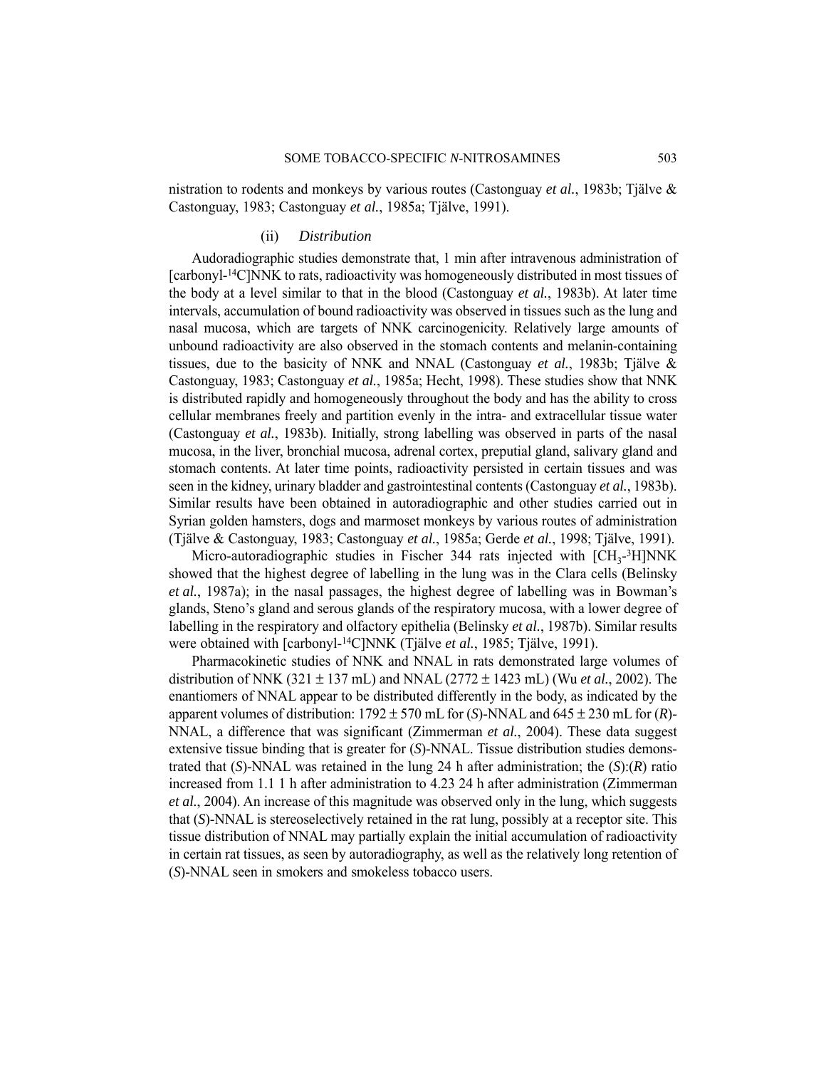nistration to rodents and monkeys by various routes (Castonguay *et al.*, 1983b; Tjälve & Castonguay, 1983; Castonguay *et al.*, 1985a; Tjälve, 1991).

#### (ii) *Distribution*

Audoradiographic studies demonstrate that, 1 min after intravenous administration of [carbonyl-$^{14}$C]NNK to rats, radioactivity was homogeneously distributed in most tissues of the body at a level similar to that in the blood (Castonguay *et al.*, 1983b). At later time intervals, accumulation of bound radioactivity was observed in tissues such as the lung and nasal mucosa, which are targets of NNK carcinogenicity. Relatively large amounts of unbound radioactivity are also observed in the stomach contents and melanin-containing tissues, due to the basicity of NNK and NNAL (Castonguay *et al.*, 1983b; Tjälve & Castonguay, 1983; Castonguay *et al.*, 1985a; Hecht, 1998). These studies show that NNK is distributed rapidly and homogeneously throughout the body and has the ability to cross cellular membranes freely and partition evenly in the intra- and extracellular tissue water (Castonguay *et al.*, 1983b). Initially, strong labelling was observed in parts of the nasal mucosa, in the liver, bronchial mucosa, adrenal cortex, preputial gland, salivary gland and stomach contents. At later time points, radioactivity persisted in certain tissues and was seen in the kidney, urinary bladder and gastrointestinal contents (Castonguay *et al.*, 1983b). Similar results have been obtained in autoradiographic and other studies carried out in Syrian golden hamsters, dogs and marmoset monkeys by various routes of administration (Tjälve & Castonguay, 1983; Castonguay *et al.*, 1985a; Gerde *et al.*, 1998; Tjälve, 1991).

Micro-autoradiographic studies in Fischer 344 rats injected with [$CH_3$-$^3$H]NNK showed that the highest degree of labelling in the lung was in the Clara cells (Belinsky *et al.*, 1987a); in the nasal passages, the highest degree of labelling was in Bowman's glands, Steno's gland and serous glands of the respiratory mucosa, with a lower degree of labelling in the respiratory and olfactory epithelia (Belinsky *et al.*, 1987b). Similar results were obtained with [carbonyl-$^{14}$C]NNK (Tjälve *et al.*, 1985; Tjälve, 1991).

Pharmacokinetic studies of NNK and NNAL in rats demonstrated large volumes of distribution of NNK (321 ± 137 mL) and NNAL (2772 ± 1423 mL) (Wu *et al.*, 2002). The enantiomers of NNAL appear to be distributed differently in the body, as indicated by the apparent volumes of distribution: 1792 ± 570 mL for (*S*)-NNAL and 645 ± 230 mL for (*R*)-NNAL, a difference that was significant (Zimmerman *et al.*, 2004). These data suggest extensive tissue binding that is greater for (*S*)-NNAL. Tissue distribution studies demonstrated that (*S*)-NNAL was retained in the lung 24 h after administration; the (*S*):(*R*) ratio increased from 1.1 1 h after administration to 4.23 24 h after administration (Zimmerman *et al.*, 2004). An increase of this magnitude was observed only in the lung, which suggests that (*S*)-NNAL is stereoselectively retained in the rat lung, possibly at a receptor site. This tissue distribution of NNAL may partially explain the initial accumulation of radioactivity in certain rat tissues, as seen by autoradiography, as well as the relatively long retention of (*S*)-NNAL seen in smokers and smokeless tobacco users.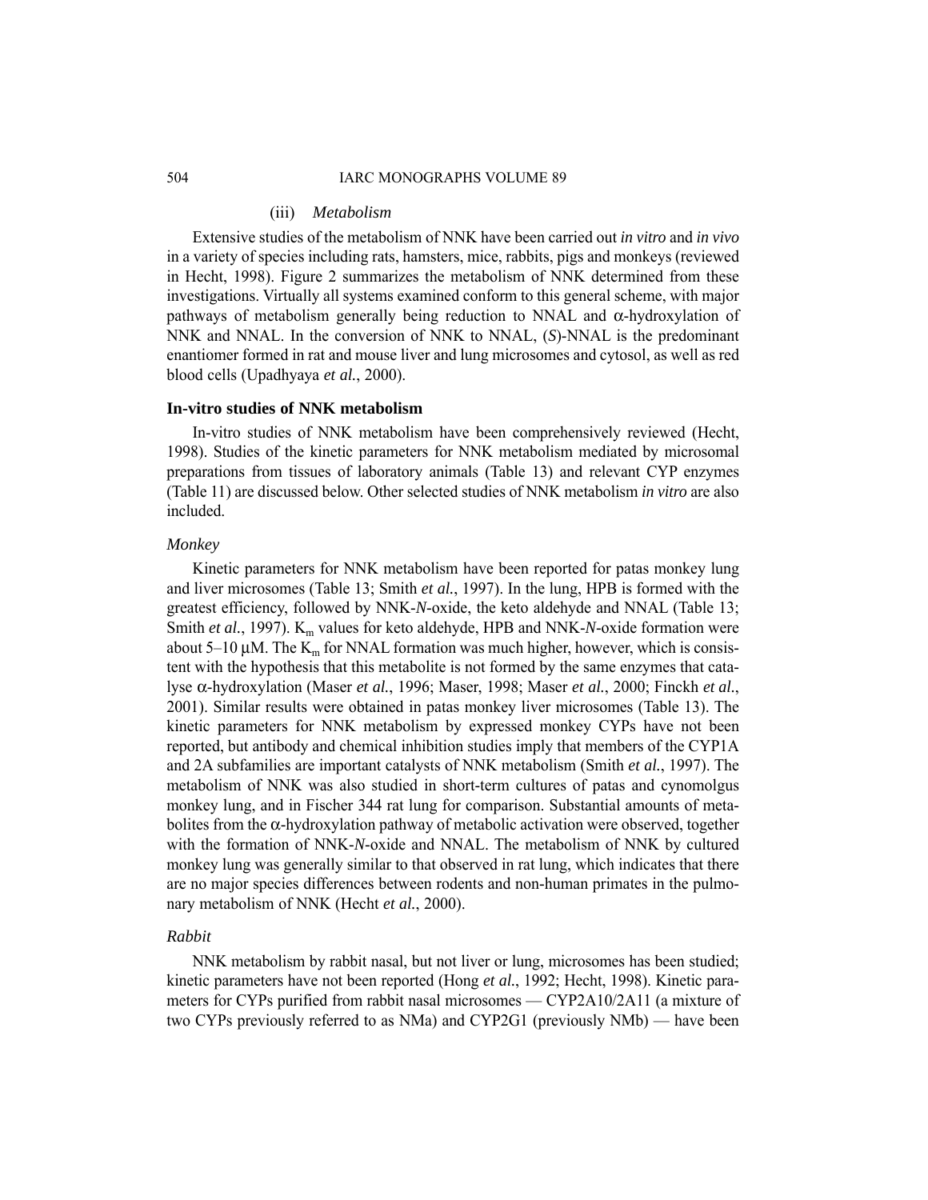(iii) *Metabolism*

Extensive studies of the metabolism of NNK have been carried out *in vitro* and *in vivo* in a variety of species including rats, hamsters, mice, rabbits, pigs and monkeys (reviewed in Hecht, 1998). Figure 2 summarizes the metabolism of NNK determined from these investigations. Virtually all systems examined conform to this general scheme, with major pathways of metabolism generally being reduction to NNAL and α-hydroxylation of NNK and NNAL. In the conversion of NNK to NNAL, (*S*)-NNAL is the predominant enantiomer formed in rat and mouse liver and lung microsomes and cytosol, as well as red blood cells (Upadhyaya *et al.*, 2000).

**In-vitro studies of NNK metabolism**

In-vitro studies of NNK metabolism have been comprehensively reviewed (Hecht, 1998). Studies of the kinetic parameters for NNK metabolism mediated by microsomal preparations from tissues of laboratory animals (Table 13) and relevant CYP enzymes (Table 11) are discussed below. Other selected studies of NNK metabolism *in vitro* are also included.

*Monkey*

Kinetic parameters for NNK metabolism have been reported for patas monkey lung and liver microsomes (Table 13; Smith *et al.*, 1997). In the lung, HPB is formed with the greatest efficiency, followed by NNK-*N*-oxide, the keto aldehyde and NNAL (Table 13; Smith *et al.*, 1997). $K_m$ values for keto aldehyde, HPB and NNK-*N*-oxide formation were about 5–10 μM. The $K_m$ for NNAL formation was much higher, however, which is consistent with the hypothesis that this metabolite is not formed by the same enzymes that catalyse α-hydroxylation (Maser *et al.*, 1996; Maser, 1998; Maser *et al.*, 2000; Finckh *et al.*, 2001). Similar results were obtained in patas monkey liver microsomes (Table 13). The kinetic parameters for NNK metabolism by expressed monkey CYPs have not been reported, but antibody and chemical inhibition studies imply that members of the CYP1A and 2A subfamilies are important catalysts of NNK metabolism (Smith *et al.*, 1997). The metabolism of NNK was also studied in short-term cultures of patas and cynomolgus monkey lung, and in Fischer 344 rat lung for comparison. Substantial amounts of metabolites from the α-hydroxylation pathway of metabolic activation were observed, together with the formation of NNK-*N*-oxide and NNAL. The metabolism of NNK by cultured monkey lung was generally similar to that observed in rat lung, which indicates that there are no major species differences between rodents and non-human primates in the pulmonary metabolism of NNK (Hecht *et al.*, 2000).

*Rabbit*

NNK metabolism by rabbit nasal, but not liver or lung, microsomes has been studied; kinetic parameters have not been reported (Hong *et al.*, 1992; Hecht, 1998). Kinetic parameters for CYPs purified from rabbit nasal microsomes — CYP2A10/2A11 (a mixture of two CYPs previously referred to as NMa) and CYP2G1 (previously NMb) — have been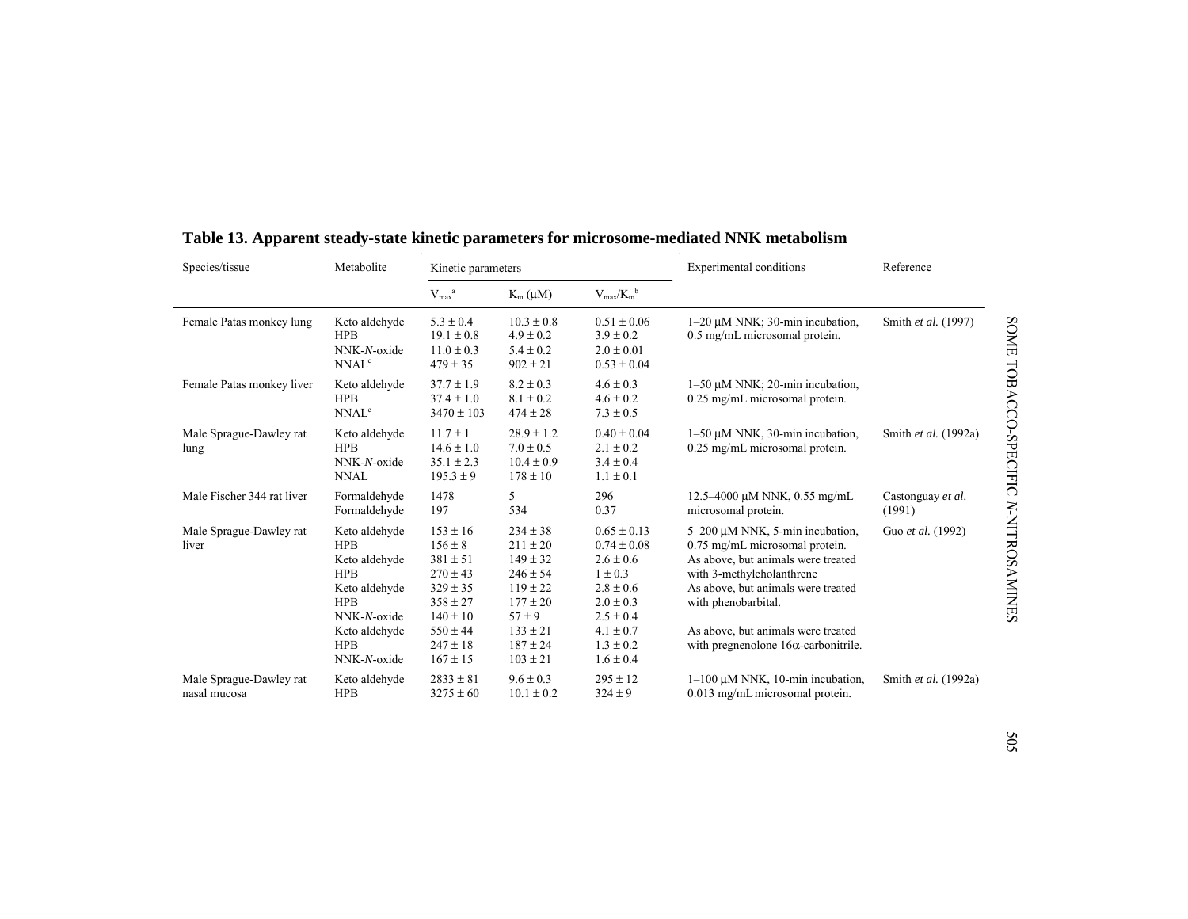**Table 13. Apparent steady-state kinetic parameters for microsome-mediated NNK metabolism**

| Species/tissue | Metabolite | Kinetic parameters | | | Experimental conditions | Reference |
|---|---|---|---|---|---|---|
| | | $V_{max}$[a] | $K_m$ (μM) | $V_{max}/K_m$[b] | | |
| Female Patas monkey lung | Keto aldehyde | 5.3 ± 0.4 | 10.3 ± 0.8 | 0.51 ± 0.06 | 1–20 μM NNK; 30-min incubation, 0.5 mg/mL microsomal protein. | Smith *et al.* (1997) |
| | HPB | 19.1 ± 0.8 | 4.9 ± 0.2 | 3.9 ± 0.2 | | |
| | NNK-*N*-oxide | 11.0 ± 0.3 | 5.4 ± 0.2 | 2.0 ± 0.01 | | |
| | NNAL[c] | 479 ± 35 | 902 ± 21 | 0.53 ± 0.04 | | |
| Female Patas monkey liver | Keto aldehyde | 37.7 ± 1.9 | 8.2 ± 0.3 | 4.6 ± 0.3 | 1–50 μM NNK; 20-min incubation, 0.25 mg/mL microsomal protein. | |
| | HPB | 37.4 ± 1.0 | 8.1 ± 0.2 | 4.6 ± 0.2 | | |
| | NNAL[c] | 3470 ± 103 | 474 ± 28 | 7.3 ± 0.5 | | |
| Male Sprague-Dawley rat lung | Keto aldehyde | 11.7 ± 1 | 28.9 ± 1.2 | 0.40 ± 0.04 | 1–50 μM NNK, 30-min incubation, 0.25 mg/mL microsomal protein. | Smith *et al.* (1992a) |
| | HPB | 14.6 ± 1.0 | 7.0 ± 0.5 | 2.1 ± 0.2 | | |
| | NNK-*N*-oxide | 35.1 ± 2.3 | 10.4 ± 0.9 | 3.4 ± 0.4 | | |
| | NNAL | 195.3 ± 9 | 178 ± 10 | 1.1 ± 0.1 | | |
| Male Fischer 344 rat liver | Formaldehyde | 1478 | 5 | 296 | 12.5–4000 μM NNK, 0.55 mg/mL microsomal protein. | Castonguay *et al.* (1991) |
| | Formaldehyde | 197 | 534 | 0.37 | | |
| Male Sprague-Dawley rat liver | Keto aldehyde | 153 ± 16 | 234 ± 38 | 0.65 ± 0.13 | 5–200 μM NNK, 5-min incubation, 0.75 mg/mL microsomal protein. | Guo *et al.* (1992) |
| | HPB | 156 ± 8 | 211 ± 20 | 0.74 ± 0.08 | | |
| | Keto aldehyde | 381 ± 51 | 149 ± 32 | 2.6 ± 0.6 | As above, but animals were treated with 3-methylcholanthrene | |
| | HPB | 270 ± 43 | 246 ± 54 | 1 ± 0.3 | | |
| | Keto aldehyde | 329 ± 35 | 119 ± 22 | 2.8 ± 0.6 | As above, but animals were treated with phenobarbital. | |
| | HPB | 358 ± 27 | 177 ± 20 | 2.0 ± 0.3 | | |
| | NNK-*N*-oxide | 140 ± 10 | 57 ± 9 | 2.5 ± 0.4 | | |
| | Keto aldehyde | 550 ± 44 | 133 ± 21 | 4.1 ± 0.7 | As above, but animals were treated with pregnenolone 16α-carbonitrile. | |
| | HPB | 247 ± 18 | 187 ± 24 | 1.3 ± 0.2 | | |
| | NNK-*N*-oxide | 167 ± 15 | 103 ± 21 | 1.6 ± 0.4 | | |
| Male Sprague-Dawley rat nasal mucosa | Keto aldehyde | 2833 ± 81 | 9.6 ± 0.3 | 295 ± 12 | 1–100 μM NNK, 10-min incubation, 0.013 mg/mL microsomal protein. | Smith *et al.* (1992a) |
| | HPB | 3275 ± 60 | 10.1 ± 0.2 | 324 ± 9 | | |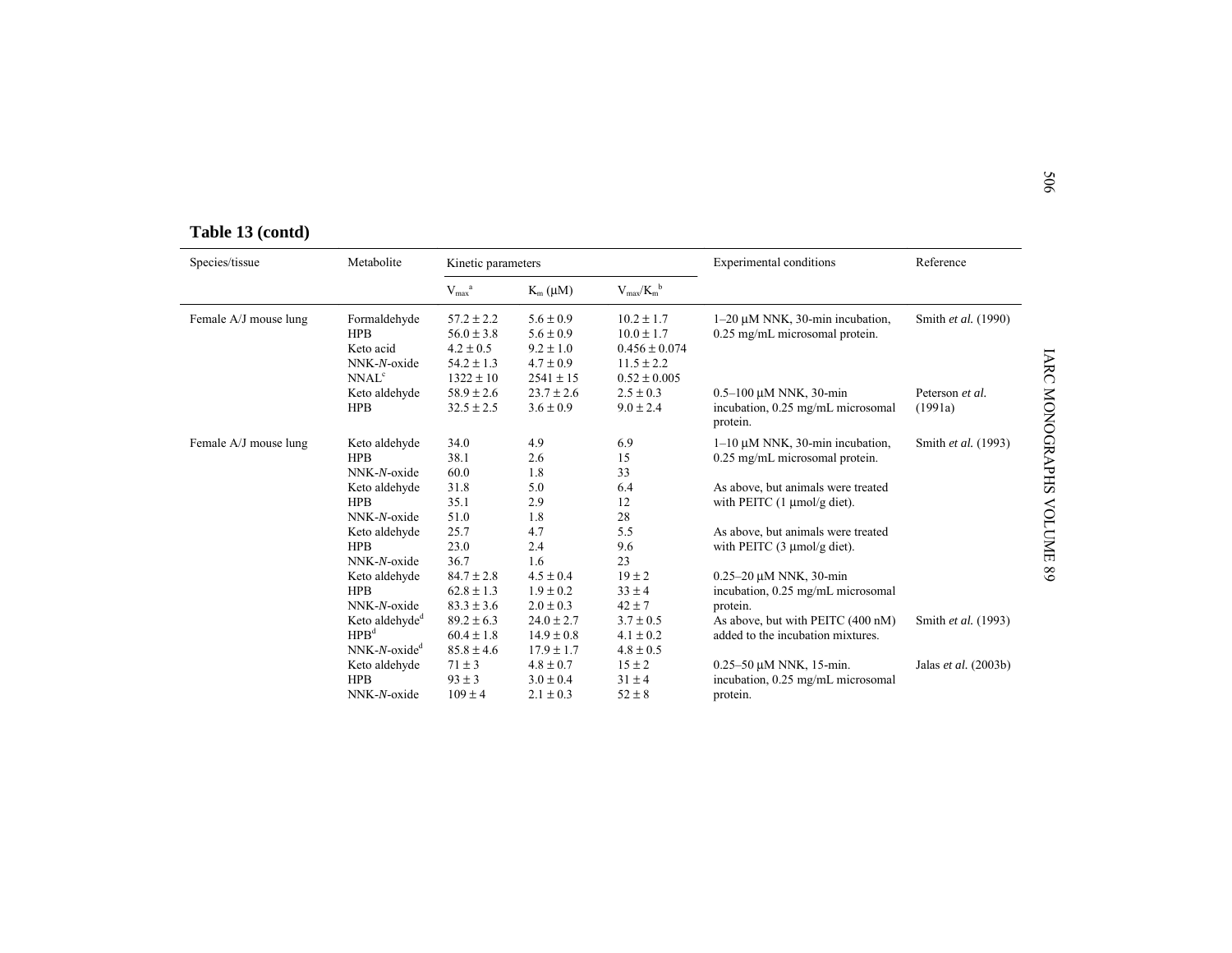**Table 13 (contd)**

| Species/tissue | Metabolite | Kinetic parameters | | | Experimental conditions | Reference |
|---|---|---|---|---|---|---|
| | | $V_{max}$[a] | $K_m$ (μM) | $V_{max}/K_m$[b] | | |
| Female A/J mouse lung | Formaldehyde | 57.2 ± 2.2 | 5.6 ± 0.9 | 10.2 ± 1.7 | 1–20 μM NNK, 30-min incubation, 0.25 mg/mL microsomal protein. | Smith *et al.* (1990) |
| | HPB | 56.0 ± 3.8 | 5.6 ± 0.9 | 10.0 ± 1.7 | | |
| | Keto acid | 4.2 ± 0.5 | 9.2 ± 1.0 | 0.456 ± 0.074 | | |
| | NNK-*N*-oxide | 54.2 ± 1.3 | 4.7 ± 0.9 | 11.5 ± 2.2 | | |
| | NNAL[c] | 1322 ± 10 | 2541 ± 15 | 0.52 ± 0.005 | | |
| | Keto aldehyde | 58.9 ± 2.6 | 23.7 ± 2.6 | 2.5 ± 0.3 | 0.5–100 μM NNK, 30-min incubation, 0.25 mg/mL microsomal protein. | Peterson *et al.* (1991a) |
| | HPB | 32.5 ± 2.5 | 3.6 ± 0.9 | 9.0 ± 2.4 | | |
| Female A/J mouse lung | Keto aldehyde | 34.0 | 4.9 | 6.9 | 1–10 μM NNK, 30-min incubation, 0.25 mg/mL microsomal protein. | Smith *et al.* (1993) |
| | HPB | 38.1 | 2.6 | 15 | | |
| | NNK-*N*-oxide | 60.0 | 1.8 | 33 | | |
| | Keto aldehyde | 31.8 | 5.0 | 6.4 | As above, but animals were treated with PEITC (1 μmol/g diet). | |
| | HPB | 35.1 | 2.9 | 12 | | |
| | NNK-*N*-oxide | 51.0 | 1.8 | 28 | | |
| | Keto aldehyde | 25.7 | 4.7 | 5.5 | As above, but animals were treated with PEITC (3 μmol/g diet). | |
| | HPB | 23.0 | 2.4 | 9.6 | | |
| | NNK-*N*-oxide | 36.7 | 1.6 | 23 | | |
| | Keto aldehyde | 84.7 ± 2.8 | 4.5 ± 0.4 | 19 ± 2 | 0.25–20 μM NNK, 30-min incubation, 0.25 mg/mL microsomal protein. | |
| | HPB | 62.8 ± 1.3 | 1.9 ± 0.2 | 33 ± 4 | | |
| | NNK-*N*-oxide | 83.3 ± 3.6 | 2.0 ± 0.3 | 42 ± 7 | | |
| | Keto aldehyde[d] | 89.2 ± 6.3 | 24.0 ± 2.7 | 3.7 ± 0.5 | As above, but with PEITC (400 nM) added to the incubation mixtures. | Smith *et al.* (1993) |
| | HPB[d] | 60.4 ± 1.8 | 14.9 ± 0.8 | 4.1 ± 0.2 | | |
| | NNK-*N*-oxide[d] | 85.8 ± 4.6 | 17.9 ± 1.7 | 4.8 ± 0.5 | | |
| | Keto aldehyde | 71 ± 3 | 4.8 ± 0.7 | 15 ± 2 | 0.25–50 μM NNK, 15-min. incubation, 0.25 mg/mL microsomal protein. | Jalas *et al.* (2003b) |
| | HPB | 93 ± 3 | 3.0 ± 0.4 | 31 ± 4 | | |
| | NNK-*N*-oxide | 109 ± 4 | 2.1 ± 0.3 | 52 ± 8 | | |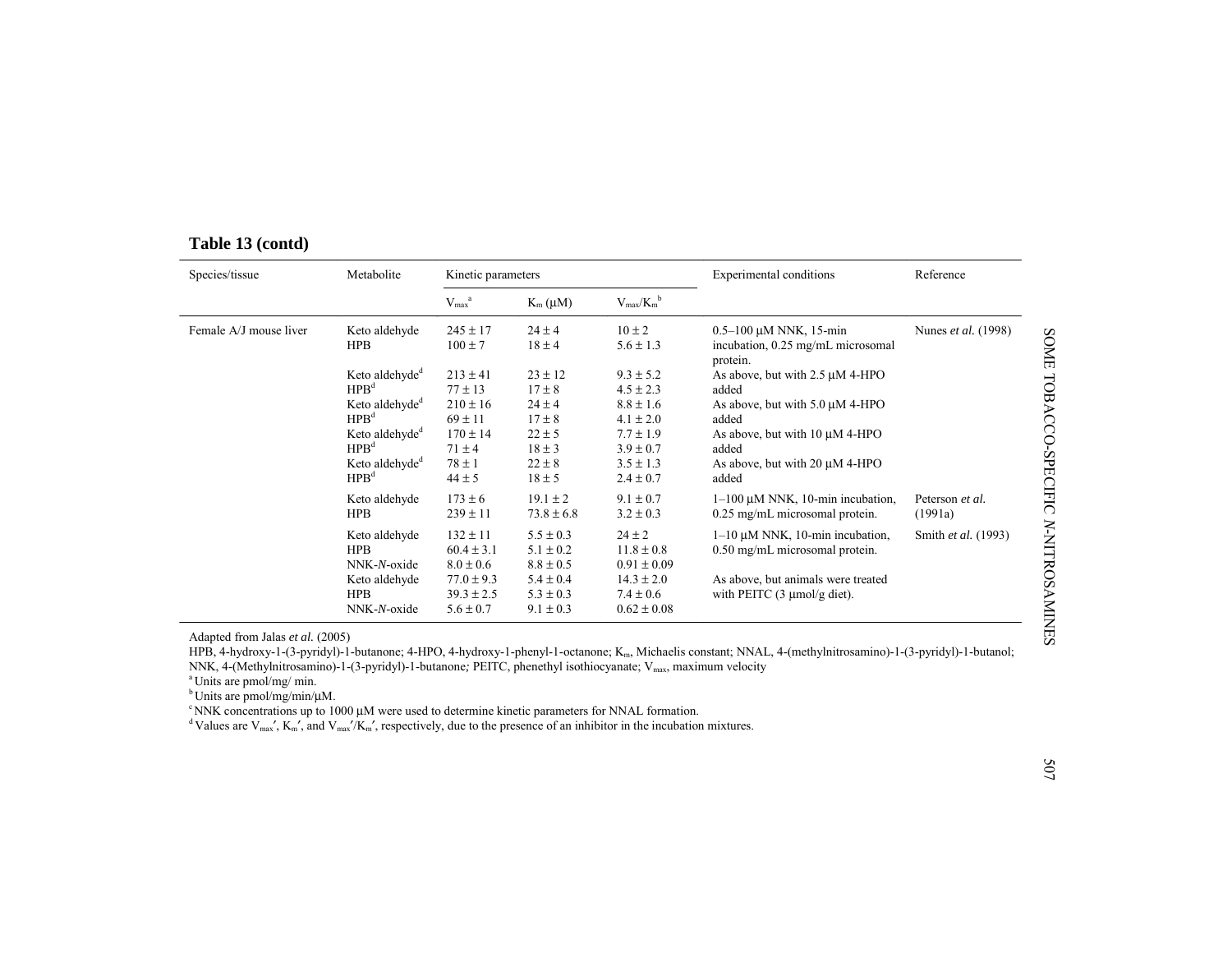**Table 13 (contd)**

| Species/tissue | Metabolite | Kinetic parameters | | | Experimental conditions | Reference |
|---|---|---|---|---|---|---|
| | | $V_{max}$[a] | $K_m$ (μM) | $V_{max}/K_m$[b] | | |
| Female A/J mouse liver | Keto aldehyde | 245 ± 17 | 24 ± 4 | 10 ± 2 | 0.5–100 μM NNK, 15-min incubation, 0.25 mg/mL microsomal protein. | Nunes *et al.* (1998) |
| | HPB | 100 ± 7 | 18 ± 4 | 5.6 ± 1.3 | | |
| | Keto aldehyde[d] | 213 ± 41 | 23 ± 12 | 9.3 ± 5.2 | As above, but with 2.5 μM 4-HPO added | |
| | HPB[d] | 77 ± 13 | 17 ± 8 | 4.5 ± 2.3 | | |
| | Keto aldehyde[d] | 210 ± 16 | 24 ± 4 | 8.8 ± 1.6 | As above, but with 5.0 μM 4-HPO added | |
| | HPB[d] | 69 ± 11 | 17 ± 8 | 4.1 ± 2.0 | | |
| | Keto aldehyde[d] | 170 ± 14 | 22 ± 5 | 7.7 ± 1.9 | As above, but with 10 μM 4-HPO added | |
| | HPB[d] | 71 ± 4 | 18 ± 3 | 3.9 ± 0.7 | | |
| | Keto aldehyde[d] | 78 ± 1 | 22 ± 8 | 3.5 ± 1.3 | As above, but with 20 μM 4-HPO added | |
| | HPB[d] | 44 ± 5 | 18 ± 5 | 2.4 ± 0.7 | | |
| | Keto aldehyde | 173 ± 6 | 19.1 ± 2 | 9.1 ± 0.7 | 1–100 μM NNK, 10-min incubation, 0.25 mg/mL microsomal protein. | Peterson *et al.* (1991a) |
| | HPB | 239 ± 11 | 73.8 ± 6.8 | 3.2 ± 0.3 | | |
| | Keto aldehyde | 132 ± 11 | 5.5 ± 0.3 | 24 ± 2 | 1–10 μM NNK, 10-min incubation, 0.50 mg/mL microsomal protein. | Smith *et al.* (1993) |
| | HPB | 60.4 ± 3.1 | 5.1 ± 0.2 | 11.8 ± 0.8 | | |
| | NNK-*N*-oxide | 8.0 ± 0.6 | 8.8 ± 0.5 | 0.91 ± 0.09 | | |
| | Keto aldehyde | 77.0 ± 9.3 | 5.4 ± 0.4 | 14.3 ± 2.0 | As above, but animals were treated with PEITC (3 μmol/g diet). | |
| | HPB | 39.3 ± 2.5 | 5.3 ± 0.3 | 7.4 ± 0.6 | | |
| | NNK-*N*-oxide | 5.6 ± 0.7 | 9.1 ± 0.3 | 0.62 ± 0.08 | | |

Adapted from Jalas *et al.* (2005)

HPB, 4-hydroxy-1-(3-pyridyl)-1-butanone; 4-HPO, 4-hydroxy-1-phenyl-1-octanone; $K_m$, Michaelis constant; NNAL, 4-(methylnitrosamino)-1-(3-pyridyl)-1-butanol; NNK, 4-(Methylnitrosamino)-1-(3-pyridyl)-1-butanone*;* PEITC, phenethyl isothiocyanate; $V_{max}$, maximum velocity

[a] Units are pmol/mg/ min.

[b] Units are pmol/mg/min/μM.

[c] NNK concentrations up to 1000 μM were used to determine kinetic parameters for NNAL formation.

[d] Values are $V_{max}'$, $K_m'$, and $V_{max}'/K_m'$, respectively, due to the presence of an inhibitor in the incubation mixtures.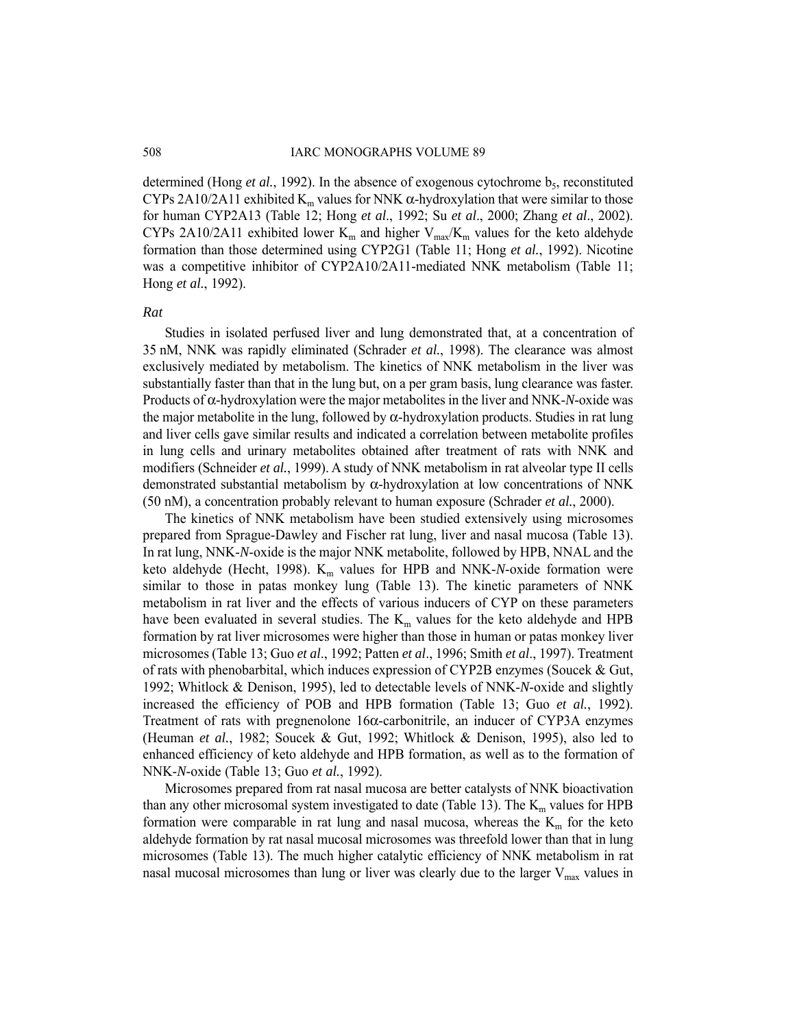determined (Hong *et al.*, 1992). In the absence of exogenous cytochrome $b_5$, reconstituted CYPs 2A10/2A11 exhibited $K_m$ values for NNK α-hydroxylation that were similar to those for human CYP2A13 (Table 12; Hong *et al.*, 1992; Su *et al*., 2000; Zhang *et al*., 2002). CYPs 2A10/2A11 exhibited lower $K_m$ and higher $V_{max}/K_m$ values for the keto aldehyde formation than those determined using CYP2G1 (Table 11; Hong *et al.*, 1992). Nicotine was a competitive inhibitor of CYP2A10/2A11-mediated NNK metabolism (Table 11; Hong *et al.*, 1992).

*Rat*

Studies in isolated perfused liver and lung demonstrated that, at a concentration of 35 nM, NNK was rapidly eliminated (Schrader *et al.*, 1998). The clearance was almost exclusively mediated by metabolism. The kinetics of NNK metabolism in the liver was substantially faster than that in the lung but, on a per gram basis, lung clearance was faster. Products of α-hydroxylation were the major metabolites in the liver and NNK-*N*-oxide was the major metabolite in the lung, followed by α-hydroxylation products. Studies in rat lung and liver cells gave similar results and indicated a correlation between metabolite profiles in lung cells and urinary metabolites obtained after treatment of rats with NNK and modifiers (Schneider *et al.*, 1999). A study of NNK metabolism in rat alveolar type II cells demonstrated substantial metabolism by α-hydroxylation at low concentrations of NNK (50 nM), a concentration probably relevant to human exposure (Schrader *et al.*, 2000).

The kinetics of NNK metabolism have been studied extensively using microsomes prepared from Sprague-Dawley and Fischer rat lung, liver and nasal mucosa (Table 13). In rat lung, NNK-*N*-oxide is the major NNK metabolite, followed by HPB, NNAL and the keto aldehyde (Hecht, 1998). $K_m$ values for HPB and NNK-*N*-oxide formation were similar to those in patas monkey lung (Table 13). The kinetic parameters of NNK metabolism in rat liver and the effects of various inducers of CYP on these parameters have been evaluated in several studies. The $K_m$ values for the keto aldehyde and HPB formation by rat liver microsomes were higher than those in human or patas monkey liver microsomes (Table 13; Guo *et al*., 1992; Patten *et al*., 1996; Smith *et al*., 1997). Treatment of rats with phenobarbital, which induces expression of CYP2B enzymes (Soucek & Gut, 1992; Whitlock & Denison, 1995), led to detectable levels of NNK-*N*-oxide and slightly increased the efficiency of POB and HPB formation (Table 13; Guo *et al.*, 1992). Treatment of rats with pregnenolone 16α-carbonitrile, an inducer of CYP3A enzymes (Heuman *et al.*, 1982; Soucek & Gut, 1992; Whitlock & Denison, 1995), also led to enhanced efficiency of keto aldehyde and HPB formation, as well as to the formation of NNK-*N*-oxide (Table 13; Guo *et al.*, 1992).

Microsomes prepared from rat nasal mucosa are better catalysts of NNK bioactivation than any other microsomal system investigated to date (Table 13). The $K_m$ values for HPB formation were comparable in rat lung and nasal mucosa, whereas the $K_m$ for the keto aldehyde formation by rat nasal mucosal microsomes was threefold lower than that in lung microsomes (Table 13). The much higher catalytic efficiency of NNK metabolism in rat nasal mucosal microsomes than lung or liver was clearly due to the larger $V_{max}$ values in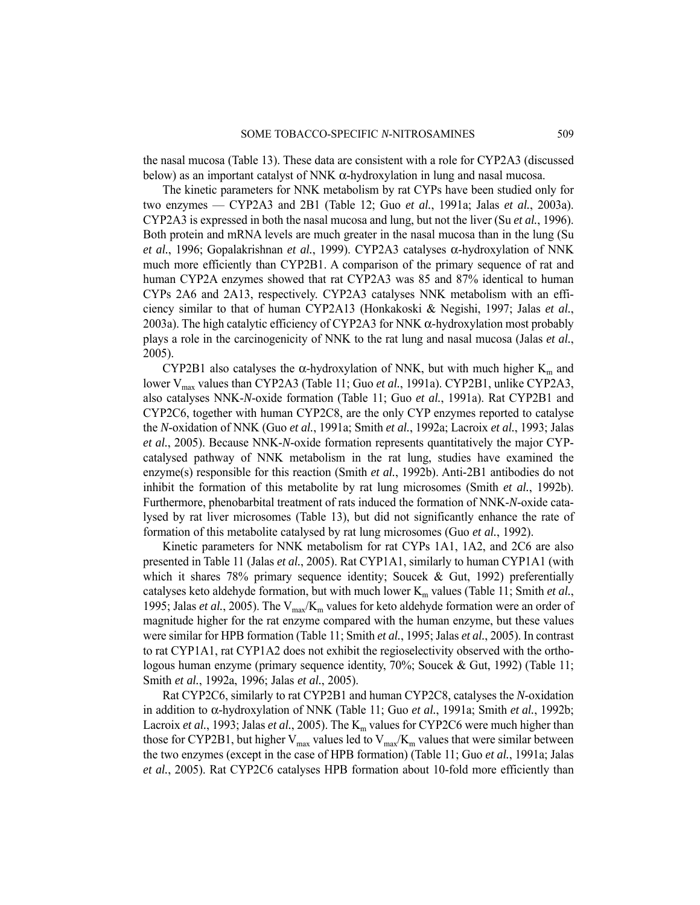the nasal mucosa (Table 13). These data are consistent with a role for CYP2A3 (discussed below) as an important catalyst of NNK α-hydroxylation in lung and nasal mucosa.

The kinetic parameters for NNK metabolism by rat CYPs have been studied only for two enzymes — CYP2A3 and 2B1 (Table 12; Guo *et al.*, 1991a; Jalas *et al.*, 2003a). CYP2A3 is expressed in both the nasal mucosa and lung, but not the liver (Su *et al.*, 1996). Both protein and mRNA levels are much greater in the nasal mucosa than in the lung (Su *et al.*, 1996; Gopalakrishnan *et al.*, 1999). CYP2A3 catalyses α-hydroxylation of NNK much more efficiently than CYP2B1. A comparison of the primary sequence of rat and human CYP2A enzymes showed that rat CYP2A3 was 85 and 87% identical to human CYPs 2A6 and 2A13, respectively. CYP2A3 catalyses NNK metabolism with an efficiency similar to that of human CYP2A13 (Honkakoski & Negishi, 1997; Jalas *et al.*, 2003a). The high catalytic efficiency of CYP2A3 for NNK α-hydroxylation most probably plays a role in the carcinogenicity of NNK to the rat lung and nasal mucosa (Jalas *et al.*, 2005).

CYP2B1 also catalyses the α-hydroxylation of NNK, but with much higher $K_m$ and lower $V_{max}$ values than CYP2A3 (Table 11; Guo *et al.*, 1991a). CYP2B1, unlike CYP2A3, also catalyses NNK-*N*-oxide formation (Table 11; Guo *et al.*, 1991a). Rat CYP2B1 and CYP2C6, together with human CYP2C8, are the only CYP enzymes reported to catalyse the *N*-oxidation of NNK (Guo *et al.*, 1991a; Smith *et al.*, 1992a; Lacroix *et al.*, 1993; Jalas *et al.*, 2005). Because NNK-*N*-oxide formation represents quantitatively the major CYP-catalysed pathway of NNK metabolism in the rat lung, studies have examined the enzyme(s) responsible for this reaction (Smith *et al.*, 1992b). Anti-2B1 antibodies do not inhibit the formation of this metabolite by rat lung microsomes (Smith *et al.*, 1992b). Furthermore, phenobarbital treatment of rats induced the formation of NNK-*N*-oxide catalysed by rat liver microsomes (Table 13), but did not significantly enhance the rate of formation of this metabolite catalysed by rat lung microsomes (Guo *et al.*, 1992).

Kinetic parameters for NNK metabolism for rat CYPs 1A1, 1A2, and 2C6 are also presented in Table 11 (Jalas *et al.*, 2005). Rat CYP1A1, similarly to human CYP1A1 (with which it shares 78% primary sequence identity; Soucek & Gut, 1992) preferentially catalyses keto aldehyde formation, but with much lower $K_m$ values (Table 11; Smith *et al.*, 1995; Jalas *et al.*, 2005). The $V_{max}/K_m$ values for keto aldehyde formation were an order of magnitude higher for the rat enzyme compared with the human enzyme, but these values were similar for HPB formation (Table 11; Smith *et al.*, 1995; Jalas *et al.*, 2005). In contrast to rat CYP1A1, rat CYP1A2 does not exhibit the regioselectivity observed with the orthologous human enzyme (primary sequence identity, 70%; Soucek & Gut, 1992) (Table 11; Smith *et al.*, 1992a, 1996; Jalas *et al.*, 2005).

Rat CYP2C6, similarly to rat CYP2B1 and human CYP2C8, catalyses the *N*-oxidation in addition to α-hydroxylation of NNK (Table 11; Guo *et al.*, 1991a; Smith *et al.*, 1992b; Lacroix *et al.*, 1993; Jalas *et al.*, 2005). The $K_m$ values for CYP2C6 were much higher than those for CYP2B1, but higher $V_{max}$ values led to $V_{max}/K_m$ values that were similar between the two enzymes (except in the case of HPB formation) (Table 11; Guo *et al.*, 1991a; Jalas *et al.*, 2005). Rat CYP2C6 catalyses HPB formation about 10-fold more efficiently than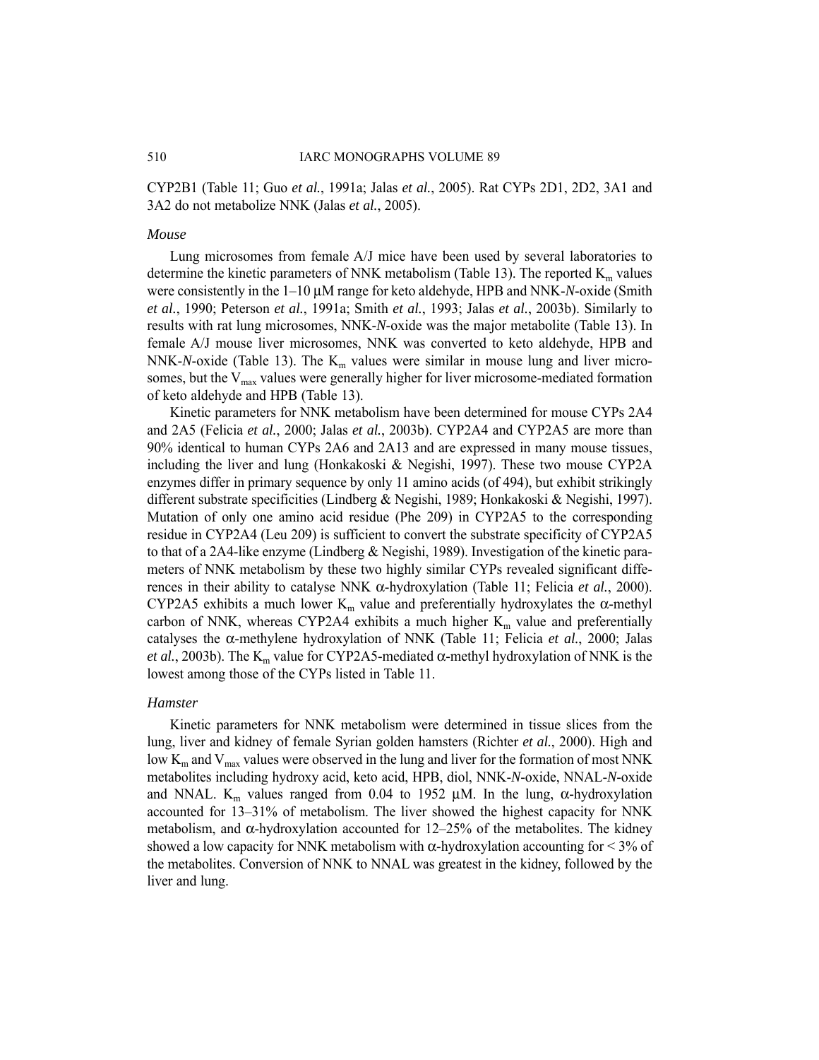CYP2B1 (Table 11; Guo *et al.*, 1991a; Jalas *et al.*, 2005). Rat CYPs 2D1, 2D2, 3A1 and 3A2 do not metabolize NNK (Jalas *et al.*, 2005).

*Mouse*

Lung microsomes from female A/J mice have been used by several laboratories to determine the kinetic parameters of NNK metabolism (Table 13). The reported $K_m$ values were consistently in the 1–10 μM range for keto aldehyde, HPB and NNK-*N*-oxide (Smith *et al.*, 1990; Peterson *et al.*, 1991a; Smith *et al.*, 1993; Jalas *et al.*, 2003b). Similarly to results with rat lung microsomes, NNK-*N*-oxide was the major metabolite (Table 13). In female A/J mouse liver microsomes, NNK was converted to keto aldehyde, HPB and NNK-*N*-oxide (Table 13). The $K_m$ values were similar in mouse lung and liver microsomes, but the $V_{max}$ values were generally higher for liver microsome-mediated formation of keto aldehyde and HPB (Table 13).

Kinetic parameters for NNK metabolism have been determined for mouse CYPs 2A4 and 2A5 (Felicia *et al.*, 2000; Jalas *et al.*, 2003b). CYP2A4 and CYP2A5 are more than 90% identical to human CYPs 2A6 and 2A13 and are expressed in many mouse tissues, including the liver and lung (Honkakoski & Negishi, 1997). These two mouse CYP2A enzymes differ in primary sequence by only 11 amino acids (of 494), but exhibit strikingly different substrate specificities (Lindberg & Negishi, 1989; Honkakoski & Negishi, 1997). Mutation of only one amino acid residue (Phe 209) in CYP2A5 to the corresponding residue in CYP2A4 (Leu 209) is sufficient to convert the substrate specificity of CYP2A5 to that of a 2A4-like enzyme (Lindberg & Negishi, 1989). Investigation of the kinetic parameters of NNK metabolism by these two highly similar CYPs revealed significant differences in their ability to catalyse NNK α-hydroxylation (Table 11; Felicia *et al.*, 2000). CYP2A5 exhibits a much lower $K_m$ value and preferentially hydroxylates the α-methyl carbon of NNK, whereas CYP2A4 exhibits a much higher $K_m$ value and preferentially catalyses the α-methylene hydroxylation of NNK (Table 11; Felicia *et al.*, 2000; Jalas *et al.*, 2003b). The $K_m$ value for CYP2A5-mediated α-methyl hydroxylation of NNK is the lowest among those of the CYPs listed in Table 11.

*Hamster*

Kinetic parameters for NNK metabolism were determined in tissue slices from the lung, liver and kidney of female Syrian golden hamsters (Richter *et al.*, 2000). High and low $K_m$ and $V_{max}$ values were observed in the lung and liver for the formation of most NNK metabolites including hydroxy acid, keto acid, HPB, diol, NNK-*N*-oxide, NNAL-*N*-oxide and NNAL. $K_m$ values ranged from 0.04 to 1952 μM. In the lung, α-hydroxylation accounted for 13–31% of metabolism. The liver showed the highest capacity for NNK metabolism, and α-hydroxylation accounted for 12–25% of the metabolites. The kidney showed a low capacity for NNK metabolism with α-hydroxylation accounting for < 3% of the metabolites. Conversion of NNK to NNAL was greatest in the kidney, followed by the liver and lung.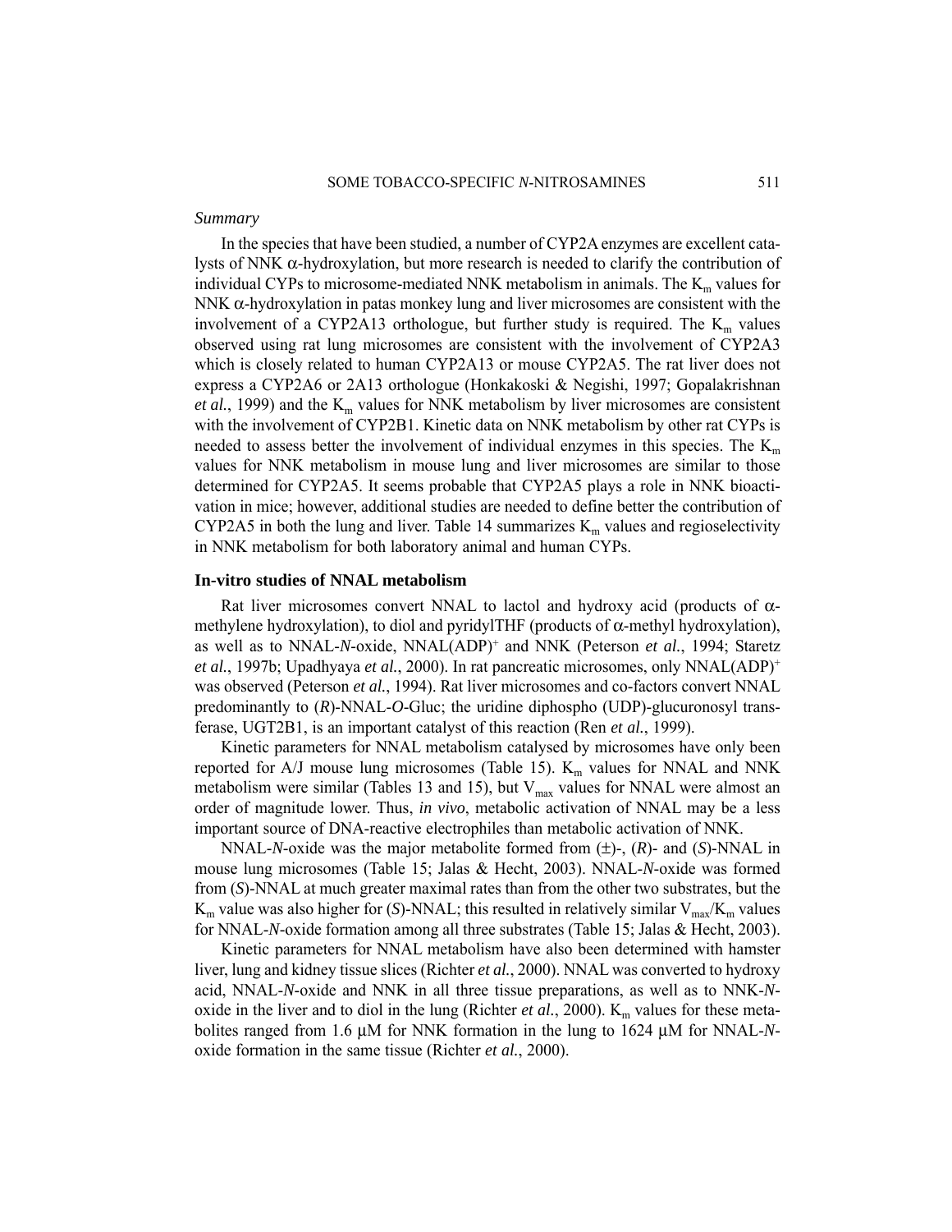*Summary*

In the species that have been studied, a number of CYP2A enzymes are excellent catalysts of NNK α-hydroxylation, but more research is needed to clarify the contribution of individual CYPs to microsome-mediated NNK metabolism in animals. The $K_m$ values for NNK α-hydroxylation in patas monkey lung and liver microsomes are consistent with the involvement of a CYP2A13 orthologue, but further study is required. The $K_m$ values observed using rat lung microsomes are consistent with the involvement of CYP2A3 which is closely related to human CYP2A13 or mouse CYP2A5. The rat liver does not express a CYP2A6 or 2A13 orthologue (Honkakoski & Negishi, 1997; Gopalakrishnan *et al.*, 1999) and the $K_m$ values for NNK metabolism by liver microsomes are consistent with the involvement of CYP2B1. Kinetic data on NNK metabolism by other rat CYPs is needed to assess better the involvement of individual enzymes in this species. The $K_m$ values for NNK metabolism in mouse lung and liver microsomes are similar to those determined for CYP2A5. It seems probable that CYP2A5 plays a role in NNK bioactivation in mice; however, additional studies are needed to define better the contribution of CYP2A5 in both the lung and liver. Table 14 summarizes $K_m$ values and regioselectivity in NNK metabolism for both laboratory animal and human CYPs.

**In-vitro studies of NNAL metabolism**

Rat liver microsomes convert NNAL to lactol and hydroxy acid (products of α-methylene hydroxylation), to diol and pyridylTHF (products of α-methyl hydroxylation), as well as to NNAL-*N*-oxide, $NNAL(ADP)^+$ and NNK (Peterson *et al.*, 1994; Staretz *et al.*, 1997b; Upadhyaya *et al.*, 2000). In rat pancreatic microsomes, only $NNAL(ADP)^+$ was observed (Peterson *et al.*, 1994). Rat liver microsomes and co-factors convert NNAL predominantly to (*R*)-NNAL-*O*-Gluc; the uridine diphospho (UDP)-glucuronosyl transferase, UGT2B1, is an important catalyst of this reaction (Ren *et al.*, 1999).

Kinetic parameters for NNAL metabolism catalysed by microsomes have only been reported for A/J mouse lung microsomes (Table 15). $K_m$ values for NNAL and NNK metabolism were similar (Tables 13 and 15), but $V_{max}$ values for NNAL were almost an order of magnitude lower. Thus, *in vivo*, metabolic activation of NNAL may be a less important source of DNA-reactive electrophiles than metabolic activation of NNK.

NNAL-*N*-oxide was the major metabolite formed from (±)-, (*R*)- and (*S*)-NNAL in mouse lung microsomes (Table 15; Jalas & Hecht, 2003). NNAL-*N*-oxide was formed from (*S*)-NNAL at much greater maximal rates than from the other two substrates, but the $K_m$ value was also higher for (*S*)-NNAL; this resulted in relatively similar $V_{max}/K_m$ values for NNAL-*N*-oxide formation among all three substrates (Table 15; Jalas & Hecht, 2003).

Kinetic parameters for NNAL metabolism have also been determined with hamster liver, lung and kidney tissue slices (Richter *et al.*, 2000). NNAL was converted to hydroxy acid, NNAL-*N*-oxide and NNK in all three tissue preparations, as well as to NNK-*N*-oxide in the liver and to diol in the lung (Richter *et al.*, 2000). $K_m$ values for these metabolites ranged from 1.6 μM for NNK formation in the lung to 1624 μM for NNAL-*N*-oxide formation in the same tissue (Richter *et al.*, 2000).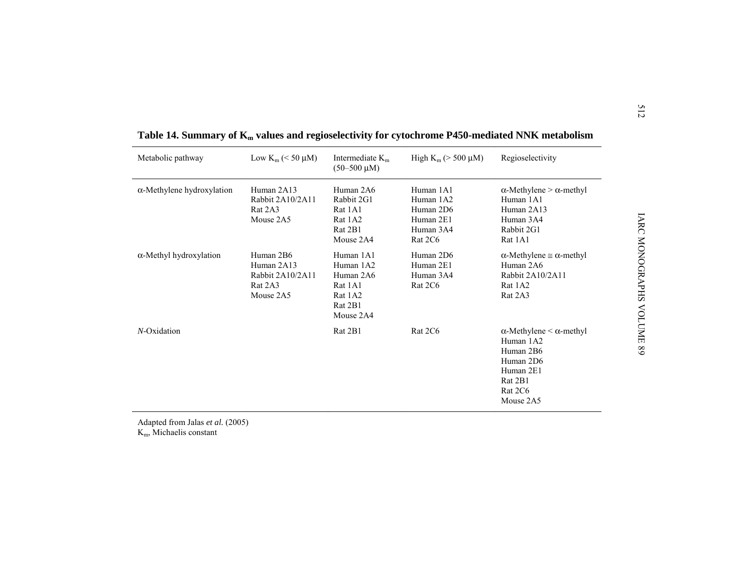**Table 14. Summary of $K_m$ values and regioselectivity for cytochrome P450-mediated NNK metabolism**

| Metabolic pathway | Low $K_m$ (< 50 μM) | Intermediate $K_m$ (50–500 μM) | High $K_m$ (> 500 μM) | Regioselectivity |
|---|---|---|---|---|
| α-Methylene hydroxylation | Human 2A13<br>Rabbit 2A10/2A11<br>Rat 2A3<br>Mouse 2A5 | Human 2A6<br>Rabbit 2G1<br>Rat 1A1<br>Rat 1A2<br>Rat 2B1<br>Mouse 2A4 | Human 1A1<br>Human 1A2<br>Human 2D6<br>Human 2E1<br>Human 3A4<br>Rat 2C6 | α-Methylene > α-methyl<br>Human 1A1<br>Human 2A13<br>Human 3A4<br>Rabbit 2G1<br>Rat 1A1 |
| α-Methyl hydroxylation | Human 2B6<br>Human 2A13<br>Rabbit 2A10/2A11<br>Rat 2A3<br>Mouse 2A5 | Human 1A1<br>Human 1A2<br>Human 2A6<br>Rat 1A1<br>Rat 1A2<br>Rat 2B1<br>Mouse 2A4 | Human 2D6<br>Human 2E1<br>Human 3A4<br>Rat 2C6 | α-Methylene ≅ α-methyl<br>Human 2A6<br>Rabbit 2A10/2A11<br>Rat 1A2<br>Rat 2A3 |
| *N*-Oxidation | | Rat 2B1 | Rat 2C6 | α-Methylene < α-methyl<br>Human 1A2<br>Human 2B6<br>Human 2D6<br>Human 2E1<br>Rat 2B1<br>Rat 2C6<br>Mouse 2A5 |

Adapted from Jalas *et al.* (2005)
$K_m$, Michaelis constant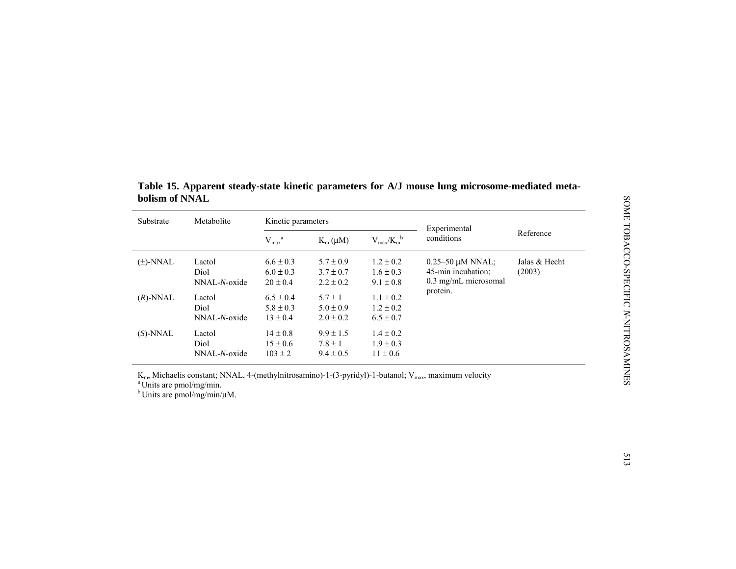**Table 15. Apparent steady-state kinetic parameters for A/J mouse lung microsome-mediated metabolism of NNAL**

| Substrate | Metabolite | Kinetic parameters | | | Experimental conditions | Reference |
|---|---|---|---|---|---|---|
| | | $V_{max}$ [a] | $K_m$ (μM) | $V_{max}/K_m$ [b] | | |
| (±)-NNAL | Lactol | 6.6 ± 0.3 | 5.7 ± 0.9 | 1.2 ± 0.2 | 0.25–50 μM NNAL; 45-min incubation; 0.3 mg/mL microsomal protein. | Jalas & Hecht (2003) |
| | Diol | 6.0 ± 0.3 | 3.7 ± 0.7 | 1.6 ± 0.3 | | |
| | NNAL-*N*-oxide | 20 ± 0.4 | 2.2 ± 0.2 | 9.1 ± 0.8 | | |
| (*R*)-NNAL | Lactol | 6.5 ± 0.4 | 5.7 ± 1 | 1.1 ± 0.2 | | |
| | Diol | 5.8 ± 0.3 | 5.0 ± 0.9 | 1.2 ± 0.2 | | |
| | NNAL-*N*-oxide | 13 ± 0.4 | 2.0 ± 0.2 | 6.5 ± 0.7 | | |
| (*S*)-NNAL | Lactol | 14 ± 0.8 | 9.9 ± 1.5 | 1.4 ± 0.2 | | |
| | Diol | 15 ± 0.6 | 7.8 ± 1 | 1.9 ± 0.3 | | |
| | NNAL-*N*-oxide | 103 ± 2 | 9.4 ± 0.5 | 11 ± 0.6 | | |

$K_m$, Michaelis constant; NNAL, 4-(methylnitrosamino)-1-(3-pyridyl)-1-butanol; $V_{max}$, maximum velocity
[a] Units are pmol/mg/min.
[b] Units are pmol/mg/min/μM.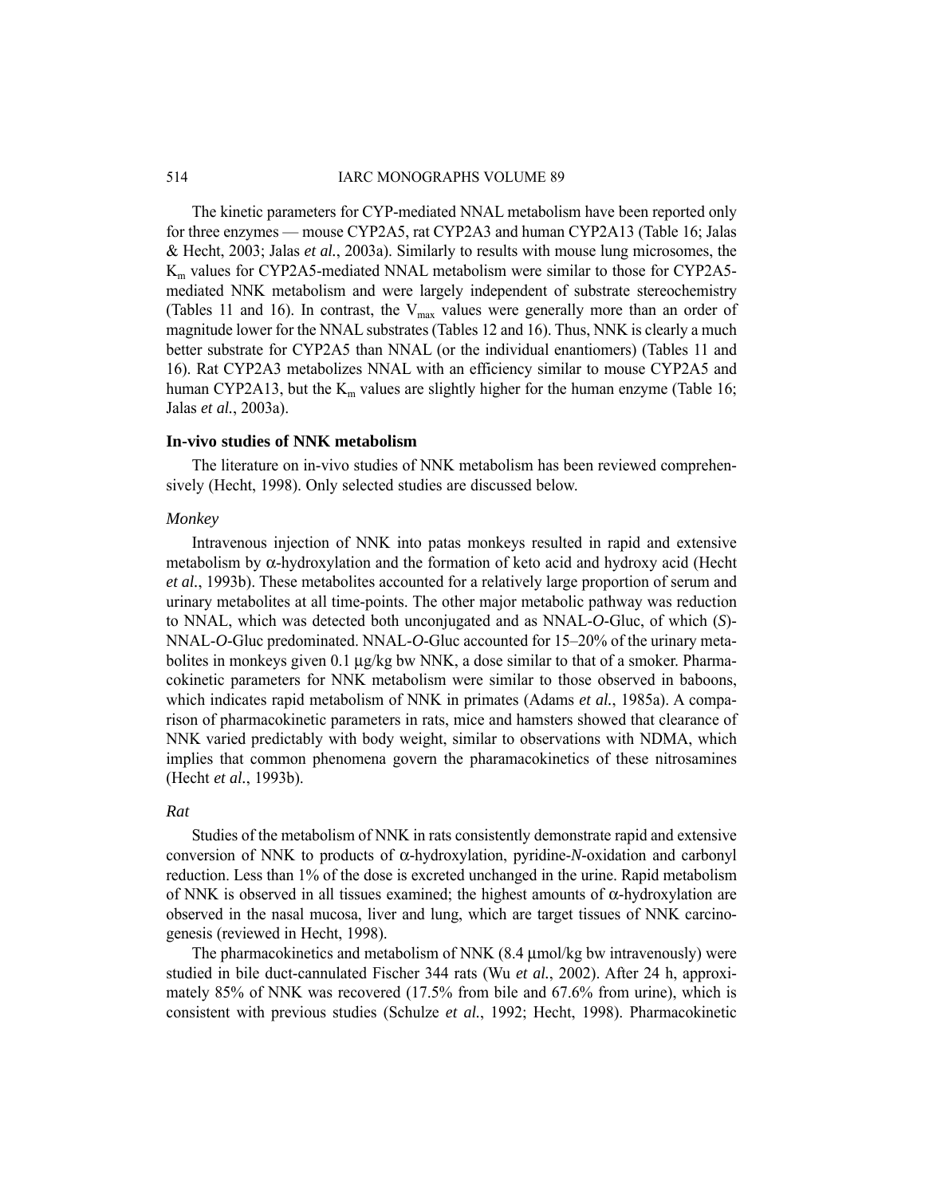The kinetic parameters for CYP-mediated NNAL metabolism have been reported only for three enzymes — mouse CYP2A5, rat CYP2A3 and human CYP2A13 (Table 16; Jalas & Hecht, 2003; Jalas *et al.*, 2003a). Similarly to results with mouse lung microsomes, the $K_m$ values for CYP2A5-mediated NNAL metabolism were similar to those for CYP2A5-mediated NNK metabolism and were largely independent of substrate stereochemistry (Tables 11 and 16). In contrast, the $V_{max}$ values were generally more than an order of magnitude lower for the NNAL substrates (Tables 12 and 16). Thus, NNK is clearly a much better substrate for CYP2A5 than NNAL (or the individual enantiomers) (Tables 11 and 16). Rat CYP2A3 metabolizes NNAL with an efficiency similar to mouse CYP2A5 and human CYP2A13, but the $K_m$ values are slightly higher for the human enzyme (Table 16; Jalas *et al.*, 2003a).

### In-vivo studies of NNK metabolism

The literature on in-vivo studies of NNK metabolism has been reviewed comprehensively (Hecht, 1998). Only selected studies are discussed below.

#### *Monkey*

Intravenous injection of NNK into patas monkeys resulted in rapid and extensive metabolism by α-hydroxylation and the formation of keto acid and hydroxy acid (Hecht *et al.*, 1993b). These metabolites accounted for a relatively large proportion of serum and urinary metabolites at all time-points. The other major metabolic pathway was reduction to NNAL, which was detected both unconjugated and as NNAL-*O*-Gluc, of which (*S*)-NNAL-*O*-Gluc predominated. NNAL-*O*-Gluc accounted for 15–20% of the urinary metabolites in monkeys given 0.1 µg/kg bw NNK, a dose similar to that of a smoker. Pharmacokinetic parameters for NNK metabolism were similar to those observed in baboons, which indicates rapid metabolism of NNK in primates (Adams *et al.*, 1985a). A comparison of pharmacokinetic parameters in rats, mice and hamsters showed that clearance of NNK varied predictably with body weight, similar to observations with NDMA, which implies that common phenomena govern the pharamacokinetics of these nitrosamines (Hecht *et al.*, 1993b).

#### *Rat*

Studies of the metabolism of NNK in rats consistently demonstrate rapid and extensive conversion of NNK to products of α-hydroxylation, pyridine-*N*-oxidation and carbonyl reduction. Less than 1% of the dose is excreted unchanged in the urine. Rapid metabolism of NNK is observed in all tissues examined; the highest amounts of α-hydroxylation are observed in the nasal mucosa, liver and lung, which are target tissues of NNK carcinogenesis (reviewed in Hecht, 1998).

The pharmacokinetics and metabolism of NNK (8.4 µmol/kg bw intravenously) were studied in bile duct-cannulated Fischer 344 rats (Wu *et al.*, 2002). After 24 h, approximately 85% of NNK was recovered (17.5% from bile and 67.6% from urine), which is consistent with previous studies (Schulze *et al.*, 1992; Hecht, 1998). Pharmacokinetic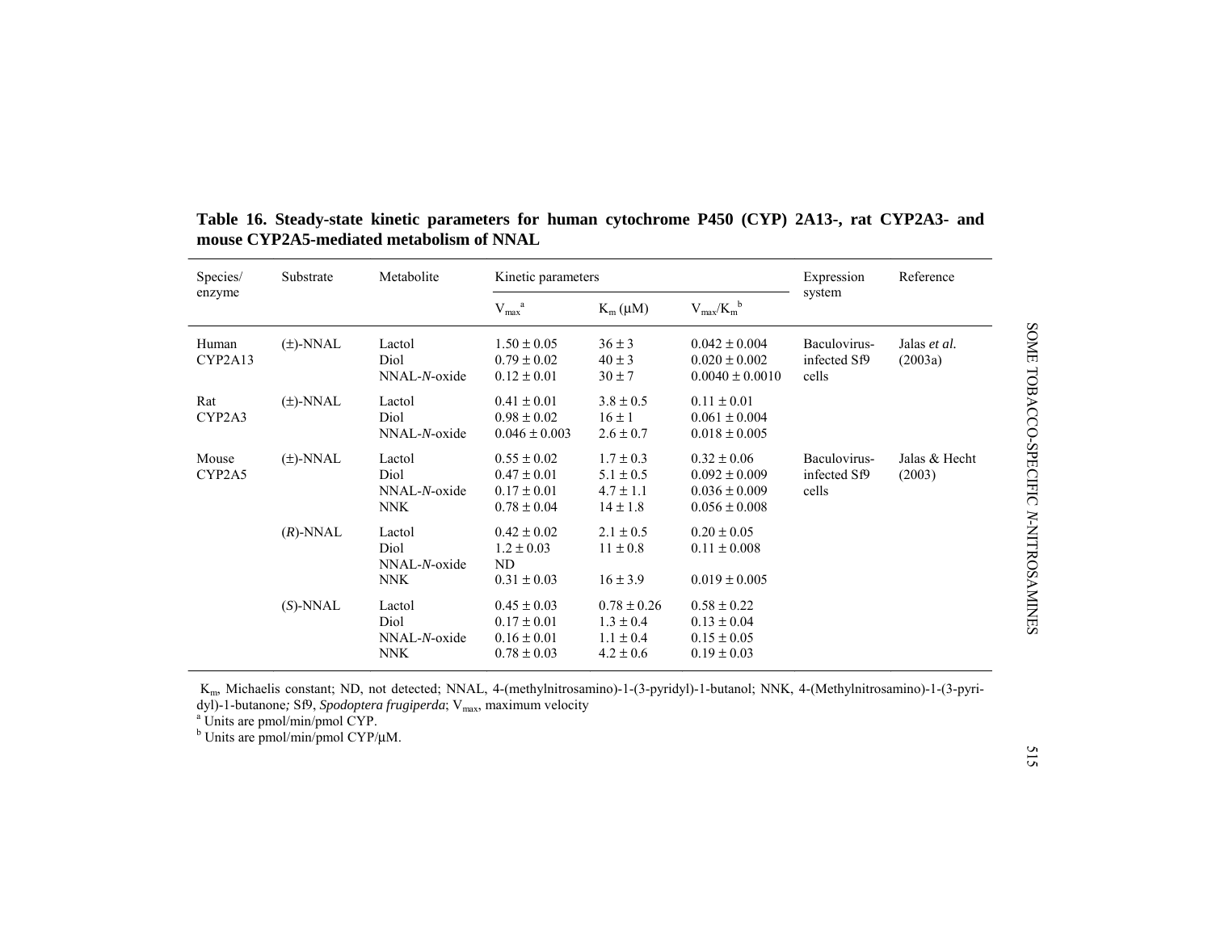**Table 16. Steady-state kinetic parameters for human cytochrome P450 (CYP) 2A13-, rat CYP2A3- and mouse CYP2A5-mediated metabolism of NNAL**

| Species/ enzyme | Substrate | Metabolite | Kinetic parameters | | | Expression system | Reference |
|---|---|---|---|---|---|---|---|
| | | | $V_{max}$[a] | $K_m$ (μM) | $V_{max}/K_m$[b] | | |
| Human CYP2A13 | (±)-NNAL | Lactol | 1.50 ± 0.05 | 36 ± 3 | 0.042 ± 0.004 | Baculovirus-infected Sf9 cells | Jalas *et al.* (2003a) |
| | | Diol | 0.79 ± 0.02 | 40 ± 3 | 0.020 ± 0.002 | | |
| | | NNAL-*N*-oxide | 0.12 ± 0.01 | 30 ± 7 | 0.0040 ± 0.0010 | | |
| Rat CYP2A3 | (±)-NNAL | Lactol | 0.41 ± 0.01 | 3.8 ± 0.5 | 0.11 ± 0.01 | | |
| | | Diol | 0.98 ± 0.02 | 16 ± 1 | 0.061 ± 0.004 | | |
| | | NNAL-*N*-oxide | 0.046 ± 0.003 | 2.6 ± 0.7 | 0.018 ± 0.005 | | |
| Mouse CYP2A5 | (±)-NNAL | Lactol | 0.55 ± 0.02 | 1.7 ± 0.3 | 0.32 ± 0.06 | Baculovirus-infected Sf9 cells | Jalas & Hecht (2003) |
| | | Diol | 0.47 ± 0.01 | 5.1 ± 0.5 | 0.092 ± 0.009 | | |
| | | NNAL-*N*-oxide | 0.17 ± 0.01 | 4.7 ± 1.1 | 0.036 ± 0.009 | | |
| | | NNK | 0.78 ± 0.04 | 14 ± 1.8 | 0.056 ± 0.008 | | |
| | (*R*)-NNAL | Lactol | 0.42 ± 0.02 | 2.1 ± 0.5 | 0.20 ± 0.05 | | |
| | | Diol | 1.2 ± 0.03 | 11 ± 0.8 | 0.11 ± 0.008 | | |
| | | NNAL-*N*-oxide | ND | | | | |
| | | NNK | 0.31 ± 0.03 | 16 ± 3.9 | 0.019 ± 0.005 | | |
| | (*S*)-NNAL | Lactol | 0.45 ± 0.03 | 0.78 ± 0.26 | 0.58 ± 0.22 | | |
| | | Diol | 0.17 ± 0.01 | 1.3 ± 0.4 | 0.13 ± 0.04 | | |
| | | NNAL-*N*-oxide | 0.16 ± 0.01 | 1.1 ± 0.4 | 0.15 ± 0.05 | | |
| | | NNK | 0.78 ± 0.03 | 4.2 ± 0.6 | 0.19 ± 0.03 | | |

$K_m$, Michaelis constant; ND, not detected; NNAL, 4-(methylnitrosamino)-1-(3-pyridyl)-1-butanol; NNK, 4-(Methylnitrosamino)-1-(3-pyridyl)-1-butanone*;* Sf9, *Spodoptera frugiperda*; $V_{max}$, maximum velocity

[a] Units are pmol/min/pmol CYP.

[b] Units are pmol/min/pmol CYP/μM.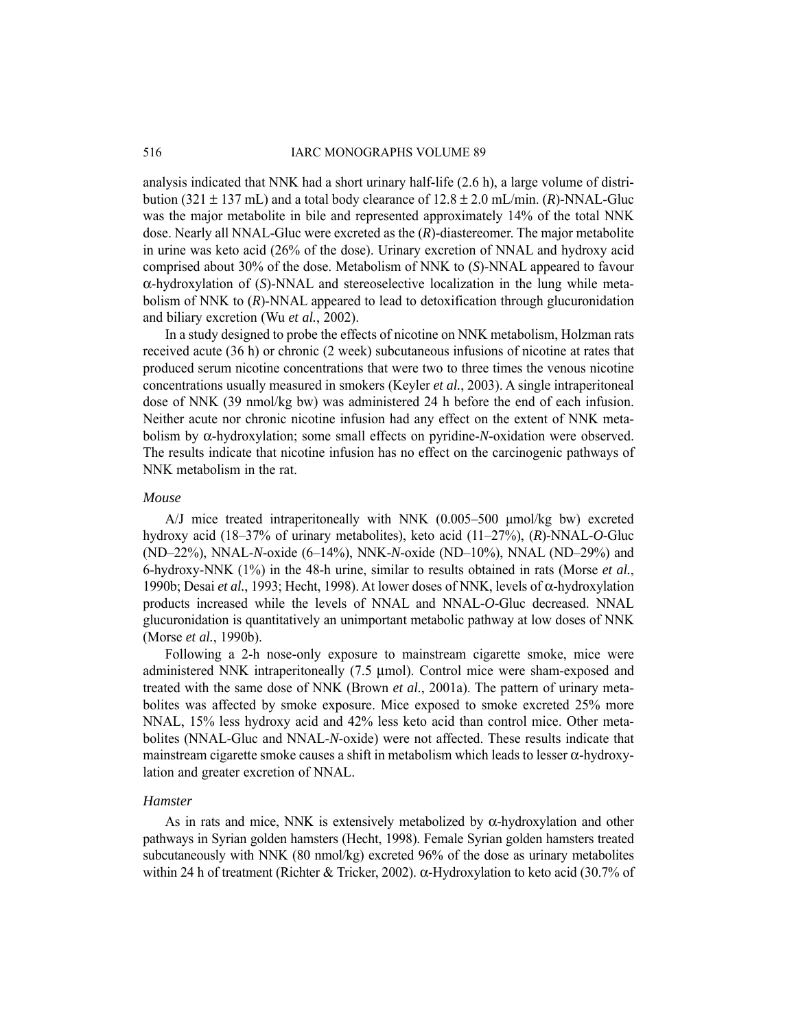analysis indicated that NNK had a short urinary half-life (2.6 h), a large volume of distribution (321 ± 137 mL) and a total body clearance of 12.8 ± 2.0 mL/min. (*R*)-NNAL-Gluc was the major metabolite in bile and represented approximately 14% of the total NNK dose. Nearly all NNAL-Gluc were excreted as the (*R*)-diastereomer. The major metabolite in urine was keto acid (26% of the dose). Urinary excretion of NNAL and hydroxy acid comprised about 30% of the dose. Metabolism of NNK to (*S*)-NNAL appeared to favour α-hydroxylation of (*S*)-NNAL and stereoselective localization in the lung while metabolism of NNK to (*R*)-NNAL appeared to lead to detoxification through glucuronidation and biliary excretion (Wu *et al.*, 2002).

In a study designed to probe the effects of nicotine on NNK metabolism, Holzman rats received acute (36 h) or chronic (2 week) subcutaneous infusions of nicotine at rates that produced serum nicotine concentrations that were two to three times the venous nicotine concentrations usually measured in smokers (Keyler *et al.*, 2003). A single intraperitoneal dose of NNK (39 nmol/kg bw) was administered 24 h before the end of each infusion. Neither acute nor chronic nicotine infusion had any effect on the extent of NNK metabolism by α-hydroxylation; some small effects on pyridine-*N*-oxidation were observed. The results indicate that nicotine infusion has no effect on the carcinogenic pathways of NNK metabolism in the rat.

*Mouse*

A/J mice treated intraperitoneally with NNK (0.005–500 µmol/kg bw) excreted hydroxy acid (18–37% of urinary metabolites), keto acid (11–27%), (*R*)-NNAL-*O*-Gluc (ND–22%), NNAL-*N*-oxide (6–14%), NNK-*N*-oxide (ND–10%), NNAL (ND–29%) and 6-hydroxy-NNK (1%) in the 48-h urine, similar to results obtained in rats (Morse *et al.*, 1990b; Desai *et al.*, 1993; Hecht, 1998). At lower doses of NNK, levels of α-hydroxylation products increased while the levels of NNAL and NNAL-*O*-Gluc decreased. NNAL glucuronidation is quantitatively an unimportant metabolic pathway at low doses of NNK (Morse *et al.*, 1990b).

Following a 2-h nose-only exposure to mainstream cigarette smoke, mice were administered NNK intraperitoneally (7.5 µmol). Control mice were sham-exposed and treated with the same dose of NNK (Brown *et al.*, 2001a). The pattern of urinary metabolites was affected by smoke exposure. Mice exposed to smoke excreted 25% more NNAL, 15% less hydroxy acid and 42% less keto acid than control mice. Other metabolites (NNAL-Gluc and NNAL-*N*-oxide) were not affected. These results indicate that mainstream cigarette smoke causes a shift in metabolism which leads to lesser α-hydroxylation and greater excretion of NNAL.

*Hamster*

As in rats and mice, NNK is extensively metabolized by α-hydroxylation and other pathways in Syrian golden hamsters (Hecht, 1998). Female Syrian golden hamsters treated subcutaneously with NNK (80 nmol/kg) excreted 96% of the dose as urinary metabolites within 24 h of treatment (Richter & Tricker, 2002). α-Hydroxylation to keto acid (30.7% of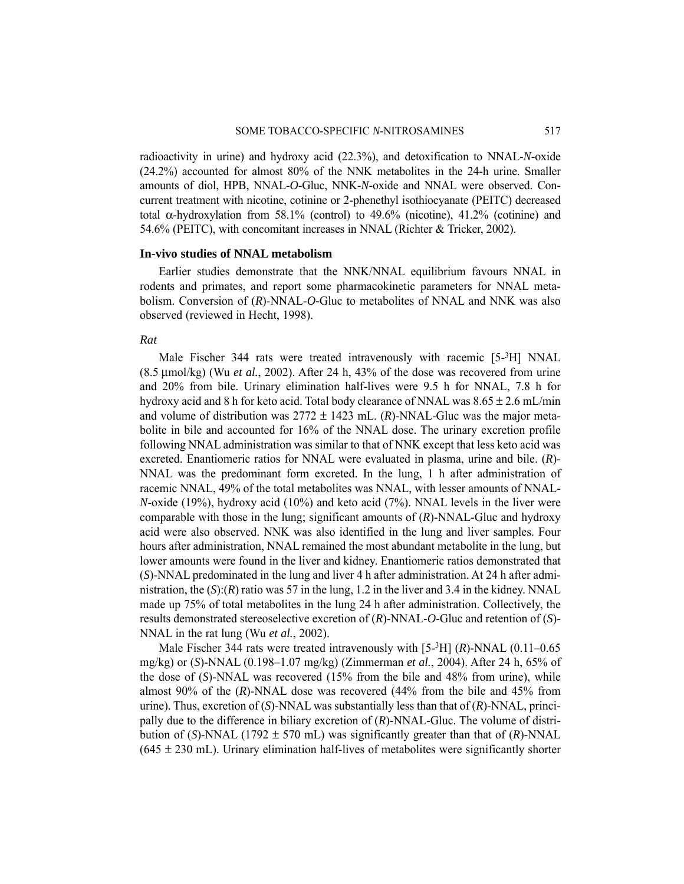radioactivity in urine) and hydroxy acid (22.3%), and detoxification to NNAL-*N*-oxide (24.2%) accounted for almost 80% of the NNK metabolites in the 24-h urine. Smaller amounts of diol, HPB, NNAL-*O*-Gluc, NNK-*N*-oxide and NNAL were observed. Concurrent treatment with nicotine, cotinine or 2-phenethyl isothiocyanate (PEITC) decreased total α-hydroxylation from 58.1% (control) to 49.6% (nicotine), 41.2% (cotinine) and 54.6% (PEITC), with concomitant increases in NNAL (Richter & Tricker, 2002).

### In-vivo studies of NNAL metabolism

Earlier studies demonstrate that the NNK/NNAL equilibrium favours NNAL in rodents and primates, and report some pharmacokinetic parameters for NNAL metabolism. Conversion of (*R*)-NNAL-*O*-Gluc to metabolites of NNAL and NNK was also observed (reviewed in Hecht, 1998).

#### *Rat*

Male Fischer 344 rats were treated intravenously with racemic [5-$^3$H] NNAL (8.5 μmol/kg) (Wu *et al.*, 2002). After 24 h, 43% of the dose was recovered from urine and 20% from bile. Urinary elimination half-lives were 9.5 h for NNAL, 7.8 h for hydroxy acid and 8 h for keto acid. Total body clearance of NNAL was 8.65 ± 2.6 mL/min and volume of distribution was 2772 ± 1423 mL. (*R*)-NNAL-Gluc was the major metabolite in bile and accounted for 16% of the NNAL dose. The urinary excretion profile following NNAL administration was similar to that of NNK except that less keto acid was excreted. Enantiomeric ratios for NNAL were evaluated in plasma, urine and bile. (*R*)-NNAL was the predominant form excreted. In the lung, 1 h after administration of racemic NNAL, 49% of the total metabolites was NNAL, with lesser amounts of NNAL-*N*-oxide (19%), hydroxy acid (10%) and keto acid (7%). NNAL levels in the liver were comparable with those in the lung; significant amounts of (*R*)-NNAL-Gluc and hydroxy acid were also observed. NNK was also identified in the lung and liver samples. Four hours after administration, NNAL remained the most abundant metabolite in the lung, but lower amounts were found in the liver and kidney. Enantiomeric ratios demonstrated that (*S*)-NNAL predominated in the lung and liver 4 h after administration. At 24 h after administration, the (*S*):(*R*) ratio was 57 in the lung, 1.2 in the liver and 3.4 in the kidney. NNAL made up 75% of total metabolites in the lung 24 h after administration. Collectively, the results demonstrated stereoselective excretion of (*R*)-NNAL-*O*-Gluc and retention of (*S*)-NNAL in the rat lung (Wu *et al.*, 2002).

Male Fischer 344 rats were treated intravenously with [5-$^3$H] (*R*)-NNAL (0.11–0.65 mg/kg) or (*S*)-NNAL (0.198–1.07 mg/kg) (Zimmerman *et al.*, 2004). After 24 h, 65% of the dose of (*S*)-NNAL was recovered (15% from the bile and 48% from urine), while almost 90% of the (*R*)-NNAL dose was recovered (44% from the bile and 45% from urine). Thus, excretion of (*S*)-NNAL was substantially less than that of (*R*)-NNAL, principally due to the difference in biliary excretion of (*R*)-NNAL-Gluc. The volume of distribution of (*S*)-NNAL (1792 ± 570 mL) was significantly greater than that of (*R*)-NNAL (645 ± 230 mL). Urinary elimination half-lives of metabolites were significantly shorter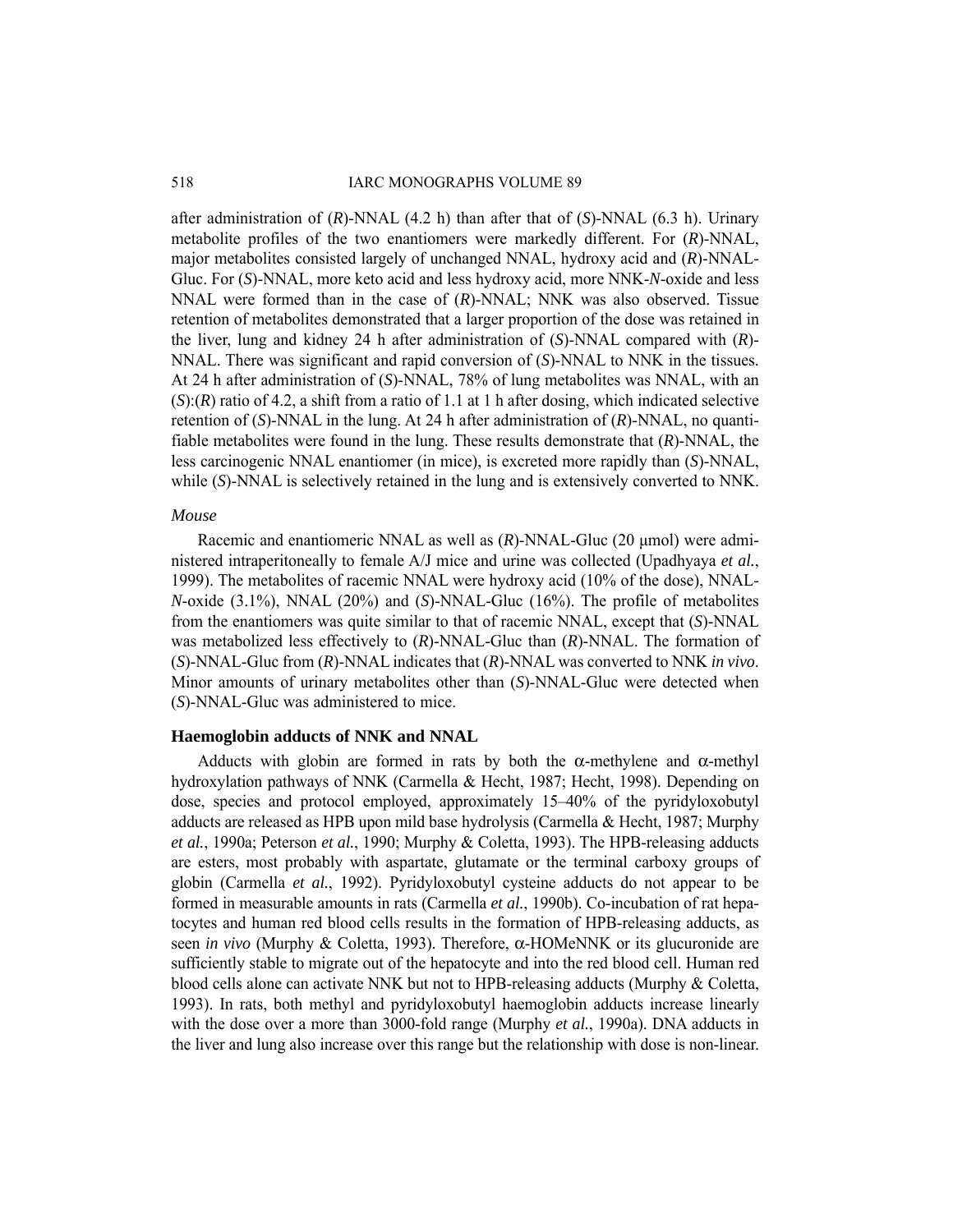after administration of (*R*)-NNAL (4.2 h) than after that of (*S*)-NNAL (6.3 h). Urinary metabolite profiles of the two enantiomers were markedly different. For (*R*)-NNAL, major metabolites consisted largely of unchanged NNAL, hydroxy acid and (*R*)-NNAL-Gluc. For (*S*)-NNAL, more keto acid and less hydroxy acid, more NNK-*N*-oxide and less NNAL were formed than in the case of (*R*)-NNAL; NNK was also observed. Tissue retention of metabolites demonstrated that a larger proportion of the dose was retained in the liver, lung and kidney 24 h after administration of (*S*)-NNAL compared with (*R*)-NNAL. There was significant and rapid conversion of (*S*)-NNAL to NNK in the tissues. At 24 h after administration of (*S*)-NNAL, 78% of lung metabolites was NNAL, with an (*S*):(*R*) ratio of 4.2, a shift from a ratio of 1.1 at 1 h after dosing, which indicated selective retention of (*S*)-NNAL in the lung. At 24 h after administration of (*R*)-NNAL, no quantifiable metabolites were found in the lung. These results demonstrate that (*R*)-NNAL, the less carcinogenic NNAL enantiomer (in mice), is excreted more rapidly than (*S*)-NNAL, while (*S*)-NNAL is selectively retained in the lung and is extensively converted to NNK.

*Mouse*

Racemic and enantiomeric NNAL as well as (*R*)-NNAL-Gluc (20 μmol) were administered intraperitoneally to female A/J mice and urine was collected (Upadhyaya *et al.*, 1999). The metabolites of racemic NNAL were hydroxy acid (10% of the dose), NNAL-*N*-oxide (3.1%), NNAL (20%) and (*S*)-NNAL-Gluc (16%). The profile of metabolites from the enantiomers was quite similar to that of racemic NNAL, except that (*S*)-NNAL was metabolized less effectively to (*R*)-NNAL-Gluc than (*R*)-NNAL. The formation of (*S*)-NNAL-Gluc from (*R*)-NNAL indicates that (*R*)-NNAL was converted to NNK *in vivo*. Minor amounts of urinary metabolites other than (*S*)-NNAL-Gluc were detected when (*S*)-NNAL-Gluc was administered to mice.

**Haemoglobin adducts of NNK and NNAL**

Adducts with globin are formed in rats by both the α-methylene and α-methyl hydroxylation pathways of NNK (Carmella & Hecht, 1987; Hecht, 1998). Depending on dose, species and protocol employed, approximately 15–40% of the pyridyloxobutyl adducts are released as HPB upon mild base hydrolysis (Carmella & Hecht, 1987; Murphy *et al.*, 1990a; Peterson *et al.*, 1990; Murphy & Coletta, 1993). The HPB-releasing adducts are esters, most probably with aspartate, glutamate or the terminal carboxy groups of globin (Carmella *et al.*, 1992). Pyridyloxobutyl cysteine adducts do not appear to be formed in measurable amounts in rats (Carmella *et al.*, 1990b). Co-incubation of rat hepatocytes and human red blood cells results in the formation of HPB-releasing adducts, as seen *in vivo* (Murphy & Coletta, 1993). Therefore, α-HOMeNNK or its glucuronide are sufficiently stable to migrate out of the hepatocyte and into the red blood cell. Human red blood cells alone can activate NNK but not to HPB-releasing adducts (Murphy & Coletta, 1993). In rats, both methyl and pyridyloxobutyl haemoglobin adducts increase linearly with the dose over a more than 3000-fold range (Murphy *et al.*, 1990a). DNA adducts in the liver and lung also increase over this range but the relationship with dose is non-linear.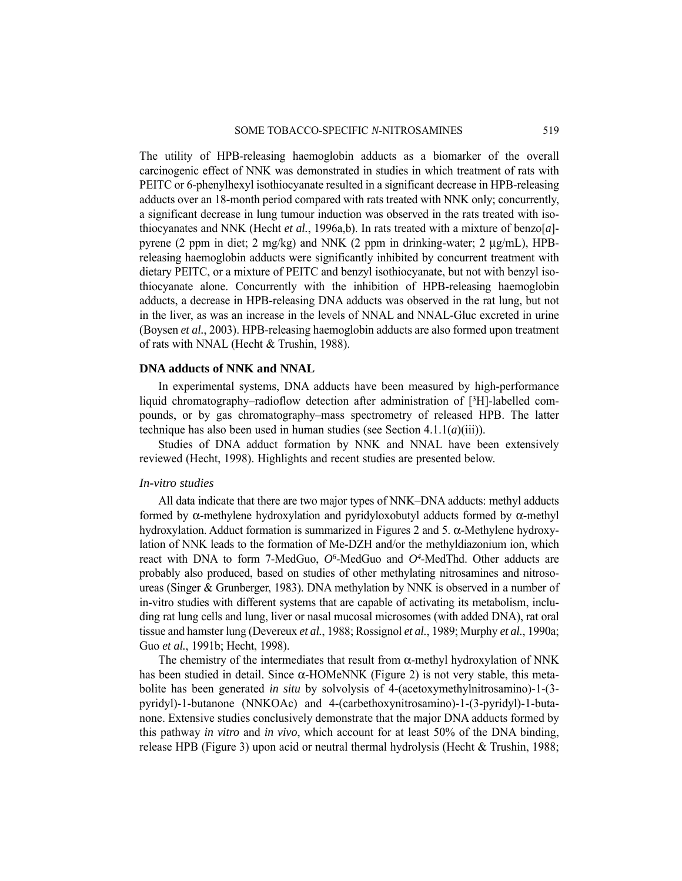The utility of HPB-releasing haemoglobin adducts as a biomarker of the overall carcinogenic effect of NNK was demonstrated in studies in which treatment of rats with PEITC or 6-phenylhexyl isothiocyanate resulted in a significant decrease in HPB-releasing adducts over an 18-month period compared with rats treated with NNK only; concurrently, a significant decrease in lung tumour induction was observed in the rats treated with isothiocyanates and NNK (Hecht *et al.*, 1996a,b). In rats treated with a mixture of benzo[*a*]-pyrene (2 ppm in diet; 2 mg/kg) and NNK (2 ppm in drinking-water; 2 μg/mL), HPB-releasing haemoglobin adducts were significantly inhibited by concurrent treatment with dietary PEITC, or a mixture of PEITC and benzyl isothiocyanate, but not with benzyl isothiocyanate alone. Concurrently with the inhibition of HPB-releasing haemoglobin adducts, a decrease in HPB-releasing DNA adducts was observed in the rat lung, but not in the liver, as was an increase in the levels of NNAL and NNAL-Gluc excreted in urine (Boysen *et al.*, 2003). HPB-releasing haemoglobin adducts are also formed upon treatment of rats with NNAL (Hecht & Trushin, 1988).

### DNA adducts of NNK and NNAL

In experimental systems, DNA adducts have been measured by high-performance liquid chromatography–radioflow detection after administration of [$^3$H]-labelled compounds, or by gas chromatography–mass spectrometry of released HPB. The latter technique has also been used in human studies (see Section 4.1.1(*a*)(iii)).

Studies of DNA adduct formation by NNK and NNAL have been extensively reviewed (Hecht, 1998). Highlights and recent studies are presented below.

*In-vitro studies*

All data indicate that there are two major types of NNK–DNA adducts: methyl adducts formed by α-methylene hydroxylation and pyridyloxobutyl adducts formed by α-methyl hydroxylation. Adduct formation is summarized in Figures 2 and 5. α-Methylene hydroxylation of NNK leads to the formation of Me-DZH and/or the methyldiazonium ion, which react with DNA to form 7-MedGuo, $O^6$-MedGuo and $O^4$-MedThd. Other adducts are probably also produced, based on studies of other methylating nitrosamines and nitrosoureas (Singer & Grunberger, 1983). DNA methylation by NNK is observed in a number of in-vitro studies with different systems that are capable of activating its metabolism, including rat lung cells and lung, liver or nasal mucosal microsomes (with added DNA), rat oral tissue and hamster lung (Devereux *et al.*, 1988; Rossignol *et al.*, 1989; Murphy *et al.*, 1990a; Guo *et al.*, 1991b; Hecht, 1998).

The chemistry of the intermediates that result from α-methyl hydroxylation of NNK has been studied in detail. Since α-HOMeNNK (Figure 2) is not very stable, this metabolite has been generated *in situ* by solvolysis of 4-(acetoxymethylnitrosamino)-1-(3-pyridyl)-1-butanone (NNKOAc) and 4-(carbethoxynitrosamino)-1-(3-pyridyl)-1-butanone. Extensive studies conclusively demonstrate that the major DNA adducts formed by this pathway *in vitro* and *in vivo*, which account for at least 50% of the DNA binding, release HPB (Figure 3) upon acid or neutral thermal hydrolysis (Hecht & Trushin, 1988;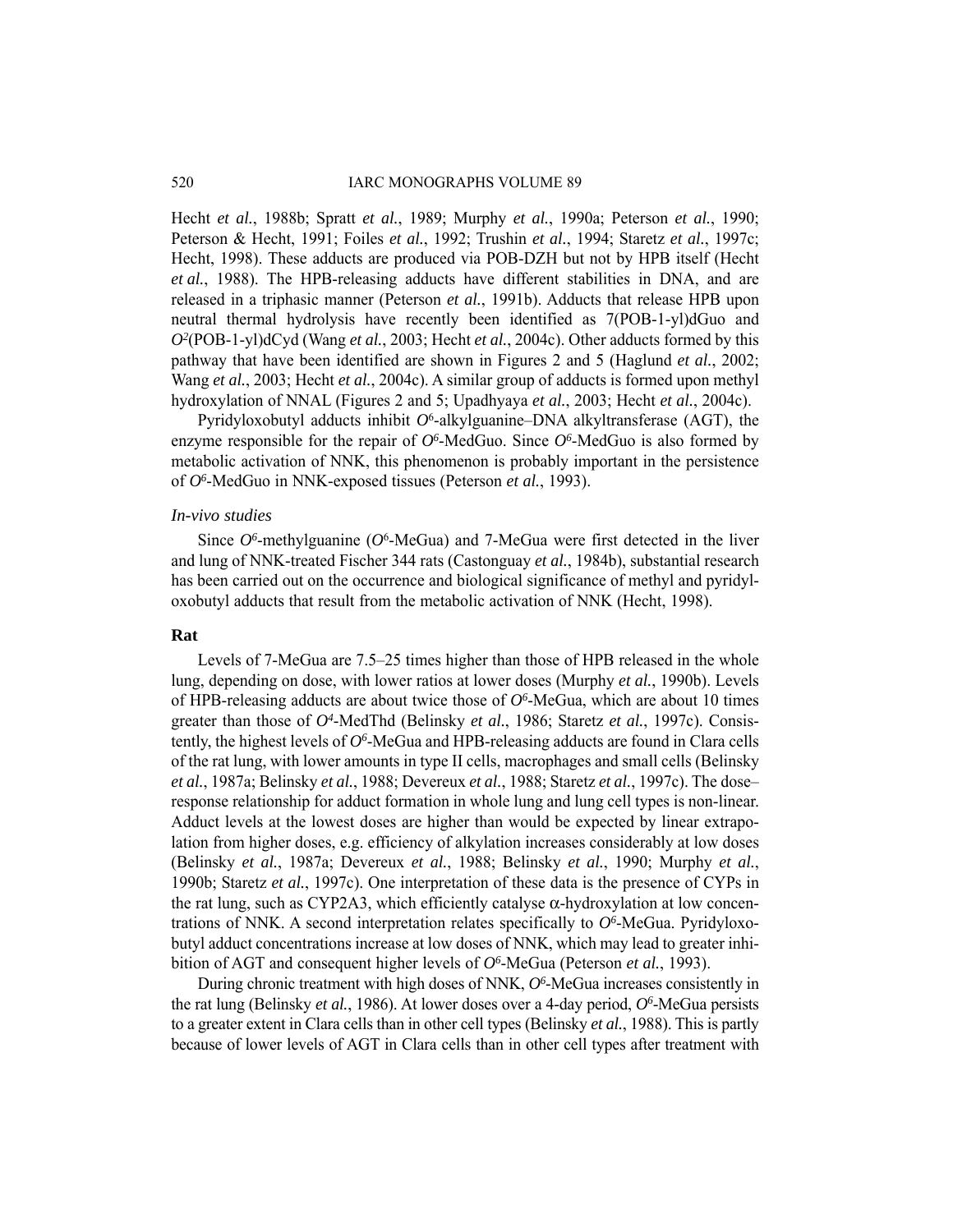Hecht *et al.*, 1988b; Spratt *et al.*, 1989; Murphy *et al.*, 1990a; Peterson *et al.*, 1990; Peterson & Hecht, 1991; Foiles *et al.*, 1992; Trushin *et al.*, 1994; Staretz *et al.*, 1997c; Hecht, 1998). These adducts are produced via POB-DZH but not by HPB itself (Hecht *et al.*, 1988). The HPB-releasing adducts have different stabilities in DNA, and are released in a triphasic manner (Peterson *et al.*, 1991b). Adducts that release HPB upon neutral thermal hydrolysis have recently been identified as 7(POB-1-yl)dGuo and $O^2$(POB-1-yl)dCyd (Wang *et al.*, 2003; Hecht *et al.*, 2004c). Other adducts formed by this pathway that have been identified are shown in Figures 2 and 5 (Haglund *et al.*, 2002; Wang *et al.*, 2003; Hecht *et al.*, 2004c). A similar group of adducts is formed upon methyl hydroxylation of NNAL (Figures 2 and 5; Upadhyaya *et al.*, 2003; Hecht *et al.*, 2004c).

Pyridyloxobutyl adducts inhibit $O^6$-alkylguanine–DNA alkyltransferase (AGT), the enzyme responsible for the repair of $O^6$-MedGuo. Since $O^6$-MedGuo is also formed by metabolic activation of NNK, this phenomenon is probably important in the persistence of $O^6$-MedGuo in NNK-exposed tissues (Peterson *et al.*, 1993).

*In-vivo studies*

Since $O^6$-methylguanine ($O^6$-MeGua) and 7-MeGua were first detected in the liver and lung of NNK-treated Fischer 344 rats (Castonguay *et al.*, 1984b), substantial research has been carried out on the occurrence and biological significance of methyl and pyridyloxobutyl adducts that result from the metabolic activation of NNK (Hecht, 1998).

**Rat**

Levels of 7-MeGua are 7.5–25 times higher than those of HPB released in the whole lung, depending on dose, with lower ratios at lower doses (Murphy *et al.*, 1990b). Levels of HPB-releasing adducts are about twice those of $O^6$-MeGua, which are about 10 times greater than those of $O^4$-MedThd (Belinsky *et al.*, 1986; Staretz *et al.*, 1997c). Consistently, the highest levels of $O^6$-MeGua and HPB-releasing adducts are found in Clara cells of the rat lung, with lower amounts in type II cells, macrophages and small cells (Belinsky *et al.*, 1987a; Belinsky *et al.*, 1988; Devereux *et al.*, 1988; Staretz *et al.*, 1997c). The dose–response relationship for adduct formation in whole lung and lung cell types is non-linear. Adduct levels at the lowest doses are higher than would be expected by linear extrapolation from higher doses, e.g. efficiency of alkylation increases considerably at low doses (Belinsky *et al.*, 1987a; Devereux *et al.*, 1988; Belinsky *et al.*, 1990; Murphy *et al.*, 1990b; Staretz *et al.*, 1997c). One interpretation of these data is the presence of CYPs in the rat lung, such as CYP2A3, which efficiently catalyse α-hydroxylation at low concentrations of NNK. A second interpretation relates specifically to $O^6$-MeGua. Pyridyloxobutyl adduct concentrations increase at low doses of NNK, which may lead to greater inhibition of AGT and consequent higher levels of $O^6$-MeGua (Peterson *et al.*, 1993).

During chronic treatment with high doses of NNK, $O^6$-MeGua increases consistently in the rat lung (Belinsky *et al.*, 1986). At lower doses over a 4-day period, $O^6$-MeGua persists to a greater extent in Clara cells than in other cell types (Belinsky *et al.*, 1988). This is partly because of lower levels of AGT in Clara cells than in other cell types after treatment with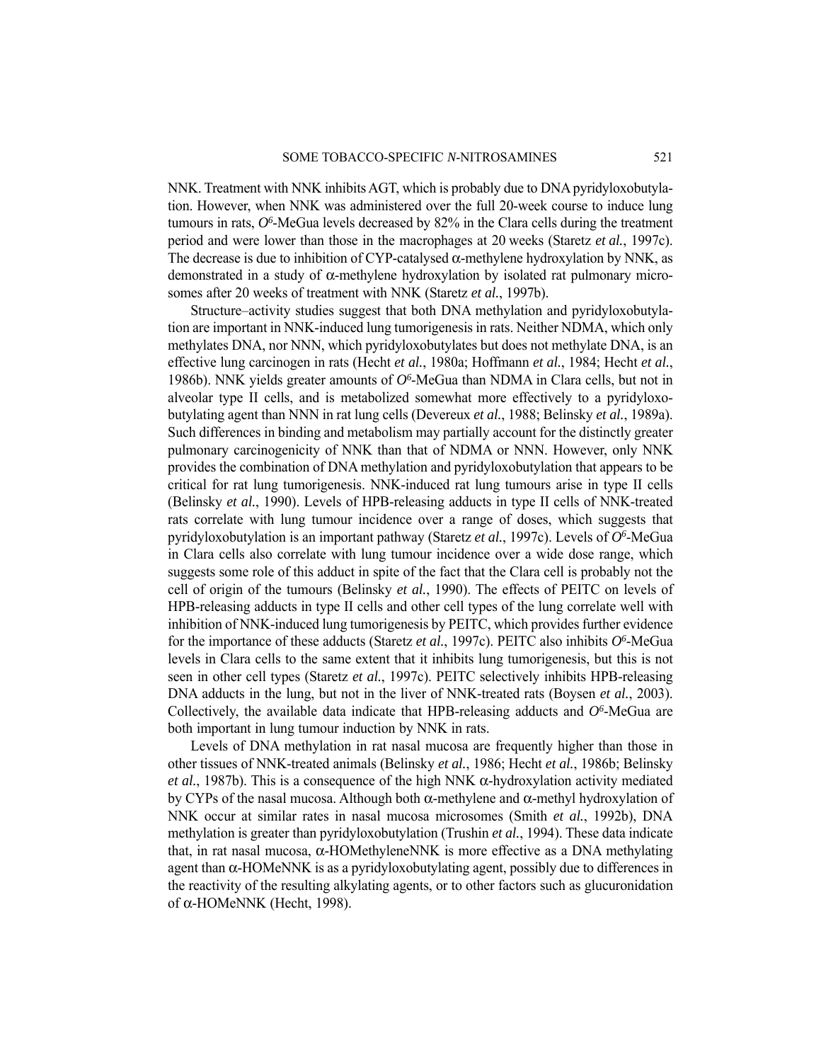NNK. Treatment with NNK inhibits AGT, which is probably due to DNA pyridyloxobutylation. However, when NNK was administered over the full 20-week course to induce lung tumours in rats, $O^6$-MeGua levels decreased by 82% in the Clara cells during the treatment period and were lower than those in the macrophages at 20 weeks (Staretz *et al.*, 1997c). The decrease is due to inhibition of CYP-catalysed α-methylene hydroxylation by NNK, as demonstrated in a study of α-methylene hydroxylation by isolated rat pulmonary microsomes after 20 weeks of treatment with NNK (Staretz *et al.*, 1997b).

Structure–activity studies suggest that both DNA methylation and pyridyloxobutylation are important in NNK-induced lung tumorigenesis in rats. Neither NDMA, which only methylates DNA, nor NNN, which pyridyloxobutylates but does not methylate DNA, is an effective lung carcinogen in rats (Hecht *et al.*, 1980a; Hoffmann *et al.*, 1984; Hecht *et al.*, 1986b). NNK yields greater amounts of $O^6$-MeGua than NDMA in Clara cells, but not in alveolar type II cells, and is metabolized somewhat more effectively to a pyridyloxobutylating agent than NNN in rat lung cells (Devereux *et al.*, 1988; Belinsky *et al.*, 1989a). Such differences in binding and metabolism may partially account for the distinctly greater pulmonary carcinogenicity of NNK than that of NDMA or NNN. However, only NNK provides the combination of DNA methylation and pyridyloxobutylation that appears to be critical for rat lung tumorigenesis. NNK-induced rat lung tumours arise in type II cells (Belinsky *et al.*, 1990). Levels of HPB-releasing adducts in type II cells of NNK-treated rats correlate with lung tumour incidence over a range of doses, which suggests that pyridyloxobutylation is an important pathway (Staretz *et al.*, 1997c). Levels of $O^6$-MeGua in Clara cells also correlate with lung tumour incidence over a wide dose range, which suggests some role of this adduct in spite of the fact that the Clara cell is probably not the cell of origin of the tumours (Belinsky *et al.*, 1990). The effects of PEITC on levels of HPB-releasing adducts in type II cells and other cell types of the lung correlate well with inhibition of NNK-induced lung tumorigenesis by PEITC, which provides further evidence for the importance of these adducts (Staretz *et al.*, 1997c). PEITC also inhibits $O^6$-MeGua levels in Clara cells to the same extent that it inhibits lung tumorigenesis, but this is not seen in other cell types (Staretz *et al.*, 1997c). PEITC selectively inhibits HPB-releasing DNA adducts in the lung, but not in the liver of NNK-treated rats (Boysen *et al.*, 2003). Collectively, the available data indicate that HPB-releasing adducts and $O^6$-MeGua are both important in lung tumour induction by NNK in rats.

Levels of DNA methylation in rat nasal mucosa are frequently higher than those in other tissues of NNK-treated animals (Belinsky *et al.*, 1986; Hecht *et al.*, 1986b; Belinsky *et al.*, 1987b). This is a consequence of the high NNK α-hydroxylation activity mediated by CYPs of the nasal mucosa. Although both α-methylene and α-methyl hydroxylation of NNK occur at similar rates in nasal mucosa microsomes (Smith *et al.*, 1992b), DNA methylation is greater than pyridyloxobutylation (Trushin *et al.*, 1994). These data indicate that, in rat nasal mucosa, α-HOMethyleneNNK is more effective as a DNA methylating agent than α-HOMeNNK is as a pyridyloxobutylating agent, possibly due to differences in the reactivity of the resulting alkylating agents, or to other factors such as glucuronidation of α-HOMeNNK (Hecht, 1998).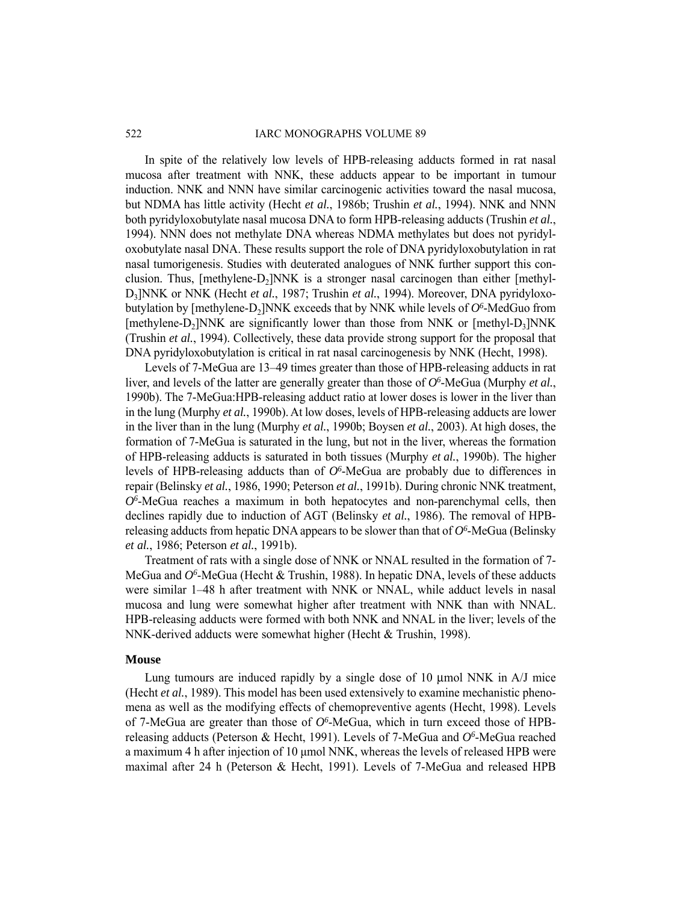In spite of the relatively low levels of HPB-releasing adducts formed in rat nasal mucosa after treatment with NNK, these adducts appear to be important in tumour induction. NNK and NNN have similar carcinogenic activities toward the nasal mucosa, but NDMA has little activity (Hecht *et al.*, 1986b; Trushin *et al.*, 1994). NNK and NNN both pyridyloxobutylate nasal mucosa DNA to form HPB-releasing adducts (Trushin *et al.*, 1994). NNN does not methylate DNA whereas NDMA methylates but does not pyridyloxobutylate nasal DNA. These results support the role of DNA pyridyloxobutylation in rat nasal tumorigenesis. Studies with deuterated analogues of NNK further support this conclusion. Thus, [methylene-$D_2$]NNK is a stronger nasal carcinogen than either [methyl-$D_3$]NNK or NNK (Hecht *et al.*, 1987; Trushin *et al.*, 1994). Moreover, DNA pyridyloxobutylation by [methylene-$D_2$]NNK exceeds that by NNK while levels of $O^6$-MedGuo from [methylene-$D_2$]NNK are significantly lower than those from NNK or [methyl-$D_3$]NNK (Trushin *et al.*, 1994). Collectively, these data provide strong support for the proposal that DNA pyridyloxobutylation is critical in rat nasal carcinogenesis by NNK (Hecht, 1998).

Levels of 7-MeGua are 13–49 times greater than those of HPB-releasing adducts in rat liver, and levels of the latter are generally greater than those of $O^6$-MeGua (Murphy *et al.*, 1990b). The 7-MeGua:HPB-releasing adduct ratio at lower doses is lower in the liver than in the lung (Murphy *et al.*, 1990b). At low doses, levels of HPB-releasing adducts are lower in the liver than in the lung (Murphy *et al.*, 1990b; Boysen *et al.*, 2003). At high doses, the formation of 7-MeGua is saturated in the lung, but not in the liver, whereas the formation of HPB-releasing adducts is saturated in both tissues (Murphy *et al.*, 1990b). The higher levels of HPB-releasing adducts than of $O^6$-MeGua are probably due to differences in repair (Belinsky *et al.*, 1986, 1990; Peterson *et al.*, 1991b). During chronic NNK treatment, $O^6$-MeGua reaches a maximum in both hepatocytes and non-parenchymal cells, then declines rapidly due to induction of AGT (Belinsky *et al.*, 1986). The removal of HPB-releasing adducts from hepatic DNA appears to be slower than that of $O^6$-MeGua (Belinsky *et al.*, 1986; Peterson *et al.*, 1991b).

Treatment of rats with a single dose of NNK or NNAL resulted in the formation of 7-MeGua and $O^6$-MeGua (Hecht & Trushin, 1988). In hepatic DNA, levels of these adducts were similar 1–48 h after treatment with NNK or NNAL, while adduct levels in nasal mucosa and lung were somewhat higher after treatment with NNK than with NNAL. HPB-releasing adducts were formed with both NNK and NNAL in the liver; levels of the NNK-derived adducts were somewhat higher (Hecht & Trushin, 1998).

### Mouse

Lung tumours are induced rapidly by a single dose of 10 µmol NNK in A/J mice (Hecht *et al.*, 1989). This model has been used extensively to examine mechanistic phenomena as well as the modifying effects of chemopreventive agents (Hecht, 1998). Levels of 7-MeGua are greater than those of $O^6$-MeGua, which in turn exceed those of HPB-releasing adducts (Peterson & Hecht, 1991). Levels of 7-MeGua and $O^6$-MeGua reached a maximum 4 h after injection of 10 µmol NNK, whereas the levels of released HPB were maximal after 24 h (Peterson & Hecht, 1991). Levels of 7-MeGua and released HPB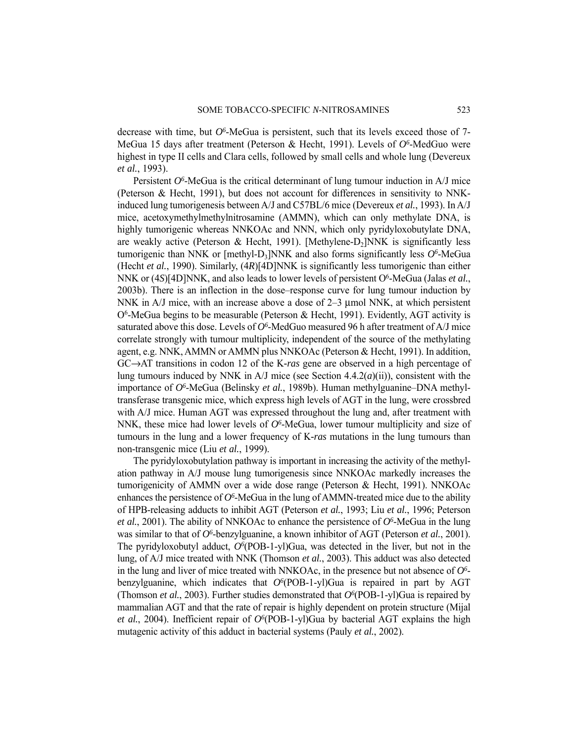decrease with time, but $O^6$-MeGua is persistent, such that its levels exceed those of 7-MeGua 15 days after treatment (Peterson & Hecht, 1991). Levels of $O^6$-MedGuo were highest in type II cells and Clara cells, followed by small cells and whole lung (Devereux *et al.*, 1993).

Persistent $O^6$-MeGua is the critical determinant of lung tumour induction in A/J mice (Peterson & Hecht, 1991), but does not account for differences in sensitivity to NNK-induced lung tumorigenesis between A/J and C57BL/6 mice (Devereux *et al.*, 1993). In A/J mice, acetoxymethylmethylnitrosamine (AMMN), which can only methylate DNA, is highly tumorigenic whereas NNKOAc and NNN, which only pyridyloxobutylate DNA, are weakly active (Peterson & Hecht, 1991). [Methylene-$D_2$]NNK is significantly less tumorigenic than NNK or [methyl-$D_3$]NNK and also forms significantly less $O^6$-MeGua (Hecht *et al.*, 1990). Similarly, (4*R*)[4D]NNK is significantly less tumorigenic than either NNK or (4*S*)[4D]NNK, and also leads to lower levels of persistent $O^6$-MeGua (Jalas *et al.*, 2003b). There is an inflection in the dose–response curve for lung tumour induction by NNK in A/J mice, with an increase above a dose of 2–3 μmol NNK, at which persistent $O^6$-MeGua begins to be measurable (Peterson & Hecht, 1991). Evidently, AGT activity is saturated above this dose. Levels of $O^6$-MedGuo measured 96 h after treatment of A/J mice correlate strongly with tumour multiplicity, independent of the source of the methylating agent, e.g. NNK, AMMN or AMMN plus NNKOAc (Peterson & Hecht, 1991). In addition, GC→AT transitions in codon 12 of the K-*ras* gene are observed in a high percentage of lung tumours induced by NNK in A/J mice (see Section 4.4.2(*a*)(ii)), consistent with the importance of $O^6$-MeGua (Belinsky *et al.*, 1989b). Human methylguanine–DNA methyltransferase transgenic mice, which express high levels of AGT in the lung, were crossbred with A/J mice. Human AGT was expressed throughout the lung and, after treatment with NNK, these mice had lower levels of $O^6$-MeGua, lower tumour multiplicity and size of tumours in the lung and a lower frequency of K-*ras* mutations in the lung tumours than non-transgenic mice (Liu *et al.*, 1999).

The pyridyloxobutylation pathway is important in increasing the activity of the methylation pathway in A/J mouse lung tumorigenesis since NNKOAc markedly increases the tumorigenicity of AMMN over a wide dose range (Peterson & Hecht, 1991). NNKOAc enhances the persistence of $O^6$-MeGua in the lung of AMMN-treated mice due to the ability of HPB-releasing adducts to inhibit AGT (Peterson *et al.*, 1993; Liu *et al.*, 1996; Peterson *et al.*, 2001). The ability of NNKOAc to enhance the persistence of $O^6$-MeGua in the lung was similar to that of $O^6$-benzylguanine, a known inhibitor of AGT (Peterson *et al.*, 2001). The pyridyloxobutyl adduct, $O^6$(POB-1-yl)Gua, was detected in the liver, but not in the lung, of A/J mice treated with NNK (Thomson *et al.*, 2003). This adduct was also detected in the lung and liver of mice treated with NNKOAc, in the presence but not absence of $O^6$-benzylguanine, which indicates that $O^6$(POB-1-yl)Gua is repaired in part by AGT (Thomson *et al.*, 2003). Further studies demonstrated that $O^6$(POB-1-yl)Gua is repaired by mammalian AGT and that the rate of repair is highly dependent on protein structure (Mijal *et al.*, 2004). Inefficient repair of $O^6$(POB-1-yl)Gua by bacterial AGT explains the high mutagenic activity of this adduct in bacterial systems (Pauly *et al.*, 2002).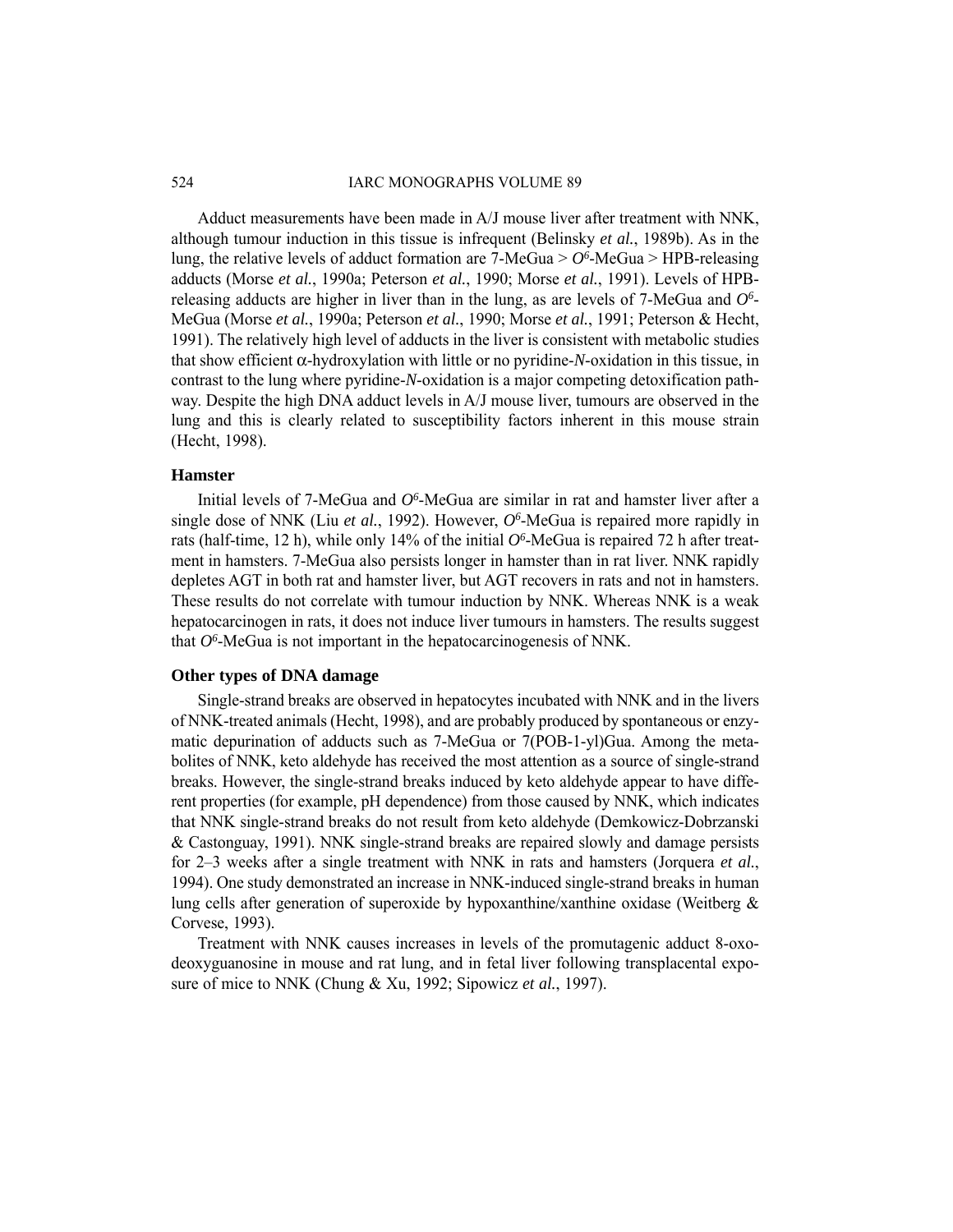Adduct measurements have been made in A/J mouse liver after treatment with NNK, although tumour induction in this tissue is infrequent (Belinsky *et al.*, 1989b). As in the lung, the relative levels of adduct formation are 7-MeGua > $O^6$-MeGua > HPB-releasing adducts (Morse *et al.*, 1990a; Peterson *et al.*, 1990; Morse *et al.*, 1991). Levels of HPB-releasing adducts are higher in liver than in the lung, as are levels of 7-MeGua and $O^6$-MeGua (Morse *et al.*, 1990a; Peterson *et al.*, 1990; Morse *et al.*, 1991; Peterson & Hecht, 1991). The relatively high level of adducts in the liver is consistent with metabolic studies that show efficient α-hydroxylation with little or no pyridine-*N*-oxidation in this tissue, in contrast to the lung where pyridine-*N*-oxidation is a major competing detoxification pathway. Despite the high DNA adduct levels in A/J mouse liver, tumours are observed in the lung and this is clearly related to susceptibility factors inherent in this mouse strain (Hecht, 1998).

**Hamster**

Initial levels of 7-MeGua and $O^6$-MeGua are similar in rat and hamster liver after a single dose of NNK (Liu *et al.*, 1992). However, $O^6$-MeGua is repaired more rapidly in rats (half-time, 12 h), while only 14% of the initial $O^6$-MeGua is repaired 72 h after treatment in hamsters. 7-MeGua also persists longer in hamster than in rat liver. NNK rapidly depletes AGT in both rat and hamster liver, but AGT recovers in rats and not in hamsters. These results do not correlate with tumour induction by NNK. Whereas NNK is a weak hepatocarcinogen in rats, it does not induce liver tumours in hamsters. The results suggest that $O^6$-MeGua is not important in the hepatocarcinogenesis of NNK.

**Other types of DNA damage**

Single-strand breaks are observed in hepatocytes incubated with NNK and in the livers of NNK-treated animals (Hecht, 1998), and are probably produced by spontaneous or enzymatic depurination of adducts such as 7-MeGua or 7(POB-1-yl)Gua. Among the metabolites of NNK, keto aldehyde has received the most attention as a source of single-strand breaks. However, the single-strand breaks induced by keto aldehyde appear to have different properties (for example, pH dependence) from those caused by NNK, which indicates that NNK single-strand breaks do not result from keto aldehyde (Demkowicz-Dobrzanski & Castonguay, 1991). NNK single-strand breaks are repaired slowly and damage persists for 2–3 weeks after a single treatment with NNK in rats and hamsters (Jorquera *et al.*, 1994). One study demonstrated an increase in NNK-induced single-strand breaks in human lung cells after generation of superoxide by hypoxanthine/xanthine oxidase (Weitberg & Corvese, 1993).

Treatment with NNK causes increases in levels of the promutagenic adduct 8-oxo-deoxyguanosine in mouse and rat lung, and in fetal liver following transplacental exposure of mice to NNK (Chung & Xu, 1992; Sipowicz *et al.*, 1997).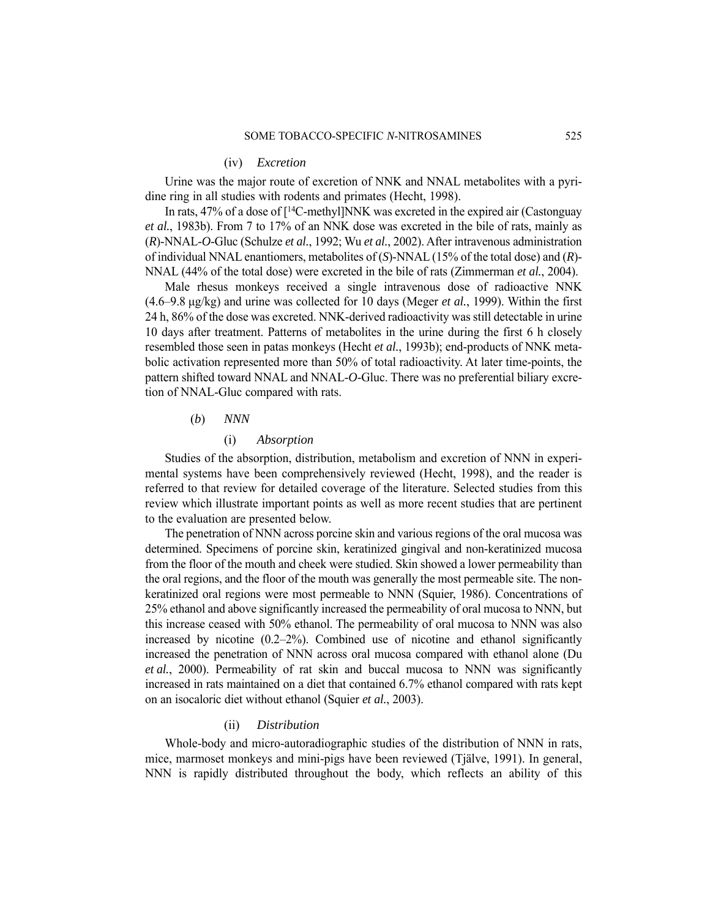#### (iv) *Excretion*

Urine was the major route of excretion of NNK and NNAL metabolites with a pyridine ring in all studies with rodents and primates (Hecht, 1998).

In rats, 47% of a dose of [$^{14}$C-methyl]NNK was excreted in the expired air (Castonguay *et al.*, 1983b). From 7 to 17% of an NNK dose was excreted in the bile of rats, mainly as (*R*)-NNAL-*O*-Gluc (Schulze *et al.*, 1992; Wu *et al.*, 2002). After intravenous administration of individual NNAL enantiomers, metabolites of (*S*)-NNAL (15% of the total dose) and (*R*)-NNAL (44% of the total dose) were excreted in the bile of rats (Zimmerman *et al.*, 2004).

Male rhesus monkeys received a single intravenous dose of radioactive NNK (4.6–9.8 μg/kg) and urine was collected for 10 days (Meger *et al.*, 1999). Within the first 24 h, 86% of the dose was excreted. NNK-derived radioactivity was still detectable in urine 10 days after treatment. Patterns of metabolites in the urine during the first 6 h closely resembled those seen in patas monkeys (Hecht *et al.*, 1993b); end-products of NNK metabolic activation represented more than 50% of total radioactivity. At later time-points, the pattern shifted toward NNAL and NNAL-*O*-Gluc. There was no preferential biliary excretion of NNAL-Gluc compared with rats.

### (*b*) *NNN*

#### (i) *Absorption*

Studies of the absorption, distribution, metabolism and excretion of NNN in experimental systems have been comprehensively reviewed (Hecht, 1998), and the reader is referred to that review for detailed coverage of the literature. Selected studies from this review which illustrate important points as well as more recent studies that are pertinent to the evaluation are presented below.

The penetration of NNN across porcine skin and various regions of the oral mucosa was determined. Specimens of porcine skin, keratinized gingival and non-keratinized mucosa from the floor of the mouth and cheek were studied. Skin showed a lower permeability than the oral regions, and the floor of the mouth was generally the most permeable site. The non-keratinized oral regions were most permeable to NNN (Squier, 1986). Concentrations of 25% ethanol and above significantly increased the permeability of oral mucosa to NNN, but this increase ceased with 50% ethanol. The permeability of oral mucosa to NNN was also increased by nicotine (0.2–2%). Combined use of nicotine and ethanol significantly increased the penetration of NNN across oral mucosa compared with ethanol alone (Du *et al.*, 2000). Permeability of rat skin and buccal mucosa to NNN was significantly increased in rats maintained on a diet that contained 6.7% ethanol compared with rats kept on an isocaloric diet without ethanol (Squier *et al.*, 2003).

#### (ii) *Distribution*

Whole-body and micro-autoradiographic studies of the distribution of NNN in rats, mice, marmoset monkeys and mini-pigs have been reviewed (Tjälve, 1991). In general, NNN is rapidly distributed throughout the body, which reflects an ability of this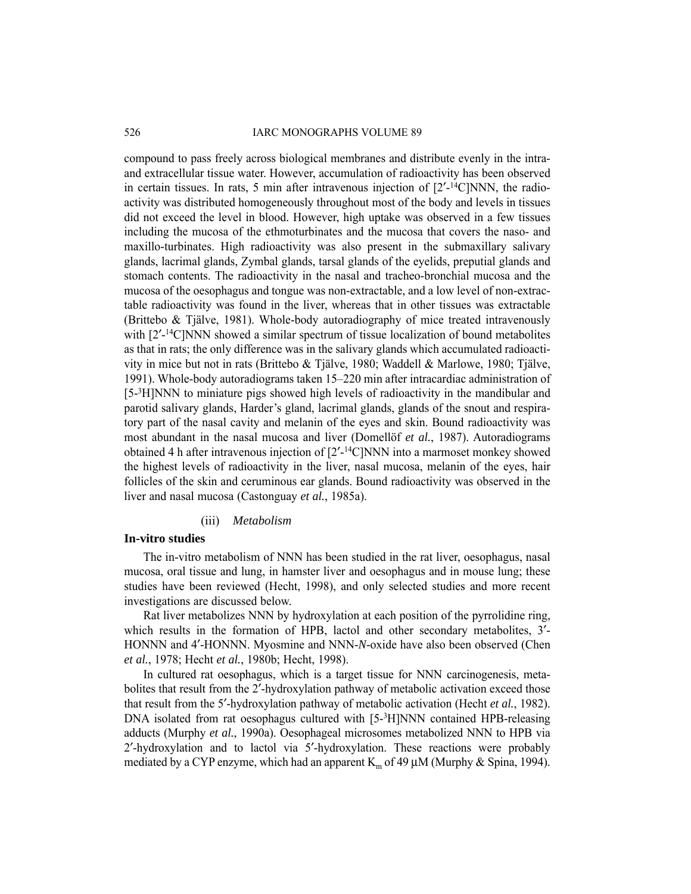compound to pass freely across biological membranes and distribute evenly in the intra- and extracellular tissue water. However, accumulation of radioactivity has been observed in certain tissues. In rats, 5 min after intravenous injection of [2′-$^{14}$C]NNN, the radioactivity was distributed homogeneously throughout most of the body and levels in tissues did not exceed the level in blood. However, high uptake was observed in a few tissues including the mucosa of the ethmoturbinates and the mucosa that covers the naso- and maxillo-turbinates. High radioactivity was also present in the submaxillary salivary glands, lacrimal glands, Zymbal glands, tarsal glands of the eyelids, preputial glands and stomach contents. The radioactivity in the nasal and tracheo-bronchial mucosa and the mucosa of the oesophagus and tongue was non-extractable, and a low level of non-extractable radioactivity was found in the liver, whereas that in other tissues was extractable (Brittebo & Tjälve, 1981). Whole-body autoradiography of mice treated intravenously with [2′-$^{14}$C]NNN showed a similar spectrum of tissue localization of bound metabolites as that in rats; the only difference was in the salivary glands which accumulated radioactivity in mice but not in rats (Brittebo & Tjälve, 1980; Waddell & Marlowe, 1980; Tjälve, 1991). Whole-body autoradiograms taken 15–220 min after intracardiac administration of [5-$^{3}$H]NNN to miniature pigs showed high levels of radioactivity in the mandibular and parotid salivary glands, Harder's gland, lacrimal glands, glands of the snout and respiratory part of the nasal cavity and melanin of the eyes and skin. Bound radioactivity was most abundant in the nasal mucosa and liver (Domellöf *et al.*, 1987). Autoradiograms obtained 4 h after intravenous injection of [2′-$^{14}$C]NNN into a marmoset monkey showed the highest levels of radioactivity in the liver, nasal mucosa, melanin of the eyes, hair follicles of the skin and ceruminous ear glands. Bound radioactivity was observed in the liver and nasal mucosa (Castonguay *et al.*, 1985a).

(iii) *Metabolism*

**In-vitro studies**

The in-vitro metabolism of NNN has been studied in the rat liver, oesophagus, nasal mucosa, oral tissue and lung, in hamster liver and oesophagus and in mouse lung; these studies have been reviewed (Hecht, 1998), and only selected studies and more recent investigations are discussed below.

Rat liver metabolizes NNN by hydroxylation at each position of the pyrrolidine ring, which results in the formation of HPB, lactol and other secondary metabolites, 3′-HONNN and 4′-HONNN. Myosmine and NNN-*N*-oxide have also been observed (Chen *et al.*, 1978; Hecht *et al.*, 1980b; Hecht, 1998).

In cultured rat oesophagus, which is a target tissue for NNN carcinogenesis, metabolites that result from the 2′-hydroxylation pathway of metabolic activation exceed those that result from the 5′-hydroxylation pathway of metabolic activation (Hecht *et al.*, 1982). DNA isolated from rat oesophagus cultured with [5-$^{3}$H]NNN contained HPB-releasing adducts (Murphy *et al.*, 1990a). Oesophageal microsomes metabolized NNN to HPB via 2′-hydroxylation and to lactol via 5′-hydroxylation. These reactions were probably mediated by a CYP enzyme, which had an apparent $K_m$ of 49 μM (Murphy & Spina, 1994).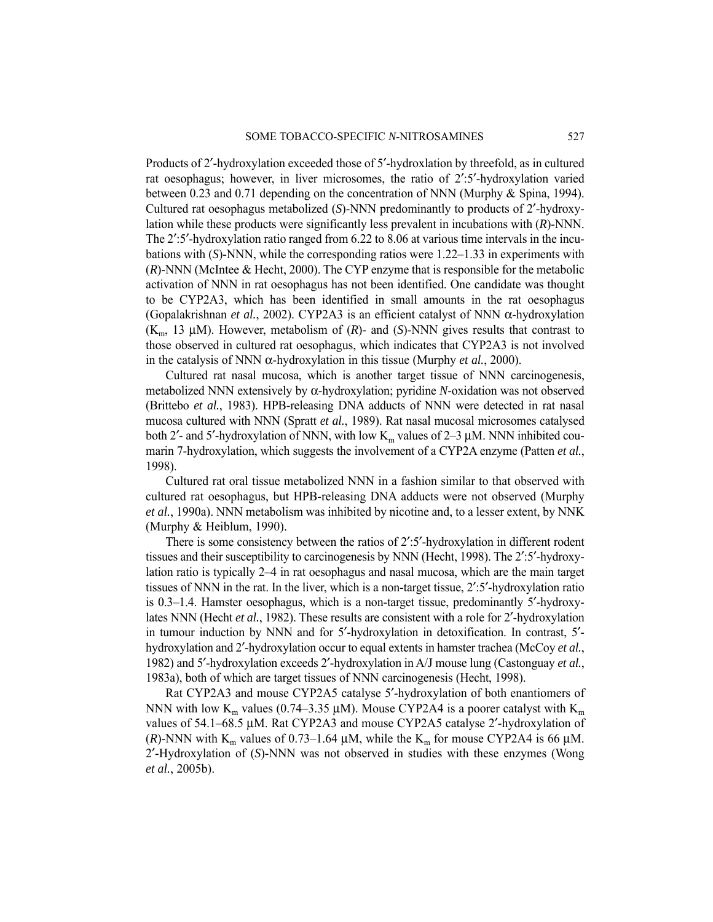Products of 2′-hydroxylation exceeded those of 5′-hydroxlation by threefold, as in cultured rat oesophagus; however, in liver microsomes, the ratio of 2′:5′-hydroxylation varied between 0.23 and 0.71 depending on the concentration of NNN (Murphy & Spina, 1994). Cultured rat oesophagus metabolized (*S*)-NNN predominantly to products of 2′-hydroxylation while these products were significantly less prevalent in incubations with (*R*)-NNN. The 2′:5′-hydroxylation ratio ranged from 6.22 to 8.06 at various time intervals in the incubations with (*S*)-NNN, while the corresponding ratios were 1.22–1.33 in experiments with (*R*)-NNN (McIntee & Hecht, 2000). The CYP enzyme that is responsible for the metabolic activation of NNN in rat oesophagus has not been identified. One candidate was thought to be CYP2A3, which has been identified in small amounts in the rat oesophagus (Gopalakrishnan *et al.*, 2002). CYP2A3 is an efficient catalyst of NNN α-hydroxylation ($K_m$, 13 μM). However, metabolism of (*R*)- and (*S*)-NNN gives results that contrast to those observed in cultured rat oesophagus, which indicates that CYP2A3 is not involved in the catalysis of NNN α-hydroxylation in this tissue (Murphy *et al.*, 2000).

Cultured rat nasal mucosa, which is another target tissue of NNN carcinogenesis, metabolized NNN extensively by α-hydroxylation; pyridine *N*-oxidation was not observed (Brittebo *et al.*, 1983). HPB-releasing DNA adducts of NNN were detected in rat nasal mucosa cultured with NNN (Spratt *et al.*, 1989). Rat nasal mucosal microsomes catalysed both 2′- and 5′-hydroxylation of NNN, with low $K_m$ values of 2–3 μM. NNN inhibited coumarin 7-hydroxylation, which suggests the involvement of a CYP2A enzyme (Patten *et al.*, 1998).

Cultured rat oral tissue metabolized NNN in a fashion similar to that observed with cultured rat oesophagus, but HPB-releasing DNA adducts were not observed (Murphy *et al.*, 1990a). NNN metabolism was inhibited by nicotine and, to a lesser extent, by NNK (Murphy & Heiblum, 1990).

There is some consistency between the ratios of 2′:5′-hydroxylation in different rodent tissues and their susceptibility to carcinogenesis by NNN (Hecht, 1998). The 2′:5′-hydroxylation ratio is typically 2–4 in rat oesophagus and nasal mucosa, which are the main target tissues of NNN in the rat. In the liver, which is a non-target tissue, 2′:5′-hydroxylation ratio is 0.3–1.4. Hamster oesophagus, which is a non-target tissue, predominantly 5′-hydroxylates NNN (Hecht *et al.*, 1982). These results are consistent with a role for 2′-hydroxylation in tumour induction by NNN and for 5′-hydroxylation in detoxification. In contrast, 5′-hydroxylation and 2′-hydroxylation occur to equal extents in hamster trachea (McCoy *et al.*, 1982) and 5′-hydroxylation exceeds 2′-hydroxylation in A/J mouse lung (Castonguay *et al.*, 1983a), both of which are target tissues of NNN carcinogenesis (Hecht, 1998).

Rat CYP2A3 and mouse CYP2A5 catalyse 5′-hydroxylation of both enantiomers of NNN with low $K_m$ values (0.74–3.35 μM). Mouse CYP2A4 is a poorer catalyst with $K_m$ values of 54.1–68.5 μM. Rat CYP2A3 and mouse CYP2A5 catalyse 2′-hydroxylation of (*R*)-NNN with $K_m$ values of 0.73–1.64 μM, while the $K_m$ for mouse CYP2A4 is 66 μM. 2′-Hydroxylation of (*S*)-NNN was not observed in studies with these enzymes (Wong *et al.*, 2005b).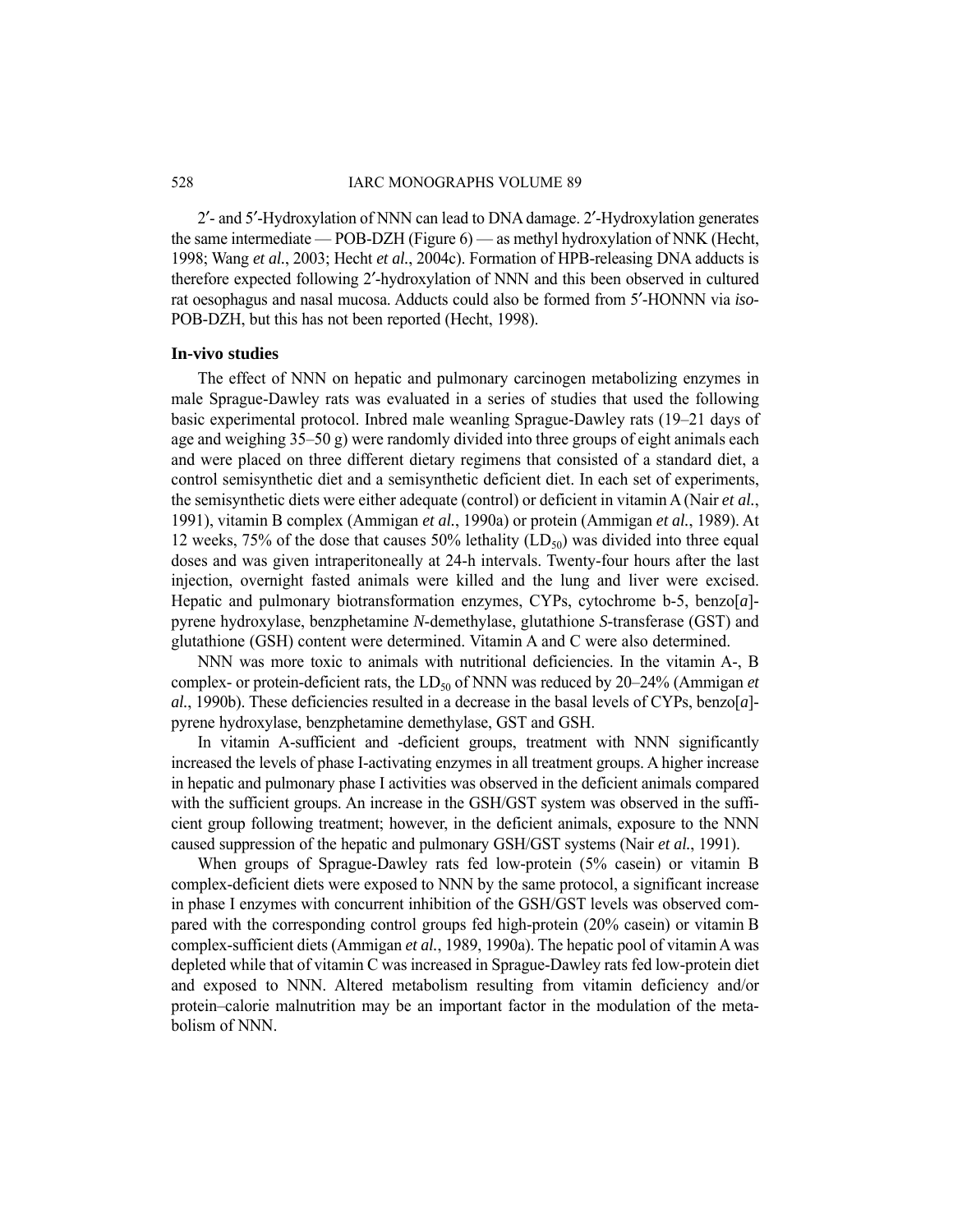2′- and 5′-Hydroxylation of NNN can lead to DNA damage. 2′-Hydroxylation generates the same intermediate — POB-DZH (Figure 6) — as methyl hydroxylation of NNK (Hecht, 1998; Wang *et al.*, 2003; Hecht *et al.*, 2004c). Formation of HPB-releasing DNA adducts is therefore expected following 2′-hydroxylation of NNN and this been observed in cultured rat oesophagus and nasal mucosa. Adducts could also be formed from 5′-HONNN via *iso*-POB-DZH, but this has not been reported (Hecht, 1998).

### In-vivo studies

The effect of NNN on hepatic and pulmonary carcinogen metabolizing enzymes in male Sprague-Dawley rats was evaluated in a series of studies that used the following basic experimental protocol. Inbred male weanling Sprague-Dawley rats (19–21 days of age and weighing 35–50 g) were randomly divided into three groups of eight animals each and were placed on three different dietary regimens that consisted of a standard diet, a control semisynthetic diet and a semisynthetic deficient diet. In each set of experiments, the semisynthetic diets were either adequate (control) or deficient in vitamin A (Nair *et al.*, 1991), vitamin B complex (Ammigan *et al.*, 1990a) or protein (Ammigan *et al.*, 1989). At 12 weeks, 75% of the dose that causes 50% lethality ($LD_{50}$) was divided into three equal doses and was given intraperitoneally at 24-h intervals. Twenty-four hours after the last injection, overnight fasted animals were killed and the lung and liver were excised. Hepatic and pulmonary biotransformation enzymes, CYPs, cytochrome b-5, benzo[*a*]-pyrene hydroxylase, benzphetamine *N*-demethylase, glutathione *S*-transferase (GST) and glutathione (GSH) content were determined. Vitamin A and C were also determined.

NNN was more toxic to animals with nutritional deficiencies. In the vitamin A-, B complex- or protein-deficient rats, the $LD_{50}$ of NNN was reduced by 20–24% (Ammigan *et al.*, 1990b). These deficiencies resulted in a decrease in the basal levels of CYPs, benzo[*a*]-pyrene hydroxylase, benzphetamine demethylase, GST and GSH.

In vitamin A-sufficient and -deficient groups, treatment with NNN significantly increased the levels of phase I-activating enzymes in all treatment groups. A higher increase in hepatic and pulmonary phase I activities was observed in the deficient animals compared with the sufficient groups. An increase in the GSH/GST system was observed in the sufficient group following treatment; however, in the deficient animals, exposure to the NNN caused suppression of the hepatic and pulmonary GSH/GST systems (Nair *et al.*, 1991).

When groups of Sprague-Dawley rats fed low-protein (5% casein) or vitamin B complex-deficient diets were exposed to NNN by the same protocol, a significant increase in phase I enzymes with concurrent inhibition of the GSH/GST levels was observed compared with the corresponding control groups fed high-protein (20% casein) or vitamin B complex-sufficient diets (Ammigan *et al.*, 1989, 1990a). The hepatic pool of vitamin A was depleted while that of vitamin C was increased in Sprague-Dawley rats fed low-protein diet and exposed to NNN. Altered metabolism resulting from vitamin deficiency and/or protein–calorie malnutrition may be an important factor in the modulation of the metabolism of NNN.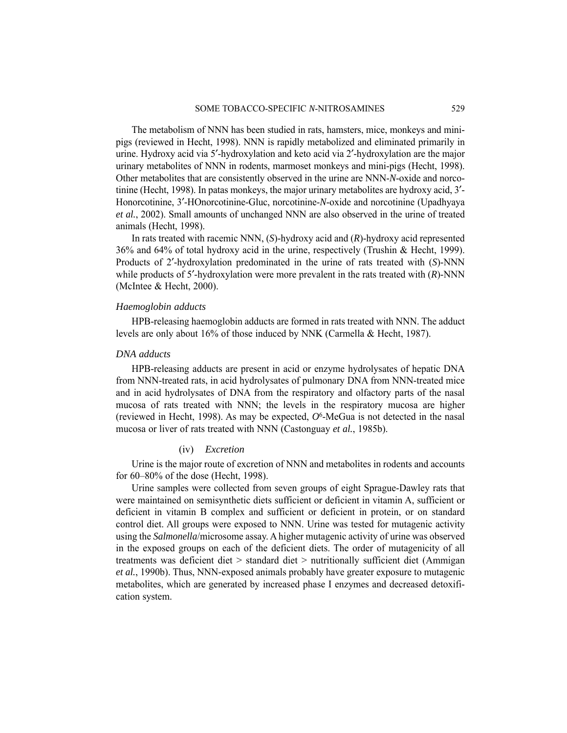The metabolism of NNN has been studied in rats, hamsters, mice, monkeys and mini-pigs (reviewed in Hecht, 1998). NNN is rapidly metabolized and eliminated primarily in urine. Hydroxy acid via 5′-hydroxylation and keto acid via 2′-hydroxylation are the major urinary metabolites of NNN in rodents, marmoset monkeys and mini-pigs (Hecht, 1998). Other metabolites that are consistently observed in the urine are NNN-*N*-oxide and norcotinine (Hecht, 1998). In patas monkeys, the major urinary metabolites are hydroxy acid, 3′-HOnorcotinine, 3′-HOnorcotinine-Gluc, norcotinine-*N*-oxide and norcotinine (Upadhyaya *et al.*, 2002). Small amounts of unchanged NNN are also observed in the urine of treated animals (Hecht, 1998).

In rats treated with racemic NNN, (*S*)-hydroxy acid and (*R*)-hydroxy acid represented 36% and 64% of total hydroxy acid in the urine, respectively (Trushin & Hecht, 1999). Products of 2′-hydroxylation predominated in the urine of rats treated with (*S*)-NNN while products of 5′-hydroxylation were more prevalent in the rats treated with (*R*)-NNN (McIntee & Hecht, 2000).

*Haemoglobin adducts*

HPB-releasing haemoglobin adducts are formed in rats treated with NNN. The adduct levels are only about 16% of those induced by NNK (Carmella & Hecht, 1987).

*DNA adducts*

HPB-releasing adducts are present in acid or enzyme hydrolysates of hepatic DNA from NNN-treated rats, in acid hydrolysates of pulmonary DNA from NNN-treated mice and in acid hydrolysates of DNA from the respiratory and olfactory parts of the nasal mucosa of rats treated with NNN; the levels in the respiratory mucosa are higher (reviewed in Hecht, 1998). As may be expected, $O^6$-MeGua is not detected in the nasal mucosa or liver of rats treated with NNN (Castonguay *et al.*, 1985b).

(iv) *Excretion*

Urine is the major route of excretion of NNN and metabolites in rodents and accounts for 60–80% of the dose (Hecht, 1998).

Urine samples were collected from seven groups of eight Sprague-Dawley rats that were maintained on semisynthetic diets sufficient or deficient in vitamin A, sufficient or deficient in vitamin B complex and sufficient or deficient in protein, or on standard control diet. All groups were exposed to NNN. Urine was tested for mutagenic activity using the *Salmonella*/microsome assay. A higher mutagenic activity of urine was observed in the exposed groups on each of the deficient diets. The order of mutagenicity of all treatments was deficient diet > standard diet > nutritionally sufficient diet (Ammigan *et al.*, 1990b). Thus, NNN-exposed animals probably have greater exposure to mutagenic metabolites, which are generated by increased phase I enzymes and decreased detoxification system.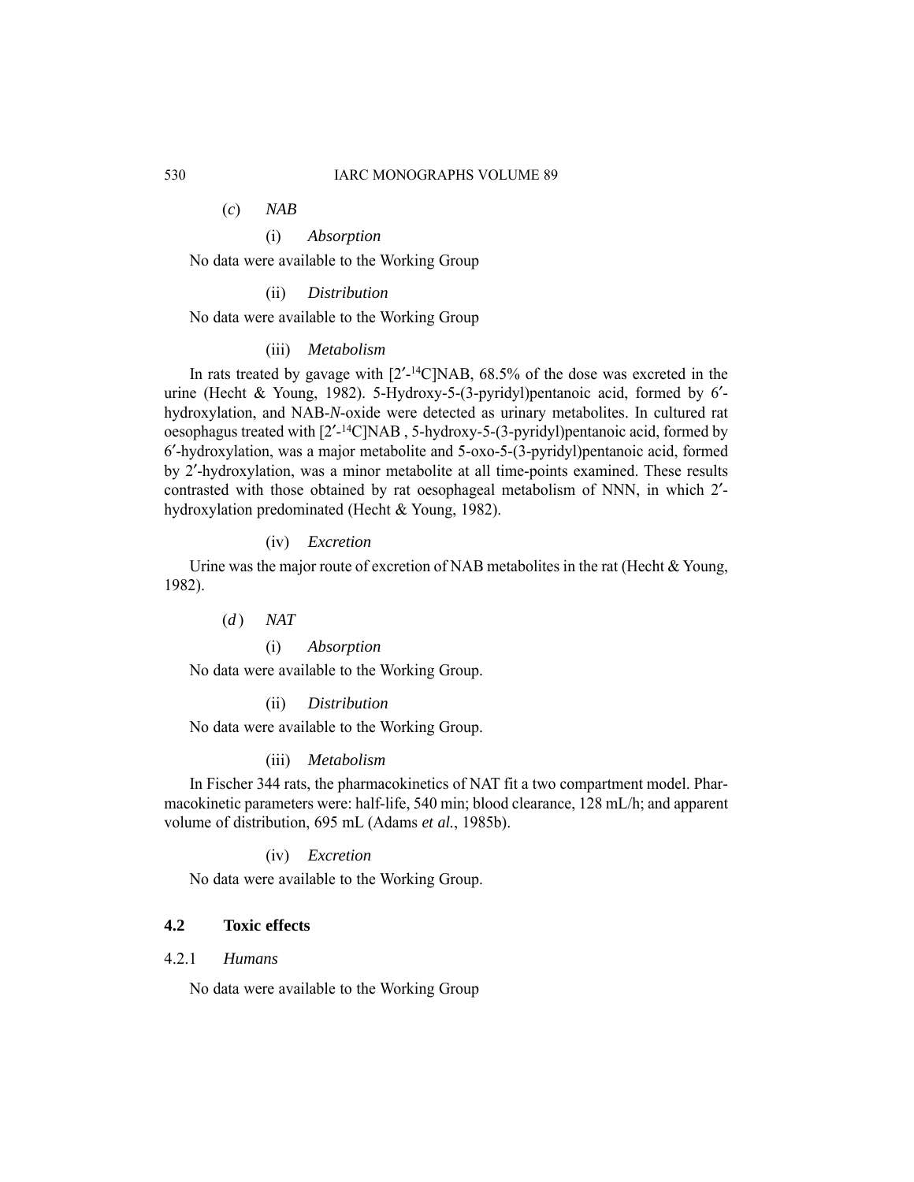(*c*) *NAB*

(i) *Absorption*

No data were available to the Working Group

(ii) *Distribution*

No data were available to the Working Group

(iii) *Metabolism*

In rats treated by gavage with [2′-$^{14}$C]NAB, 68.5% of the dose was excreted in the urine (Hecht & Young, 1982). 5-Hydroxy-5-(3-pyridyl)pentanoic acid, formed by 6′-hydroxylation, and NAB-*N*-oxide were detected as urinary metabolites. In cultured rat oesophagus treated with [2′-$^{14}$C]NAB , 5-hydroxy-5-(3-pyridyl)pentanoic acid, formed by 6′-hydroxylation, was a major metabolite and 5-oxo-5-(3-pyridyl)pentanoic acid, formed by 2′-hydroxylation, was a minor metabolite at all time-points examined. These results contrasted with those obtained by rat oesophageal metabolism of NNN, in which 2′-hydroxylation predominated (Hecht & Young, 1982).

(iv) *Excretion*

Urine was the major route of excretion of NAB metabolites in the rat (Hecht & Young, 1982).

(*d*) *NAT*

(i) *Absorption*

No data were available to the Working Group.

(ii) *Distribution*

No data were available to the Working Group.

(iii) *Metabolism*

In Fischer 344 rats, the pharmacokinetics of NAT fit a two compartment model. Pharmacokinetic parameters were: half-life, 540 min; blood clearance, 128 mL/h; and apparent volume of distribution, 695 mL (Adams *et al.*, 1985b).

(iv) *Excretion*

No data were available to the Working Group.

### 4.2 Toxic effects

#### 4.2.1 *Humans*

No data were available to the Working Group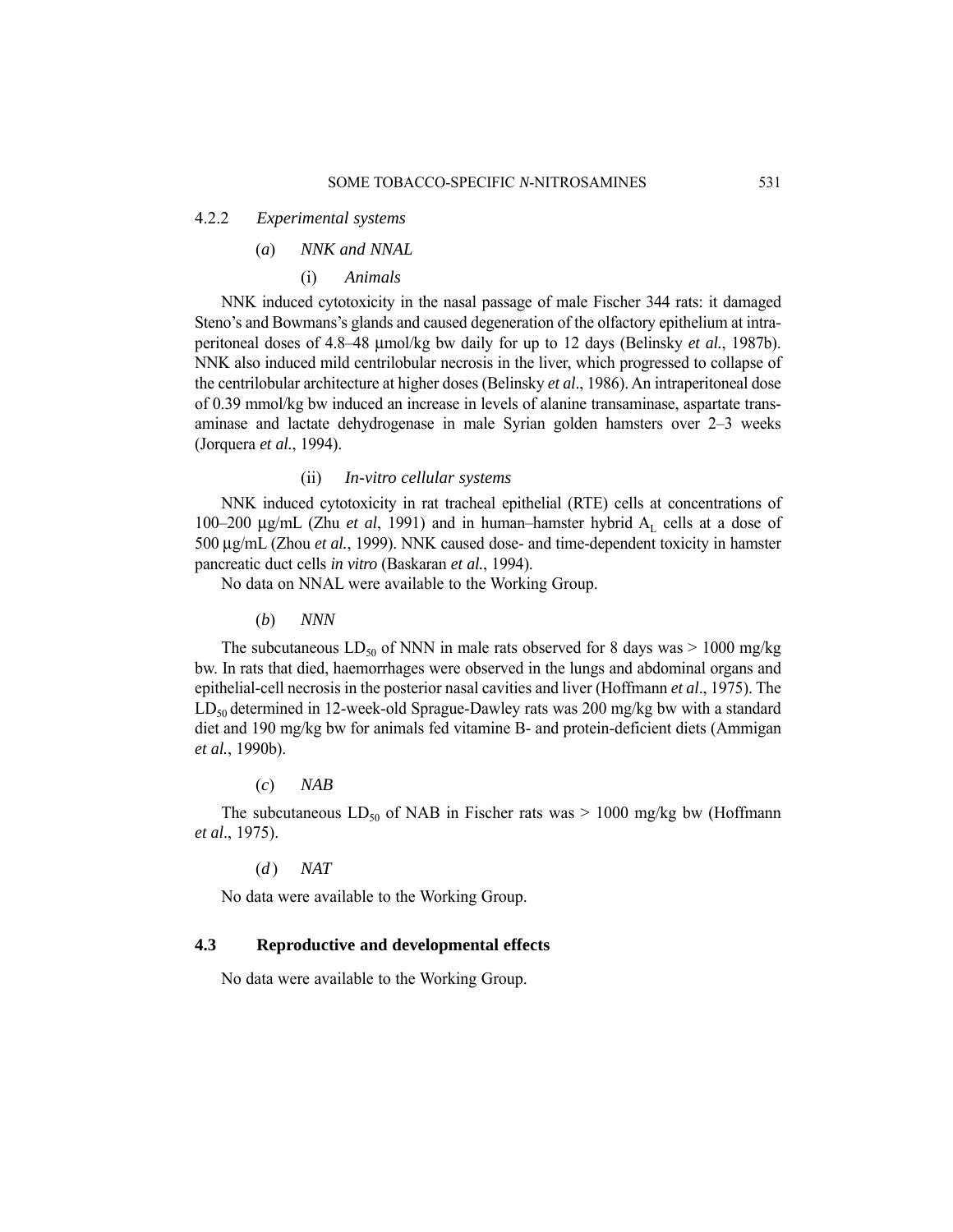#### 4.2.2 *Experimental systems*

##### (*a*) *NNK and NNAL*

###### (i) *Animals*

NNK induced cytotoxicity in the nasal passage of male Fischer 344 rats: it damaged Steno's and Bowmans's glands and caused degeneration of the olfactory epithelium at intraperitoneal doses of 4.8–48 µmol/kg bw daily for up to 12 days (Belinsky *et al.*, 1987b). NNK also induced mild centrilobular necrosis in the liver, which progressed to collapse of the centrilobular architecture at higher doses (Belinsky *et al*., 1986). An intraperitoneal dose of 0.39 mmol/kg bw induced an increase in levels of alanine transaminase, aspartate transaminase and lactate dehydrogenase in male Syrian golden hamsters over 2–3 weeks (Jorquera *et al.*, 1994).

###### (ii) *In-vitro cellular systems*

NNK induced cytotoxicity in rat tracheal epithelial (RTE) cells at concentrations of 100–200 µg/mL (Zhu *et al*, 1991) and in human–hamster hybrid $A_L$ cells at a dose of 500 µg/mL (Zhou *et al.*, 1999). NNK caused dose- and time-dependent toxicity in hamster pancreatic duct cells *in vitro* (Baskaran *et al.*, 1994).

No data on NNAL were available to the Working Group.

##### (*b*) *NNN*

The subcutaneous $LD_{50}$ of NNN in male rats observed for 8 days was > 1000 mg/kg bw. In rats that died, haemorrhages were observed in the lungs and abdominal organs and epithelial-cell necrosis in the posterior nasal cavities and liver (Hoffmann *et al*., 1975). The $LD_{50}$ determined in 12-week-old Sprague-Dawley rats was 200 mg/kg bw with a standard diet and 190 mg/kg bw for animals fed vitamine B- and protein-deficient diets (Ammigan *et al.*, 1990b).

##### (*c*) *NAB*

The subcutaneous $LD_{50}$ of NAB in Fischer rats was > 1000 mg/kg bw (Hoffmann *et al*., 1975).

##### (*d*) *NAT*

No data were available to the Working Group.

### 4.3 Reproductive and developmental effects

No data were available to the Working Group.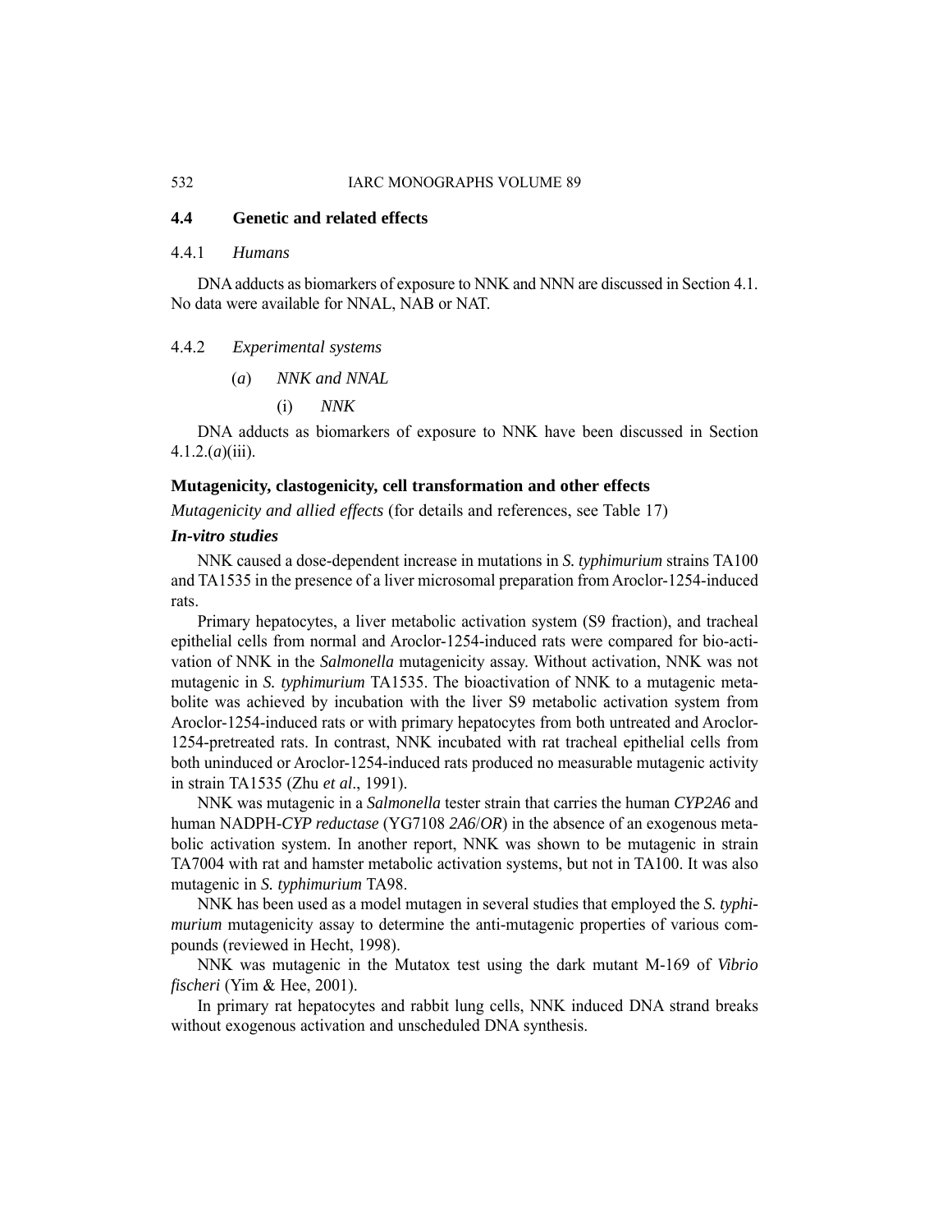## 4.4 Genetic and related effects

### 4.4.1 *Humans*

DNA adducts as biomarkers of exposure to NNK and NNN are discussed in Section 4.1. No data were available for NNAL, NAB or NAT.

### 4.4.2 *Experimental systems*

(*a*) *NNK and NNAL*

(i) *NNK*

DNA adducts as biomarkers of exposure to NNK have been discussed in Section 4.1.2.(*a*)(iii).

**Mutagenicity, clastogenicity, cell transformation and other effects**

*Mutagenicity and allied effects* (for details and references, see Table 17)

***In-vitro studies***

NNK caused a dose-dependent increase in mutations in *S. typhimurium* strains TA100 and TA1535 in the presence of a liver microsomal preparation from Aroclor-1254-induced rats.

Primary hepatocytes, a liver metabolic activation system (S9 fraction), and tracheal epithelial cells from normal and Aroclor-1254-induced rats were compared for bio-activation of NNK in the *Salmonella* mutagenicity assay. Without activation, NNK was not mutagenic in *S. typhimurium* TA1535. The bioactivation of NNK to a mutagenic metabolite was achieved by incubation with the liver S9 metabolic activation system from Aroclor-1254-induced rats or with primary hepatocytes from both untreated and Aroclor-1254-pretreated rats. In contrast, NNK incubated with rat tracheal epithelial cells from both uninduced or Aroclor-1254-induced rats produced no measurable mutagenic activity in strain TA1535 (Zhu *et al*., 1991).

NNK was mutagenic in a *Salmonella* tester strain that carries the human *CYP2A6* and human NADPH-*CYP reductase* (YG7108 *2A6*/*OR*) in the absence of an exogenous metabolic activation system. In another report, NNK was shown to be mutagenic in strain TA7004 with rat and hamster metabolic activation systems, but not in TA100. It was also mutagenic in *S. typhimurium* TA98.

NNK has been used as a model mutagen in several studies that employed the *S. typhimurium* mutagenicity assay to determine the anti-mutagenic properties of various compounds (reviewed in Hecht, 1998).

NNK was mutagenic in the Mutatox test using the dark mutant M-169 of *Vibrio fischeri* (Yim & Hee, 2001).

In primary rat hepatocytes and rabbit lung cells, NNK induced DNA strand breaks without exogenous activation and unscheduled DNA synthesis.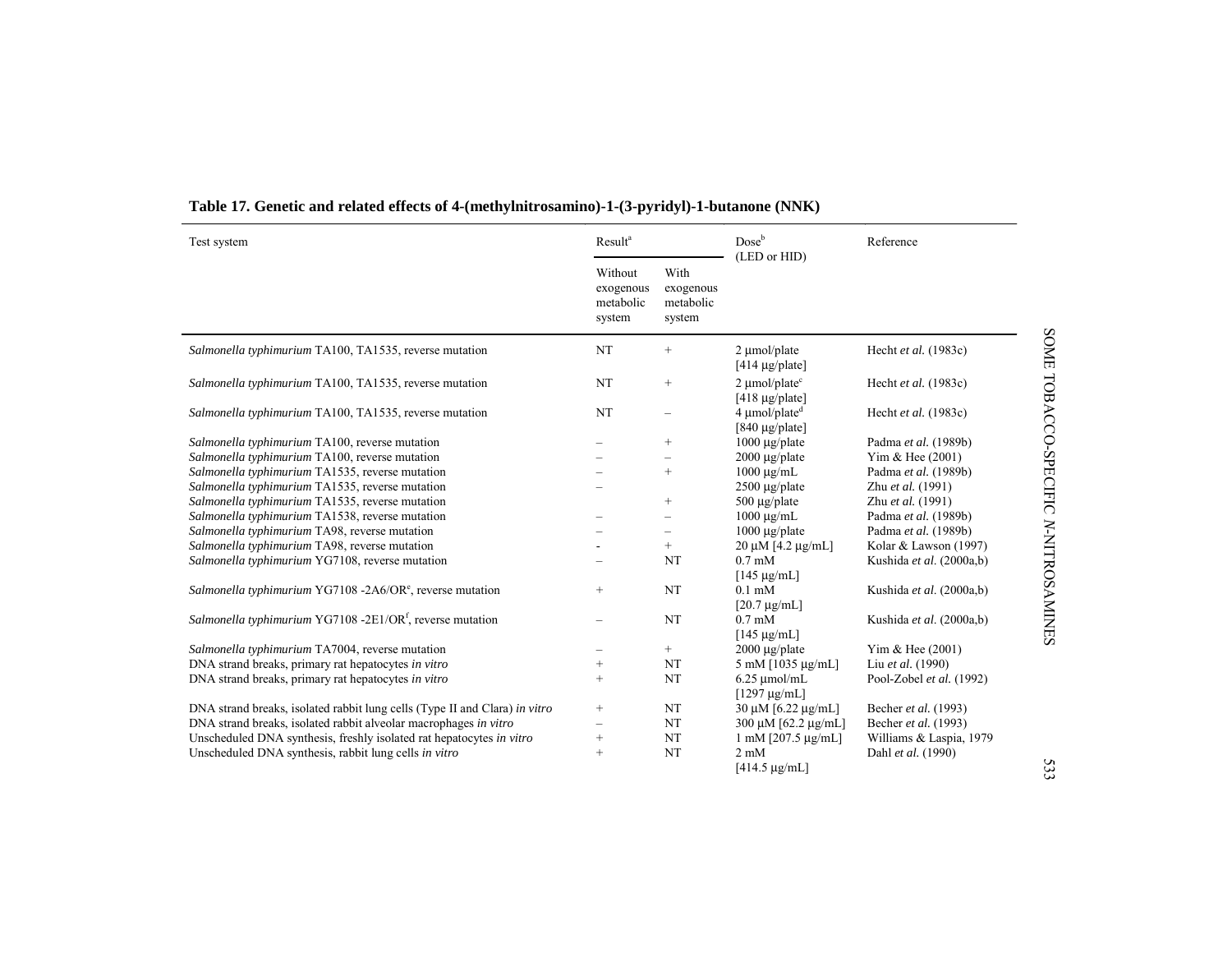**Table 17. Genetic and related effects of 4-(methylnitrosamino)-1-(3-pyridyl)-1-butanone (NNK)**

| Test system | Result[a] | | Dose[b] (LED or HID) | Reference |
|---|---|---|---|---|
| | Without exogenous metabolic system | With exogenous metabolic system | | |
| *Salmonella typhimurium* TA100, TA1535, reverse mutation | NT | + | 2 µmol/plate [414 µg/plate] | Hecht *et al.* (1983c) |
| *Salmonella typhimurium* TA100, TA1535, reverse mutation | NT | + | 2 µmol/plate[c] [418 µg/plate] | Hecht *et al.* (1983c) |
| *Salmonella typhimurium* TA100, TA1535, reverse mutation | NT | – | 4 µmol/plate[d] [840 µg/plate] | Hecht *et al.* (1983c) |
| *Salmonella typhimurium* TA100, reverse mutation | – | + | 1000 µg/plate | Padma *et al.* (1989b) |
| *Salmonella typhimurium* TA100, reverse mutation | – | – | 2000 µg/plate | Yim & Hee (2001) |
| *Salmonella typhimurium* TA1535, reverse mutation | – | + | 1000 µg/mL | Padma *et al.* (1989b) |
| *Salmonella typhimurium* TA1535, reverse mutation | – | | 2500 µg/plate | Zhu *et al.* (1991) |
| *Salmonella typhimurium* TA1535, reverse mutation | | + | 500 µg/plate | Zhu *et al.* (1991) |
| *Salmonella typhimurium* TA1538, reverse mutation | – | – | 1000 µg/mL | Padma *et al.* (1989b) |
| *Salmonella typhimurium* TA98, reverse mutation | – | – | 1000 µg/plate | Padma *et al.* (1989b) |
| *Salmonella typhimurium* TA98, reverse mutation | - | + | 20 µM [4.2 µg/mL] | Kolar & Lawson (1997) |
| *Salmonella typhimurium* YG7108, reverse mutation | – | NT | 0.7 mM [145 µg/mL] | Kushida *et al.* (2000a,b) |
| *Salmonella typhimurium* YG7108 -2A6/OR[e], reverse mutation | + | NT | 0.1 mM [20.7 µg/mL] | Kushida *et al.* (2000a,b) |
| *Salmonella typhimurium* YG7108 -2E1/OR[f], reverse mutation | – | NT | 0.7 mM [145 µg/mL] | Kushida *et al.* (2000a,b) |
| *Salmonella typhimurium* TA7004, reverse mutation | – | + | 2000 µg/plate | Yim & Hee (2001) |
| DNA strand breaks, primary rat hepatocytes *in vitro* | + | NT | 5 mM [1035 µg/mL] | Liu *et al.* (1990) |
| DNA strand breaks, primary rat hepatocytes *in vitro* | + | NT | 6.25 µmol/mL [1297 µg/mL] | Pool-Zobel *et al.* (1992) |
| DNA strand breaks, isolated rabbit lung cells (Type II and Clara) *in vitro* | + | NT | 30 µM [6.22 µg/mL] | Becher *et al.* (1993) |
| DNA strand breaks, isolated rabbit alveolar macrophages *in vitro* | – | NT | 300 µM [62.2 µg/mL] | Becher *et al.* (1993) |
| Unscheduled DNA synthesis, freshly isolated rat hepatocytes *in vitro* | + | NT | 1 mM [207.5 µg/mL] | Williams & Laspia, 1979 |
| Unscheduled DNA synthesis, rabbit lung cells *in vitro* | + | NT | 2 mM [414.5 µg/mL] | Dahl *et al.* (1990) |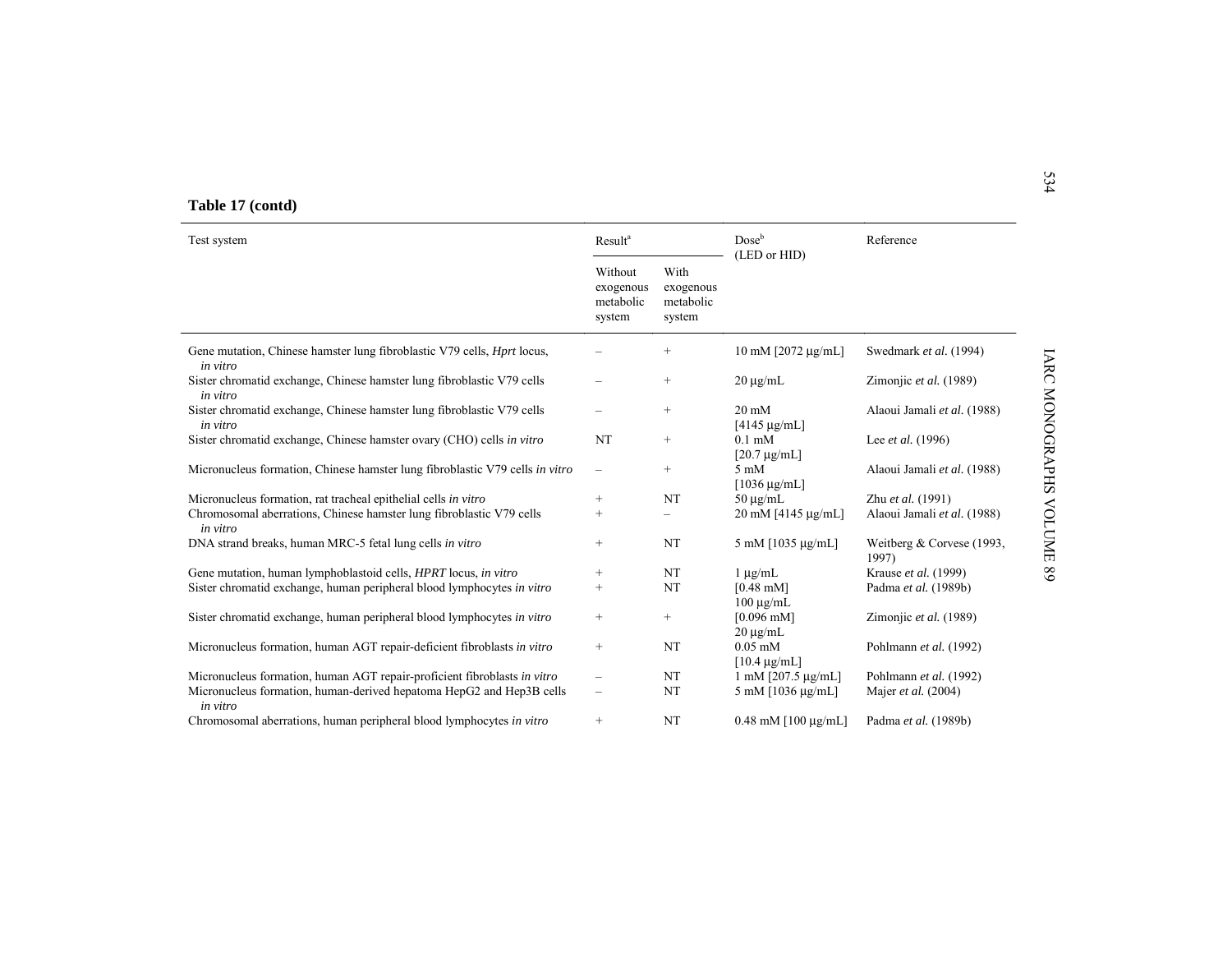**Table 17 (contd)**

| Test system | Result[a] | | Dose[b] (LED or HID) | Reference |
|---|---|---|---|---|
| | Without exogenous metabolic system | With exogenous metabolic system | | |
| Gene mutation, Chinese hamster lung fibroblastic V79 cells, *Hprt* locus, *in vitro* | – | + | 10 mM [2072 μg/mL] | Swedmark *et al.* (1994) |
| Sister chromatid exchange, Chinese hamster lung fibroblastic V79 cells *in vitro* | – | + | 20 μg/mL | Zimonjic *et al.* (1989) |
| Sister chromatid exchange, Chinese hamster lung fibroblastic V79 cells *in vitro* | – | + | 20 mM [4145 μg/mL] | Alaoui Jamali *et al.* (1988) |
| Sister chromatid exchange, Chinese hamster ovary (CHO) cells *in vitro* | NT | + | 0.1 mM [20.7 μg/mL] | Lee *et al.* (1996) |
| Micronucleus formation, Chinese hamster lung fibroblastic V79 cells *in vitro* | – | + | 5 mM [1036 μg/mL] | Alaoui Jamali *et al.* (1988) |
| Micronucleus formation, rat tracheal epithelial cells *in vitro* | + | NT | 50 μg/mL | Zhu *et al.* (1991) |
| Chromosomal aberrations, Chinese hamster lung fibroblastic V79 cells *in vitro* | + | – | 20 mM [4145 μg/mL] | Alaoui Jamali *et al.* (1988) |
| DNA strand breaks, human MRC-5 fetal lung cells *in vitro* | + | NT | 5 mM [1035 μg/mL] | Weitberg & Corvese (1993, 1997) |
| Gene mutation, human lymphoblastoid cells, *HPRT* locus, *in vitro* | + | NT | 1 μg/mL | Krause *et al.* (1999) |
| Sister chromatid exchange, human peripheral blood lymphocytes *in vitro* | + | NT | [0.48 mM] 100 μg/mL | Padma *et al.* (1989b) |
| Sister chromatid exchange, human peripheral blood lymphocytes *in vitro* | + | + | [0.096 mM] 20 μg/mL | Zimonjic *et al.* (1989) |
| Micronucleus formation, human AGT repair-deficient fibroblasts *in vitro* | + | NT | 0.05 mM [10.4 μg/mL] | Pohlmann *et al.* (1992) |
| Micronucleus formation, human AGT repair-proficient fibroblasts *in vitro* | – | NT | 1 mM [207.5 μg/mL] | Pohlmann *et al.* (1992) |
| Micronucleus formation, human-derived hepatoma HepG2 and Hep3B cells *in vitro* | – | NT | 5 mM [1036 μg/mL] | Majer *et al.* (2004) |
| Chromosomal aberrations, human peripheral blood lymphocytes *in vitro* | + | NT | 0.48 mM [100 μg/mL] | Padma *et al.* (1989b) |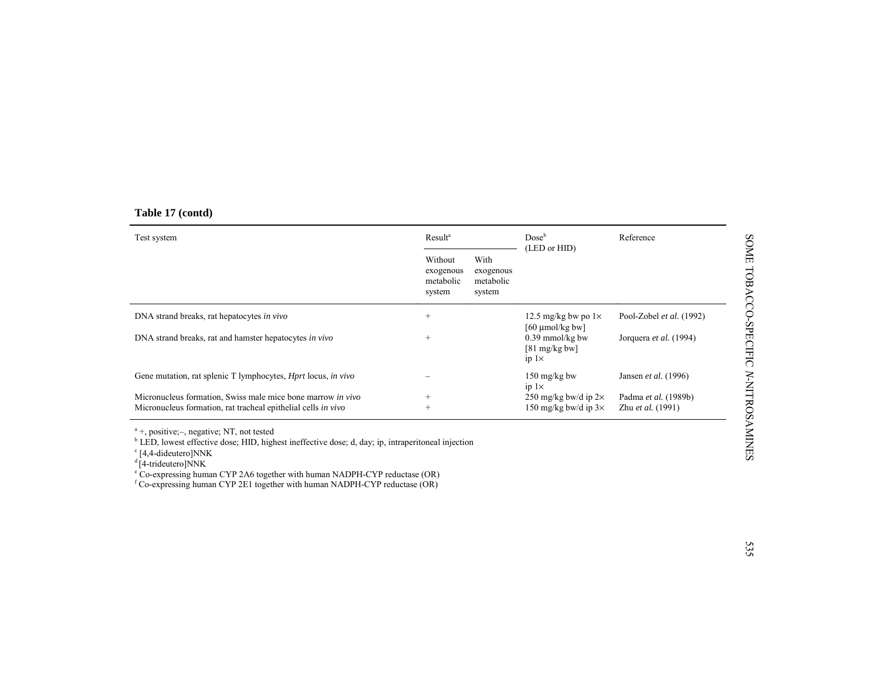**Table 17 (contd)**

| Test system | Result[a] | | Dose[b] (LED or HID) | Reference |
|---|---|---|---|---|
| | Without exogenous metabolic system | With exogenous metabolic system | | |
| DNA strand breaks, rat hepatocytes *in vivo* | + | | 12.5 mg/kg bw po 1× [60 µmol/kg bw] | Pool-Zobel *et al*. (1992) |
| DNA strand breaks, rat and hamster hepatocytes *in vivo* | + | | 0.39 mmol/kg bw [81 mg/kg bw] ip 1× | Jorquera *et al*. (1994) |
| Gene mutation, rat splenic T lymphocytes, *Hprt* locus, *in vivo* | – | | 150 mg/kg bw ip 1× | Jansen *et al*. (1996) |
| Micronucleus formation, Swiss male mice bone marrow *in vivo* | + | | 250 mg/kg bw/d ip 2× | Padma *et al.* (1989b) |
| Micronucleus formation, rat tracheal epithelial cells *in vivo* | + | | 150 mg/kg bw/d ip 3× | Zhu *et al.* (1991) |

[a] +, positive; –, negative; NT, not tested
[b] LED, lowest effective dose; HID, highest ineffective dose; d, day; ip, intraperitoneal injection
[c] [4,4-dideutero]NNK
[d] [4-trideutero]NNK
[e] Co-expressing human CYP 2A6 together with human NADPH-CYP reductase (OR)
[f] Co-expressing human CYP 2E1 together with human NADPH-CYP reductase (OR)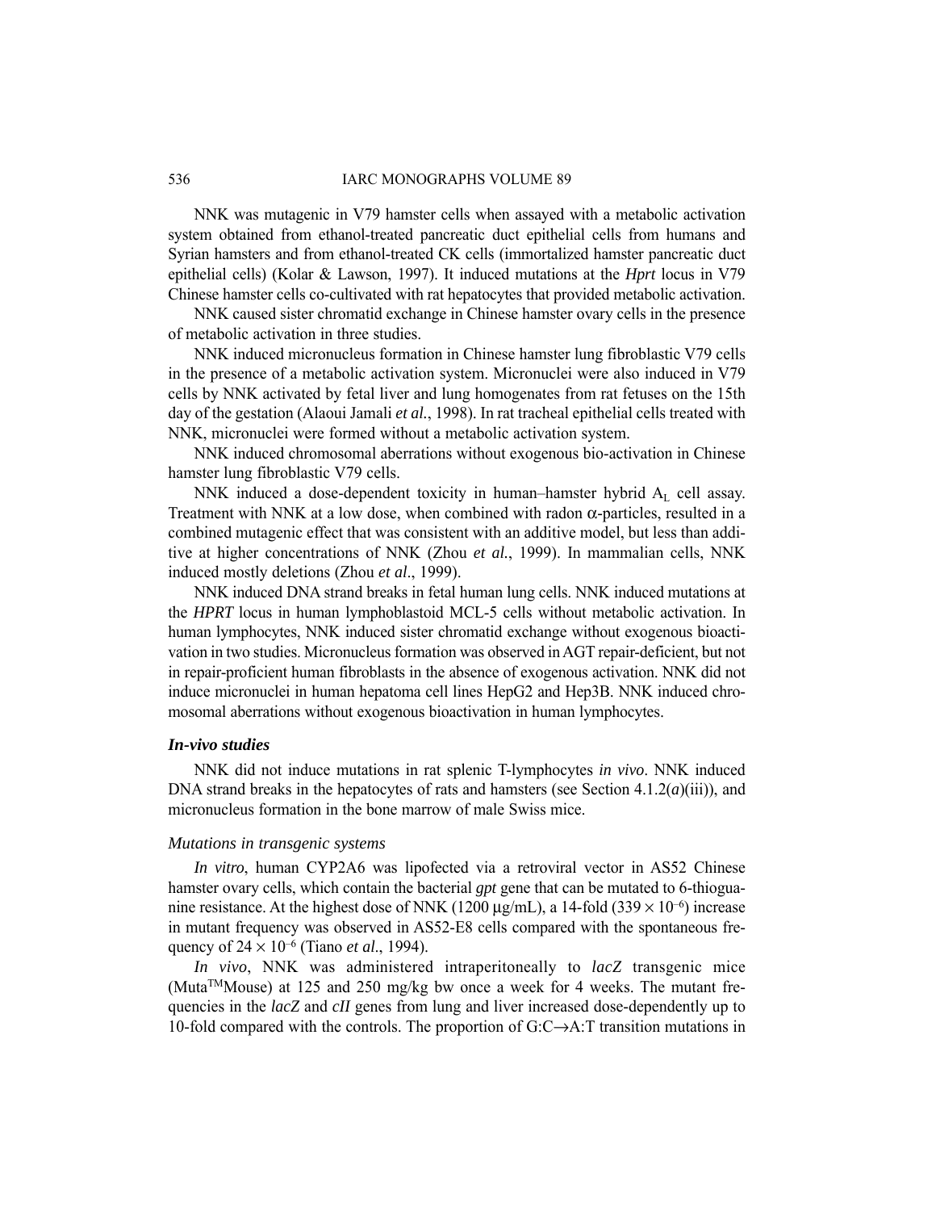NNK was mutagenic in V79 hamster cells when assayed with a metabolic activation system obtained from ethanol-treated pancreatic duct epithelial cells from humans and Syrian hamsters and from ethanol-treated CK cells (immortalized hamster pancreatic duct epithelial cells) (Kolar & Lawson, 1997). It induced mutations at the *Hprt* locus in V79 Chinese hamster cells co-cultivated with rat hepatocytes that provided metabolic activation.

NNK caused sister chromatid exchange in Chinese hamster ovary cells in the presence of metabolic activation in three studies.

NNK induced micronucleus formation in Chinese hamster lung fibroblastic V79 cells in the presence of a metabolic activation system. Micronuclei were also induced in V79 cells by NNK activated by fetal liver and lung homogenates from rat fetuses on the 15th day of the gestation (Alaoui Jamali *et al.*, 1998). In rat tracheal epithelial cells treated with NNK, micronuclei were formed without a metabolic activation system.

NNK induced chromosomal aberrations without exogenous bio-activation in Chinese hamster lung fibroblastic V79 cells.

NNK induced a dose-dependent toxicity in human–hamster hybrid $A_L$ cell assay. Treatment with NNK at a low dose, when combined with radon α-particles, resulted in a combined mutagenic effect that was consistent with an additive model, but less than additive at higher concentrations of NNK (Zhou *et al.*, 1999). In mammalian cells, NNK induced mostly deletions (Zhou *et al*., 1999).

NNK induced DNA strand breaks in fetal human lung cells. NNK induced mutations at the *HPRT* locus in human lymphoblastoid MCL-5 cells without metabolic activation. In human lymphocytes, NNK induced sister chromatid exchange without exogenous bioactivation in two studies. Micronucleus formation was observed in AGT repair-deficient, but not in repair-proficient human fibroblasts in the absence of exogenous activation. NNK did not induce micronuclei in human hepatoma cell lines HepG2 and Hep3B. NNK induced chromosomal aberrations without exogenous bioactivation in human lymphocytes.

### *In-vivo studies*

NNK did not induce mutations in rat splenic T-lymphocytes *in vivo*. NNK induced DNA strand breaks in the hepatocytes of rats and hamsters (see Section 4.1.2(*a*)(iii)), and micronucleus formation in the bone marrow of male Swiss mice.

#### *Mutations in transgenic systems*

*In vitro*, human CYP2A6 was lipofected via a retroviral vector in AS52 Chinese hamster ovary cells, which contain the bacterial *gpt* gene that can be mutated to 6-thioguanine resistance. At the highest dose of NNK (1200 μg/mL), a 14-fold ($339 \times 10^{-6}$) increase in mutant frequency was observed in AS52-E8 cells compared with the spontaneous frequency of $24 \times 10^{-6}$ (Tiano *et al.*, 1994).

*In vivo*, NNK was administered intraperitoneally to *lacZ* transgenic mice (Muta$^{TM}$Mouse) at 125 and 250 mg/kg bw once a week for 4 weeks. The mutant frequencies in the *lacZ* and *cII* genes from lung and liver increased dose-dependently up to 10-fold compared with the controls. The proportion of G:C→A:T transition mutations in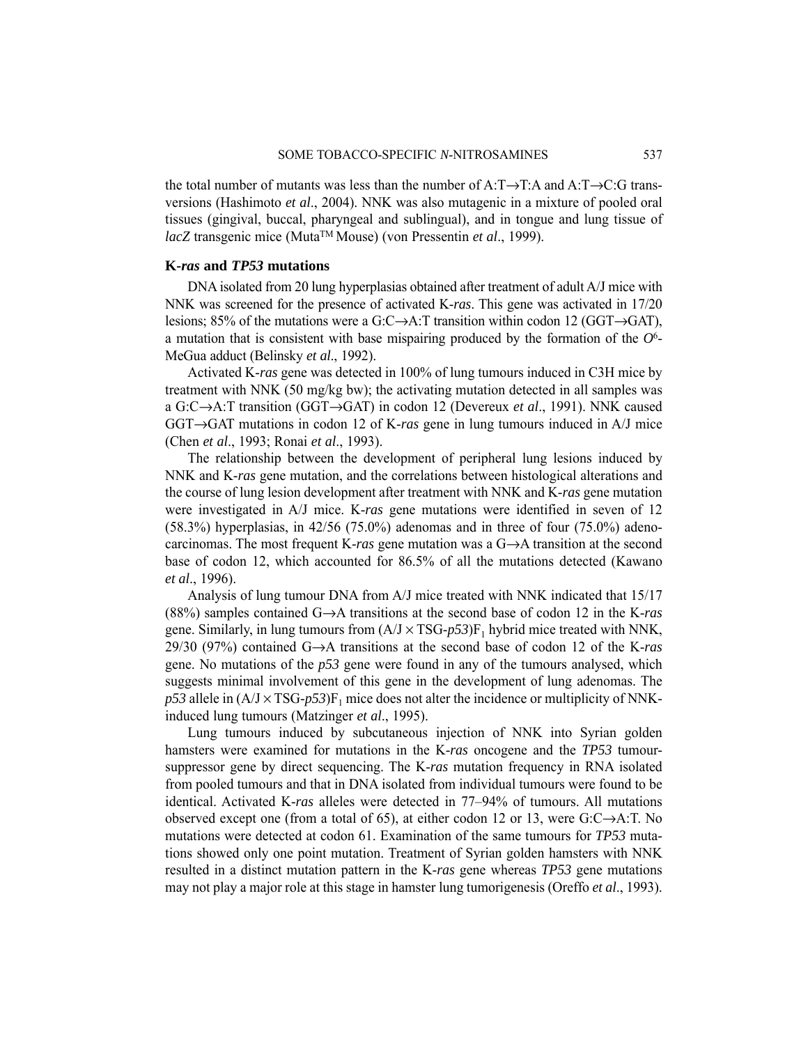the total number of mutants was less than the number of A:T→T:A and A:T→C:G transversions (Hashimoto *et al*., 2004). NNK was also mutagenic in a mixture of pooled oral tissues (gingival, buccal, pharyngeal and sublingual), and in tongue and lung tissue of *lacZ* transgenic mice (Muta$^{TM}$ Mouse) (von Pressentin *et al*., 1999).

### K-*ras* and *TP53* mutations

DNA isolated from 20 lung hyperplasias obtained after treatment of adult A/J mice with NNK was screened for the presence of activated K-*ras*. This gene was activated in 17/20 lesions; 85% of the mutations were a G:C→A:T transition within codon 12 (GGT→GAT), a mutation that is consistent with base mispairing produced by the formation of the $O^6$-MeGua adduct (Belinsky *et al*., 1992).

Activated K-*ras* gene was detected in 100% of lung tumours induced in C3H mice by treatment with NNK (50 mg/kg bw); the activating mutation detected in all samples was a G:C→A:T transition (GGT→GAT) in codon 12 (Devereux *et al*., 1991). NNK caused GGT→GAT mutations in codon 12 of K-*ras* gene in lung tumours induced in A/J mice (Chen *et al*., 1993; Ronai *et al*., 1993).

The relationship between the development of peripheral lung lesions induced by NNK and K-*ras* gene mutation, and the correlations between histological alterations and the course of lung lesion development after treatment with NNK and K-*ras* gene mutation were investigated in A/J mice. K-*ras* gene mutations were identified in seven of 12 (58.3%) hyperplasias, in 42/56 (75.0%) adenomas and in three of four (75.0%) adenocarcinomas. The most frequent K-*ras* gene mutation was a G→A transition at the second base of codon 12, which accounted for 86.5% of all the mutations detected (Kawano *et al*., 1996).

Analysis of lung tumour DNA from A/J mice treated with NNK indicated that 15/17 (88%) samples contained G→A transitions at the second base of codon 12 in the K-*ras* gene. Similarly, in lung tumours from (A/J × TSG-*p53*)$F_1$ hybrid mice treated with NNK, 29/30 (97%) contained G→A transitions at the second base of codon 12 of the K-*ras* gene. No mutations of the *p53* gene were found in any of the tumours analysed, which suggests minimal involvement of this gene in the development of lung adenomas. The *p53* allele in (A/J × TSG-*p53*)$F_1$ mice does not alter the incidence or multiplicity of NNK-induced lung tumours (Matzinger *et al*., 1995).

Lung tumours induced by subcutaneous injection of NNK into Syrian golden hamsters were examined for mutations in the K-*ras* oncogene and the *TP53* tumour-suppressor gene by direct sequencing. The K-*ras* mutation frequency in RNA isolated from pooled tumours and that in DNA isolated from individual tumours were found to be identical. Activated K-*ras* alleles were detected in 77–94% of tumours. All mutations observed except one (from a total of 65), at either codon 12 or 13, were G:C→A:T. No mutations were detected at codon 61. Examination of the same tumours for *TP53* mutations showed only one point mutation. Treatment of Syrian golden hamsters with NNK resulted in a distinct mutation pattern in the K-*ras* gene whereas *TP53* gene mutations may not play a major role at this stage in hamster lung tumorigenesis (Oreffo *et al*., 1993).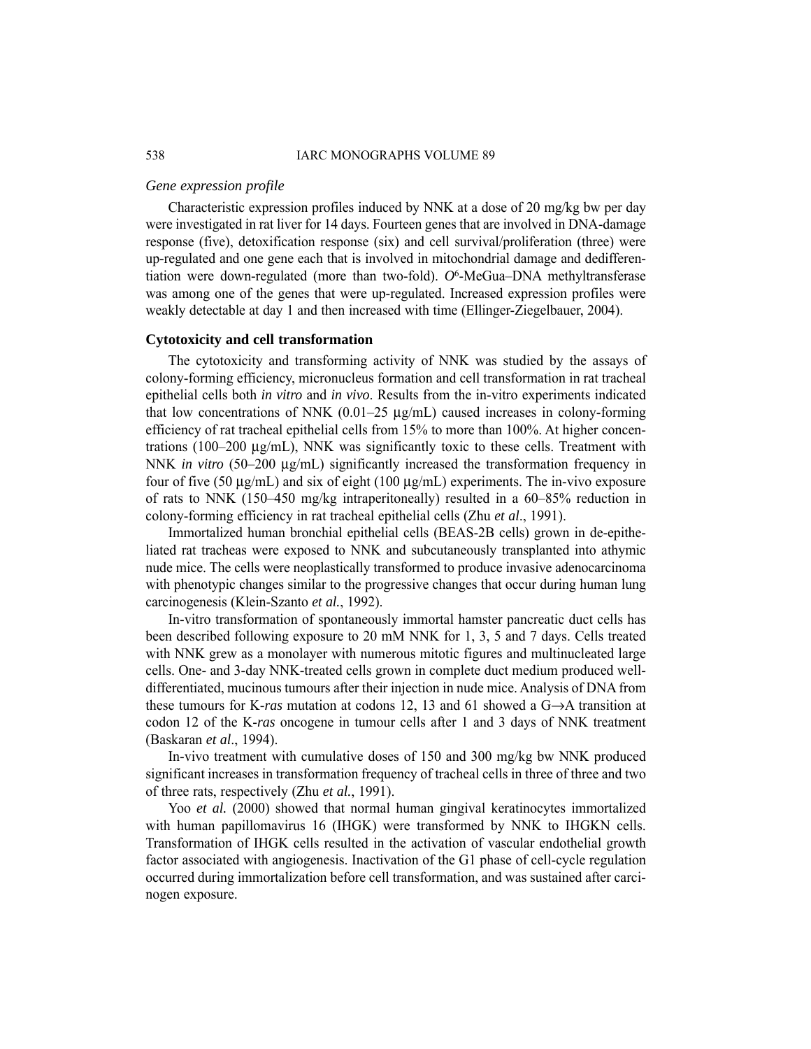*Gene expression profile*

Characteristic expression profiles induced by NNK at a dose of 20 mg/kg bw per day were investigated in rat liver for 14 days. Fourteen genes that are involved in DNA-damage response (five), detoxification response (six) and cell survival/proliferation (three) were up-regulated and one gene each that is involved in mitochondrial damage and dedifferentiation were down-regulated (more than two-fold). *O*[6]-MeGua–DNA methyltransferase was among one of the genes that were up-regulated. Increased expression profiles were weakly detectable at day 1 and then increased with time (Ellinger-Ziegelbauer, 2004).

**Cytotoxicity and cell transformation**

The cytotoxicity and transforming activity of NNK was studied by the assays of colony-forming efficiency, micronucleus formation and cell transformation in rat tracheal epithelial cells both *in vitro* and *in vivo*. Results from the in-vitro experiments indicated that low concentrations of NNK (0.01–25 μg/mL) caused increases in colony-forming efficiency of rat tracheal epithelial cells from 15% to more than 100%. At higher concentrations (100–200 μg/mL), NNK was significantly toxic to these cells. Treatment with NNK *in vitro* (50–200 μg/mL) significantly increased the transformation frequency in four of five (50 μg/mL) and six of eight (100 μg/mL) experiments. The in-vivo exposure of rats to NNK (150–450 mg/kg intraperitoneally) resulted in a 60–85% reduction in colony-forming efficiency in rat tracheal epithelial cells (Zhu *et al*., 1991).

Immortalized human bronchial epithelial cells (BEAS-2B cells) grown in de-epitheliated rat tracheas were exposed to NNK and subcutaneously transplanted into athymic nude mice. The cells were neoplastically transformed to produce invasive adenocarcinoma with phenotypic changes similar to the progressive changes that occur during human lung carcinogenesis (Klein-Szanto *et al.*, 1992).

In-vitro transformation of spontaneously immortal hamster pancreatic duct cells has been described following exposure to 20 mM NNK for 1, 3, 5 and 7 days. Cells treated with NNK grew as a monolayer with numerous mitotic figures and multinucleated large cells. One- and 3-day NNK-treated cells grown in complete duct medium produced well-differentiated, mucinous tumours after their injection in nude mice. Analysis of DNA from these tumours for K-*ras* mutation at codons 12, 13 and 61 showed a G→A transition at codon 12 of the K-*ras* oncogene in tumour cells after 1 and 3 days of NNK treatment (Baskaran *et al*., 1994).

In-vivo treatment with cumulative doses of 150 and 300 mg/kg bw NNK produced significant increases in transformation frequency of tracheal cells in three of three and two of three rats, respectively (Zhu *et al.*, 1991).

Yoo *et al.* (2000) showed that normal human gingival keratinocytes immortalized with human papillomavirus 16 (IHGK) were transformed by NNK to IHGKN cells. Transformation of IHGK cells resulted in the activation of vascular endothelial growth factor associated with angiogenesis. Inactivation of the G1 phase of cell-cycle regulation occurred during immortalization before cell transformation, and was sustained after carcinogen exposure.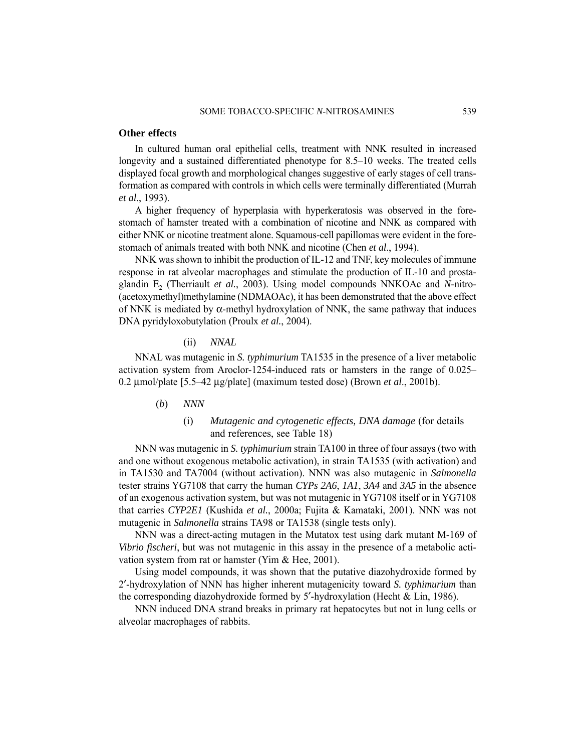**Other effects**

In cultured human oral epithelial cells, treatment with NNK resulted in increased longevity and a sustained differentiated phenotype for 8.5–10 weeks. The treated cells displayed focal growth and morphological changes suggestive of early stages of cell transformation as compared with controls in which cells were terminally differentiated (Murrah *et al*., 1993).

A higher frequency of hyperplasia with hyperkeratosis was observed in the forestomach of hamster treated with a combination of nicotine and NNK as compared with either NNK or nicotine treatment alone. Squamous-cell papillomas were evident in the forestomach of animals treated with both NNK and nicotine (Chen *et al*., 1994).

NNK was shown to inhibit the production of IL-12 and TNF, key molecules of immune response in rat alveolar macrophages and stimulate the production of IL-10 and prostaglandin $E_2$ (Therriault *et al.*, 2003). Using model compounds NNKOAc and *N*-nitro-(acetoxymethyl)methylamine (NDMAOAc), it has been demonstrated that the above effect of NNK is mediated by α-methyl hydroxylation of NNK, the same pathway that induces DNA pyridyloxobutylation (Proulx *et al.*, 2004).

(ii) *NNAL*

NNAL was mutagenic in *S. typhimurium* TA1535 in the presence of a liver metabolic activation system from Aroclor-1254-induced rats or hamsters in the range of 0.025–0.2 µmol/plate [5.5–42 µg/plate] (maximum tested dose) (Brown *et al*., 2001b).

(*b*) *NNN*

(i) *Mutagenic and cytogenetic effects, DNA damage* (for details and references, see Table 18)

NNN was mutagenic in *S. typhimurium* strain TA100 in three of four assays (two with and one without exogenous metabolic activation), in strain TA1535 (with activation) and in TA1530 and TA7004 (without activation). NNN was also mutagenic in *Salmonella* tester strains YG7108 that carry the human *CYPs 2A6*, *1A1*, *3A4* and *3A5* in the absence of an exogenous activation system, but was not mutagenic in YG7108 itself or in YG7108 that carries *CYP2E1* (Kushida *et al.*, 2000a; Fujita & Kamataki, 2001). NNN was not mutagenic in *Salmonella* strains TA98 or TA1538 (single tests only).

NNN was a direct-acting mutagen in the Mutatox test using dark mutant M-169 of *Vibrio fischeri*, but was not mutagenic in this assay in the presence of a metabolic activation system from rat or hamster (Yim & Hee, 2001).

Using model compounds, it was shown that the putative diazohydroxide formed by 2′-hydroxylation of NNN has higher inherent mutagenicity toward *S. typhimurium* than the corresponding diazohydroxide formed by 5′-hydroxylation (Hecht & Lin, 1986).

NNN induced DNA strand breaks in primary rat hepatocytes but not in lung cells or alveolar macrophages of rabbits.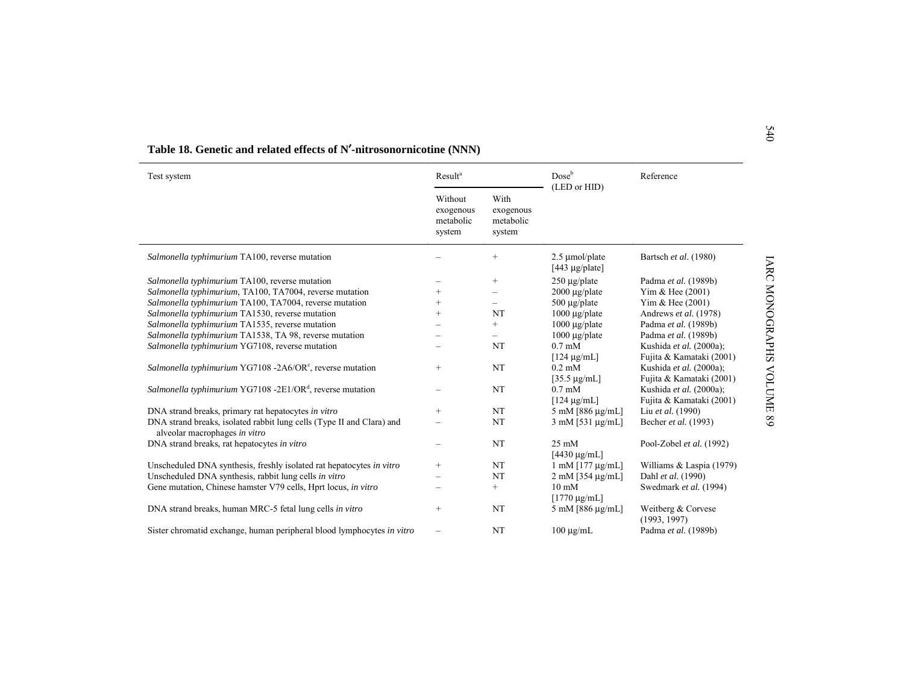**Table 18. Genetic and related effects of N′-nitrosonornicotine (NNN)**

| Test system | Result[a] | | Dose[b] (LED or HID) | Reference |
|---|---|---|---|---|
| | Without exogenous metabolic system | With exogenous metabolic system | | |
| *Salmonella typhimurium* TA100, reverse mutation | – | + | 2.5 µmol/plate [443 µg/plate] | Bartsch *et al.* (1980) |
| *Salmonella typhimurium* TA100, reverse mutation | – | + | 250 µg/plate | Padma *et al.* (1989b) |
| *Salmonella typhimurium*, TA100, TA7004, reverse mutation | + | – | 2000 µg/plate | Yim & Hee (2001) |
| *Salmonella typhimurium* TA100, TA7004, reverse mutation | + | – | 500 µg/plate | Yim & Hee (2001) |
| *Salmonella typhimurium* TA1530, reverse mutation | + | NT | 1000 µg/plate | Andrews *et al.* (1978) |
| *Salmonella typhimurium* TA1535, reverse mutation | – | + | 1000 µg/plate | Padma *et al.* (1989b) |
| *Salmonella typhimurium* TA1538, TA 98, reverse mutation | – | – | 1000 µg/plate | Padma *et al.* (1989b) |
| *Salmonella typhimurium* YG7108, reverse mutation | – | NT | 0.7 mM [124 µg/mL] | Kushida *et al.* (2000a); Fujita & Kamataki (2001) |
| *Salmonella typhimurium* YG7108 -2A6/OR[c], reverse mutation | + | NT | 0.2 mM [35.5 µg/mL] | Kushida *et al.* (2000a); Fujita & Kamataki (2001) |
| *Salmonella typhimurium* YG7108 -2E1/OR[d], reverse mutation | – | NT | 0.7 mM [124 µg/mL] | Kushida *et al.* (2000a); Fujita & Kamataki (2001) |
| DNA strand breaks, primary rat hepatocytes *in vitro* | + | NT | 5 mM [886 µg/mL] | Liu *et al.* (1990) |
| DNA strand breaks, isolated rabbit lung cells (Type II and Clara) and alveolar macrophages *in vitro* | – | NT | 3 mM [531 µg/mL] | Becher *et al.* (1993) |
| DNA strand breaks, rat hepatocytes *in vitro* | – | NT | 25 mM [4430 µg/mL] | Pool-Zobel *et al.* (1992) |
| Unscheduled DNA synthesis, freshly isolated rat hepatocytes *in vitro* | + | NT | 1 mM [177 µg/mL] | Williams & Laspia (1979) |
| Unscheduled DNA synthesis, rabbit lung cells *in vitro* | – | NT | 2 mM [354 µg/mL] | Dahl *et al.* (1990) |
| Gene mutation, Chinese hamster V79 cells, Hprt locus, *in vitro* | – | + | 10 mM [1770 µg/mL] | Swedmark *et al.* (1994) |
| DNA strand breaks, human MRC-5 fetal lung cells *in vitro* | + | NT | 5 mM [886 µg/mL] | Weitberg & Corvese (1993, 1997) |
| Sister chromatid exchange, human peripheral blood lymphocytes *in vitro* | – | NT | 100 µg/mL | Padma *et al.* (1989b) |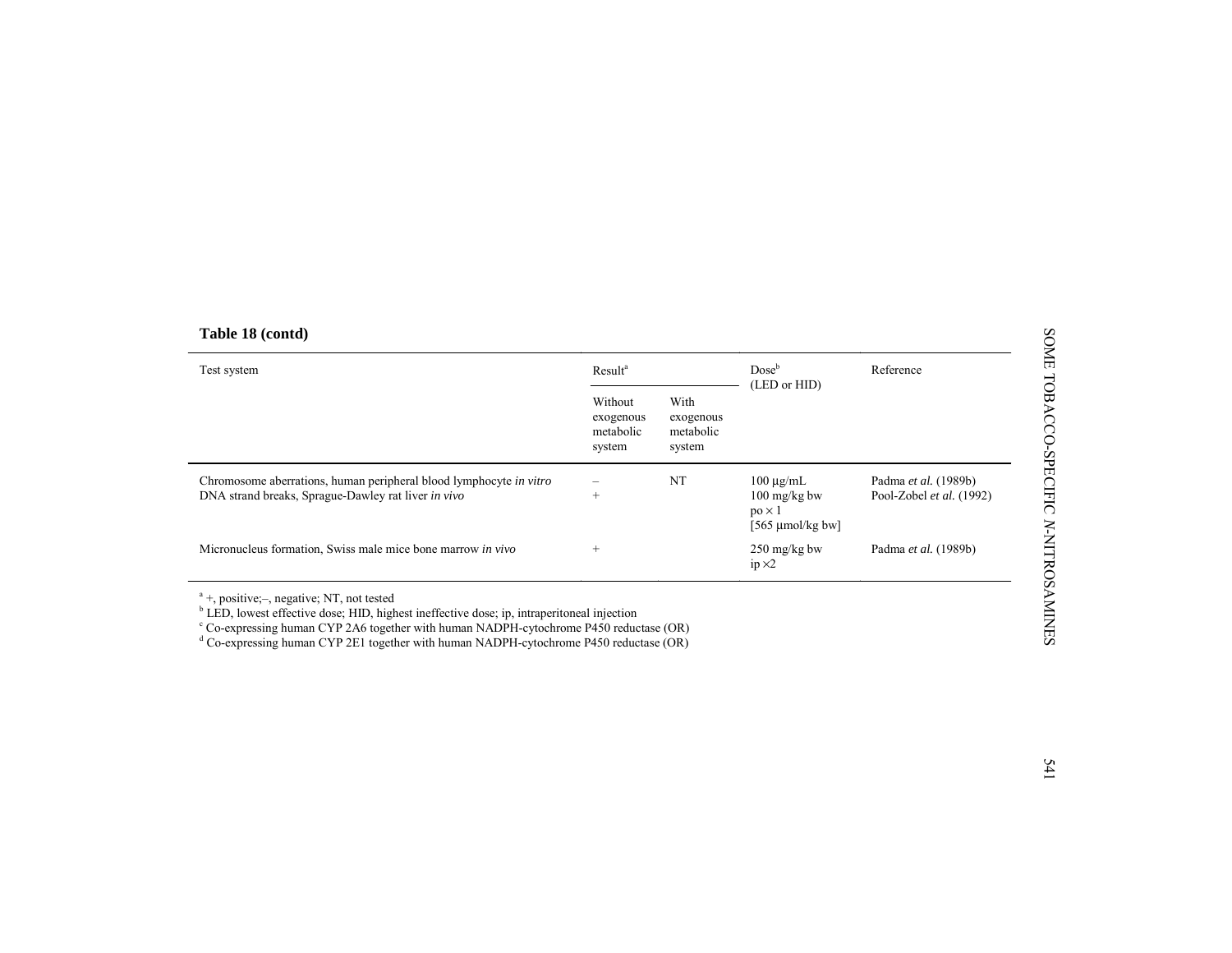**Table 18 (contd)**

| Test system | Result[a] | | Dose[b] (LED or HID) | Reference |
|---|---|---|---|---|
| | Without exogenous metabolic system | With exogenous metabolic system | | |
| Chromosome aberrations, human peripheral blood lymphocyte *in vitro* | – | NT | 100 µg/mL | Padma *et al.* (1989b) |
| DNA strand breaks, Sprague-Dawley rat liver *in vivo* | + | | 100 mg/kg bw po × 1 [565 µmol/kg bw] | Pool-Zobel *et al.* (1992) |
| Micronucleus formation, Swiss male mice bone marrow *in vivo* | + | | 250 mg/kg bw ip ×2 | Padma *et al.* (1989b) |

[a] +, positive;–, negative; NT, not tested
[b] LED, lowest effective dose; HID, highest ineffective dose; ip, intraperitoneal injection
[c] Co-expressing human CYP 2A6 together with human NADPH-cytochrome P450 reductase (OR)
[d] Co-expressing human CYP 2E1 together with human NADPH-cytochrome P450 reductase (OR)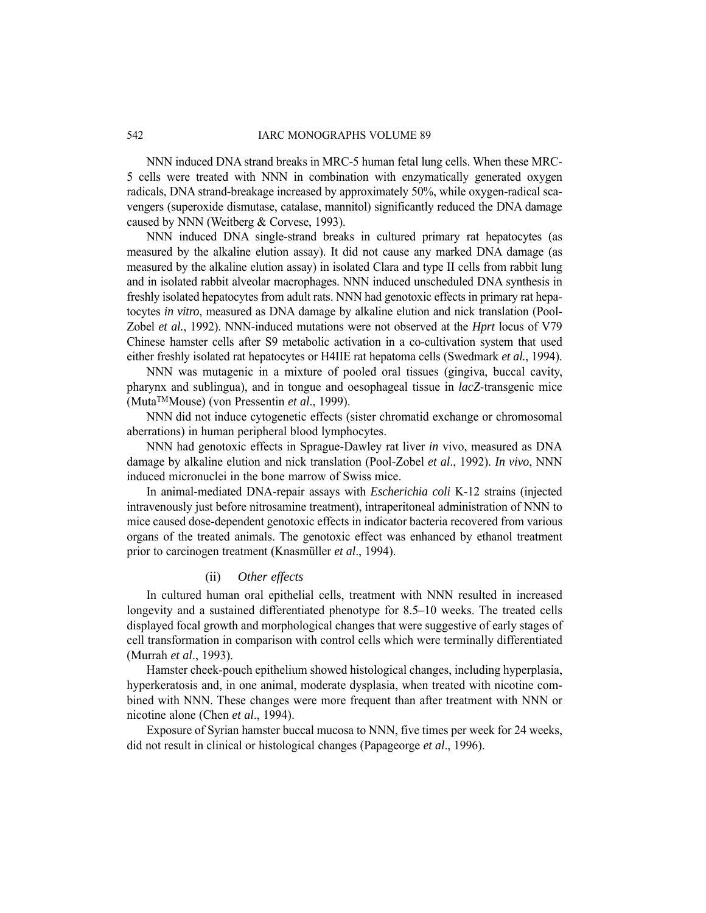NNN induced DNA strand breaks in MRC-5 human fetal lung cells. When these MRC-5 cells were treated with NNN in combination with enzymatically generated oxygen radicals, DNA strand-breakage increased by approximately 50%, while oxygen-radical scavengers (superoxide dismutase, catalase, mannitol) significantly reduced the DNA damage caused by NNN (Weitberg & Corvese, 1993).

NNN induced DNA single-strand breaks in cultured primary rat hepatocytes (as measured by the alkaline elution assay). It did not cause any marked DNA damage (as measured by the alkaline elution assay) in isolated Clara and type II cells from rabbit lung and in isolated rabbit alveolar macrophages. NNN induced unscheduled DNA synthesis in freshly isolated hepatocytes from adult rats. NNN had genotoxic effects in primary rat hepatocytes *in vitro*, measured as DNA damage by alkaline elution and nick translation (Pool-Zobel *et al.*, 1992). NNN-induced mutations were not observed at the *Hprt* locus of V79 Chinese hamster cells after S9 metabolic activation in a co-cultivation system that used either freshly isolated rat hepatocytes or H4IIE rat hepatoma cells (Swedmark *et al.*, 1994).

NNN was mutagenic in a mixture of pooled oral tissues (gingiva, buccal cavity, pharynx and sublingua), and in tongue and oesophageal tissue in *lacZ*-transgenic mice (Muta™Mouse) (von Pressentin *et al*., 1999).

NNN did not induce cytogenetic effects (sister chromatid exchange or chromosomal aberrations) in human peripheral blood lymphocytes.

NNN had genotoxic effects in Sprague-Dawley rat liver *in* vivo, measured as DNA damage by alkaline elution and nick translation (Pool-Zobel *et al*., 1992). *In vivo*, NNN induced micronuclei in the bone marrow of Swiss mice.

In animal-mediated DNA-repair assays with *Escherichia coli* K-12 strains (injected intravenously just before nitrosamine treatment), intraperitoneal administration of NNN to mice caused dose-dependent genotoxic effects in indicator bacteria recovered from various organs of the treated animals. The genotoxic effect was enhanced by ethanol treatment prior to carcinogen treatment (Knasmüller *et al*., 1994).

(ii) *Other effects*

In cultured human oral epithelial cells, treatment with NNN resulted in increased longevity and a sustained differentiated phenotype for 8.5–10 weeks. The treated cells displayed focal growth and morphological changes that were suggestive of early stages of cell transformation in comparison with control cells which were terminally differentiated (Murrah *et al*., 1993).

Hamster cheek-pouch epithelium showed histological changes, including hyperplasia, hyperkeratosis and, in one animal, moderate dysplasia, when treated with nicotine combined with NNN. These changes were more frequent than after treatment with NNN or nicotine alone (Chen *et al*., 1994).

Exposure of Syrian hamster buccal mucosa to NNN, five times per week for 24 weeks, did not result in clinical or histological changes (Papageorge *et al*., 1996).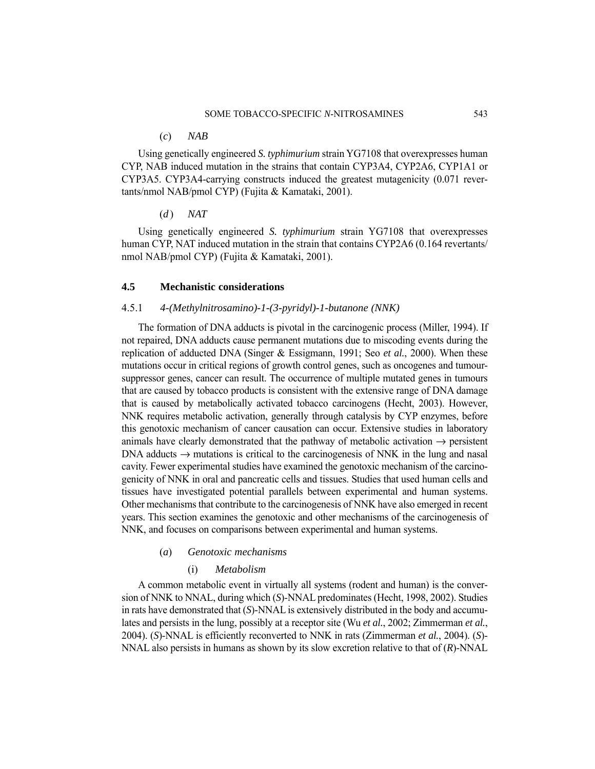(*c*) *NAB*

Using genetically engineered *S. typhimurium* strain YG7108 that overexpresses human CYP, NAB induced mutation in the strains that contain CYP3A4, CYP2A6, CYP1A1 or CYP3A5. CYP3A4-carrying constructs induced the greatest mutagenicity (0.071 revertants/nmol NAB/pmol CYP) (Fujita & Kamataki, 2001).

(*d*) *NAT*

Using genetically engineered *S. typhimurium* strain YG7108 that overexpresses human CYP, NAT induced mutation in the strain that contains CYP2A6 (0.164 revertants/nmol NAB/pmol CYP) (Fujita & Kamataki, 2001).

## 4.5 Mechanistic considerations

### 4.5.1 *4-(Methylnitrosamino)-1-(3-pyridyl)-1-butanone (NNK)*

The formation of DNA adducts is pivotal in the carcinogenic process (Miller, 1994). If not repaired, DNA adducts cause permanent mutations due to miscoding events during the replication of adducted DNA (Singer & Essigmann, 1991; Seo *et al.*, 2000). When these mutations occur in critical regions of growth control genes, such as oncogenes and tumour-suppressor genes, cancer can result. The occurrence of multiple mutated genes in tumours that are caused by tobacco products is consistent with the extensive range of DNA damage that is caused by metabolically activated tobacco carcinogens (Hecht, 2003). However, NNK requires metabolic activation, generally through catalysis by CYP enzymes, before this genotoxic mechanism of cancer causation can occur. Extensive studies in laboratory animals have clearly demonstrated that the pathway of metabolic activation → persistent DNA adducts → mutations is critical to the carcinogenesis of NNK in the lung and nasal cavity. Fewer experimental studies have examined the genotoxic mechanism of the carcinogenicity of NNK in oral and pancreatic cells and tissues. Studies that used human cells and tissues have investigated potential parallels between experimental and human systems. Other mechanisms that contribute to the carcinogenesis of NNK have also emerged in recent years. This section examines the genotoxic and other mechanisms of the carcinogenesis of NNK, and focuses on comparisons between experimental and human systems.

(*a*) *Genotoxic mechanisms*

(i) *Metabolism*

A common metabolic event in virtually all systems (rodent and human) is the conversion of NNK to NNAL, during which (*S*)-NNAL predominates (Hecht, 1998, 2002). Studies in rats have demonstrated that (*S*)-NNAL is extensively distributed in the body and accumulates and persists in the lung, possibly at a receptor site (Wu *et al.*, 2002; Zimmerman *et al.*, 2004). (*S*)-NNAL is efficiently reconverted to NNK in rats (Zimmerman *et al.*, 2004). (*S*)-NNAL also persists in humans as shown by its slow excretion relative to that of (*R*)-NNAL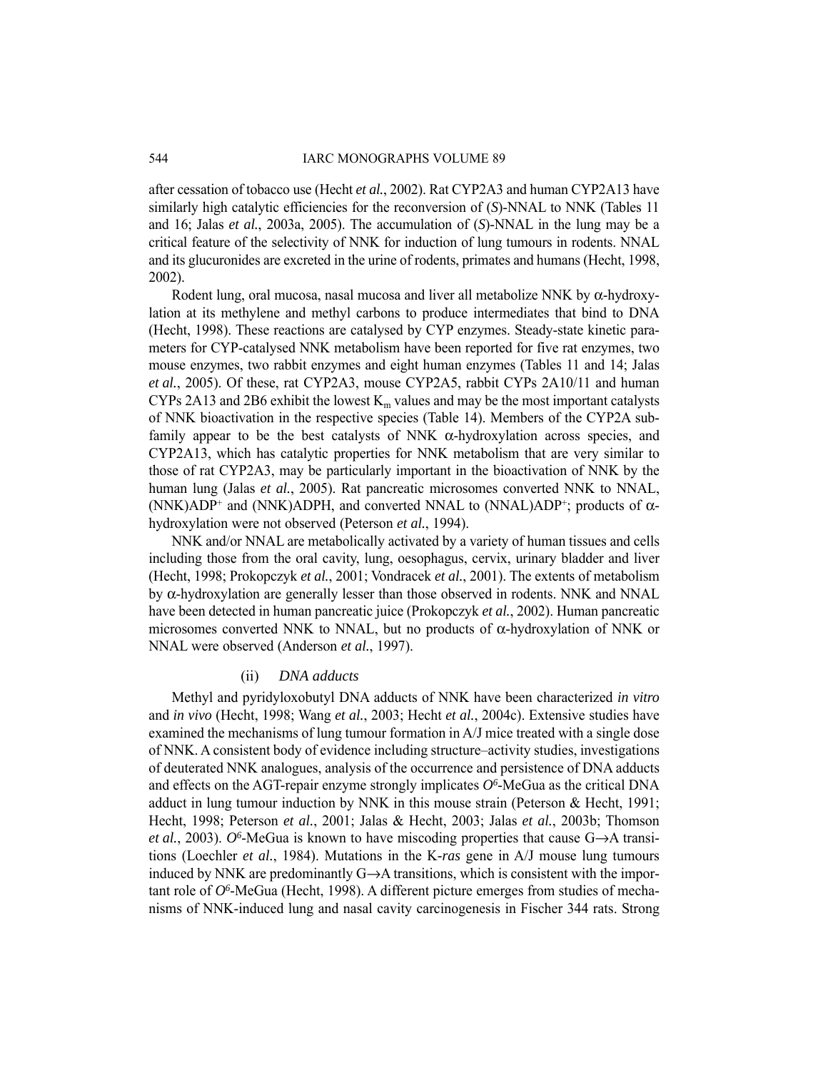after cessation of tobacco use (Hecht *et al.*, 2002). Rat CYP2A3 and human CYP2A13 have similarly high catalytic efficiencies for the reconversion of (*S*)-NNAL to NNK (Tables 11 and 16; Jalas *et al.*, 2003a, 2005). The accumulation of (*S*)-NNAL in the lung may be a critical feature of the selectivity of NNK for induction of lung tumours in rodents. NNAL and its glucuronides are excreted in the urine of rodents, primates and humans (Hecht, 1998, 2002).

Rodent lung, oral mucosa, nasal mucosa and liver all metabolize NNK by α-hydroxylation at its methylene and methyl carbons to produce intermediates that bind to DNA (Hecht, 1998). These reactions are catalysed by CYP enzymes. Steady-state kinetic parameters for CYP-catalysed NNK metabolism have been reported for five rat enzymes, two mouse enzymes, two rabbit enzymes and eight human enzymes (Tables 11 and 14; Jalas *et al.*, 2005). Of these, rat CYP2A3, mouse CYP2A5, rabbit CYPs 2A10/11 and human CYPs 2A13 and 2B6 exhibit the lowest $K_m$ values and may be the most important catalysts of NNK bioactivation in the respective species (Table 14). Members of the CYP2A subfamily appear to be the best catalysts of NNK α-hydroxylation across species, and CYP2A13, which has catalytic properties for NNK metabolism that are very similar to those of rat CYP2A3, may be particularly important in the bioactivation of NNK by the human lung (Jalas *et al.*, 2005). Rat pancreatic microsomes converted NNK to NNAL, $(NNK)ADP^+$ and (NNK)ADPH, and converted NNAL to $(NNAL)ADP^+$; products of α-hydroxylation were not observed (Peterson *et al.*, 1994).

NNK and/or NNAL are metabolically activated by a variety of human tissues and cells including those from the oral cavity, lung, oesophagus, cervix, urinary bladder and liver (Hecht, 1998; Prokopczyk *et al.*, 2001; Vondracek *et al.*, 2001). The extents of metabolism by α-hydroxylation are generally lesser than those observed in rodents. NNK and NNAL have been detected in human pancreatic juice (Prokopczyk *et al.*, 2002). Human pancreatic microsomes converted NNK to NNAL, but no products of α-hydroxylation of NNK or NNAL were observed (Anderson *et al.*, 1997).

#### (ii) *DNA adducts*

Methyl and pyridyloxobutyl DNA adducts of NNK have been characterized *in vitro* and *in vivo* (Hecht, 1998; Wang *et al.*, 2003; Hecht *et al.*, 2004c). Extensive studies have examined the mechanisms of lung tumour formation in A/J mice treated with a single dose of NNK. A consistent body of evidence including structure–activity studies, investigations of deuterated NNK analogues, analysis of the occurrence and persistence of DNA adducts and effects on the AGT-repair enzyme strongly implicates $O^6$-MeGua as the critical DNA adduct in lung tumour induction by NNK in this mouse strain (Peterson & Hecht, 1991; Hecht, 1998; Peterson *et al.*, 2001; Jalas & Hecht, 2003; Jalas *et al.*, 2003b; Thomson *et al.*, 2003). $O^6$-MeGua is known to have miscoding properties that cause G→A transitions (Loechler *et al.*, 1984). Mutations in the K-*ras* gene in A/J mouse lung tumours induced by NNK are predominantly G→A transitions, which is consistent with the important role of $O^6$-MeGua (Hecht, 1998). A different picture emerges from studies of mechanisms of NNK-induced lung and nasal cavity carcinogenesis in Fischer 344 rats. Strong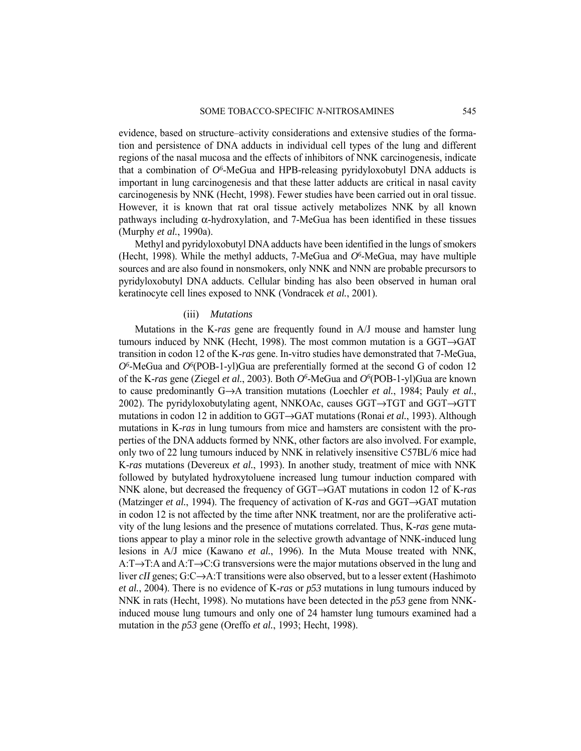evidence, based on structure–activity considerations and extensive studies of the formation and persistence of DNA adducts in individual cell types of the lung and different regions of the nasal mucosa and the effects of inhibitors of NNK carcinogenesis, indicate that a combination of $O^6$-MeGua and HPB-releasing pyridyloxobutyl DNA adducts is important in lung carcinogenesis and that these latter adducts are critical in nasal cavity carcinogenesis by NNK (Hecht, 1998). Fewer studies have been carried out in oral tissue. However, it is known that rat oral tissue actively metabolizes NNK by all known pathways including α-hydroxylation, and 7-MeGua has been identified in these tissues (Murphy *et al.*, 1990a).

Methyl and pyridyloxobutyl DNA adducts have been identified in the lungs of smokers (Hecht, 1998). While the methyl adducts, 7-MeGua and $O^6$-MeGua, may have multiple sources and are also found in nonsmokers, only NNK and NNN are probable precursors to pyridyloxobutyl DNA adducts. Cellular binding has also been observed in human oral keratinocyte cell lines exposed to NNK (Vondracek *et al.*, 2001).

#### (iii) *Mutations*

Mutations in the K-*ras* gene are frequently found in A/J mouse and hamster lung tumours induced by NNK (Hecht, 1998). The most common mutation is a GGT→GAT transition in codon 12 of the K-*ras* gene. In-vitro studies have demonstrated that 7-MeGua, $O^6$-MeGua and $O^6$(POB-1-yl)Gua are preferentially formed at the second G of codon 12 of the K-*ras* gene (Ziegel *et al.*, 2003). Both $O^6$-MeGua and $O^6$(POB-1-yl)Gua are known to cause predominantly G→A transition mutations (Loechler *et al.*, 1984; Pauly *et al.*, 2002). The pyridyloxobutylating agent, NNKOAc, causes GGT→TGT and GGT→GTT mutations in codon 12 in addition to GGT→GAT mutations (Ronai *et al.*, 1993). Although mutations in K-*ras* in lung tumours from mice and hamsters are consistent with the properties of the DNA adducts formed by NNK, other factors are also involved. For example, only two of 22 lung tumours induced by NNK in relatively insensitive C57BL/6 mice had K-*ras* mutations (Devereux *et al.*, 1993). In another study, treatment of mice with NNK followed by butylated hydroxytoluene increased lung tumour induction compared with NNK alone, but decreased the frequency of GGT→GAT mutations in codon 12 of K-*ras* (Matzinger *et al.*, 1994). The frequency of activation of K-*ras* and GGT→GAT mutation in codon 12 is not affected by the time after NNK treatment, nor are the proliferative activity of the lung lesions and the presence of mutations correlated. Thus, K-*ras* gene mutations appear to play a minor role in the selective growth advantage of NNK-induced lung lesions in A/J mice (Kawano *et al.*, 1996). In the Muta Mouse treated with NNK, A:T→T:A and A:T→C:G transversions were the major mutations observed in the lung and liver *cII* genes; G:C→A:T transitions were also observed, but to a lesser extent (Hashimoto *et al.*, 2004). There is no evidence of K-*ras* or *p53* mutations in lung tumours induced by NNK in rats (Hecht, 1998). No mutations have been detected in the *p53* gene from NNK-induced mouse lung tumours and only one of 24 hamster lung tumours examined had a mutation in the *p53* gene (Oreffo *et al.*, 1993; Hecht, 1998).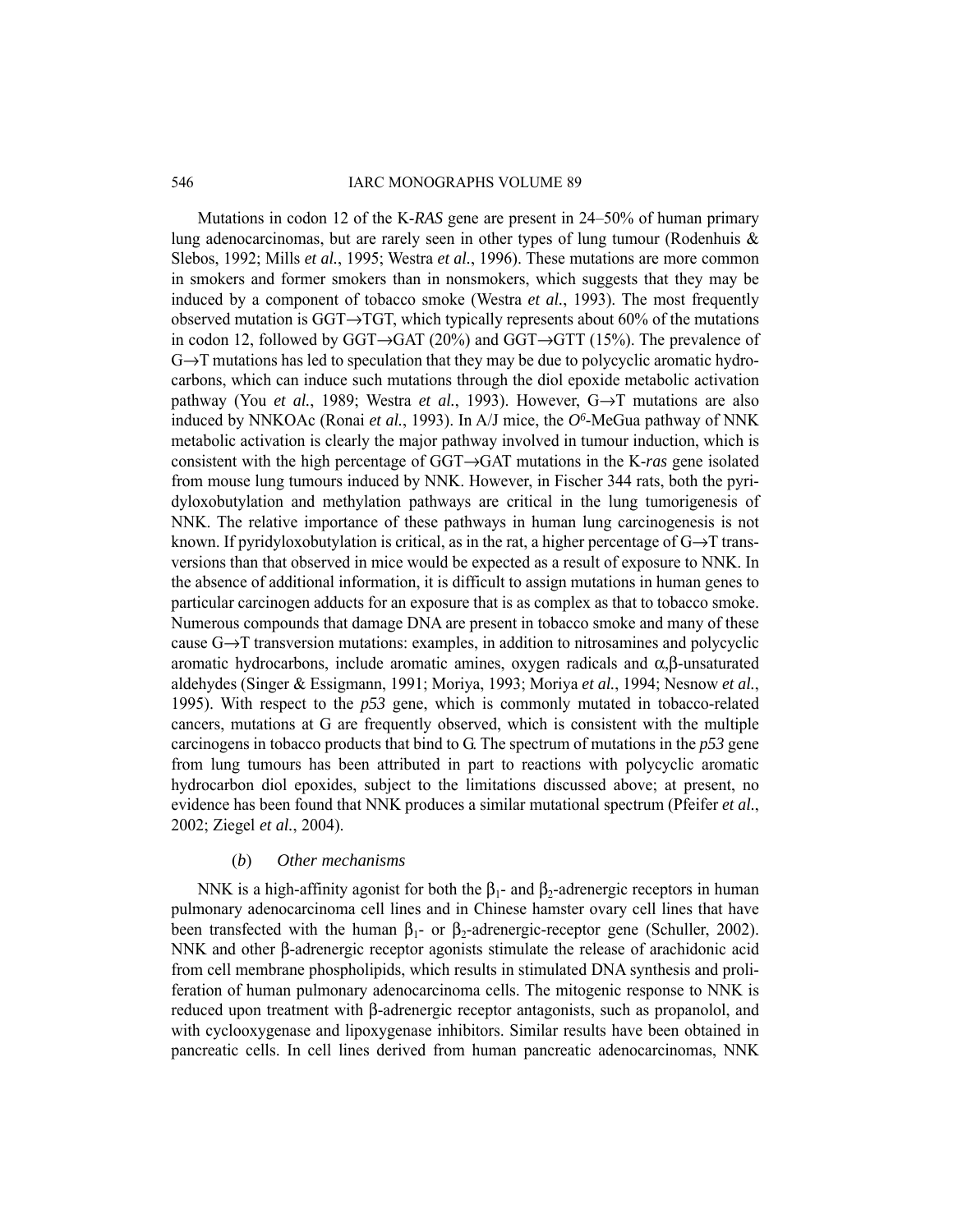Mutations in codon 12 of the K-*RAS* gene are present in 24–50% of human primary lung adenocarcinomas, but are rarely seen in other types of lung tumour (Rodenhuis & Slebos, 1992; Mills *et al.*, 1995; Westra *et al.*, 1996). These mutations are more common in smokers and former smokers than in nonsmokers, which suggests that they may be induced by a component of tobacco smoke (Westra *et al.*, 1993). The most frequently observed mutation is GGT→TGT, which typically represents about 60% of the mutations in codon 12, followed by GGT→GAT (20%) and GGT→GTT (15%). The prevalence of G→T mutations has led to speculation that they may be due to polycyclic aromatic hydrocarbons, which can induce such mutations through the diol epoxide metabolic activation pathway (You *et al.*, 1989; Westra *et al.*, 1993). However, G→T mutations are also induced by NNKOAc (Ronai *et al.*, 1993). In A/J mice, the $O^6$-MeGua pathway of NNK metabolic activation is clearly the major pathway involved in tumour induction, which is consistent with the high percentage of GGT→GAT mutations in the K-*ras* gene isolated from mouse lung tumours induced by NNK. However, in Fischer 344 rats, both the pyridyloxobutylation and methylation pathways are critical in the lung tumorigenesis of NNK. The relative importance of these pathways in human lung carcinogenesis is not known. If pyridyloxobutylation is critical, as in the rat, a higher percentage of G→T transversions than that observed in mice would be expected as a result of exposure to NNK. In the absence of additional information, it is difficult to assign mutations in human genes to particular carcinogen adducts for an exposure that is as complex as that to tobacco smoke. Numerous compounds that damage DNA are present in tobacco smoke and many of these cause G→T transversion mutations: examples, in addition to nitrosamines and polycyclic aromatic hydrocarbons, include aromatic amines, oxygen radicals and α,β-unsaturated aldehydes (Singer & Essigmann, 1991; Moriya, 1993; Moriya *et al.*, 1994; Nesnow *et al.*, 1995). With respect to the *p53* gene, which is commonly mutated in tobacco-related cancers, mutations at G are frequently observed, which is consistent with the multiple carcinogens in tobacco products that bind to G. The spectrum of mutations in the *p53* gene from lung tumours has been attributed in part to reactions with polycyclic aromatic hydrocarbon diol epoxides, subject to the limitations discussed above; at present, no evidence has been found that NNK produces a similar mutational spectrum (Pfeifer *et al.*, 2002; Ziegel *et al.*, 2004).

#### (*b*) *Other mechanisms*

NNK is a high-affinity agonist for both the $\beta_1$- and $\beta_2$-adrenergic receptors in human pulmonary adenocarcinoma cell lines and in Chinese hamster ovary cell lines that have been transfected with the human $\beta_1$- or $\beta_2$-adrenergic-receptor gene (Schuller, 2002). NNK and other β-adrenergic receptor agonists stimulate the release of arachidonic acid from cell membrane phospholipids, which results in stimulated DNA synthesis and proliferation of human pulmonary adenocarcinoma cells. The mitogenic response to NNK is reduced upon treatment with β-adrenergic receptor antagonists, such as propanolol, and with cyclooxygenase and lipoxygenase inhibitors. Similar results have been obtained in pancreatic cells. In cell lines derived from human pancreatic adenocarcinomas, NNK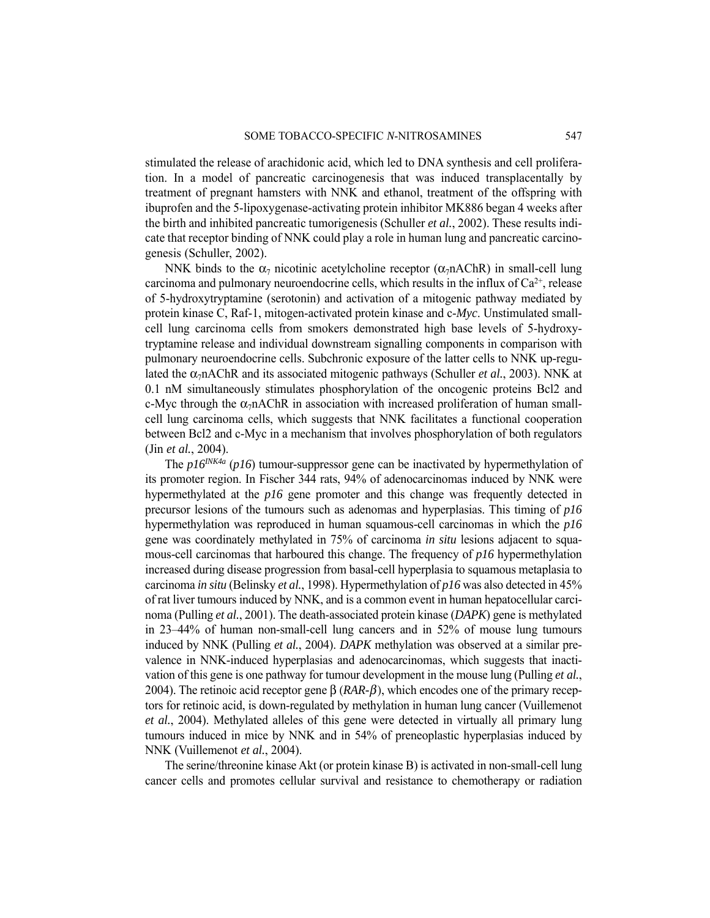stimulated the release of arachidonic acid, which led to DNA synthesis and cell proliferation. In a model of pancreatic carcinogenesis that was induced transplacentally by treatment of pregnant hamsters with NNK and ethanol, treatment of the offspring with ibuprofen and the 5-lipoxygenase-activating protein inhibitor MK886 began 4 weeks after the birth and inhibited pancreatic tumorigenesis (Schuller *et al.*, 2002). These results indicate that receptor binding of NNK could play a role in human lung and pancreatic carcinogenesis (Schuller, 2002).

NNK binds to the $\alpha_7$ nicotinic acetylcholine receptor ($\alpha_7$nAChR) in small-cell lung carcinoma and pulmonary neuroendocrine cells, which results in the influx of $Ca^{2+}$, release of 5-hydroxytryptamine (serotonin) and activation of a mitogenic pathway mediated by protein kinase C, Raf-1, mitogen-activated protein kinase and c-*Myc*. Unstimulated small-cell lung carcinoma cells from smokers demonstrated high base levels of 5-hydroxytryptamine release and individual downstream signalling components in comparison with pulmonary neuroendocrine cells. Subchronic exposure of the latter cells to NNK up-regulated the $\alpha_7$nAChR and its associated mitogenic pathways (Schuller *et al.*, 2003). NNK at 0.1 nM simultaneously stimulates phosphorylation of the oncogenic proteins Bcl2 and c-Myc through the $\alpha_7$nAChR in association with increased proliferation of human small-cell lung carcinoma cells, which suggests that NNK facilitates a functional cooperation between Bcl2 and c-Myc in a mechanism that involves phosphorylation of both regulators (Jin *et al.*, 2004).

The $p16^{INK4a}$ (*p16*) tumour-suppressor gene can be inactivated by hypermethylation of its promoter region. In Fischer 344 rats, 94% of adenocarcinomas induced by NNK were hypermethylated at the *p16* gene promoter and this change was frequently detected in precursor lesions of the tumours such as adenomas and hyperplasias. This timing of *p16* hypermethylation was reproduced in human squamous-cell carcinomas in which the *p16* gene was coordinately methylated in 75% of carcinoma *in situ* lesions adjacent to squamous-cell carcinomas that harboured this change. The frequency of *p16* hypermethylation increased during disease progression from basal-cell hyperplasia to squamous metaplasia to carcinoma *in situ* (Belinsky *et al.*, 1998). Hypermethylation of *p16* was also detected in 45% of rat liver tumours induced by NNK, and is a common event in human hepatocellular carcinoma (Pulling *et al.*, 2001). The death-associated protein kinase (*DAPK*) gene is methylated in 23–44% of human non-small-cell lung cancers and in 52% of mouse lung tumours induced by NNK (Pulling *et al.*, 2004). *DAPK* methylation was observed at a similar prevalence in NNK-induced hyperplasias and adenocarcinomas, which suggests that inactivation of this gene is one pathway for tumour development in the mouse lung (Pulling *et al.*, 2004). The retinoic acid receptor gene $\beta$ (*RAR-$\beta$*), which encodes one of the primary receptors for retinoic acid, is down-regulated by methylation in human lung cancer (Vuillemenot *et al.*, 2004). Methylated alleles of this gene were detected in virtually all primary lung tumours induced in mice by NNK and in 54% of preneoplastic hyperplasias induced by NNK (Vuillemenot *et al.*, 2004).

The serine/threonine kinase Akt (or protein kinase B) is activated in non-small-cell lung cancer cells and promotes cellular survival and resistance to chemotherapy or radiation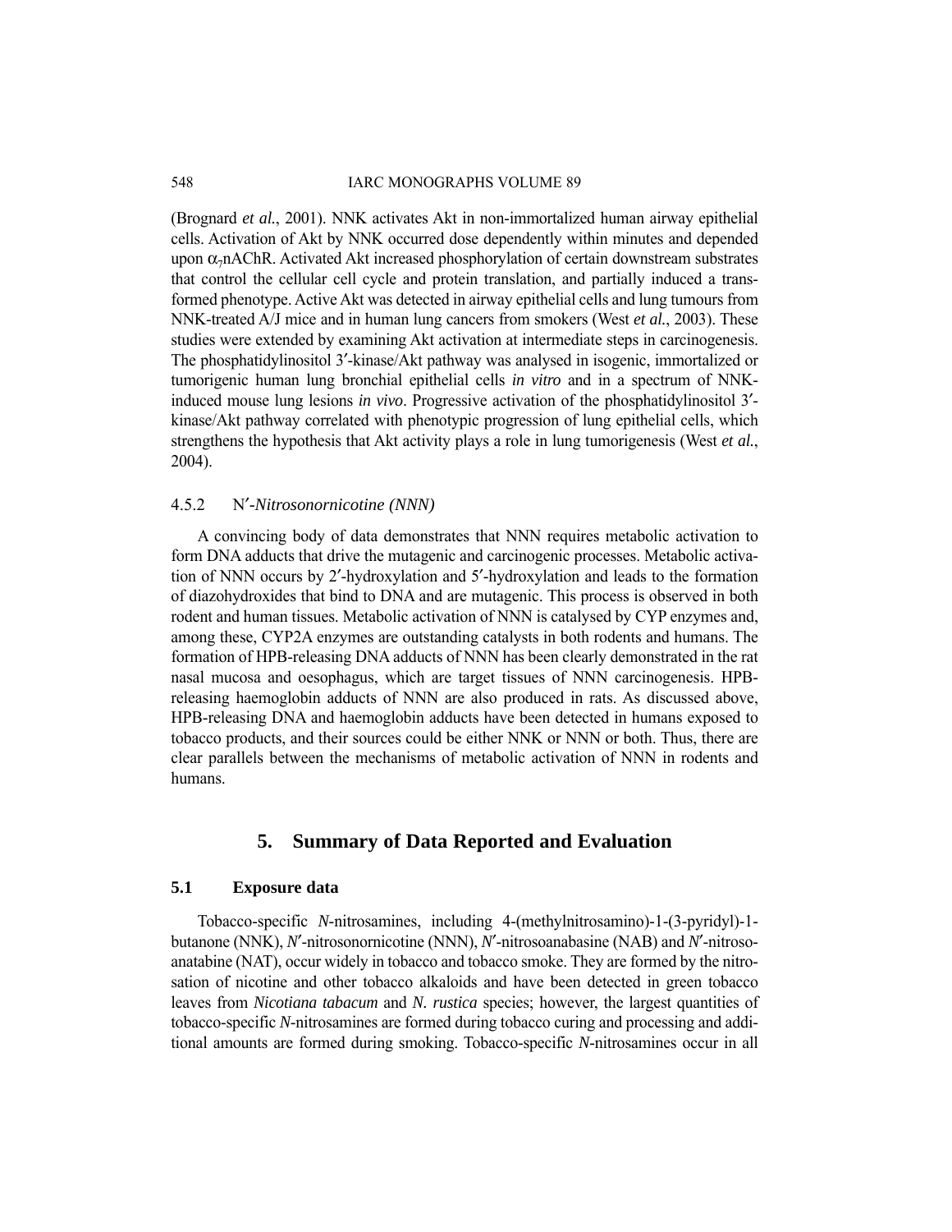(Brognard *et al.*, 2001). NNK activates Akt in non-immortalized human airway epithelial cells. Activation of Akt by NNK occurred dose dependently within minutes and depended upon $\alpha_7$nAChR. Activated Akt increased phosphorylation of certain downstream substrates that control the cellular cell cycle and protein translation, and partially induced a transformed phenotype. Active Akt was detected in airway epithelial cells and lung tumours from NNK-treated A/J mice and in human lung cancers from smokers (West *et al.*, 2003). These studies were extended by examining Akt activation at intermediate steps in carcinogenesis. The phosphatidylinositol 3′-kinase/Akt pathway was analysed in isogenic, immortalized or tumorigenic human lung bronchial epithelial cells *in vitro* and in a spectrum of NNK-induced mouse lung lesions *in vivo*. Progressive activation of the phosphatidylinositol 3′-kinase/Akt pathway correlated with phenotypic progression of lung epithelial cells, which strengthens the hypothesis that Akt activity plays a role in lung tumorigenesis (West *et al.*, 2004).

### 4.5.2 *N′-Nitrosonornicotine (NNN)*

A convincing body of data demonstrates that NNN requires metabolic activation to form DNA adducts that drive the mutagenic and carcinogenic processes. Metabolic activation of NNN occurs by 2′-hydroxylation and 5′-hydroxylation and leads to the formation of diazohydroxides that bind to DNA and are mutagenic. This process is observed in both rodent and human tissues. Metabolic activation of NNN is catalysed by CYP enzymes and, among these, CYP2A enzymes are outstanding catalysts in both rodents and humans. The formation of HPB-releasing DNA adducts of NNN has been clearly demonstrated in the rat nasal mucosa and oesophagus, which are target tissues of NNN carcinogenesis. HPB-releasing haemoglobin adducts of NNN are also produced in rats. As discussed above, HPB-releasing DNA and haemoglobin adducts have been detected in humans exposed to tobacco products, and their sources could be either NNK or NNN or both. Thus, there are clear parallels between the mechanisms of metabolic activation of NNN in rodents and humans.

## 5. Summary of Data Reported and Evaluation

### 5.1 Exposure data

Tobacco-specific *N*-nitrosamines, including 4-(methylnitrosamino)-1-(3-pyridyl)-1-butanone (NNK), *N′*-nitrosonornicotine (NNN), *N′*-nitrosoanabasine (NAB) and *N′*-nitrosoanatabine (NAT), occur widely in tobacco and tobacco smoke. They are formed by the nitrosation of nicotine and other tobacco alkaloids and have been detected in green tobacco leaves from *Nicotiana tabacum* and *N. rustica* species; however, the largest quantities of tobacco-specific *N*-nitrosamines are formed during tobacco curing and processing and additional amounts are formed during smoking. Tobacco-specific *N*-nitrosamines occur in all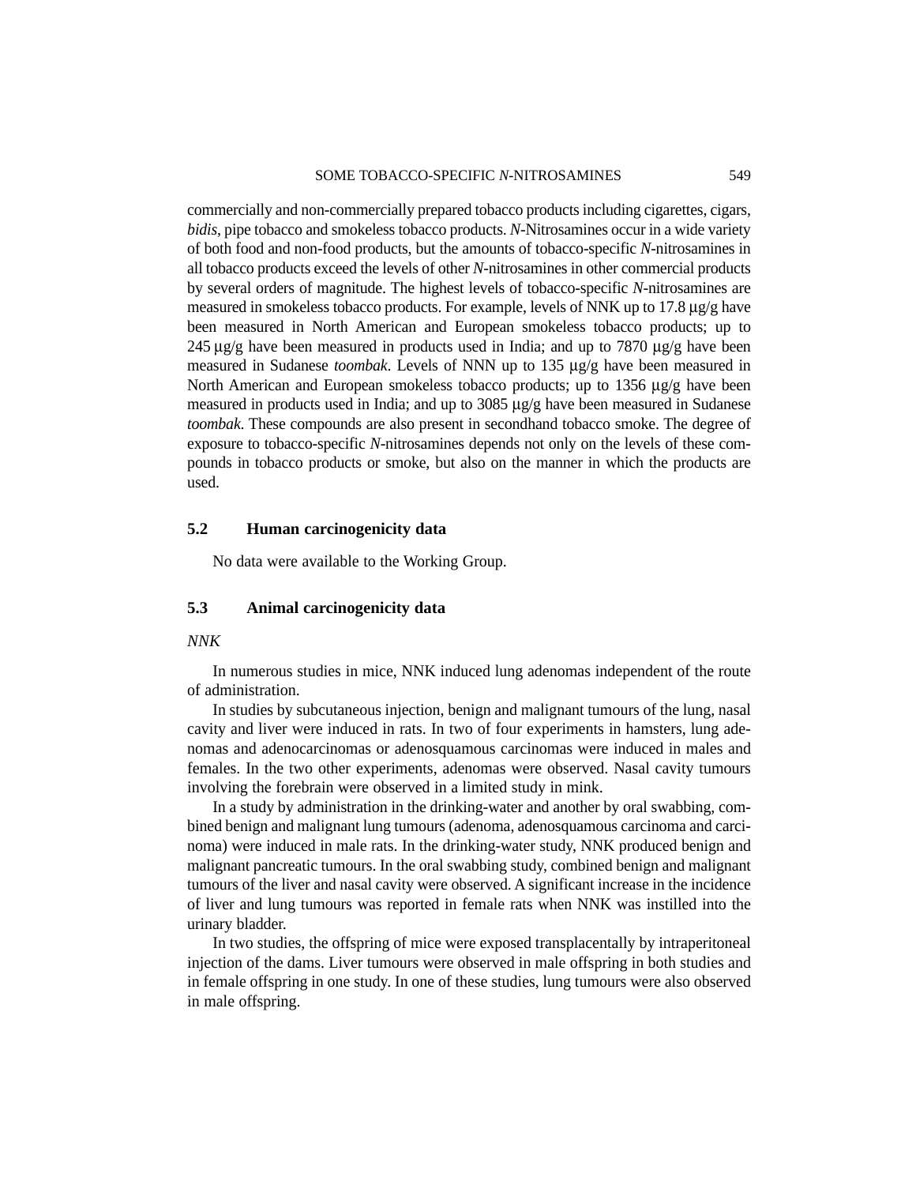commercially and non-commercially prepared tobacco products including cigarettes, cigars, *bidis*, pipe tobacco and smokeless tobacco products. *N*-Nitrosamines occur in a wide variety of both food and non-food products, but the amounts of tobacco-specific *N*-nitrosamines in all tobacco products exceed the levels of other *N*-nitrosamines in other commercial products by several orders of magnitude. The highest levels of tobacco-specific *N*-nitrosamines are measured in smokeless tobacco products. For example, levels of NNK up to 17.8 μg/g have been measured in North American and European smokeless tobacco products; up to 245 μg/g have been measured in products used in India; and up to 7870 μg/g have been measured in Sudanese *toombak*. Levels of NNN up to 135 μg/g have been measured in North American and European smokeless tobacco products; up to 1356 μg/g have been measured in products used in India; and up to 3085 μg/g have been measured in Sudanese *toombak*. These compounds are also present in secondhand tobacco smoke. The degree of exposure to tobacco-specific *N*-nitrosamines depends not only on the levels of these compounds in tobacco products or smoke, but also on the manner in which the products are used.

## 5.2 Human carcinogenicity data

No data were available to the Working Group.

## 5.3 Animal carcinogenicity data

*NNK*

In numerous studies in mice, NNK induced lung adenomas independent of the route of administration.

In studies by subcutaneous injection, benign and malignant tumours of the lung, nasal cavity and liver were induced in rats. In two of four experiments in hamsters, lung adenomas and adenocarcinomas or adenosquamous carcinomas were induced in males and females. In the two other experiments, adenomas were observed. Nasal cavity tumours involving the forebrain were observed in a limited study in mink.

In a study by administration in the drinking-water and another by oral swabbing, combined benign and malignant lung tumours (adenoma, adenosquamous carcinoma and carcinoma) were induced in male rats. In the drinking-water study, NNK produced benign and malignant pancreatic tumours. In the oral swabbing study, combined benign and malignant tumours of the liver and nasal cavity were observed. A significant increase in the incidence of liver and lung tumours was reported in female rats when NNK was instilled into the urinary bladder.

In two studies, the offspring of mice were exposed transplacentally by intraperitoneal injection of the dams. Liver tumours were observed in male offspring in both studies and in female offspring in one study. In one of these studies, lung tumours were also observed in male offspring.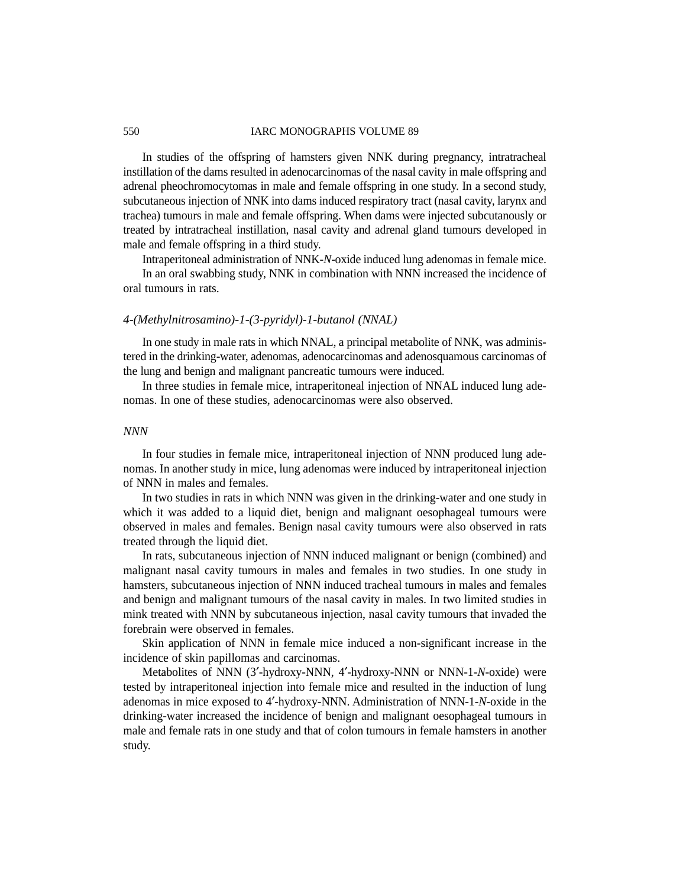In studies of the offspring of hamsters given NNK during pregnancy, intratracheal instillation of the dams resulted in adenocarcinomas of the nasal cavity in male offspring and adrenal pheochromocytomas in male and female offspring in one study. In a second study, subcutaneous injection of NNK into dams induced respiratory tract (nasal cavity, larynx and trachea) tumours in male and female offspring. When dams were injected subcutanously or treated by intratracheal instillation, nasal cavity and adrenal gland tumours developed in male and female offspring in a third study.

Intraperitoneal administration of NNK-*N*-oxide induced lung adenomas in female mice.

In an oral swabbing study, NNK in combination with NNN increased the incidence of oral tumours in rats.

### *4-(Methylnitrosamino)-1-(3-pyridyl)-1-butanol (NNAL)*

In one study in male rats in which NNAL, a principal metabolite of NNK, was administered in the drinking-water, adenomas, adenocarcinomas and adenosquamous carcinomas of the lung and benign and malignant pancreatic tumours were induced.

In three studies in female mice, intraperitoneal injection of NNAL induced lung adenomas. In one of these studies, adenocarcinomas were also observed.

### *NNN*

In four studies in female mice, intraperitoneal injection of NNN produced lung adenomas. In another study in mice, lung adenomas were induced by intraperitoneal injection of NNN in males and females.

In two studies in rats in which NNN was given in the drinking-water and one study in which it was added to a liquid diet, benign and malignant oesophageal tumours were observed in males and females. Benign nasal cavity tumours were also observed in rats treated through the liquid diet.

In rats, subcutaneous injection of NNN induced malignant or benign (combined) and malignant nasal cavity tumours in males and females in two studies. In one study in hamsters, subcutaneous injection of NNN induced tracheal tumours in males and females and benign and malignant tumours of the nasal cavity in males. In two limited studies in mink treated with NNN by subcutaneous injection, nasal cavity tumours that invaded the forebrain were observed in females.

Skin application of NNN in female mice induced a non-significant increase in the incidence of skin papillomas and carcinomas.

Metabolites of NNN (3′-hydroxy-NNN, 4′-hydroxy-NNN or NNN-1-*N*-oxide) were tested by intraperitoneal injection into female mice and resulted in the induction of lung adenomas in mice exposed to 4′-hydroxy-NNN. Administration of NNN-1-*N*-oxide in the drinking-water increased the incidence of benign and malignant oesophageal tumours in male and female rats in one study and that of colon tumours in female hamsters in another study.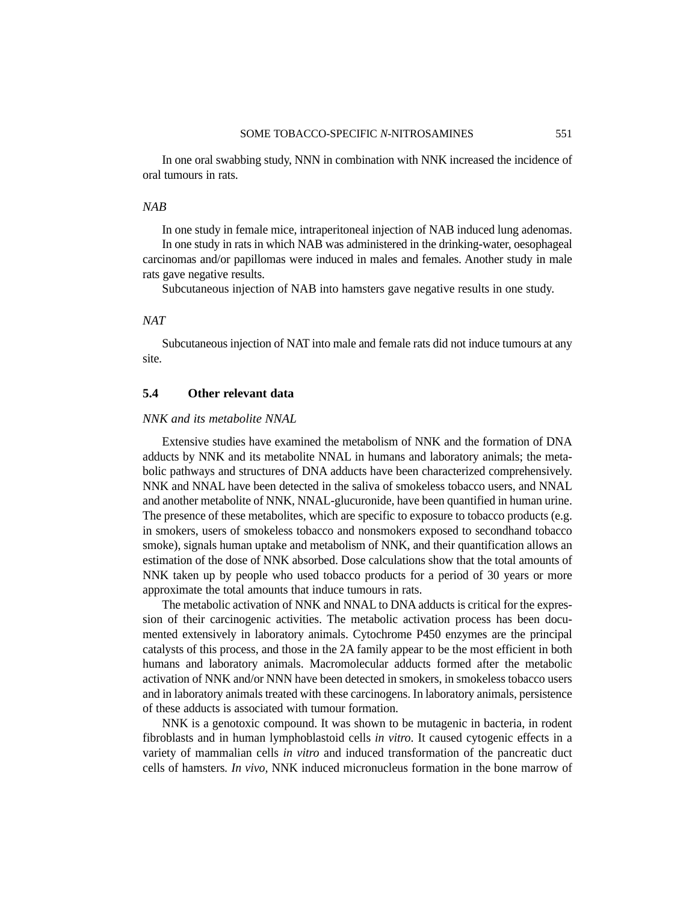In one oral swabbing study, NNN in combination with NNK increased the incidence of oral tumours in rats.

*NAB*

In one study in female mice, intraperitoneal injection of NAB induced lung adenomas.

In one study in rats in which NAB was administered in the drinking-water, oesophageal carcinomas and/or papillomas were induced in males and females. Another study in male rats gave negative results.

Subcutaneous injection of NAB into hamsters gave negative results in one study.

*NAT*

Subcutaneous injection of NAT into male and female rats did not induce tumours at any site.

## 5.4 Other relevant data

*NNK and its metabolite NNAL*

Extensive studies have examined the metabolism of NNK and the formation of DNA adducts by NNK and its metabolite NNAL in humans and laboratory animals; the metabolic pathways and structures of DNA adducts have been characterized comprehensively. NNK and NNAL have been detected in the saliva of smokeless tobacco users, and NNAL and another metabolite of NNK, NNAL-glucuronide, have been quantified in human urine. The presence of these metabolites, which are specific to exposure to tobacco products (e.g. in smokers, users of smokeless tobacco and nonsmokers exposed to secondhand tobacco smoke), signals human uptake and metabolism of NNK, and their quantification allows an estimation of the dose of NNK absorbed. Dose calculations show that the total amounts of NNK taken up by people who used tobacco products for a period of 30 years or more approximate the total amounts that induce tumours in rats.

The metabolic activation of NNK and NNAL to DNA adducts is critical for the expression of their carcinogenic activities. The metabolic activation process has been documented extensively in laboratory animals. Cytochrome P450 enzymes are the principal catalysts of this process, and those in the 2A family appear to be the most efficient in both humans and laboratory animals. Macromolecular adducts formed after the metabolic activation of NNK and/or NNN have been detected in smokers, in smokeless tobacco users and in laboratory animals treated with these carcinogens. In laboratory animals, persistence of these adducts is associated with tumour formation.

NNK is a genotoxic compound. It was shown to be mutagenic in bacteria, in rodent fibroblasts and in human lymphoblastoid cells *in vitro*. It caused cytogenic effects in a variety of mammalian cells *in vitro* and induced transformation of the pancreatic duct cells of hamsters. *In vivo,* NNK induced micronucleus formation in the bone marrow of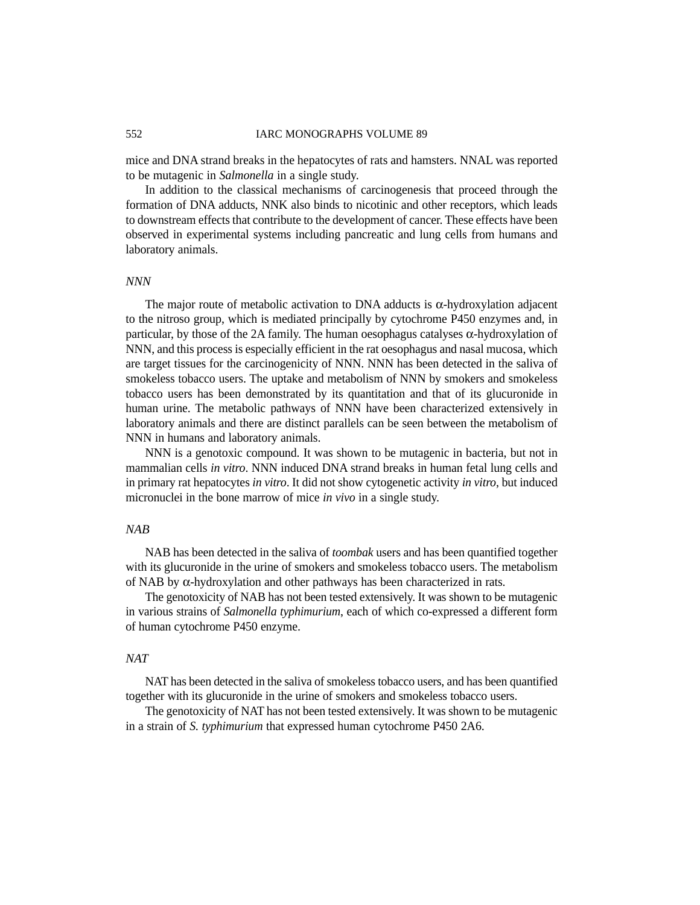mice and DNA strand breaks in the hepatocytes of rats and hamsters. NNAL was reported to be mutagenic in *Salmonella* in a single study.

In addition to the classical mechanisms of carcinogenesis that proceed through the formation of DNA adducts, NNK also binds to nicotinic and other receptors, which leads to downstream effects that contribute to the development of cancer. These effects have been observed in experimental systems including pancreatic and lung cells from humans and laboratory animals.

### *NNN*

The major route of metabolic activation to DNA adducts is α-hydroxylation adjacent to the nitroso group, which is mediated principally by cytochrome P450 enzymes and, in particular, by those of the 2A family. The human oesophagus catalyses α-hydroxylation of NNN, and this process is especially efficient in the rat oesophagus and nasal mucosa, which are target tissues for the carcinogenicity of NNN. NNN has been detected in the saliva of smokeless tobacco users. The uptake and metabolism of NNN by smokers and smokeless tobacco users has been demonstrated by its quantitation and that of its glucuronide in human urine. The metabolic pathways of NNN have been characterized extensively in laboratory animals and there are distinct parallels can be seen between the metabolism of NNN in humans and laboratory animals.

NNN is a genotoxic compound. It was shown to be mutagenic in bacteria, but not in mammalian cells *in vitro*. NNN induced DNA strand breaks in human fetal lung cells and in primary rat hepatocytes *in vitro*. It did not show cytogenetic activity *in vitro*, but induced micronuclei in the bone marrow of mice *in vivo* in a single study.

### *NAB*

NAB has been detected in the saliva of *toombak* users and has been quantified together with its glucuronide in the urine of smokers and smokeless tobacco users. The metabolism of NAB by α-hydroxylation and other pathways has been characterized in rats.

The genotoxicity of NAB has not been tested extensively. It was shown to be mutagenic in various strains of *Salmonella typhimurium*, each of which co-expressed a different form of human cytochrome P450 enzyme.

### *NAT*

NAT has been detected in the saliva of smokeless tobacco users, and has been quantified together with its glucuronide in the urine of smokers and smokeless tobacco users.

The genotoxicity of NAT has not been tested extensively. It was shown to be mutagenic in a strain of *S. typhimurium* that expressed human cytochrome P450 2A6.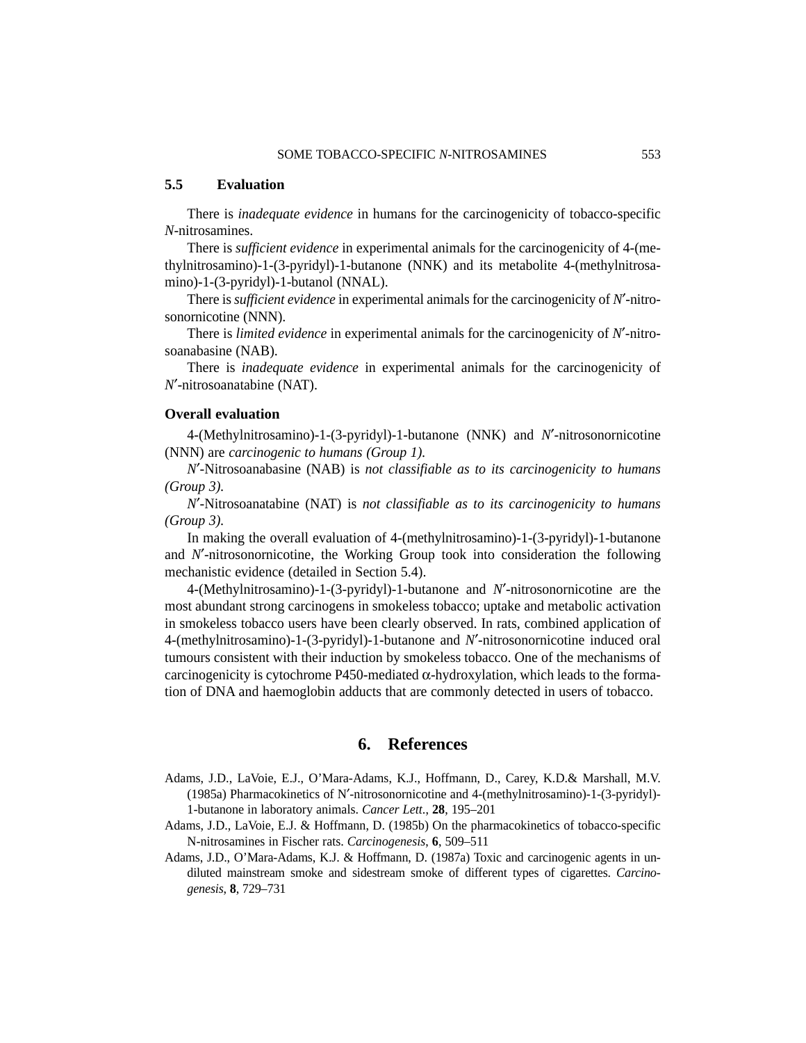### 5.5 Evaluation

There is *inadequate evidence* in humans for the carcinogenicity of tobacco-specific *N*-nitrosamines.

There is *sufficient evidence* in experimental animals for the carcinogenicity of 4-(methylnitrosamino)-1-(3-pyridyl)-1-butanone (NNK) and its metabolite 4-(methylnitrosamino)-1-(3-pyridyl)-1-butanol (NNAL).

There is *sufficient evidence* in experimental animals for the carcinogenicity of *N*′-nitrosonornicotine (NNN).

There is *limited evidence* in experimental animals for the carcinogenicity of *N*′-nitrosoanabasine (NAB).

There is *inadequate evidence* in experimental animals for the carcinogenicity of *N*′-nitrosoanatabine (NAT).

#### Overall evaluation

4-(Methylnitrosamino)-1-(3-pyridyl)-1-butanone (NNK) and *N*′-nitrosonornicotine (NNN) are *carcinogenic to humans (Group 1).*

*N*′-Nitrosoanabasine (NAB) is *not classifiable as to its carcinogenicity to humans (Group 3).*

*N*′-Nitrosoanatabine (NAT) is *not classifiable as to its carcinogenicity to humans (Group 3).*

In making the overall evaluation of 4-(methylnitrosamino)-1-(3-pyridyl)-1-butanone and *N*′-nitrosonornicotine, the Working Group took into consideration the following mechanistic evidence (detailed in Section 5.4).

4-(Methylnitrosamino)-1-(3-pyridyl)-1-butanone and *N*′-nitrosonornicotine are the most abundant strong carcinogens in smokeless tobacco; uptake and metabolic activation in smokeless tobacco users have been clearly observed. In rats, combined application of 4-(methylnitrosamino)-1-(3-pyridyl)-1-butanone and *N*′-nitrosonornicotine induced oral tumours consistent with their induction by smokeless tobacco. One of the mechanisms of carcinogenicity is cytochrome P450-mediated $\alpha$-hydroxylation, which leads to the formation of DNA and haemoglobin adducts that are commonly detected in users of tobacco.

## 6. References

Adams, J.D., LaVoie, E.J., O'Mara-Adams, K.J., Hoffmann, D., Carey, K.D.& Marshall, M.V. (1985a) Pharmacokinetics of N′-nitrosonornicotine and 4-(methylnitrosamino)-1-(3-pyridyl)-1-butanone in laboratory animals. *Cancer Lett.*, **28**, 195–201

Adams, J.D., LaVoie, E.J. & Hoffmann, D. (1985b) On the pharmacokinetics of tobacco-specific N-nitrosamines in Fischer rats. *Carcinogenesis*, **6**, 509–511

Adams, J.D., O'Mara-Adams, K.J. & Hoffmann, D. (1987a) Toxic and carcinogenic agents in undiluted mainstream smoke and sidestream smoke of different types of cigarettes. *Carcinogenesis*, **8**, 729–731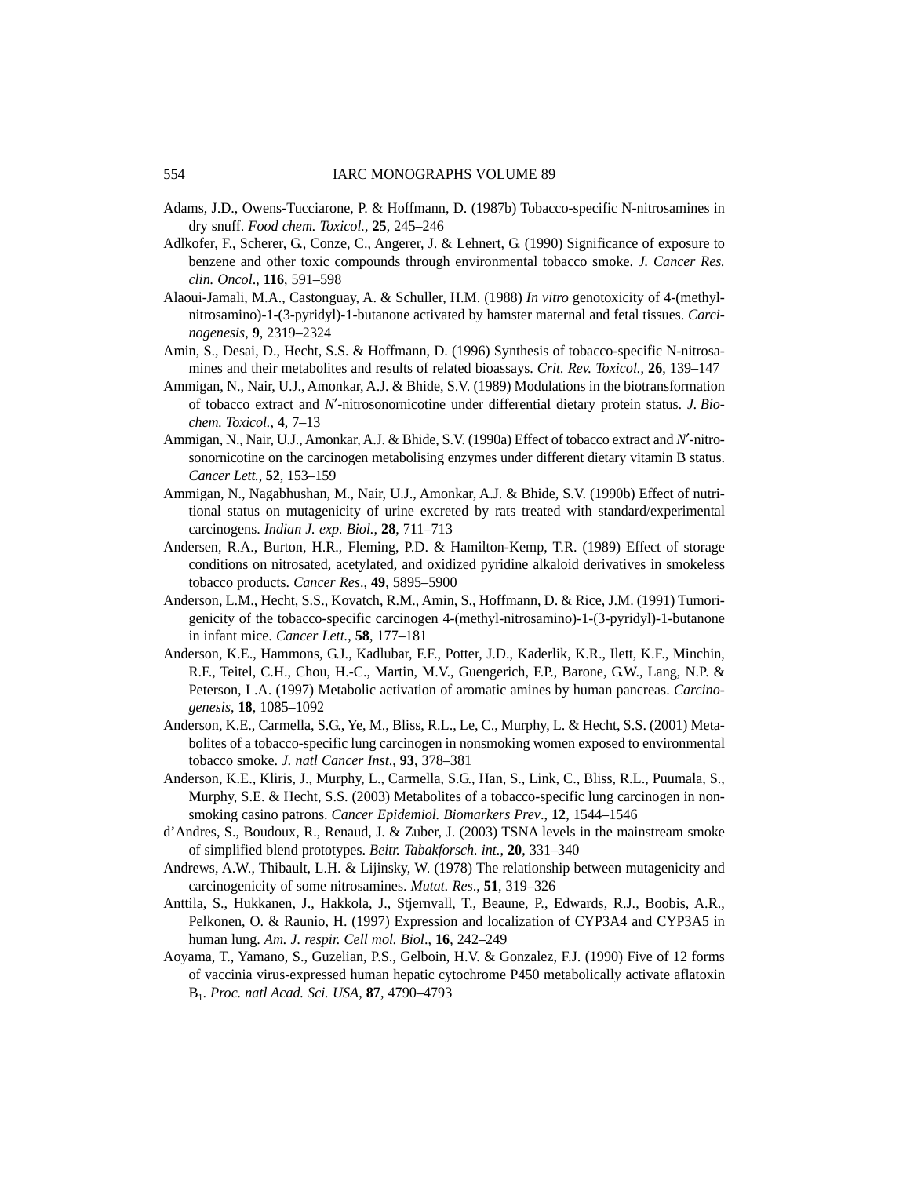Adams, J.D., Owens-Tucciarone, P. & Hoffmann, D. (1987b) Tobacco-specific N-nitrosamines in dry snuff. *Food chem. Toxicol.*, **25**, 245–246

Adlkofer, F., Scherer, G., Conze, C., Angerer, J. & Lehnert, G. (1990) Significance of exposure to benzene and other toxic compounds through environmental tobacco smoke. *J. Cancer Res. clin. Oncol*., **116**, 591–598

Alaoui-Jamali, M.A., Castonguay, A. & Schuller, H.M. (1988) *In vitro* genotoxicity of 4-(methylnitrosamino)-1-(3-pyridyl)-1-butanone activated by hamster maternal and fetal tissues. *Carcinogenesis*, **9**, 2319–2324

Amin, S., Desai, D., Hecht, S.S. & Hoffmann, D. (1996) Synthesis of tobacco-specific N-nitrosamines and their metabolites and results of related bioassays. *Crit. Rev. Toxicol.*, **26**, 139–147

Ammigan, N., Nair, U.J., Amonkar, A.J. & Bhide, S.V. (1989) Modulations in the biotransformation of tobacco extract and *N*′-nitrosonornicotine under differential dietary protein status. *J. Biochem. Toxicol.*, **4**, 7–13

Ammigan, N., Nair, U.J., Amonkar, A.J. & Bhide, S.V. (1990a) Effect of tobacco extract and *N*′-nitrosonornicotine on the carcinogen metabolising enzymes under different dietary vitamin B status. *Cancer Lett.*, **52**, 153–159

Ammigan, N., Nagabhushan, M., Nair, U.J., Amonkar, A.J. & Bhide, S.V. (1990b) Effect of nutritional status on mutagenicity of urine excreted by rats treated with standard/experimental carcinogens. *Indian J. exp. Biol.*, **28**, 711–713

Andersen, R.A., Burton, H.R., Fleming, P.D. & Hamilton-Kemp, T.R. (1989) Effect of storage conditions on nitrosated, acetylated, and oxidized pyridine alkaloid derivatives in smokeless tobacco products. *Cancer Res*., **49**, 5895–5900

Anderson, L.M., Hecht, S.S., Kovatch, R.M., Amin, S., Hoffmann, D. & Rice, J.M. (1991) Tumorigenicity of the tobacco-specific carcinogen 4-(methyl-nitrosamino)-1-(3-pyridyl)-1-butanone in infant mice. *Cancer Lett.*, **58**, 177–181

Anderson, K.E., Hammons, G.J., Kadlubar, F.F., Potter, J.D., Kaderlik, K.R., Ilett, K.F., Minchin, R.F., Teitel, C.H., Chou, H.-C., Martin, M.V., Guengerich, F.P., Barone, G.W., Lang, N.P. & Peterson, L.A. (1997) Metabolic activation of aromatic amines by human pancreas. *Carcinogenesis*, **18**, 1085–1092

Anderson, K.E., Carmella, S.G., Ye, M., Bliss, R.L., Le, C., Murphy, L. & Hecht, S.S. (2001) Metabolites of a tobacco-specific lung carcinogen in nonsmoking women exposed to environmental tobacco smoke. *J. natl Cancer Inst*., **93**, 378–381

Anderson, K.E., Kliris, J., Murphy, L., Carmella, S.G., Han, S., Link, C., Bliss, R.L., Puumala, S., Murphy, S.E. & Hecht, S.S. (2003) Metabolites of a tobacco-specific lung carcinogen in nonsmoking casino patrons. *Cancer Epidemiol. Biomarkers Prev*., **12**, 1544–1546

d'Andres, S., Boudoux, R., Renaud, J. & Zuber, J. (2003) TSNA levels in the mainstream smoke of simplified blend prototypes. *Beitr. Tabakforsch. int.*, **20**, 331–340

Andrews, A.W., Thibault, L.H. & Lijinsky, W. (1978) The relationship between mutagenicity and carcinogenicity of some nitrosamines. *Mutat. Res*., **51**, 319–326

Anttila, S., Hukkanen, J., Hakkola, J., Stjernvall, T., Beaune, P., Edwards, R.J., Boobis, A.R., Pelkonen, O. & Raunio, H. (1997) Expression and localization of CYP3A4 and CYP3A5 in human lung. *Am. J. respir. Cell mol. Biol*., **16**, 242–249

Aoyama, T., Yamano, S., Guzelian, P.S., Gelboin, H.V. & Gonzalez, F.J. (1990) Five of 12 forms of vaccinia virus-expressed human hepatic cytochrome P450 metabolically activate aflatoxin $B_1$. *Proc. natl Acad. Sci. USA*, **87**, 4790–4793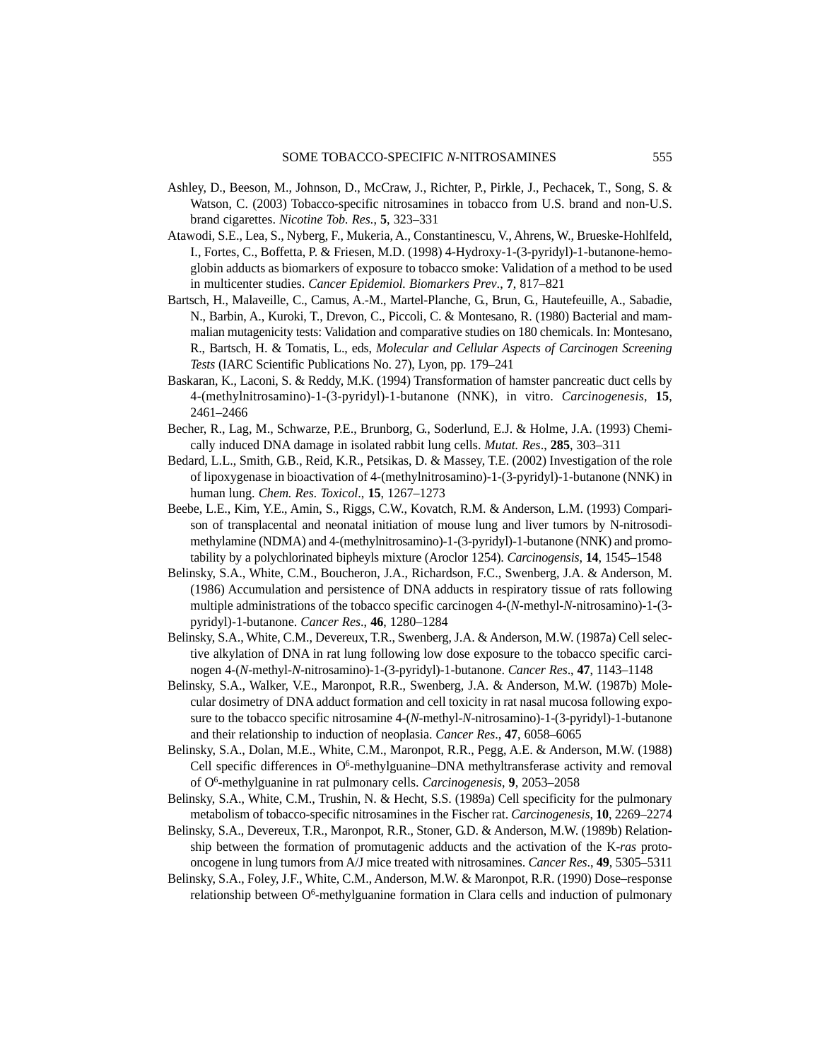Ashley, D., Beeson, M., Johnson, D., McCraw, J., Richter, P., Pirkle, J., Pechacek, T., Song, S. & Watson, C. (2003) Tobacco-specific nitrosamines in tobacco from U.S. brand and non-U.S. brand cigarettes. *Nicotine Tob. Res.*, **5**, 323–331

Atawodi, S.E., Lea, S., Nyberg, F., Mukeria, A., Constantinescu, V., Ahrens, W., Brueske-Hohlfeld, I., Fortes, C., Boffetta, P. & Friesen, M.D. (1998) 4-Hydroxy-1-(3-pyridyl)-1-butanone-hemoglobin adducts as biomarkers of exposure to tobacco smoke: Validation of a method to be used in multicenter studies. *Cancer Epidemiol. Biomarkers Prev.*, **7**, 817–821

Bartsch, H., Malaveille, C., Camus, A.-M., Martel-Planche, G., Brun, G., Hautefeuille, A., Sabadie, N., Barbin, A., Kuroki, T., Drevon, C., Piccoli, C. & Montesano, R. (1980) Bacterial and mammalian mutagenicity tests: Validation and comparative studies on 180 chemicals. In: Montesano, R., Bartsch, H. & Tomatis, L., eds, *Molecular and Cellular Aspects of Carcinogen Screening Tests* (IARC Scientific Publications No. 27), Lyon, pp. 179–241

Baskaran, K., Laconi, S. & Reddy, M.K. (1994) Transformation of hamster pancreatic duct cells by 4-(methylnitrosamino)-1-(3-pyridyl)-1-butanone (NNK), in vitro. *Carcinogenesis*, **15**, 2461–2466

Becher, R., Lag, M., Schwarze, P.E., Brunborg, G., Soderlund, E.J. & Holme, J.A. (1993) Chemically induced DNA damage in isolated rabbit lung cells. *Mutat. Res*., **285**, 303–311

Bedard, L.L., Smith, G.B., Reid, K.R., Petsikas, D. & Massey, T.E. (2002) Investigation of the role of lipoxygenase in bioactivation of 4-(methylnitrosamino)-1-(3-pyridyl)-1-butanone (NNK) in human lung. *Chem. Res. Toxicol*., **15**, 1267–1273

Beebe, L.E., Kim, Y.E., Amin, S., Riggs, C.W., Kovatch, R.M. & Anderson, L.M. (1993) Comparison of transplacental and neonatal initiation of mouse lung and liver tumors by N-nitrosodimethylamine (NDMA) and 4-(methylnitrosamino)-1-(3-pyridyl)-1-butanone (NNK) and promotability by a polychlorinated bipheyls mixture (Aroclor 1254). *Carcinogensis*, **14**, 1545–1548

Belinsky, S.A., White, C.M., Boucheron, J.A., Richardson, F.C., Swenberg, J.A. & Anderson, M. (1986) Accumulation and persistence of DNA adducts in respiratory tissue of rats following multiple administrations of the tobacco specific carcinogen 4-(*N*-methyl-*N*-nitrosamino)-1-(3-pyridyl)-1-butanone. *Cancer Res*., **46**, 1280–1284

Belinsky, S.A., White, C.M., Devereux, T.R., Swenberg, J.A. & Anderson, M.W. (1987a) Cell selective alkylation of DNA in rat lung following low dose exposure to the tobacco specific carcinogen 4-(*N*-methyl-*N*-nitrosamino)-1-(3-pyridyl)-1-butanone. *Cancer Res*., **47**, 1143–1148

Belinsky, S.A., Walker, V.E., Maronpot, R.R., Swenberg, J.A. & Anderson, M.W. (1987b) Molecular dosimetry of DNA adduct formation and cell toxicity in rat nasal mucosa following exposure to the tobacco specific nitrosamine 4-(*N*-methyl-*N*-nitrosamino)-1-(3-pyridyl)-1-butanone and their relationship to induction of neoplasia. *Cancer Res*., **47**, 6058–6065

Belinsky, S.A., Dolan, M.E., White, C.M., Maronpot, R.R., Pegg, A.E. & Anderson, M.W. (1988) Cell specific differences in O$^6$-methylguanine–DNA methyltransferase activity and removal of O$^6$-methylguanine in rat pulmonary cells. *Carcinogenesis*, **9**, 2053–2058

Belinsky, S.A., White, C.M., Trushin, N. & Hecht, S.S. (1989a) Cell specificity for the pulmonary metabolism of tobacco-specific nitrosamines in the Fischer rat. *Carcinogenesis*, **10**, 2269–2274

Belinsky, S.A., Devereux, T.R., Maronpot, R.R., Stoner, G.D. & Anderson, M.W. (1989b) Relationship between the formation of promutagenic adducts and the activation of the K-*ras* protooncogene in lung tumors from A/J mice treated with nitrosamines. *Cancer Res*., **49**, 5305–5311

Belinsky, S.A., Foley, J.F., White, C.M., Anderson, M.W. & Maronpot, R.R. (1990) Dose–response relationship between O$^6$-methylguanine formation in Clara cells and induction of pulmonary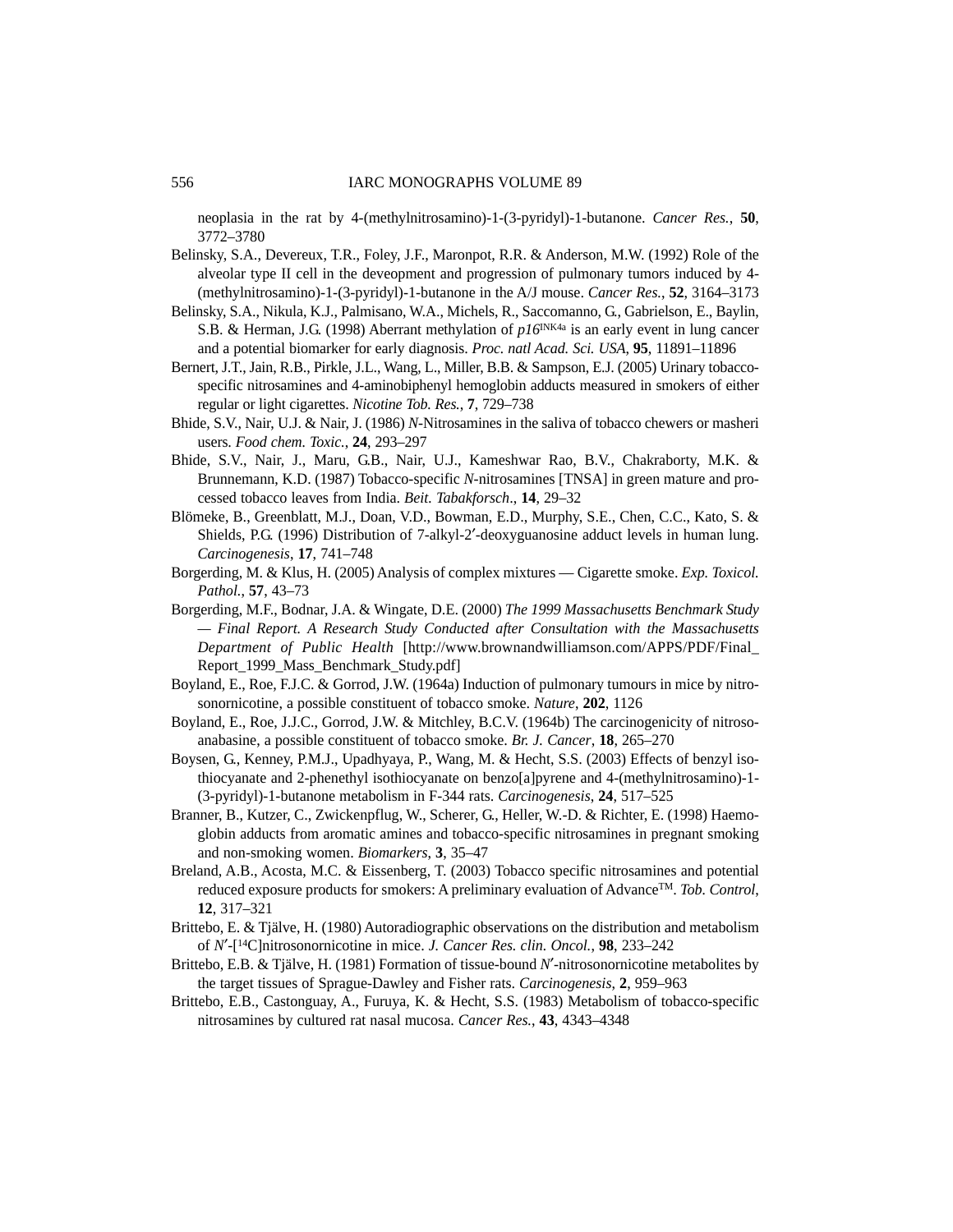neoplasia in the rat by 4-(methylnitrosamino)-1-(3-pyridyl)-1-butanone. *Cancer Res.*, **50**, 3772–3780

Belinsky, S.A., Devereux, T.R., Foley, J.F., Maronpot, R.R. & Anderson, M.W. (1992) Role of the alveolar type II cell in the deveopment and progression of pulmonary tumors induced by 4-(methylnitrosamino)-1-(3-pyridyl)-1-butanone in the A/J mouse. *Cancer Res.*, **52**, 3164–3173

Belinsky, S.A., Nikula, K.J., Palmisano, W.A., Michels, R., Saccomanno, G., Gabrielson, E., Baylin, S.B. & Herman, J.G. (1998) Aberrant methylation of *p16*$^{INK4a}$ is an early event in lung cancer and a potential biomarker for early diagnosis. *Proc. natl Acad. Sci. USA*, **95**, 11891–11896

Bernert, J.T., Jain, R.B., Pirkle, J.L., Wang, L., Miller, B.B. & Sampson, E.J. (2005) Urinary tobacco-specific nitrosamines and 4-aminobiphenyl hemoglobin adducts measured in smokers of either regular or light cigarettes. *Nicotine Tob. Res.*, **7**, 729–738

Bhide, S.V., Nair, U.J. & Nair, J. (1986) *N*-Nitrosamines in the saliva of tobacco chewers or masheri users. *Food chem. Toxic.*, **24**, 293–297

Bhide, S.V., Nair, J., Maru, G.B., Nair, U.J., Kameshwar Rao, B.V., Chakraborty, M.K. & Brunnemann, K.D. (1987) Tobacco-specific *N*-nitrosamines [TNSA] in green mature and processed tobacco leaves from India. *Beit. Tabakforsch*., **14**, 29–32

Blömeke, B., Greenblatt, M.J., Doan, V.D., Bowman, E.D., Murphy, S.E., Chen, C.C., Kato, S. & Shields, P.G. (1996) Distribution of 7-alkyl-2′-deoxyguanosine adduct levels in human lung. *Carcinogenesis*, **17**, 741–748

Borgerding, M. & Klus, H. (2005) Analysis of complex mixtures — Cigarette smoke. *Exp. Toxicol. Pathol.*, **57**, 43–73

Borgerding, M.F., Bodnar, J.A. & Wingate, D.E. (2000) *The 1999 Massachusetts Benchmark Study — Final Report. A Research Study Conducted after Consultation with the Massachusetts Department of Public Health* [http://www.brownandwilliamson.com/APPS/PDF/Final_Report_1999_Mass_Benchmark_Study.pdf]

Boyland, E., Roe, F.J.C. & Gorrod, J.W. (1964a) Induction of pulmonary tumours in mice by nitrosonornicotine, a possible constituent of tobacco smoke. *Nature*, **202**, 1126

Boyland, E., Roe, J.J.C., Gorrod, J.W. & Mitchley, B.C.V. (1964b) The carcinogenicity of nitrosoanabasine, a possible constituent of tobacco smoke. *Br. J. Cancer*, **18**, 265–270

Boysen, G., Kenney, P.M.J., Upadhyaya, P., Wang, M. & Hecht, S.S. (2003) Effects of benzyl isothiocyanate and 2-phenethyl isothiocyanate on benzo[a]pyrene and 4-(methylnitrosamino)-1-(3-pyridyl)-1-butanone metabolism in F-344 rats. *Carcinogenesis*, **24**, 517–525

Branner, B., Kutzer, C., Zwickenpflug, W., Scherer, G., Heller, W.-D. & Richter, E. (1998) Haemoglobin adducts from aromatic amines and tobacco-specific nitrosamines in pregnant smoking and non-smoking women. *Biomarkers*, **3**, 35–47

Breland, A.B., Acosta, M.C. & Eissenberg, T. (2003) Tobacco specific nitrosamines and potential reduced exposure products for smokers: A preliminary evaluation of Advance$^{TM}$. *Tob. Control*, **12**, 317–321

Brittebo, E. & Tjälve, H. (1980) Autoradiographic observations on the distribution and metabolism of *N*′-[$^{14}$C]nitrosonornicotine in mice. *J. Cancer Res. clin. Oncol.*, **98**, 233–242

Brittebo, E.B. & Tjälve, H. (1981) Formation of tissue-bound *N*′-nitrosonornicotine metabolites by the target tissues of Sprague-Dawley and Fisher rats. *Carcinogenesis*, **2**, 959–963

Brittebo, E.B., Castonguay, A., Furuya, K. & Hecht, S.S. (1983) Metabolism of tobacco-specific nitrosamines by cultured rat nasal mucosa. *Cancer Res.*, **43**, 4343–4348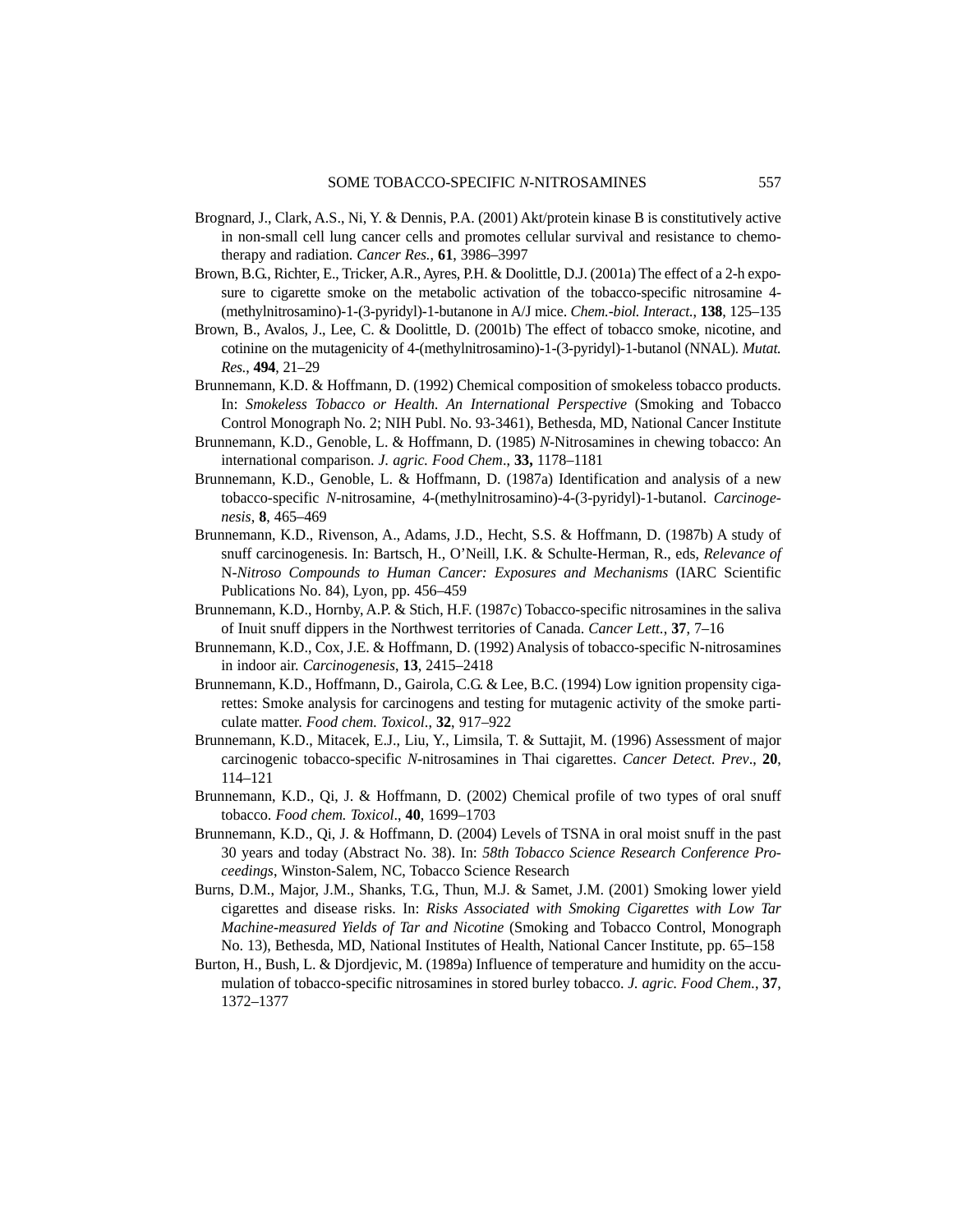Brognard, J., Clark, A.S., Ni, Y. & Dennis, P.A. (2001) Akt/protein kinase B is constitutively active in non-small cell lung cancer cells and promotes cellular survival and resistance to chemotherapy and radiation. *Cancer Res.*, **61**, 3986–3997

Brown, B.G., Richter, E., Tricker, A.R., Ayres, P.H. & Doolittle, D.J. (2001a) The effect of a 2-h exposure to cigarette smoke on the metabolic activation of the tobacco-specific nitrosamine 4-(methylnitrosamino)-1-(3-pyridyl)-1-butanone in A/J mice. *Chem.-biol. Interact.*, **138**, 125–135

Brown, B., Avalos, J., Lee, C. & Doolittle, D. (2001b) The effect of tobacco smoke, nicotine, and cotinine on the mutagenicity of 4-(methylnitrosamino)-1-(3-pyridyl)-1-butanol (NNAL). *Mutat. Res.*, **494**, 21–29

Brunnemann, K.D. & Hoffmann, D. (1992) Chemical composition of smokeless tobacco products. In: *Smokeless Tobacco or Health. An International Perspective* (Smoking and Tobacco Control Monograph No. 2; NIH Publ. No. 93-3461), Bethesda, MD, National Cancer Institute

Brunnemann, K.D., Genoble, L. & Hoffmann, D. (1985) *N*-Nitrosamines in chewing tobacco: An international comparison. *J. agric. Food Chem.*, **33,** 1178–1181

Brunnemann, K.D., Genoble, L. & Hoffmann, D. (1987a) Identification and analysis of a new tobacco-specific *N*-nitrosamine, 4-(methylnitrosamino)-4-(3-pyridyl)-1-butanol. *Carcinogenesis*, **8**, 465–469

Brunnemann, K.D., Rivenson, A., Adams, J.D., Hecht, S.S. & Hoffmann, D. (1987b) A study of snuff carcinogenesis. In: Bartsch, H., O'Neill, I.K. & Schulte-Herman, R., eds, *Relevance of* N-*Nitroso Compounds to Human Cancer: Exposures and Mechanisms* (IARC Scientific Publications No. 84), Lyon, pp. 456–459

Brunnemann, K.D., Hornby, A.P. & Stich, H.F. (1987c) Tobacco-specific nitrosamines in the saliva of Inuit snuff dippers in the Northwest territories of Canada. *Cancer Lett.*, **37**, 7–16

Brunnemann, K.D., Cox, J.E. & Hoffmann, D. (1992) Analysis of tobacco-specific N-nitrosamines in indoor air. *Carcinogenesis*, **13**, 2415–2418

Brunnemann, K.D., Hoffmann, D., Gairola, C.G. & Lee, B.C. (1994) Low ignition propensity cigarettes: Smoke analysis for carcinogens and testing for mutagenic activity of the smoke particulate matter. *Food chem. Toxicol.*, **32**, 917–922

Brunnemann, K.D., Mitacek, E.J., Liu, Y., Limsila, T. & Suttajit, M. (1996) Assessment of major carcinogenic tobacco-specific *N*-nitrosamines in Thai cigarettes. *Cancer Detect. Prev*., **20**, 114–121

Brunnemann, K.D., Qi, J. & Hoffmann, D. (2002) Chemical profile of two types of oral snuff tobacco. *Food chem. Toxicol*., **40**, 1699–1703

Brunnemann, K.D., Qi, J. & Hoffmann, D. (2004) Levels of TSNA in oral moist snuff in the past 30 years and today (Abstract No. 38). In: *58th Tobacco Science Research Conference Proceedings*, Winston-Salem, NC, Tobacco Science Research

Burns, D.M., Major, J.M., Shanks, T.G., Thun, M.J. & Samet, J.M. (2001) Smoking lower yield cigarettes and disease risks. In: *Risks Associated with Smoking Cigarettes with Low Tar Machine-measured Yields of Tar and Nicotine* (Smoking and Tobacco Control, Monograph No. 13), Bethesda, MD, National Institutes of Health, National Cancer Institute, pp. 65–158

Burton, H., Bush, L. & Djordjevic, M. (1989a) Influence of temperature and humidity on the accumulation of tobacco-specific nitrosamines in stored burley tobacco. *J. agric. Food Chem.*, **37**, 1372–1377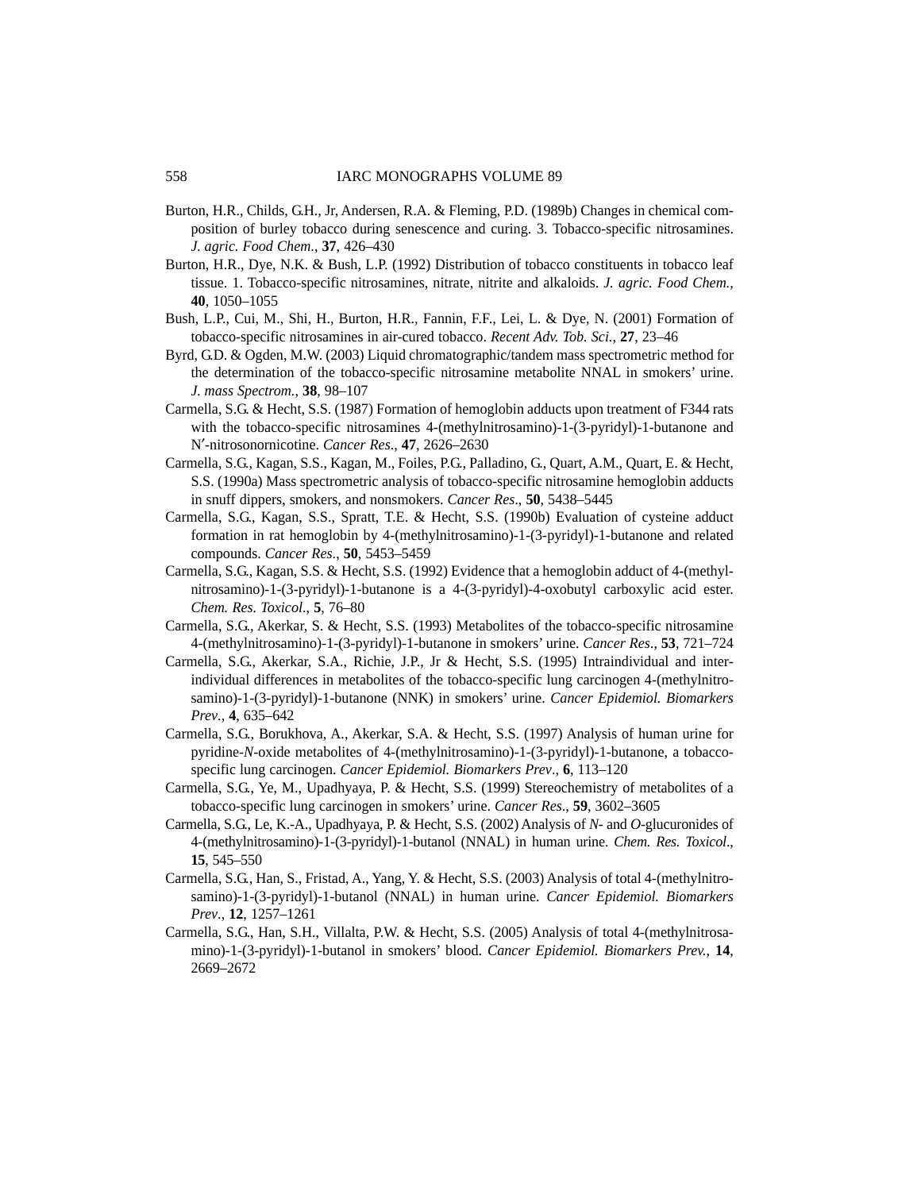Burton, H.R., Childs, G.H., Jr, Andersen, R.A. & Fleming, P.D. (1989b) Changes in chemical composition of burley tobacco during senescence and curing. 3. Tobacco-specific nitrosamines. *J. agric. Food Chem.*, **37**, 426–430

Burton, H.R., Dye, N.K. & Bush, L.P. (1992) Distribution of tobacco constituents in tobacco leaf tissue. 1. Tobacco-specific nitrosamines, nitrate, nitrite and alkaloids. *J. agric. Food Chem.,* **40**, 1050–1055

Bush, L.P., Cui, M., Shi, H., Burton, H.R., Fannin, F.F., Lei, L. & Dye, N. (2001) Formation of tobacco-specific nitrosamines in air-cured tobacco. *Recent Adv. Tob. Sci.*, **27**, 23–46

Byrd, G.D. & Ogden, M.W. (2003) Liquid chromatographic/tandem mass spectrometric method for the determination of the tobacco-specific nitrosamine metabolite NNAL in smokers' urine. *J. mass Spectrom.*, **38**, 98–107

Carmella, S.G. & Hecht, S.S. (1987) Formation of hemoglobin adducts upon treatment of F344 rats with the tobacco-specific nitrosamines 4-(methylnitrosamino)-1-(3-pyridyl)-1-butanone and N′-nitrosonornicotine. *Cancer Res.*, **47**, 2626–2630

Carmella, S.G., Kagan, S.S., Kagan, M., Foiles, P.G., Palladino, G., Quart, A.M., Quart, E. & Hecht, S.S. (1990a) Mass spectrometric analysis of tobacco-specific nitrosamine hemoglobin adducts in snuff dippers, smokers, and nonsmokers. *Cancer Res.*, **50**, 5438–5445

Carmella, S.G., Kagan, S.S., Spratt, T.E. & Hecht, S.S. (1990b) Evaluation of cysteine adduct formation in rat hemoglobin by 4-(methylnitrosamino)-1-(3-pyridyl)-1-butanone and related compounds. *Cancer Res.*, **50**, 5453–5459

Carmella, S.G., Kagan, S.S. & Hecht, S.S. (1992) Evidence that a hemoglobin adduct of 4-(methylnitrosamino)-1-(3-pyridyl)-1-butanone is a 4-(3-pyridyl)-4-oxobutyl carboxylic acid ester. *Chem. Res. Toxicol.*, **5**, 76–80

Carmella, S.G., Akerkar, S. & Hecht, S.S. (1993) Metabolites of the tobacco-specific nitrosamine 4-(methylnitrosamino)-1-(3-pyridyl)-1-butanone in smokers' urine. *Cancer Res.*, **53**, 721–724

Carmella, S.G., Akerkar, S.A., Richie, J.P., Jr & Hecht, S.S. (1995) Intraindividual and interindividual differences in metabolites of the tobacco-specific lung carcinogen 4-(methylnitrosamino)-1-(3-pyridyl)-1-butanone (NNK) in smokers' urine. *Cancer Epidemiol. Biomarkers Prev.*, **4**, 635–642

Carmella, S.G., Borukhova, A., Akerkar, S.A. & Hecht, S.S. (1997) Analysis of human urine for pyridine-*N*-oxide metabolites of 4-(methylnitrosamino)-1-(3-pyridyl)-1-butanone, a tobacco-specific lung carcinogen. *Cancer Epidemiol. Biomarkers Prev.*, **6**, 113–120

Carmella, S.G., Ye, M., Upadhyaya, P. & Hecht, S.S. (1999) Stereochemistry of metabolites of a tobacco-specific lung carcinogen in smokers' urine. *Cancer Res.*, **59**, 3602–3605

Carmella, S.G., Le, K.-A., Upadhyaya, P. & Hecht, S.S. (2002) Analysis of *N*- and *O*-glucuronides of 4-(methylnitrosamino)-1-(3-pyridyl)-1-butanol (NNAL) in human urine. *Chem. Res. Toxicol.*, **15**, 545–550

Carmella, S.G., Han, S., Fristad, A., Yang, Y. & Hecht, S.S. (2003) Analysis of total 4-(methylnitrosamino)-1-(3-pyridyl)-1-butanol (NNAL) in human urine. *Cancer Epidemiol. Biomarkers Prev.*, **12**, 1257–1261

Carmella, S.G., Han, S.H., Villalta, P.W. & Hecht, S.S. (2005) Analysis of total 4-(methylnitrosamino)-1-(3-pyridyl)-1-butanol in smokers' blood. *Cancer Epidemiol. Biomarkers Prev.*, **14**, 2669–2672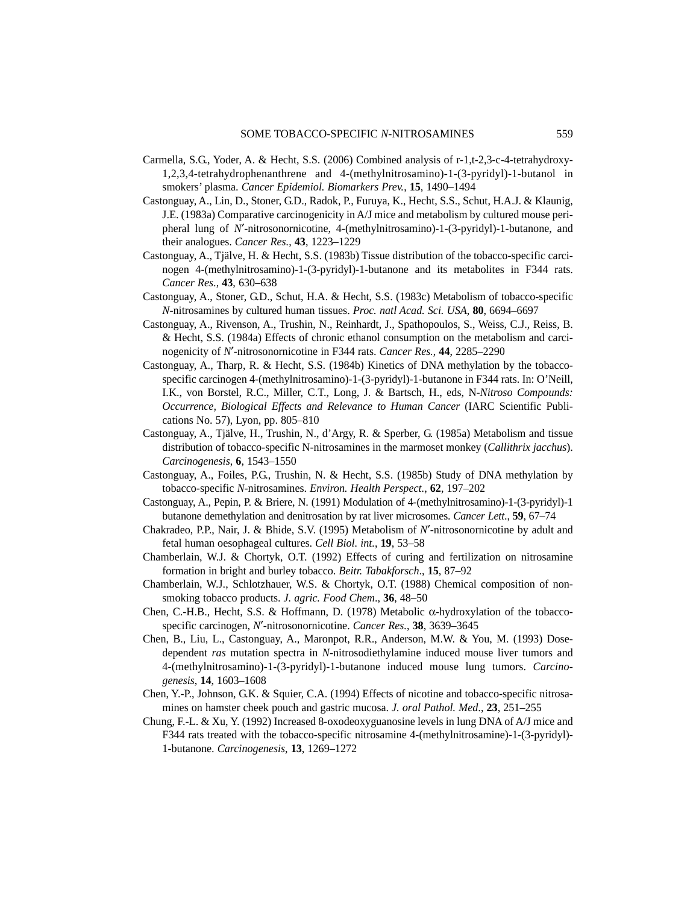Carmella, S.G., Yoder, A. & Hecht, S.S. (2006) Combined analysis of r-1,t-2,3-c-4-tetrahydroxy-1,2,3,4-tetrahydrophenanthrene and 4-(methylnitrosamino)-1-(3-pyridyl)-1-butanol in smokers' plasma. *Cancer Epidemiol. Biomarkers Prev.*, **15**, 1490–1494

Castonguay, A., Lin, D., Stoner, G.D., Radok, P., Furuya, K., Hecht, S.S., Schut, H.A.J. & Klaunig, J.E. (1983a) Comparative carcinogenicity in A/J mice and metabolism by cultured mouse peripheral lung of *N*′-nitrosonornicotine, 4-(methylnitrosamino)-1-(3-pyridyl)-1-butanone, and their analogues. *Cancer Res.*, **43**, 1223–1229

Castonguay, A., Tjälve, H. & Hecht, S.S. (1983b) Tissue distribution of the tobacco-specific carcinogen 4-(methylnitrosamino)-1-(3-pyridyl)-1-butanone and its metabolites in F344 rats. *Cancer Res.*, **43**, 630–638

Castonguay, A., Stoner, G.D., Schut, H.A. & Hecht, S.S. (1983c) Metabolism of tobacco-specific *N*-nitrosamines by cultured human tissues. *Proc. natl Acad. Sci. USA*, **80**, 6694–6697

Castonguay, A., Rivenson, A., Trushin, N., Reinhardt, J., Spathopoulos, S., Weiss, C.J., Reiss, B. & Hecht, S.S. (1984a) Effects of chronic ethanol consumption on the metabolism and carcinogenicity of *N*′-nitrosonornicotine in F344 rats. *Cancer Res.*, **44**, 2285–2290

Castonguay, A., Tharp, R. & Hecht, S.S. (1984b) Kinetics of DNA methylation by the tobacco-specific carcinogen 4-(methylnitrosamino)-1-(3-pyridyl)-1-butanone in F344 rats. In: O'Neill, I.K., von Borstel, R.C., Miller, C.T., Long, J. & Bartsch, H., eds, N*-Nitroso Compounds: Occurrence, Biological Effects and Relevance to Human Cancer* (IARC Scientific Publications No. 57), Lyon, pp. 805–810

Castonguay, A., Tjälve, H., Trushin, N., d'Argy, R. & Sperber, G. (1985a) Metabolism and tissue distribution of tobacco-specific N-nitrosamines in the marmoset monkey (*Callithrix jacchus*). *Carcinogenesis*, **6**, 1543–1550

Castonguay, A., Foiles, P.G., Trushin, N. & Hecht, S.S. (1985b) Study of DNA methylation by tobacco-specific *N*-nitrosamines. *Environ. Health Perspect.*, **62**, 197–202

Castonguay, A., Pepin, P. & Briere, N. (1991) Modulation of 4-(methylnitrosamino)-1-(3-pyridyl)-1 butanone demethylation and denitrosation by rat liver microsomes. *Cancer Lett.*, **59**, 67–74

Chakradeo, P.P., Nair, J. & Bhide, S.V. (1995) Metabolism of *N*′-nitrosonornicotine by adult and fetal human oesophageal cultures. *Cell Biol. int.*, **19**, 53–58

Chamberlain, W.J. & Chortyk, O.T. (1992) Effects of curing and fertilization on nitrosamine formation in bright and burley tobacco. *Beitr. Tabakforsch.*, **15**, 87–92

Chamberlain, W.J., Schlotzhauer, W.S. & Chortyk, O.T. (1988) Chemical composition of non-smoking tobacco products. *J. agric. Food Chem.*, **36**, 48–50

Chen, C.-H.B., Hecht, S.S. & Hoffmann, D. (1978) Metabolic α-hydroxylation of the tobacco-specific carcinogen, *N*′-nitrosonornicotine. *Cancer Res.*, **38**, 3639–3645

Chen, B., Liu, L., Castonguay, A., Maronpot, R.R., Anderson, M.W. & You, M. (1993) Dose-dependent *ras* mutation spectra in *N*-nitrosodiethylamine induced mouse liver tumors and 4-(methylnitrosamino)-1-(3-pyridyl)-1-butanone induced mouse lung tumors. *Carcinogenesis*, **14**, 1603–1608

Chen, Y.-P., Johnson, G.K. & Squier, C.A. (1994) Effects of nicotine and tobacco-specific nitrosamines on hamster cheek pouch and gastric mucosa. *J. oral Pathol. Med.*, **23**, 251–255

Chung, F.-L. & Xu, Y. (1992) Increased 8-oxodeoxyguanosine levels in lung DNA of A/J mice and F344 rats treated with the tobacco-specific nitrosamine 4-(methylnitrosamine)-1-(3-pyridyl)-1-butanone. *Carcinogenesis*, **13**, 1269–1272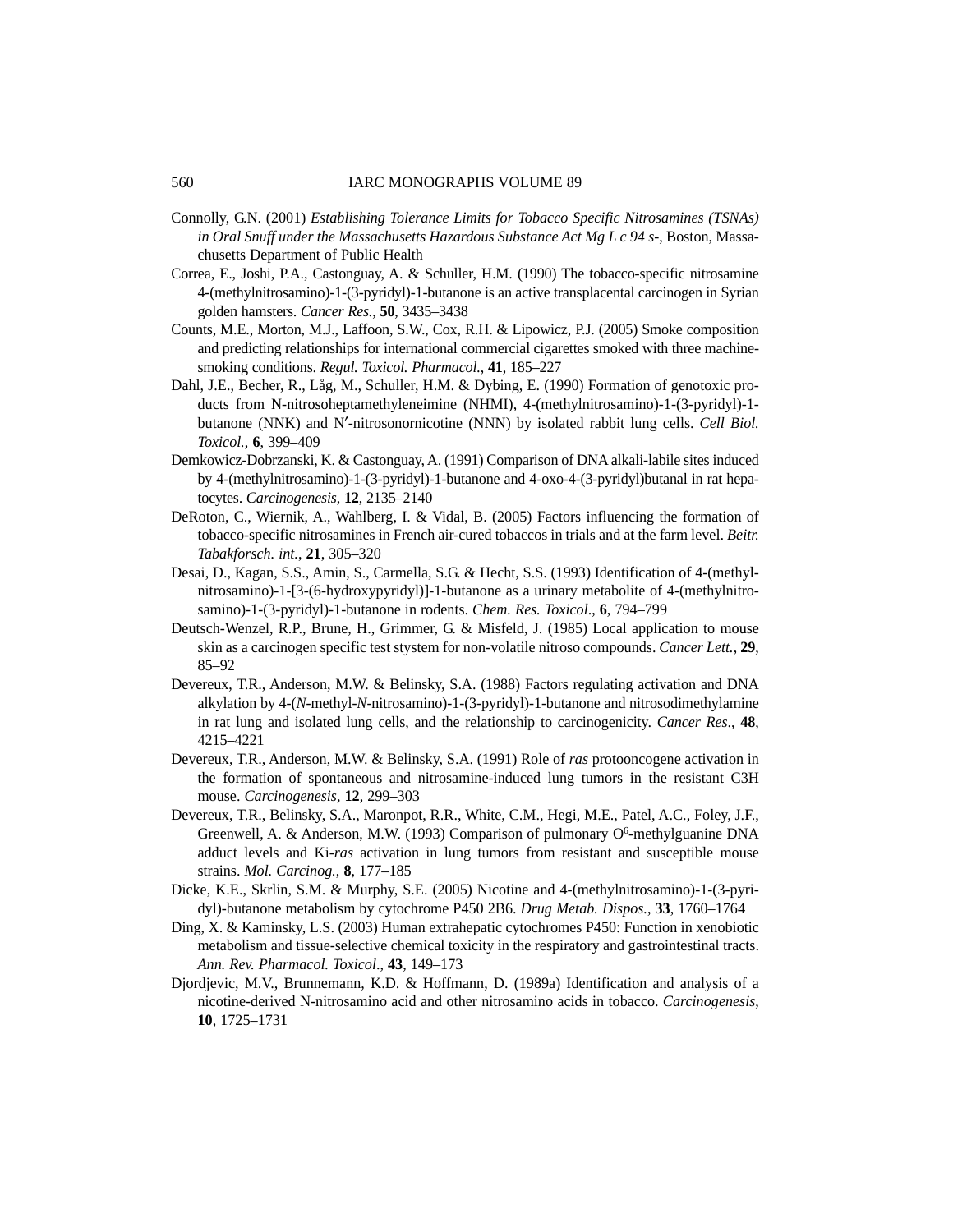Connolly, G.N. (2001) *Establishing Tolerance Limits for Tobacco Specific Nitrosamines (TSNAs) in Oral Snuff under the Massachusetts Hazardous Substance Act Mg L c 94 s-*, Boston, Massachusetts Department of Public Health

Correa, E., Joshi, P.A., Castonguay, A. & Schuller, H.M. (1990) The tobacco-specific nitrosamine 4-(methylnitrosamino)-1-(3-pyridyl)-1-butanone is an active transplacental carcinogen in Syrian golden hamsters. *Cancer Res.*, **50**, 3435–3438

Counts, M.E., Morton, M.J., Laffoon, S.W., Cox, R.H. & Lipowicz, P.J. (2005) Smoke composition and predicting relationships for international commercial cigarettes smoked with three machine-smoking conditions. *Regul. Toxicol. Pharmacol.*, **41**, 185–227

Dahl, J.E., Becher, R., Låg, M., Schuller, H.M. & Dybing, E. (1990) Formation of genotoxic products from N-nitrosoheptamethyleneimine (NHMI), 4-(methylnitrosamino)-1-(3-pyridyl)-1-butanone (NNK) and N′-nitrosonornicotine (NNN) by isolated rabbit lung cells. *Cell Biol. Toxicol.*, **6**, 399–409

Demkowicz-Dobrzanski, K. & Castonguay, A. (1991) Comparison of DNA alkali-labile sites induced by 4-(methylnitrosamino)-1-(3-pyridyl)-1-butanone and 4-oxo-4-(3-pyridyl)butanal in rat hepatocytes. *Carcinogenesis*, **12**, 2135–2140

DeRoton, C., Wiernik, A., Wahlberg, I. & Vidal, B. (2005) Factors influencing the formation of tobacco-specific nitrosamines in French air-cured tobaccos in trials and at the farm level. *Beitr. Tabakforsch. int.*, **21**, 305–320

Desai, D., Kagan, S.S., Amin, S., Carmella, S.G. & Hecht, S.S. (1993) Identification of 4-(methylnitrosamino)-1-[3-(6-hydroxypyridyl)]-1-butanone as a urinary metabolite of 4-(methylnitrosamino)-1-(3-pyridyl)-1-butanone in rodents. *Chem. Res. Toxicol*., **6**, 794–799

Deutsch-Wenzel, R.P., Brune, H., Grimmer, G. & Misfeld, J. (1985) Local application to mouse skin as a carcinogen specific test stystem for non-volatile nitroso compounds. *Cancer Lett.*, **29**, 85–92

Devereux, T.R., Anderson, M.W. & Belinsky, S.A. (1988) Factors regulating activation and DNA alkylation by 4-(*N*-methyl-*N*-nitrosamino)-1-(3-pyridyl)-1-butanone and nitrosodimethylamine in rat lung and isolated lung cells, and the relationship to carcinogenicity. *Cancer Res*., **48**, 4215–4221

Devereux, T.R., Anderson, M.W. & Belinsky, S.A. (1991) Role of *ras* protooncogene activation in the formation of spontaneous and nitrosamine-induced lung tumors in the resistant C3H mouse. *Carcinogenesis*, **12**, 299–303

Devereux, T.R., Belinsky, S.A., Maronpot, R.R., White, C.M., Hegi, M.E., Patel, A.C., Foley, J.F., Greenwell, A. & Anderson, M.W. (1993) Comparison of pulmonary $O^6$-methylguanine DNA adduct levels and Ki-*ras* activation in lung tumors from resistant and susceptible mouse strains. *Mol. Carcinog.*, **8**, 177–185

Dicke, K.E., Skrlin, S.M. & Murphy, S.E. (2005) Nicotine and 4-(methylnitrosamino)-1-(3-pyridyl)-butanone metabolism by cytochrome P450 2B6. *Drug Metab. Dispos.*, **33**, 1760–1764

Ding, X. & Kaminsky, L.S. (2003) Human extrahepatic cytochromes P450: Function in xenobiotic metabolism and tissue-selective chemical toxicity in the respiratory and gastrointestinal tracts. *Ann. Rev. Pharmacol. Toxicol*., **43**, 149–173

Djordjevic, M.V., Brunnemann, K.D. & Hoffmann, D. (1989a) Identification and analysis of a nicotine-derived N-nitrosamino acid and other nitrosamino acids in tobacco. *Carcinogenesis*, **10**, 1725–1731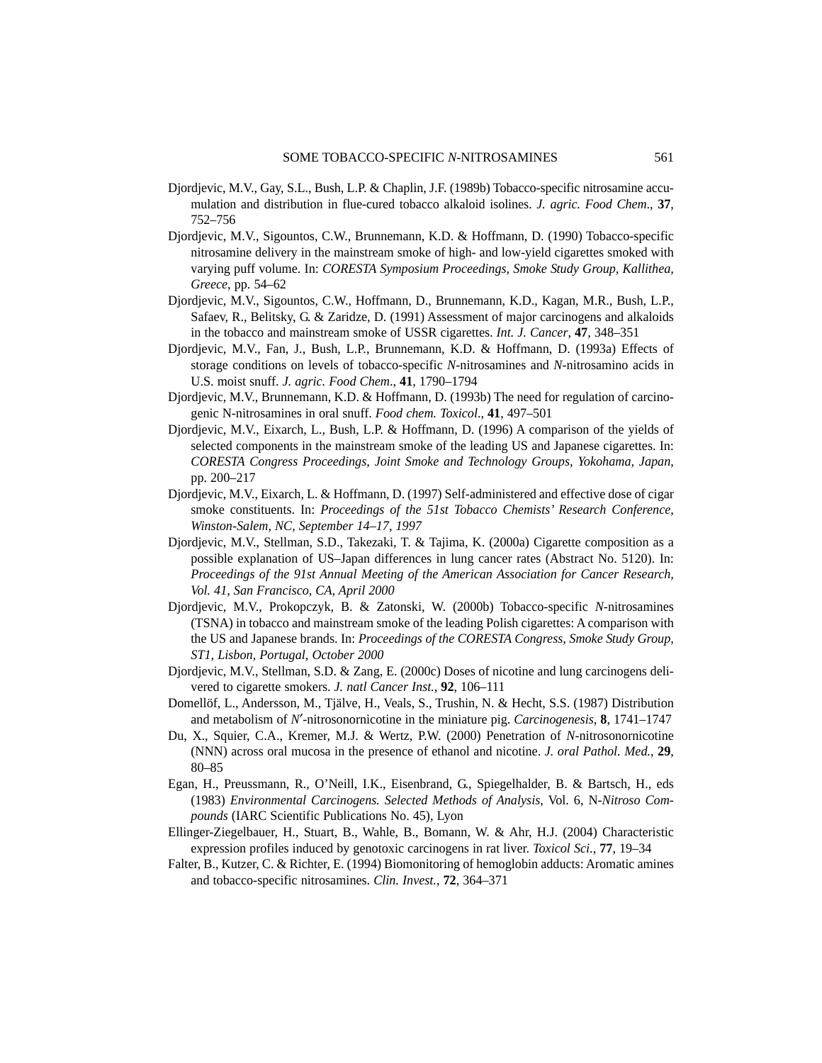Djordjevic, M.V., Gay, S.L., Bush, L.P. & Chaplin, J.F. (1989b) Tobacco-specific nitrosamine accumulation and distribution in flue-cured tobacco alkaloid isolines. *J. agric. Food Chem.*, **37**, 752–756

Djordjevic, M.V., Sigountos, C.W., Brunnemann, K.D. & Hoffmann, D. (1990) Tobacco-specific nitrosamine delivery in the mainstream smoke of high- and low-yield cigarettes smoked with varying puff volume. In: *CORESTA Symposium Proceedings, Smoke Study Group, Kallithea, Greece*, pp. 54–62

Djordjevic, M.V., Sigountos, C.W., Hoffmann, D., Brunnemann, K.D., Kagan, M.R., Bush, L.P., Safaev, R., Belitsky, G. & Zaridze, D. (1991) Assessment of major carcinogens and alkaloids in the tobacco and mainstream smoke of USSR cigarettes. *Int. J. Cancer*, **47**, 348–351

Djordjevic, M.V., Fan, J., Bush, L.P., Brunnemann, K.D. & Hoffmann, D. (1993a) Effects of storage conditions on levels of tobacco-specific *N*-nitrosamines and *N*-nitrosamino acids in U.S. moist snuff. *J. agric. Food Chem.*, **41**, 1790–1794

Djordjevic, M.V., Brunnemann, K.D. & Hoffmann, D. (1993b) The need for regulation of carcinogenic N-nitrosamines in oral snuff. *Food chem. Toxicol.*, **41**, 497–501

Djordjevic, M.V., Eixarch, L., Bush, L.P. & Hoffmann, D. (1996) A comparison of the yields of selected components in the mainstream smoke of the leading US and Japanese cigarettes. In: *CORESTA Congress Proceedings, Joint Smoke and Technology Groups, Yokohama, Japan*, pp. 200–217

Djordjevic, M.V., Eixarch, L. & Hoffmann, D. (1997) Self-administered and effective dose of cigar smoke constituents. In: *Proceedings of the 51st Tobacco Chemists' Research Conference, Winston-Salem, NC, September 14–17, 1997*

Djordjevic, M.V., Stellman, S.D., Takezaki, T. & Tajima, K. (2000a) Cigarette composition as a possible explanation of US–Japan differences in lung cancer rates (Abstract No. 5120). In: *Proceedings of the 91st Annual Meeting of the American Association for Cancer Research, Vol. 41, San Francisco, CA, April 2000*

Djordjevic, M.V., Prokopczyk, B. & Zatonski, W. (2000b) Tobacco-specific *N*-nitrosamines (TSNA) in tobacco and mainstream smoke of the leading Polish cigarettes: A comparison with the US and Japanese brands. In: *Proceedings of the CORESTA Congress, Smoke Study Group, ST1, Lisbon, Portugal, October 2000*

Djordjevic, M.V., Stellman, S.D. & Zang, E. (2000c) Doses of nicotine and lung carcinogens delivered to cigarette smokers. *J. natl Cancer Inst.*, **92**, 106–111

Domellöf, L., Andersson, M., Tjälve, H., Veals, S., Trushin, N. & Hecht, S.S. (1987) Distribution and metabolism of *N*′-nitrosonornicotine in the miniature pig. *Carcinogenesis*, **8**, 1741–1747

Du, X., Squier, C.A., Kremer, M.J. & Wertz, P.W. (2000) Penetration of *N*-nitrosonornicotine (NNN) across oral mucosa in the presence of ethanol and nicotine. *J. oral Pathol. Med.*, **29**, 80–85

Egan, H., Preussmann, R., O'Neill, I.K., Eisenbrand, G., Spiegelhalder, B. & Bartsch, H., eds (1983) *Environmental Carcinogens. Selected Methods of Analysis*, Vol. 6, N-*Nitroso Compounds* (IARC Scientific Publications No. 45), Lyon

Ellinger-Ziegelbauer, H., Stuart, B., Wahle, B., Bomann, W. & Ahr, H.J. (2004) Characteristic expression profiles induced by genotoxic carcinogens in rat liver. *Toxicol Sci.*, **77**, 19–34

Falter, B., Kutzer, C. & Richter, E. (1994) Biomonitoring of hemoglobin adducts: Aromatic amines and tobacco-specific nitrosamines. *Clin. Invest.*, **72**, 364–371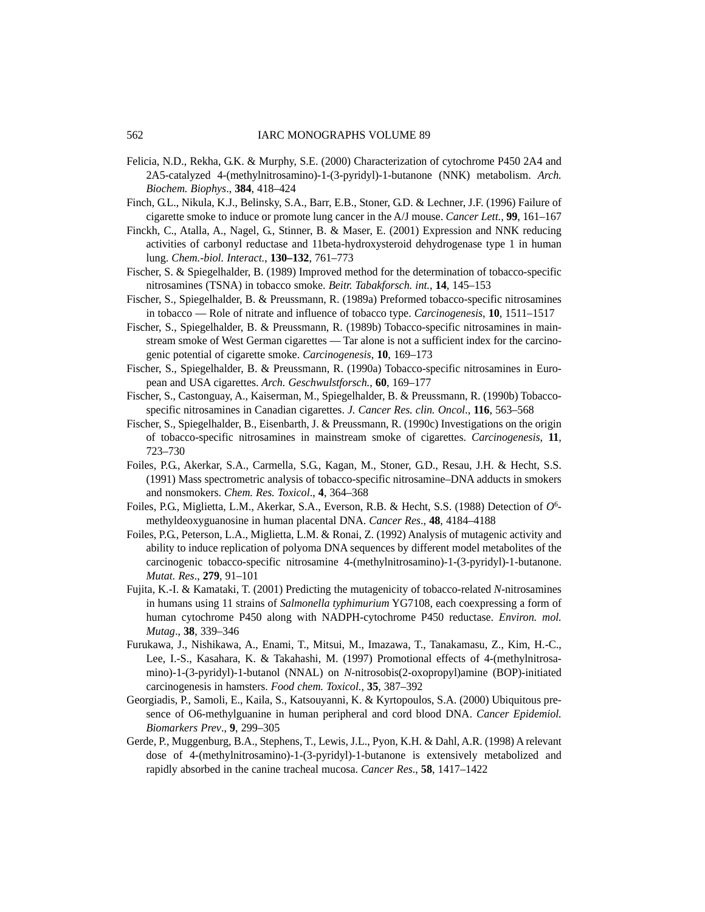Felicia, N.D., Rekha, G.K. & Murphy, S.E. (2000) Characterization of cytochrome P450 2A4 and 2A5-catalyzed 4-(methylnitrosamino)-1-(3-pyridyl)-1-butanone (NNK) metabolism. *Arch. Biochem. Biophys*., **384**, 418–424

Finch, G.L., Nikula, K.J., Belinsky, S.A., Barr, E.B., Stoner, G.D. & Lechner, J.F. (1996) Failure of cigarette smoke to induce or promote lung cancer in the A/J mouse. *Cancer Lett.*, **99**, 161–167

Finckh, C., Atalla, A., Nagel, G., Stinner, B. & Maser, E. (2001) Expression and NNK reducing activities of carbonyl reductase and 11beta-hydroxysteroid dehydrogenase type 1 in human lung. *Chem.-biol. Interact.*, **130–132**, 761–773

Fischer, S. & Spiegelhalder, B. (1989) Improved method for the determination of tobacco-specific nitrosamines (TSNA) in tobacco smoke. *Beitr. Tabakforsch. int.*, **14**, 145–153

Fischer, S., Spiegelhalder, B. & Preussmann, R. (1989a) Preformed tobacco-specific nitrosamines in tobacco — Role of nitrate and influence of tobacco type. *Carcinogenesis*, **10**, 1511–1517

Fischer, S., Spiegelhalder, B. & Preussmann, R. (1989b) Tobacco-specific nitrosamines in mainstream smoke of West German cigarettes — Tar alone is not a sufficient index for the carcinogenic potential of cigarette smoke. *Carcinogenesis*, **10**, 169–173

Fischer, S., Spiegelhalder, B. & Preussmann, R. (1990a) Tobacco-specific nitrosamines in European and USA cigarettes. *Arch. Geschwulstforsch.*, **60**, 169–177

Fischer, S., Castonguay, A., Kaiserman, M., Spiegelhalder, B. & Preussmann, R. (1990b) Tobacco-specific nitrosamines in Canadian cigarettes. *J. Cancer Res. clin. Oncol*., **116**, 563–568

Fischer, S., Spiegelhalder, B., Eisenbarth, J. & Preussmann, R. (1990c) Investigations on the origin of tobacco-specific nitrosamines in mainstream smoke of cigarettes. *Carcinogenesis*, **11**, 723–730

Foiles, P.G., Akerkar, S.A., Carmella, S.G., Kagan, M., Stoner, G.D., Resau, J.H. & Hecht, S.S. (1991) Mass spectrometric analysis of tobacco-specific nitrosamine–DNA adducts in smokers and nonsmokers. *Chem. Res. Toxicol*., **4**, 364–368

Foiles, P.G., Miglietta, L.M., Akerkar, S.A., Everson, R.B. & Hecht, S.S. (1988) Detection of $O^6$-methyldeoxyguanosine in human placental DNA. *Cancer Res*., **48**, 4184–4188

Foiles, P.G., Peterson, L.A., Miglietta, L.M. & Ronai, Z. (1992) Analysis of mutagenic activity and ability to induce replication of polyoma DNA sequences by different model metabolites of the carcinogenic tobacco-specific nitrosamine 4-(methylnitrosamino)-1-(3-pyridyl)-1-butanone. *Mutat. Res*., **279**, 91–101

Fujita, K.-I. & Kamataki, T. (2001) Predicting the mutagenicity of tobacco-related *N*-nitrosamines in humans using 11 strains of *Salmonella typhimurium* YG7108, each coexpressing a form of human cytochrome P450 along with NADPH-cytochrome P450 reductase. *Environ. mol. Mutag*., **38**, 339–346

Furukawa, J., Nishikawa, A., Enami, T., Mitsui, M., Imazawa, T., Tanakamasu, Z., Kim, H.-C., Lee, I.-S., Kasahara, K. & Takahashi, M. (1997) Promotional effects of 4-(methylnitrosamino)-1-(3-pyridyl)-1-butanol (NNAL) on *N*-nitrosobis(2-oxopropyl)amine (BOP)-initiated carcinogenesis in hamsters. *Food chem. Toxicol.*, **35**, 387–392

Georgiadis, P., Samoli, E., Kaila, S., Katsouyanni, K. & Kyrtopoulos, S.A. (2000) Ubiquitous presence of O6-methylguanine in human peripheral and cord blood DNA. *Cancer Epidemiol. Biomarkers Prev*., **9**, 299–305

Gerde, P., Muggenburg, B.A., Stephens, T., Lewis, J.L., Pyon, K.H. & Dahl, A.R. (1998) A relevant dose of 4-(methylnitrosamino)-1-(3-pyridyl)-1-butanone is extensively metabolized and rapidly absorbed in the canine tracheal mucosa. *Cancer Res*., **58**, 1417–1422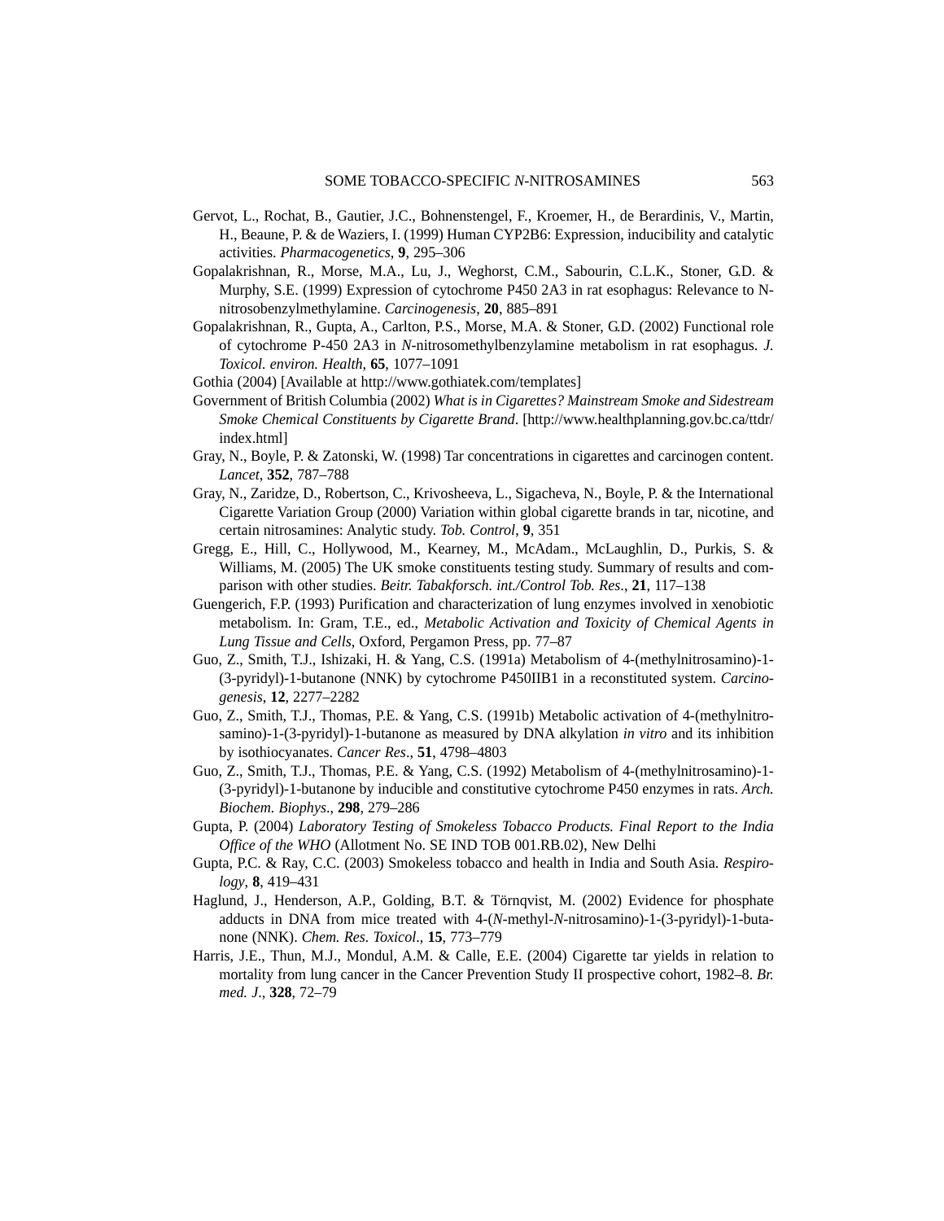Gervot, L., Rochat, B., Gautier, J.C., Bohnenstengel, F., Kroemer, H., de Berardinis, V., Martin, H., Beaune, P. & de Waziers, I. (1999) Human CYP2B6: Expression, inducibility and catalytic activities. *Pharmacogenetics*, **9**, 295–306

Gopalakrishnan, R., Morse, M.A., Lu, J., Weghorst, C.M., Sabourin, C.L.K., Stoner, G.D. & Murphy, S.E. (1999) Expression of cytochrome P450 2A3 in rat esophagus: Relevance to N-nitrosobenzylmethylamine. *Carcinogenesis*, **20**, 885–891

Gopalakrishnan, R., Gupta, A., Carlton, P.S., Morse, M.A. & Stoner, G.D. (2002) Functional role of cytochrome P-450 2A3 in *N*-nitrosomethylbenzylamine metabolism in rat esophagus. *J. Toxicol. environ. Health*, **65**, 1077–1091

Gothia (2004) [Available at http://www.gothiatek.com/templates]

Government of British Columbia (2002) *What is in Cigarettes? Mainstream Smoke and Sidestream Smoke Chemical Constituents by Cigarette Brand*. [http://www.healthplanning.gov.bc.ca/ttdr/index.html]

Gray, N., Boyle, P. & Zatonski, W. (1998) Tar concentrations in cigarettes and carcinogen content. *Lancet*, **352**, 787–788

Gray, N., Zaridze, D., Robertson, C., Krivosheeva, L., Sigacheva, N., Boyle, P. & the International Cigarette Variation Group (2000) Variation within global cigarette brands in tar, nicotine, and certain nitrosamines: Analytic study. *Tob. Control*, **9**, 351

Gregg, E., Hill, C., Hollywood, M., Kearney, M., McAdam., McLaughlin, D., Purkis, S. & Williams, M. (2005) The UK smoke constituents testing study. Summary of results and comparison with other studies. *Beitr. Tabakforsch. int./Control Tob. Res*., **21**, 117–138

Guengerich, F.P. (1993) Purification and characterization of lung enzymes involved in xenobiotic metabolism. In: Gram, T.E., ed., *Metabolic Activation and Toxicity of Chemical Agents in Lung Tissue and Cells*, Oxford, Pergamon Press, pp. 77–87

Guo, Z., Smith, T.J., Ishizaki, H. & Yang, C.S. (1991a) Metabolism of 4-(methylnitrosamino)-1-(3-pyridyl)-1-butanone (NNK) by cytochrome P450IIB1 in a reconstituted system. *Carcinogenesis*, **12**, 2277–2282

Guo, Z., Smith, T.J., Thomas, P.E. & Yang, C.S. (1991b) Metabolic activation of 4-(methylnitrosamino)-1-(3-pyridyl)-1-butanone as measured by DNA alkylation *in vitro* and its inhibition by isothiocyanates. *Cancer Res*., **51**, 4798–4803

Guo, Z., Smith, T.J., Thomas, P.E. & Yang, C.S. (1992) Metabolism of 4-(methylnitrosamino)-1-(3-pyridyl)-1-butanone by inducible and constitutive cytochrome P450 enzymes in rats. *Arch. Biochem. Biophys*., **298**, 279–286

Gupta, P. (2004) *Laboratory Testing of Smokeless Tobacco Products. Final Report to the India Office of the WHO* (Allotment No. SE IND TOB 001.RB.02), New Delhi

Gupta, P.C. & Ray, C.C. (2003) Smokeless tobacco and health in India and South Asia. *Respirology*, **8**, 419–431

Haglund, J., Henderson, A.P., Golding, B.T. & Törnqvist, M. (2002) Evidence for phosphate adducts in DNA from mice treated with 4-(*N*-methyl-*N*-nitrosamino)-1-(3-pyridyl)-1-butanone (NNK). *Chem. Res. Toxicol*., **15**, 773–779

Harris, J.E., Thun, M.J., Mondul, A.M. & Calle, E.E. (2004) Cigarette tar yields in relation to mortality from lung cancer in the Cancer Prevention Study II prospective cohort, 1982–8. *Br. med. J*., **328**, 72–79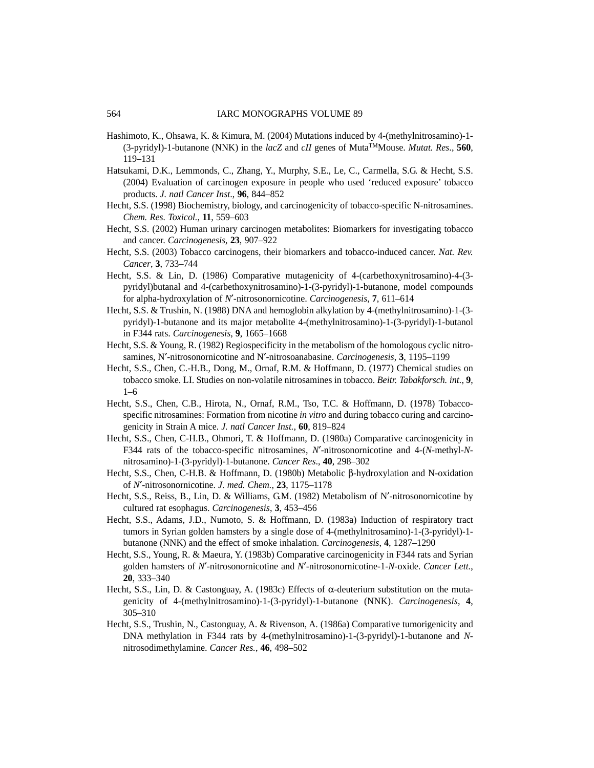Hashimoto, K., Ohsawa, K. & Kimura, M. (2004) Mutations induced by 4-(methylnitrosamino)-1-(3-pyridyl)-1-butanone (NNK) in the *lacZ* and *cII* genes of Muta[TM]Mouse. *Mutat. Res.*, **560**, 119–131

Hatsukami, D.K., Lemmonds, C., Zhang, Y., Murphy, S.E., Le, C., Carmella, S.G. & Hecht, S.S. (2004) Evaluation of carcinogen exposure in people who used 'reduced exposure' tobacco products. *J. natl Cancer Inst.*, **96**, 844–852

Hecht, S.S. (1998) Biochemistry, biology, and carcinogenicity of tobacco-specific N-nitrosamines. *Chem. Res. Toxicol.*, **11**, 559–603

Hecht, S.S. (2002) Human urinary carcinogen metabolites: Biomarkers for investigating tobacco and cancer. *Carcinogenesis*, **23**, 907–922

Hecht, S.S. (2003) Tobacco carcinogens, their biomarkers and tobacco-induced cancer. *Nat. Rev. Cancer*, **3**, 733–744

Hecht, S.S. & Lin, D. (1986) Comparative mutagenicity of 4-(carbethoxynitrosamino)-4-(3-pyridyl)butanal and 4-(carbethoxynitrosamino)-1-(3-pyridyl)-1-butanone, model compounds for alpha-hydroxylation of *N*′-nitrosonornicotine. *Carcinogenesis*, **7**, 611–614

Hecht, S.S. & Trushin, N. (1988) DNA and hemoglobin alkylation by 4-(methylnitrosamino)-1-(3-pyridyl)-1-butanone and its major metabolite 4-(methylnitrosamino)-1-(3-pyridyl)-1-butanol in F344 rats. *Carcinogenesis*, **9**, 1665–1668

Hecht, S.S. & Young, R. (1982) Regiospecificity in the metabolism of the homologous cyclic nitrosamines, N′-nitrosonornicotine and N′-nitrosoanabasine. *Carcinogenesis*, **3**, 1195–1199

Hecht, S.S., Chen, C.-H.B., Dong, M., Ornaf, R.M. & Hoffmann, D. (1977) Chemical studies on tobacco smoke. LI. Studies on non-volatile nitrosamines in tobacco. *Beitr. Tabakforsch. int.*, **9**, 1–6

Hecht, S.S., Chen, C.B., Hirota, N., Ornaf, R.M., Tso, T.C. & Hoffmann, D. (1978) Tobacco-specific nitrosamines: Formation from nicotine *in vitro* and during tobacco curing and carcinogenicity in Strain A mice. *J. natl Cancer Inst.*, **60**, 819–824

Hecht, S.S., Chen, C-H.B., Ohmori, T. & Hoffmann, D. (1980a) Comparative carcinogenicity in F344 rats of the tobacco-specific nitrosamines, *N*′-nitrosonornicotine and 4-(*N*-methyl-*N*-nitrosamino)-1-(3-pyridyl)-1-butanone. *Cancer Res*., **40**, 298–302

Hecht, S.S., Chen, C-H.B. & Hoffmann, D. (1980b) Metabolic β-hydroxylation and N-oxidation of *N*′-nitrosonornicotine. *J. med. Chem.*, **23**, 1175–1178

Hecht, S.S., Reiss, B., Lin, D. & Williams, G.M. (1982) Metabolism of N′-nitrosonornicotine by cultured rat esophagus. *Carcinogenesis*, **3**, 453–456

Hecht, S.S., Adams, J.D., Numoto, S. & Hoffmann, D. (1983a) Induction of respiratory tract tumors in Syrian golden hamsters by a single dose of 4-(methylnitrosamino)-1-(3-pyridyl)-1-butanone (NNK) and the effect of smoke inhalation. *Carcinogenesis*, **4**, 1287–1290

Hecht, S.S., Young, R. & Maeura, Y. (1983b) Comparative carcinogenicity in F344 rats and Syrian golden hamsters of *N*′-nitrosonornicotine and *N*′-nitrosonornicotine-1-*N*-oxide. *Cancer Lett.*, **20**, 333–340

Hecht, S.S., Lin, D. & Castonguay, A. (1983c) Effects of α-deuterium substitution on the mutagenicity of 4-(methylnitrosamino)-1-(3-pyridyl)-1-butanone (NNK). *Carcinogenesis*, **4**, 305–310

Hecht, S.S., Trushin, N., Castonguay, A. & Rivenson, A. (1986a) Comparative tumorigenicity and DNA methylation in F344 rats by 4-(methylnitrosamino)-1-(3-pyridyl)-1-butanone and *N*-nitrosodimethylamine. *Cancer Res.*, **46**, 498–502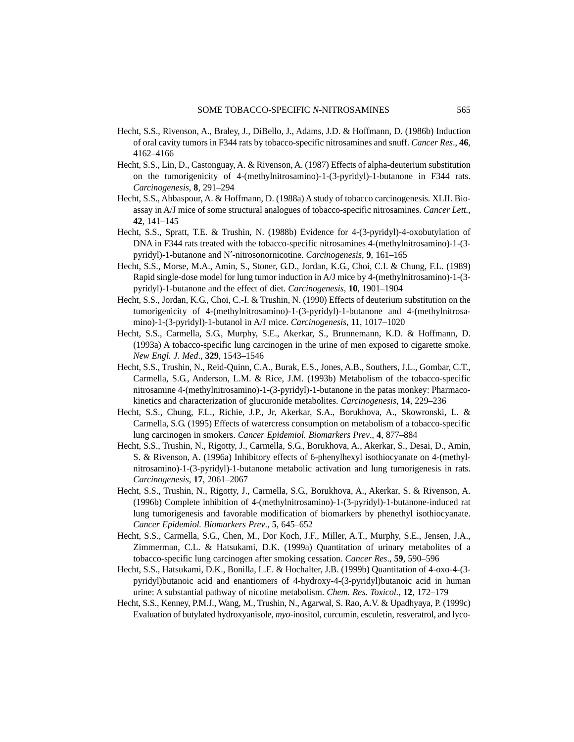Hecht, S.S., Rivenson, A., Braley, J., DiBello, J., Adams, J.D. & Hoffmann, D. (1986b) Induction of oral cavity tumors in F344 rats by tobacco-specific nitrosamines and snuff. *Cancer Res*., **46**, 4162–4166

Hecht, S.S., Lin, D., Castonguay, A. & Rivenson, A. (1987) Effects of alpha-deuterium substitution on the tumorigenicity of 4-(methylnitrosamino)-1-(3-pyridyl)-1-butanone in F344 rats. *Carcinogenesis*, **8**, 291–294

Hecht, S.S., Abbaspour, A. & Hoffmann, D. (1988a) A study of tobacco carcinogenesis. XLII. Bioassay in A/J mice of some structural analogues of tobacco-specific nitrosamines. *Cancer Lett.*, **42**, 141–145

Hecht, S.S., Spratt, T.E. & Trushin, N. (1988b) Evidence for 4-(3-pyridyl)-4-oxobutylation of DNA in F344 rats treated with the tobacco-specific nitrosamines 4-(methylnitrosamino)-1-(3-pyridyl)-1-butanone and N′-nitrosonornicotine. *Carcinogenesis*, **9**, 161–165

Hecht, S.S., Morse, M.A., Amin, S., Stoner, G.D., Jordan, K.G., Choi, C.I. & Chung, F.L. (1989) Rapid single-dose model for lung tumor induction in A/J mice by 4-(methylnitrosamino)-1-(3-pyridyl)-1-butanone and the effect of diet. *Carcinogenesis*, **10**, 1901–1904

Hecht, S.S., Jordan, K.G., Choi, C.-I. & Trushin, N. (1990) Effects of deuterium substitution on the tumorigenicity of 4-(methylnitrosamino)-1-(3-pyridyl)-1-butanone and 4-(methylnitrosamino)-1-(3-pyridyl)-1-butanol in A/J mice. *Carcinogenesis*, **11**, 1017–1020

Hecht, S.S., Carmella, S.G., Murphy, S.E., Akerkar, S., Brunnemann, K.D. & Hoffmann, D. (1993a) A tobacco-specific lung carcinogen in the urine of men exposed to cigarette smoke. *New Engl. J. Med*., **329**, 1543–1546

Hecht, S.S., Trushin, N., Reid-Quinn, C.A., Burak, E.S., Jones, A.B., Southers, J.L., Gombar, C.T., Carmella, S.G., Anderson, L.M. & Rice, J.M. (1993b) Metabolism of the tobacco-specific nitrosamine 4-(methylnitrosamino)-1-(3-pyridyl)-1-butanone in the patas monkey: Pharmacokinetics and characterization of glucuronide metabolites. *Carcinogenesis*, **14**, 229–236

Hecht, S.S., Chung, F.L., Richie, J.P., Jr, Akerkar, S.A., Borukhova, A., Skowronski, L. & Carmella, S.G. (1995) Effects of watercress consumption on metabolism of a tobacco-specific lung carcinogen in smokers. *Cancer Epidemiol. Biomarkers Prev*., **4**, 877–884

Hecht, S.S., Trushin, N., Rigotty, J., Carmella, S.G., Borukhova, A., Akerkar, S., Desai, D., Amin, S. & Rivenson, A. (1996a) Inhibitory effects of 6-phenylhexyl isothiocyanate on 4-(methylnitrosamino)-1-(3-pyridyl)-1-butanone metabolic activation and lung tumorigenesis in rats. *Carcinogenesis*, **17**, 2061–2067

Hecht, S.S., Trushin, N., Rigotty, J., Carmella, S.G., Borukhova, A., Akerkar, S. & Rivenson, A. (1996b) Complete inhibition of 4-(methylnitrosamino)-1-(3-pyridyl)-1-butanone-induced rat lung tumorigenesis and favorable modification of biomarkers by phenethyl isothiocyanate. *Cancer Epidemiol. Biomarkers Prev*., **5**, 645–652

Hecht, S.S., Carmella, S.G., Chen, M., Dor Koch, J.F., Miller, A.T., Murphy, S.E., Jensen, J.A., Zimmerman, C.L. & Hatsukami, D.K. (1999a) Quantitation of urinary metabolites of a tobacco-specific lung carcinogen after smoking cessation. *Cancer Res*., **59**, 590–596

Hecht, S.S., Hatsukami, D.K., Bonilla, L.E. & Hochalter, J.B. (1999b) Quantitation of 4-oxo-4-(3-pyridyl)butanoic acid and enantiomers of 4-hydroxy-4-(3-pyridyl)butanoic acid in human urine: A substantial pathway of nicotine metabolism. *Chem. Res. Toxicol.*, **12**, 172–179

Hecht, S.S., Kenney, P.M.J., Wang, M., Trushin, N., Agarwal, S. Rao, A.V. & Upadhyaya, P. (1999c) Evaluation of butylated hydroxyanisole, *myo*-inositol, curcumin, esculetin, resveratrol, and lyco-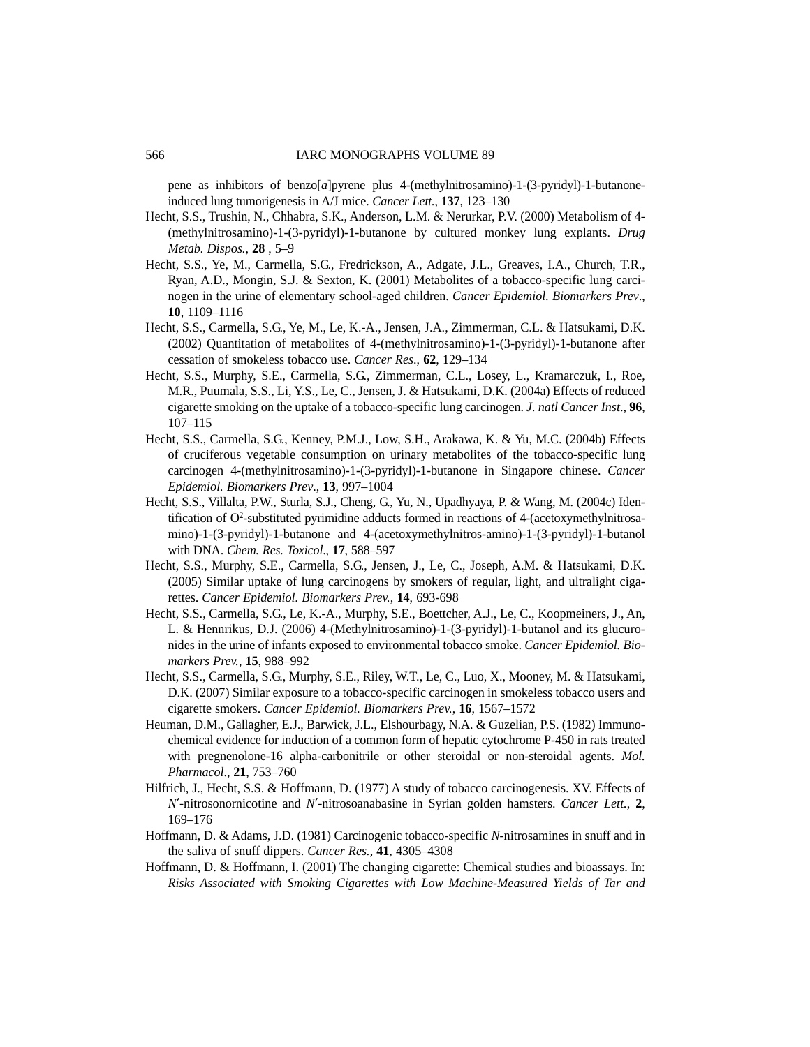pene as inhibitors of benzo[*a*]pyrene plus 4-(methylnitrosamino)-1-(3-pyridyl)-1-butanone-induced lung tumorigenesis in A/J mice. *Cancer Lett.*, **137**, 123–130

Hecht, S.S., Trushin, N., Chhabra, S.K., Anderson, L.M. & Nerurkar, P.V. (2000) Metabolism of 4-(methylnitrosamino)-1-(3-pyridyl)-1-butanone by cultured monkey lung explants. *Drug Metab. Dispos.*, **28** , 5–9

Hecht, S.S., Ye, M., Carmella, S.G., Fredrickson, A., Adgate, J.L., Greaves, I.A., Church, T.R., Ryan, A.D., Mongin, S.J. & Sexton, K. (2001) Metabolites of a tobacco-specific lung carcinogen in the urine of elementary school-aged children. *Cancer Epidemiol. Biomarkers Prev*., **10**, 1109–1116

Hecht, S.S., Carmella, S.G., Ye, M., Le, K.-A., Jensen, J.A., Zimmerman, C.L. & Hatsukami, D.K. (2002) Quantitation of metabolites of 4-(methylnitrosamino)-1-(3-pyridyl)-1-butanone after cessation of smokeless tobacco use. *Cancer Res*., **62**, 129–134

Hecht, S.S., Murphy, S.E., Carmella, S.G., Zimmerman, C.L., Losey, L., Kramarczuk, I., Roe, M.R., Puumala, S.S., Li, Y.S., Le, C., Jensen, J. & Hatsukami, D.K. (2004a) Effects of reduced cigarette smoking on the uptake of a tobacco-specific lung carcinogen. *J. natl Cancer Inst*., **96**, 107–115

Hecht, S.S., Carmella, S.G., Kenney, P.M.J., Low, S.H., Arakawa, K. & Yu, M.C. (2004b) Effects of cruciferous vegetable consumption on urinary metabolites of the tobacco-specific lung carcinogen 4-(methylnitrosamino)-1-(3-pyridyl)-1-butanone in Singapore chinese. *Cancer Epidemiol. Biomarkers Prev*., **13**, 997–1004

Hecht, S.S., Villalta, P.W., Sturla, S.J., Cheng, G., Yu, N., Upadhyaya, P. & Wang, M. (2004c) Identification of $O^2$-substituted pyrimidine adducts formed in reactions of 4-(acetoxymethylnitrosamino)-1-(3-pyridyl)-1-butanone and 4-(acetoxymethylnitros-amino)-1-(3-pyridyl)-1-butanol with DNA. *Chem. Res. Toxicol*., **17**, 588–597

Hecht, S.S., Murphy, S.E., Carmella, S.G., Jensen, J., Le, C., Joseph, A.M. & Hatsukami, D.K. (2005) Similar uptake of lung carcinogens by smokers of regular, light, and ultralight cigarettes. *Cancer Epidemiol. Biomarkers Prev.*, **14**, 693-698

Hecht, S.S., Carmella, S.G., Le, K.-A., Murphy, S.E., Boettcher, A.J., Le, C., Koopmeiners, J., An, L. & Hennrikus, D.J. (2006) 4-(Methylnitrosamino)-1-(3-pyridyl)-1-butanol and its glucuronides in the urine of infants exposed to environmental tobacco smoke. *Cancer Epidemiol. Biomarkers Prev.*, **15**, 988–992

Hecht, S.S., Carmella, S.G., Murphy, S.E., Riley, W.T., Le, C., Luo, X., Mooney, M. & Hatsukami, D.K. (2007) Similar exposure to a tobacco-specific carcinogen in smokeless tobacco users and cigarette smokers. *Cancer Epidemiol. Biomarkers Prev.*, **16**, 1567–1572

Heuman, D.M., Gallagher, E.J., Barwick, J.L., Elshourbagy, N.A. & Guzelian, P.S. (1982) Immunochemical evidence for induction of a common form of hepatic cytochrome P-450 in rats treated with pregnenolone-16 alpha-carbonitrile or other steroidal or non-steroidal agents. *Mol. Pharmacol*., **21**, 753–760

Hilfrich, J., Hecht, S.S. & Hoffmann, D. (1977) A study of tobacco carcinogenesis. XV. Effects of *N*′-nitrosonornicotine and *N*′-nitrosoanabasine in Syrian golden hamsters. *Cancer Lett.*, **2**, 169–176

Hoffmann, D. & Adams, J.D. (1981) Carcinogenic tobacco-specific *N*-nitrosamines in snuff and in the saliva of snuff dippers. *Cancer Res.*, **41**, 4305–4308

Hoffmann, D. & Hoffmann, I. (2001) The changing cigarette: Chemical studies and bioassays. In: *Risks Associated with Smoking Cigarettes with Low Machine-Measured Yields of Tar and*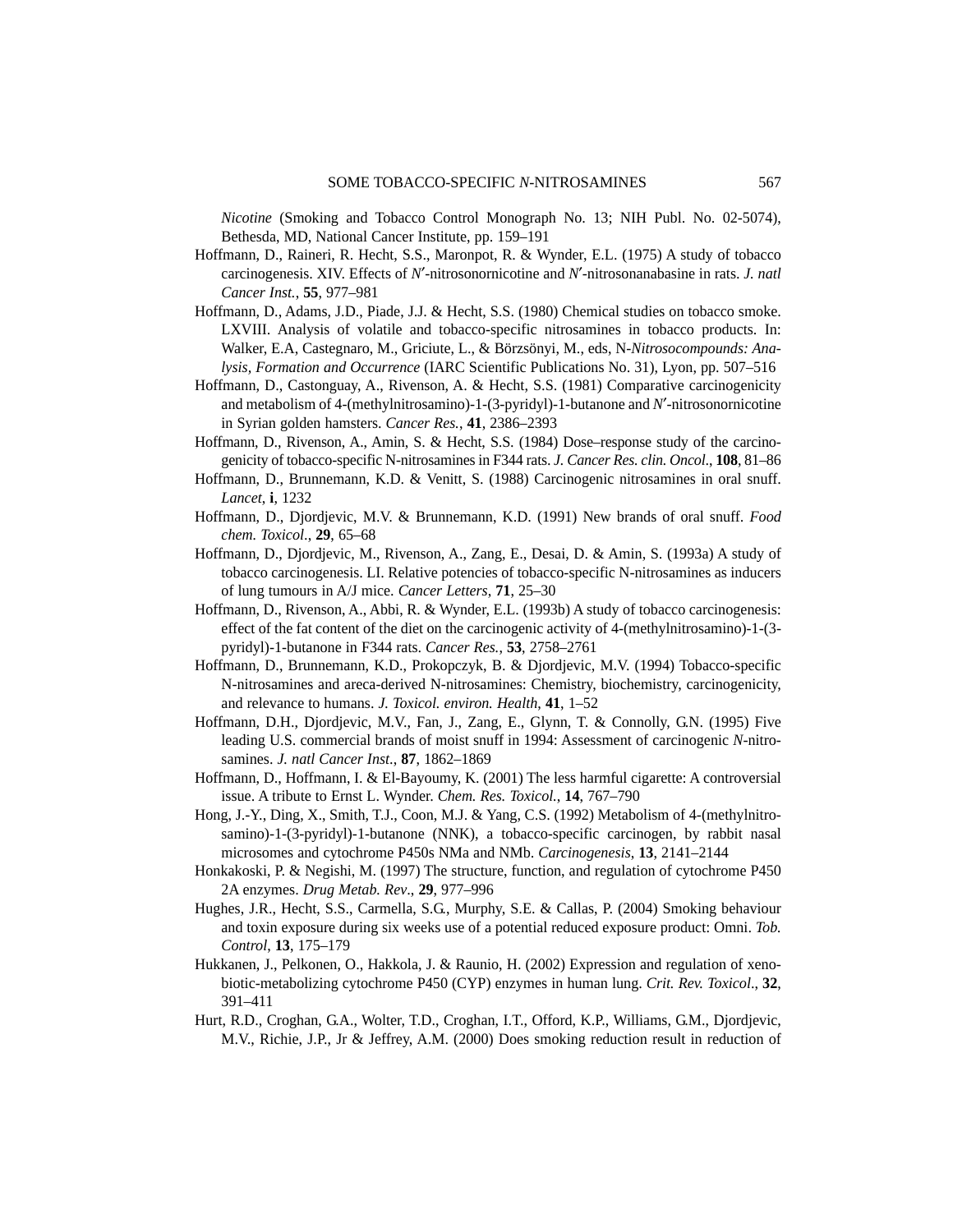*Nicotine* (Smoking and Tobacco Control Monograph No. 13; NIH Publ. No. 02-5074), Bethesda, MD, National Cancer Institute, pp. 159–191

Hoffmann, D., Raineri, R. Hecht, S.S., Maronpot, R. & Wynder, E.L. (1975) A study of tobacco carcinogenesis. XIV. Effects of *N*′-nitrosonornicotine and *N*′-nitrosonanabasine in rats. *J. natl Cancer Inst.*, **55**, 977–981

Hoffmann, D., Adams, J.D., Piade, J.J. & Hecht, S.S. (1980) Chemical studies on tobacco smoke. LXVIII. Analysis of volatile and tobacco-specific nitrosamines in tobacco products. In: Walker, E.A, Castegnaro, M., Griciute, L., & Börzsönyi, M., eds, N-*Nitrosocompounds: Analysis, Formation and Occurrence* (IARC Scientific Publications No. 31), Lyon, pp. 507–516

Hoffmann, D., Castonguay, A., Rivenson, A. & Hecht, S.S. (1981) Comparative carcinogenicity and metabolism of 4-(methylnitrosamino)-1-(3-pyridyl)-1-butanone and *N*′-nitrosonornicotine in Syrian golden hamsters. *Cancer Res.*, **41**, 2386–2393

Hoffmann, D., Rivenson, A., Amin, S. & Hecht, S.S. (1984) Dose–response study of the carcinogenicity of tobacco-specific N-nitrosamines in F344 rats. *J. Cancer Res. clin. Oncol*., **108**, 81–86

Hoffmann, D., Brunnemann, K.D. & Venitt, S. (1988) Carcinogenic nitrosamines in oral snuff. *Lancet*, **i**, 1232

Hoffmann, D., Djordjevic, M.V. & Brunnemann, K.D. (1991) New brands of oral snuff. *Food chem. Toxicol*., **29**, 65–68

Hoffmann, D., Djordjevic, M., Rivenson, A., Zang, E., Desai, D. & Amin, S. (1993a) A study of tobacco carcinogenesis. LI. Relative potencies of tobacco-specific N-nitrosamines as inducers of lung tumours in A/J mice. *Cancer Letters*, **71**, 25–30

Hoffmann, D., Rivenson, A., Abbi, R. & Wynder, E.L. (1993b) A study of tobacco carcinogenesis: effect of the fat content of the diet on the carcinogenic activity of 4-(methylnitrosamino)-1-(3-pyridyl)-1-butanone in F344 rats. *Cancer Res.*, **53**, 2758–2761

Hoffmann, D., Brunnemann, K.D., Prokopczyk, B. & Djordjevic, M.V. (1994) Tobacco-specific N-nitrosamines and areca-derived N-nitrosamines: Chemistry, biochemistry, carcinogenicity, and relevance to humans. *J. Toxicol. environ. Health*, **41**, 1–52

Hoffmann, D.H., Djordjevic, M.V., Fan, J., Zang, E., Glynn, T. & Connolly, G.N. (1995) Five leading U.S. commercial brands of moist snuff in 1994: Assessment of carcinogenic *N*-nitrosamines. *J. natl Cancer Inst*., **87**, 1862–1869

Hoffmann, D., Hoffmann, I. & El-Bayoumy, K. (2001) The less harmful cigarette: A controversial issue. A tribute to Ernst L. Wynder. *Chem. Res. Toxicol.*, **14**, 767–790

Hong, J.-Y., Ding, X., Smith, T.J., Coon, M.J. & Yang, C.S. (1992) Metabolism of 4-(methylnitrosamino)-1-(3-pyridyl)-1-butanone (NNK), a tobacco-specific carcinogen, by rabbit nasal microsomes and cytochrome P450s NMa and NMb. *Carcinogenesis*, **13**, 2141–2144

Honkakoski, P. & Negishi, M. (1997) The structure, function, and regulation of cytochrome P450 2A enzymes. *Drug Metab. Rev*., **29**, 977–996

Hughes, J.R., Hecht, S.S., Carmella, S.G., Murphy, S.E. & Callas, P. (2004) Smoking behaviour and toxin exposure during six weeks use of a potential reduced exposure product: Omni. *Tob. Control*, **13**, 175–179

Hukkanen, J., Pelkonen, O., Hakkola, J. & Raunio, H. (2002) Expression and regulation of xenobiotic-metabolizing cytochrome P450 (CYP) enzymes in human lung. *Crit. Rev. Toxicol*., **32**, 391–411

Hurt, R.D., Croghan, G.A., Wolter, T.D., Croghan, I.T., Offord, K.P., Williams, G.M., Djordjevic, M.V., Richie, J.P., Jr & Jeffrey, A.M. (2000) Does smoking reduction result in reduction of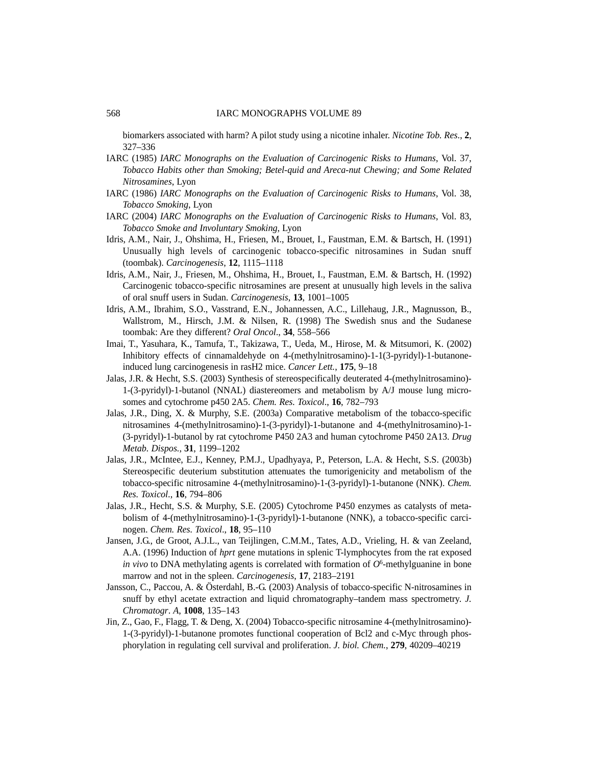biomarkers associated with harm? A pilot study using a nicotine inhaler. *Nicotine Tob. Res*., **2**, 327–336

IARC (1985) *IARC Monographs on the Evaluation of Carcinogenic Risks to Humans*, Vol. 37, *Tobacco Habits other than Smoking; Betel-quid and Areca-nut Chewing; and Some Related Nitrosamines*, Lyon

IARC (1986) *IARC Monographs on the Evaluation of Carcinogenic Risks to Humans*, Vol. 38, *Tobacco Smoking*, Lyon

IARC (2004) *IARC Monographs on the Evaluation of Carcinogenic Risks to Humans*, Vol. 83, *Tobacco Smoke and Involuntary Smoking*, Lyon

Idris, A.M., Nair, J., Ohshima, H., Friesen, M., Brouet, I., Faustman, E.M. & Bartsch, H. (1991) Unusually high levels of carcinogenic tobacco-specific nitrosamines in Sudan snuff (toombak). *Carcinogenesis*, **12**, 1115–1118

Idris, A.M., Nair, J., Friesen, M., Ohshima, H., Brouet, I., Faustman, E.M. & Bartsch, H. (1992) Carcinogenic tobacco-specific nitrosamines are present at unusually high levels in the saliva of oral snuff users in Sudan. *Carcinogenesis*, **13**, 1001–1005

Idris, A.M., Ibrahim, S.O., Vasstrand, E.N., Johannessen, A.C., Lillehaug, J.R., Magnusson, B., Wallstrom, M., Hirsch, J.M. & Nilsen, R. (1998) The Swedish snus and the Sudanese toombak: Are they different? *Oral Oncol*., **34**, 558–566

Imai, T., Yasuhara, K., Tamufa, T., Takizawa, T., Ueda, M., Hirose, M. & Mitsumori, K. (2002) Inhibitory effects of cinnamaldehyde on 4-(methylnitrosamino)-1-1(3-pyridyl)-1-butanone-induced lung carcinogenesis in rasH2 mice. *Cancer Lett.*, **175**, 9–18

Jalas, J.R. & Hecht, S.S. (2003) Synthesis of stereospecifically deuterated 4-(methylnitrosamino)-1-(3-pyridyl)-1-butanol (NNAL) diastereomers and metabolism by A/J mouse lung microsomes and cytochrome p450 2A5. *Chem. Res. Toxicol*., **16**, 782–793

Jalas, J.R., Ding, X. & Murphy, S.E. (2003a) Comparative metabolism of the tobacco-specific nitrosamines 4-(methylnitrosamino)-1-(3-pyridyl)-1-butanone and 4-(methylnitrosamino)-1-(3-pyridyl)-1-butanol by rat cytochrome P450 2A3 and human cytochrome P450 2A13. *Drug Metab. Dispos.*, **31**, 1199–1202

Jalas, J.R., McIntee, E.J., Kenney, P.M.J., Upadhyaya, P., Peterson, L.A. & Hecht, S.S. (2003b) Stereospecific deuterium substitution attenuates the tumorigenicity and metabolism of the tobacco-specific nitrosamine 4-(methylnitrosamino)-1-(3-pyridyl)-1-butanone (NNK). *Chem. Res. Toxicol*., **16**, 794–806

Jalas, J.R., Hecht, S.S. & Murphy, S.E. (2005) Cytochrome P450 enzymes as catalysts of metabolism of 4-(methylnitrosamino)-1-(3-pyridyl)-1-butanone (NNK), a tobacco-specific carcinogen. *Chem. Res. Toxicol*., **18**, 95–110

Jansen, J.G., de Groot, A.J.L., van Teijlingen, C.M.M., Tates, A.D., Vrieling, H. & van Zeeland, A.A. (1996) Induction of *hprt* gene mutations in splenic T-lymphocytes from the rat exposed *in vivo* to DNA methylating agents is correlated with formation of $O^6$-methylguanine in bone marrow and not in the spleen. *Carcinogenesis*, **17**, 2183–2191

Jansson, C., Paccou, A. & Österdahl, B.-G. (2003) Analysis of tobacco-specific N-nitrosamines in snuff by ethyl acetate extraction and liquid chromatography–tandem mass spectrometry. *J. Chromatogr*. *A*, **1008**, 135–143

Jin, Z., Gao, F., Flagg, T. & Deng, X. (2004) Tobacco-specific nitrosamine 4-(methylnitrosamino)-1-(3-pyridyl)-1-butanone promotes functional cooperation of Bcl2 and c-Myc through phosphorylation in regulating cell survival and proliferation. *J. biol. Chem.*, **279**, 40209–40219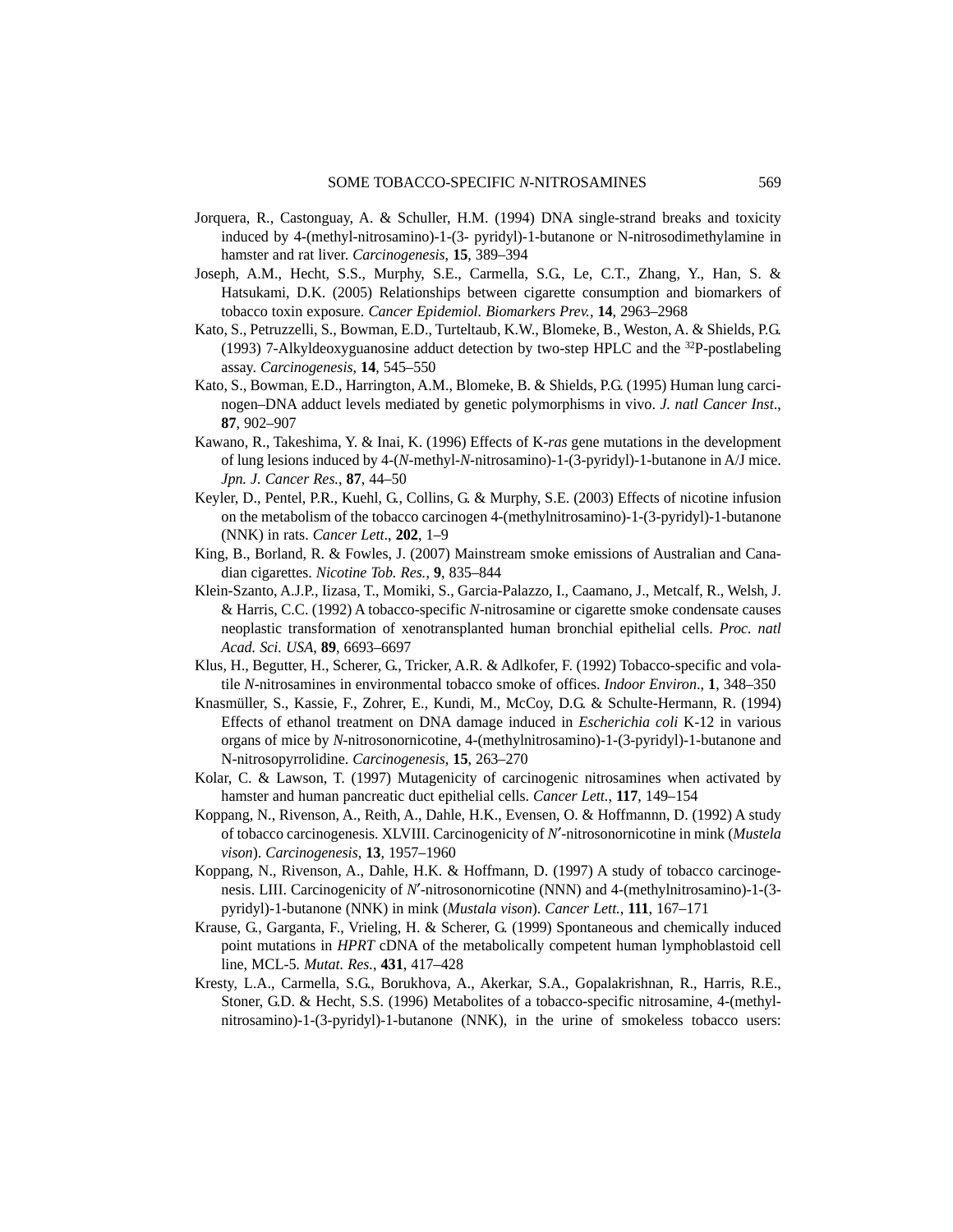Jorquera, R., Castonguay, A. & Schuller, H.M. (1994) DNA single-strand breaks and toxicity induced by 4-(methyl-nitrosamino)-1-(3- pyridyl)-1-butanone or N-nitrosodimethylamine in hamster and rat liver. *Carcinogenesis*, **15**, 389–394

Joseph, A.M., Hecht, S.S., Murphy, S.E., Carmella, S.G., Le, C.T., Zhang, Y., Han, S. & Hatsukami, D.K. (2005) Relationships between cigarette consumption and biomarkers of tobacco toxin exposure. *Cancer Epidemiol. Biomarkers Prev.*, **14**, 2963–2968

Kato, S., Petruzzelli, S., Bowman, E.D., Turteltaub, K.W., Blomeke, B., Weston, A. & Shields, P.G. (1993) 7-Alkyldeoxyguanosine adduct detection by two-step HPLC and the $^{32}$P-postlabeling assay. *Carcinogenesis*, **14**, 545–550

Kato, S., Bowman, E.D., Harrington, A.M., Blomeke, B. & Shields, P.G. (1995) Human lung carcinogen–DNA adduct levels mediated by genetic polymorphisms in vivo. *J. natl Cancer Inst*., **87**, 902–907

Kawano, R., Takeshima, Y. & Inai, K. (1996) Effects of K-*ras* gene mutations in the development of lung lesions induced by 4-(*N*-methyl-*N*-nitrosamino)-1-(3-pyridyl)-1-butanone in A/J mice. *Jpn. J. Cancer Res.*, **87**, 44–50

Keyler, D., Pentel, P.R., Kuehl, G., Collins, G. & Murphy, S.E. (2003) Effects of nicotine infusion on the metabolism of the tobacco carcinogen 4-(methylnitrosamino)-1-(3-pyridyl)-1-butanone (NNK) in rats. *Cancer Lett*., **202**, 1–9

King, B., Borland, R. & Fowles, J. (2007) Mainstream smoke emissions of Australian and Canadian cigarettes. *Nicotine Tob. Res.*, **9**, 835–844

Klein-Szanto, A.J.P., Iizasa, T., Momiki, S., Garcia-Palazzo, I., Caamano, J., Metcalf, R., Welsh, J. & Harris, C.C. (1992) A tobacco-specific *N*-nitrosamine or cigarette smoke condensate causes neoplastic transformation of xenotransplanted human bronchial epithelial cells. *Proc. natl Acad. Sci. USA*, **89**, 6693–6697

Klus, H., Begutter, H., Scherer, G., Tricker, A.R. & Adlkofer, F. (1992) Tobacco-specific and volatile *N*-nitrosamines in environmental tobacco smoke of offices. *Indoor Environ*., **1**, 348–350

Knasmüller, S., Kassie, F., Zohrer, E., Kundi, M., McCoy, D.G. & Schulte-Hermann, R. (1994) Effects of ethanol treatment on DNA damage induced in *Escherichia coli* K-12 in various organs of mice by *N*-nitrosonornicotine, 4-(methylnitrosamino)-1-(3-pyridyl)-1-butanone and N-nitrosopyrrolidine. *Carcinogenesis*, **15**, 263–270

Kolar, C. & Lawson, T. (1997) Mutagenicity of carcinogenic nitrosamines when activated by hamster and human pancreatic duct epithelial cells. *Cancer Lett.*, **117**, 149–154

Koppang, N., Rivenson, A., Reith, A., Dahle, H.K., Evensen, O. & Hoffmannn, D. (1992) A study of tobacco carcinogenesis. XLVIII. Carcinogenicity of *N*′-nitrosonornicotine in mink (*Mustela vison*). *Carcinogenesis*, **13**, 1957–1960

Koppang, N., Rivenson, A., Dahle, H.K. & Hoffmann, D. (1997) A study of tobacco carcinogenesis. LIII. Carcinogenicity of *N*′-nitrosonornicotine (NNN) and 4-(methylnitrosamino)-1-(3-pyridyl)-1-butanone (NNK) in mink (*Mustala vison*). *Cancer Lett.*, **111**, 167–171

Krause, G., Garganta, F., Vrieling, H. & Scherer, G. (1999) Spontaneous and chemically induced point mutations in *HPRT* cDNA of the metabolically competent human lymphoblastoid cell line, MCL-5. *Mutat. Res.*, **431**, 417–428

Kresty, L.A., Carmella, S.G., Borukhova, A., Akerkar, S.A., Gopalakrishnan, R., Harris, R.E., Stoner, G.D. & Hecht, S.S. (1996) Metabolites of a tobacco-specific nitrosamine, 4-(methylnitrosamino)-1-(3-pyridyl)-1-butanone (NNK), in the urine of smokeless tobacco users: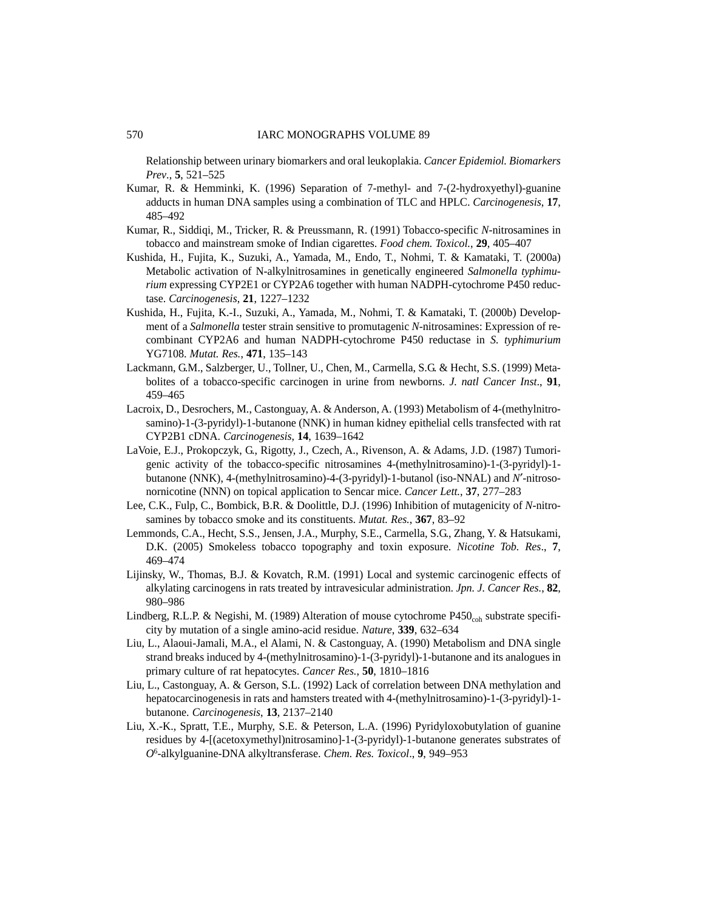Relationship between urinary biomarkers and oral leukoplakia. *Cancer Epidemiol. Biomarkers Prev*., **5**, 521–525

Kumar, R. & Hemminki, K. (1996) Separation of 7-methyl- and 7-(2-hydroxyethyl)-guanine adducts in human DNA samples using a combination of TLC and HPLC. *Carcinogenesis*, **17**, 485–492

Kumar, R., Siddiqi, M., Tricker, R. & Preussmann, R. (1991) Tobacco-specific *N*-nitrosamines in tobacco and mainstream smoke of Indian cigarettes. *Food chem. Toxicol.*, **29**, 405–407

Kushida, H., Fujita, K., Suzuki, A., Yamada, M., Endo, T., Nohmi, T. & Kamataki, T. (2000a) Metabolic activation of N-alkylnitrosamines in genetically engineered *Salmonella typhimurium* expressing CYP2E1 or CYP2A6 together with human NADPH-cytochrome P450 reductase. *Carcinogenesis*, **21**, 1227–1232

Kushida, H., Fujita, K.-I., Suzuki, A., Yamada, M., Nohmi, T. & Kamataki, T. (2000b) Development of a *Salmonella* tester strain sensitive to promutagenic *N*-nitrosamines: Expression of recombinant CYP2A6 and human NADPH-cytochrome P450 reductase in *S. typhimurium* YG7108. *Mutat. Res.*, **471**, 135–143

Lackmann, G.M., Salzberger, U., Tollner, U., Chen, M., Carmella, S.G. & Hecht, S.S. (1999) Metabolites of a tobacco-specific carcinogen in urine from newborns. *J. natl Cancer Inst*., **91**, 459–465

Lacroix, D., Desrochers, M., Castonguay, A. & Anderson, A. (1993) Metabolism of 4-(methylnitrosamino)-1-(3-pyridyl)-1-butanone (NNK) in human kidney epithelial cells transfected with rat CYP2B1 cDNA. *Carcinogenesis*, **14**, 1639–1642

LaVoie, E.J., Prokopczyk, G., Rigotty, J., Czech, A., Rivenson, A. & Adams, J.D. (1987) Tumorigenic activity of the tobacco-specific nitrosamines 4-(methylnitrosamino)-1-(3-pyridyl)-1-butanone (NNK), 4-(methylnitrosamino)-4-(3-pyridyl)-1-butanol (iso-NNAL) and *N*′-nitrosonornicotine (NNN) on topical application to Sencar mice. *Cancer Lett.*, **37**, 277–283

Lee, C.K., Fulp, C., Bombick, B.R. & Doolittle, D.J. (1996) Inhibition of mutagenicity of *N*-nitrosamines by tobacco smoke and its constituents. *Mutat. Res.*, **367**, 83–92

Lemmonds, C.A., Hecht, S.S., Jensen, J.A., Murphy, S.E., Carmella, S.G., Zhang, Y. & Hatsukami, D.K. (2005) Smokeless tobacco topography and toxin exposure. *Nicotine Tob. Res*., **7**, 469–474

Lijinsky, W., Thomas, B.J. & Kovatch, R.M. (1991) Local and systemic carcinogenic effects of alkylating carcinogens in rats treated by intravesicular administration. *Jpn. J. Cancer Res.*, **82**, 980–986

Lindberg, R.L.P. & Negishi, M. (1989) Alteration of mouse cytochrome $P450_{coh}$ substrate specificity by mutation of a single amino-acid residue. *Nature*, **339**, 632–634

Liu, L., Alaoui-Jamali, M.A., el Alami, N. & Castonguay, A. (1990) Metabolism and DNA single strand breaks induced by 4-(methylnitrosamino)-1-(3-pyridyl)-1-butanone and its analogues in primary culture of rat hepatocytes. *Cancer Res.*, **50**, 1810–1816

Liu, L., Castonguay, A. & Gerson, S.L. (1992) Lack of correlation between DNA methylation and hepatocarcinogenesis in rats and hamsters treated with 4-(methylnitrosamino)-1-(3-pyridyl)-1-butanone. *Carcinogenesis*, **13**, 2137–2140

Liu, X.-K., Spratt, T.E., Murphy, S.E. & Peterson, L.A. (1996) Pyridyloxobutylation of guanine residues by 4-[(acetoxymethyl)nitrosamino]-1-(3-pyridyl)-1-butanone generates substrates of *O*$^6$-alkylguanine-DNA alkyltransferase. *Chem. Res. Toxicol*., **9**, 949–953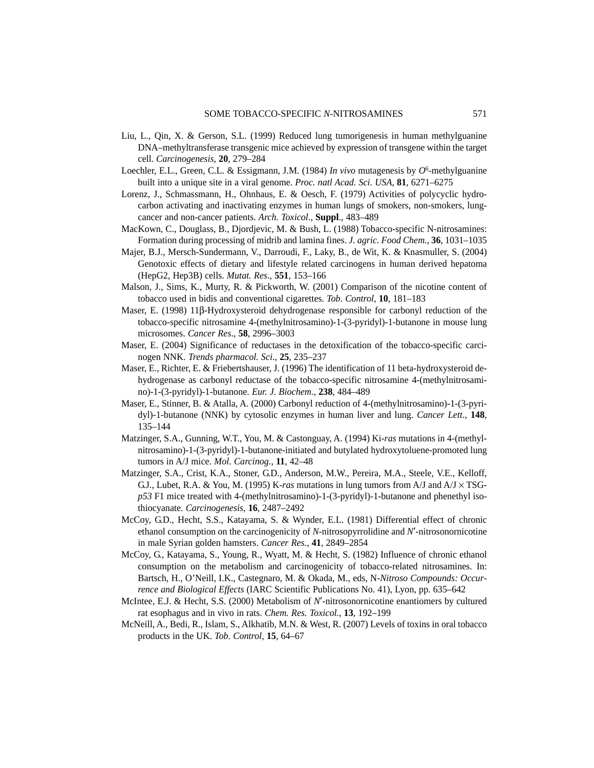Liu, L., Qin, X. & Gerson, S.L. (1999) Reduced lung tumorigenesis in human methylguanine DNA–methyltransferase transgenic mice achieved by expression of transgene within the target cell. *Carcinogenesis*, **20**, 279–284

Loechler, E.L., Green, C.L. & Essigmann, J.M. (1984) *In vivo* mutagenesis by $O^6$-methylguanine built into a unique site in a viral genome. *Proc. natl Acad. Sci. USA*, **81**, 6271–6275

Lorenz, J., Schmassmann, H., Ohnhaus, E. & Oesch, F. (1979) Activities of polycyclic hydrocarbon activating and inactivating enzymes in human lungs of smokers, non-smokers, lung-cancer and non-cancer patients. *Arch. Toxicol.*, **Suppl**., 483–489

MacKown, C., Douglass, B., Djordjevic, M. & Bush, L. (1988) Tobacco-specific N-nitrosamines: Formation during processing of midrib and lamina fines. *J. agric. Food Chem.*, **36**, 1031–1035

Majer, B.J., Mersch-Sundermann, V., Darroudi, F., Laky, B., de Wit, K. & Knasmuller, S. (2004) Genotoxic effects of dietary and lifestyle related carcinogens in human derived hepatoma (HepG2, Hep3B) cells. *Mutat. Res*., **551**, 153–166

Malson, J., Sims, K., Murty, R. & Pickworth, W. (2001) Comparison of the nicotine content of tobacco used in bidis and conventional cigarettes. *Tob. Control*, **10**, 181–183

Maser, E. (1998) 11β-Hydroxysteroid dehydrogenase responsible for carbonyl reduction of the tobacco-specific nitrosamine 4-(methylnitrosamino)-1-(3-pyridyl)-1-butanone in mouse lung microsomes. *Cancer Res*., **58**, 2996–3003

Maser, E. (2004) Significance of reductases in the detoxification of the tobacco-specific carcinogen NNK. *Trends pharmacol. Sci*., **25**, 235–237

Maser, E., Richter, E. & Friebertshauser, J. (1996) The identification of 11 beta-hydroxysteroid dehydrogenase as carbonyl reductase of the tobacco-specific nitrosamine 4-(methylnitrosamino)-1-(3-pyridyl)-1-butanone. *Eur. J. Biochem*., **238**, 484–489

Maser, E., Stinner, B. & Atalla, A. (2000) Carbonyl reduction of 4-(methylnitrosamino)-1-(3-pyridyl)-1-butanone (NNK) by cytosolic enzymes in human liver and lung. *Cancer Lett*., **148**, 135–144

Matzinger, S.A., Gunning, W.T., You, M. & Castonguay, A. (1994) Ki-*ras* mutations in 4-(methylnitrosamino)-1-(3-pyridyl)-1-butanone-initiated and butylated hydroxytoluene-promoted lung tumors in A/J mice. *Mol. Carcinog.*, **11**, 42–48

Matzinger, S.A., Crist, K.A., Stoner, G.D., Anderson, M.W., Pereira, M.A., Steele, V.E., Kelloff, G.J., Lubet, R.A. & You, M. (1995) K-*ras* mutations in lung tumors from A/J and A/J × TSG-*p53* F1 mice treated with 4-(methylnitrosamino)-1-(3-pyridyl)-1-butanone and phenethyl isothiocyanate. *Carcinogenesis*, **16**, 2487–2492

McCoy, G.D., Hecht, S.S., Katayama, S. & Wynder, E.L. (1981) Differential effect of chronic ethanol consumption on the carcinogenicity of *N*-nitrosopyrrolidine and *N*′-nitrosonornicotine in male Syrian golden hamsters. *Cancer Res.*, **41**, 2849–2854

McCoy, G., Katayama, S., Young, R., Wyatt, M. & Hecht, S. (1982) Influence of chronic ethanol consumption on the metabolism and carcinogenicity of tobacco-related nitrosamines. In: Bartsch, H., O'Neill, I.K., Castegnaro, M. & Okada, M., eds, N-*Nitroso Compounds: Occurrence and Biological Effects* (IARC Scientific Publications No. 41), Lyon, pp. 635–642

McIntee, E.J. & Hecht, S.S. (2000) Metabolism of *N*′-nitrosonornicotine enantiomers by cultured rat esophagus and in vivo in rats. *Chem. Res. Toxicol.*, **13**, 192–199

McNeill, A., Bedi, R., Islam, S., Alkhatib, M.N. & West, R. (2007) Levels of toxins in oral tobacco products in the UK. *Tob. Control*, **15**, 64–67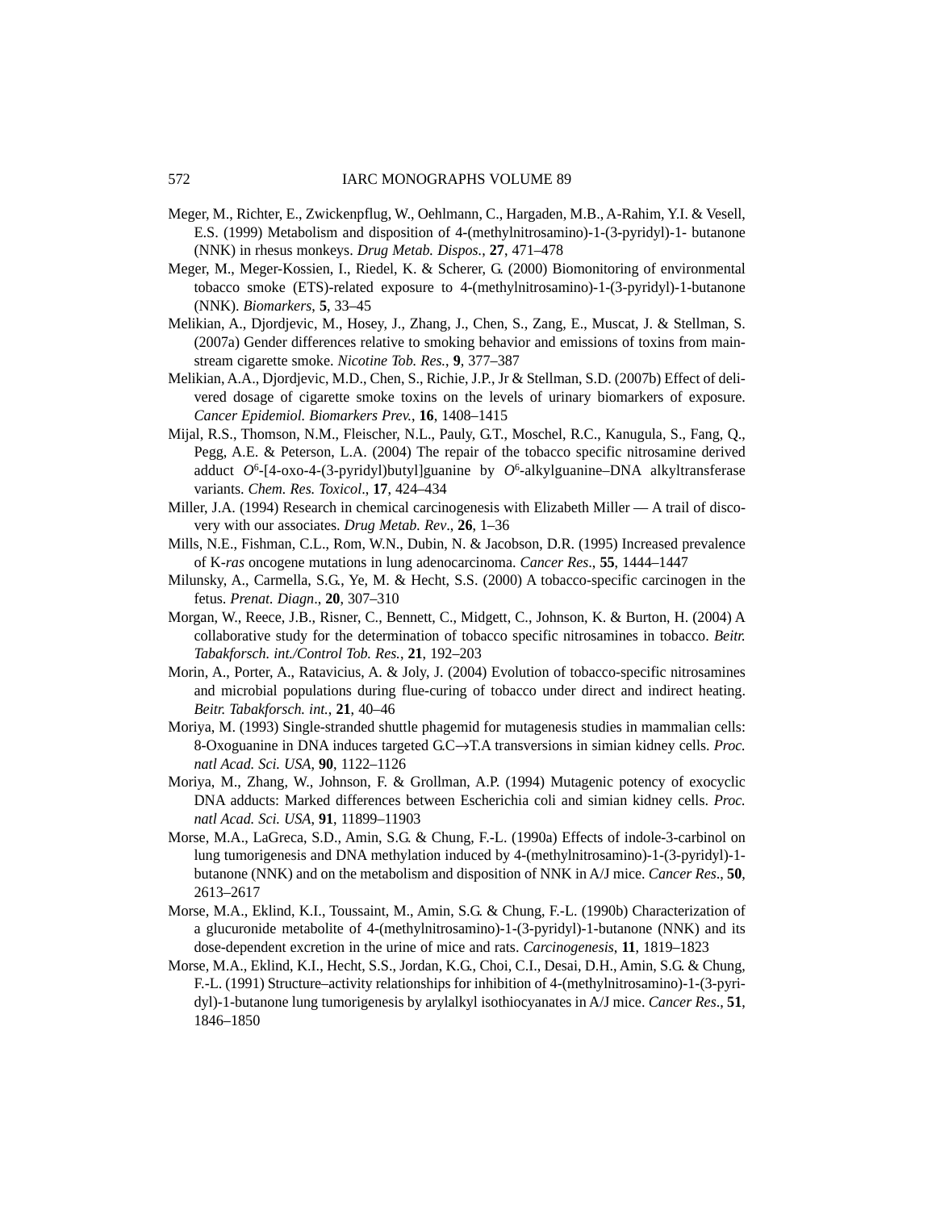Meger, M., Richter, E., Zwickenpflug, W., Oehlmann, C., Hargaden, M.B., A-Rahim, Y.I. & Vesell, E.S. (1999) Metabolism and disposition of 4-(methylnitrosamino)-1-(3-pyridyl)-1- butanone (NNK) in rhesus monkeys. *Drug Metab. Dispos.*, **27**, 471–478

Meger, M., Meger-Kossien, I., Riedel, K. & Scherer, G. (2000) Biomonitoring of environmental tobacco smoke (ETS)-related exposure to 4-(methylnitrosamino)-1-(3-pyridyl)-1-butanone (NNK). *Biomarkers*, **5**, 33–45

Melikian, A., Djordjevic, M., Hosey, J., Zhang, J., Chen, S., Zang, E., Muscat, J. & Stellman, S. (2007a) Gender differences relative to smoking behavior and emissions of toxins from mainstream cigarette smoke. *Nicotine Tob. Res.*, **9**, 377–387

Melikian, A.A., Djordjevic, M.D., Chen, S., Richie, J.P., Jr & Stellman, S.D. (2007b) Effect of delivered dosage of cigarette smoke toxins on the levels of urinary biomarkers of exposure. *Cancer Epidemiol. Biomarkers Prev.*, **16**, 1408–1415

Mijal, R.S., Thomson, N.M., Fleischer, N.L., Pauly, G.T., Moschel, R.C., Kanugula, S., Fang, Q., Pegg, A.E. & Peterson, L.A. (2004) The repair of the tobacco specific nitrosamine derived adduct $O^6$-[4-oxo-4-(3-pyridyl)butyl]guanine by $O^6$-alkylguanine–DNA alkyltransferase variants. *Chem. Res. Toxicol*., **17**, 424–434

Miller, J.A. (1994) Research in chemical carcinogenesis with Elizabeth Miller — A trail of discovery with our associates. *Drug Metab. Rev*., **26**, 1–36

Mills, N.E., Fishman, C.L., Rom, W.N., Dubin, N. & Jacobson, D.R. (1995) Increased prevalence of K-*ras* oncogene mutations in lung adenocarcinoma. *Cancer Res*., **55**, 1444–1447

Milunsky, A., Carmella, S.G., Ye, M. & Hecht, S.S. (2000) A tobacco-specific carcinogen in the fetus. *Prenat. Diagn*., **20**, 307–310

Morgan, W., Reece, J.B., Risner, C., Bennett, C., Midgett, C., Johnson, K. & Burton, H. (2004) A collaborative study for the determination of tobacco specific nitrosamines in tobacco. *Beitr. Tabakforsch. int./Control Tob. Res.*, **21**, 192–203

Morin, A., Porter, A., Ratavicius, A. & Joly, J. (2004) Evolution of tobacco-specific nitrosamines and microbial populations during flue-curing of tobacco under direct and indirect heating. *Beitr. Tabakforsch. int.*, **21**, 40–46

Moriya, M. (1993) Single-stranded shuttle phagemid for mutagenesis studies in mammalian cells: 8-Oxoguanine in DNA induces targeted G.C$\rightarrow$T.A transversions in simian kidney cells. *Proc. natl Acad. Sci. USA*, **90**, 1122–1126

Moriya, M., Zhang, W., Johnson, F. & Grollman, A.P. (1994) Mutagenic potency of exocyclic DNA adducts: Marked differences between Escherichia coli and simian kidney cells. *Proc. natl Acad. Sci. USA*, **91**, 11899–11903

Morse, M.A., LaGreca, S.D., Amin, S.G. & Chung, F.-L. (1990a) Effects of indole-3-carbinol on lung tumorigenesis and DNA methylation induced by 4-(methylnitrosamino)-1-(3-pyridyl)-1-butanone (NNK) and on the metabolism and disposition of NNK in A/J mice. *Cancer Res*., **50**, 2613–2617

Morse, M.A., Eklind, K.I., Toussaint, M., Amin, S.G. & Chung, F.-L. (1990b) Characterization of a glucuronide metabolite of 4-(methylnitrosamino)-1-(3-pyridyl)-1-butanone (NNK) and its dose-dependent excretion in the urine of mice and rats. *Carcinogenesis*, **11**, 1819–1823

Morse, M.A., Eklind, K.I., Hecht, S.S., Jordan, K.G., Choi, C.I., Desai, D.H., Amin, S.G. & Chung, F.-L. (1991) Structure–activity relationships for inhibition of 4-(methylnitrosamino)-1-(3-pyridyl)-1-butanone lung tumorigenesis by arylalkyl isothiocyanates in A/J mice. *Cancer Res*., **51**, 1846–1850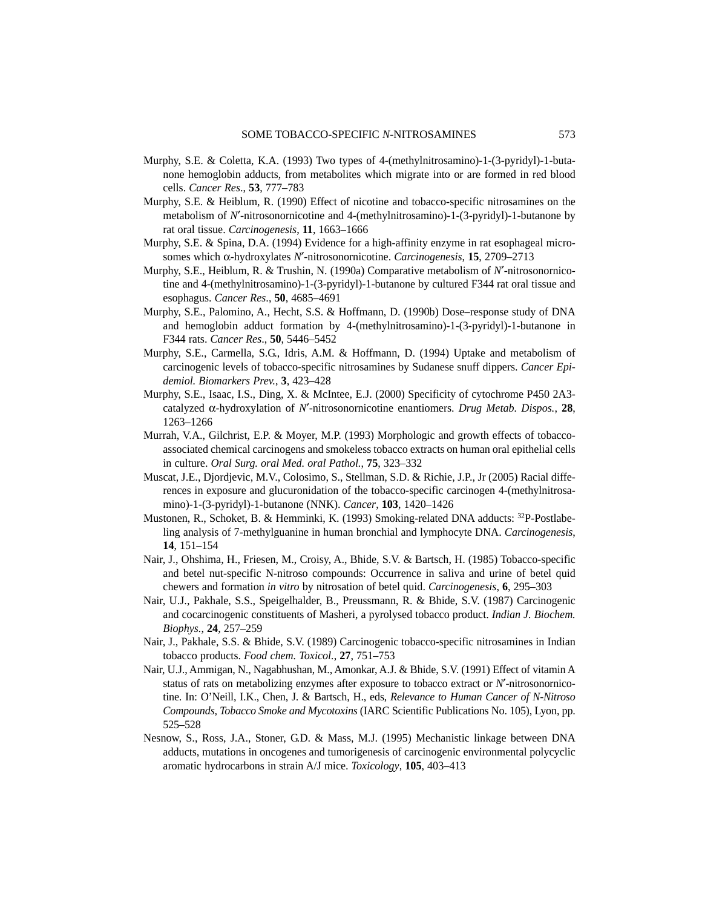Murphy, S.E. & Coletta, K.A. (1993) Two types of 4-(methylnitrosamino)-1-(3-pyridyl)-1-butanone hemoglobin adducts, from metabolites which migrate into or are formed in red blood cells. *Cancer Res*., **53**, 777–783

Murphy, S.E. & Heiblum, R. (1990) Effect of nicotine and tobacco-specific nitrosamines on the metabolism of *N*′-nitrosonornicotine and 4-(methylnitrosamino)-1-(3-pyridyl)-1-butanone by rat oral tissue. *Carcinogenesis*, **11**, 1663–1666

Murphy, S.E. & Spina, D.A. (1994) Evidence for a high-affinity enzyme in rat esophageal microsomes which α-hydroxylates *N*′-nitrosonornicotine. *Carcinogenesis*, **15**, 2709–2713

Murphy, S.E., Heiblum, R. & Trushin, N. (1990a) Comparative metabolism of *N*′-nitrosonornicotine and 4-(methylnitrosamino)-1-(3-pyridyl)-1-butanone by cultured F344 rat oral tissue and esophagus. *Cancer Res*., **50**, 4685–4691

Murphy, S.E., Palomino, A., Hecht, S.S. & Hoffmann, D. (1990b) Dose–response study of DNA and hemoglobin adduct formation by 4-(methylnitrosamino)-1-(3-pyridyl)-1-butanone in F344 rats. *Cancer Res*., **50**, 5446–5452

Murphy, S.E., Carmella, S.G., Idris, A.M. & Hoffmann, D. (1994) Uptake and metabolism of carcinogenic levels of tobacco-specific nitrosamines by Sudanese snuff dippers. *Cancer Epidemiol. Biomarkers Prev.*, **3**, 423–428

Murphy, S.E., Isaac, I.S., Ding, X. & McIntee, E.J. (2000) Specificity of cytochrome P450 2A3-catalyzed α-hydroxylation of *N*′-nitrosonornicotine enantiomers. *Drug Metab. Dispos.*, **28**, 1263–1266

Murrah, V.A., Gilchrist, E.P. & Moyer, M.P. (1993) Morphologic and growth effects of tobacco-associated chemical carcinogens and smokeless tobacco extracts on human oral epithelial cells in culture. *Oral Surg. oral Med. oral Pathol.*, **75**, 323–332

Muscat, J.E., Djordjevic, M.V., Colosimo, S., Stellman, S.D. & Richie, J.P., Jr (2005) Racial differences in exposure and glucuronidation of the tobacco-specific carcinogen 4-(methylnitrosamino)-1-(3-pyridyl)-1-butanone (NNK). *Cancer*, **103**, 1420–1426

Mustonen, R., Schoket, B. & Hemminki, K. (1993) Smoking-related DNA adducts: $^{32}$P-Postlabeling analysis of 7-methylguanine in human bronchial and lymphocyte DNA. *Carcinogenesis*, **14**, 151–154

Nair, J., Ohshima, H., Friesen, M., Croisy, A., Bhide, S.V. & Bartsch, H. (1985) Tobacco-specific and betel nut-specific N-nitroso compounds: Occurrence in saliva and urine of betel quid chewers and formation *in vitro* by nitrosation of betel quid. *Carcinogenesis*, **6**, 295–303

Nair, U.J., Pakhale, S.S., Speigelhalder, B., Preussmann, R. & Bhide, S.V. (1987) Carcinogenic and cocarcinogenic constituents of Masheri, a pyrolysed tobacco product. *Indian J. Biochem. Biophys.*, **24**, 257–259

Nair, J., Pakhale, S.S. & Bhide, S.V. (1989) Carcinogenic tobacco-specific nitrosamines in Indian tobacco products. *Food chem. Toxicol.*, **27**, 751–753

Nair, U.J., Ammigan, N., Nagabhushan, M., Amonkar, A.J. & Bhide, S.V. (1991) Effect of vitamin A status of rats on metabolizing enzymes after exposure to tobacco extract or *N*′-nitrosonornicotine. In: O'Neill, I.K., Chen, J. & Bartsch, H., eds, *Relevance to Human Cancer of N-Nitroso Compounds, Tobacco Smoke and Mycotoxins* (IARC Scientific Publications No. 105), Lyon, pp. 525–528

Nesnow, S., Ross, J.A., Stoner, G.D. & Mass, M.J. (1995) Mechanistic linkage between DNA adducts, mutations in oncogenes and tumorigenesis of carcinogenic environmental polycyclic aromatic hydrocarbons in strain A/J mice. *Toxicology*, **105**, 403–413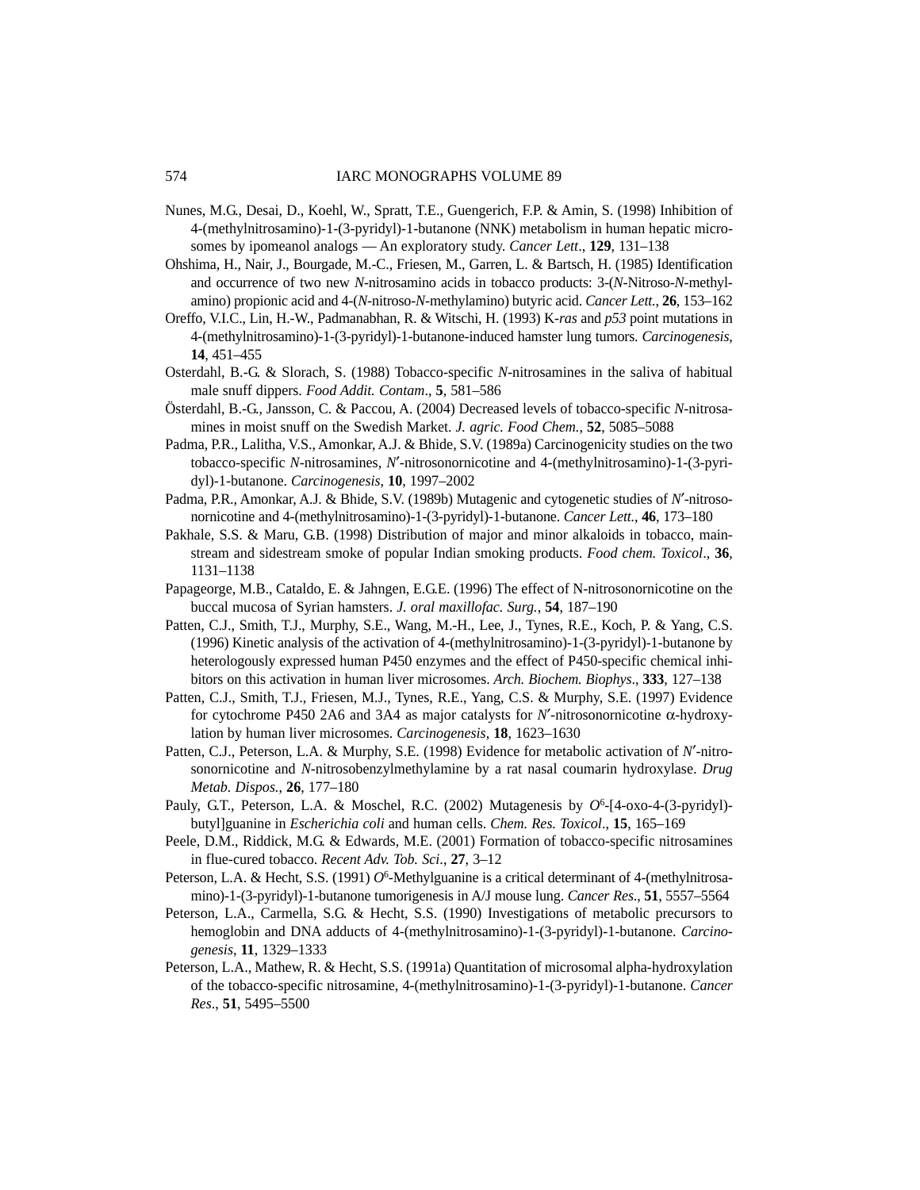Nunes, M.G., Desai, D., Koehl, W., Spratt, T.E., Guengerich, F.P. & Amin, S. (1998) Inhibition of 4-(methylnitrosamino)-1-(3-pyridyl)-1-butanone (NNK) metabolism in human hepatic microsomes by ipomeanol analogs — An exploratory study. *Cancer Lett*., **129**, 131–138

Ohshima, H., Nair, J., Bourgade, M.-C., Friesen, M., Garren, L. & Bartsch, H. (1985) Identification and occurrence of two new *N*-nitrosamino acids in tobacco products: 3-(*N*-Nitroso-*N*-methylamino) propionic acid and 4-(*N*-nitroso-*N*-methylamino) butyric acid. *Cancer Lett.*, **26**, 153–162

Oreffo, V.I.C., Lin, H.-W., Padmanabhan, R. & Witschi, H. (1993) K-*ras* and *p53* point mutations in 4-(methylnitrosamino)-1-(3-pyridyl)-1-butanone-induced hamster lung tumors. *Carcinogenesis*, **14**, 451–455

Osterdahl, B.-G. & Slorach, S. (1988) Tobacco-specific *N*-nitrosamines in the saliva of habitual male snuff dippers. *Food Addit. Contam*., **5**, 581–586

Österdahl, B.-G., Jansson, C. & Paccou, A. (2004) Decreased levels of tobacco-specific *N*-nitrosamines in moist snuff on the Swedish Market. *J. agric. Food Chem.*, **52**, 5085–5088

Padma, P.R., Lalitha, V.S., Amonkar, A.J. & Bhide, S.V. (1989a) Carcinogenicity studies on the two tobacco-specific *N*-nitrosamines, *N*′-nitrosonornicotine and 4-(methylnitrosamino)-1-(3-pyridyl)-1-butanone. *Carcinogenesis*, **10**, 1997–2002

Padma, P.R., Amonkar, A.J. & Bhide, S.V. (1989b) Mutagenic and cytogenetic studies of *N*′-nitrosonornicotine and 4-(methylnitrosamino)-1-(3-pyridyl)-1-butanone. *Cancer Lett.*, **46**, 173–180

Pakhale, S.S. & Maru, G.B. (1998) Distribution of major and minor alkaloids in tobacco, mainstream and sidestream smoke of popular Indian smoking products. *Food chem. Toxicol*., **36**, 1131–1138

Papageorge, M.B., Cataldo, E. & Jahngen, E.G.E. (1996) The effect of N-nitrosonornicotine on the buccal mucosa of Syrian hamsters. *J. oral maxillofac. Surg.*, **54**, 187–190

Patten, C.J., Smith, T.J., Murphy, S.E., Wang, M.-H., Lee, J., Tynes, R.E., Koch, P. & Yang, C.S. (1996) Kinetic analysis of the activation of 4-(methylnitrosamino)-1-(3-pyridyl)-1-butanone by heterologously expressed human P450 enzymes and the effect of P450-specific chemical inhibitors on this activation in human liver microsomes. *Arch. Biochem. Biophys*., **333**, 127–138

Patten, C.J., Smith, T.J., Friesen, M.J., Tynes, R.E., Yang, C.S. & Murphy, S.E. (1997) Evidence for cytochrome P450 2A6 and 3A4 as major catalysts for *N*′-nitrosonornicotine α-hydroxylation by human liver microsomes. *Carcinogenesis*, **18**, 1623–1630

Patten, C.J., Peterson, L.A. & Murphy, S.E. (1998) Evidence for metabolic activation of *N*′-nitrosonornicotine and *N*-nitrosobenzylmethylamine by a rat nasal coumarin hydroxylase. *Drug Metab. Dispos.*, **26**, 177–180

Pauly, G.T., Peterson, L.A. & Moschel, R.C. (2002) Mutagenesis by $O^6$-[4-oxo-4-(3-pyridyl)-butyl]guanine in *Escherichia coli* and human cells. *Chem. Res. Toxicol*., **15**, 165–169

Peele, D.M., Riddick, M.G. & Edwards, M.E. (2001) Formation of tobacco-specific nitrosamines in flue-cured tobacco. *Recent Adv. Tob. Sci*., **27**, 3–12

Peterson, L.A. & Hecht, S.S. (1991) $O^6$-Methylguanine is a critical determinant of 4-(methylnitrosamino)-1-(3-pyridyl)-1-butanone tumorigenesis in A/J mouse lung. *Cancer Res*., **51**, 5557–5564

Peterson, L.A., Carmella, S.G. & Hecht, S.S. (1990) Investigations of metabolic precursors to hemoglobin and DNA adducts of 4-(methylnitrosamino)-1-(3-pyridyl)-1-butanone. *Carcinogenesis*, **11**, 1329–1333

Peterson, L.A., Mathew, R. & Hecht, S.S. (1991a) Quantitation of microsomal alpha-hydroxylation of the tobacco-specific nitrosamine, 4-(methylnitrosamino)-1-(3-pyridyl)-1-butanone. *Cancer Res*., **51**, 5495–5500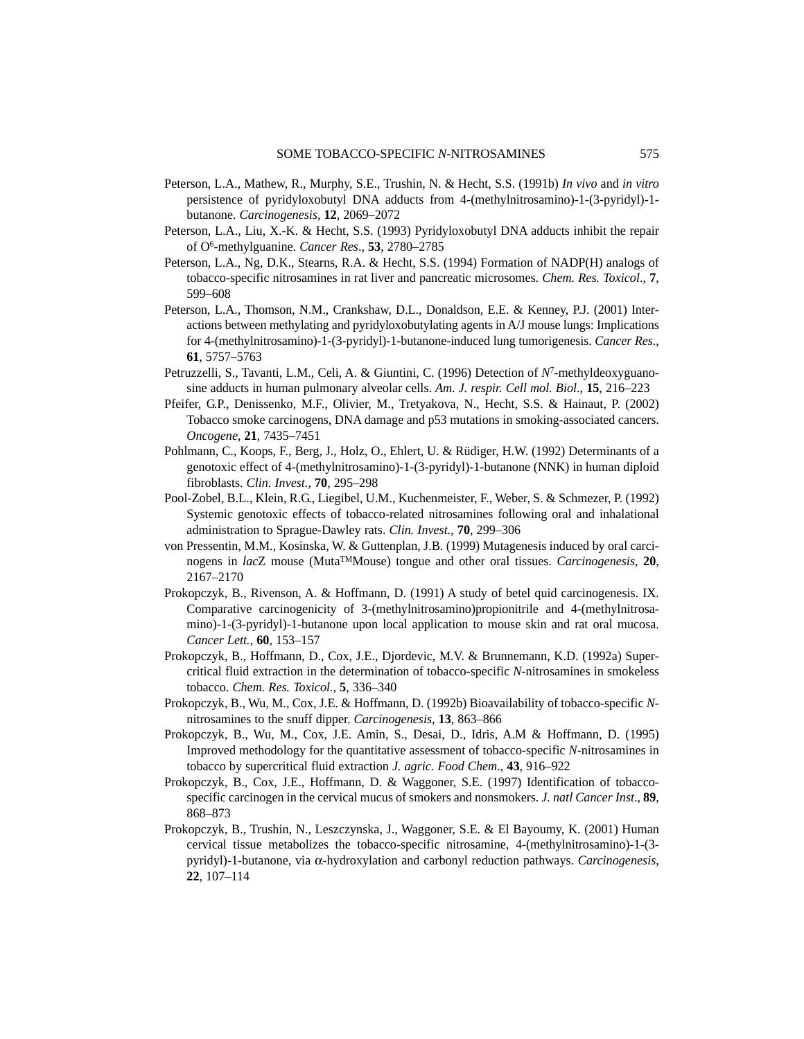Peterson, L.A., Mathew, R., Murphy, S.E., Trushin, N. & Hecht, S.S. (1991b) *In vivo* and *in vitro* persistence of pyridyloxobutyl DNA adducts from 4-(methylnitrosamino)-1-(3-pyridyl)-1-butanone. *Carcinogenesis*, **12**, 2069–2072

Peterson, L.A., Liu, X.-K. & Hecht, S.S. (1993) Pyridyloxobutyl DNA adducts inhibit the repair of O[6]-methylguanine. *Cancer Res*., **53**, 2780–2785

Peterson, L.A., Ng, D.K., Stearns, R.A. & Hecht, S.S. (1994) Formation of NADP(H) analogs of tobacco-specific nitrosamines in rat liver and pancreatic microsomes. *Chem. Res. Toxicol*., **7**, 599–608

Peterson, L.A., Thomson, N.M., Crankshaw, D.L., Donaldson, E.E. & Kenney, P.J. (2001) Interactions between methylating and pyridyloxobutylating agents in A/J mouse lungs: Implications for 4-(methylnitrosamino)-1-(3-pyridyl)-1-butanone-induced lung tumorigenesis. *Cancer Res*., **61**, 5757–5763

Petruzzelli, S., Tavanti, L.M., Celi, A. & Giuntini, C. (1996) Detection of *N*[7]-methyldeoxyguanosine adducts in human pulmonary alveolar cells. *Am. J. respir. Cell mol. Biol*., **15**, 216–223

Pfeifer, G.P., Denissenko, M.F., Olivier, M., Tretyakova, N., Hecht, S.S. & Hainaut, P. (2002) Tobacco smoke carcinogens, DNA damage and p53 mutations in smoking-associated cancers. *Oncogene*, **21**, 7435–7451

Pohlmann, C., Koops, F., Berg, J., Holz, O., Ehlert, U. & Rüdiger, H.W. (1992) Determinants of a genotoxic effect of 4-(methylnitrosamino)-1-(3-pyridyl)-1-butanone (NNK) in human diploid fibroblasts. *Clin. Invest.*, **70**, 295–298

Pool-Zobel, B.L., Klein, R.G., Liegibel, U.M., Kuchenmeister, F., Weber, S. & Schmezer, P. (1992) Systemic genotoxic effects of tobacco-related nitrosamines following oral and inhalational administration to Sprague-Dawley rats. *Clin. Invest.*, **70**, 299–306

von Pressentin, M.M., Kosinska, W. & Guttenplan, J.B. (1999) Mutagenesis induced by oral carcinogens in *lac*Z mouse (Muta™Mouse) tongue and other oral tissues. *Carcinogenesis*, **20**, 2167–2170

Prokopczyk, B., Rivenson, A. & Hoffmann, D. (1991) A study of betel quid carcinogenesis. IX. Comparative carcinogenicity of 3-(methylnitrosamino)propionitrile and 4-(methylnitrosamino)-1-(3-pyridyl)-1-butanone upon local application to mouse skin and rat oral mucosa. *Cancer Lett.*, **60**, 153–157

Prokopczyk, B., Hoffmann, D., Cox, J.E., Djordevic, M.V. & Brunnemann, K.D. (1992a) Supercritical fluid extraction in the determination of tobacco-specific *N*-nitrosamines in smokeless tobacco. *Chem. Res. Toxicol.*, **5**, 336–340

Prokopczyk, B., Wu, M., Cox, J.E. & Hoffmann, D. (1992b) Bioavailability of tobacco-specific *N*-nitrosamines to the snuff dipper. *Carcinogenesis*, **13**, 863–866

Prokopczyk, B., Wu, M., Cox, J.E. Amin, S., Desai, D., Idris, A.M & Hoffmann, D. (1995) Improved methodology for the quantitative assessment of tobacco-specific *N*-nitrosamines in tobacco by supercritical fluid extraction *J. agric. Food Chem*., **43**, 916–922

Prokopczyk, B., Cox, J.E., Hoffmann, D. & Waggoner, S.E. (1997) Identification of tobacco-specific carcinogen in the cervical mucus of smokers and nonsmokers. *J. natl Cancer Inst*., **89**, 868–873

Prokopczyk, B., Trushin, N., Leszczynska, J., Waggoner, S.E. & El Bayoumy, K. (2001) Human cervical tissue metabolizes the tobacco-specific nitrosamine, 4-(methylnitrosamino)-1-(3-pyridyl)-1-butanone, via α-hydroxylation and carbonyl reduction pathways. *Carcinogenesis*, **22**, 107–114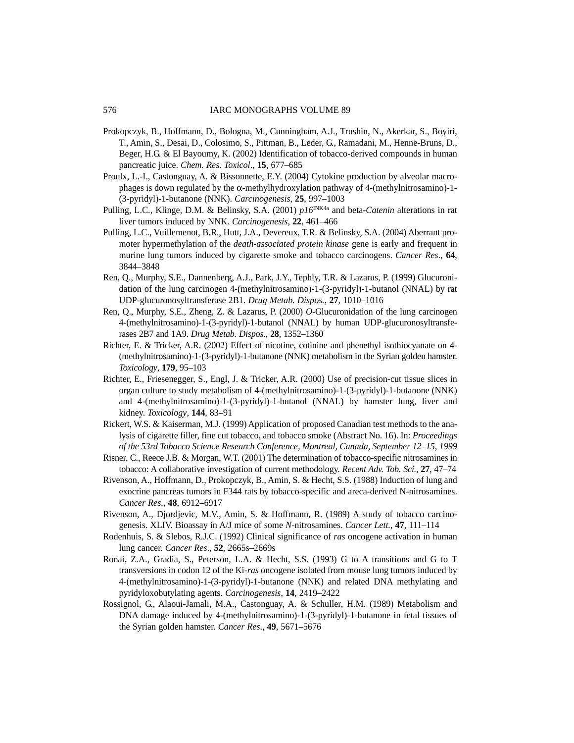Prokopczyk, B., Hoffmann, D., Bologna, M., Cunningham, A.J., Trushin, N., Akerkar, S., Boyiri, T., Amin, S., Desai, D., Colosimo, S., Pittman, B., Leder, G., Ramadani, M., Henne-Bruns, D., Beger, H.G. & El Bayoumy, K. (2002) Identification of tobacco-derived compounds in human pancreatic juice. *Chem. Res. Toxicol*., **15**, 677–685

Proulx, L.-I., Castonguay, A. & Bissonnette, E.Y. (2004) Cytokine production by alveolar macrophages is down regulated by the α-methylhydroxylation pathway of 4-(methylnitrosamino)-1-(3-pyridyl)-1-butanone (NNK). *Carcinogenesis*, **25**, 997–1003

Pulling, L.C., Klinge, D.M. & Belinsky, S.A. (2001) *p16*$^{INK4a}$ and beta-*Catenin* alterations in rat liver tumors induced by NNK. *Carcinogenesis*, **22**, 461–466

Pulling, L.C., Vuillemenot, B.R., Hutt, J.A., Devereux, T.R. & Belinsky, S.A. (2004) Aberrant promoter hypermethylation of the *death-associated protein kinase* gene is early and frequent in murine lung tumors induced by cigarette smoke and tobacco carcinogens. *Cancer Res*., **64**, 3844–3848

Ren, Q., Murphy, S.E., Dannenberg, A.J., Park, J.Y., Tephly, T.R. & Lazarus, P. (1999) Glucuronidation of the lung carcinogen 4-(methylnitrosamino)-1-(3-pyridyl)-1-butanol (NNAL) by rat UDP-glucuronosyltransferase 2B1. *Drug Metab. Dispos*., **27**, 1010–1016

Ren, Q., Murphy, S.E., Zheng, Z. & Lazarus, P. (2000) *O*-Glucuronidation of the lung carcinogen 4-(methylnitrosamino)-1-(3-pyridyl)-1-butanol (NNAL) by human UDP-glucuronosyltransferases 2B7 and 1A9. *Drug Metab. Dispos*., **28**, 1352–1360

Richter, E. & Tricker, A.R. (2002) Effect of nicotine, cotinine and phenethyl isothiocyanate on 4-(methylnitrosamino)-1-(3-pyridyl)-1-butanone (NNK) metabolism in the Syrian golden hamster. *Toxicology*, **179**, 95–103

Richter, E., Friesenegger, S., Engl, J. & Tricker, A.R. (2000) Use of precision-cut tissue slices in organ culture to study metabolism of 4-(methylnitrosamino)-1-(3-pyridyl)-1-butanone (NNK) and 4-(methylnitrosamino)-1-(3-pyridyl)-1-butanol (NNAL) by hamster lung, liver and kidney. *Toxicology*, **144**, 83–91

Rickert, W.S. & Kaiserman, M.J. (1999) Application of proposed Canadian test methods to the analysis of cigarette filler, fine cut tobacco, and tobacco smoke (Abstract No. 16). In: *Proceedings of the 53rd Tobacco Science Research Conference, Montreal, Canada, September 12–15, 1999*

Risner, C., Reece J.B. & Morgan, W.T. (2001) The determination of tobacco-specific nitrosamines in tobacco: A collaborative investigation of current methodology. *Recent Adv. Tob. Sci.*, **27**, 47–74

Rivenson, A., Hoffmann, D., Prokopczyk, B., Amin, S. & Hecht, S.S. (1988) Induction of lung and exocrine pancreas tumors in F344 rats by tobacco-specific and areca-derived N-nitrosamines. *Cancer Res*., **48**, 6912–6917

Rivenson, A., Djordjevic, M.V., Amin, S. & Hoffmann, R. (1989) A study of tobacco carcinogenesis. XLIV. Bioassay in A/J mice of some *N*-nitrosamines. *Cancer Lett.*, **47**, 111–114

Rodenhuis, S. & Slebos, R.J.C. (1992) Clinical significance of *ras* oncogene activation in human lung cancer. *Cancer Res*., **52**, 2665s–2669s

Ronai, Z.A., Gradia, S., Peterson, L.A. & Hecht, S.S. (1993) G to A transitions and G to T transversions in codon 12 of the Ki-*ras* oncogene isolated from mouse lung tumors induced by 4-(methylnitrosamino)-1-(3-pyridyl)-1-butanone (NNK) and related DNA methylating and pyridyloxobutylating agents. *Carcinogenesis*, **14**, 2419–2422

Rossignol, G., Alaoui-Jamali, M.A., Castonguay, A. & Schuller, H.M. (1989) Metabolism and DNA damage induced by 4-(methylnitrosamino)-1-(3-pyridyl)-1-butanone in fetal tissues of the Syrian golden hamster. *Cancer Res*., **49**, 5671–5676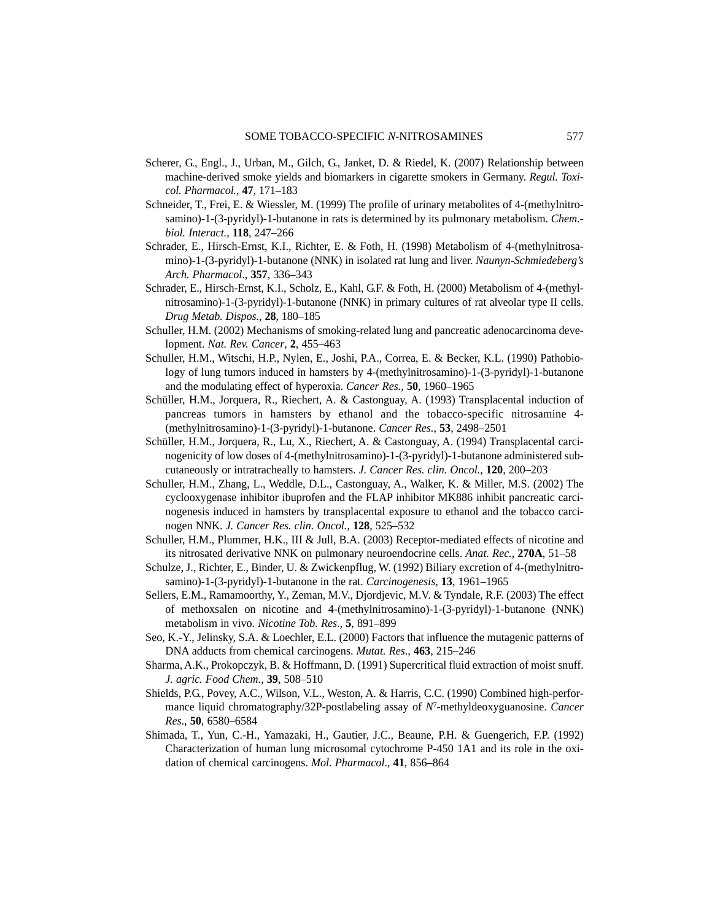Scherer, G., Engl., J., Urban, M., Gilch, G., Janket, D. & Riedel, K. (2007) Relationship between machine-derived smoke yields and biomarkers in cigarette smokers in Germany. *Regul. Toxicol. Pharmacol.*, **47**, 171–183

Schneider, T., Frei, E. & Wiessler, M. (1999) The profile of urinary metabolites of 4-(methylnitrosamino)-1-(3-pyridyl)-1-butanone in rats is determined by its pulmonary metabolism. *Chem.-biol. Interact.*, **118**, 247–266

Schrader, E., Hirsch-Ernst, K.I., Richter, E. & Foth, H. (1998) Metabolism of 4-(methylnitrosamino)-1-(3-pyridyl)-1-butanone (NNK) in isolated rat lung and liver. *Naunyn-Schmiedeberg's Arch. Pharmacol.*, **357**, 336–343

Schrader, E., Hirsch-Ernst, K.I., Scholz, E., Kahl, G.F. & Foth, H. (2000) Metabolism of 4-(methylnitrosamino)-1-(3-pyridyl)-1-butanone (NNK) in primary cultures of rat alveolar type II cells. *Drug Metab. Dispos.*, **28**, 180–185

Schuller, H.M. (2002) Mechanisms of smoking-related lung and pancreatic adenocarcinoma development. *Nat. Rev. Cancer*, **2**, 455–463

Schuller, H.M., Witschi, H.P., Nylen, E., Joshi, P.A., Correa, E. & Becker, K.L. (1990) Pathobiology of lung tumors induced in hamsters by 4-(methylnitrosamino)-1-(3-pyridyl)-1-butanone and the modulating effect of hyperoxia. *Cancer Res.*, **50**, 1960–1965

Schüller, H.M., Jorquera, R., Riechert, A. & Castonguay, A. (1993) Transplacental induction of pancreas tumors in hamsters by ethanol and the tobacco-specific nitrosamine 4-(methylnitrosamino)-1-(3-pyridyl)-1-butanone. *Cancer Res.*, **53**, 2498–2501

Schüller, H.M., Jorquera, R., Lu, X., Riechert, A. & Castonguay, A. (1994) Transplacental carcinogenicity of low doses of 4-(methylnitrosamino)-1-(3-pyridyl)-1-butanone administered subcutaneously or intratracheally to hamsters. *J. Cancer Res. clin. Oncol.*, **120**, 200–203

Schuller, H.M., Zhang, L., Weddle, D.L., Castonguay, A., Walker, K. & Miller, M.S. (2002) The cyclooxygenase inhibitor ibuprofen and the FLAP inhibitor MK886 inhibit pancreatic carcinogenesis induced in hamsters by transplacental exposure to ethanol and the tobacco carcinogen NNK. *J. Cancer Res. clin. Oncol.*, **128**, 525–532

Schuller, H.M., Plummer, H.K., III & Jull, B.A. (2003) Receptor-mediated effects of nicotine and its nitrosated derivative NNK on pulmonary neuroendocrine cells. *Anat. Rec.*, **270A**, 51–58

Schulze, J., Richter, E., Binder, U. & Zwickenpflug, W. (1992) Biliary excretion of 4-(methylnitrosamino)-1-(3-pyridyl)-1-butanone in the rat. *Carcinogenesis*, **13**, 1961–1965

Sellers, E.M., Ramamoorthy, Y., Zeman, M.V., Djordjevic, M.V. & Tyndale, R.F. (2003) The effect of methoxsalen on nicotine and 4-(methylnitrosamino)-1-(3-pyridyl)-1-butanone (NNK) metabolism in vivo. *Nicotine Tob. Res.*, **5**, 891–899

Seo, K.-Y., Jelinsky, S.A. & Loechler, E.L. (2000) Factors that influence the mutagenic patterns of DNA adducts from chemical carcinogens. *Mutat. Res.*, **463**, 215–246

Sharma, A.K., Prokopczyk, B. & Hoffmann, D. (1991) Supercritical fluid extraction of moist snuff. *J. agric. Food Chem.*, **39**, 508–510

Shields, P.G., Povey, A.C., Wilson, V.L., Weston, A. & Harris, C.C. (1990) Combined high-performance liquid chromatography/32P-postlabeling assay of $N^7$-methyldeoxyguanosine. *Cancer Res.*, **50**, 6580–6584

Shimada, T., Yun, C.-H., Yamazaki, H., Gautier, J.C., Beaune, P.H. & Guengerich, F.P. (1992) Characterization of human lung microsomal cytochrome P-450 1A1 and its role in the oxidation of chemical carcinogens. *Mol. Pharmacol.*, **41**, 856–864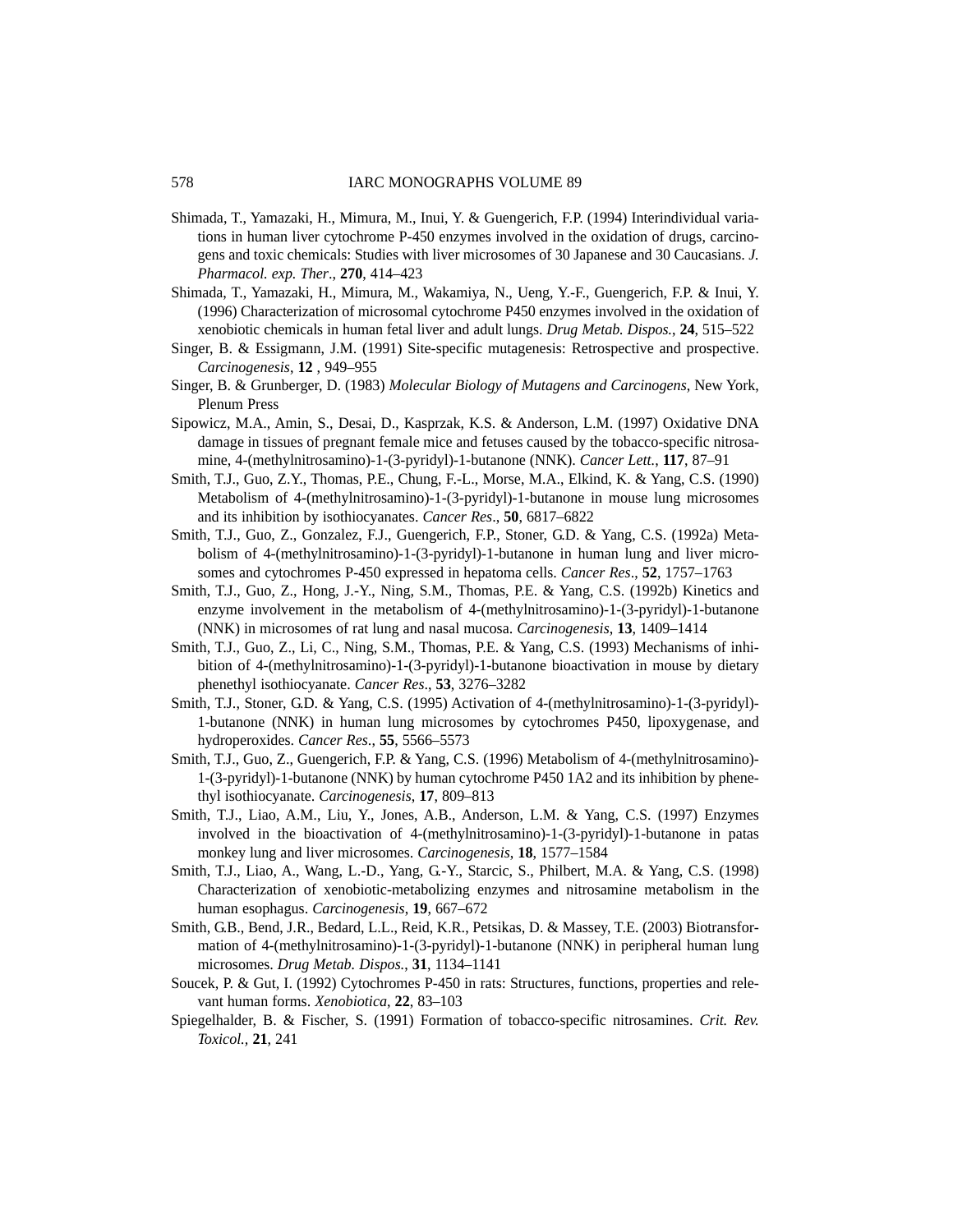Shimada, T., Yamazaki, H., Mimura, M., Inui, Y. & Guengerich, F.P. (1994) Interindividual variations in human liver cytochrome P-450 enzymes involved in the oxidation of drugs, carcinogens and toxic chemicals: Studies with liver microsomes of 30 Japanese and 30 Caucasians. *J. Pharmacol. exp. Ther*., **270**, 414–423

Shimada, T., Yamazaki, H., Mimura, M., Wakamiya, N., Ueng, Y.-F., Guengerich, F.P. & Inui, Y. (1996) Characterization of microsomal cytochrome P450 enzymes involved in the oxidation of xenobiotic chemicals in human fetal liver and adult lungs. *Drug Metab. Dispos.*, **24**, 515–522

Singer, B. & Essigmann, J.M. (1991) Site-specific mutagenesis: Retrospective and prospective. *Carcinogenesis*, **12** , 949–955

Singer, B. & Grunberger, D. (1983) *Molecular Biology of Mutagens and Carcinogens*, New York, Plenum Press

Sipowicz, M.A., Amin, S., Desai, D., Kasprzak, K.S. & Anderson, L.M. (1997) Oxidative DNA damage in tissues of pregnant female mice and fetuses caused by the tobacco-specific nitrosamine, 4-(methylnitrosamino)-1-(3-pyridyl)-1-butanone (NNK). *Cancer Lett.*, **117**, 87–91

Smith, T.J., Guo, Z.Y., Thomas, P.E., Chung, F.-L., Morse, M.A., Elkind, K. & Yang, C.S. (1990) Metabolism of 4-(methylnitrosamino)-1-(3-pyridyl)-1-butanone in mouse lung microsomes and its inhibition by isothiocyanates. *Cancer Res*., **50**, 6817–6822

Smith, T.J., Guo, Z., Gonzalez, F.J., Guengerich, F.P., Stoner, G.D. & Yang, C.S. (1992a) Metabolism of 4-(methylnitrosamino)-1-(3-pyridyl)-1-butanone in human lung and liver microsomes and cytochromes P-450 expressed in hepatoma cells. *Cancer Res*., **52**, 1757–1763

Smith, T.J., Guo, Z., Hong, J.-Y., Ning, S.M., Thomas, P.E. & Yang, C.S. (1992b) Kinetics and enzyme involvement in the metabolism of 4-(methylnitrosamino)-1-(3-pyridyl)-1-butanone (NNK) in microsomes of rat lung and nasal mucosa. *Carcinogenesis*, **13**, 1409–1414

Smith, T.J., Guo, Z., Li, C., Ning, S.M., Thomas, P.E. & Yang, C.S. (1993) Mechanisms of inhibition of 4-(methylnitrosamino)-1-(3-pyridyl)-1-butanone bioactivation in mouse by dietary phenethyl isothiocyanate. *Cancer Res*., **53**, 3276–3282

Smith, T.J., Stoner, G.D. & Yang, C.S. (1995) Activation of 4-(methylnitrosamino)-1-(3-pyridyl)-1-butanone (NNK) in human lung microsomes by cytochromes P450, lipoxygenase, and hydroperoxides. *Cancer Res*., **55**, 5566–5573

Smith, T.J., Guo, Z., Guengerich, F.P. & Yang, C.S. (1996) Metabolism of 4-(methylnitrosamino)-1-(3-pyridyl)-1-butanone (NNK) by human cytochrome P450 1A2 and its inhibition by phenethyl isothiocyanate. *Carcinogenesis*, **17**, 809–813

Smith, T.J., Liao, A.M., Liu, Y., Jones, A.B., Anderson, L.M. & Yang, C.S. (1997) Enzymes involved in the bioactivation of 4-(methylnitrosamino)-1-(3-pyridyl)-1-butanone in patas monkey lung and liver microsomes. *Carcinogenesis*, **18**, 1577–1584

Smith, T.J., Liao, A., Wang, L.-D., Yang, G.-Y., Starcic, S., Philbert, M.A. & Yang, C.S. (1998) Characterization of xenobiotic-metabolizing enzymes and nitrosamine metabolism in the human esophagus. *Carcinogenesis*, **19**, 667–672

Smith, G.B., Bend, J.R., Bedard, L.L., Reid, K.R., Petsikas, D. & Massey, T.E. (2003) Biotransformation of 4-(methylnitrosamino)-1-(3-pyridyl)-1-butanone (NNK) in peripheral human lung microsomes. *Drug Metab. Dispos.*, **31**, 1134–1141

Soucek, P. & Gut, I. (1992) Cytochromes P-450 in rats: Structures, functions, properties and relevant human forms. *Xenobiotica*, **22**, 83–103

Spiegelhalder, B. & Fischer, S. (1991) Formation of tobacco-specific nitrosamines. *Crit. Rev. Toxicol.,* **21**, 241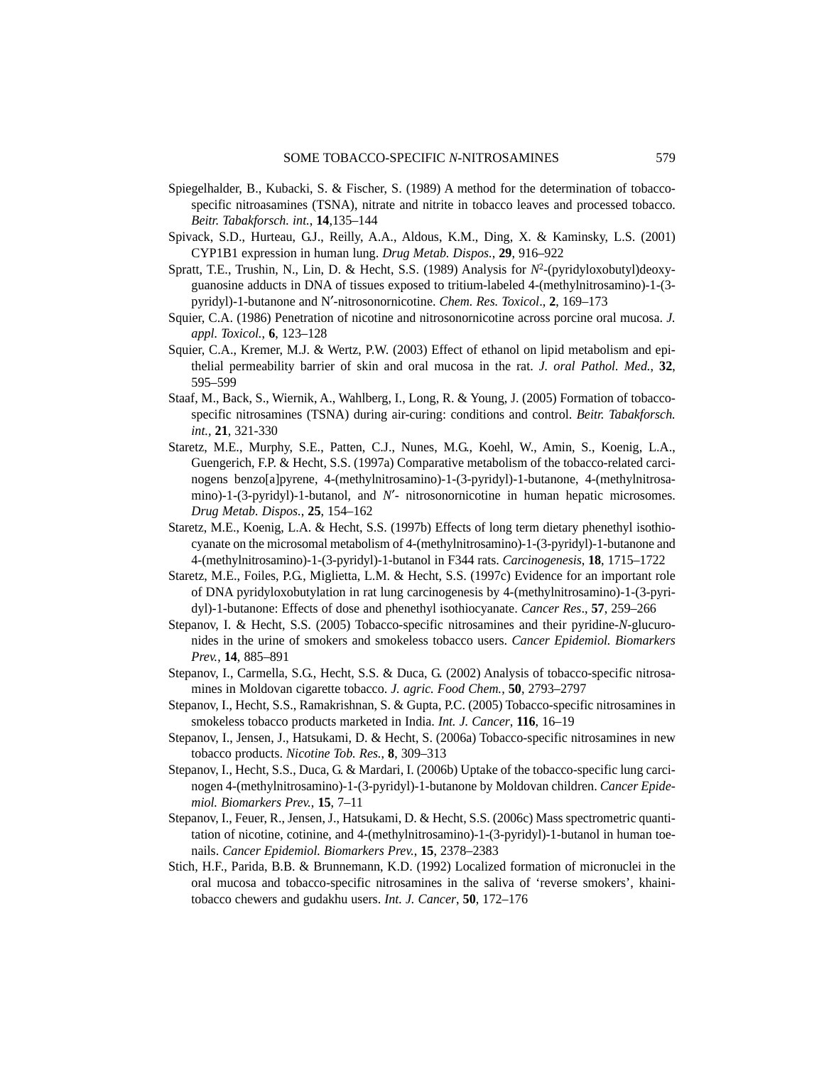Spiegelhalder, B., Kubacki, S. & Fischer, S. (1989) A method for the determination of tobacco-specific nitroasamines (TSNA), nitrate and nitrite in tobacco leaves and processed tobacco. *Beitr. Tabakforsch. int.*, **14**,135–144

Spivack, S.D., Hurteau, G.J., Reilly, A.A., Aldous, K.M., Ding, X. & Kaminsky, L.S. (2001) CYP1B1 expression in human lung. *Drug Metab. Dispos.*, **29**, 916–922

Spratt, T.E., Trushin, N., Lin, D. & Hecht, S.S. (1989) Analysis for *N*[2]-(pyridyloxobutyl)deoxyguanosine adducts in DNA of tissues exposed to tritium-labeled 4-(methylnitrosamino)-1-(3-pyridyl)-1-butanone and N′-nitrosonornicotine. *Chem. Res. Toxicol*., **2**, 169–173

Squier, C.A. (1986) Penetration of nicotine and nitrosonornicotine across porcine oral mucosa. *J. appl. Toxicol.*, **6**, 123–128

Squier, C.A., Kremer, M.J. & Wertz, P.W. (2003) Effect of ethanol on lipid metabolism and epithelial permeability barrier of skin and oral mucosa in the rat. *J. oral Pathol. Med.*, **32**, 595–599

Staaf, M., Back, S., Wiernik, A., Wahlberg, I., Long, R. & Young, J. (2005) Formation of tobacco-specific nitrosamines (TSNA) during air-curing: conditions and control. *Beitr. Tabakforsch. int.*, **21**, 321-330

Staretz, M.E., Murphy, S.E., Patten, C.J., Nunes, M.G., Koehl, W., Amin, S., Koenig, L.A., Guengerich, F.P. & Hecht, S.S. (1997a) Comparative metabolism of the tobacco-related carcinogens benzo[a]pyrene, 4-(methylnitrosamino)-1-(3-pyridyl)-1-butanone, 4-(methylnitrosamino)-1-(3-pyridyl)-1-butanol, and *N*′- nitrosonornicotine in human hepatic microsomes. *Drug Metab. Dispos*., **25**, 154–162

Staretz, M.E., Koenig, L.A. & Hecht, S.S. (1997b) Effects of long term dietary phenethyl isothiocyanate on the microsomal metabolism of 4-(methylnitrosamino)-1-(3-pyridyl)-1-butanone and 4-(methylnitrosamino)-1-(3-pyridyl)-1-butanol in F344 rats. *Carcinogenesis*, **18**, 1715–1722

Staretz, M.E., Foiles, P.G., Miglietta, L.M. & Hecht, S.S. (1997c) Evidence for an important role of DNA pyridyloxobutylation in rat lung carcinogenesis by 4-(methylnitrosamino)-1-(3-pyridyl)-1-butanone: Effects of dose and phenethyl isothiocyanate. *Cancer Res*., **57**, 259–266

Stepanov, I. & Hecht, S.S. (2005) Tobacco-specific nitrosamines and their pyridine-*N*-glucuronides in the urine of smokers and smokeless tobacco users. *Cancer Epidemiol. Biomarkers Prev.*, **14**, 885–891

Stepanov, I., Carmella, S.G., Hecht, S.S. & Duca, G. (2002) Analysis of tobacco-specific nitrosamines in Moldovan cigarette tobacco. *J. agric. Food Chem.*, **50**, 2793–2797

Stepanov, I., Hecht, S.S., Ramakrishnan, S. & Gupta, P.C. (2005) Tobacco-specific nitrosamines in smokeless tobacco products marketed in India. *Int. J. Cancer*, **116**, 16–19

Stepanov, I., Jensen, J., Hatsukami, D. & Hecht, S. (2006a) Tobacco-specific nitrosamines in new tobacco products. *Nicotine Tob. Res.*, **8**, 309–313

Stepanov, I., Hecht, S.S., Duca, G. & Mardari, I. (2006b) Uptake of the tobacco-specific lung carcinogen 4-(methylnitrosamino)-1-(3-pyridyl)-1-butanone by Moldovan children. *Cancer Epidemiol. Biomarkers Prev.*, **15**, 7–11

Stepanov, I., Feuer, R., Jensen, J., Hatsukami, D. & Hecht, S.S. (2006c) Mass spectrometric quantitation of nicotine, cotinine, and 4-(methylnitrosamino)-1-(3-pyridyl)-1-butanol in human toenails. *Cancer Epidemiol. Biomarkers Prev.*, **15**, 2378–2383

Stich, H.F., Parida, B.B. & Brunnemann, K.D. (1992) Localized formation of micronuclei in the oral mucosa and tobacco-specific nitrosamines in the saliva of 'reverse smokers', khaini-tobacco chewers and gudakhu users. *Int. J. Cancer*, **50**, 172–176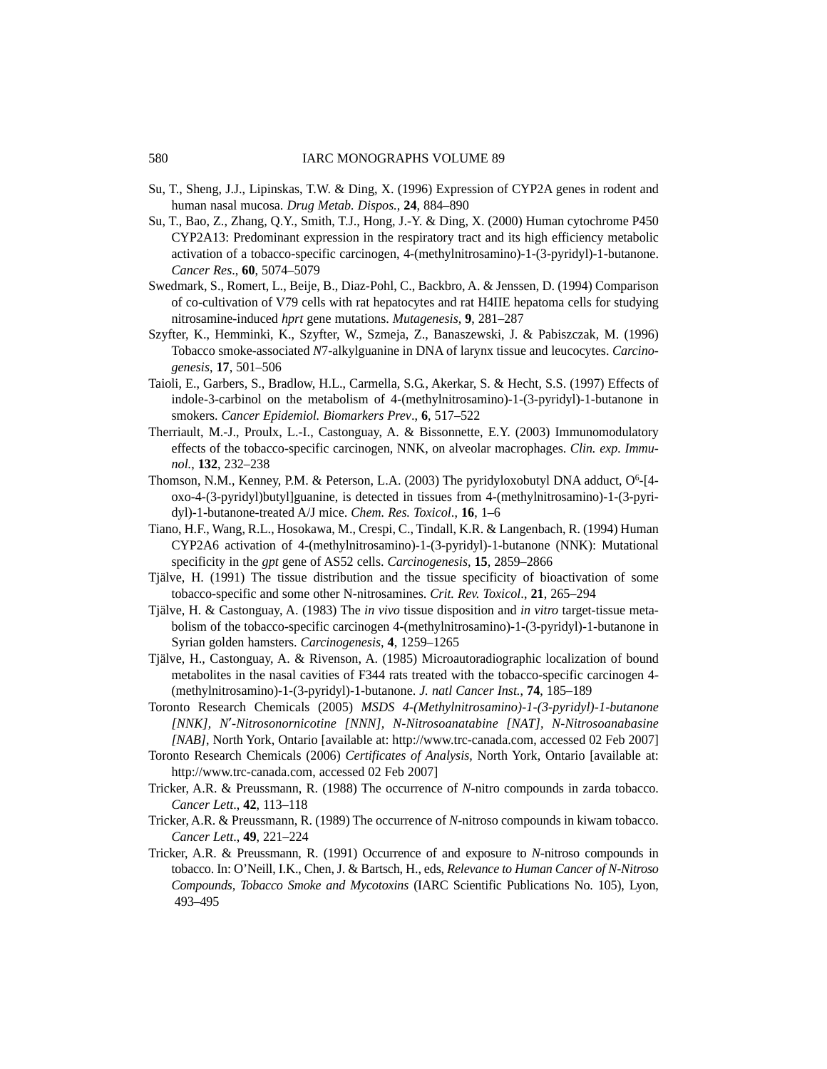Su, T., Sheng, J.J., Lipinskas, T.W. & Ding, X. (1996) Expression of CYP2A genes in rodent and human nasal mucosa. *Drug Metab. Dispos.*, **24**, 884–890

Su, T., Bao, Z., Zhang, Q.Y., Smith, T.J., Hong, J.-Y. & Ding, X. (2000) Human cytochrome P450 CYP2A13: Predominant expression in the respiratory tract and its high efficiency metabolic activation of a tobacco-specific carcinogen, 4-(methylnitrosamino)-1-(3-pyridyl)-1-butanone. *Cancer Res*., **60**, 5074–5079

Swedmark, S., Romert, L., Beije, B., Diaz-Pohl, C., Backbro, A. & Jenssen, D. (1994) Comparison of co-cultivation of V79 cells with rat hepatocytes and rat H4IIE hepatoma cells for studying nitrosamine-induced *hprt* gene mutations. *Mutagenesis*, **9**, 281–287

Szyfter, K., Hemminki, K., Szyfter, W., Szmeja, Z., Banaszewski, J. & Pabiszczak, M. (1996) Tobacco smoke-associated *N*7-alkylguanine in DNA of larynx tissue and leucocytes. *Carcinogenesis*, **17**, 501–506

Taioli, E., Garbers, S., Bradlow, H.L., Carmella, S.G., Akerkar, S. & Hecht, S.S. (1997) Effects of indole-3-carbinol on the metabolism of 4-(methylnitrosamino)-1-(3-pyridyl)-1-butanone in smokers. *Cancer Epidemiol. Biomarkers Prev*., **6**, 517–522

Therriault, M.-J., Proulx, L.-I., Castonguay, A. & Bissonnette, E.Y. (2003) Immunomodulatory effects of the tobacco-specific carcinogen, NNK, on alveolar macrophages. *Clin. exp. Immunol.*, **132**, 232–238

Thomson, N.M., Kenney, P.M. & Peterson, L.A. (2003) The pyridyloxobutyl DNA adduct, $O^6$-[4-oxo-4-(3-pyridyl)butyl]guanine, is detected in tissues from 4-(methylnitrosamino)-1-(3-pyridyl)-1-butanone-treated A/J mice. *Chem. Res. Toxicol*., **16**, 1–6

Tiano, H.F., Wang, R.L., Hosokawa, M., Crespi, C., Tindall, K.R. & Langenbach, R. (1994) Human CYP2A6 activation of 4-(methylnitrosamino)-1-(3-pyridyl)-1-butanone (NNK): Mutational specificity in the *gpt* gene of AS52 cells. *Carcinogenesis*, **15**, 2859–2866

Tjälve, H. (1991) The tissue distribution and the tissue specificity of bioactivation of some tobacco-specific and some other N-nitrosamines. *Crit. Rev. Toxicol*., **21**, 265–294

Tjälve, H. & Castonguay, A. (1983) The *in vivo* tissue disposition and *in vitro* target-tissue metabolism of the tobacco-specific carcinogen 4-(methylnitrosamino)-1-(3-pyridyl)-1-butanone in Syrian golden hamsters. *Carcinogenesis*, **4**, 1259–1265

Tjälve, H., Castonguay, A. & Rivenson, A. (1985) Microautoradiographic localization of bound metabolites in the nasal cavities of F344 rats treated with the tobacco-specific carcinogen 4-(methylnitrosamino)-1-(3-pyridyl)-1-butanone. *J. natl Cancer Inst.*, **74**, 185–189

Toronto Research Chemicals (2005) *MSDS 4-(Methylnitrosamino)-1-(3-pyridyl)-1-butanone [NNK], N′-Nitrosonornicotine [NNN], N-Nitrosoanatabine [NAT], N-Nitrosoanabasine [NAB]*, North York, Ontario [available at: http://www.trc-canada.com, accessed 02 Feb 2007]

Toronto Research Chemicals (2006) *Certificates of Analysis*, North York, Ontario [available at: http://www.trc-canada.com, accessed 02 Feb 2007]

Tricker, A.R. & Preussmann, R. (1988) The occurrence of *N*-nitro compounds in zarda tobacco. *Cancer Lett*., **42**, 113–118

Tricker, A.R. & Preussmann, R. (1989) The occurrence of *N*-nitroso compounds in kiwam tobacco. *Cancer Lett*., **49**, 221–224

Tricker, A.R. & Preussmann, R. (1991) Occurrence of and exposure to *N*-nitroso compounds in tobacco. In: O'Neill, I.K., Chen, J. & Bartsch, H., eds, *Relevance to Human Cancer of N-Nitroso Compounds, Tobacco Smoke and Mycotoxins* (IARC Scientific Publications No. 105), Lyon, 493–495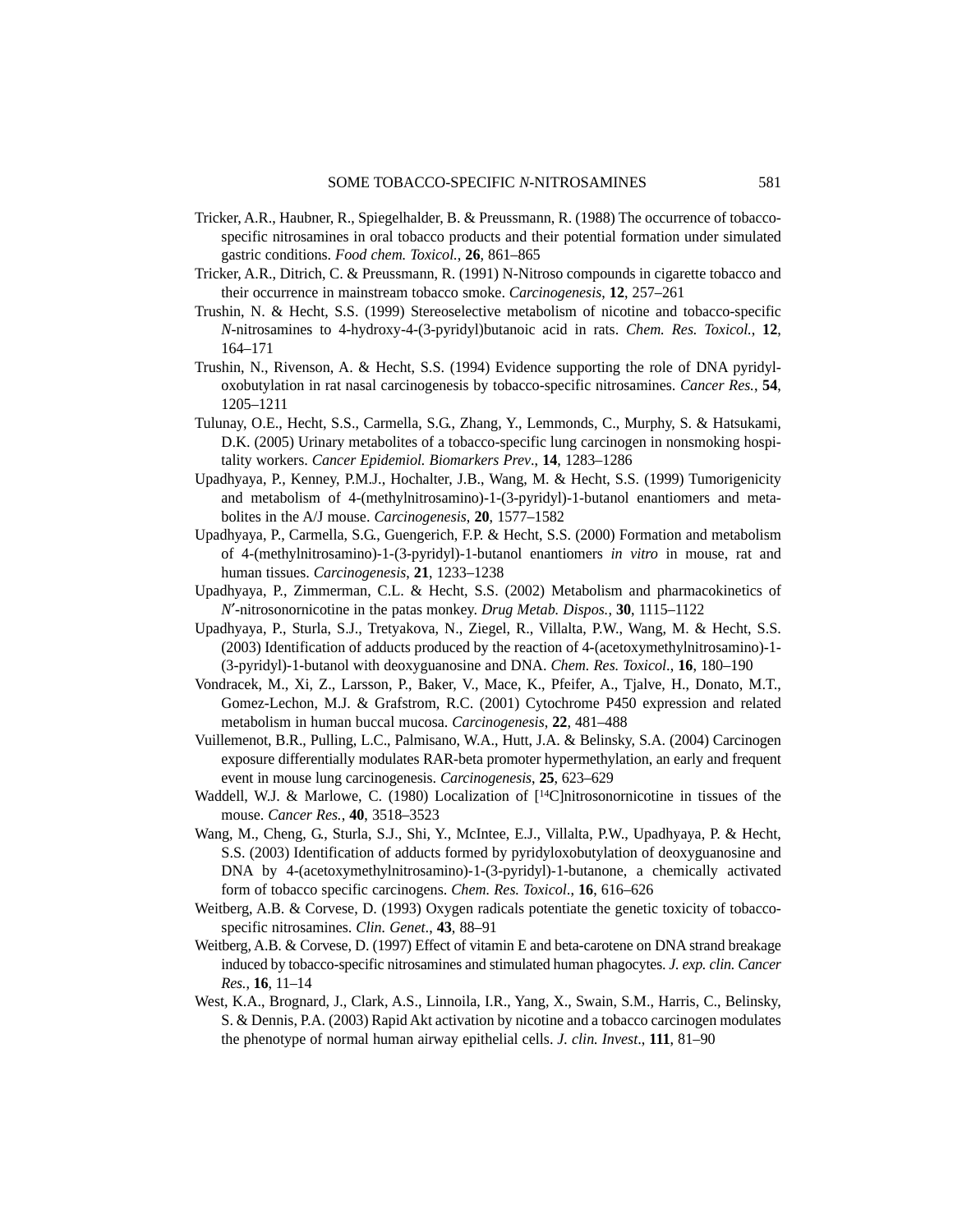Tricker, A.R., Haubner, R., Spiegelhalder, B. & Preussmann, R. (1988) The occurrence of tobacco-specific nitrosamines in oral tobacco products and their potential formation under simulated gastric conditions. *Food chem. Toxicol.*, **26**, 861–865

Tricker, A.R., Ditrich, C. & Preussmann, R. (1991) N-Nitroso compounds in cigarette tobacco and their occurrence in mainstream tobacco smoke. *Carcinogenesis*, **12**, 257–261

Trushin, N. & Hecht, S.S. (1999) Stereoselective metabolism of nicotine and tobacco-specific *N*-nitrosamines to 4-hydroxy-4-(3-pyridyl)butanoic acid in rats. *Chem. Res. Toxicol.*, **12**, 164–171

Trushin, N., Rivenson, A. & Hecht, S.S. (1994) Evidence supporting the role of DNA pyridyloxobutylation in rat nasal carcinogenesis by tobacco-specific nitrosamines. *Cancer Res.*, **54**, 1205–1211

Tulunay, O.E., Hecht, S.S., Carmella, S.G., Zhang, Y., Lemmonds, C., Murphy, S. & Hatsukami, D.K. (2005) Urinary metabolites of a tobacco-specific lung carcinogen in nonsmoking hospitality workers. *Cancer Epidemiol. Biomarkers Prev*., **14**, 1283–1286

Upadhyaya, P., Kenney, P.M.J., Hochalter, J.B., Wang, M. & Hecht, S.S. (1999) Tumorigenicity and metabolism of 4-(methylnitrosamino)-1-(3-pyridyl)-1-butanol enantiomers and metabolites in the A/J mouse. *Carcinogenesis*, **20**, 1577–1582

Upadhyaya, P., Carmella, S.G., Guengerich, F.P. & Hecht, S.S. (2000) Formation and metabolism of 4-(methylnitrosamino)-1-(3-pyridyl)-1-butanol enantiomers *in vitro* in mouse, rat and human tissues. *Carcinogenesis*, **21**, 1233–1238

Upadhyaya, P., Zimmerman, C.L. & Hecht, S.S. (2002) Metabolism and pharmacokinetics of *N′*-nitrosonornicotine in the patas monkey. *Drug Metab. Dispos.*, **30**, 1115–1122

Upadhyaya, P., Sturla, S.J., Tretyakova, N., Ziegel, R., Villalta, P.W., Wang, M. & Hecht, S.S. (2003) Identification of adducts produced by the reaction of 4-(acetoxymethylnitrosamino)-1-(3-pyridyl)-1-butanol with deoxyguanosine and DNA. *Chem. Res. Toxicol*., **16**, 180–190

Vondracek, M., Xi, Z., Larsson, P., Baker, V., Mace, K., Pfeifer, A., Tjalve, H., Donato, M.T., Gomez-Lechon, M.J. & Grafstrom, R.C. (2001) Cytochrome P450 expression and related metabolism in human buccal mucosa. *Carcinogenesis*, **22**, 481–488

Vuillemenot, B.R., Pulling, L.C., Palmisano, W.A., Hutt, J.A. & Belinsky, S.A. (2004) Carcinogen exposure differentially modulates RAR-beta promoter hypermethylation, an early and frequent event in mouse lung carcinogenesis. *Carcinogenesis*, **25**, 623–629

Waddell, W.J. & Marlowe, C. (1980) Localization of [$^{14}$C]nitrosonornicotine in tissues of the mouse. *Cancer Res.*, **40**, 3518–3523

Wang, M., Cheng, G., Sturla, S.J., Shi, Y., McIntee, E.J., Villalta, P.W., Upadhyaya, P. & Hecht, S.S. (2003) Identification of adducts formed by pyridyloxobutylation of deoxyguanosine and DNA by 4-(acetoxymethylnitrosamino)-1-(3-pyridyl)-1-butanone, a chemically activated form of tobacco specific carcinogens. *Chem. Res. Toxicol*., **16**, 616–626

Weitberg, A.B. & Corvese, D. (1993) Oxygen radicals potentiate the genetic toxicity of tobacco-specific nitrosamines. *Clin. Genet*., **43**, 88–91

Weitberg, A.B. & Corvese, D. (1997) Effect of vitamin E and beta-carotene on DNA strand breakage induced by tobacco-specific nitrosamines and stimulated human phagocytes. *J. exp. clin. Cancer Res.*, **16**, 11–14

West, K.A., Brognard, J., Clark, A.S., Linnoila, I.R., Yang, X., Swain, S.M., Harris, C., Belinsky, S. & Dennis, P.A. (2003) Rapid Akt activation by nicotine and a tobacco carcinogen modulates the phenotype of normal human airway epithelial cells. *J. clin. Invest*., **111**, 81–90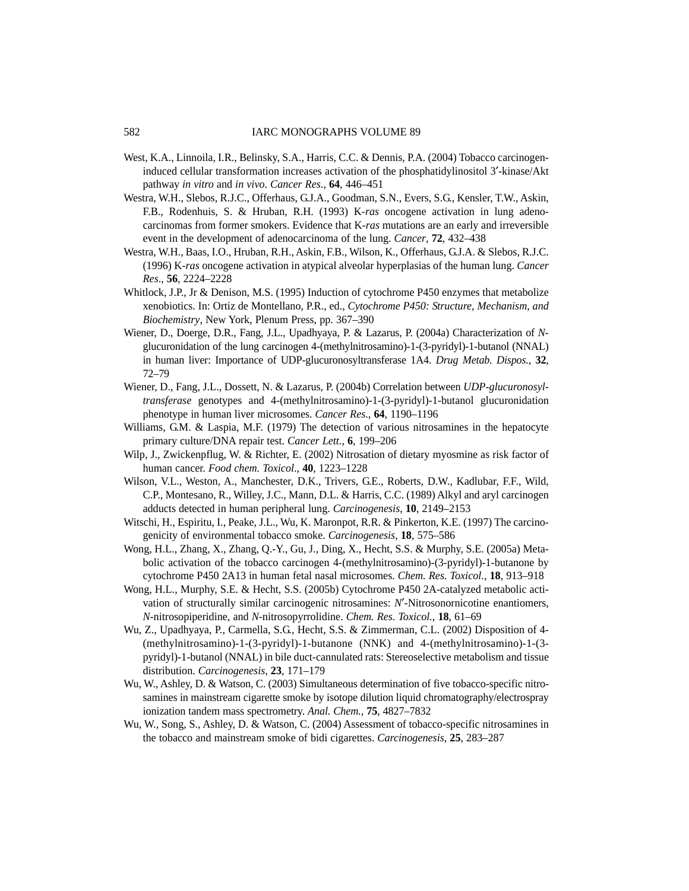West, K.A., Linnoila, I.R., Belinsky, S.A., Harris, C.C. & Dennis, P.A. (2004) Tobacco carcinogen-induced cellular transformation increases activation of the phosphatidylinositol 3′-kinase/Akt pathway *in vitro* and *in vivo*. *Cancer Res*., **64**, 446–451

Westra, W.H., Slebos, R.J.C., Offerhaus, G.J.A., Goodman, S.N., Evers, S.G., Kensler, T.W., Askin, F.B., Rodenhuis, S. & Hruban, R.H. (1993) K-*ras* oncogene activation in lung adenocarcinomas from former smokers. Evidence that K-*ras* mutations are an early and irreversible event in the development of adenocarcinoma of the lung. *Cancer*, **72**, 432–438

Westra, W.H., Baas, I.O., Hruban, R.H., Askin, F.B., Wilson, K., Offerhaus, G.J.A. & Slebos, R.J.C. (1996) K-*ras* oncogene activation in atypical alveolar hyperplasias of the human lung. *Cancer Res*., **56**, 2224–2228

Whitlock, J.P., Jr & Denison, M.S. (1995) Induction of cytochrome P450 enzymes that metabolize xenobiotics. In: Ortiz de Montellano, P.R., ed., *Cytochrome P450: Structure, Mechanism, and Biochemistry*, New York, Plenum Press, pp. 367–390

Wiener, D., Doerge, D.R., Fang, J.L., Upadhyaya, P. & Lazarus, P. (2004a) Characterization of *N*-glucuronidation of the lung carcinogen 4-(methylnitrosamino)-1-(3-pyridyl)-1-butanol (NNAL) in human liver: Importance of UDP-glucuronosyltransferase 1A4. *Drug Metab. Dispos.*, **32**, 72–79

Wiener, D., Fang, J.L., Dossett, N. & Lazarus, P. (2004b) Correlation between *UDP-glucuronosyltransferase* genotypes and 4-(methylnitrosamino)-1-(3-pyridyl)-1-butanol glucuronidation phenotype in human liver microsomes. *Cancer Res*., **64**, 1190–1196

Williams, G.M. & Laspia, M.F. (1979) The detection of various nitrosamines in the hepatocyte primary culture/DNA repair test. *Cancer Lett.*, **6**, 199–206

Wilp, J., Zwickenpflug, W. & Richter, E. (2002) Nitrosation of dietary myosmine as risk factor of human cancer. *Food chem. Toxicol*., **40**, 1223–1228

Wilson, V.L., Weston, A., Manchester, D.K., Trivers, G.E., Roberts, D.W., Kadlubar, F.F., Wild, C.P., Montesano, R., Willey, J.C., Mann, D.L. & Harris, C.C. (1989) Alkyl and aryl carcinogen adducts detected in human peripheral lung. *Carcinogenesis*, **10**, 2149–2153

Witschi, H., Espiritu, I., Peake, J.L., Wu, K. Maronpot, R.R. & Pinkerton, K.E. (1997) The carcinogenicity of environmental tobacco smoke. *Carcinogenesis*, **18**, 575–586

Wong, H.L., Zhang, X., Zhang, Q.-Y., Gu, J., Ding, X., Hecht, S.S. & Murphy, S.E. (2005a) Metabolic activation of the tobacco carcinogen 4-(methylnitrosamino)-(3-pyridyl)-1-butanone by cytochrome P450 2A13 in human fetal nasal microsomes. *Chem. Res. Toxicol.*, **18**, 913–918

Wong, H.L., Murphy, S.E. & Hecht, S.S. (2005b) Cytochrome P450 2A-catalyzed metabolic activation of structurally similar carcinogenic nitrosamines: *N*′-Nitrosonornicotine enantiomers, *N*-nitrosopiperidine, and *N*-nitrosopyrrolidine. *Chem. Res. Toxicol.*, **18**, 61–69

Wu, Z., Upadhyaya, P., Carmella, S.G., Hecht, S.S. & Zimmerman, C.L. (2002) Disposition of 4-(methylnitrosamino)-1-(3-pyridyl)-1-butanone (NNK) and 4-(methylnitrosamino)-1-(3-pyridyl)-1-butanol (NNAL) in bile duct-cannulated rats: Stereoselective metabolism and tissue distribution. *Carcinogenesis*, **23**, 171–179

Wu, W., Ashley, D. & Watson, C. (2003) Simultaneous determination of five tobacco-specific nitrosamines in mainstream cigarette smoke by isotope dilution liquid chromatography/electrospray ionization tandem mass spectrometry. *Anal. Chem.*, **75**, 4827–7832

Wu, W., Song, S., Ashley, D. & Watson, C. (2004) Assessment of tobacco-specific nitrosamines in the tobacco and mainstream smoke of bidi cigarettes. *Carcinogenesis*, **25**, 283–287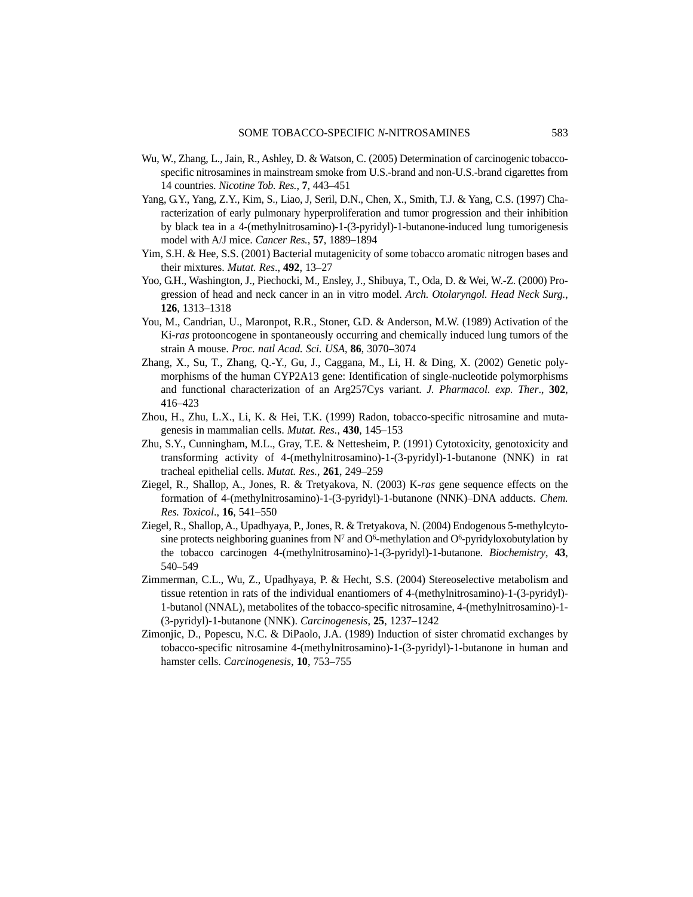Wu, W., Zhang, L., Jain, R., Ashley, D. & Watson, C. (2005) Determination of carcinogenic tobacco-specific nitrosamines in mainstream smoke from U.S.-brand and non-U.S.-brand cigarettes from 14 countries. *Nicotine Tob. Res.*, **7**, 443–451

Yang, G.Y., Yang, Z.Y., Kim, S., Liao, J, Seril, D.N., Chen, X., Smith, T.J. & Yang, C.S. (1997) Characterization of early pulmonary hyperproliferation and tumor progression and their inhibition by black tea in a 4-(methylnitrosamino)-1-(3-pyridyl)-1-butanone-induced lung tumorigenesis model with A/J mice. *Cancer Res.*, **57**, 1889–1894

Yim, S.H. & Hee, S.S. (2001) Bacterial mutagenicity of some tobacco aromatic nitrogen bases and their mixtures. *Mutat. Res*., **492**, 13–27

Yoo, G.H., Washington, J., Piechocki, M., Ensley, J., Shibuya, T., Oda, D. & Wei, W.-Z. (2000) Progression of head and neck cancer in an in vitro model. *Arch. Otolaryngol. Head Neck Surg.*, **126**, 1313–1318

You, M., Candrian, U., Maronpot, R.R., Stoner, G.D. & Anderson, M.W. (1989) Activation of the Ki-*ras* protooncogene in spontaneously occurring and chemically induced lung tumors of the strain A mouse. *Proc. natl Acad. Sci. USA*, **86**, 3070–3074

Zhang, X., Su, T., Zhang, Q.-Y., Gu, J., Caggana, M., Li, H. & Ding, X. (2002) Genetic polymorphisms of the human CYP2A13 gene: Identification of single-nucleotide polymorphisms and functional characterization of an Arg257Cys variant. *J. Pharmacol. exp. Ther*., **302**, 416–423

Zhou, H., Zhu, L.X., Li, K. & Hei, T.K. (1999) Radon, tobacco-specific nitrosamine and mutagenesis in mammalian cells. *Mutat. Res.*, **430**, 145–153

Zhu, S.Y., Cunningham, M.L., Gray, T.E. & Nettesheim, P. (1991) Cytotoxicity, genotoxicity and transforming activity of 4-(methylnitrosamino)-1-(3-pyridyl)-1-butanone (NNK) in rat tracheal epithelial cells. *Mutat. Res.*, **261**, 249–259

Ziegel, R., Shallop, A., Jones, R. & Tretyakova, N. (2003) K-*ras* gene sequence effects on the formation of 4-(methylnitrosamino)-1-(3-pyridyl)-1-butanone (NNK)–DNA adducts. *Chem. Res. Toxicol*., **16**, 541–550

Ziegel, R., Shallop, A., Upadhyaya, P., Jones, R. & Tretyakova, N. (2004) Endogenous 5-methylcytosine protects neighboring guanines from $N^7$ and $O^6$-methylation and $O^6$-pyridyloxobutylation by the tobacco carcinogen 4-(methylnitrosamino)-1-(3-pyridyl)-1-butanone. *Biochemistry*, **43**, 540–549

Zimmerman, C.L., Wu, Z., Upadhyaya, P. & Hecht, S.S. (2004) Stereoselective metabolism and tissue retention in rats of the individual enantiomers of 4-(methylnitrosamino)-1-(3-pyridyl)-1-butanol (NNAL), metabolites of the tobacco-specific nitrosamine, 4-(methylnitrosamino)-1-(3-pyridyl)-1-butanone (NNK). *Carcinogenesis*, **25**, 1237–1242

Zimonjic, D., Popescu, N.C. & DiPaolo, J.A. (1989) Induction of sister chromatid exchanges by tobacco-specific nitrosamine 4-(methylnitrosamino)-1-(3-pyridyl)-1-butanone in human and hamster cells. *Carcinogenesis*, **10**, 753–755